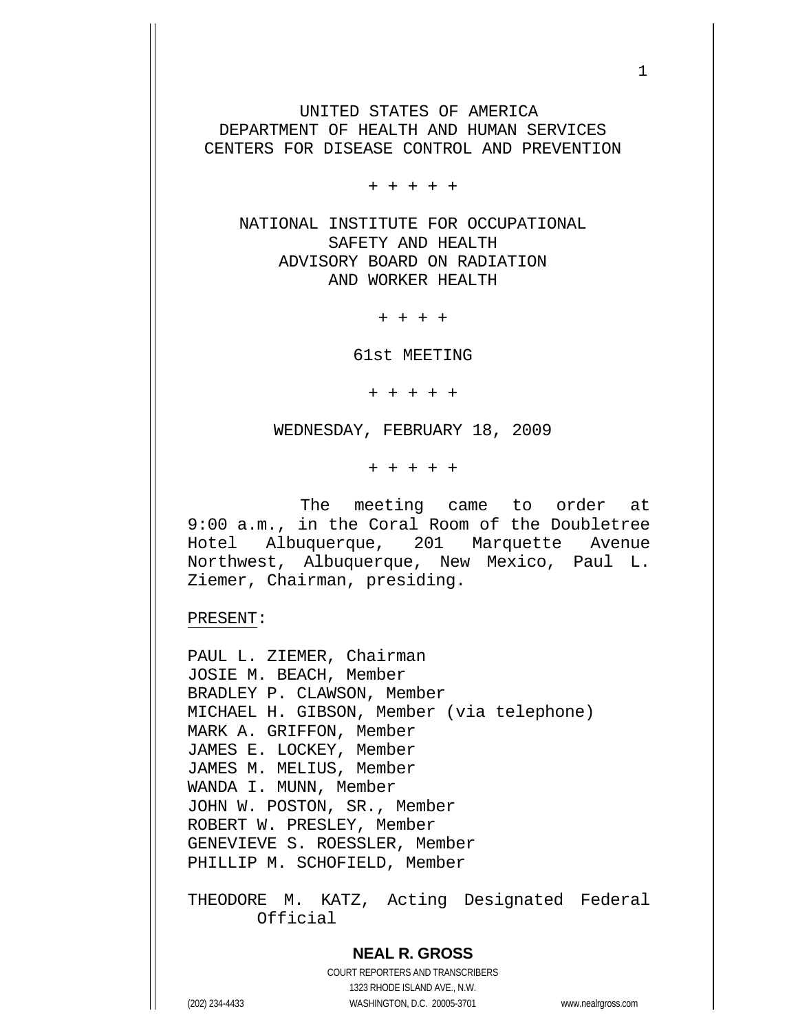UNITED STATES OF AMERICA
DEPARTMENT OF HEALTH AND HUMAN SERVICES
CENTERS FOR DISEASE CONTROL AND PREVENTION

+ + + + +

NATIONAL INSTITUTE FOR OCCUPATIONAL
SAFETY AND HEALTH
ADVISORY BOARD ON RADIATION
AND WORKER HEALTH

+ + + +

61st MEETING

+ + + + +

WEDNESDAY, FEBRUARY 18, 2009

+ + + + +

The meeting came to order at 9:00 a.m., in the Coral Room of the Doubletree Hotel Albuquerque, 201 Marquette Avenue Northwest, Albuquerque, New Mexico, Paul L. Ziemer, Chairman, presiding.

PRESENT:

PAUL L. ZIEMER, Chairman
JOSIE M. BEACH, Member
BRADLEY P. CLAWSON, Member
MICHAEL H. GIBSON, Member (via telephone)
MARK A. GRIFFON, Member
JAMES E. LOCKEY, Member
JAMES M. MELIUS, Member
WANDA I. MUNN, Member
JOHN W. POSTON, SR., Member
ROBERT W. PRESLEY, Member
GENEVIEVE S. ROESSLER, Member
PHILLIP M. SCHOFIELD, Member

THEODORE M. KATZ, Acting Designated Federal Official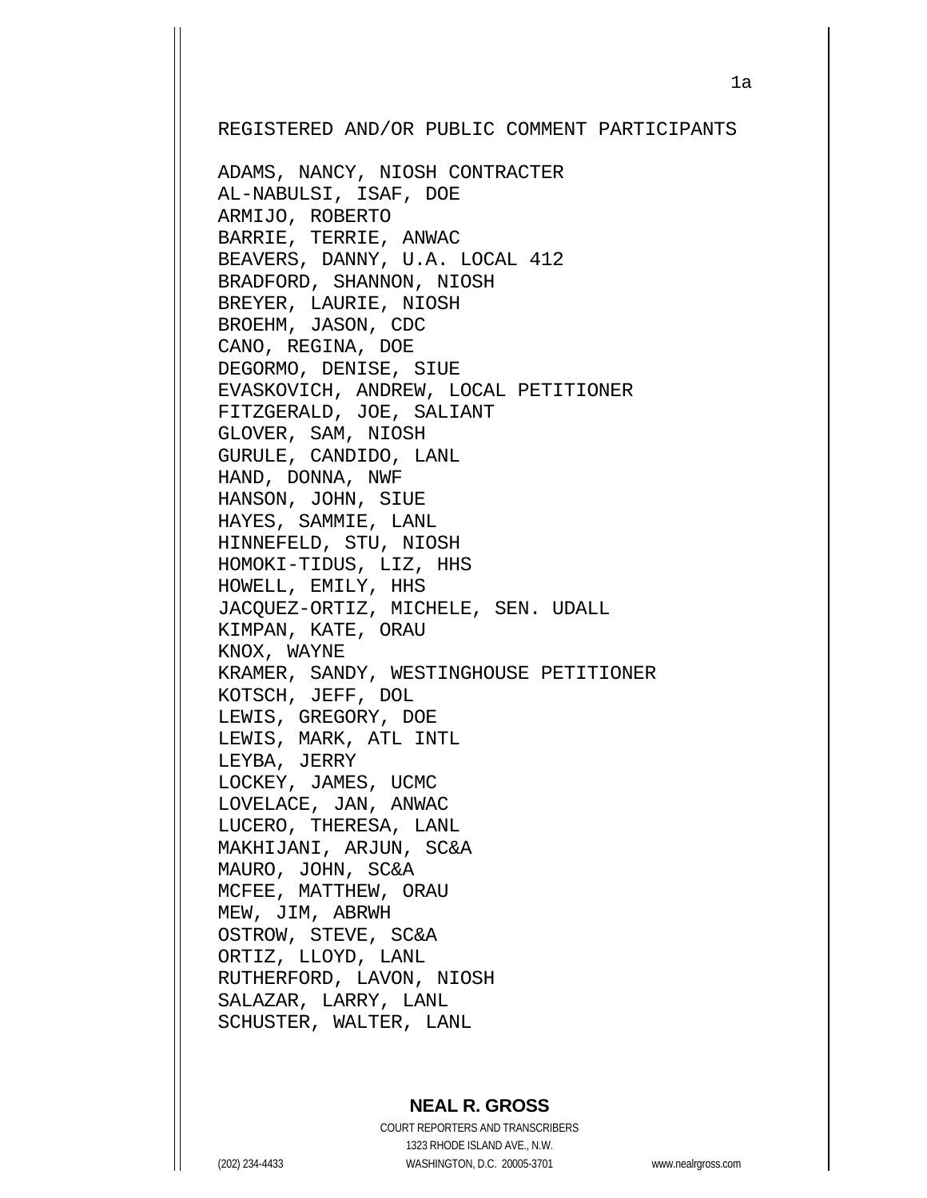REGISTERED AND/OR PUBLIC COMMENT PARTICIPANTS

ADAMS, NANCY, NIOSH CONTRACTER
AL-NABULSI, ISAF, DOE
ARMIJO, ROBERTO
BARRIE, TERRIE, ANWAC
BEAVERS, DANNY, U.A. LOCAL 412
BRADFORD, SHANNON, NIOSH
BREYER, LAURIE, NIOSH
BROEHM, JASON, CDC
CANO, REGINA, DOE
DEGORMO, DENISE, SIUE
EVASKOVICH, ANDREW, LOCAL PETITIONER
FITZGERALD, JOE, SALIANT
GLOVER, SAM, NIOSH
GURULE, CANDIDO, LANL
HAND, DONNA, NWF
HANSON, JOHN, SIUE
HAYES, SAMMIE, LANL
HINNEFELD, STU, NIOSH
HOMOKI-TIDUS, LIZ, HHS
HOWELL, EMILY, HHS
JACQUEZ-ORTIZ, MICHELE, SEN. UDALL
KIMPAN, KATE, ORAU
KNOX, WAYNE
KRAMER, SANDY, WESTINGHOUSE PETITIONER
KOTSCH, JEFF, DOL
LEWIS, GREGORY, DOE
LEWIS, MARK, ATL INTL
LEYBA, JERRY
LOCKEY, JAMES, UCMC
LOVELACE, JAN, ANWAC
LUCERO, THERESA, LANL
MAKHIJANI, ARJUN, SC&A
MAURO, JOHN, SC&A
MCFEE, MATTHEW, ORAU
MEW, JIM, ABRWH
OSTROW, STEVE, SC&A
ORTIZ, LLOYD, LANL
RUTHERFORD, LAVON, NIOSH
SALAZAR, LARRY, LANL
SCHUSTER, WALTER, LANL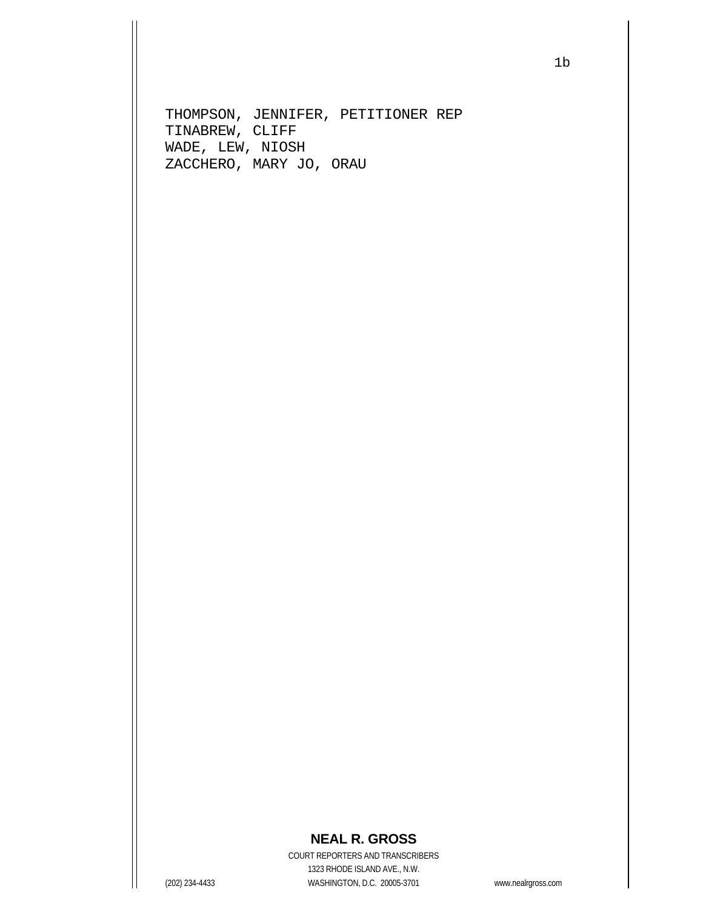THOMPSON, JENNIFER, PETITIONER REP
TINABREW, CLIFF
WADE, LEW, NIOSH
ZACCHERO, MARY JO, ORAU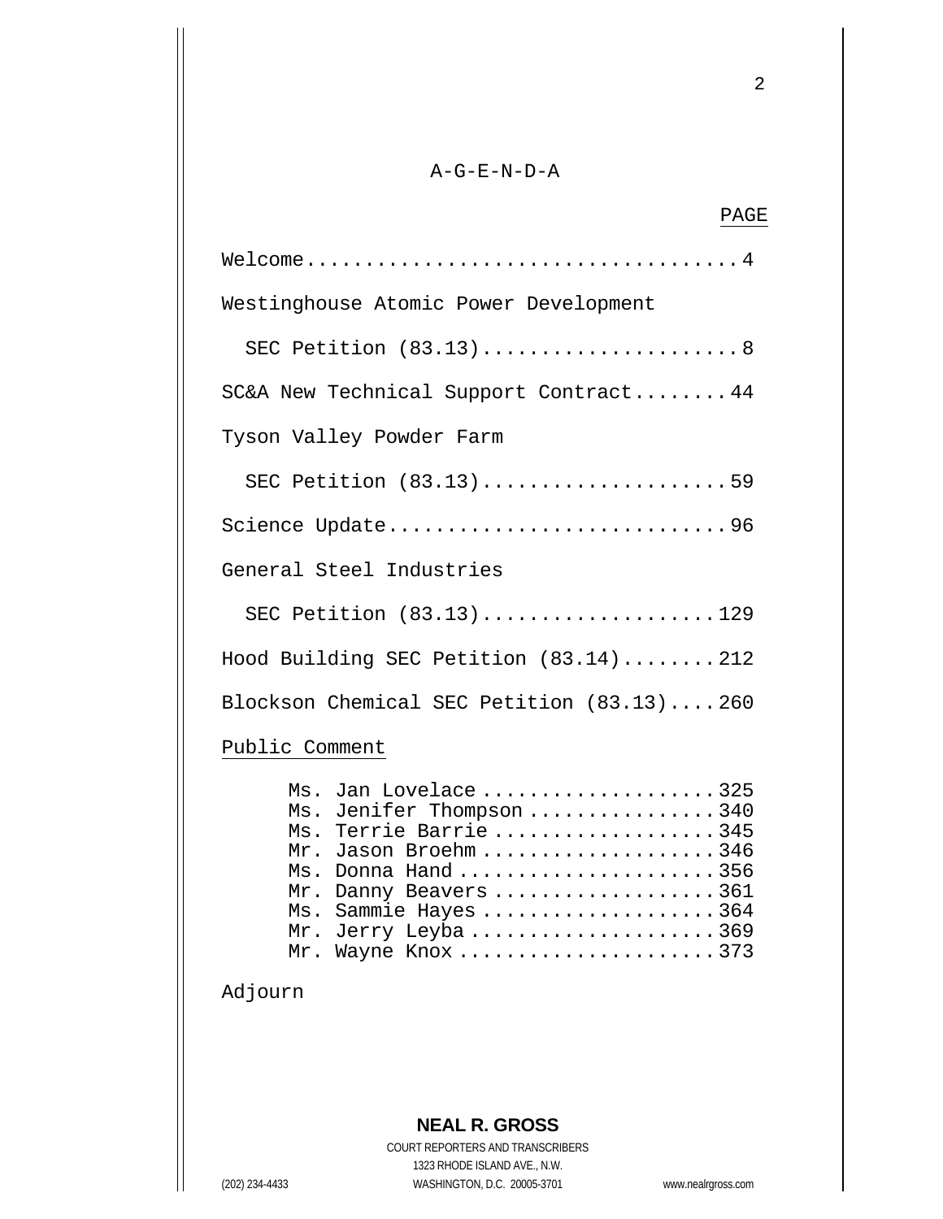# A-G-E-N-D-A

| | PAGE |
|---|---|
| Welcome | 4 |
| Westinghouse Atomic Power Development SEC Petition (83.13) | 8 |
| SC&A New Technical Support Contract | 44 |
| Tyson Valley Powder Farm SEC Petition (83.13) | 59 |
| Science Update | 96 |
| General Steel Industries SEC Petition (83.13) | 129 |
| Hood Building SEC Petition (83.14) | 212 |
| Blockson Chemical SEC Petition (83.13) | 260 |
| Public Comment | |
| Ms. Jan Lovelace | 325 |
| Ms. Jenifer Thompson | 340 |
| Ms. Terrie Barrie | 345 |
| Mr. Jason Broehm | 346 |
| Ms. Donna Hand | 356 |
| Mr. Danny Beavers | 361 |
| Ms. Sammie Hayes | 364 |
| Mr. Jerry Leyba | 369 |
| Mr. Wayne Knox | 373 |
| Adjourn | |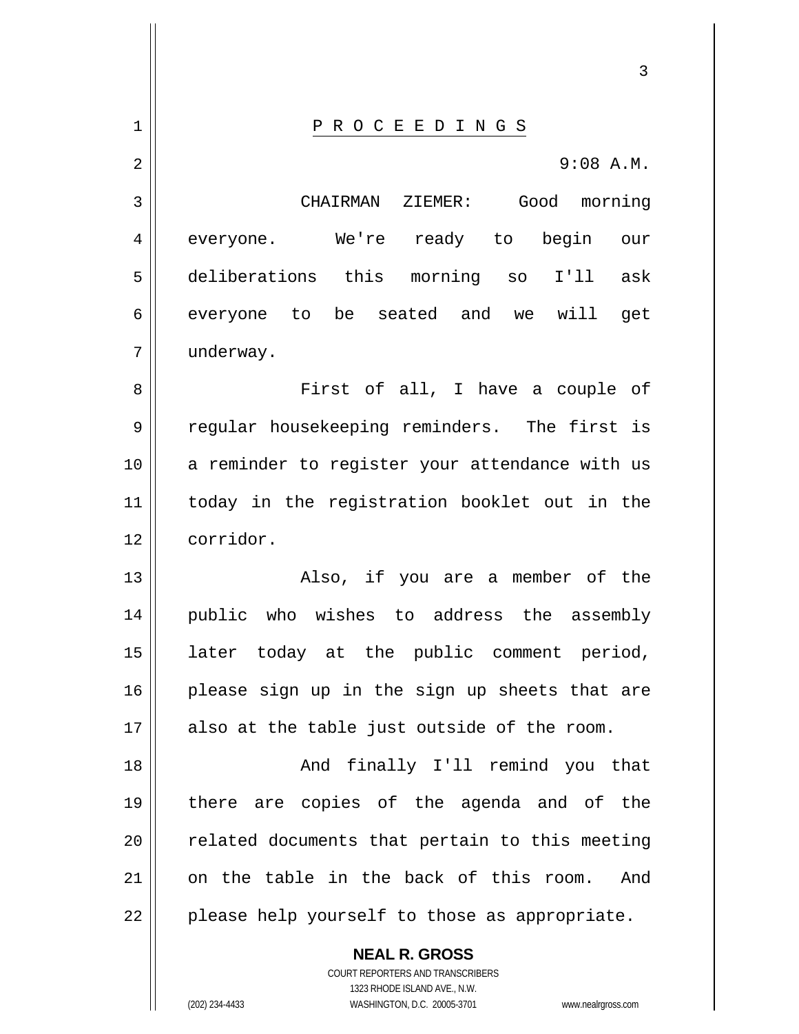# P R O C E E D I N G S

9:08 A.M.

CHAIRMAN ZIEMER: Good morning everyone. We're ready to begin our deliberations this morning so I'll ask everyone to be seated and we will get underway.

First of all, I have a couple of regular housekeeping reminders. The first is a reminder to register your attendance with us today in the registration booklet out in the corridor.

Also, if you are a member of the public who wishes to address the assembly later today at the public comment period, please sign up in the sign up sheets that are also at the table just outside of the room.

And finally I'll remind you that there are copies of the agenda and of the related documents that pertain to this meeting on the table in the back of this room. And please help yourself to those as appropriate.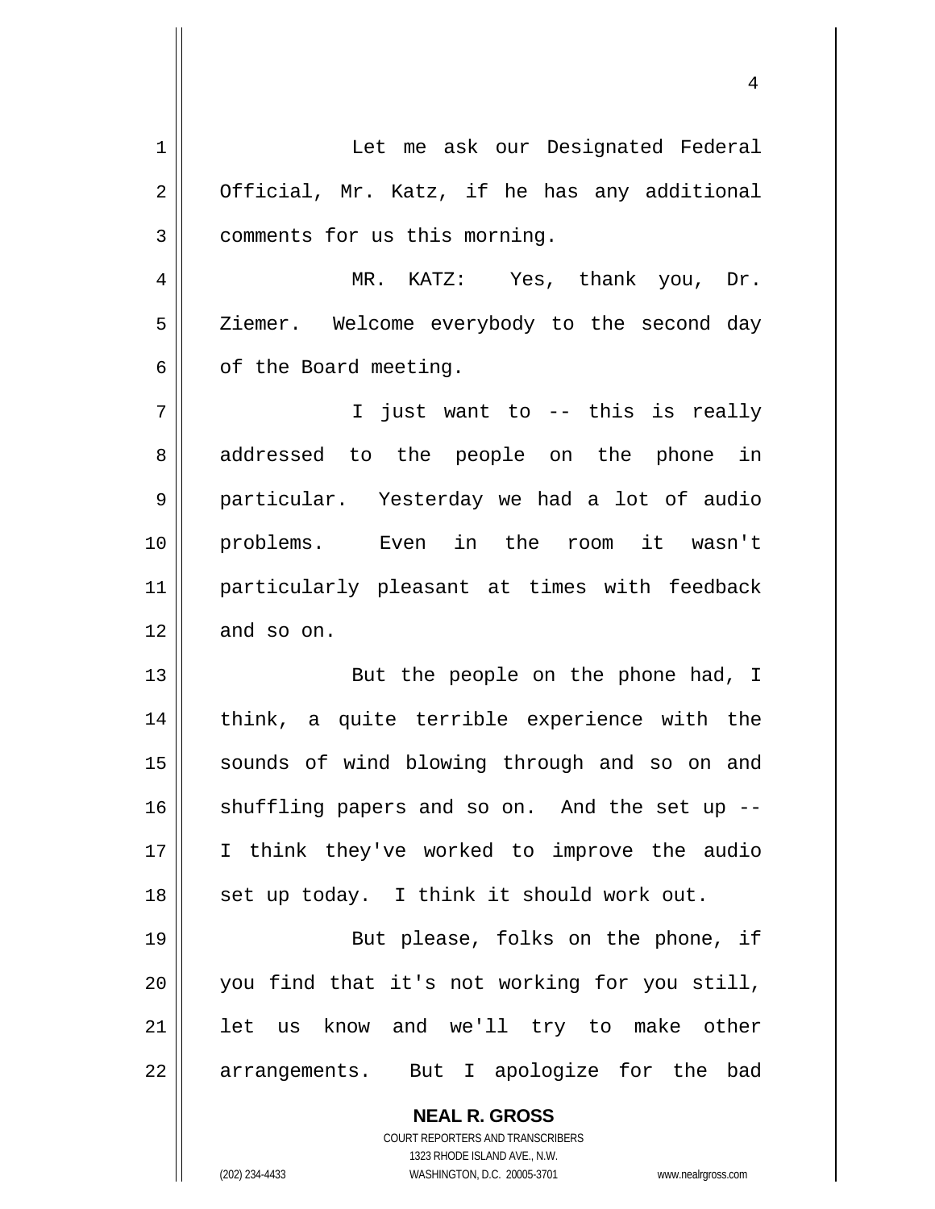Let me ask our Designated Federal Official, Mr. Katz, if he has any additional comments for us this morning.

MR. KATZ: Yes, thank you, Dr. Ziemer. Welcome everybody to the second day of the Board meeting.

I just want to -- this is really addressed to the people on the phone in particular. Yesterday we had a lot of audio problems. Even in the room it wasn't particularly pleasant at times with feedback and so on.

But the people on the phone had, I think, a quite terrible experience with the sounds of wind blowing through and so on and shuffling papers and so on. And the set up -- I think they've worked to improve the audio set up today. I think it should work out.

But please, folks on the phone, if you find that it's not working for you still, let us know and we'll try to make other arrangements. But I apologize for the bad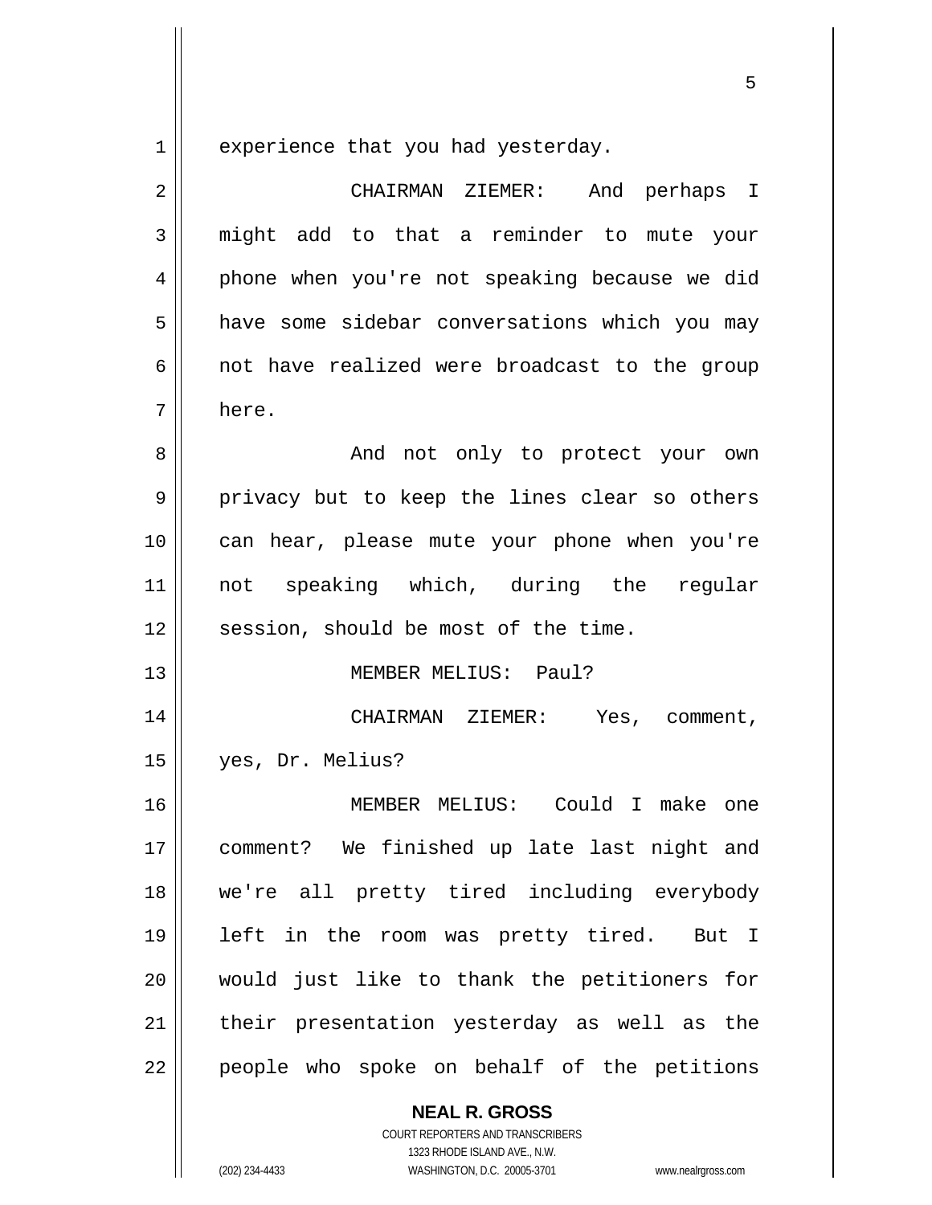experience that you had yesterday.

CHAIRMAN ZIEMER: And perhaps I might add to that a reminder to mute your phone when you're not speaking because we did have some sidebar conversations which you may not have realized were broadcast to the group here.

And not only to protect your own privacy but to keep the lines clear so others can hear, please mute your phone when you're not speaking which, during the regular session, should be most of the time.

MEMBER MELIUS: Paul?

CHAIRMAN ZIEMER: Yes, comment, yes, Dr. Melius?

MEMBER MELIUS: Could I make one comment? We finished up late last night and we're all pretty tired including everybody left in the room was pretty tired. But I would just like to thank the petitioners for their presentation yesterday as well as the people who spoke on behalf of the petitions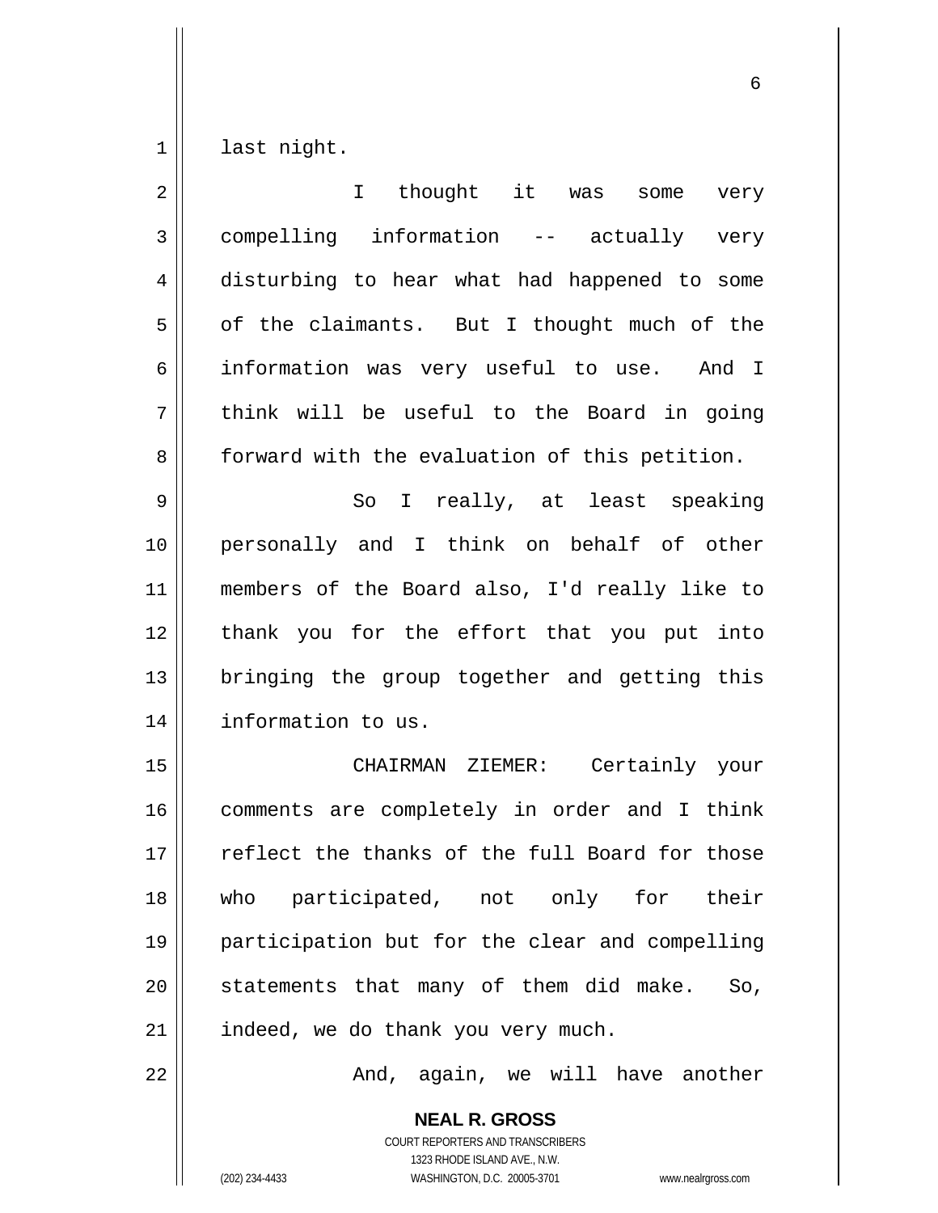last night.

I thought it was some very compelling information -- actually very disturbing to hear what had happened to some of the claimants. But I thought much of the information was very useful to use. And I think will be useful to the Board in going forward with the evaluation of this petition.

So I really, at least speaking personally and I think on behalf of other members of the Board also, I'd really like to thank you for the effort that you put into bringing the group together and getting this information to us.

CHAIRMAN ZIEMER: Certainly your comments are completely in order and I think reflect the thanks of the full Board for those who participated, not only for their participation but for the clear and compelling statements that many of them did make. So, indeed, we do thank you very much.

And, again, we will have another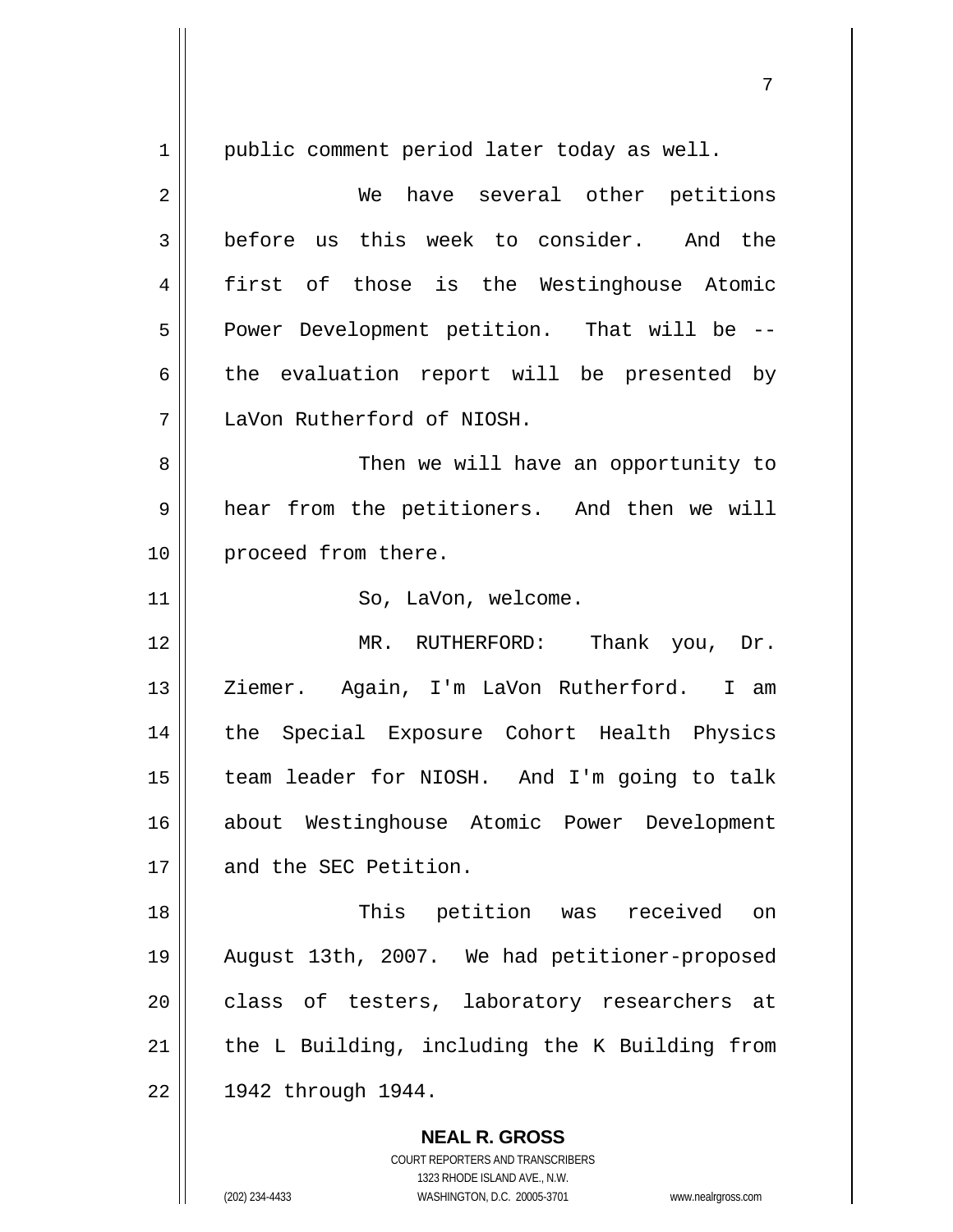public comment period later today as well.

We have several other petitions before us this week to consider. And the first of those is the Westinghouse Atomic Power Development petition. That will be -- the evaluation report will be presented by LaVon Rutherford of NIOSH.

Then we will have an opportunity to hear from the petitioners. And then we will proceed from there.

So, LaVon, welcome.

MR. RUTHERFORD: Thank you, Dr. Ziemer. Again, I'm LaVon Rutherford. I am the Special Exposure Cohort Health Physics team leader for NIOSH. And I'm going to talk about Westinghouse Atomic Power Development and the SEC Petition.

This petition was received on August 13th, 2007. We had petitioner-proposed class of testers, laboratory researchers at the L Building, including the K Building from 1942 through 1944.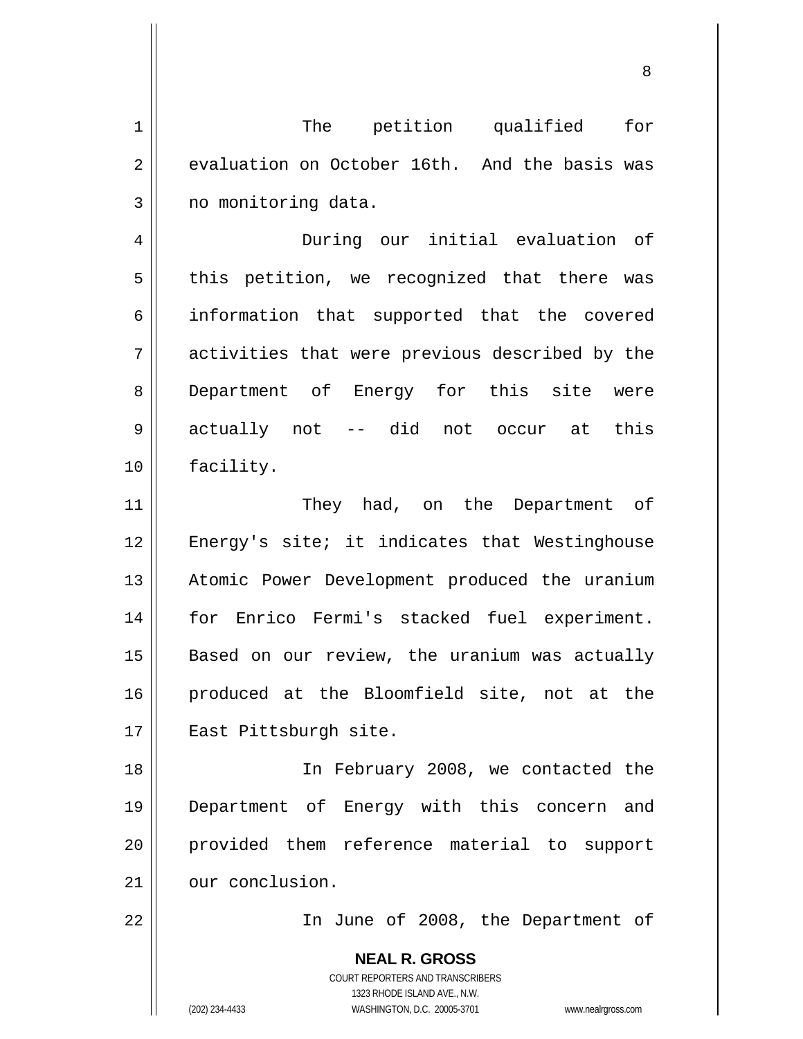The petition qualified for evaluation on October 16th. And the basis was no monitoring data.

During our initial evaluation of this petition, we recognized that there was information that supported that the covered activities that were previous described by the Department of Energy for this site were actually not -- did not occur at this facility.

They had, on the Department of Energy's site; it indicates that Westinghouse Atomic Power Development produced the uranium for Enrico Fermi's stacked fuel experiment. Based on our review, the uranium was actually produced at the Bloomfield site, not at the East Pittsburgh site.

In February 2008, we contacted the Department of Energy with this concern and provided them reference material to support our conclusion.

In June of 2008, the Department of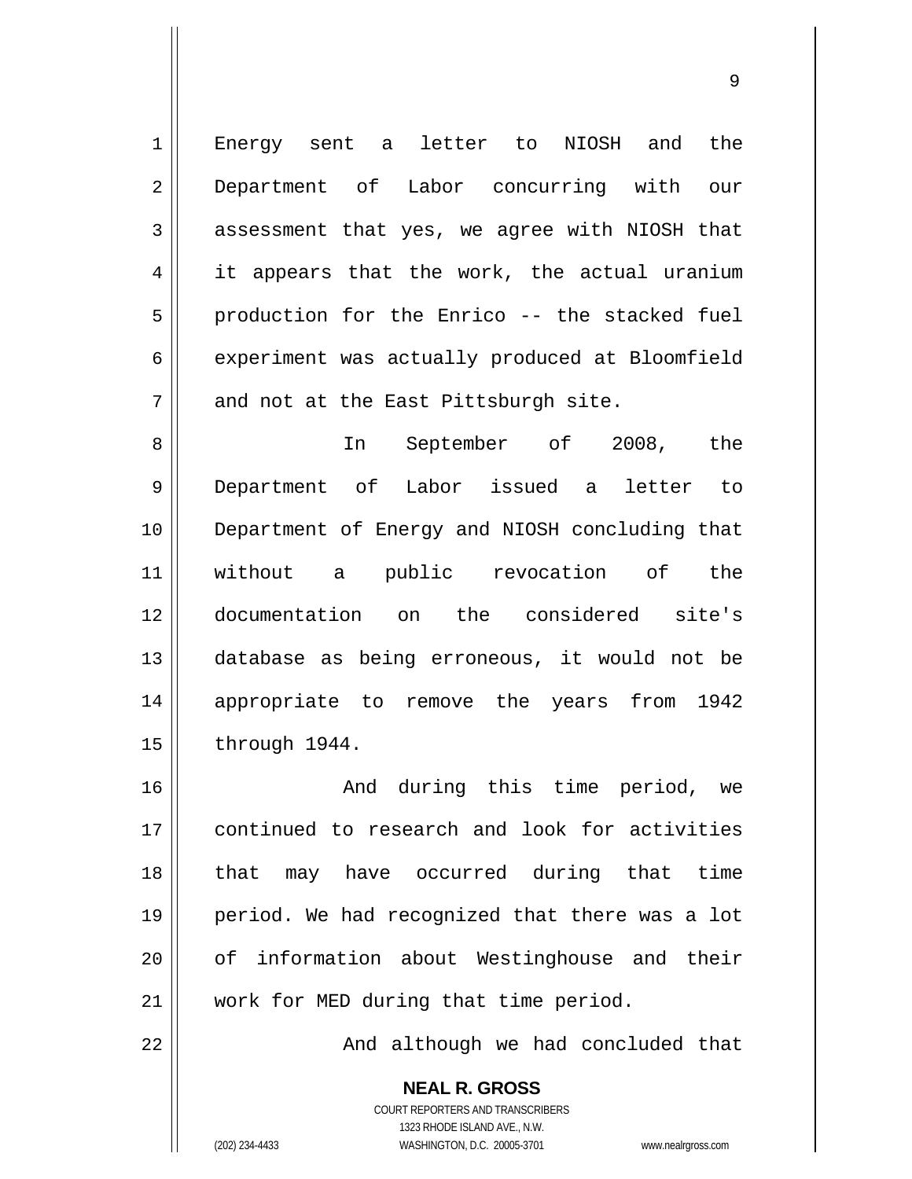Energy sent a letter to NIOSH and the Department of Labor concurring with our assessment that yes, we agree with NIOSH that it appears that the work, the actual uranium production for the Enrico -- the stacked fuel experiment was actually produced at Bloomfield and not at the East Pittsburgh site.

In September of 2008, the Department of Labor issued a letter to Department of Energy and NIOSH concluding that without a public revocation of the documentation on the considered site's database as being erroneous, it would not be appropriate to remove the years from 1942 through 1944.

And during this time period, we continued to research and look for activities that may have occurred during that time period. We had recognized that there was a lot of information about Westinghouse and their work for MED during that time period.

And although we had concluded that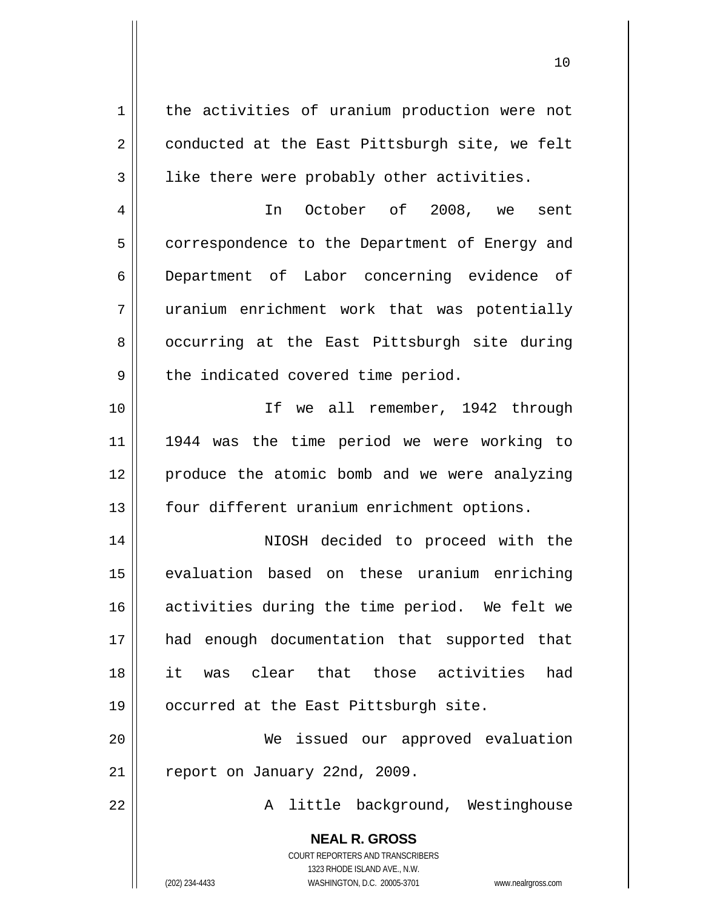the activities of uranium production were not conducted at the East Pittsburgh site, we felt like there were probably other activities.

In October of 2008, we sent correspondence to the Department of Energy and Department of Labor concerning evidence of uranium enrichment work that was potentially occurring at the East Pittsburgh site during the indicated covered time period.

If we all remember, 1942 through 1944 was the time period we were working to produce the atomic bomb and we were analyzing four different uranium enrichment options.

NIOSH decided to proceed with the evaluation based on these uranium enriching activities during the time period. We felt we had enough documentation that supported that it was clear that those activities had occurred at the East Pittsburgh site.

We issued our approved evaluation report on January 22nd, 2009.

A little background, Westinghouse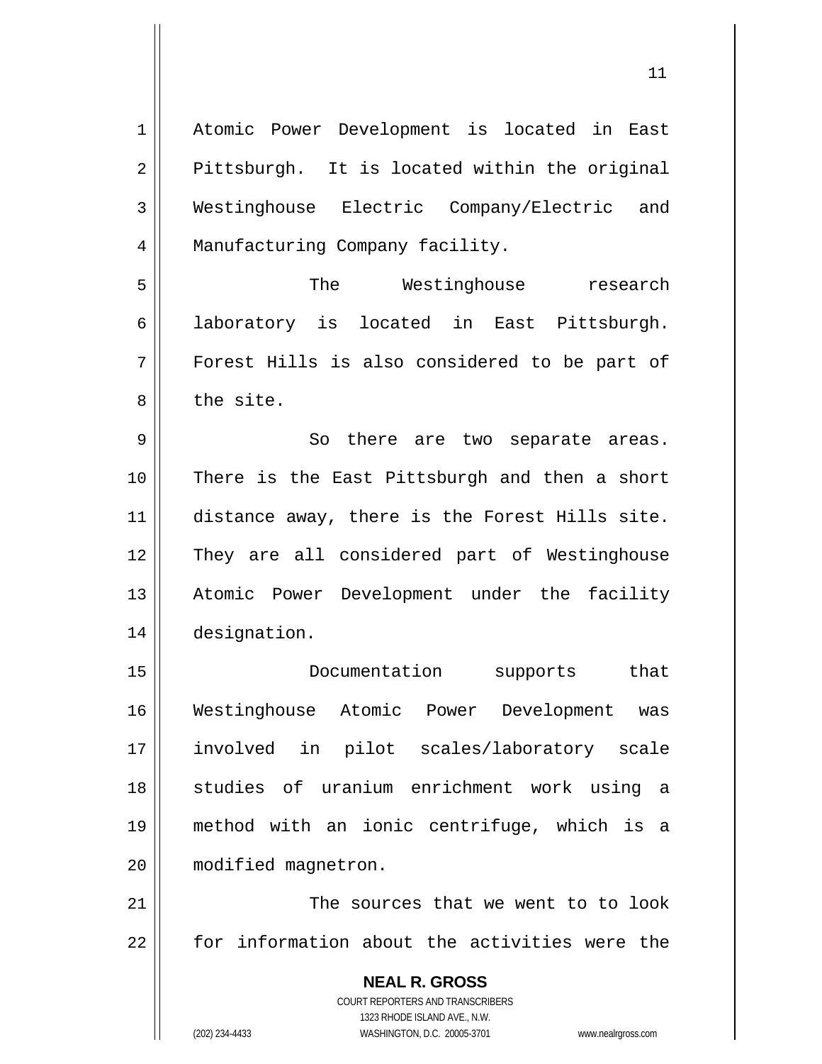Atomic Power Development is located in East Pittsburgh. It is located within the original Westinghouse Electric Company/Electric and Manufacturing Company facility.

The Westinghouse research laboratory is located in East Pittsburgh. Forest Hills is also considered to be part of the site.

So there are two separate areas. There is the East Pittsburgh and then a short distance away, there is the Forest Hills site. They are all considered part of Westinghouse Atomic Power Development under the facility designation.

Documentation supports that Westinghouse Atomic Power Development was involved in pilot scales/laboratory scale studies of uranium enrichment work using a method with an ionic centrifuge, which is a modified magnetron.

The sources that we went to to look for information about the activities were the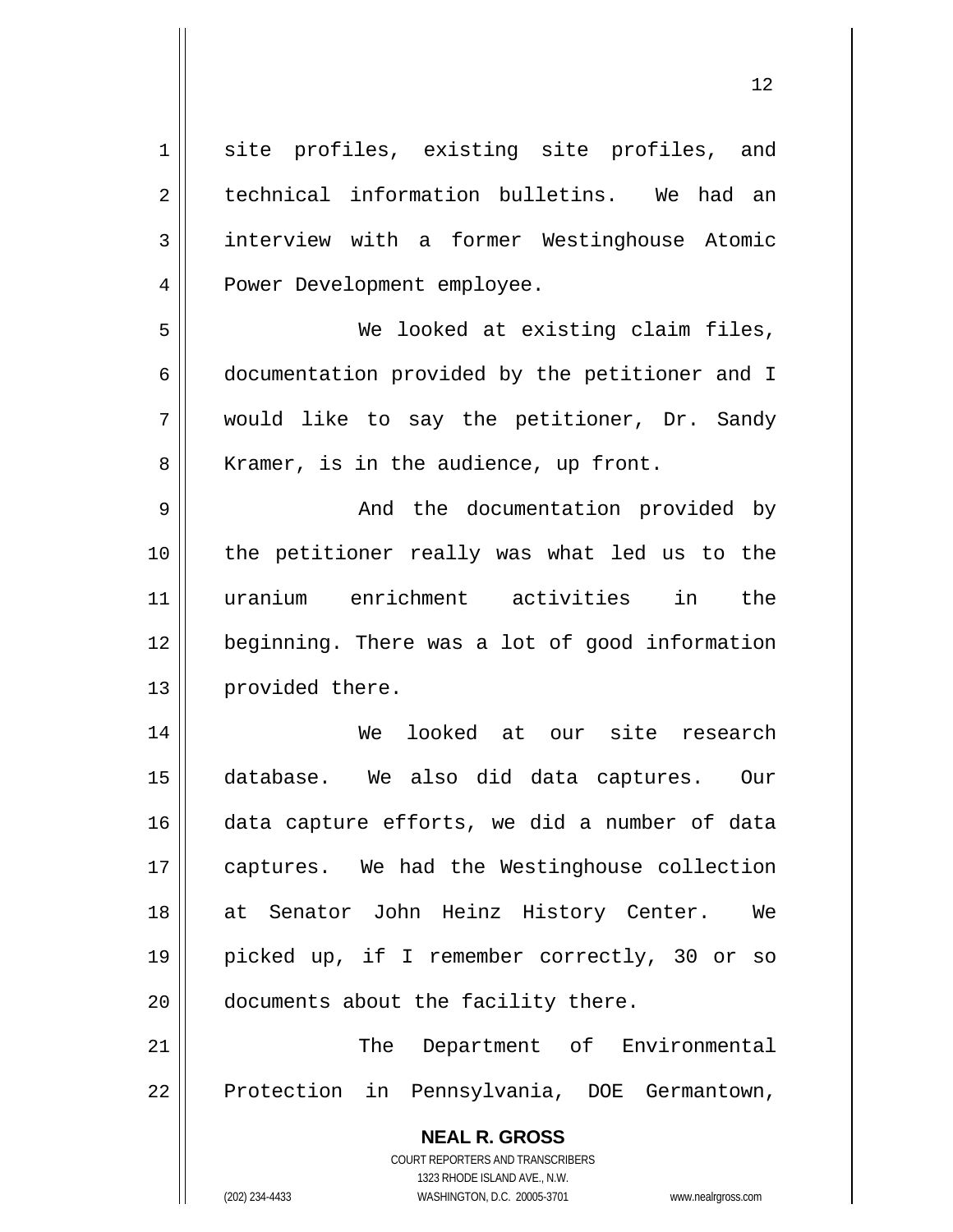site profiles, existing site profiles, and technical information bulletins. We had an interview with a former Westinghouse Atomic Power Development employee.

We looked at existing claim files, documentation provided by the petitioner and I would like to say the petitioner, Dr. Sandy Kramer, is in the audience, up front.

And the documentation provided by the petitioner really was what led us to the uranium enrichment activities in the beginning. There was a lot of good information provided there.

We looked at our site research database. We also did data captures. Our data capture efforts, we did a number of data captures. We had the Westinghouse collection at Senator John Heinz History Center. We picked up, if I remember correctly, 30 or so documents about the facility there.

The Department of Environmental Protection in Pennsylvania, DOE Germantown,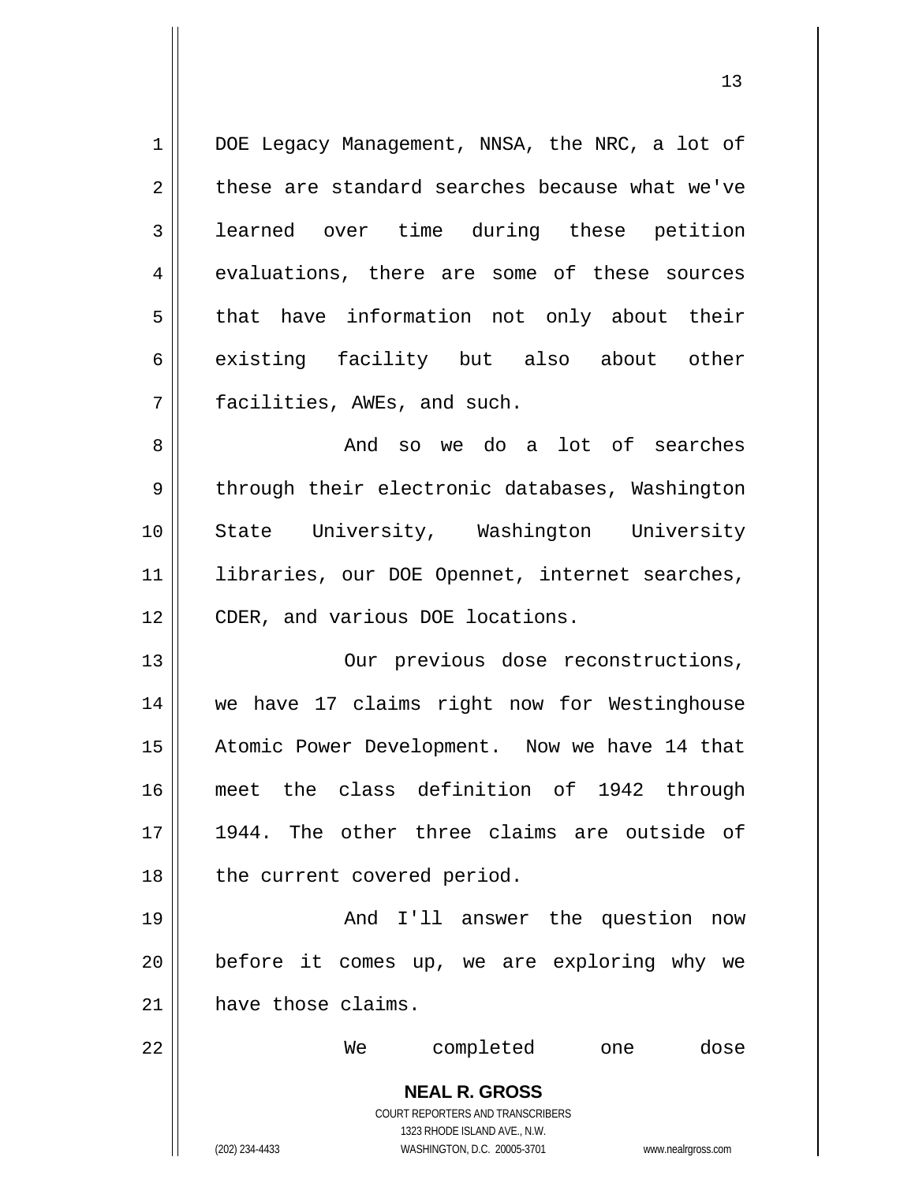DOE Legacy Management, NNSA, the NRC, a lot of these are standard searches because what we've learned over time during these petition evaluations, there are some of these sources that have information not only about their existing facility but also about other facilities, AWEs, and such.

And so we do a lot of searches through their electronic databases, Washington State University, Washington University libraries, our DOE Opennet, internet searches, CDER, and various DOE locations.

Our previous dose reconstructions, we have 17 claims right now for Westinghouse Atomic Power Development. Now we have 14 that meet the class definition of 1942 through 1944. The other three claims are outside of the current covered period.

And I'll answer the question now before it comes up, we are exploring why we have those claims.

We completed one dose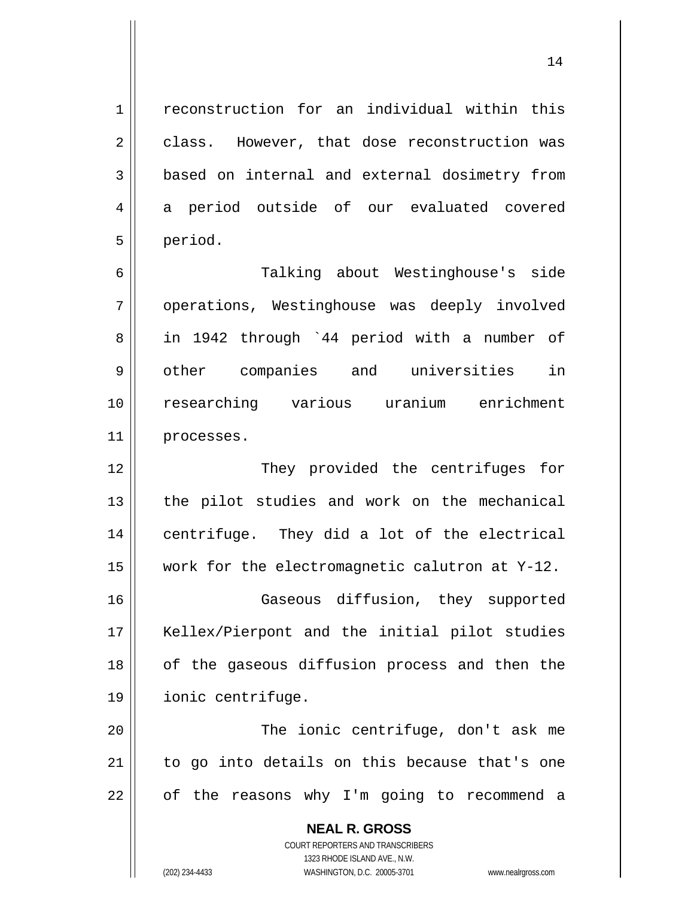reconstruction for an individual within this class. However, that dose reconstruction was based on internal and external dosimetry from a period outside of our evaluated covered period.

Talking about Westinghouse's side operations, Westinghouse was deeply involved in 1942 through `44 period with a number of other companies and universities in researching various uranium enrichment processes.

They provided the centrifuges for the pilot studies and work on the mechanical centrifuge. They did a lot of the electrical work for the electromagnetic calutron at Y-12.

Gaseous diffusion, they supported Kellex/Pierpont and the initial pilot studies of the gaseous diffusion process and then the ionic centrifuge.

The ionic centrifuge, don't ask me to go into details on this because that's one of the reasons why I'm going to recommend a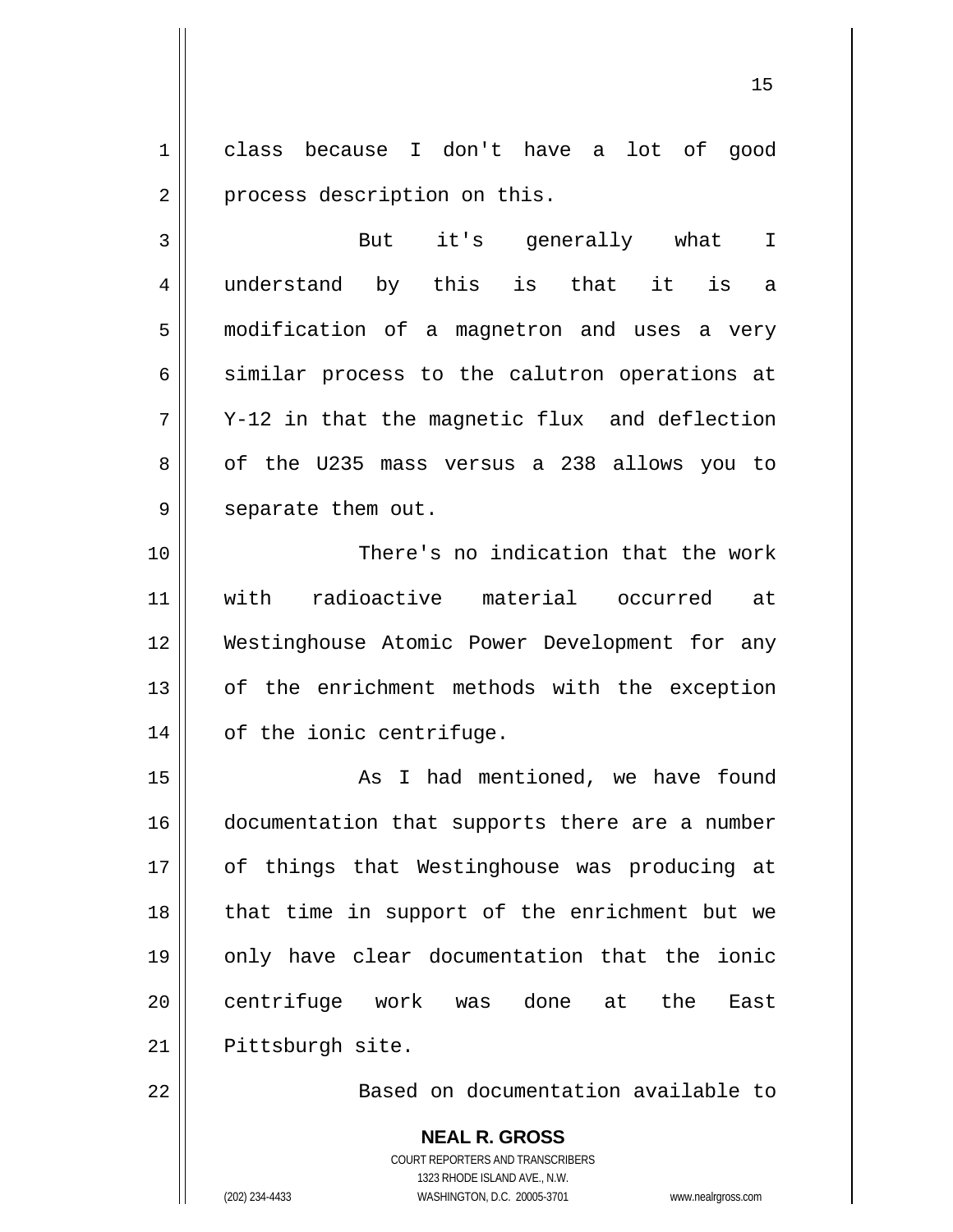class because I don't have a lot of good process description on this.

But it's generally what I understand by this is that it is a modification of a magnetron and uses a very similar process to the calutron operations at Y-12 in that the magnetic flux and deflection of the U235 mass versus a 238 allows you to separate them out.

There's no indication that the work with radioactive material occurred at Westinghouse Atomic Power Development for any of the enrichment methods with the exception of the ionic centrifuge.

As I had mentioned, we have found documentation that supports there are a number of things that Westinghouse was producing at that time in support of the enrichment but we only have clear documentation that the ionic centrifuge work was done at the East Pittsburgh site.

Based on documentation available to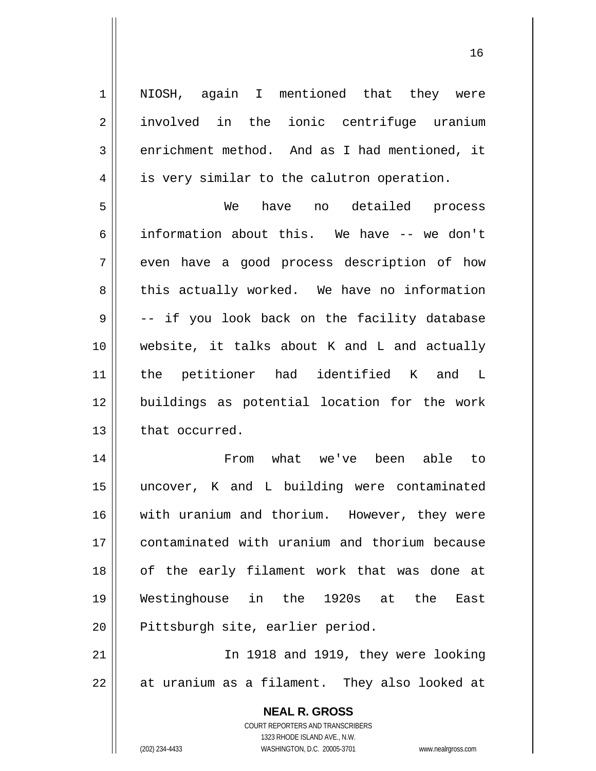NIOSH, again I mentioned that they were involved in the ionic centrifuge uranium enrichment method. And as I had mentioned, it is very similar to the calutron operation.

We have no detailed process information about this. We have -- we don't even have a good process description of how this actually worked. We have no information -- if you look back on the facility database website, it talks about K and L and actually the petitioner had identified K and L buildings as potential location for the work that occurred.

From what we've been able to uncover, K and L building were contaminated with uranium and thorium. However, they were contaminated with uranium and thorium because of the early filament work that was done at Westinghouse in the 1920s at the East Pittsburgh site, earlier period.

In 1918 and 1919, they were looking at uranium as a filament. They also looked at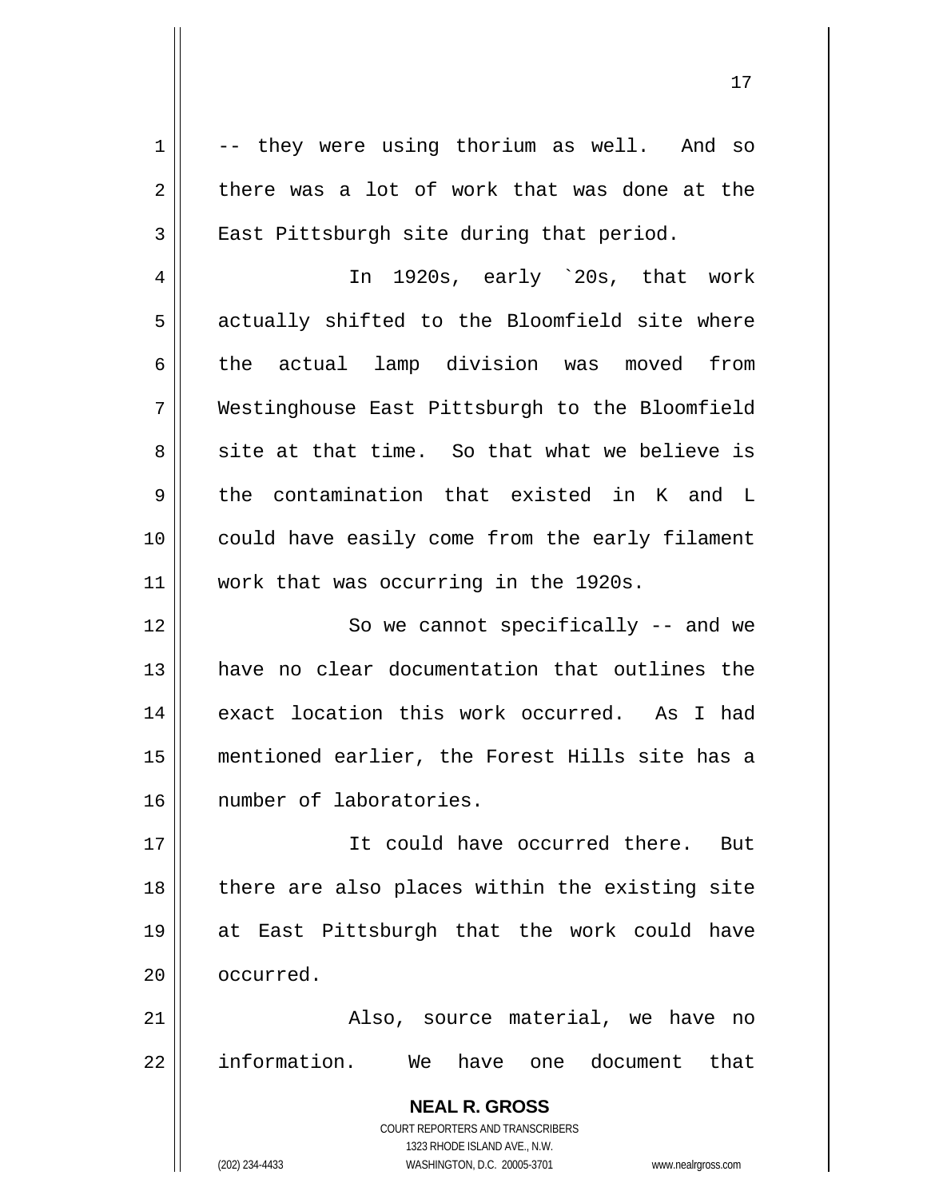-- they were using thorium as well. And so there was a lot of work that was done at the East Pittsburgh site during that period.

In 1920s, early `20s, that work actually shifted to the Bloomfield site where the actual lamp division was moved from Westinghouse East Pittsburgh to the Bloomfield site at that time. So that what we believe is the contamination that existed in K and L could have easily come from the early filament work that was occurring in the 1920s.

So we cannot specifically -- and we have no clear documentation that outlines the exact location this work occurred. As I had mentioned earlier, the Forest Hills site has a number of laboratories.

It could have occurred there. But there are also places within the existing site at East Pittsburgh that the work could have occurred.

Also, source material, we have no information. We have one document that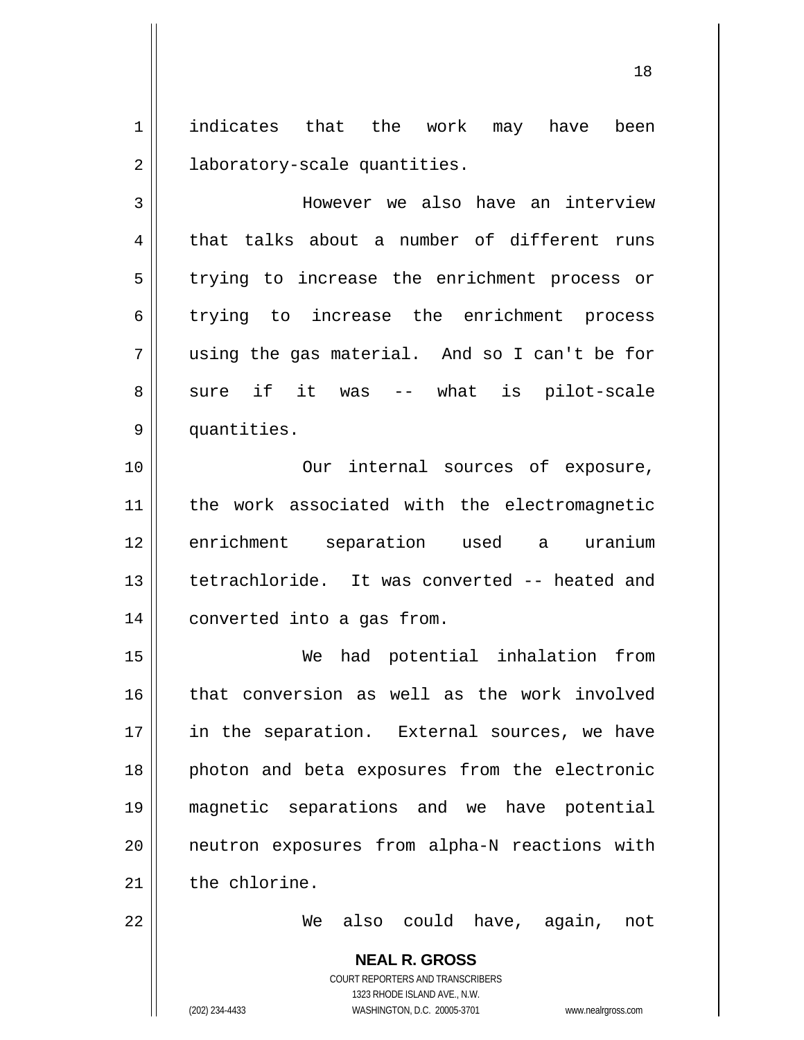indicates that the work may have been laboratory-scale quantities.

However we also have an interview that talks about a number of different runs trying to increase the enrichment process or trying to increase the enrichment process using the gas material. And so I can't be for sure if it was -- what is pilot-scale quantities.

Our internal sources of exposure, the work associated with the electromagnetic enrichment separation used a uranium tetrachloride. It was converted -- heated and converted into a gas from.

We had potential inhalation from that conversion as well as the work involved in the separation. External sources, we have photon and beta exposures from the electronic magnetic separations and we have potential neutron exposures from alpha-N reactions with the chlorine.

We also could have, again, not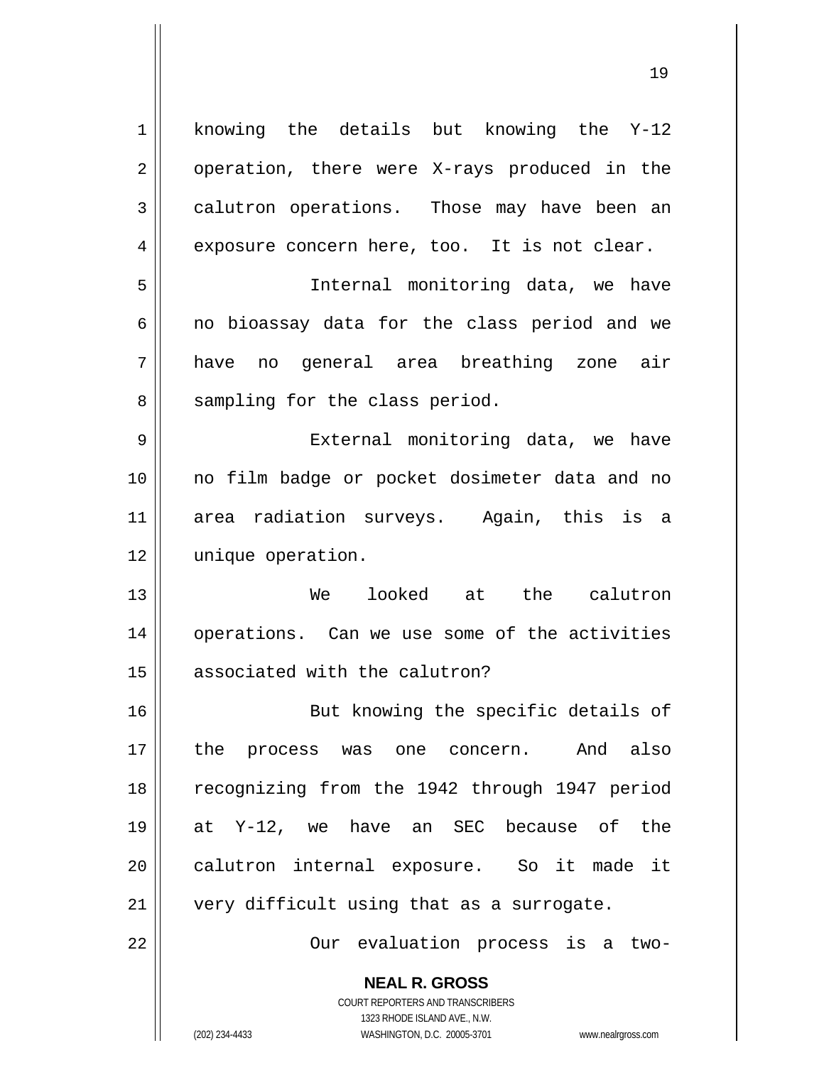knowing the details but knowing the Y-12 operation, there were X-rays produced in the calutron operations. Those may have been an exposure concern here, too. It is not clear.

Internal monitoring data, we have no bioassay data for the class period and we have no general area breathing zone air sampling for the class period.

External monitoring data, we have no film badge or pocket dosimeter data and no area radiation surveys. Again, this is a unique operation.

We looked at the calutron operations. Can we use some of the activities associated with the calutron?

But knowing the specific details of the process was one concern. And also recognizing from the 1942 through 1947 period at Y-12, we have an SEC because of the calutron internal exposure. So it made it very difficult using that as a surrogate.

Our evaluation process is a two-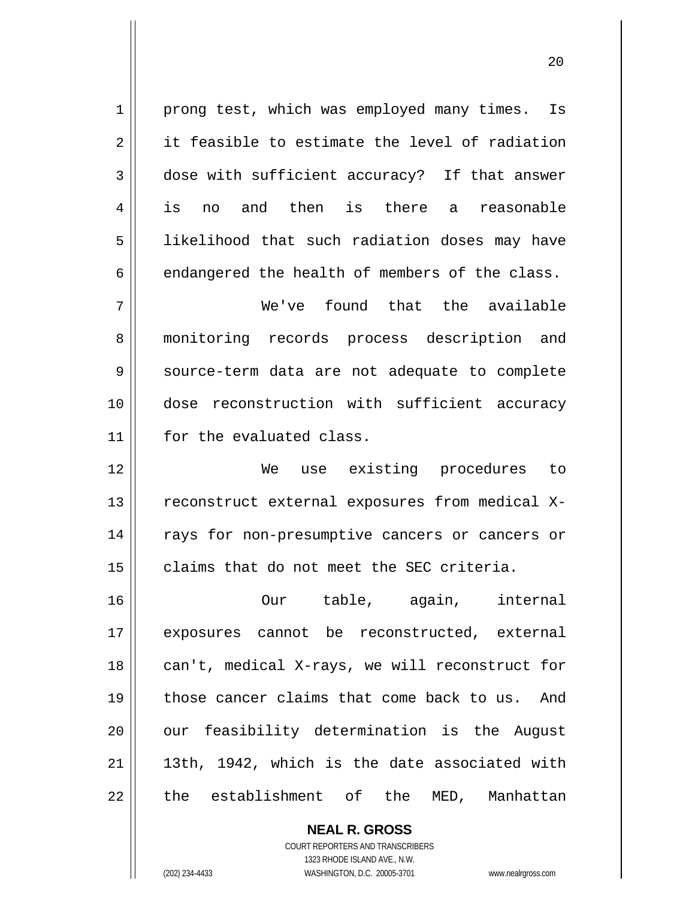prong test, which was employed many times. Is it feasible to estimate the level of radiation dose with sufficient accuracy? If that answer is no and then is there a reasonable likelihood that such radiation doses may have endangered the health of members of the class.

We've found that the available monitoring records process description and source-term data are not adequate to complete dose reconstruction with sufficient accuracy for the evaluated class.

We use existing procedures to reconstruct external exposures from medical X-rays for non-presumptive cancers or cancers or claims that do not meet the SEC criteria.

Our table, again, internal exposures cannot be reconstructed, external can't, medical X-rays, we will reconstruct for those cancer claims that come back to us. And our feasibility determination is the August 13th, 1942, which is the date associated with the establishment of the MED, Manhattan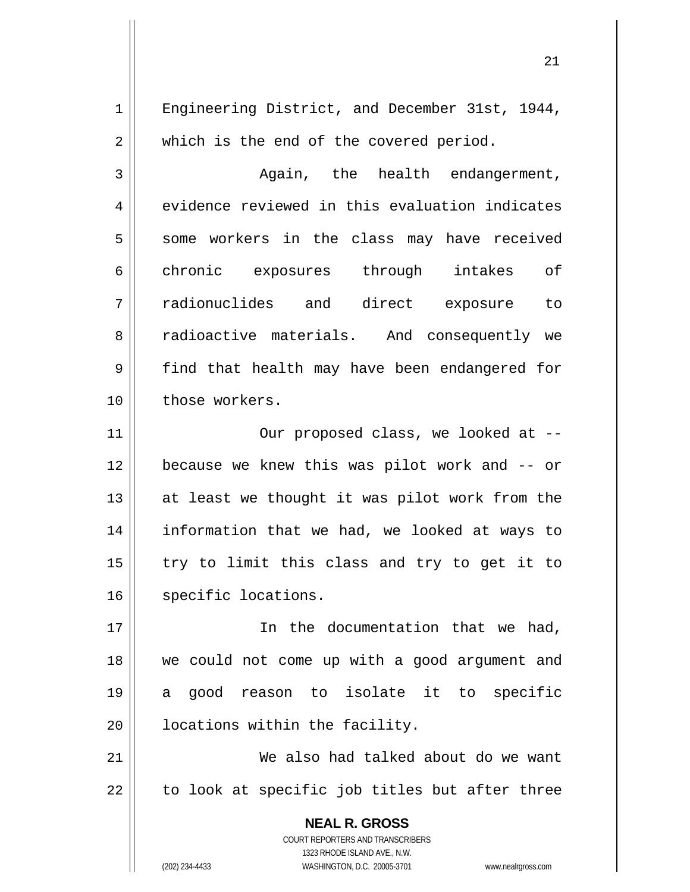Engineering District, and December 31st, 1944, which is the end of the covered period.

Again, the health endangerment, evidence reviewed in this evaluation indicates some workers in the class may have received chronic exposures through intakes of radionuclides and direct exposure to radioactive materials. And consequently we find that health may have been endangered for those workers.

Our proposed class, we looked at -- because we knew this was pilot work and -- or at least we thought it was pilot work from the information that we had, we looked at ways to try to limit this class and try to get it to specific locations.

In the documentation that we had, we could not come up with a good argument and a good reason to isolate it to specific locations within the facility.

We also had talked about do we want to look at specific job titles but after three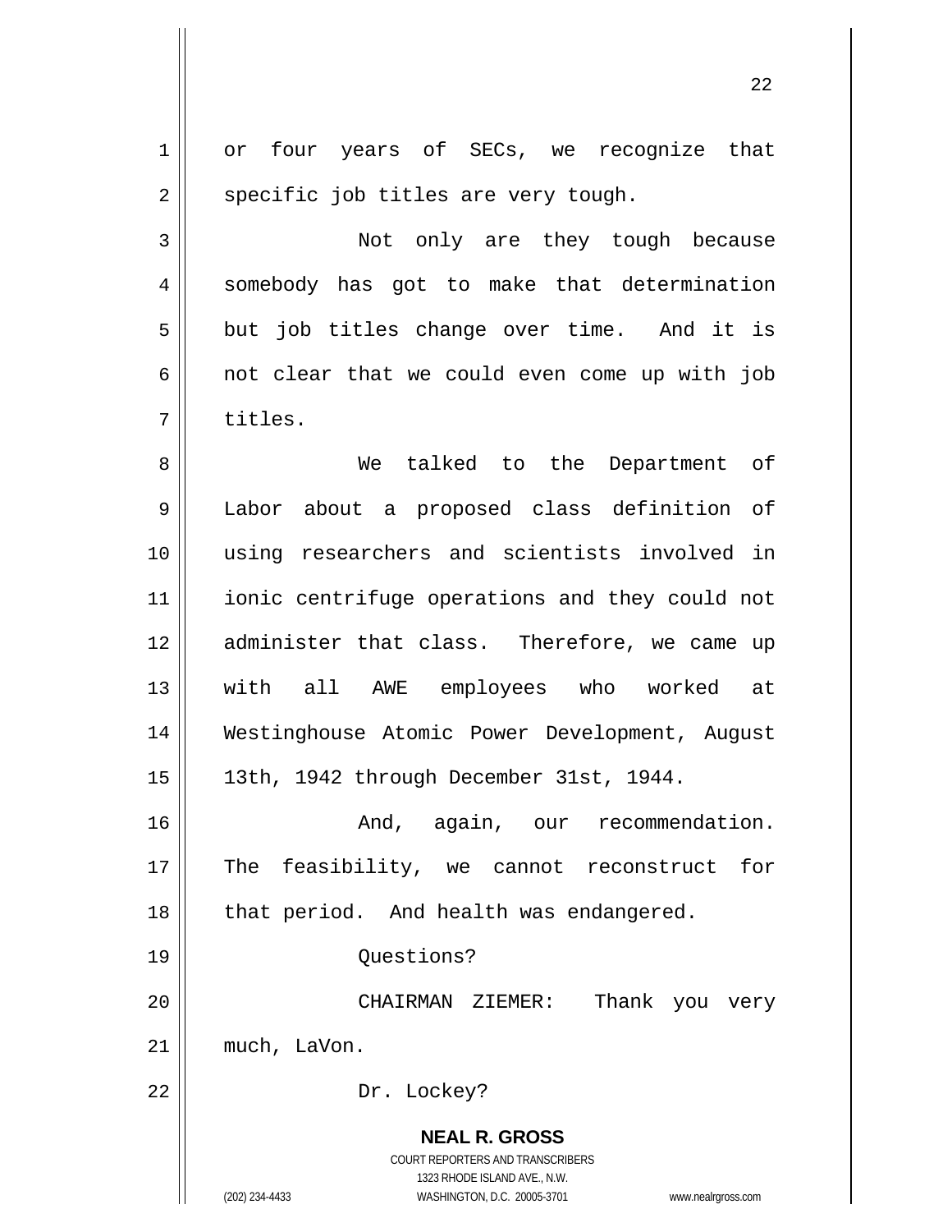or four years of SECs, we recognize that specific job titles are very tough.

Not only are they tough because somebody has got to make that determination but job titles change over time. And it is not clear that we could even come up with job titles.

We talked to the Department of Labor about a proposed class definition of using researchers and scientists involved in ionic centrifuge operations and they could not administer that class. Therefore, we came up with all AWE employees who worked at Westinghouse Atomic Power Development, August 13th, 1942 through December 31st, 1944.

And, again, our recommendation. The feasibility, we cannot reconstruct for that period. And health was endangered.

Questions?

CHAIRMAN ZIEMER: Thank you very much, LaVon.

Dr. Lockey?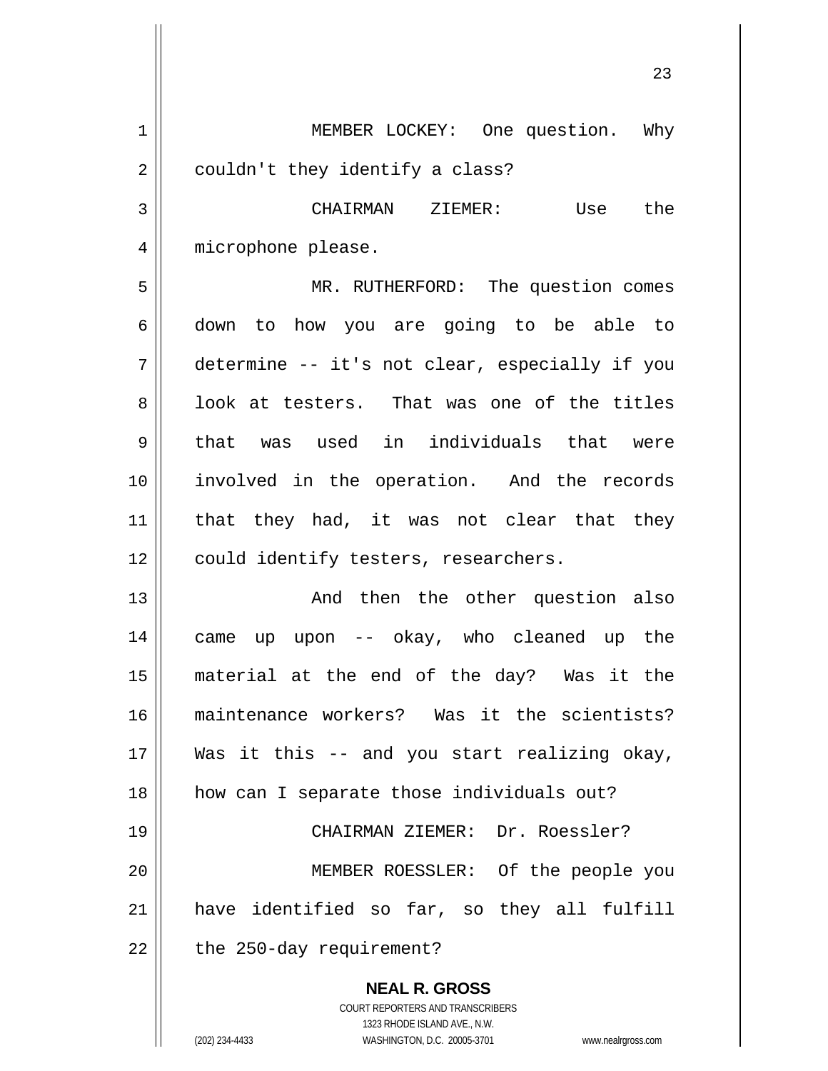MEMBER LOCKEY: One question. Why couldn't they identify a class?

CHAIRMAN ZIEMER: Use the microphone please.

MR. RUTHERFORD: The question comes down to how you are going to be able to determine -- it's not clear, especially if you look at testers. That was one of the titles that was used in individuals that were involved in the operation. And the records that they had, it was not clear that they could identify testers, researchers.

And then the other question also came up upon -- okay, who cleaned up the material at the end of the day? Was it the maintenance workers? Was it the scientists? Was it this -- and you start realizing okay, how can I separate those individuals out?

CHAIRMAN ZIEMER: Dr. Roessler?

MEMBER ROESSLER: Of the people you have identified so far, so they all fulfill the 250-day requirement?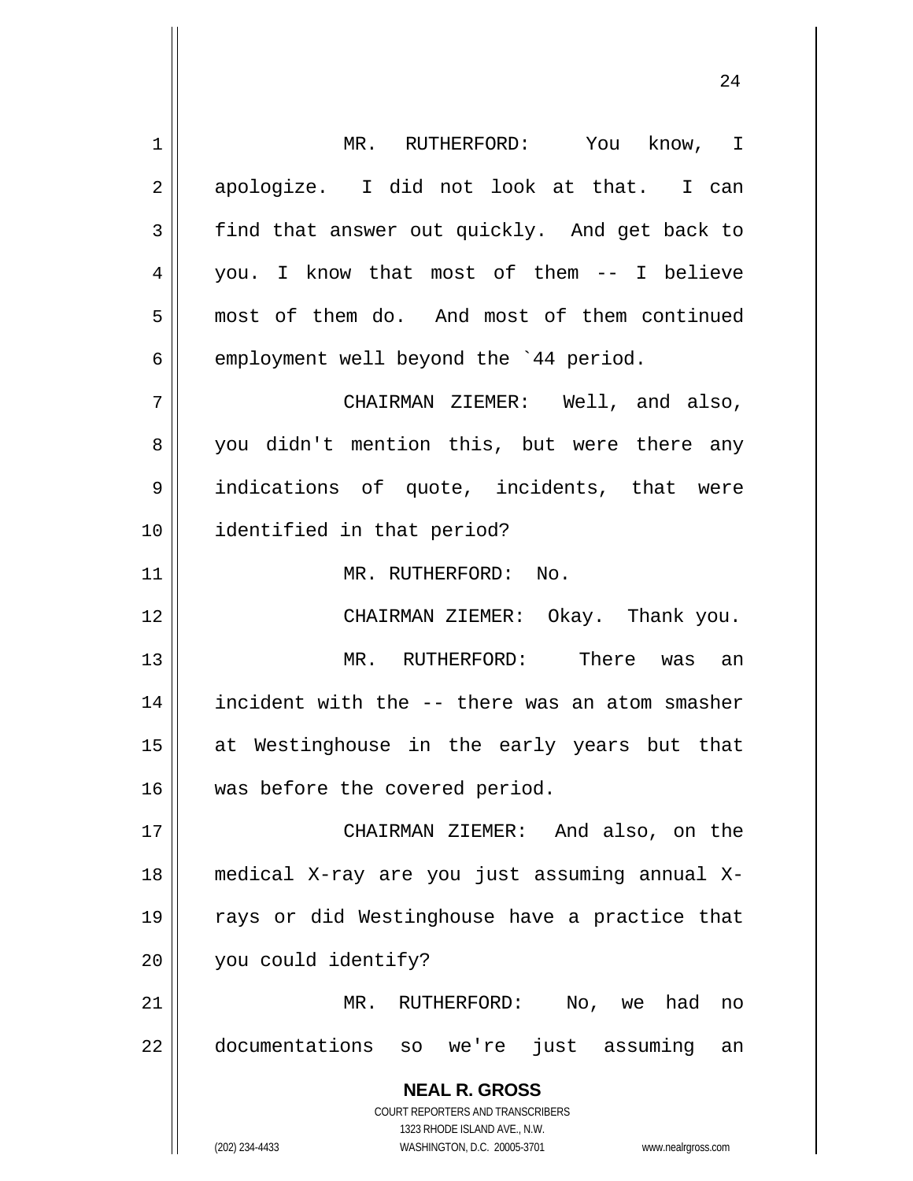MR. RUTHERFORD: You know, I apologize. I did not look at that. I can find that answer out quickly. And get back to you. I know that most of them -- I believe most of them do. And most of them continued employment well beyond the `44 period.

CHAIRMAN ZIEMER: Well, and also, you didn't mention this, but were there any indications of quote, incidents, that were identified in that period?

MR. RUTHERFORD: No.

CHAIRMAN ZIEMER: Okay. Thank you.

MR. RUTHERFORD: There was an incident with the -- there was an atom smasher at Westinghouse in the early years but that was before the covered period.

CHAIRMAN ZIEMER: And also, on the medical X-ray are you just assuming annual X-rays or did Westinghouse have a practice that you could identify?

MR. RUTHERFORD: No, we had no documentations so we're just assuming an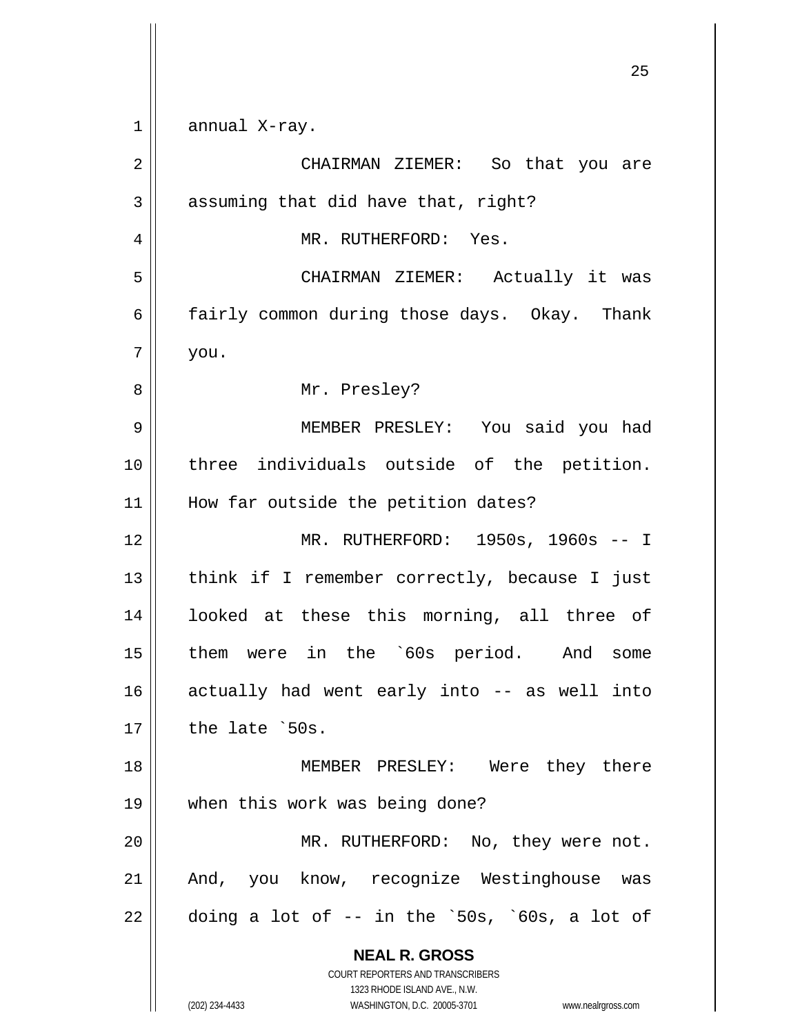annual X-ray.

CHAIRMAN ZIEMER: So that you are assuming that did have that, right?

MR. RUTHERFORD: Yes.

CHAIRMAN ZIEMER: Actually it was fairly common during those days. Okay. Thank you.

Mr. Presley?

MEMBER PRESLEY: You said you had three individuals outside of the petition. How far outside the petition dates?

MR. RUTHERFORD: 1950s, 1960s -- I think if I remember correctly, because I just looked at these this morning, all three of them were in the `60s period. And some actually had went early into -- as well into the late `50s.

MEMBER PRESLEY: Were they there when this work was being done?

MR. RUTHERFORD: No, they were not. And, you know, recognize Westinghouse was doing a lot of -- in the `50s, `60s, a lot of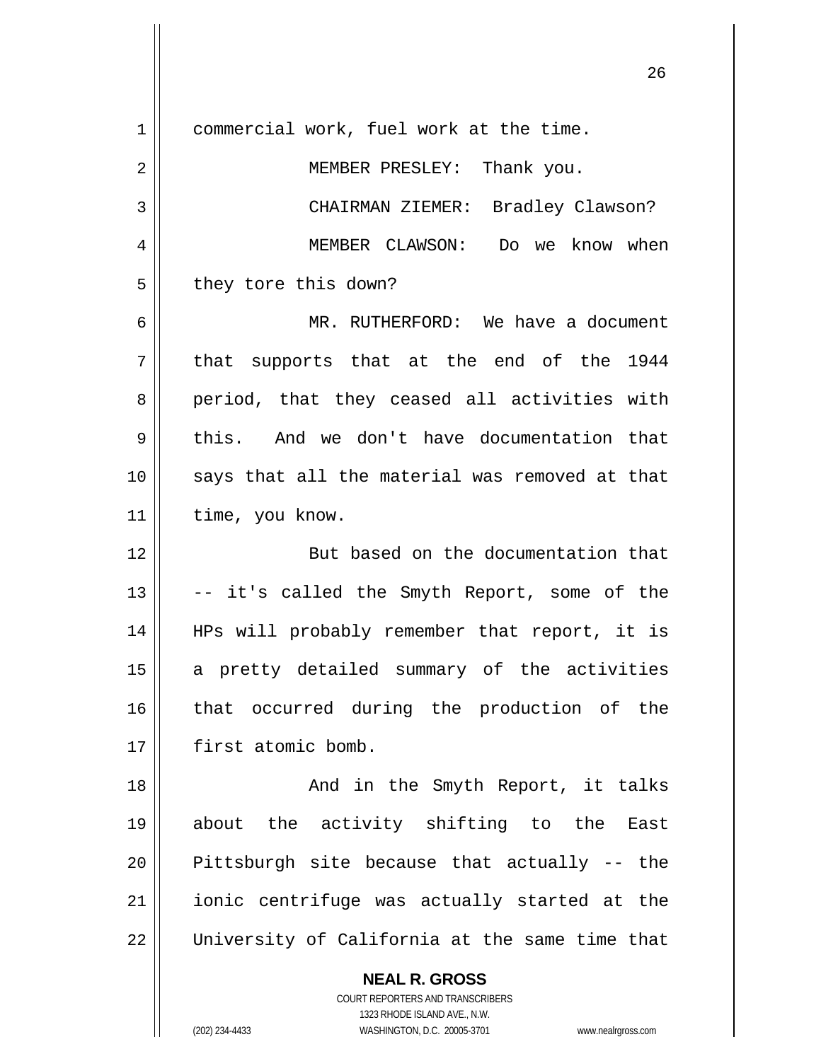commercial work, fuel work at the time.

MEMBER PRESLEY: Thank you.

CHAIRMAN ZIEMER: Bradley Clawson?

MEMBER CLAWSON: Do we know when they tore this down?

MR. RUTHERFORD: We have a document that supports that at the end of the 1944 period, that they ceased all activities with this. And we don't have documentation that says that all the material was removed at that time, you know.

But based on the documentation that -- it's called the Smyth Report, some of the HPs will probably remember that report, it is a pretty detailed summary of the activities that occurred during the production of the first atomic bomb.

And in the Smyth Report, it talks about the activity shifting to the East Pittsburgh site because that actually -- the ionic centrifuge was actually started at the University of California at the same time that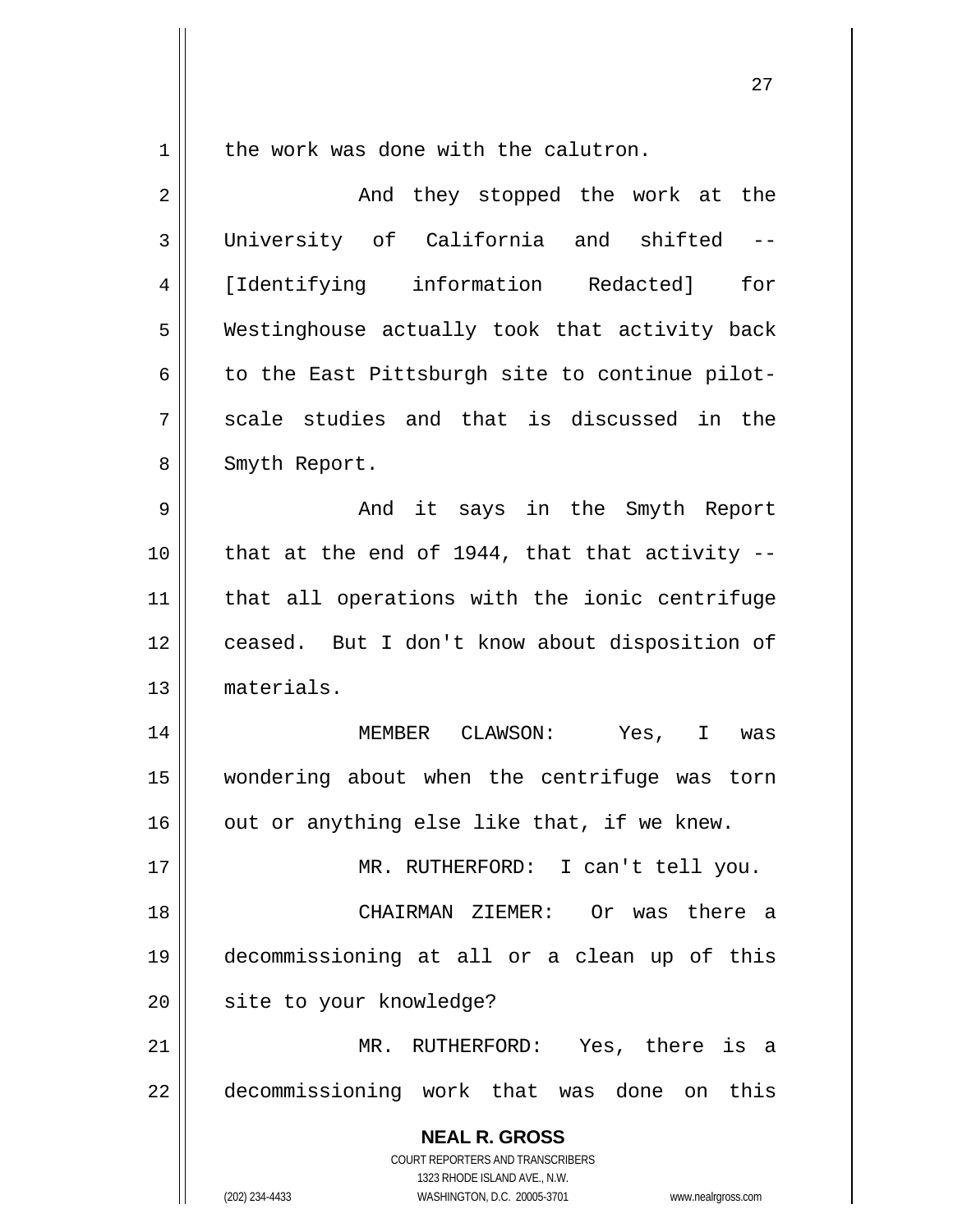the work was done with the calutron.

And they stopped the work at the University of California and shifted -- [Identifying information Redacted] for Westinghouse actually took that activity back to the East Pittsburgh site to continue pilot-scale studies and that is discussed in the Smyth Report.

And it says in the Smyth Report that at the end of 1944, that that activity -- that all operations with the ionic centrifuge ceased. But I don't know about disposition of materials.

MEMBER CLAWSON: Yes, I was wondering about when the centrifuge was torn out or anything else like that, if we knew.

MR. RUTHERFORD: I can't tell you.

CHAIRMAN ZIEMER: Or was there a decommissioning at all or a clean up of this site to your knowledge?

MR. RUTHERFORD: Yes, there is a decommissioning work that was done on this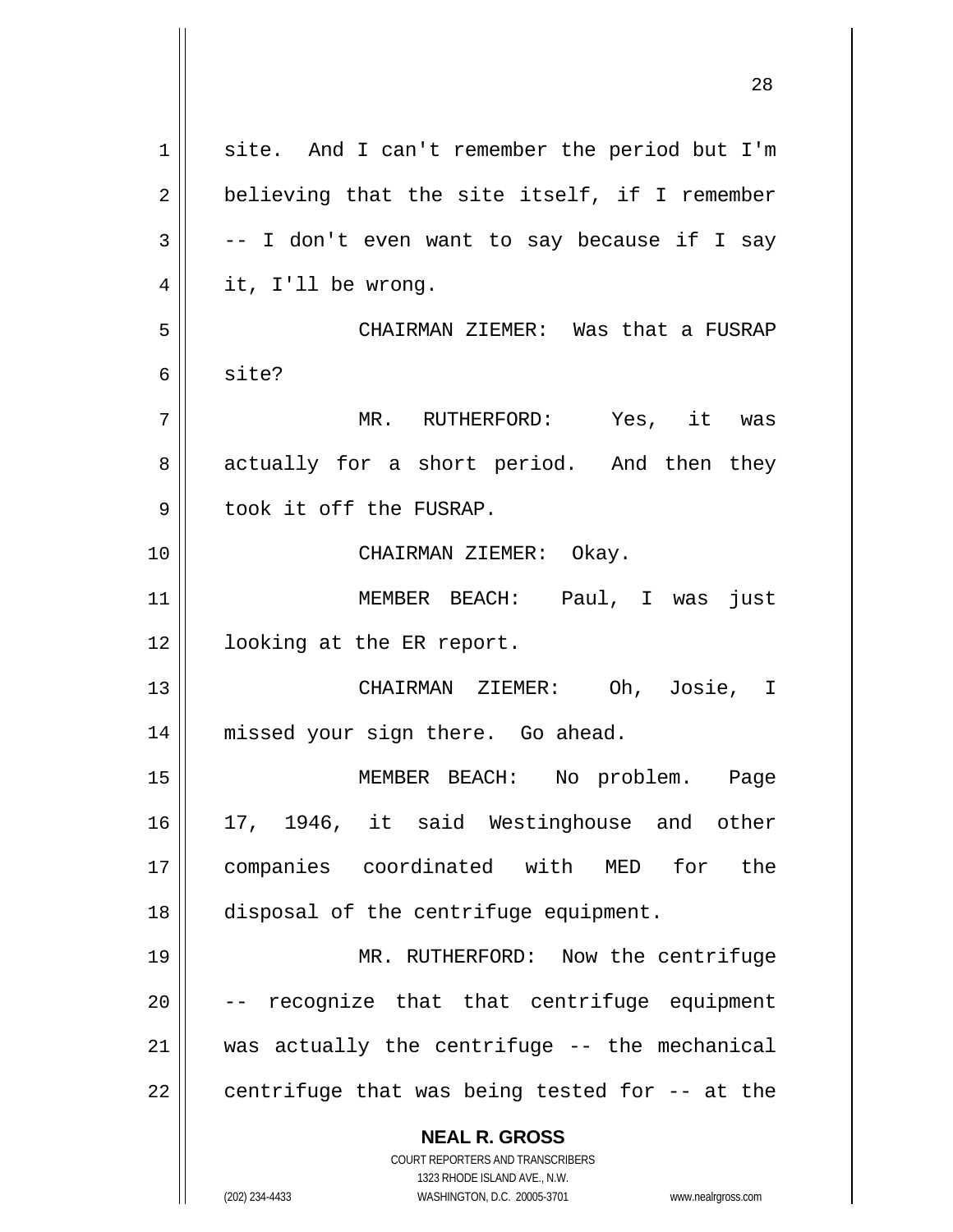site. And I can't remember the period but I'm believing that the site itself, if I remember -- I don't even want to say because if I say it, I'll be wrong.

CHAIRMAN ZIEMER: Was that a FUSRAP site?

MR. RUTHERFORD: Yes, it was actually for a short period. And then they took it off the FUSRAP.

CHAIRMAN ZIEMER: Okay.

MEMBER BEACH: Paul, I was just looking at the ER report.

CHAIRMAN ZIEMER: Oh, Josie, I missed your sign there. Go ahead.

MEMBER BEACH: No problem. Page 17, 1946, it said Westinghouse and other companies coordinated with MED for the disposal of the centrifuge equipment.

MR. RUTHERFORD: Now the centrifuge -- recognize that that centrifuge equipment was actually the centrifuge -- the mechanical centrifuge that was being tested for -- at the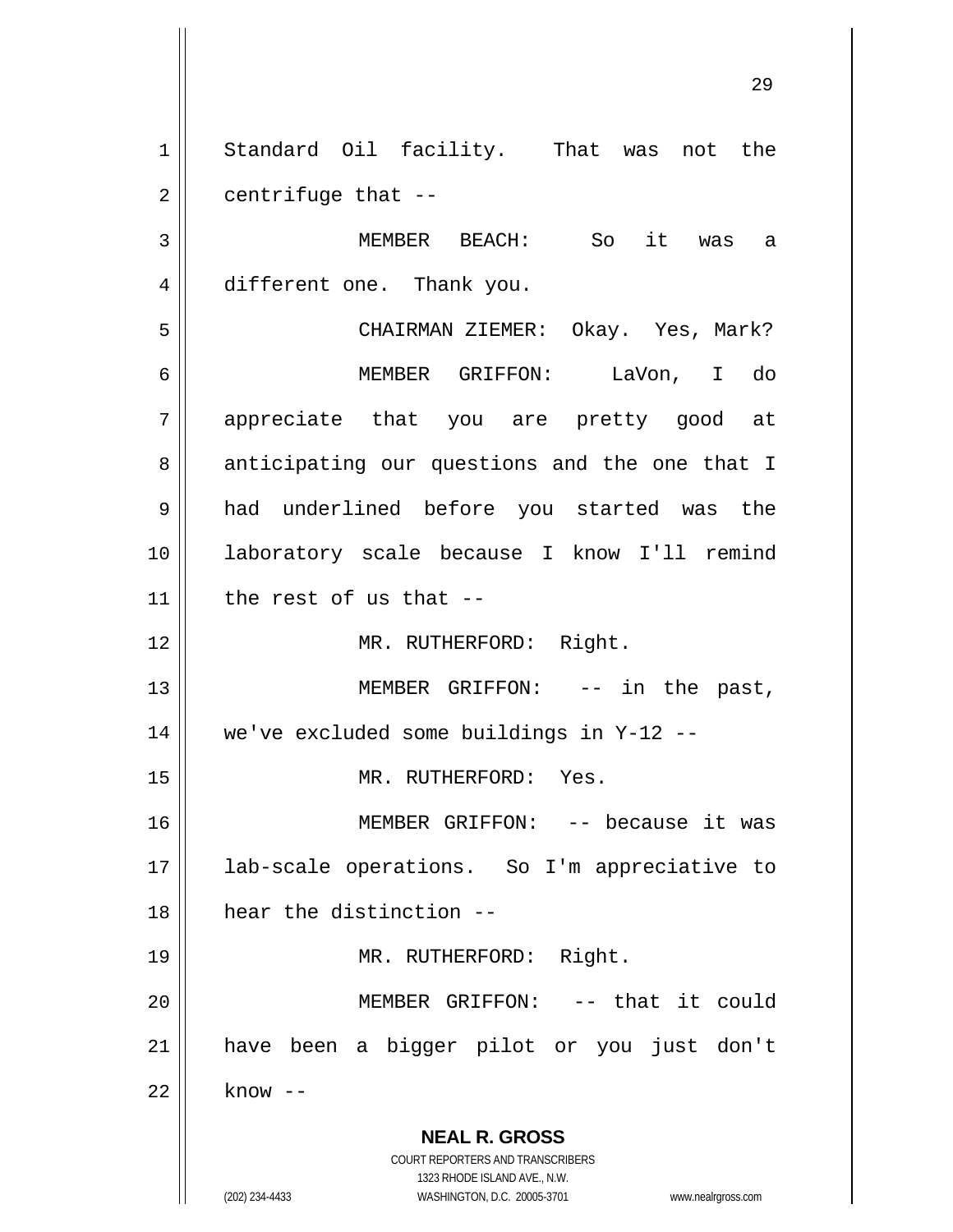Standard Oil facility. That was not the centrifuge that --

MEMBER BEACH: So it was a different one. Thank you.

CHAIRMAN ZIEMER: Okay. Yes, Mark?

MEMBER GRIFFON: LaVon, I do appreciate that you are pretty good at anticipating our questions and the one that I had underlined before you started was the laboratory scale because I know I'll remind the rest of us that --

MR. RUTHERFORD: Right.

MEMBER GRIFFON: -- in the past, we've excluded some buildings in Y-12 --

MR. RUTHERFORD: Yes.

MEMBER GRIFFON: -- because it was lab-scale operations. So I'm appreciative to hear the distinction --

MR. RUTHERFORD: Right.

MEMBER GRIFFON: -- that it could have been a bigger pilot or you just don't know --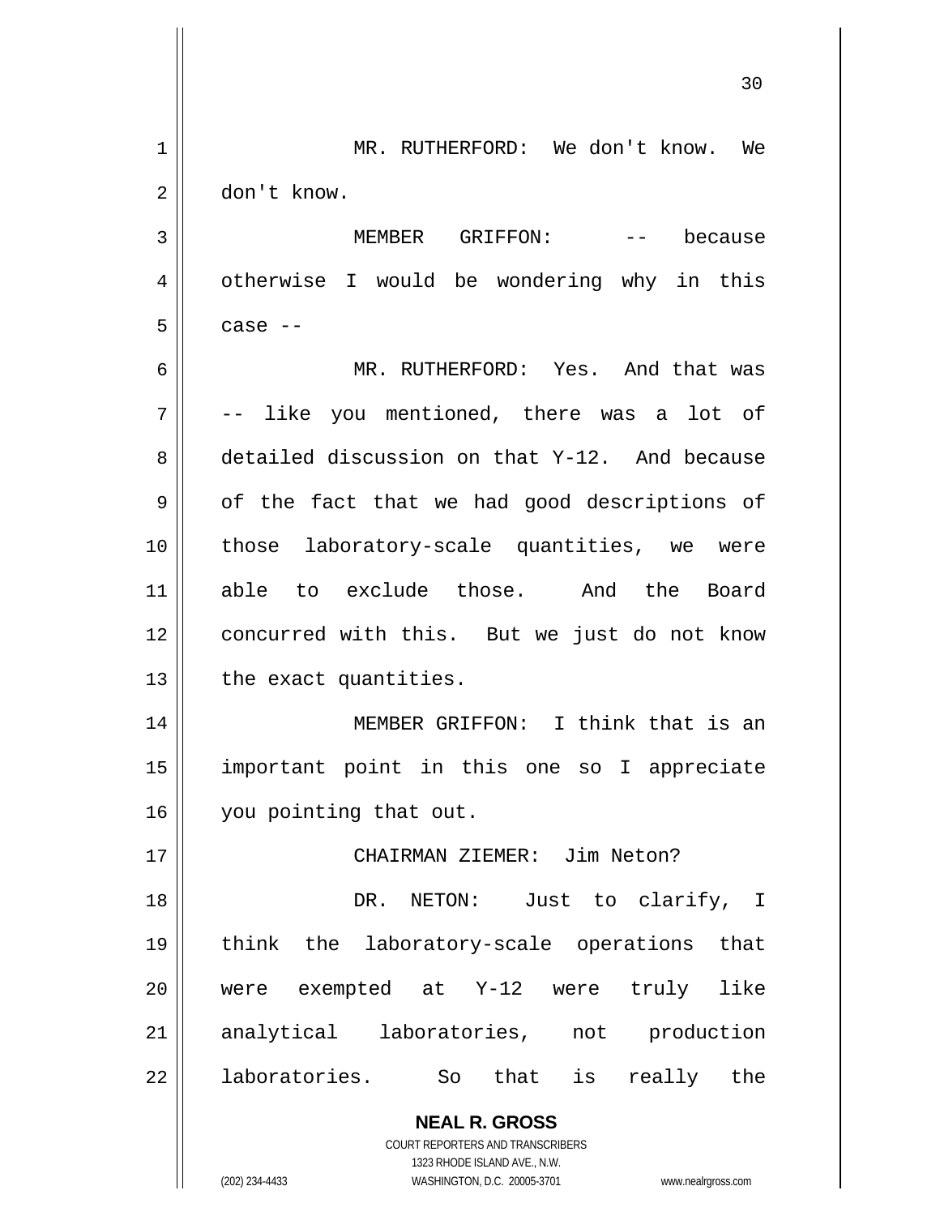MR. RUTHERFORD: We don't know. We don't know.

MEMBER GRIFFON: -- because otherwise I would be wondering why in this case --

MR. RUTHERFORD: Yes. And that was -- like you mentioned, there was a lot of detailed discussion on that Y-12. And because of the fact that we had good descriptions of those laboratory-scale quantities, we were able to exclude those. And the Board concurred with this. But we just do not know the exact quantities.

MEMBER GRIFFON: I think that is an important point in this one so I appreciate you pointing that out.

CHAIRMAN ZIEMER: Jim Neton?

DR. NETON: Just to clarify, I think the laboratory-scale operations that were exempted at Y-12 were truly like analytical laboratories, not production laboratories. So that is really the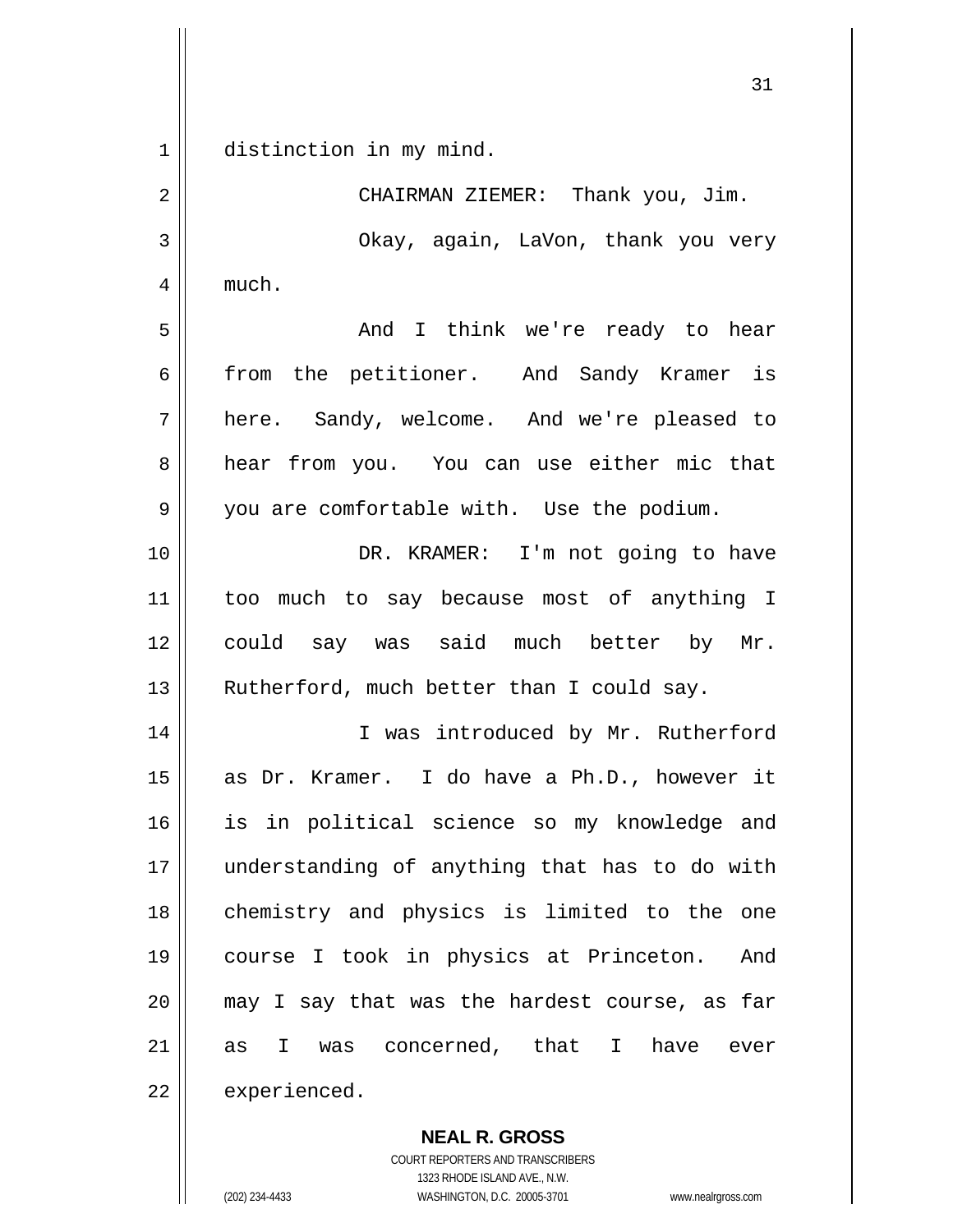distinction in my mind.

CHAIRMAN ZIEMER: Thank you, Jim.

Okay, again, LaVon, thank you very much.

And I think we're ready to hear from the petitioner. And Sandy Kramer is here. Sandy, welcome. And we're pleased to hear from you. You can use either mic that you are comfortable with. Use the podium.

DR. KRAMER: I'm not going to have too much to say because most of anything I could say was said much better by Mr. Rutherford, much better than I could say.

I was introduced by Mr. Rutherford as Dr. Kramer. I do have a Ph.D., however it is in political science so my knowledge and understanding of anything that has to do with chemistry and physics is limited to the one course I took in physics at Princeton. And may I say that was the hardest course, as far as I was concerned, that I have ever experienced.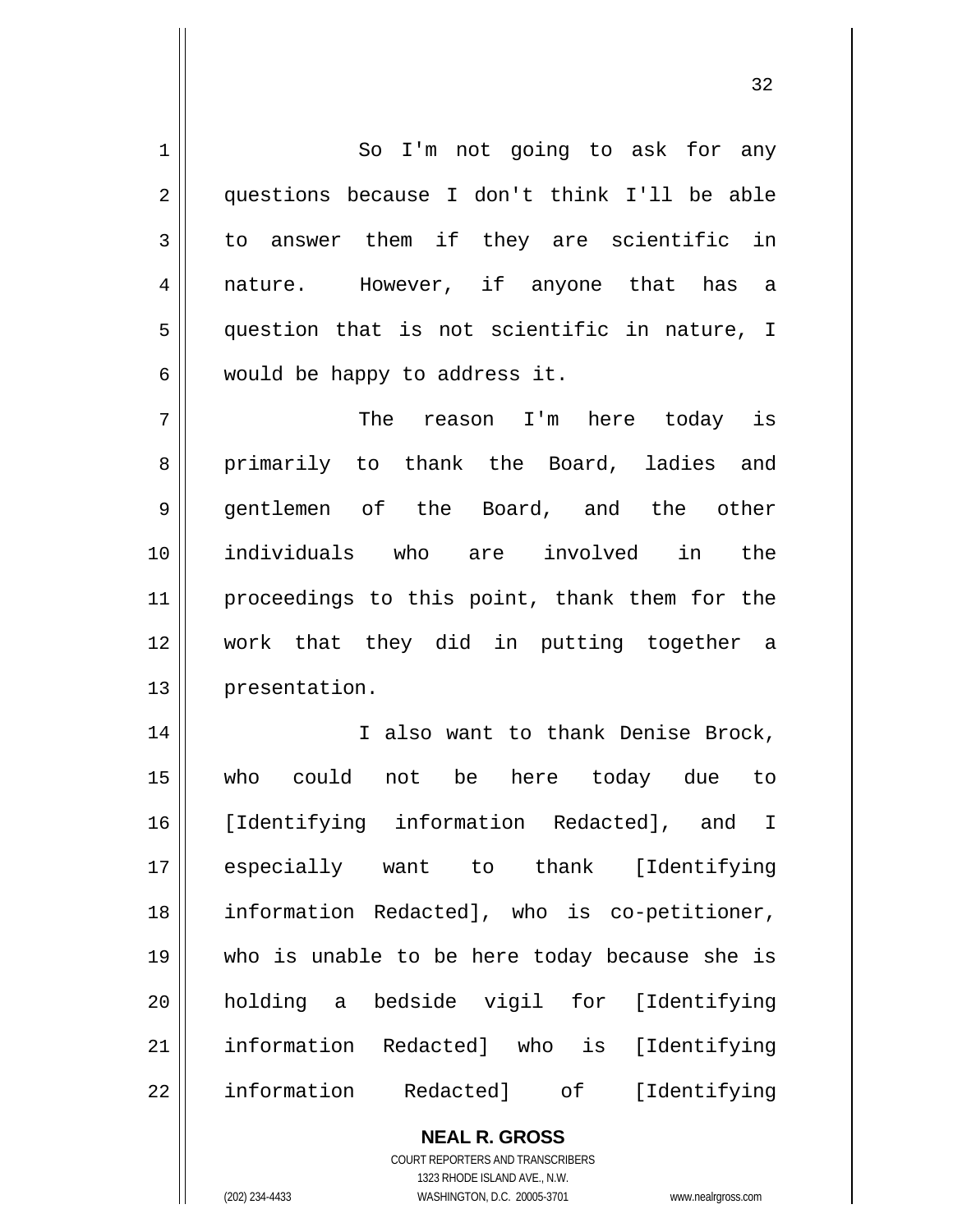So I'm not going to ask for any questions because I don't think I'll be able to answer them if they are scientific in nature. However, if anyone that has a question that is not scientific in nature, I would be happy to address it.

The reason I'm here today is primarily to thank the Board, ladies and gentlemen of the Board, and the other individuals who are involved in the proceedings to this point, thank them for the work that they did in putting together a presentation.

I also want to thank Denise Brock, who could not be here today due to [Identifying information Redacted], and I especially want to thank [Identifying information Redacted], who is co-petitioner, who is unable to be here today because she is holding a bedside vigil for [Identifying information Redacted] who is [Identifying information Redacted] of [Identifying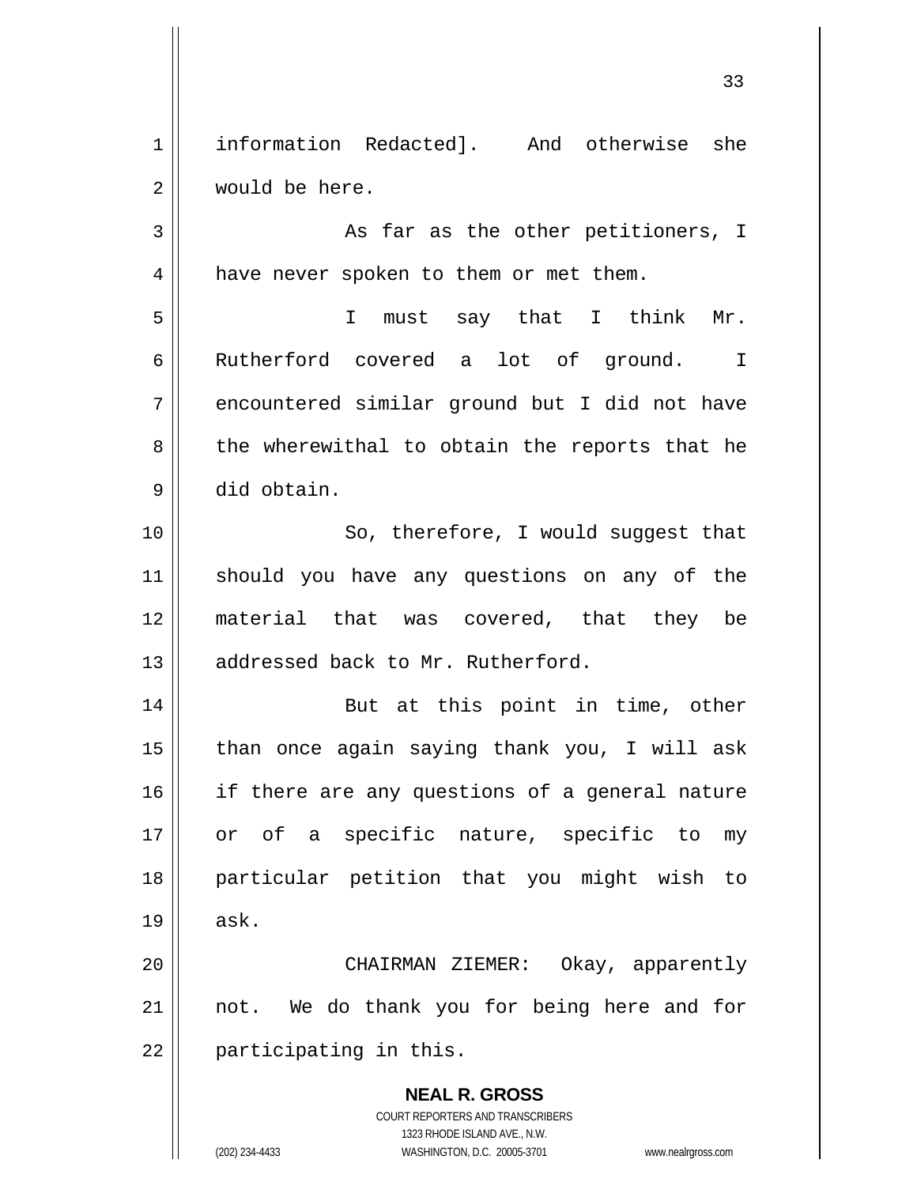information Redacted]. And otherwise she would be here.

As far as the other petitioners, I have never spoken to them or met them.

I must say that I think Mr. Rutherford covered a lot of ground. I encountered similar ground but I did not have the wherewithal to obtain the reports that he did obtain.

So, therefore, I would suggest that should you have any questions on any of the material that was covered, that they be addressed back to Mr. Rutherford.

But at this point in time, other than once again saying thank you, I will ask if there are any questions of a general nature or of a specific nature, specific to my particular petition that you might wish to ask.

CHAIRMAN ZIEMER: Okay, apparently not. We do thank you for being here and for participating in this.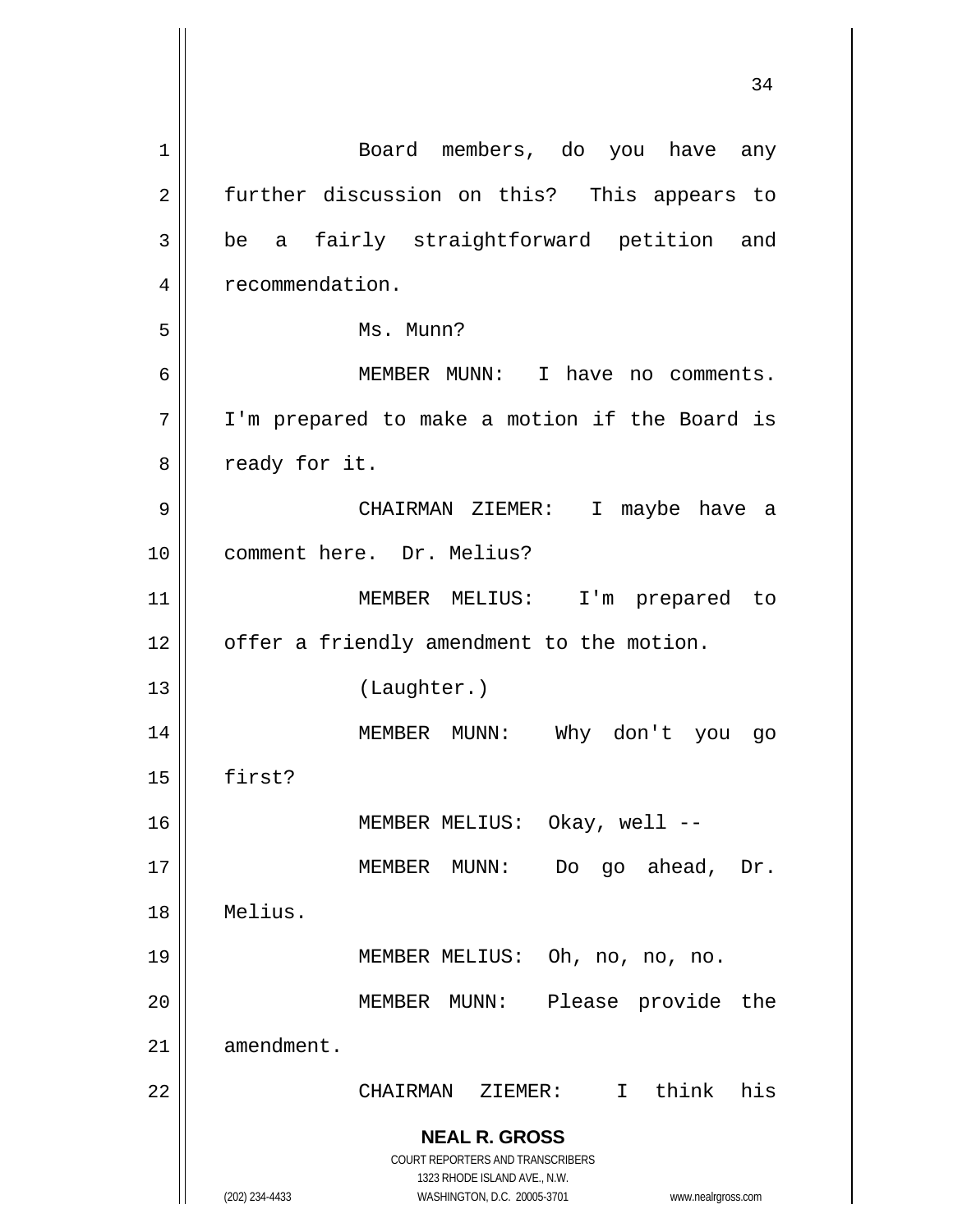Board members, do you have any further discussion on this? This appears to be a fairly straightforward petition and recommendation.

Ms. Munn?

MEMBER MUNN: I have no comments. I'm prepared to make a motion if the Board is ready for it.

CHAIRMAN ZIEMER: I maybe have a comment here. Dr. Melius?

MEMBER MELIUS: I'm prepared to offer a friendly amendment to the motion.

(Laughter.)

MEMBER MUNN: Why don't you go first?

MEMBER MELIUS: Okay, well --

MEMBER MUNN: Do go ahead, Dr. Melius.

MEMBER MELIUS: Oh, no, no, no.

MEMBER MUNN: Please provide the amendment.

CHAIRMAN ZIEMER: I think his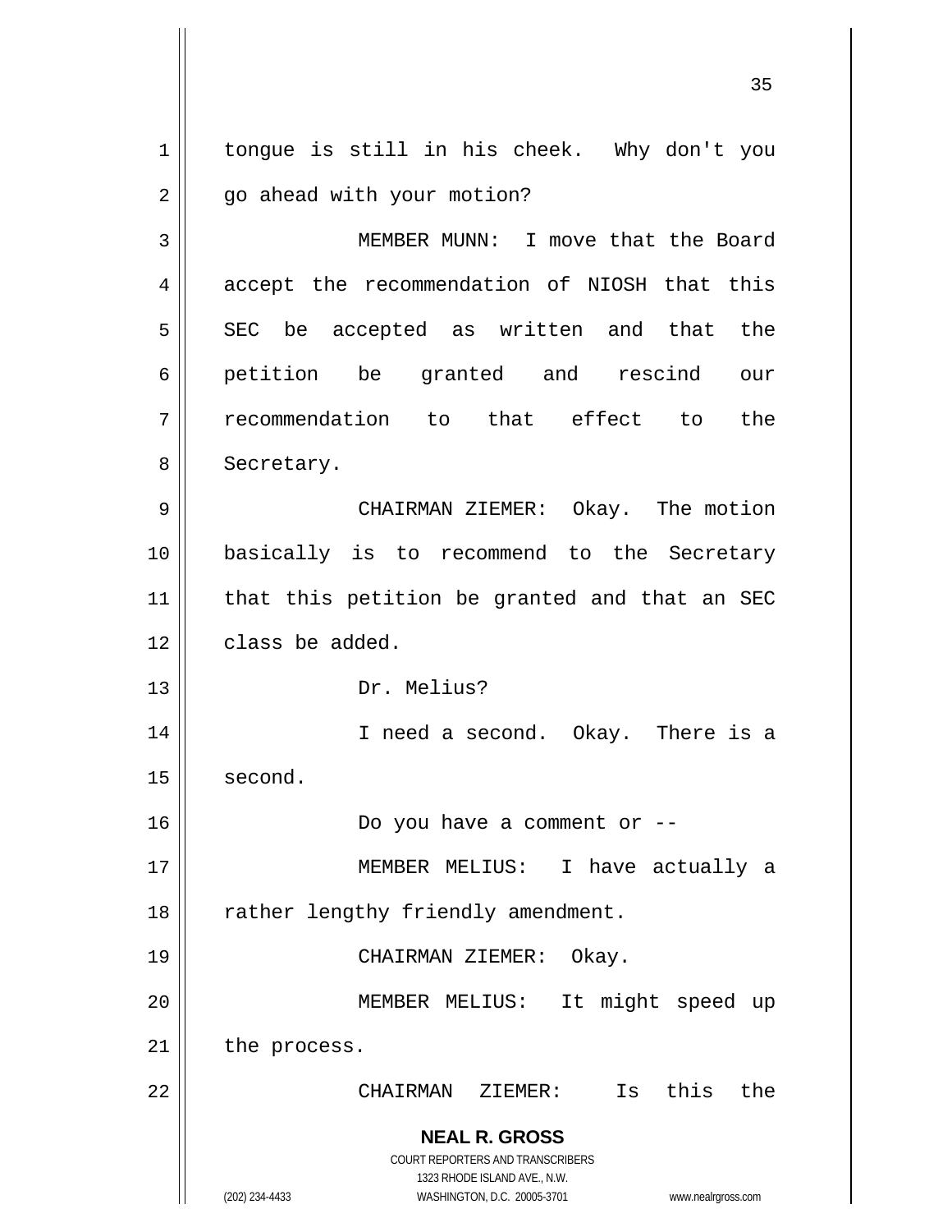tongue is still in his cheek. Why don't you go ahead with your motion?

MEMBER MUNN: I move that the Board accept the recommendation of NIOSH that this SEC be accepted as written and that the petition be granted and rescind our recommendation to that effect to the Secretary.

CHAIRMAN ZIEMER: Okay. The motion basically is to recommend to the Secretary that this petition be granted and that an SEC class be added.

Dr. Melius?

I need a second. Okay. There is a second.

Do you have a comment or --

MEMBER MELIUS: I have actually a rather lengthy friendly amendment.

CHAIRMAN ZIEMER: Okay.

MEMBER MELIUS: It might speed up the process.

CHAIRMAN ZIEMER: Is this the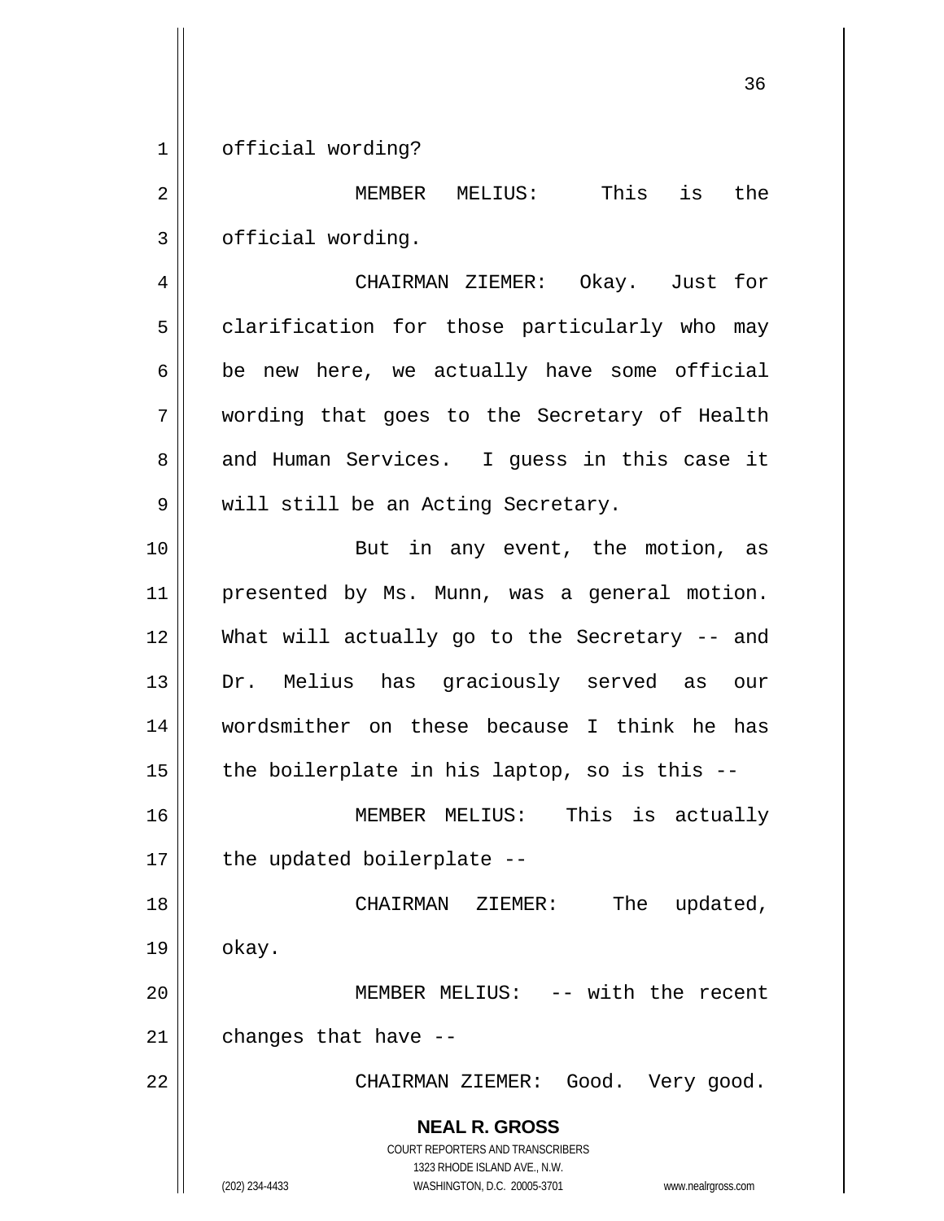official wording?

MEMBER MELIUS: This is the official wording.

CHAIRMAN ZIEMER: Okay. Just for clarification for those particularly who may be new here, we actually have some official wording that goes to the Secretary of Health and Human Services. I guess in this case it will still be an Acting Secretary.

But in any event, the motion, as presented by Ms. Munn, was a general motion. What will actually go to the Secretary -- and Dr. Melius has graciously served as our wordsmither on these because I think he has the boilerplate in his laptop, so is this --

MEMBER MELIUS: This is actually the updated boilerplate --

CHAIRMAN ZIEMER: The updated, okay.

MEMBER MELIUS: -- with the recent changes that have --

CHAIRMAN ZIEMER: Good. Very good.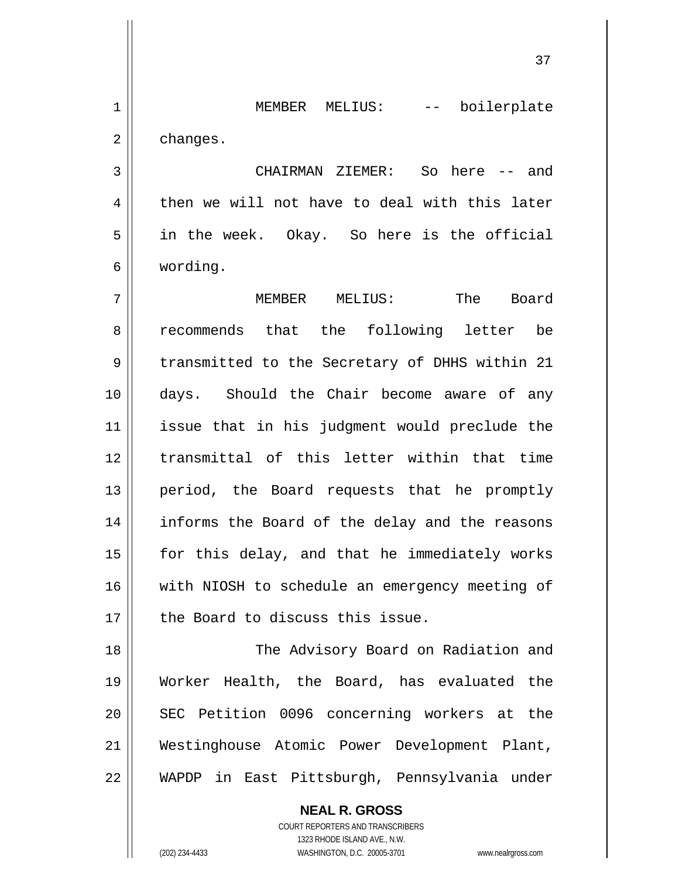MEMBER MELIUS: -- boilerplate changes.

CHAIRMAN ZIEMER: So here -- and then we will not have to deal with this later in the week. Okay. So here is the official wording.

MEMBER MELIUS: The Board recommends that the following letter be transmitted to the Secretary of DHHS within 21 days. Should the Chair become aware of any issue that in his judgment would preclude the transmittal of this letter within that time period, the Board requests that he promptly informs the Board of the delay and the reasons for this delay, and that he immediately works with NIOSH to schedule an emergency meeting of the Board to discuss this issue.

The Advisory Board on Radiation and Worker Health, the Board, has evaluated the SEC Petition 0096 concerning workers at the Westinghouse Atomic Power Development Plant, WAPDP in East Pittsburgh, Pennsylvania under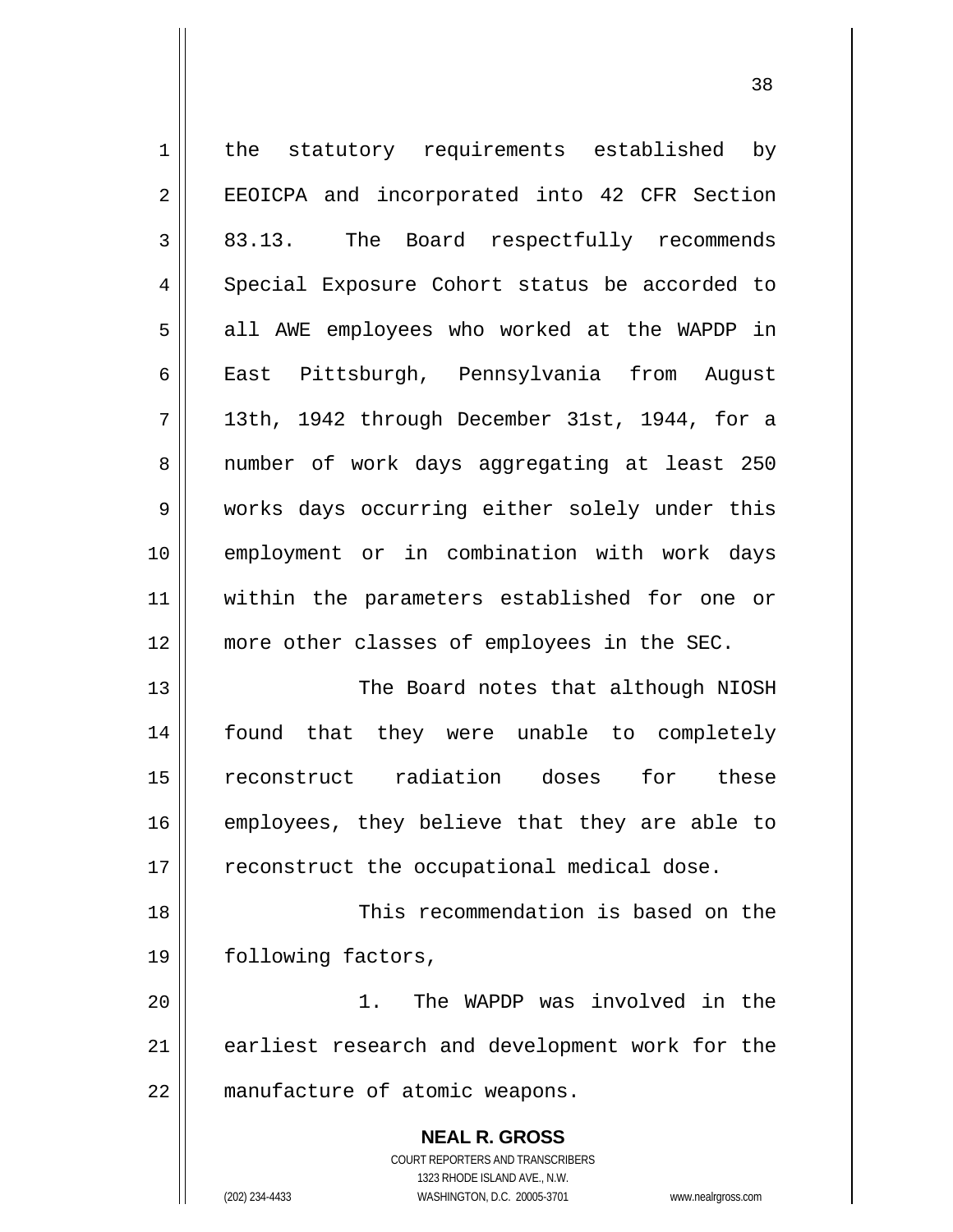the statutory requirements established by EEOICPA and incorporated into 42 CFR Section 83.13. The Board respectfully recommends Special Exposure Cohort status be accorded to all AWE employees who worked at the WAPDP in East Pittsburgh, Pennsylvania from August 13th, 1942 through December 31st, 1944, for a number of work days aggregating at least 250 works days occurring either solely under this employment or in combination with work days within the parameters established for one or more other classes of employees in the SEC.

The Board notes that although NIOSH found that they were unable to completely reconstruct radiation doses for these employees, they believe that they are able to reconstruct the occupational medical dose.

This recommendation is based on the following factors,

1. The WAPDP was involved in the earliest research and development work for the manufacture of atomic weapons.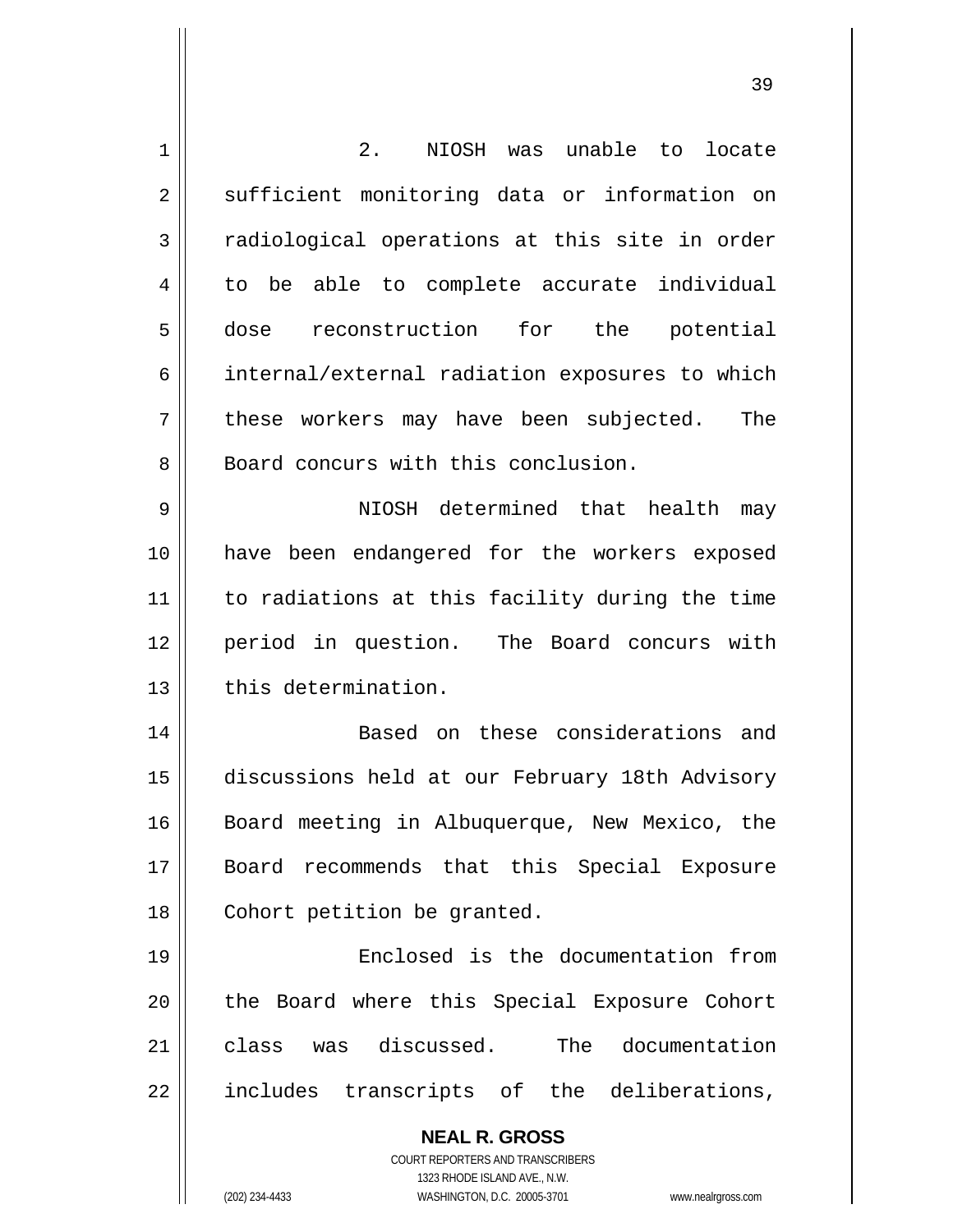2. NIOSH was unable to locate sufficient monitoring data or information on radiological operations at this site in order to be able to complete accurate individual dose reconstruction for the potential internal/external radiation exposures to which these workers may have been subjected. The Board concurs with this conclusion.

NIOSH determined that health may have been endangered for the workers exposed to radiations at this facility during the time period in question. The Board concurs with this determination.

Based on these considerations and discussions held at our February 18th Advisory Board meeting in Albuquerque, New Mexico, the Board recommends that this Special Exposure Cohort petition be granted.

Enclosed is the documentation from the Board where this Special Exposure Cohort class was discussed. The documentation includes transcripts of the deliberations,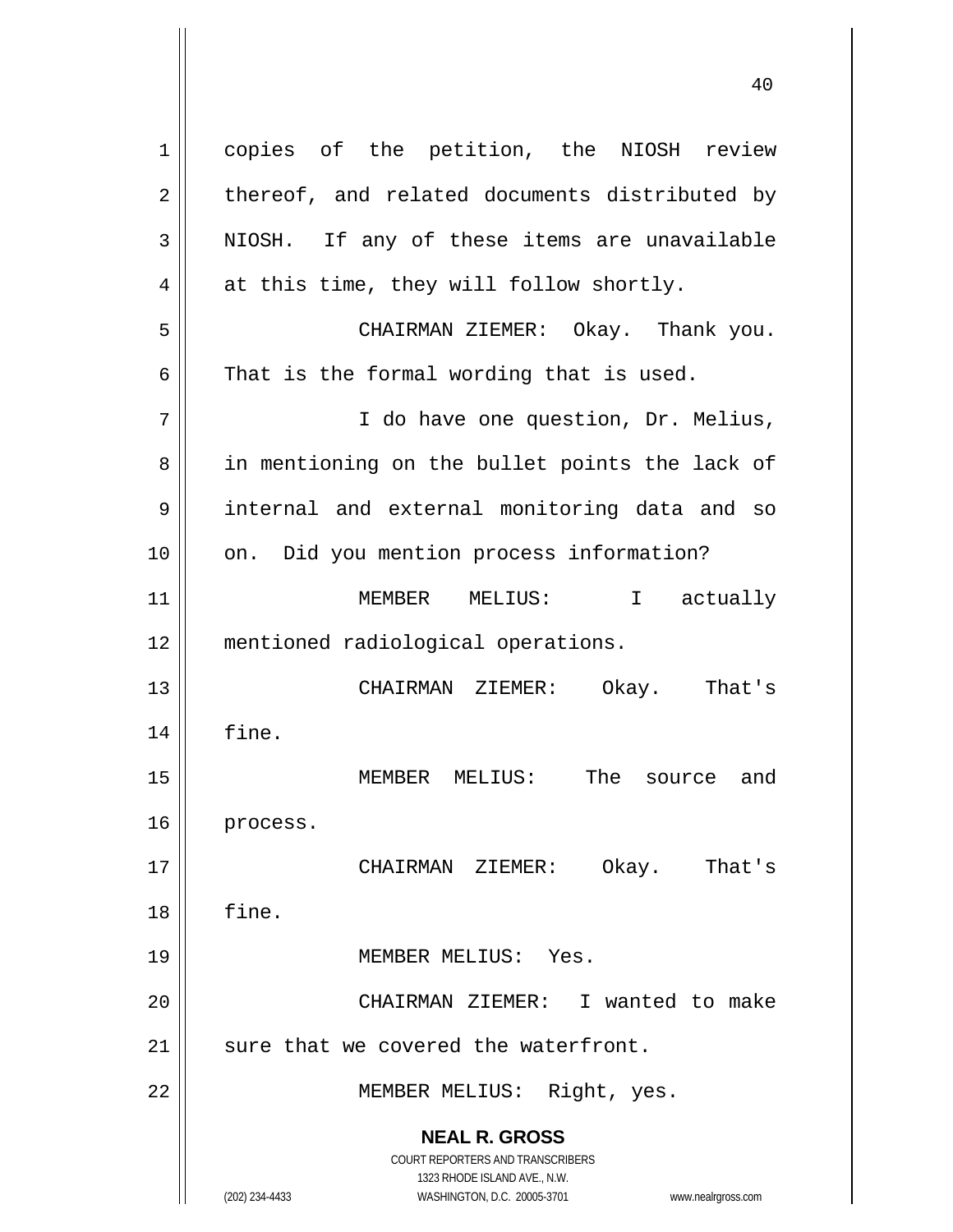copies of the petition, the NIOSH review thereof, and related documents distributed by NIOSH. If any of these items are unavailable at this time, they will follow shortly.

CHAIRMAN ZIEMER: Okay. Thank you. That is the formal wording that is used.

I do have one question, Dr. Melius, in mentioning on the bullet points the lack of internal and external monitoring data and so on. Did you mention process information?

MEMBER MELIUS: I actually mentioned radiological operations.

CHAIRMAN ZIEMER: Okay. That's fine.

MEMBER MELIUS: The source and process.

CHAIRMAN ZIEMER: Okay. That's fine.

MEMBER MELIUS: Yes.

CHAIRMAN ZIEMER: I wanted to make sure that we covered the waterfront.

MEMBER MELIUS: Right, yes.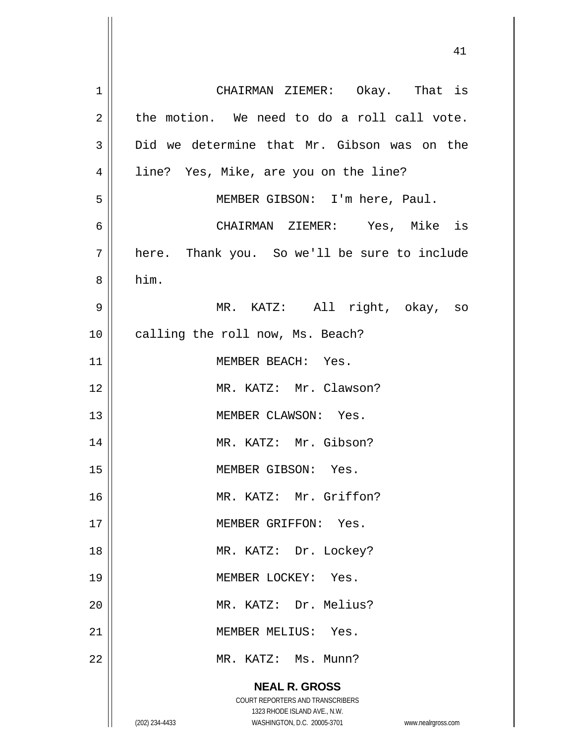CHAIRMAN ZIEMER: Okay. That is the motion. We need to do a roll call vote. Did we determine that Mr. Gibson was on the line? Yes, Mike, are you on the line?

MEMBER GIBSON: I'm here, Paul.

CHAIRMAN ZIEMER: Yes, Mike is here. Thank you. So we'll be sure to include him.

MR. KATZ: All right, okay, so calling the roll now, Ms. Beach?

MEMBER BEACH: Yes.

MR. KATZ: Mr. Clawson?

MEMBER CLAWSON: Yes.

MR. KATZ: Mr. Gibson?

MEMBER GIBSON: Yes.

MR. KATZ: Mr. Griffon?

MEMBER GRIFFON: Yes.

MR. KATZ: Dr. Lockey?

MEMBER LOCKEY: Yes.

MR. KATZ: Dr. Melius?

MEMBER MELIUS: Yes.

MR. KATZ: Ms. Munn?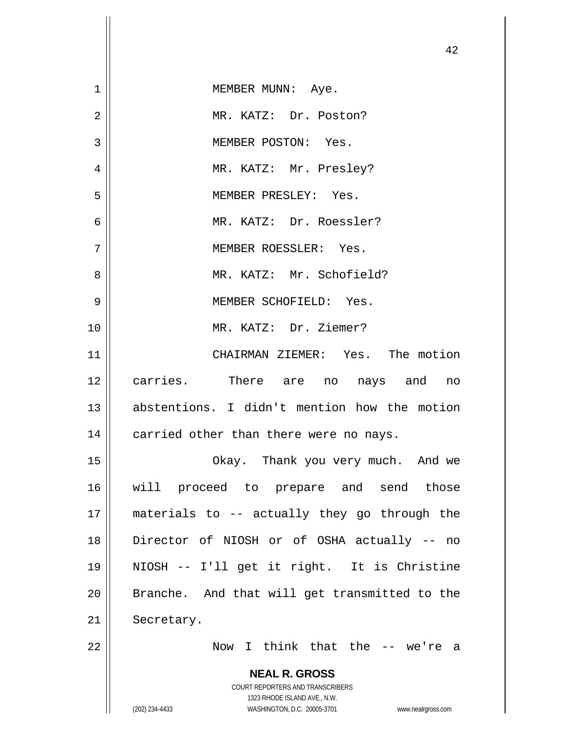MEMBER MUNN: Aye.

MR. KATZ: Dr. Poston?

MEMBER POSTON: Yes.

MR. KATZ: Mr. Presley?

MEMBER PRESLEY: Yes.

MR. KATZ: Dr. Roessler?

MEMBER ROESSLER: Yes.

MR. KATZ: Mr. Schofield?

MEMBER SCHOFIELD: Yes.

MR. KATZ: Dr. Ziemer?

CHAIRMAN ZIEMER: Yes. The motion carries. There are no nays and no abstentions. I didn't mention how the motion carried other than there were no nays.

Okay. Thank you very much. And we will proceed to prepare and send those materials to -- actually they go through the Director of NIOSH or of OSHA actually -- no NIOSH -- I'll get it right. It is Christine Branche. And that will get transmitted to the Secretary.

Now I think that the -- we're a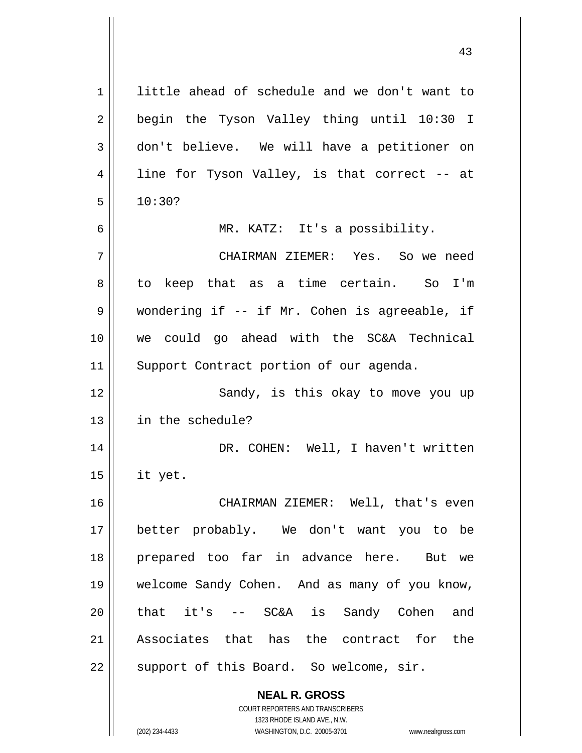little ahead of schedule and we don't want to begin the Tyson Valley thing until 10:30 I don't believe. We will have a petitioner on line for Tyson Valley, is that correct -- at 10:30?

MR. KATZ: It's a possibility.

CHAIRMAN ZIEMER: Yes. So we need to keep that as a time certain. So I'm wondering if -- if Mr. Cohen is agreeable, if we could go ahead with the SC&A Technical Support Contract portion of our agenda.

Sandy, is this okay to move you up in the schedule?

DR. COHEN: Well, I haven't written it yet.

CHAIRMAN ZIEMER: Well, that's even better probably. We don't want you to be prepared too far in advance here. But we welcome Sandy Cohen. And as many of you know, that it's -- SC&A is Sandy Cohen and Associates that has the contract for the support of this Board. So welcome, sir.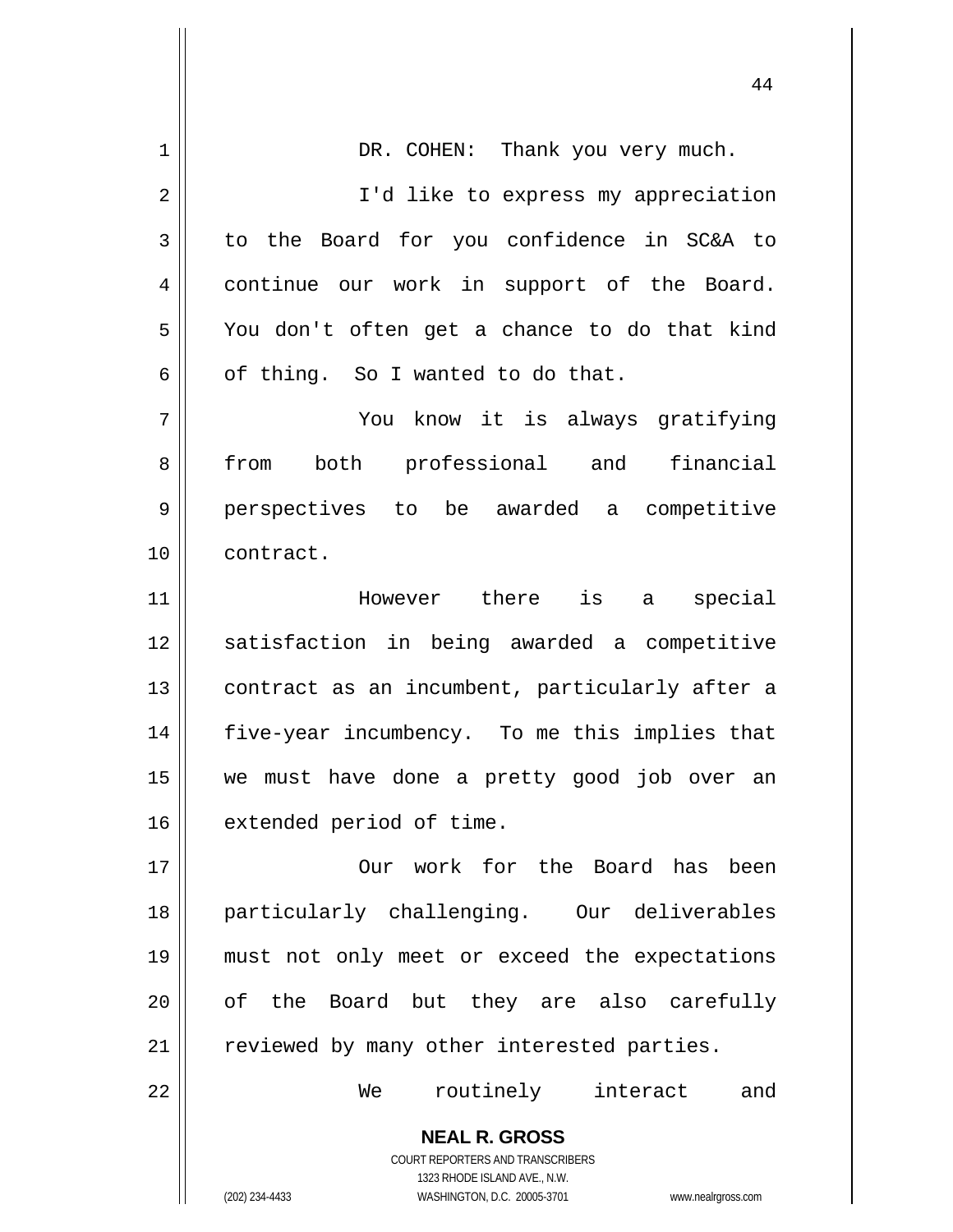DR. COHEN: Thank you very much.

I'd like to express my appreciation to the Board for you confidence in SC&A to continue our work in support of the Board. You don't often get a chance to do that kind of thing. So I wanted to do that.

You know it is always gratifying from both professional and financial perspectives to be awarded a competitive contract.

However there is a special satisfaction in being awarded a competitive contract as an incumbent, particularly after a five-year incumbency. To me this implies that we must have done a pretty good job over an extended period of time.

Our work for the Board has been particularly challenging. Our deliverables must not only meet or exceed the expectations of the Board but they are also carefully reviewed by many other interested parties.

We routinely interact and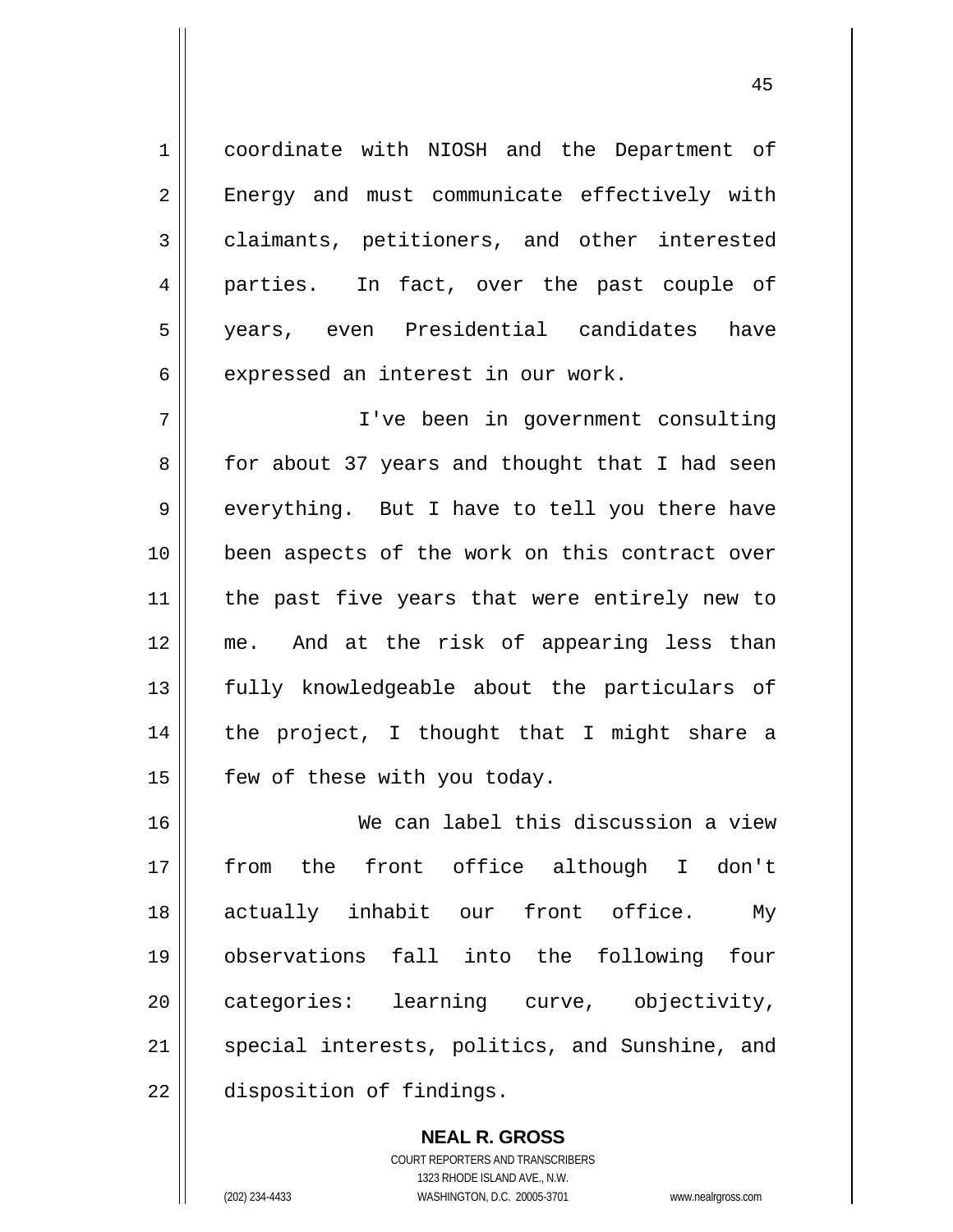coordinate with NIOSH and the Department of Energy and must communicate effectively with claimants, petitioners, and other interested parties. In fact, over the past couple of years, even Presidential candidates have expressed an interest in our work.

I've been in government consulting for about 37 years and thought that I had seen everything. But I have to tell you there have been aspects of the work on this contract over the past five years that were entirely new to me. And at the risk of appearing less than fully knowledgeable about the particulars of the project, I thought that I might share a few of these with you today.

We can label this discussion a view from the front office although I don't actually inhabit our front office. My observations fall into the following four categories: learning curve, objectivity, special interests, politics, and Sunshine, and disposition of findings.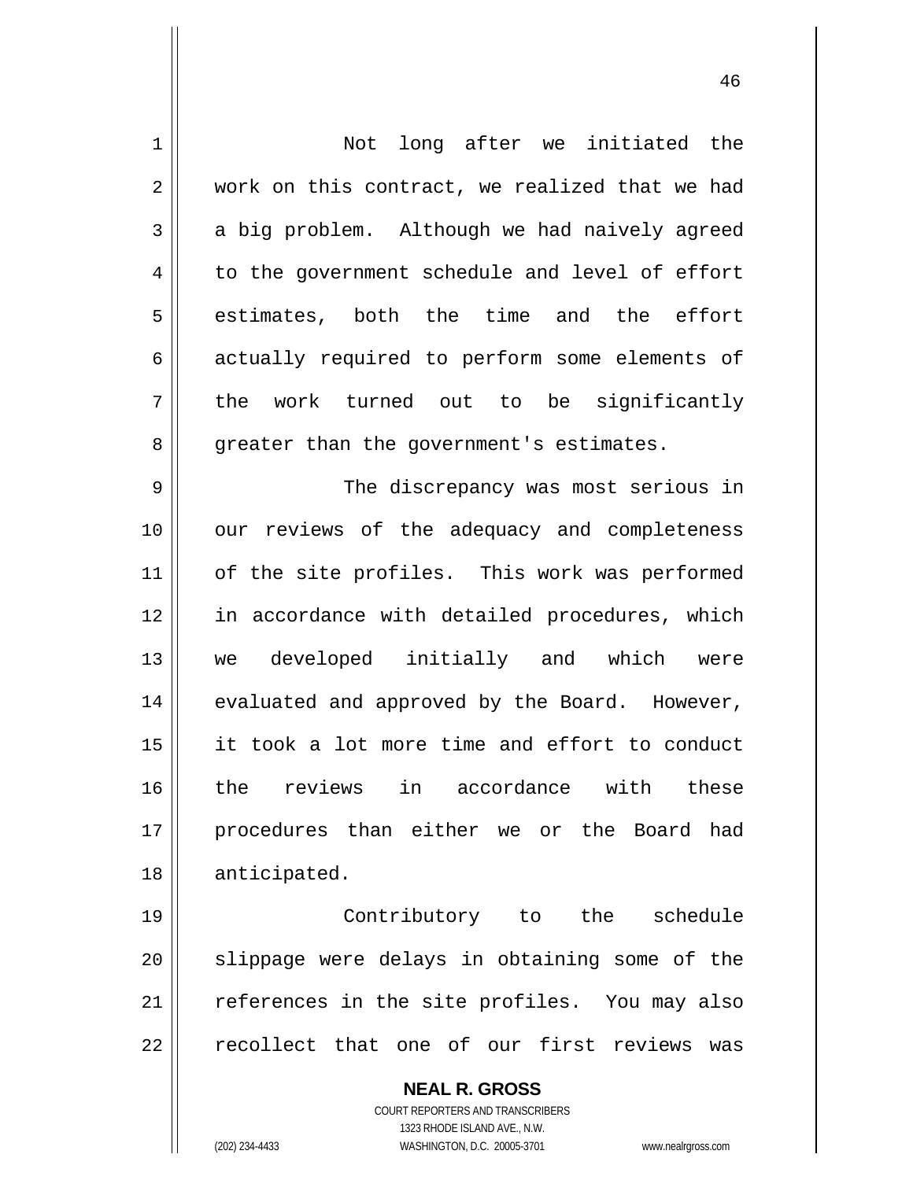Not long after we initiated the work on this contract, we realized that we had a big problem. Although we had naively agreed to the government schedule and level of effort estimates, both the time and the effort actually required to perform some elements of the work turned out to be significantly greater than the government's estimates.

The discrepancy was most serious in our reviews of the adequacy and completeness of the site profiles. This work was performed in accordance with detailed procedures, which we developed initially and which were evaluated and approved by the Board. However, it took a lot more time and effort to conduct the reviews in accordance with these procedures than either we or the Board had anticipated.

Contributory to the schedule slippage were delays in obtaining some of the references in the site profiles. You may also recollect that one of our first reviews was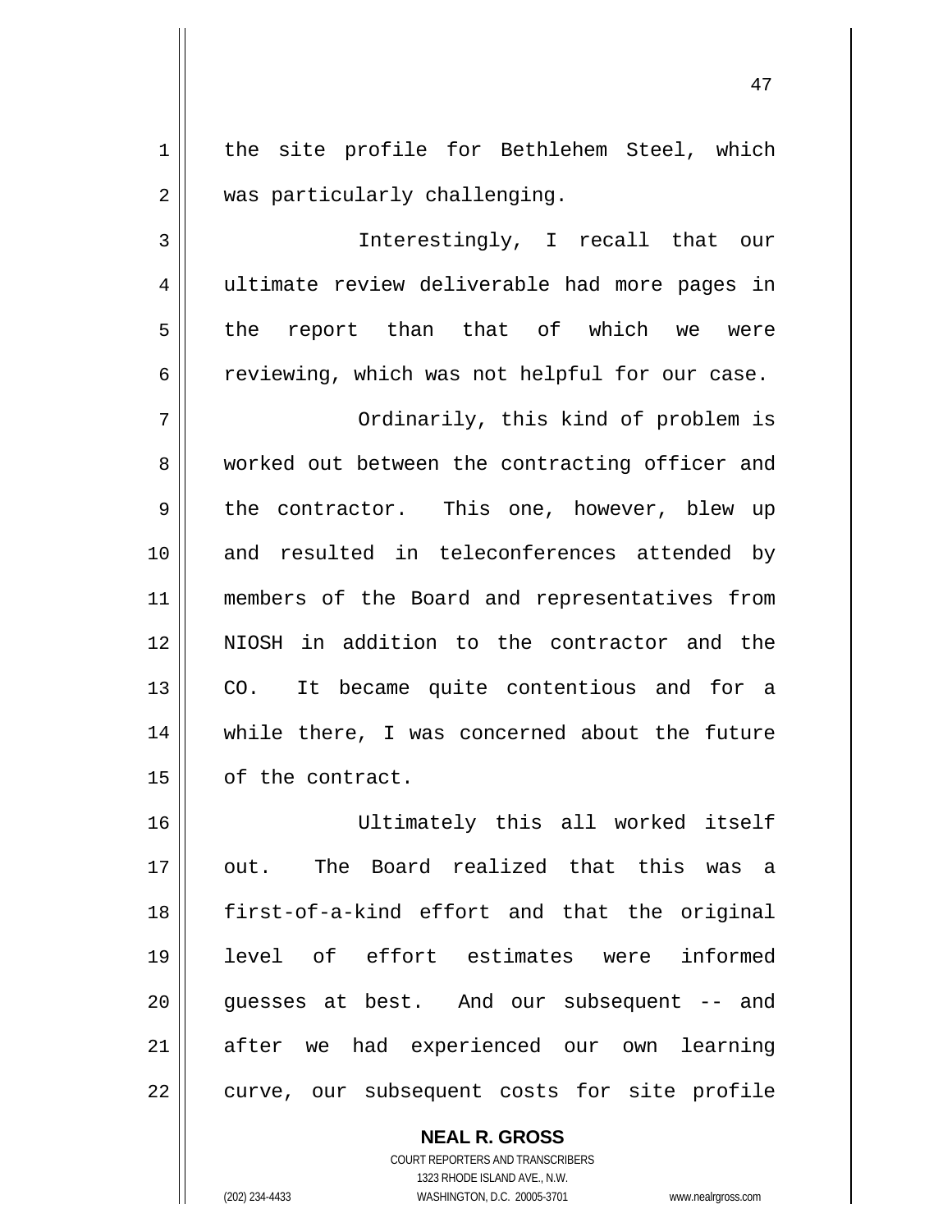the site profile for Bethlehem Steel, which was particularly challenging.

Interestingly, I recall that our ultimate review deliverable had more pages in the report than that of which we were reviewing, which was not helpful for our case.

Ordinarily, this kind of problem is worked out between the contracting officer and the contractor. This one, however, blew up and resulted in teleconferences attended by members of the Board and representatives from NIOSH in addition to the contractor and the CO. It became quite contentious and for a while there, I was concerned about the future of the contract.

Ultimately this all worked itself out. The Board realized that this was a first-of-a-kind effort and that the original level of effort estimates were informed guesses at best. And our subsequent -- and after we had experienced our own learning curve, our subsequent costs for site profile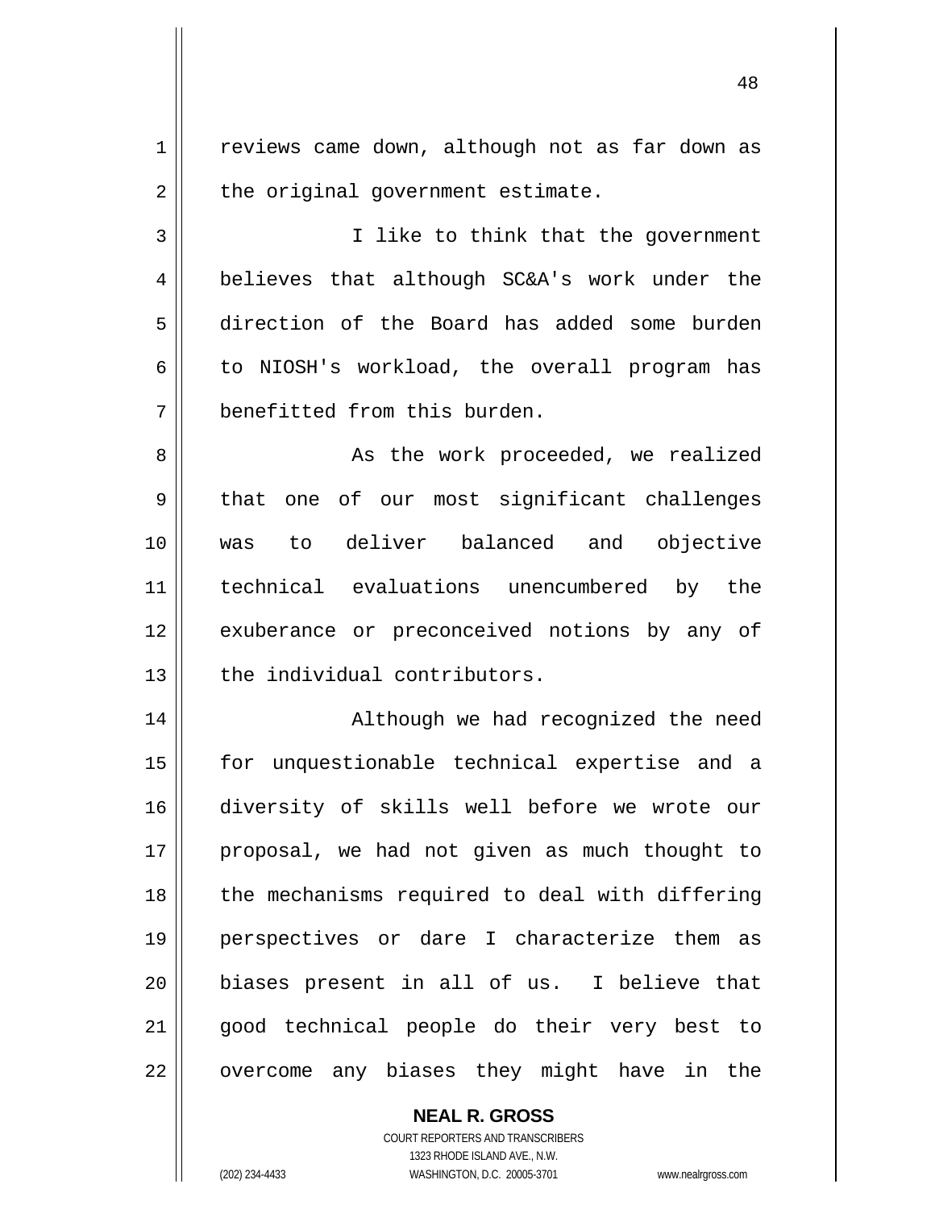reviews came down, although not as far down as the original government estimate.

I like to think that the government believes that although SC&A's work under the direction of the Board has added some burden to NIOSH's workload, the overall program has benefitted from this burden.

As the work proceeded, we realized that one of our most significant challenges was to deliver balanced and objective technical evaluations unencumbered by the exuberance or preconceived notions by any of the individual contributors.

Although we had recognized the need for unquestionable technical expertise and a diversity of skills well before we wrote our proposal, we had not given as much thought to the mechanisms required to deal with differing perspectives or dare I characterize them as biases present in all of us. I believe that good technical people do their very best to overcome any biases they might have in the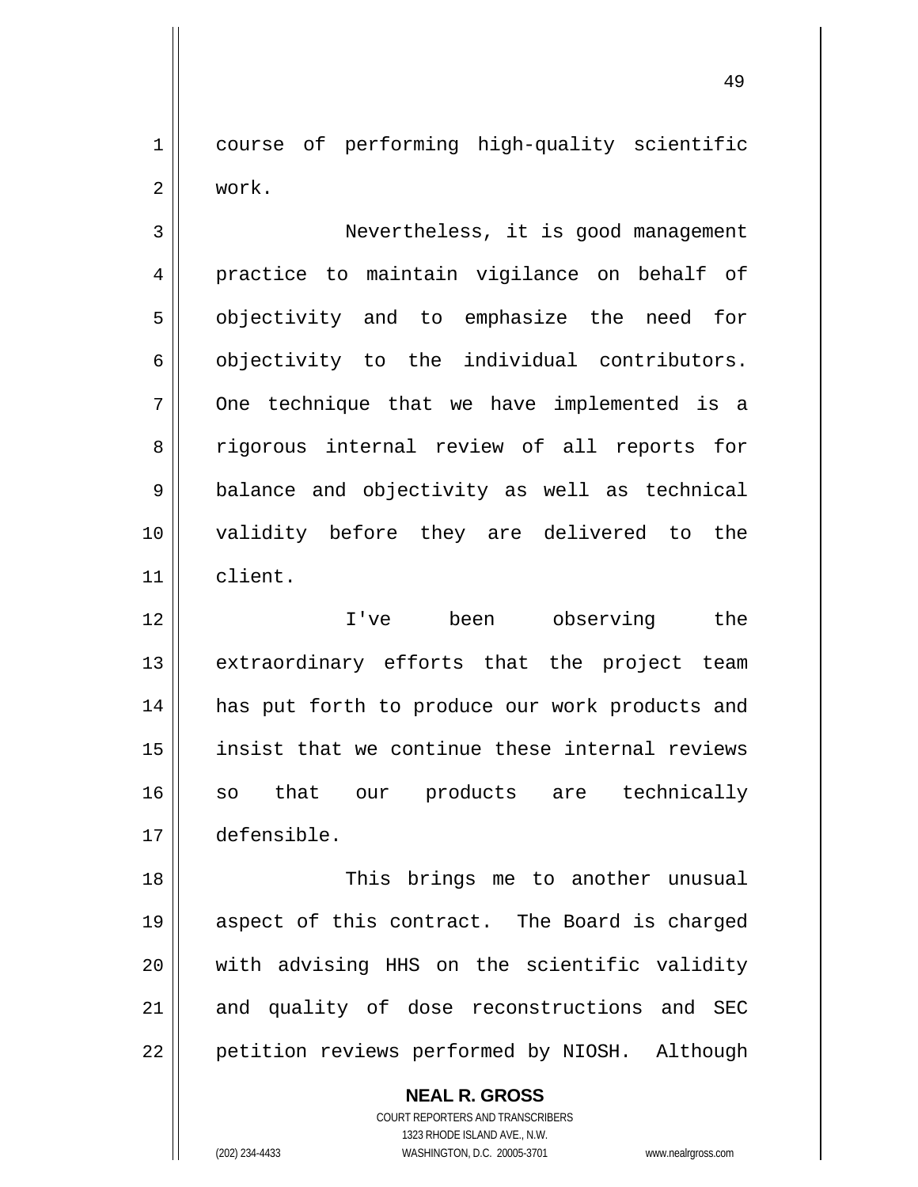course of performing high-quality scientific work.

Nevertheless, it is good management practice to maintain vigilance on behalf of objectivity and to emphasize the need for objectivity to the individual contributors. One technique that we have implemented is a rigorous internal review of all reports for balance and objectivity as well as technical validity before they are delivered to the client.

I've been observing the extraordinary efforts that the project team has put forth to produce our work products and insist that we continue these internal reviews so that our products are technically defensible.

This brings me to another unusual aspect of this contract. The Board is charged with advising HHS on the scientific validity and quality of dose reconstructions and SEC petition reviews performed by NIOSH. Although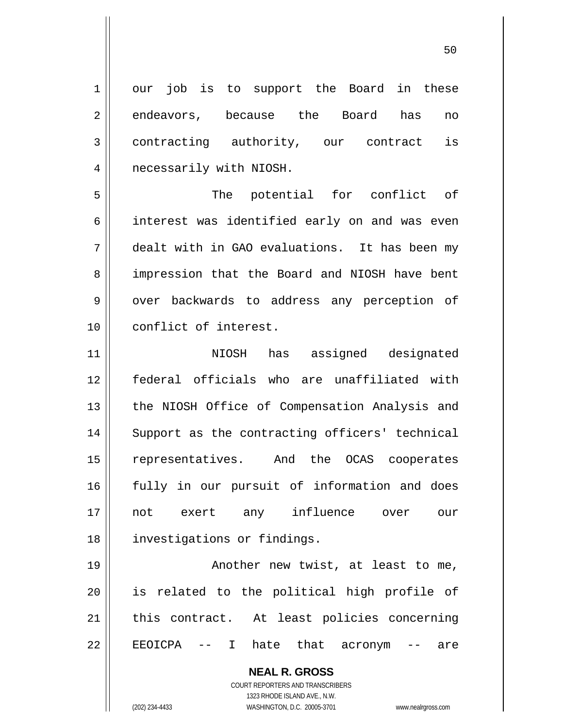our job is to support the Board in these endeavors, because the Board has no contracting authority, our contract is necessarily with NIOSH.

The potential for conflict of interest was identified early on and was even dealt with in GAO evaluations. It has been my impression that the Board and NIOSH have bent over backwards to address any perception of conflict of interest.

NIOSH has assigned designated federal officials who are unaffiliated with the NIOSH Office of Compensation Analysis and Support as the contracting officers' technical representatives. And the OCAS cooperates fully in our pursuit of information and does not exert any influence over our investigations or findings.

Another new twist, at least to me, is related to the political high profile of this contract. At least policies concerning EEOICPA -- I hate that acronym -- are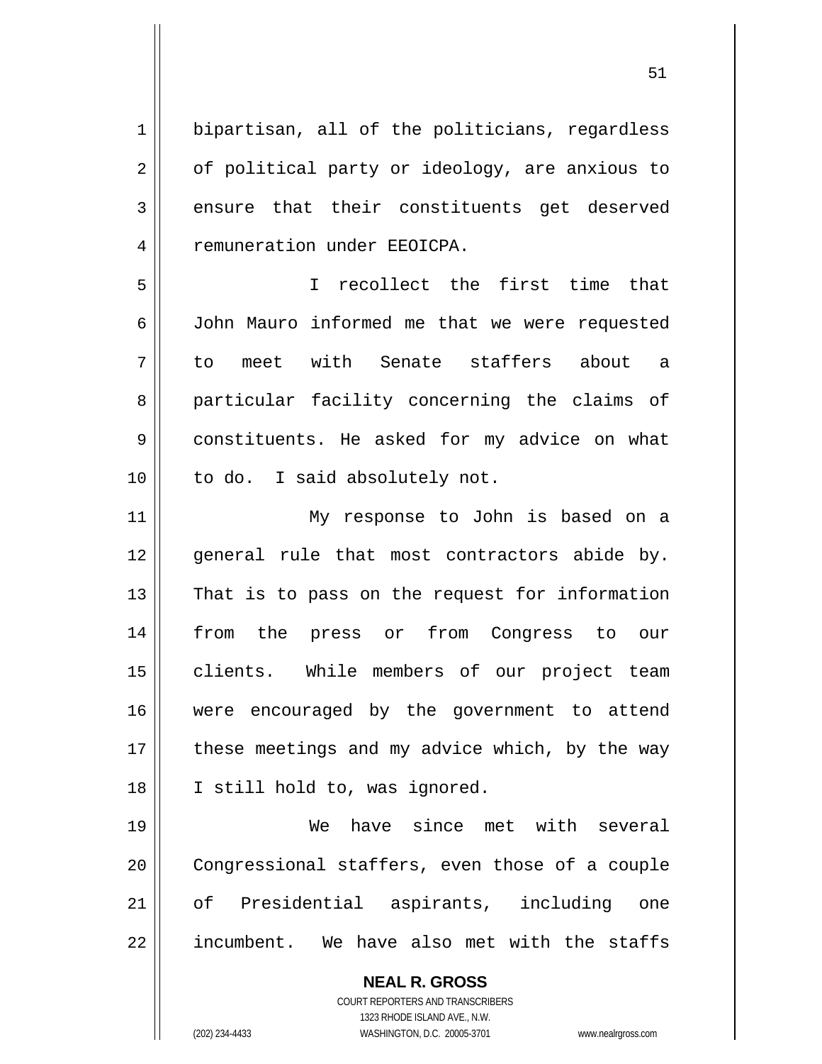bipartisan, all of the politicians, regardless of political party or ideology, are anxious to ensure that their constituents get deserved remuneration under EEOICPA.

I recollect the first time that John Mauro informed me that we were requested to meet with Senate staffers about a particular facility concerning the claims of constituents. He asked for my advice on what to do. I said absolutely not.

My response to John is based on a general rule that most contractors abide by. That is to pass on the request for information from the press or from Congress to our clients. While members of our project team were encouraged by the government to attend these meetings and my advice which, by the way I still hold to, was ignored.

We have since met with several Congressional staffers, even those of a couple of Presidential aspirants, including one incumbent. We have also met with the staffs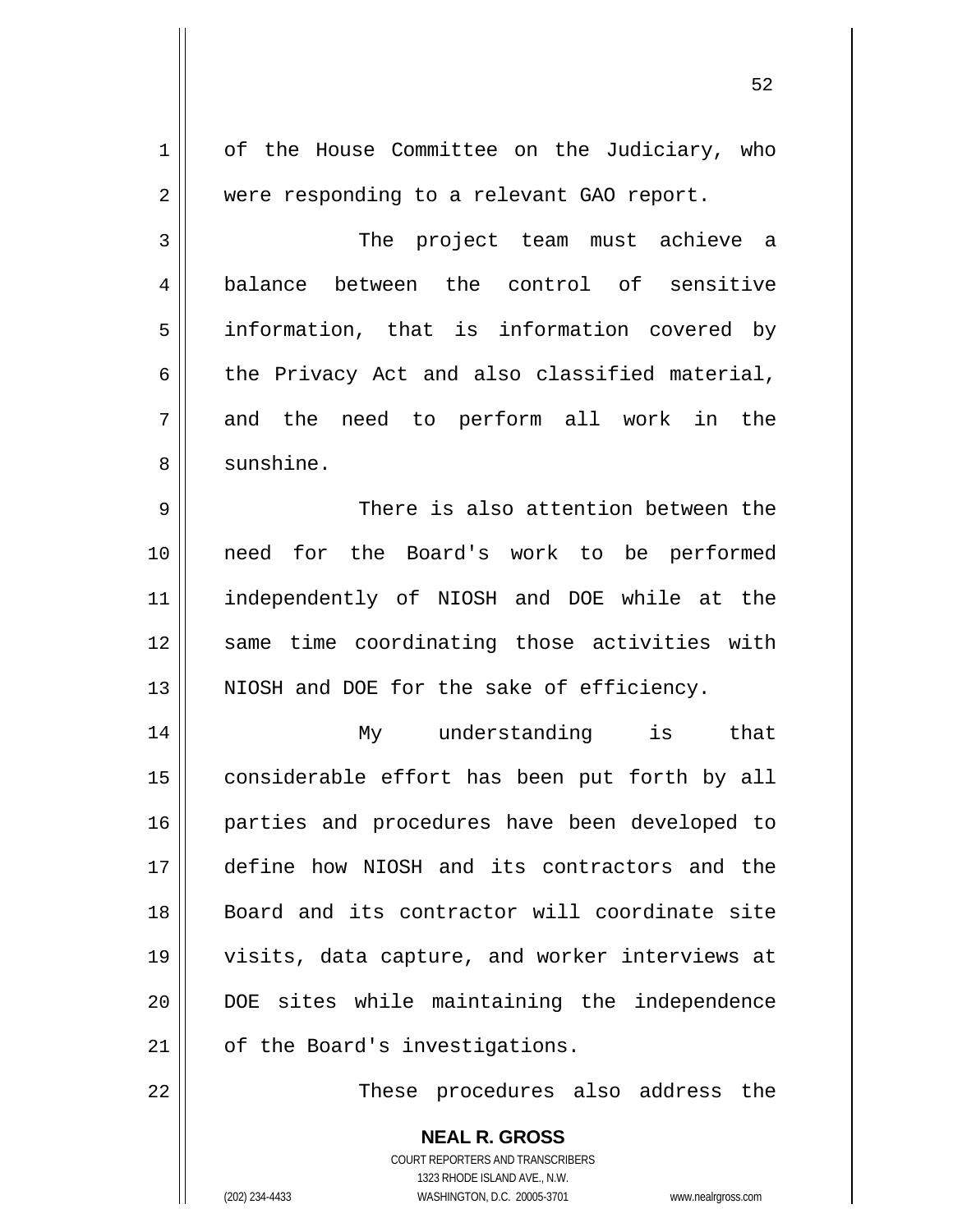of the House Committee on the Judiciary, who were responding to a relevant GAO report.

The project team must achieve a balance between the control of sensitive information, that is information covered by the Privacy Act and also classified material, and the need to perform all work in the sunshine.

There is also attention between the need for the Board's work to be performed independently of NIOSH and DOE while at the same time coordinating those activities with NIOSH and DOE for the sake of efficiency.

My understanding is that considerable effort has been put forth by all parties and procedures have been developed to define how NIOSH and its contractors and the Board and its contractor will coordinate site visits, data capture, and worker interviews at DOE sites while maintaining the independence of the Board's investigations.

These procedures also address the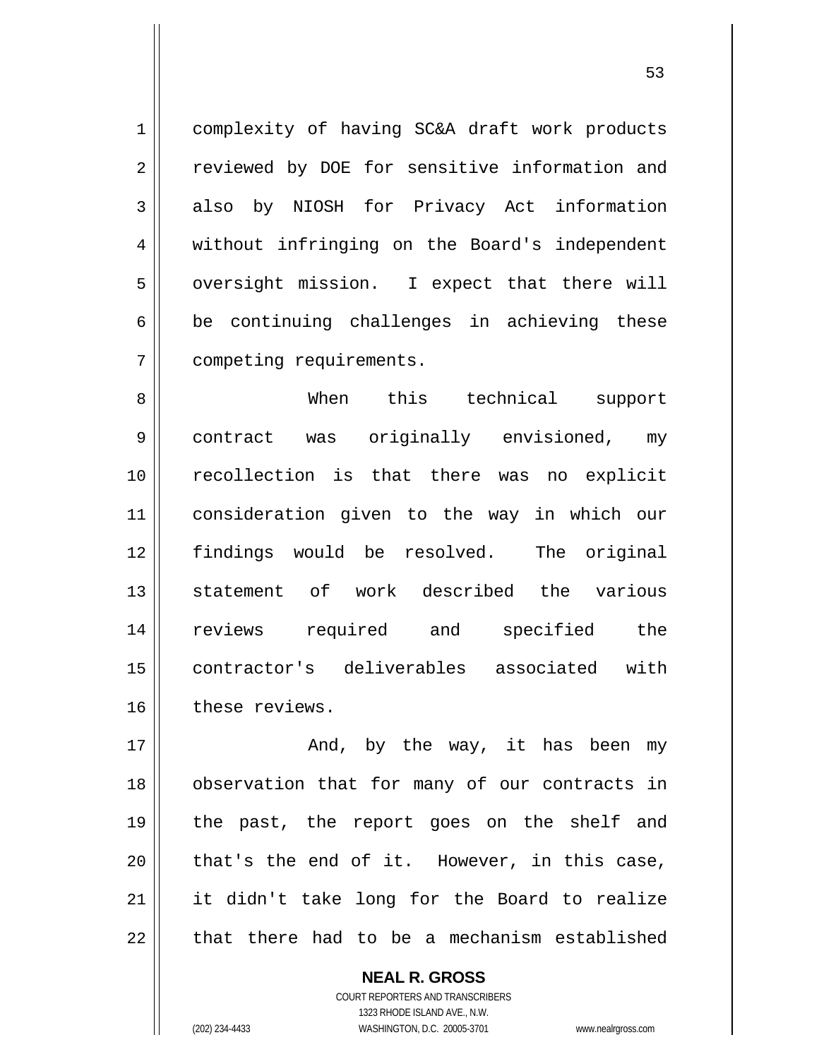complexity of having SC&A draft work products reviewed by DOE for sensitive information and also by NIOSH for Privacy Act information without infringing on the Board's independent oversight mission. I expect that there will be continuing challenges in achieving these competing requirements.

When this technical support contract was originally envisioned, my recollection is that there was no explicit consideration given to the way in which our findings would be resolved. The original statement of work described the various reviews required and specified the contractor's deliverables associated with these reviews.

And, by the way, it has been my observation that for many of our contracts in the past, the report goes on the shelf and that's the end of it. However, in this case, it didn't take long for the Board to realize that there had to be a mechanism established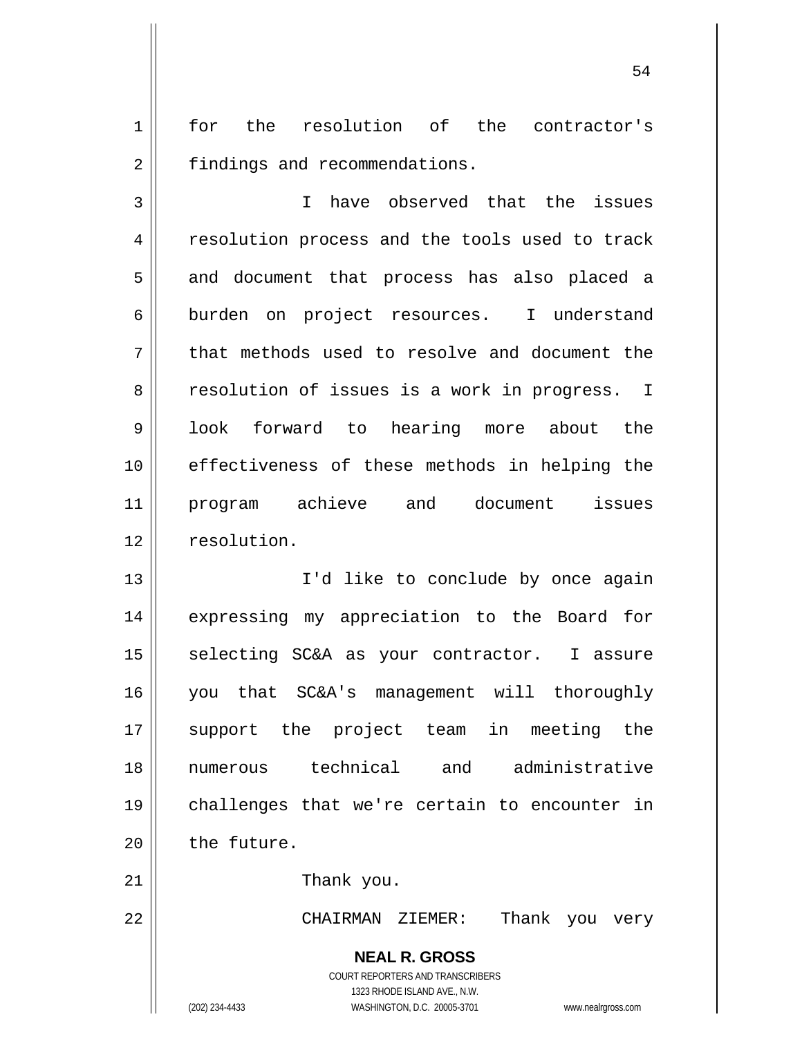for the resolution of the contractor's findings and recommendations.

I have observed that the issues resolution process and the tools used to track and document that process has also placed a burden on project resources. I understand that methods used to resolve and document the resolution of issues is a work in progress. I look forward to hearing more about the effectiveness of these methods in helping the program achieve and document issues resolution.

I'd like to conclude by once again expressing my appreciation to the Board for selecting SC&A as your contractor. I assure you that SC&A's management will thoroughly support the project team in meeting the numerous technical and administrative challenges that we're certain to encounter in the future.

Thank you.

CHAIRMAN ZIEMER: Thank you very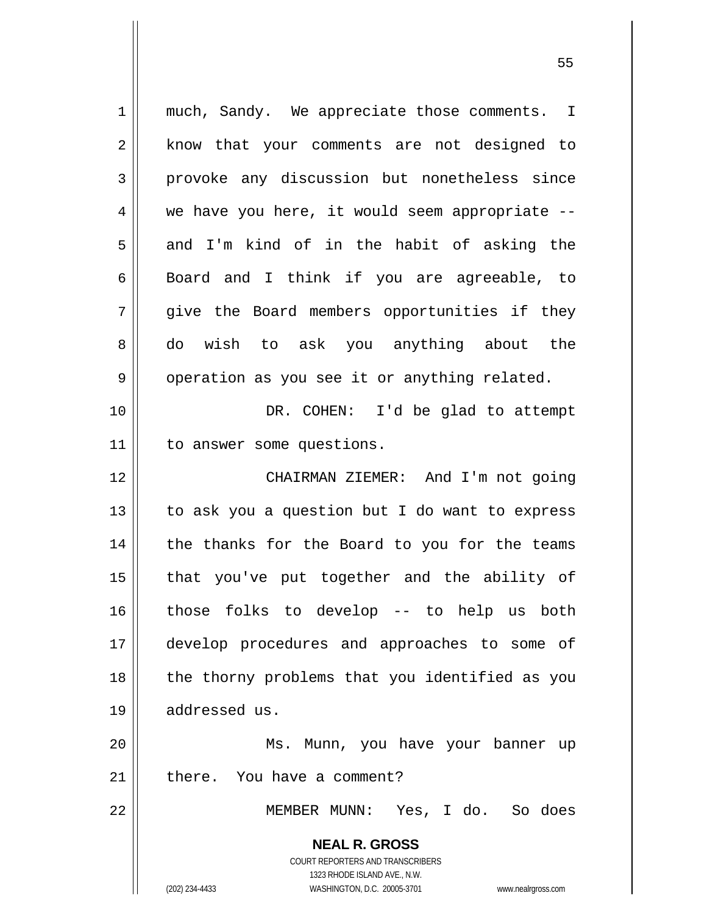much, Sandy. We appreciate those comments. I know that your comments are not designed to provoke any discussion but nonetheless since we have you here, it would seem appropriate -- and I'm kind of in the habit of asking the Board and I think if you are agreeable, to give the Board members opportunities if they do wish to ask you anything about the operation as you see it or anything related.

DR. COHEN: I'd be glad to attempt to answer some questions.

CHAIRMAN ZIEMER: And I'm not going to ask you a question but I do want to express the thanks for the Board to you for the teams that you've put together and the ability of those folks to develop -- to help us both develop procedures and approaches to some of the thorny problems that you identified as you addressed us.

Ms. Munn, you have your banner up there. You have a comment?

MEMBER MUNN: Yes, I do. So does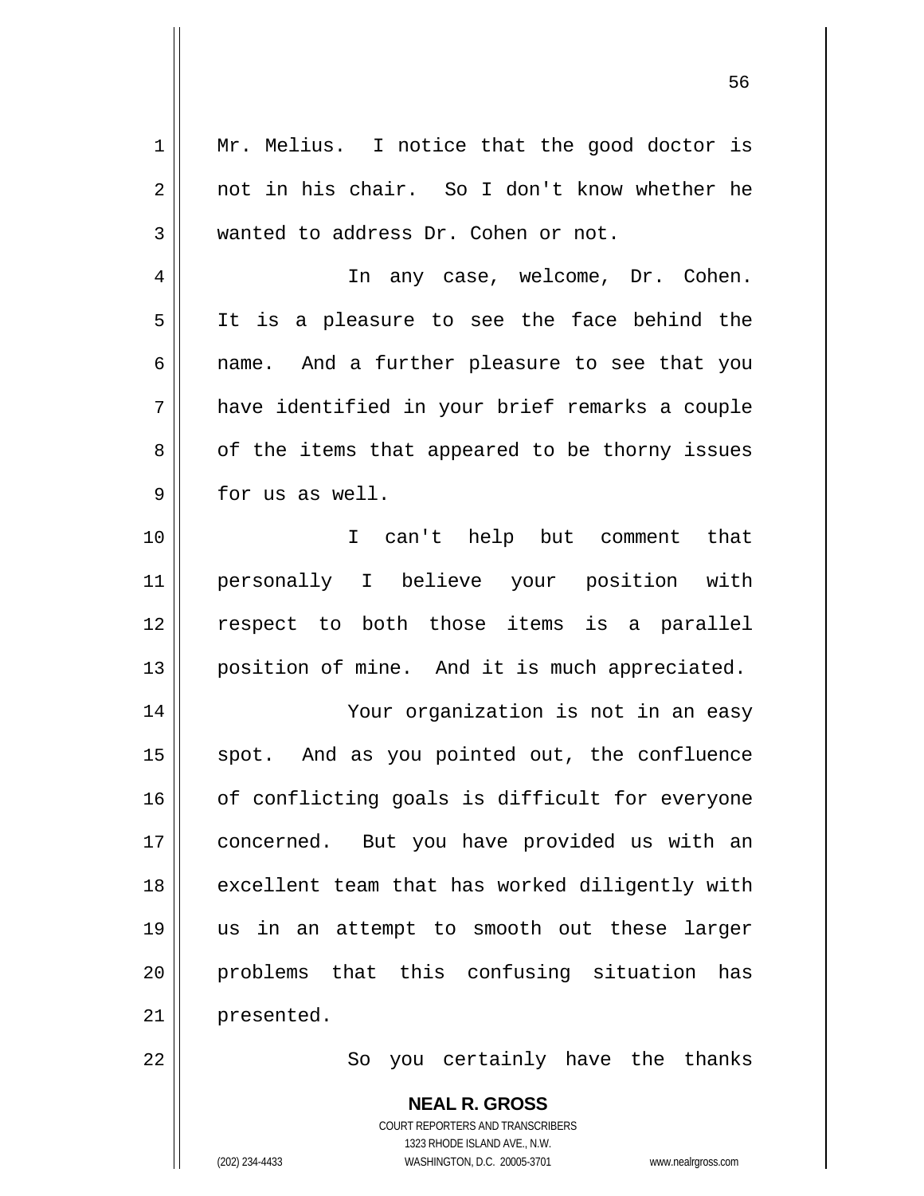Mr. Melius. I notice that the good doctor is not in his chair. So I don't know whether he wanted to address Dr. Cohen or not.

In any case, welcome, Dr. Cohen. It is a pleasure to see the face behind the name. And a further pleasure to see that you have identified in your brief remarks a couple of the items that appeared to be thorny issues for us as well.

I can't help but comment that personally I believe your position with respect to both those items is a parallel position of mine. And it is much appreciated.

Your organization is not in an easy spot. And as you pointed out, the confluence of conflicting goals is difficult for everyone concerned. But you have provided us with an excellent team that has worked diligently with us in an attempt to smooth out these larger problems that this confusing situation has presented.

So you certainly have the thanks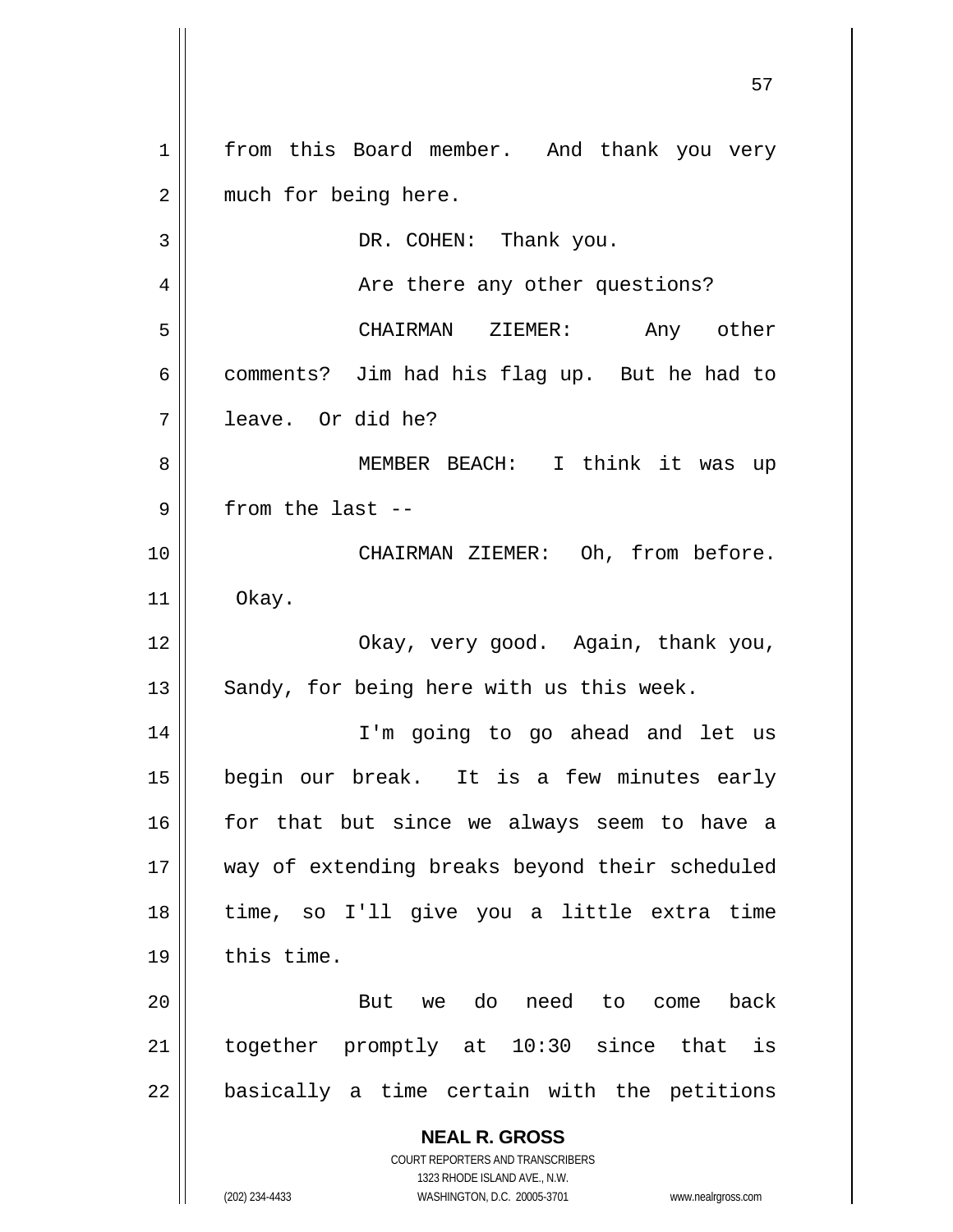from this Board member. And thank you very much for being here.

DR. COHEN: Thank you.

Are there any other questions?

CHAIRMAN ZIEMER: Any other comments? Jim had his flag up. But he had to leave. Or did he?

MEMBER BEACH: I think it was up from the last --

CHAIRMAN ZIEMER: Oh, from before. Okay.

Okay, very good. Again, thank you, Sandy, for being here with us this week.

I'm going to go ahead and let us begin our break. It is a few minutes early for that but since we always seem to have a way of extending breaks beyond their scheduled time, so I'll give you a little extra time this time.

But we do need to come back together promptly at 10:30 since that is basically a time certain with the petitions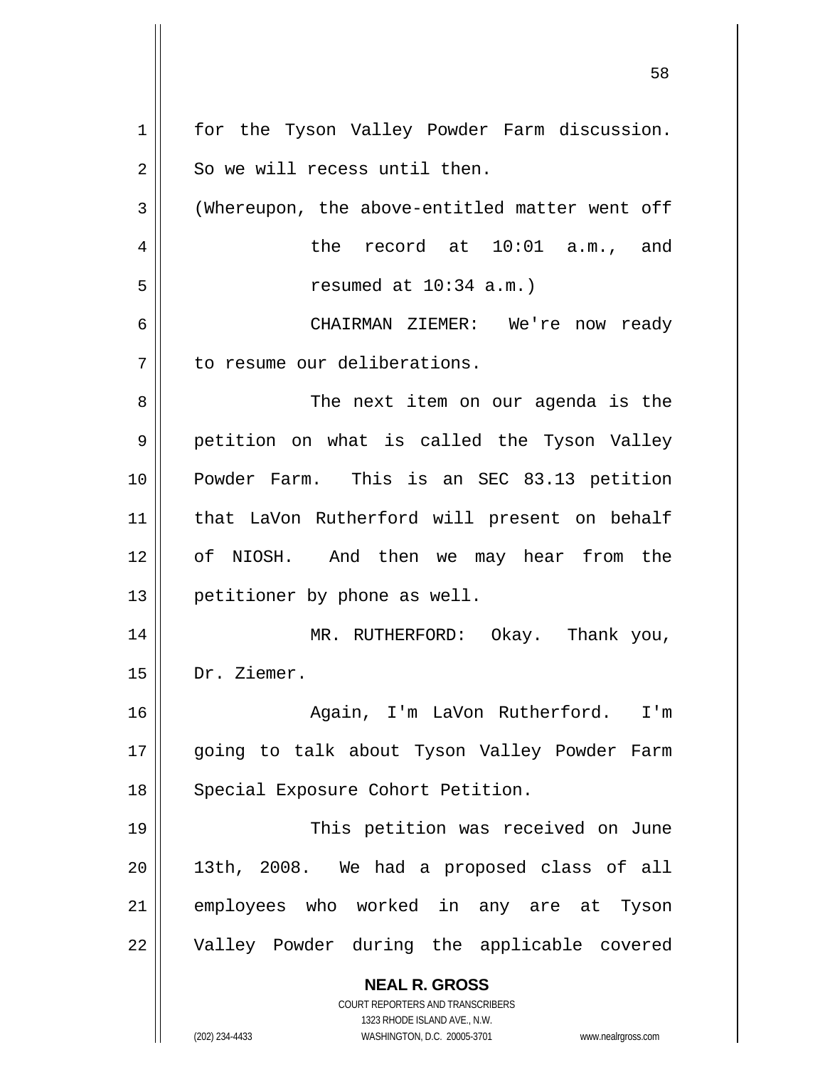for the Tyson Valley Powder Farm discussion. So we will recess until then.

(Whereupon, the above-entitled matter went off the record at 10:01 a.m., and resumed at 10:34 a.m.)

CHAIRMAN ZIEMER: We're now ready to resume our deliberations.

The next item on our agenda is the petition on what is called the Tyson Valley Powder Farm. This is an SEC 83.13 petition that LaVon Rutherford will present on behalf of NIOSH. And then we may hear from the petitioner by phone as well.

MR. RUTHERFORD: Okay. Thank you, Dr. Ziemer.

Again, I'm LaVon Rutherford. I'm going to talk about Tyson Valley Powder Farm Special Exposure Cohort Petition.

This petition was received on June 13th, 2008. We had a proposed class of all employees who worked in any are at Tyson Valley Powder during the applicable covered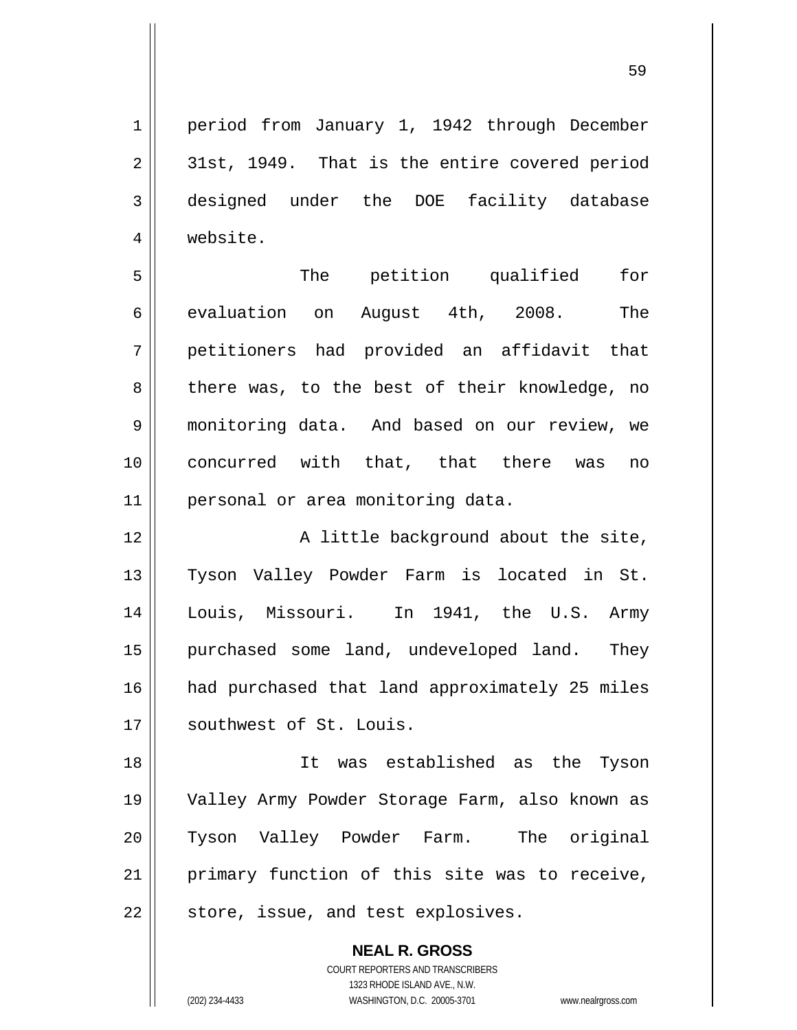period from January 1, 1942 through December 31st, 1949. That is the entire covered period designed under the DOE facility database website.

The petition qualified for evaluation on August 4th, 2008. The petitioners had provided an affidavit that there was, to the best of their knowledge, no monitoring data. And based on our review, we concurred with that, that there was no personal or area monitoring data.

A little background about the site, Tyson Valley Powder Farm is located in St. Louis, Missouri. In 1941, the U.S. Army purchased some land, undeveloped land. They had purchased that land approximately 25 miles southwest of St. Louis.

It was established as the Tyson Valley Army Powder Storage Farm, also known as Tyson Valley Powder Farm. The original primary function of this site was to receive, store, issue, and test explosives.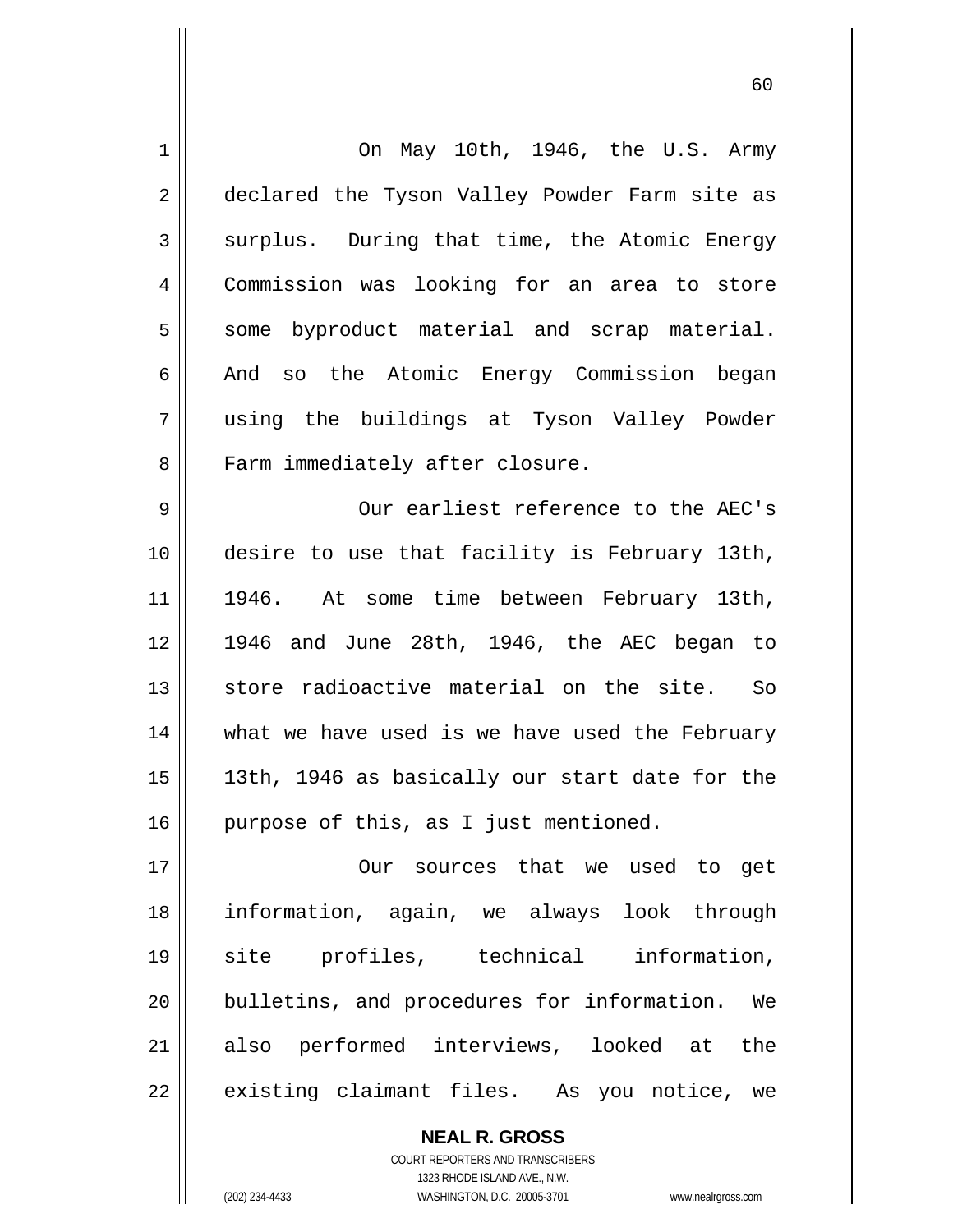On May 10th, 1946, the U.S. Army declared the Tyson Valley Powder Farm site as surplus. During that time, the Atomic Energy Commission was looking for an area to store some byproduct material and scrap material. And so the Atomic Energy Commission began using the buildings at Tyson Valley Powder Farm immediately after closure.

Our earliest reference to the AEC's desire to use that facility is February 13th, 1946. At some time between February 13th, 1946 and June 28th, 1946, the AEC began to store radioactive material on the site. So what we have used is we have used the February 13th, 1946 as basically our start date for the purpose of this, as I just mentioned.

Our sources that we used to get information, again, we always look through site profiles, technical information, bulletins, and procedures for information. We also performed interviews, looked at the existing claimant files. As you notice, we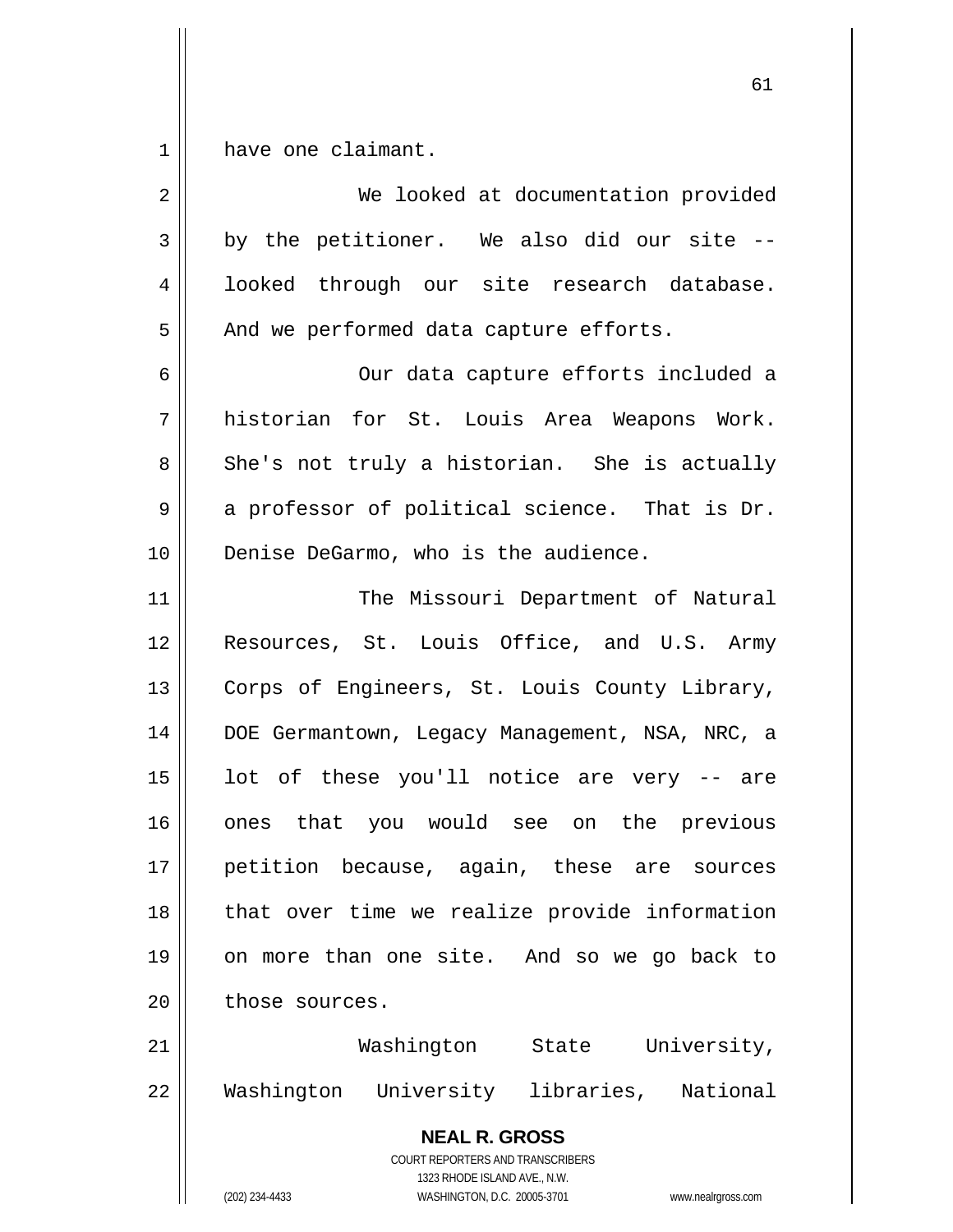have one claimant.

We looked at documentation provided by the petitioner. We also did our site -- looked through our site research database. And we performed data capture efforts.

Our data capture efforts included a historian for St. Louis Area Weapons Work. She's not truly a historian. She is actually a professor of political science. That is Dr. Denise DeGarmo, who is the audience.

The Missouri Department of Natural Resources, St. Louis Office, and U.S. Army Corps of Engineers, St. Louis County Library, DOE Germantown, Legacy Management, NSA, NRC, a lot of these you'll notice are very -- are ones that you would see on the previous petition because, again, these are sources that over time we realize provide information on more than one site. And so we go back to those sources.

Washington State University, Washington University libraries, National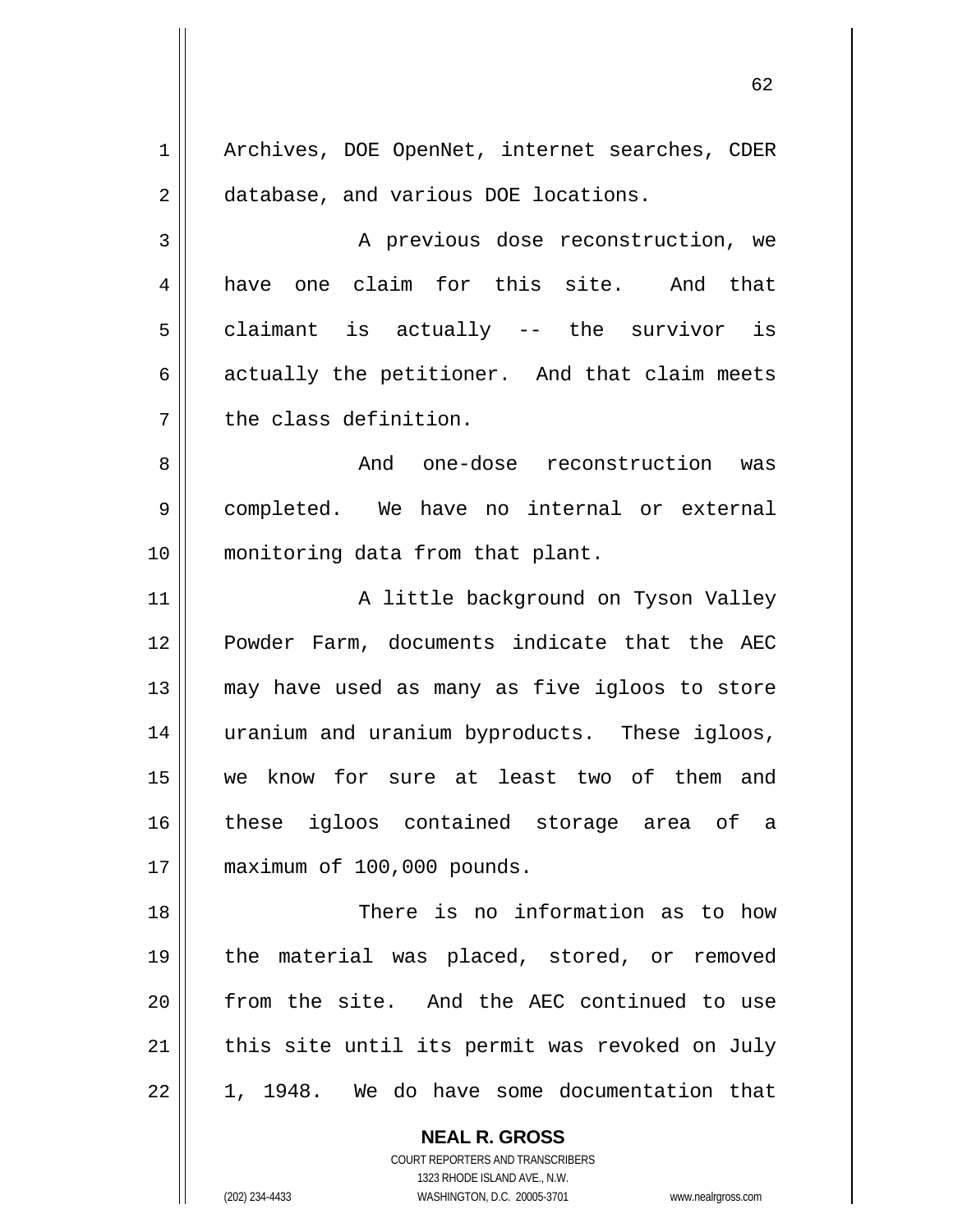Archives, DOE OpenNet, internet searches, CDER database, and various DOE locations.

A previous dose reconstruction, we have one claim for this site. And that claimant is actually -- the survivor is actually the petitioner. And that claim meets the class definition.

And one-dose reconstruction was completed. We have no internal or external monitoring data from that plant.

A little background on Tyson Valley Powder Farm, documents indicate that the AEC may have used as many as five igloos to store uranium and uranium byproducts. These igloos, we know for sure at least two of them and these igloos contained storage area of a maximum of 100,000 pounds.

There is no information as to how the material was placed, stored, or removed from the site. And the AEC continued to use this site until its permit was revoked on July 1, 1948. We do have some documentation that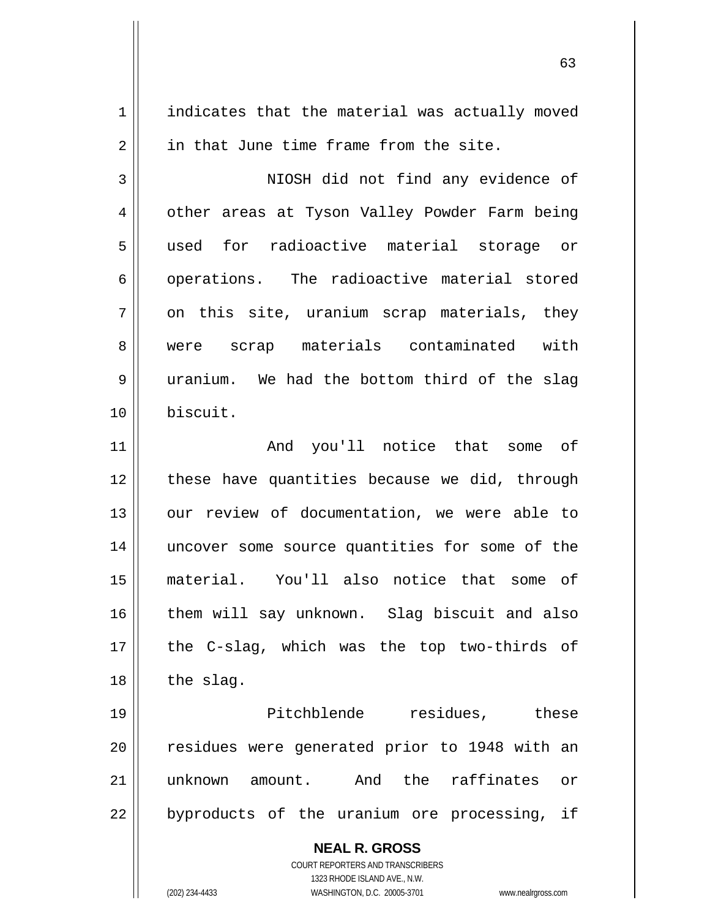indicates that the material was actually moved in that June time frame from the site.

NIOSH did not find any evidence of other areas at Tyson Valley Powder Farm being used for radioactive material storage or operations. The radioactive material stored on this site, uranium scrap materials, they were scrap materials contaminated with uranium. We had the bottom third of the slag biscuit.

And you'll notice that some of these have quantities because we did, through our review of documentation, we were able to uncover some source quantities for some of the material. You'll also notice that some of them will say unknown. Slag biscuit and also the C-slag, which was the top two-thirds of the slag.

Pitchblende residues, these residues were generated prior to 1948 with an unknown amount. And the raffinates or byproducts of the uranium ore processing, if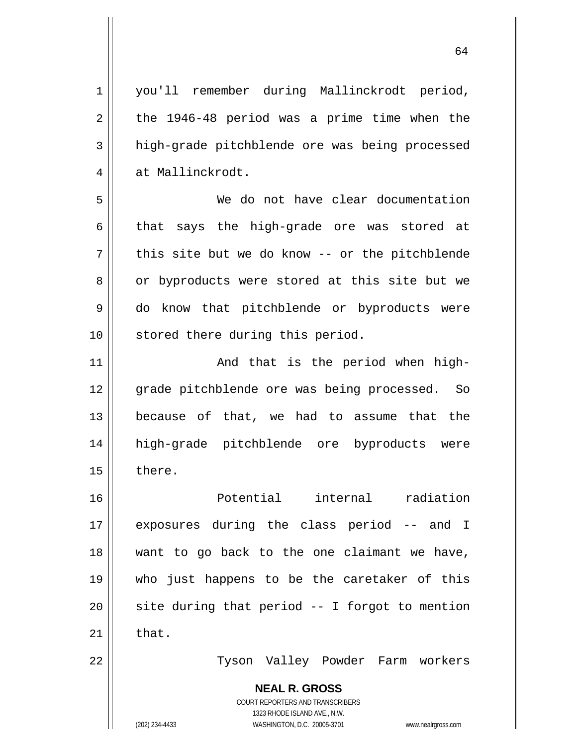you'll remember during Mallinckrodt period, the 1946-48 period was a prime time when the high-grade pitchblende ore was being processed at Mallinckrodt.

We do not have clear documentation that says the high-grade ore was stored at this site but we do know -- or the pitchblende or byproducts were stored at this site but we do know that pitchblende or byproducts were stored there during this period.

And that is the period when high-grade pitchblende ore was being processed. So because of that, we had to assume that the high-grade pitchblende ore byproducts were there.

Potential internal radiation exposures during the class period -- and I want to go back to the one claimant we have, who just happens to be the caretaker of this site during that period -- I forgot to mention that.

Tyson Valley Powder Farm workers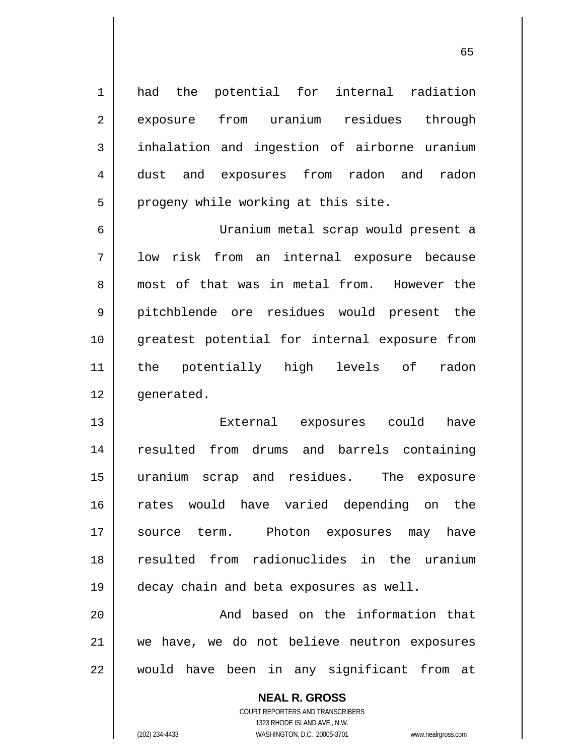had the potential for internal radiation exposure from uranium residues through inhalation and ingestion of airborne uranium dust and exposures from radon and radon progeny while working at this site.

Uranium metal scrap would present a low risk from an internal exposure because most of that was in metal from. However the pitchblende ore residues would present the greatest potential for internal exposure from the potentially high levels of radon generated.

External exposures could have resulted from drums and barrels containing uranium scrap and residues. The exposure rates would have varied depending on the source term. Photon exposures may have resulted from radionuclides in the uranium decay chain and beta exposures as well.

And based on the information that we have, we do not believe neutron exposures would have been in any significant from at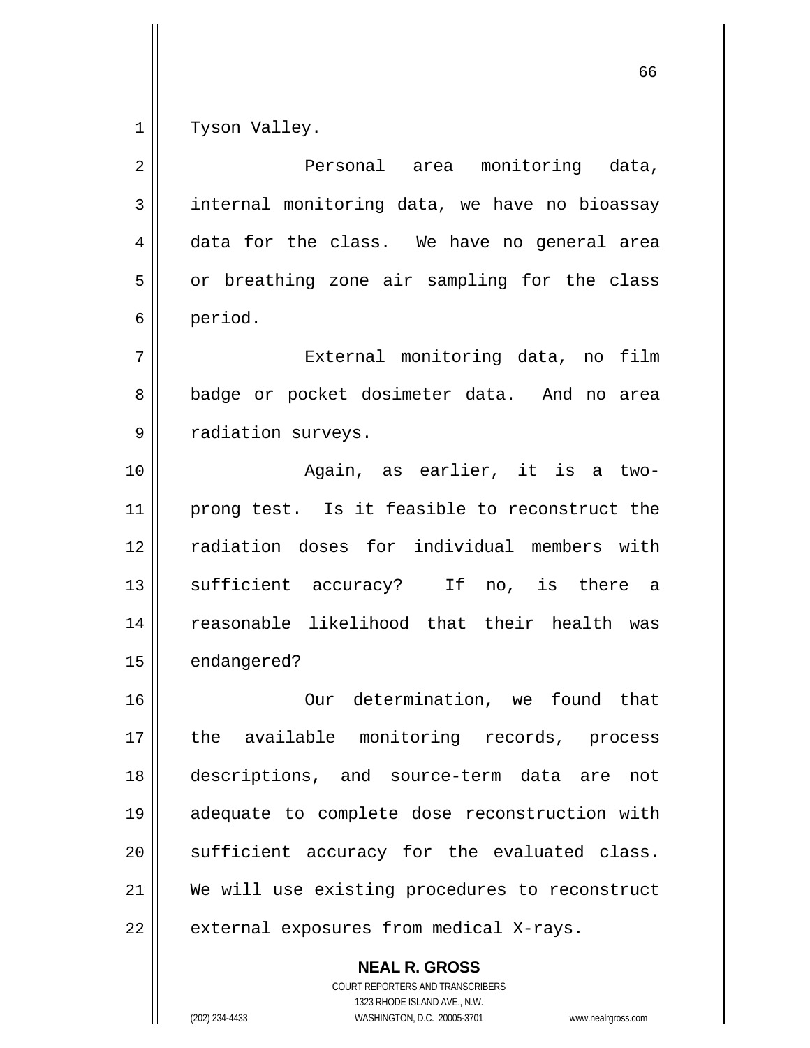Tyson Valley.

Personal area monitoring data, internal monitoring data, we have no bioassay data for the class. We have no general area or breathing zone air sampling for the class period.

External monitoring data, no film badge or pocket dosimeter data. And no area radiation surveys.

Again, as earlier, it is a two-prong test. Is it feasible to reconstruct the radiation doses for individual members with sufficient accuracy? If no, is there a reasonable likelihood that their health was endangered?

Our determination, we found that the available monitoring records, process descriptions, and source-term data are not adequate to complete dose reconstruction with sufficient accuracy for the evaluated class. We will use existing procedures to reconstruct external exposures from medical X-rays.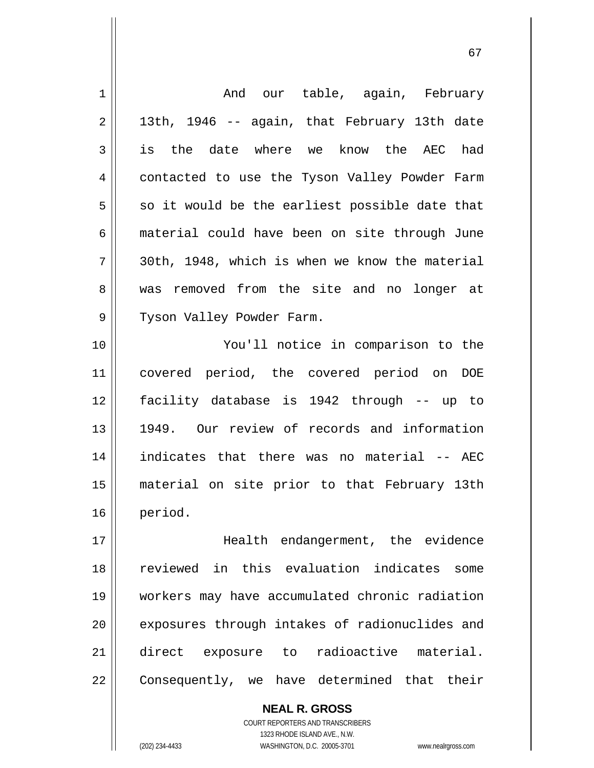And our table, again, February 13th, 1946 -- again, that February 13th date is the date where we know the AEC had contacted to use the Tyson Valley Powder Farm so it would be the earliest possible date that material could have been on site through June 30th, 1948, which is when we know the material was removed from the site and no longer at Tyson Valley Powder Farm.

You'll notice in comparison to the covered period, the covered period on DOE facility database is 1942 through -- up to 1949. Our review of records and information indicates that there was no material -- AEC material on site prior to that February 13th period.

Health endangerment, the evidence reviewed in this evaluation indicates some workers may have accumulated chronic radiation exposures through intakes of radionuclides and direct exposure to radioactive material. Consequently, we have determined that their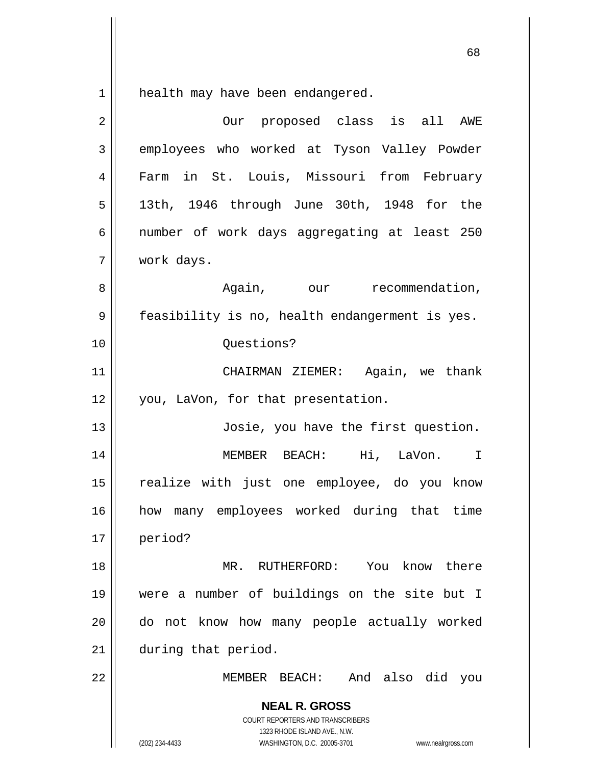health may have been endangered.

Our proposed class is all AWE employees who worked at Tyson Valley Powder Farm in St. Louis, Missouri from February 13th, 1946 through June 30th, 1948 for the number of work days aggregating at least 250 work days.

Again, our recommendation, feasibility is no, health endangerment is yes.

Questions?

CHAIRMAN ZIEMER: Again, we thank you, LaVon, for that presentation.

Josie, you have the first question.

MEMBER BEACH: Hi, LaVon. I realize with just one employee, do you know how many employees worked during that time period?

MR. RUTHERFORD: You know there were a number of buildings on the site but I do not know how many people actually worked during that period.

MEMBER BEACH: And also did you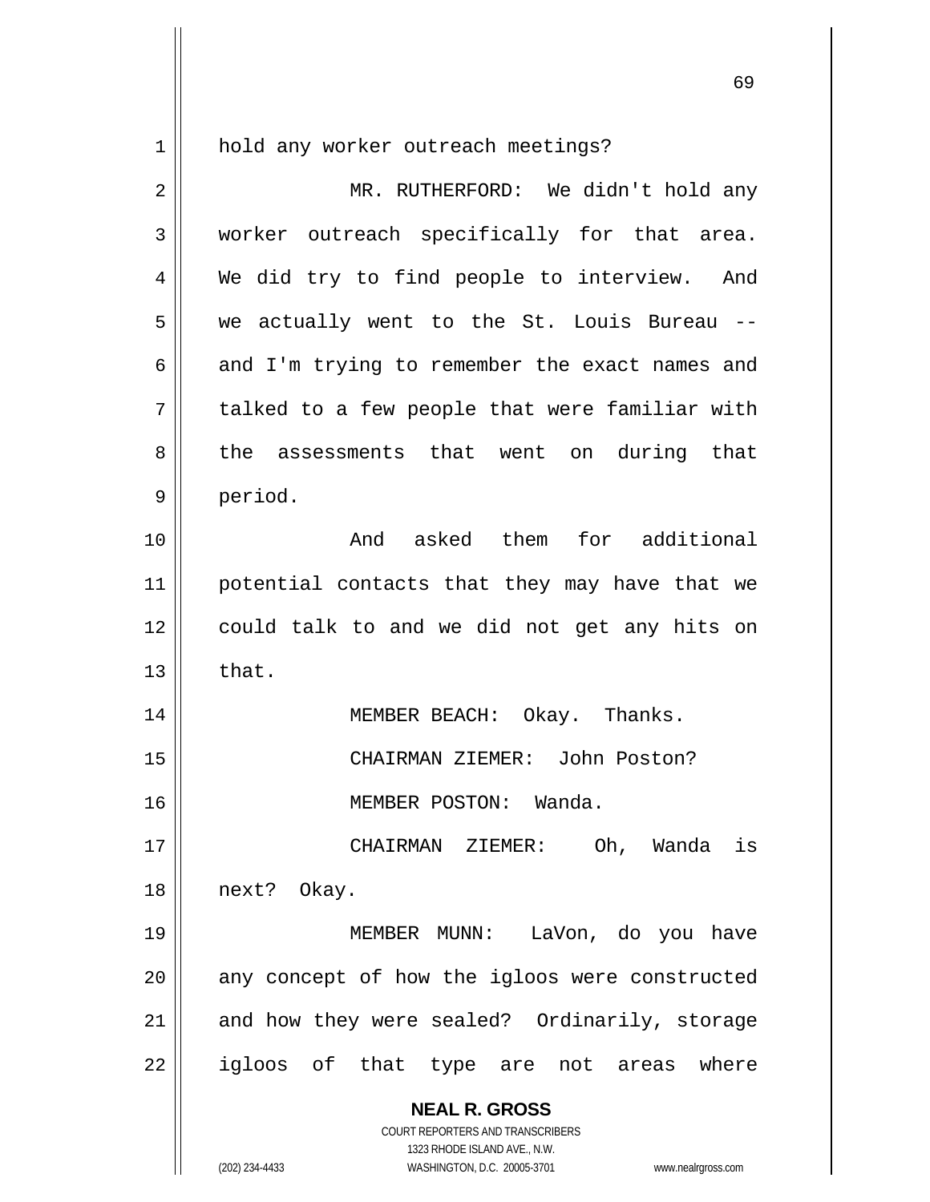hold any worker outreach meetings?

MR. RUTHERFORD: We didn't hold any worker outreach specifically for that area. We did try to find people to interview. And we actually went to the St. Louis Bureau -- and I'm trying to remember the exact names and talked to a few people that were familiar with the assessments that went on during that period.

And asked them for additional potential contacts that they may have that we could talk to and we did not get any hits on that.

MEMBER BEACH: Okay. Thanks.

CHAIRMAN ZIEMER: John Poston?

MEMBER POSTON: Wanda.

CHAIRMAN ZIEMER: Oh, Wanda is next? Okay.

MEMBER MUNN: LaVon, do you have any concept of how the igloos were constructed and how they were sealed? Ordinarily, storage igloos of that type are not areas where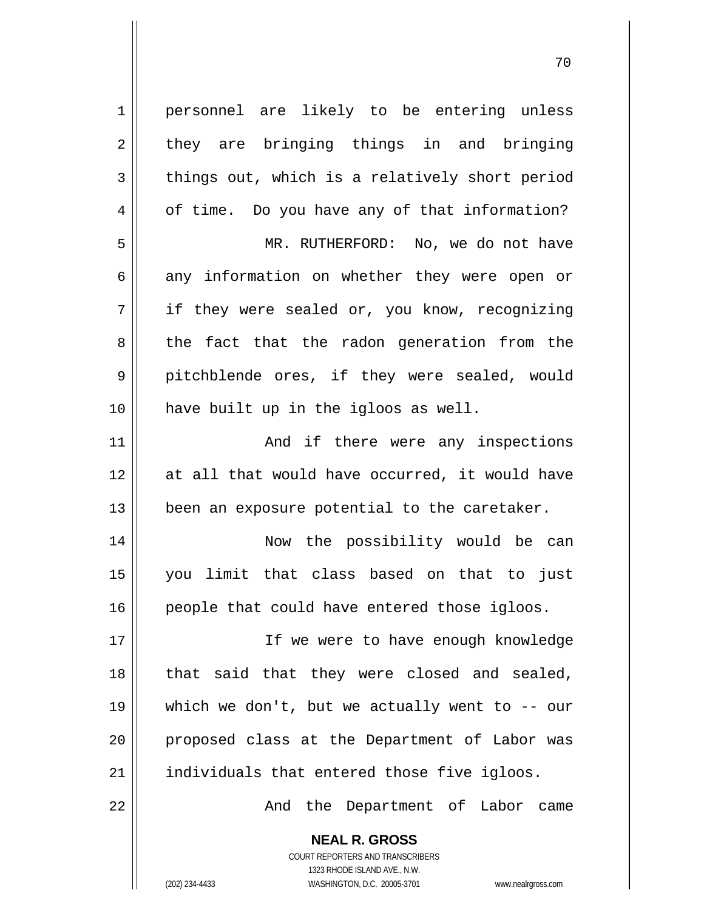personnel are likely to be entering unless they are bringing things in and bringing things out, which is a relatively short period of time. Do you have any of that information?

MR. RUTHERFORD: No, we do not have any information on whether they were open or if they were sealed or, you know, recognizing the fact that the radon generation from the pitchblende ores, if they were sealed, would have built up in the igloos as well.

And if there were any inspections at all that would have occurred, it would have been an exposure potential to the caretaker.

Now the possibility would be can you limit that class based on that to just people that could have entered those igloos.

If we were to have enough knowledge that said that they were closed and sealed, which we don't, but we actually went to -- our proposed class at the Department of Labor was individuals that entered those five igloos.

And the Department of Labor came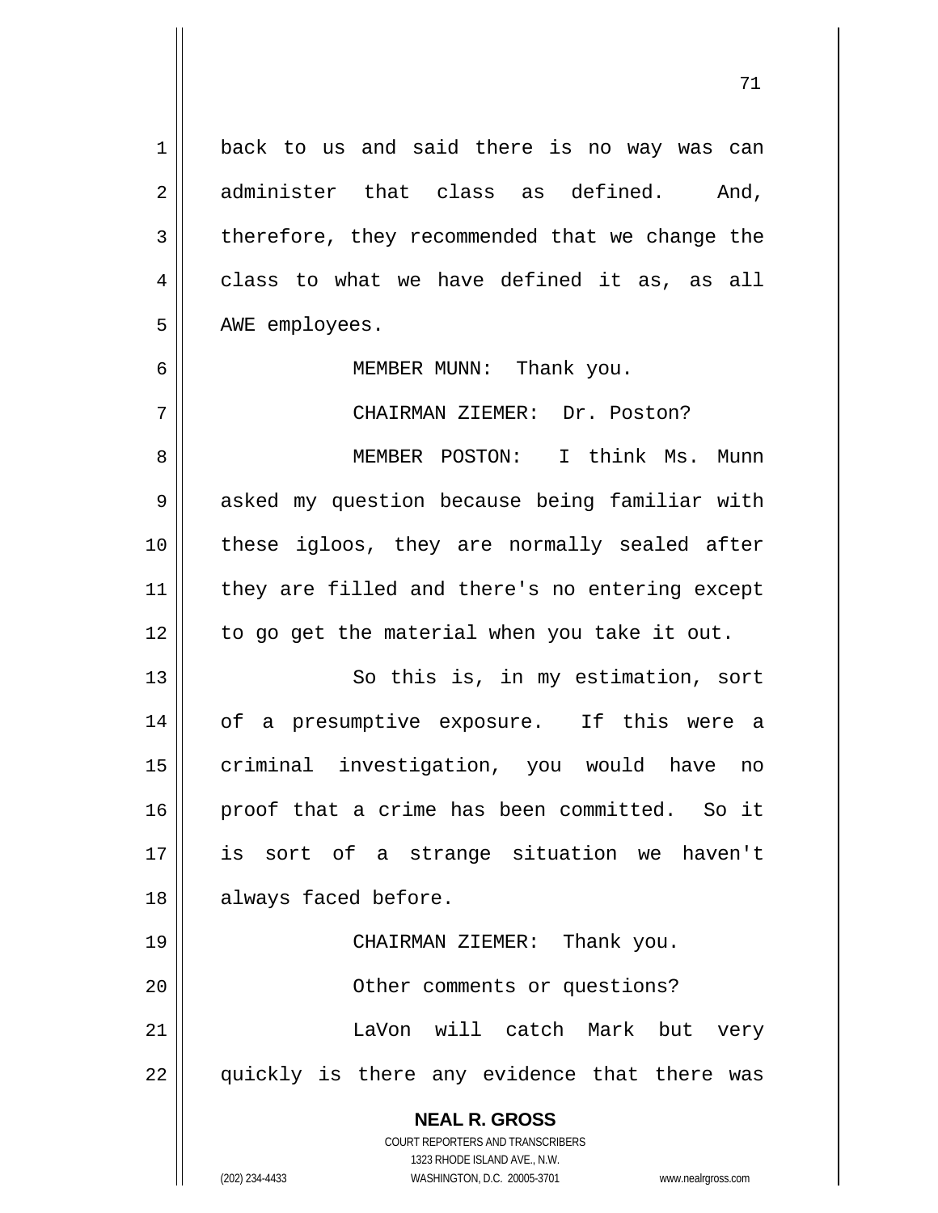back to us and said there is no way was can administer that class as defined. And, therefore, they recommended that we change the class to what we have defined it as, as all AWE employees.

MEMBER MUNN: Thank you.

CHAIRMAN ZIEMER: Dr. Poston?

MEMBER POSTON: I think Ms. Munn asked my question because being familiar with these igloos, they are normally sealed after they are filled and there's no entering except to go get the material when you take it out.

So this is, in my estimation, sort of a presumptive exposure. If this were a criminal investigation, you would have no proof that a crime has been committed. So it is sort of a strange situation we haven't always faced before.

CHAIRMAN ZIEMER: Thank you.

Other comments or questions?

LaVon will catch Mark but very quickly is there any evidence that there was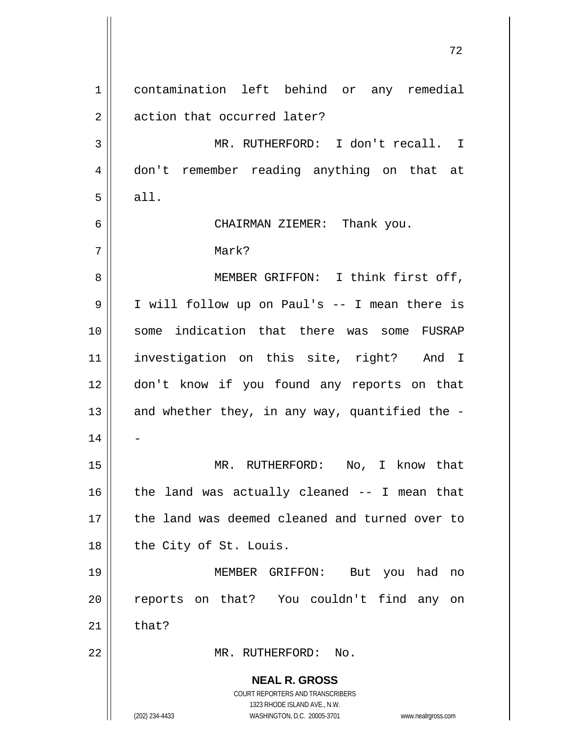contamination left behind or any remedial action that occurred later?

MR. RUTHERFORD: I don't recall. I don't remember reading anything on that at all.

CHAIRMAN ZIEMER: Thank you.

Mark?

MEMBER GRIFFON: I think first off, I will follow up on Paul's -- I mean there is some indication that there was some FUSRAP investigation on this site, right? And I don't know if you found any reports on that and whether they, in any way, quantified the --

MR. RUTHERFORD: No, I know that the land was actually cleaned -- I mean that the land was deemed cleaned and turned over to the City of St. Louis.

MEMBER GRIFFON: But you had no reports on that? You couldn't find any on that?

MR. RUTHERFORD: No.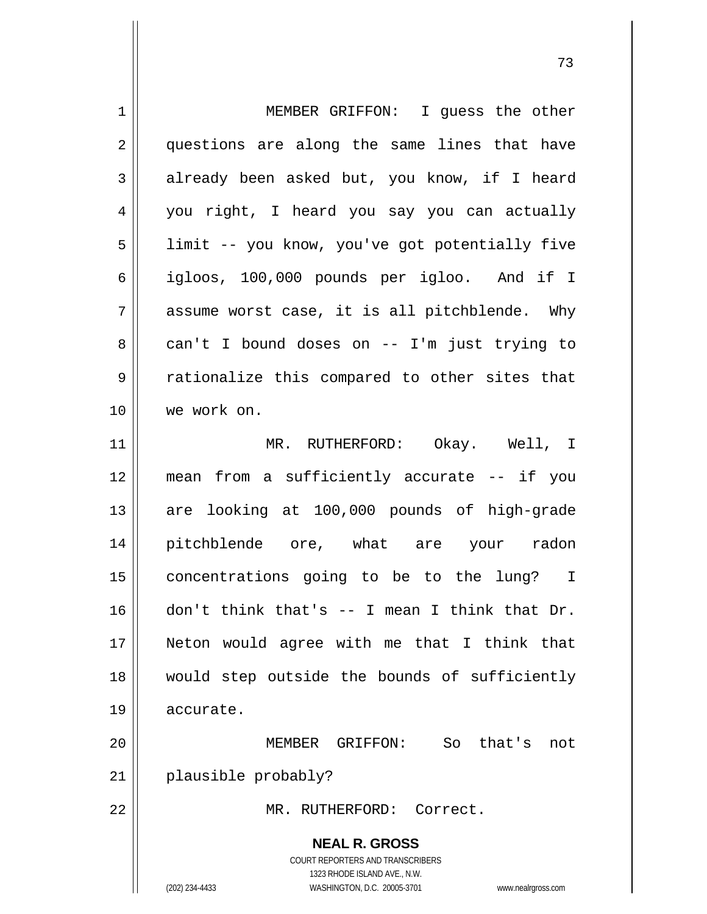MEMBER GRIFFON: I guess the other questions are along the same lines that have already been asked but, you know, if I heard you right, I heard you say you can actually limit -- you know, you've got potentially five igloos, 100,000 pounds per igloo. And if I assume worst case, it is all pitchblende. Why can't I bound doses on -- I'm just trying to rationalize this compared to other sites that we work on.

MR. RUTHERFORD: Okay. Well, I mean from a sufficiently accurate -- if you are looking at 100,000 pounds of high-grade pitchblende ore, what are your radon concentrations going to be to the lung? I don't think that's -- I mean I think that Dr. Neton would agree with me that I think that would step outside the bounds of sufficiently accurate.

MEMBER GRIFFON: So that's not plausible probably?

MR. RUTHERFORD: Correct.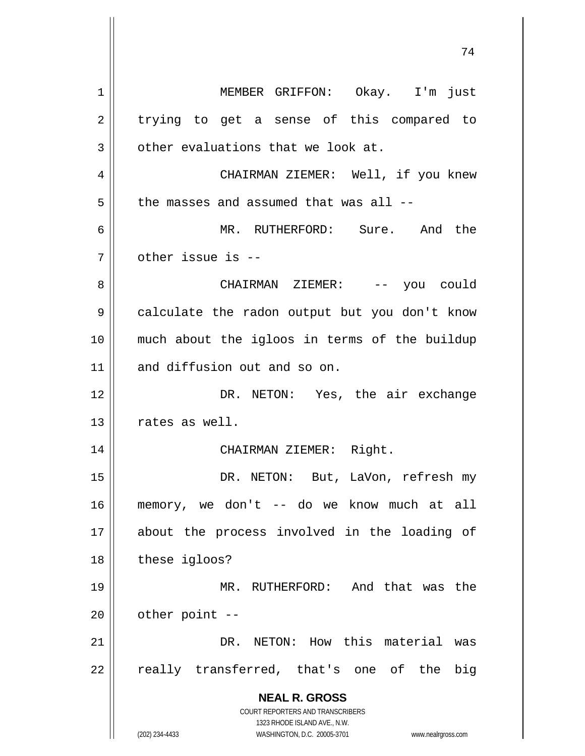MEMBER GRIFFON: Okay. I'm just trying to get a sense of this compared to other evaluations that we look at.

CHAIRMAN ZIEMER: Well, if you knew the masses and assumed that was all --

MR. RUTHERFORD: Sure. And the other issue is --

CHAIRMAN ZIEMER: -- you could calculate the radon output but you don't know much about the igloos in terms of the buildup and diffusion out and so on.

DR. NETON: Yes, the air exchange rates as well.

CHAIRMAN ZIEMER: Right.

DR. NETON: But, LaVon, refresh my memory, we don't -- do we know much at all about the process involved in the loading of these igloos?

MR. RUTHERFORD: And that was the other point --

DR. NETON: How this material was really transferred, that's one of the big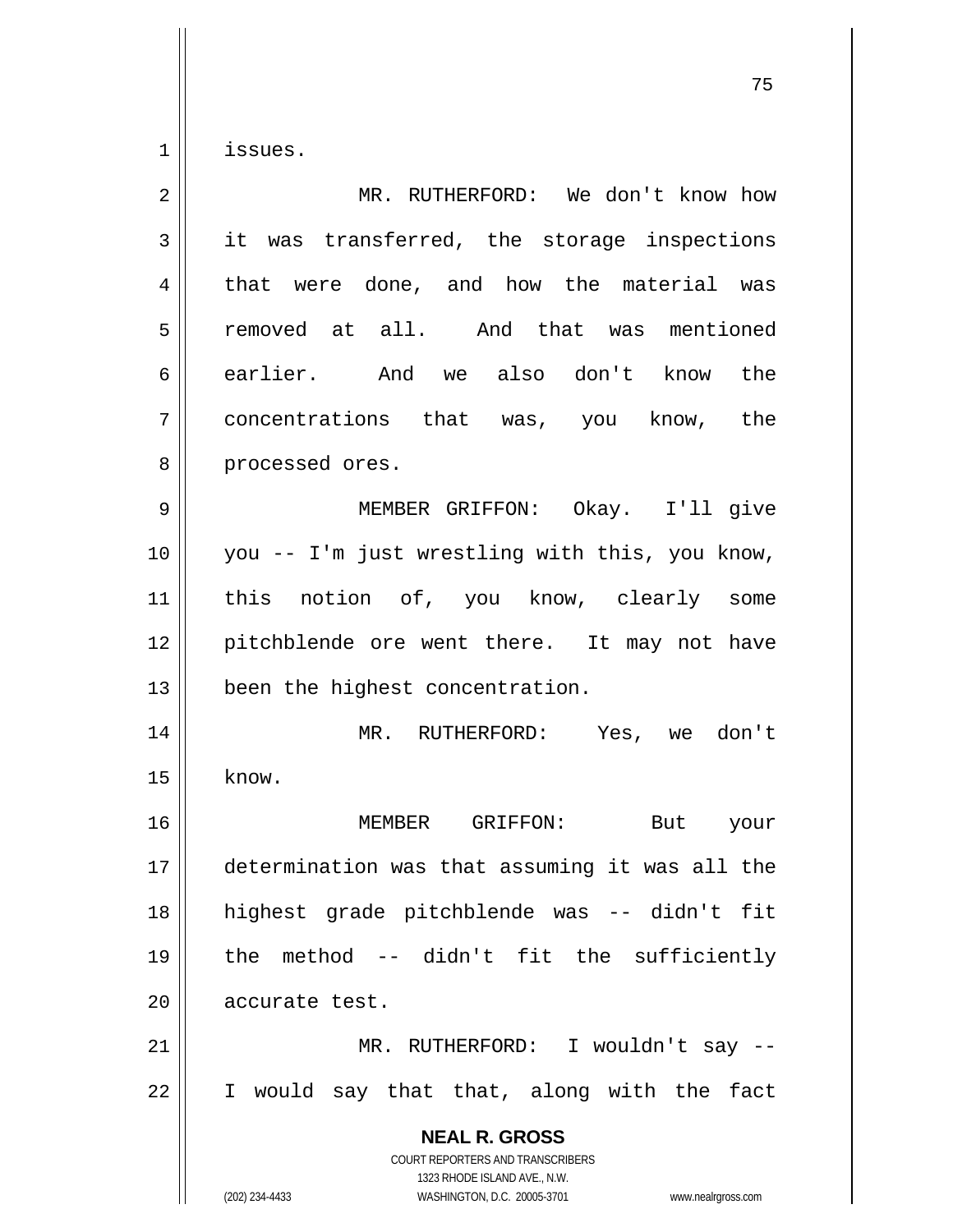issues.

MR. RUTHERFORD: We don't know how it was transferred, the storage inspections that were done, and how the material was removed at all. And that was mentioned earlier. And we also don't know the concentrations that was, you know, the processed ores.

MEMBER GRIFFON: Okay. I'll give you -- I'm just wrestling with this, you know, this notion of, you know, clearly some pitchblende ore went there. It may not have been the highest concentration.

MR. RUTHERFORD: Yes, we don't know.

MEMBER GRIFFON: But your determination was that assuming it was all the highest grade pitchblende was -- didn't fit the method -- didn't fit the sufficiently accurate test.

MR. RUTHERFORD: I wouldn't say -- I would say that that, along with the fact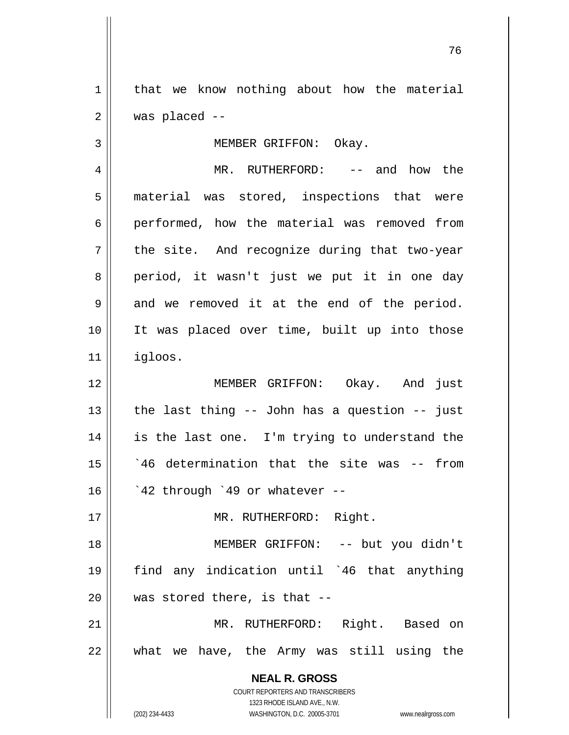that we know nothing about how the material was placed --

MEMBER GRIFFON: Okay.

MR. RUTHERFORD: -- and how the material was stored, inspections that were performed, how the material was removed from the site. And recognize during that two-year period, it wasn't just we put it in one day and we removed it at the end of the period. It was placed over time, built up into those igloos.

MEMBER GRIFFON: Okay. And just the last thing -- John has a question -- just is the last one. I'm trying to understand the `46 determination that the site was -- from `42 through `49 or whatever --

MR. RUTHERFORD: Right.

MEMBER GRIFFON: -- but you didn't find any indication until `46 that anything was stored there, is that --

MR. RUTHERFORD: Right. Based on what we have, the Army was still using the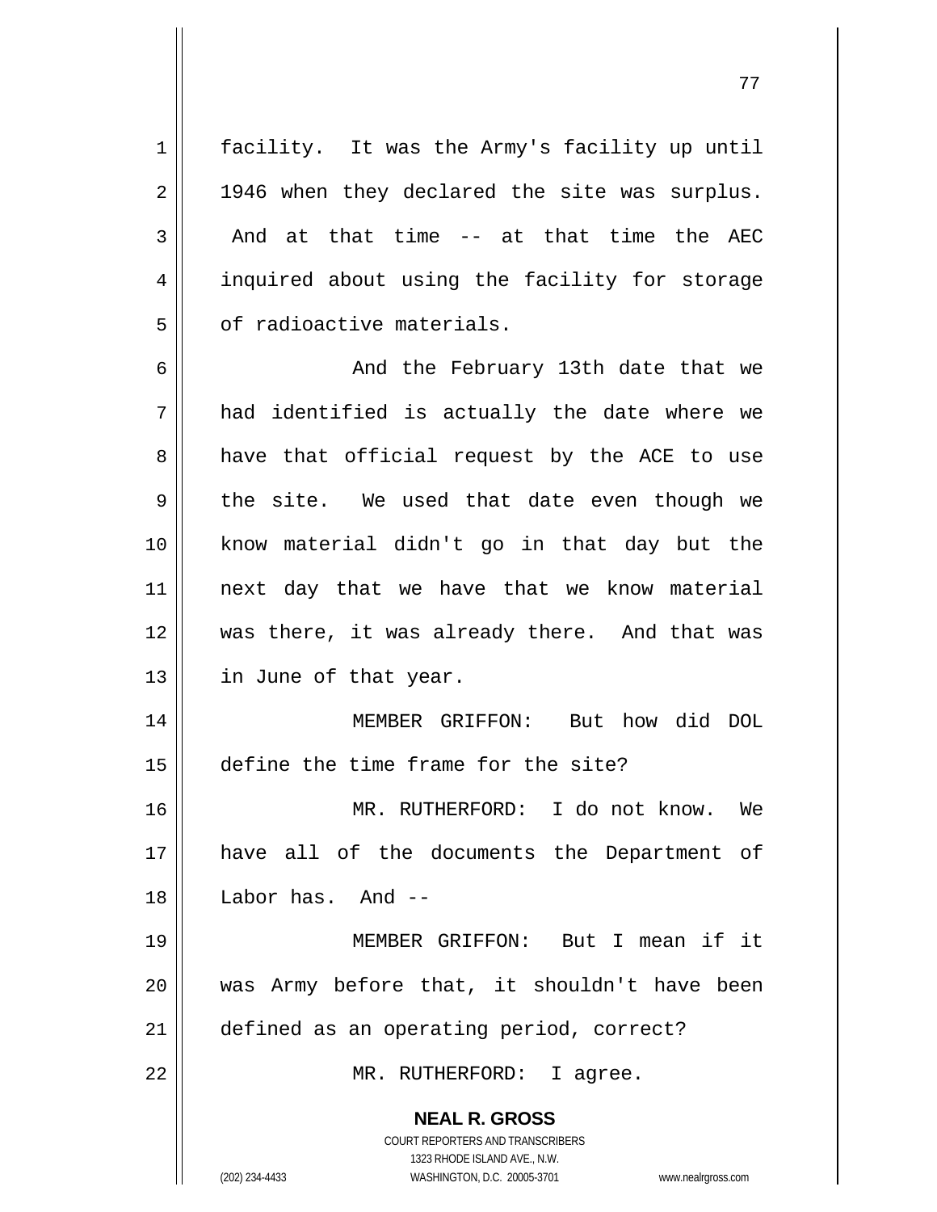facility. It was the Army's facility up until 1946 when they declared the site was surplus. And at that time -- at that time the AEC inquired about using the facility for storage of radioactive materials.

And the February 13th date that we had identified is actually the date where we have that official request by the ACE to use the site. We used that date even though we know material didn't go in that day but the next day that we have that we know material was there, it was already there. And that was in June of that year.

MEMBER GRIFFON: But how did DOL define the time frame for the site?

MR. RUTHERFORD: I do not know. We have all of the documents the Department of Labor has. And --

MEMBER GRIFFON: But I mean if it was Army before that, it shouldn't have been defined as an operating period, correct?

MR. RUTHERFORD: I agree.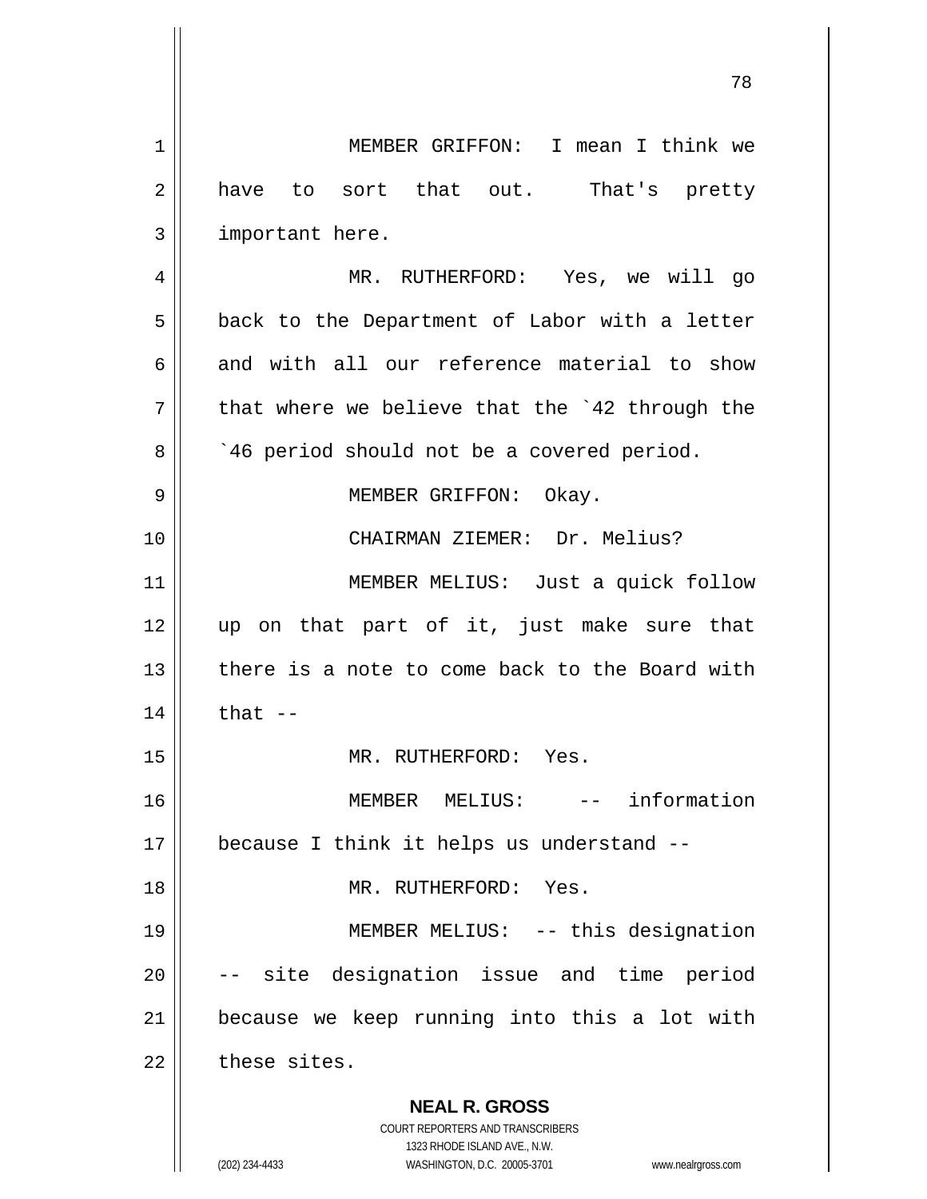MEMBER GRIFFON: I mean I think we have to sort that out. That's pretty important here.

MR. RUTHERFORD: Yes, we will go back to the Department of Labor with a letter and with all our reference material to show that where we believe that the `42 through the `46 period should not be a covered period.

MEMBER GRIFFON: Okay.

CHAIRMAN ZIEMER: Dr. Melius?

MEMBER MELIUS: Just a quick follow up on that part of it, just make sure that there is a note to come back to the Board with that --

MR. RUTHERFORD: Yes.

MEMBER MELIUS: -- information because I think it helps us understand --

MR. RUTHERFORD: Yes.

MEMBER MELIUS: -- this designation -- site designation issue and time period because we keep running into this a lot with these sites.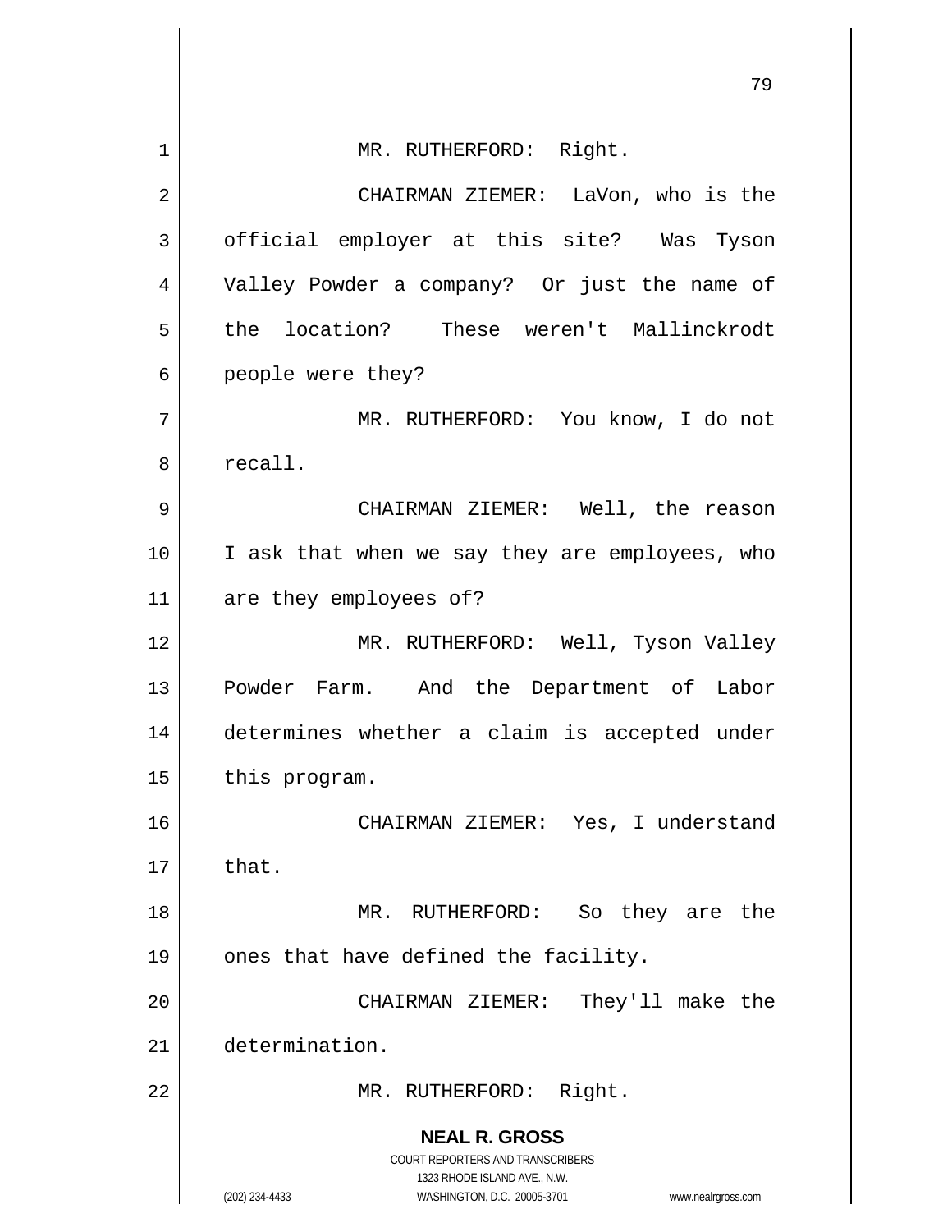MR. RUTHERFORD: Right.

CHAIRMAN ZIEMER: LaVon, who is the official employer at this site? Was Tyson Valley Powder a company? Or just the name of the location? These weren't Mallinckrodt people were they?

MR. RUTHERFORD: You know, I do not recall.

CHAIRMAN ZIEMER: Well, the reason I ask that when we say they are employees, who are they employees of?

MR. RUTHERFORD: Well, Tyson Valley Powder Farm. And the Department of Labor determines whether a claim is accepted under this program.

CHAIRMAN ZIEMER: Yes, I understand that.

MR. RUTHERFORD: So they are the ones that have defined the facility.

CHAIRMAN ZIEMER: They'll make the determination.

MR. RUTHERFORD: Right.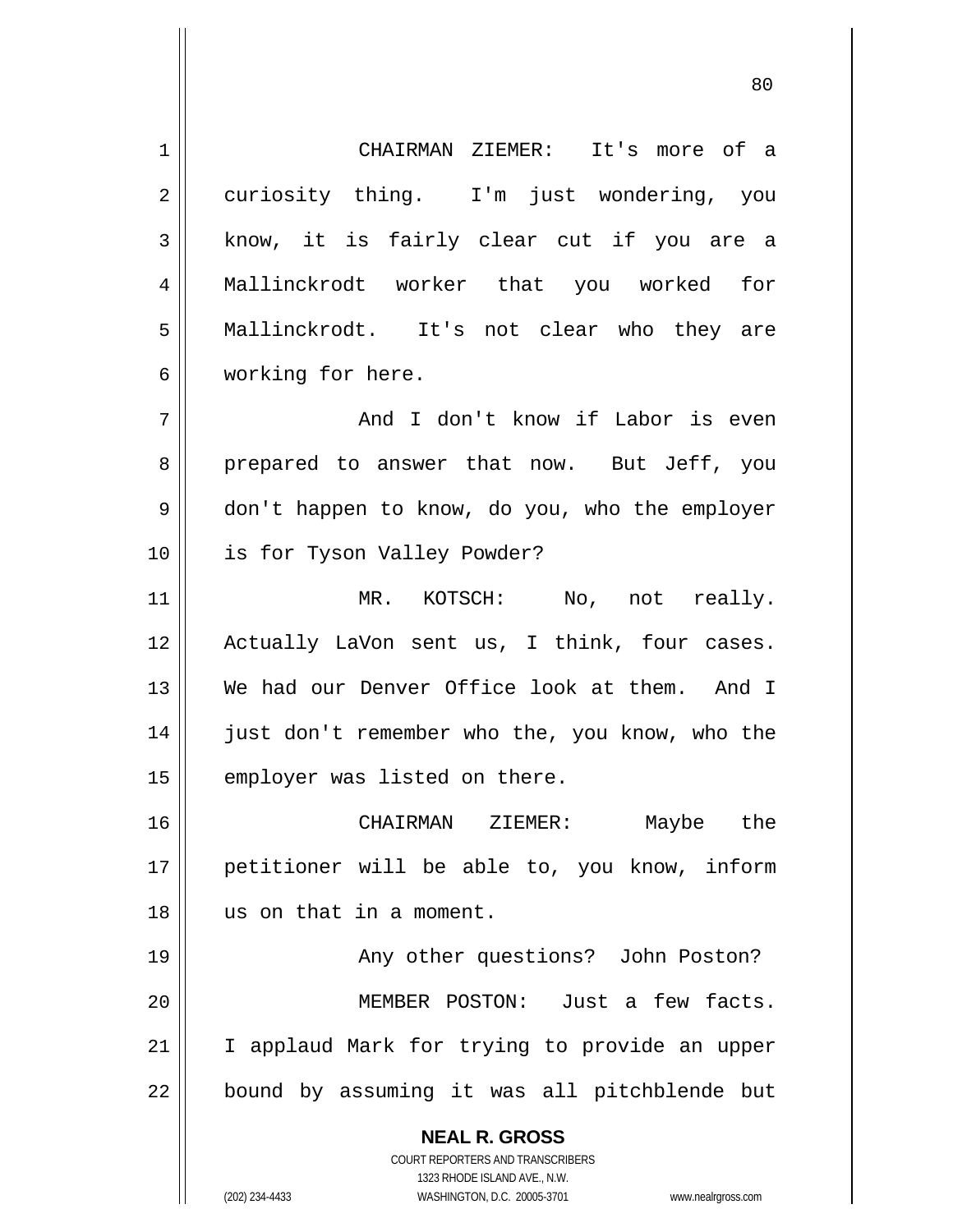CHAIRMAN ZIEMER: It's more of a curiosity thing. I'm just wondering, you know, it is fairly clear cut if you are a Mallinckrodt worker that you worked for Mallinckrodt. It's not clear who they are working for here.

And I don't know if Labor is even prepared to answer that now. But Jeff, you don't happen to know, do you, who the employer is for Tyson Valley Powder?

MR. KOTSCH: No, not really. Actually LaVon sent us, I think, four cases. We had our Denver Office look at them. And I just don't remember who the, you know, who the employer was listed on there.

CHAIRMAN ZIEMER: Maybe the petitioner will be able to, you know, inform us on that in a moment.

Any other questions? John Poston?

MEMBER POSTON: Just a few facts. I applaud Mark for trying to provide an upper bound by assuming it was all pitchblende but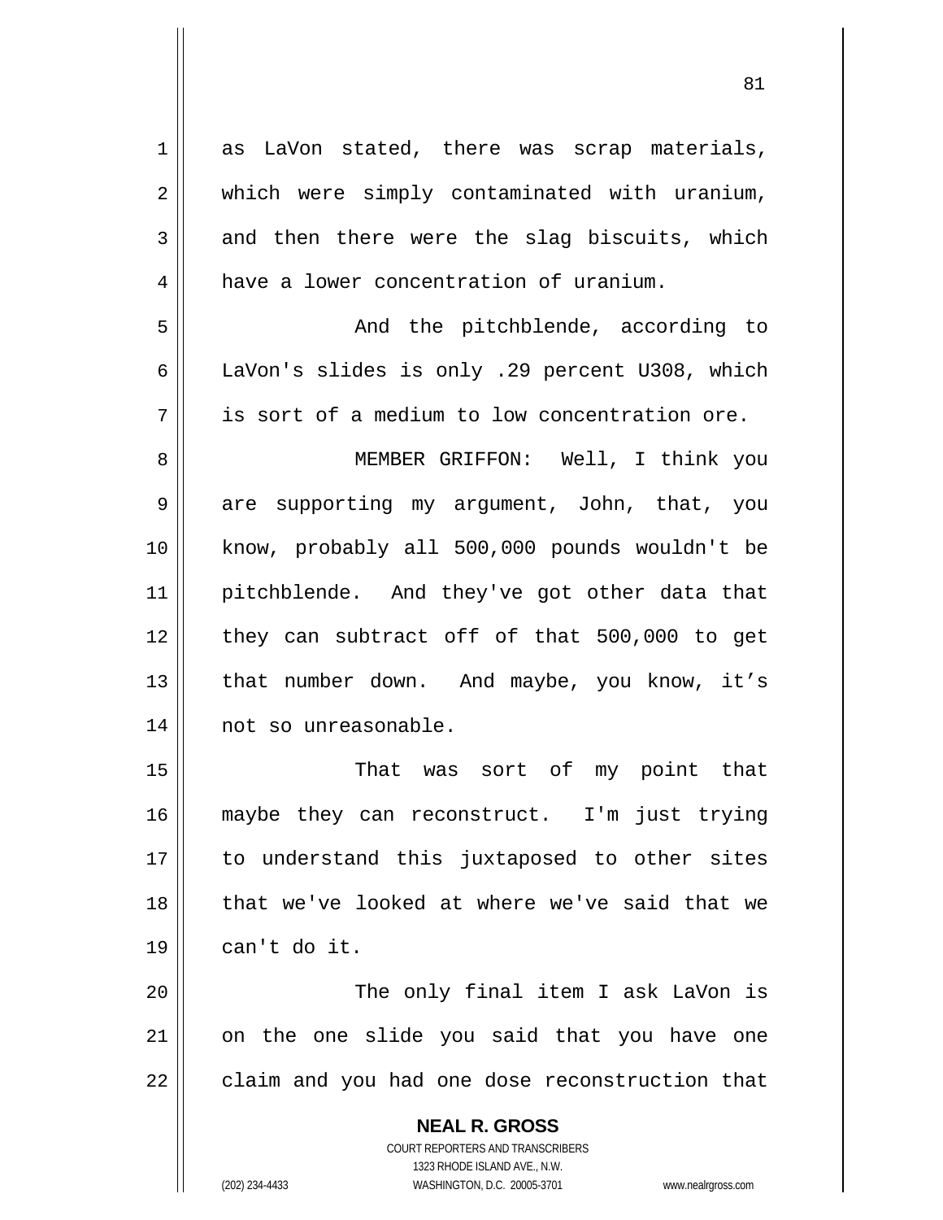as LaVon stated, there was scrap materials, which were simply contaminated with uranium, and then there were the slag biscuits, which have a lower concentration of uranium.

And the pitchblende, according to LaVon's slides is only .29 percent U308, which is sort of a medium to low concentration ore.

MEMBER GRIFFON: Well, I think you are supporting my argument, John, that, you know, probably all 500,000 pounds wouldn't be pitchblende. And they've got other data that they can subtract off of that 500,000 to get that number down. And maybe, you know, it’s not so unreasonable.

That was sort of my point that maybe they can reconstruct. I'm just trying to understand this juxtaposed to other sites that we've looked at where we've said that we can't do it.

The only final item I ask LaVon is on the one slide you said that you have one claim and you had one dose reconstruction that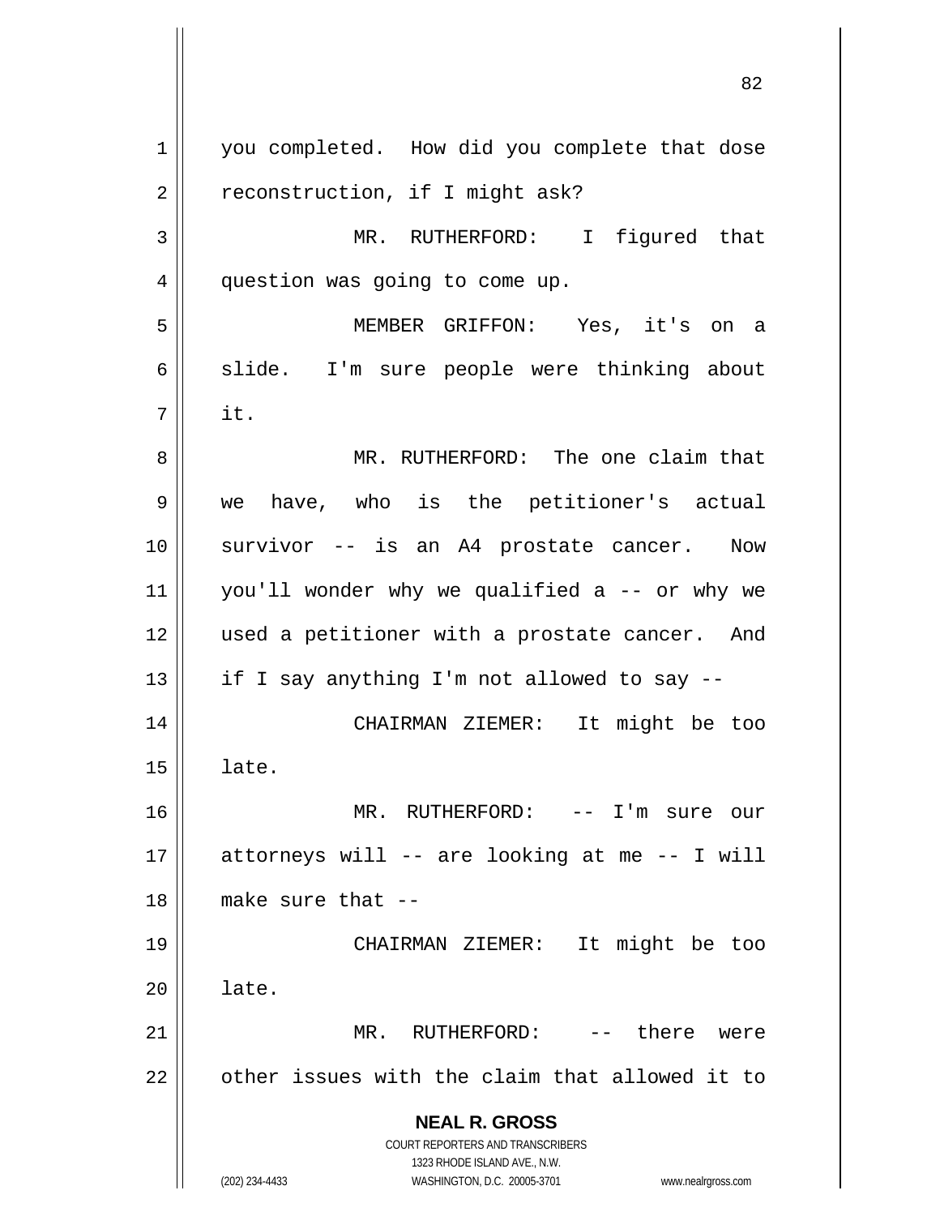you completed. How did you complete that dose reconstruction, if I might ask?

MR. RUTHERFORD: I figured that question was going to come up.

MEMBER GRIFFON: Yes, it's on a slide. I'm sure people were thinking about it.

MR. RUTHERFORD: The one claim that we have, who is the petitioner's actual survivor -- is an A4 prostate cancer. Now you'll wonder why we qualified a -- or why we used a petitioner with a prostate cancer. And if I say anything I'm not allowed to say --

CHAIRMAN ZIEMER: It might be too late.

MR. RUTHERFORD: -- I'm sure our attorneys will -- are looking at me -- I will make sure that --

CHAIRMAN ZIEMER: It might be too late.

MR. RUTHERFORD: -- there were other issues with the claim that allowed it to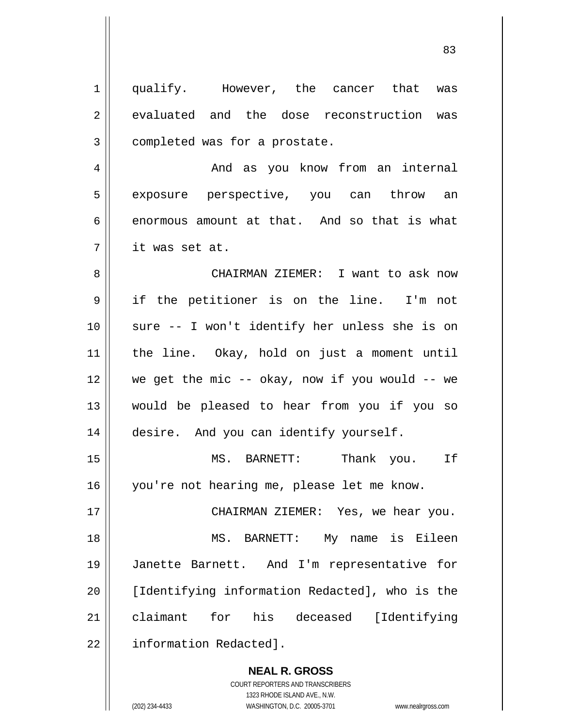qualify. However, the cancer that was evaluated and the dose reconstruction was completed was for a prostate.

And as you know from an internal exposure perspective, you can throw an enormous amount at that. And so that is what it was set at.

CHAIRMAN ZIEMER: I want to ask now if the petitioner is on the line. I'm not sure -- I won't identify her unless she is on the line. Okay, hold on just a moment until we get the mic -- okay, now if you would -- we would be pleased to hear from you if you so desire. And you can identify yourself.

MS. BARNETT: Thank you. If you're not hearing me, please let me know.

CHAIRMAN ZIEMER: Yes, we hear you.

MS. BARNETT: My name is Eileen Janette Barnett. And I'm representative for [Identifying information Redacted], who is the claimant for his deceased [Identifying information Redacted].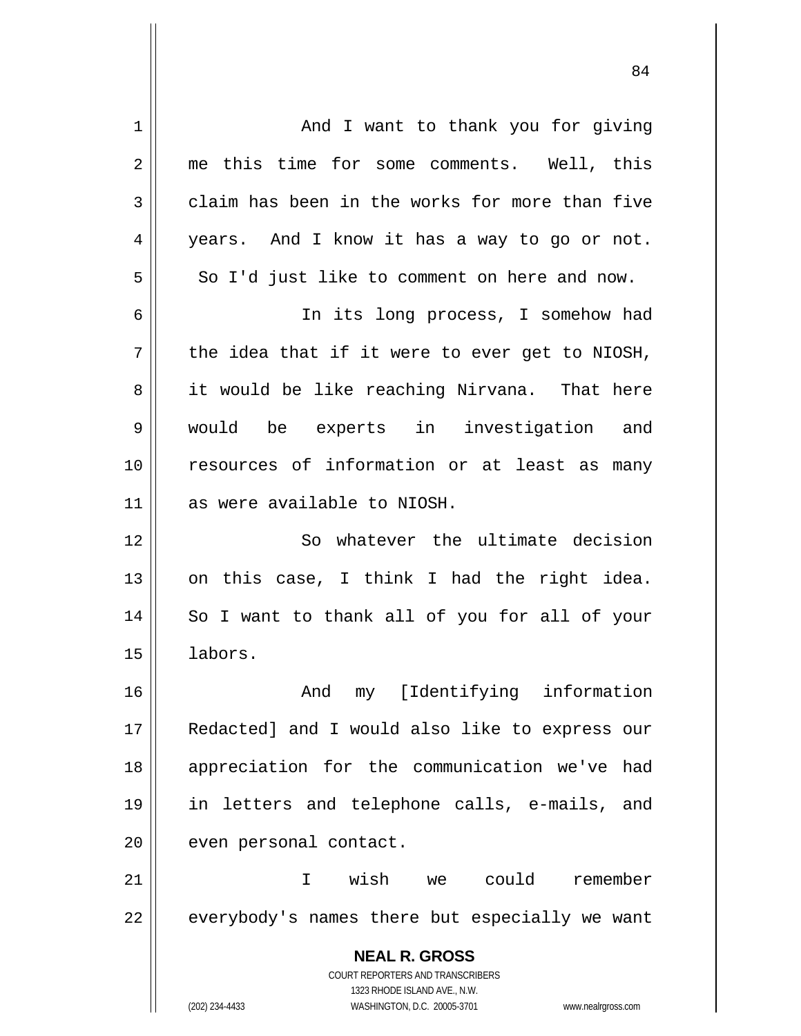And I want to thank you for giving me this time for some comments. Well, this claim has been in the works for more than five years. And I know it has a way to go or not. So I'd just like to comment on here and now.

In its long process, I somehow had the idea that if it were to ever get to NIOSH, it would be like reaching Nirvana. That here would be experts in investigation and resources of information or at least as many as were available to NIOSH.

So whatever the ultimate decision on this case, I think I had the right idea. So I want to thank all of you for all of your labors.

And my [Identifying information Redacted] and I would also like to express our appreciation for the communication we've had in letters and telephone calls, e-mails, and even personal contact.

I wish we could remember everybody's names there but especially we want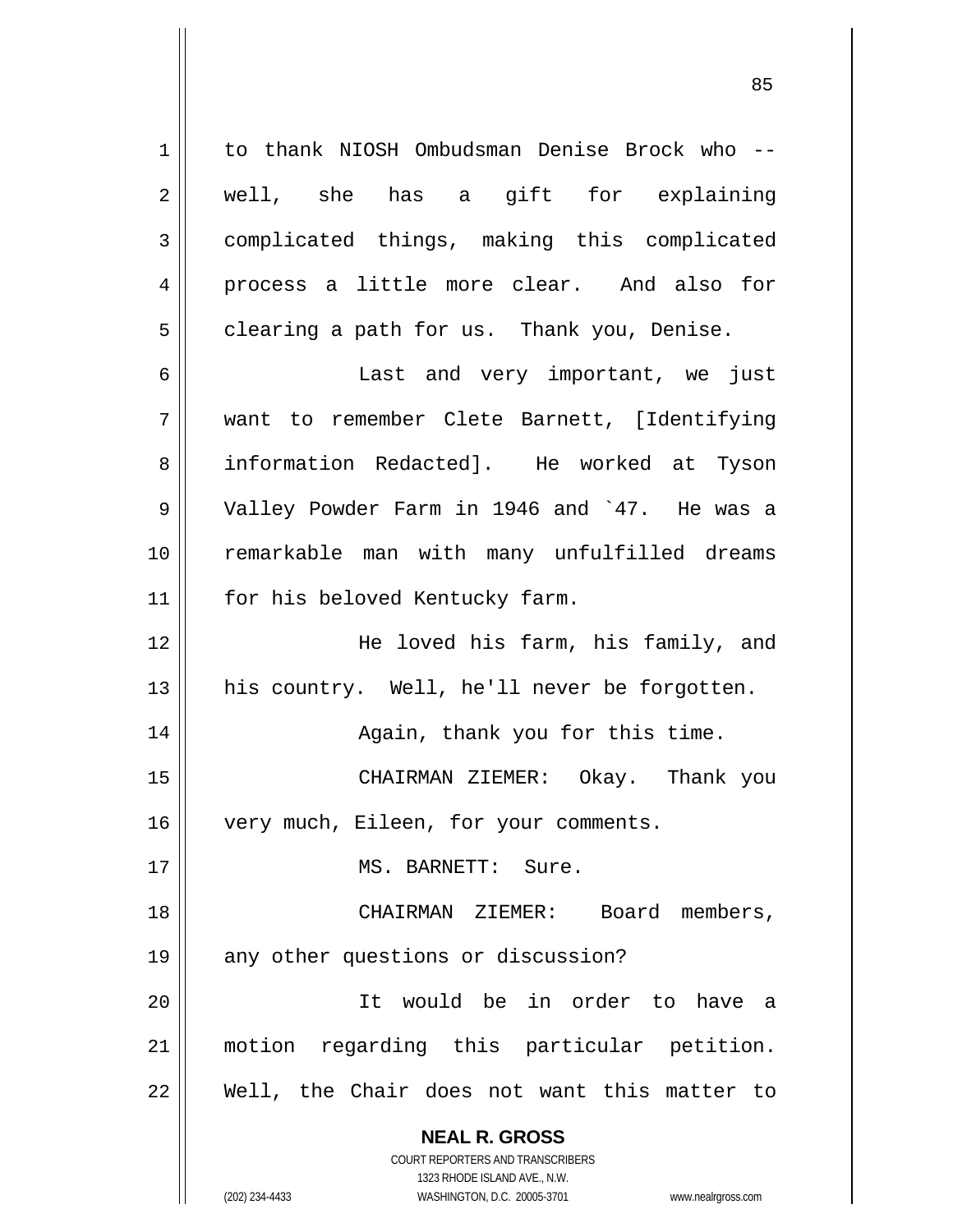to thank NIOSH Ombudsman Denise Brock who -- well, she has a gift for explaining complicated things, making this complicated process a little more clear. And also for clearing a path for us. Thank you, Denise.

Last and very important, we just want to remember Clete Barnett, [Identifying information Redacted]. He worked at Tyson Valley Powder Farm in 1946 and `47. He was a remarkable man with many unfulfilled dreams for his beloved Kentucky farm.

He loved his farm, his family, and his country. Well, he'll never be forgotten.

Again, thank you for this time.

CHAIRMAN ZIEMER: Okay. Thank you very much, Eileen, for your comments.

MS. BARNETT: Sure.

CHAIRMAN ZIEMER: Board members, any other questions or discussion?

It would be in order to have a motion regarding this particular petition. Well, the Chair does not want this matter to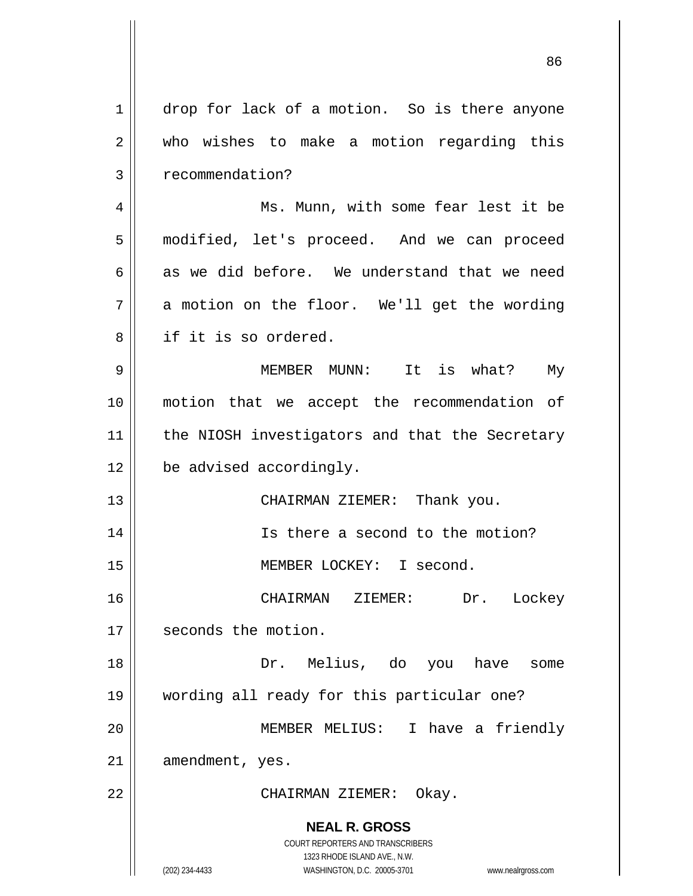drop for lack of a motion. So is there anyone who wishes to make a motion regarding this recommendation?

Ms. Munn, with some fear lest it be modified, let's proceed. And we can proceed as we did before. We understand that we need a motion on the floor. We'll get the wording if it is so ordered.

MEMBER MUNN: It is what? My motion that we accept the recommendation of the NIOSH investigators and that the Secretary be advised accordingly.

CHAIRMAN ZIEMER: Thank you.

Is there a second to the motion?

MEMBER LOCKEY: I second.

CHAIRMAN ZIEMER: Dr. Lockey seconds the motion.

Dr. Melius, do you have some wording all ready for this particular one?

MEMBER MELIUS: I have a friendly amendment, yes.

CHAIRMAN ZIEMER: Okay.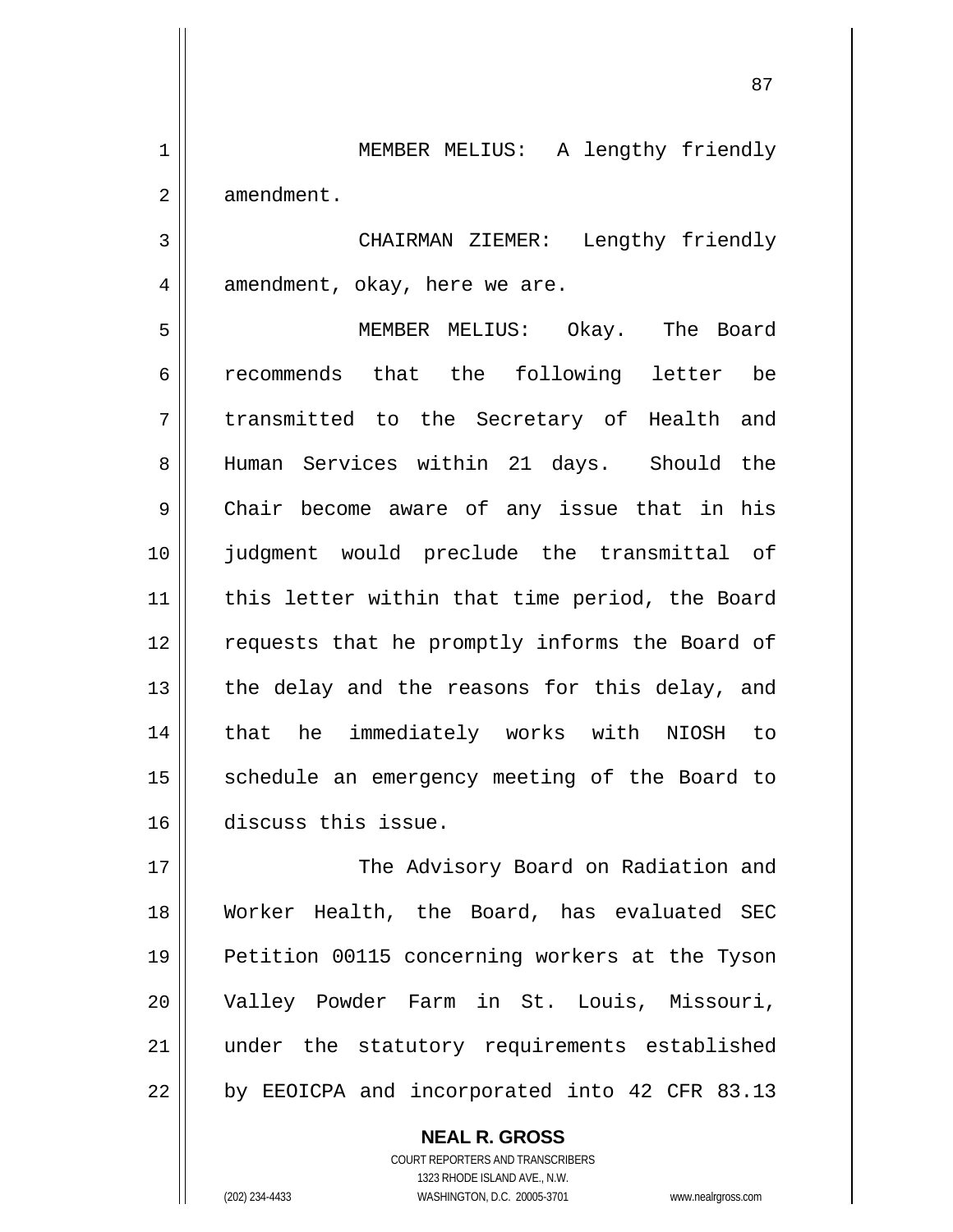MEMBER MELIUS: A lengthy friendly amendment.

CHAIRMAN ZIEMER: Lengthy friendly amendment, okay, here we are.

MEMBER MELIUS: Okay. The Board recommends that the following letter be transmitted to the Secretary of Health and Human Services within 21 days. Should the Chair become aware of any issue that in his judgment would preclude the transmittal of this letter within that time period, the Board requests that he promptly informs the Board of the delay and the reasons for this delay, and that he immediately works with NIOSH to schedule an emergency meeting of the Board to discuss this issue.

The Advisory Board on Radiation and Worker Health, the Board, has evaluated SEC Petition 00115 concerning workers at the Tyson Valley Powder Farm in St. Louis, Missouri, under the statutory requirements established by EEOICPA and incorporated into 42 CFR 83.13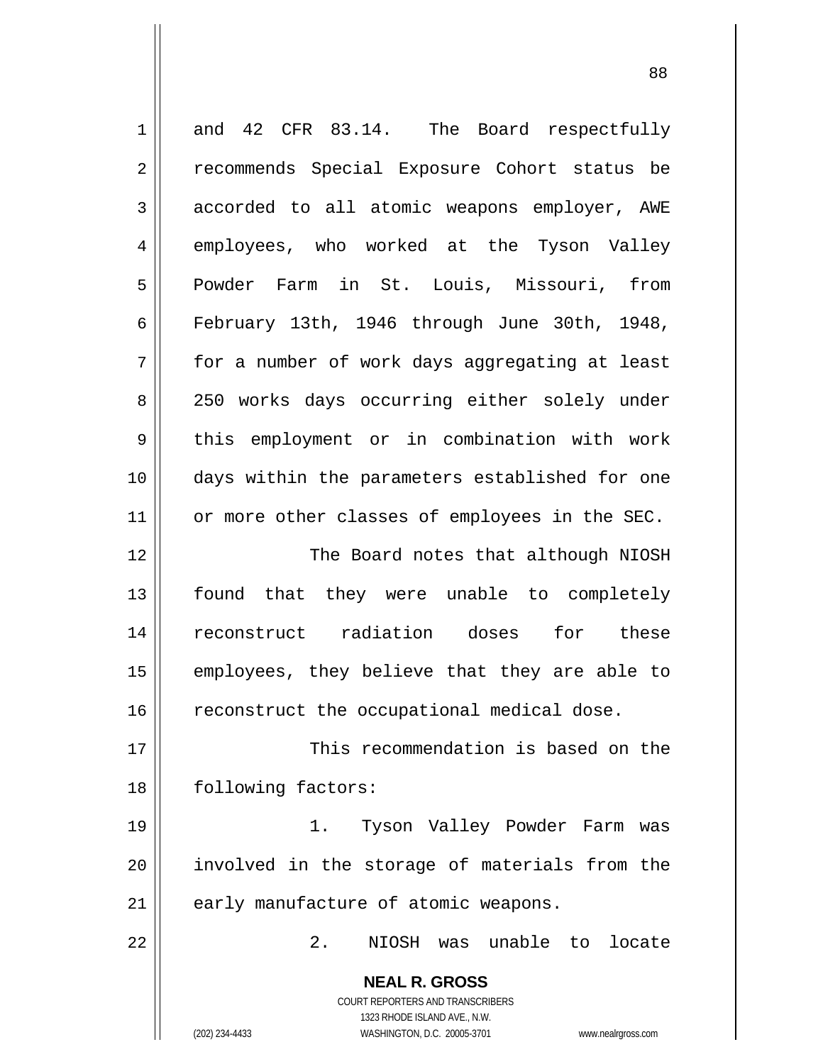and 42 CFR 83.14. The Board respectfully recommends Special Exposure Cohort status be accorded to all atomic weapons employer, AWE employees, who worked at the Tyson Valley Powder Farm in St. Louis, Missouri, from February 13th, 1946 through June 30th, 1948, for a number of work days aggregating at least 250 works days occurring either solely under this employment or in combination with work days within the parameters established for one or more other classes of employees in the SEC.

The Board notes that although NIOSH found that they were unable to completely reconstruct radiation doses for these employees, they believe that they are able to reconstruct the occupational medical dose.

This recommendation is based on the following factors:

1. Tyson Valley Powder Farm was involved in the storage of materials from the early manufacture of atomic weapons.

2. NIOSH was unable to locate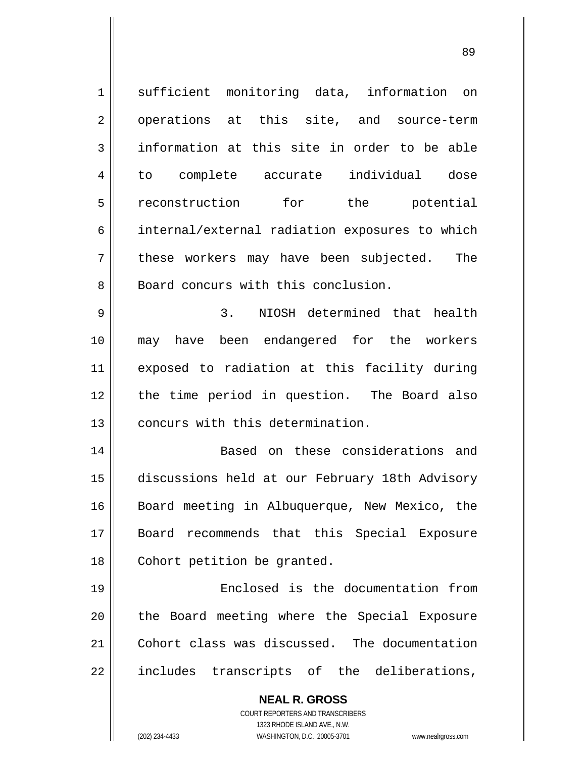sufficient monitoring data, information on operations at this site, and source-term information at this site in order to be able to complete accurate individual dose reconstruction for the potential internal/external radiation exposures to which these workers may have been subjected. The Board concurs with this conclusion.

3. NIOSH determined that health may have been endangered for the workers exposed to radiation at this facility during the time period in question. The Board also concurs with this determination.

Based on these considerations and discussions held at our February 18th Advisory Board meeting in Albuquerque, New Mexico, the Board recommends that this Special Exposure Cohort petition be granted.

Enclosed is the documentation from the Board meeting where the Special Exposure Cohort class was discussed. The documentation includes transcripts of the deliberations,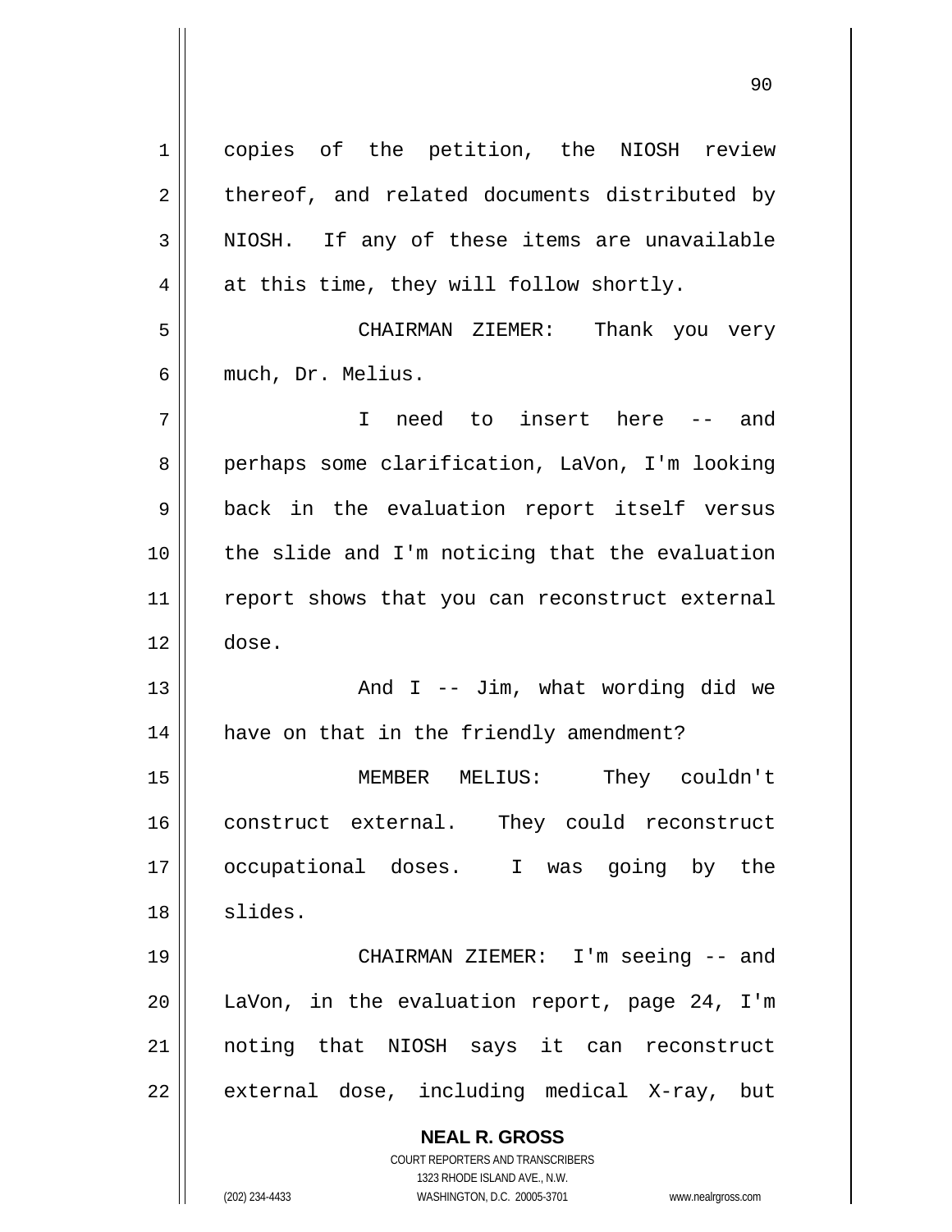copies of the petition, the NIOSH review thereof, and related documents distributed by NIOSH. If any of these items are unavailable at this time, they will follow shortly.

CHAIRMAN ZIEMER: Thank you very much, Dr. Melius.

I need to insert here -- and perhaps some clarification, LaVon, I'm looking back in the evaluation report itself versus the slide and I'm noticing that the evaluation report shows that you can reconstruct external dose.

And I -- Jim, what wording did we have on that in the friendly amendment?

MEMBER MELIUS: They couldn't construct external. They could reconstruct occupational doses. I was going by the slides.

CHAIRMAN ZIEMER: I'm seeing -- and LaVon, in the evaluation report, page 24, I'm noting that NIOSH says it can reconstruct external dose, including medical X-ray, but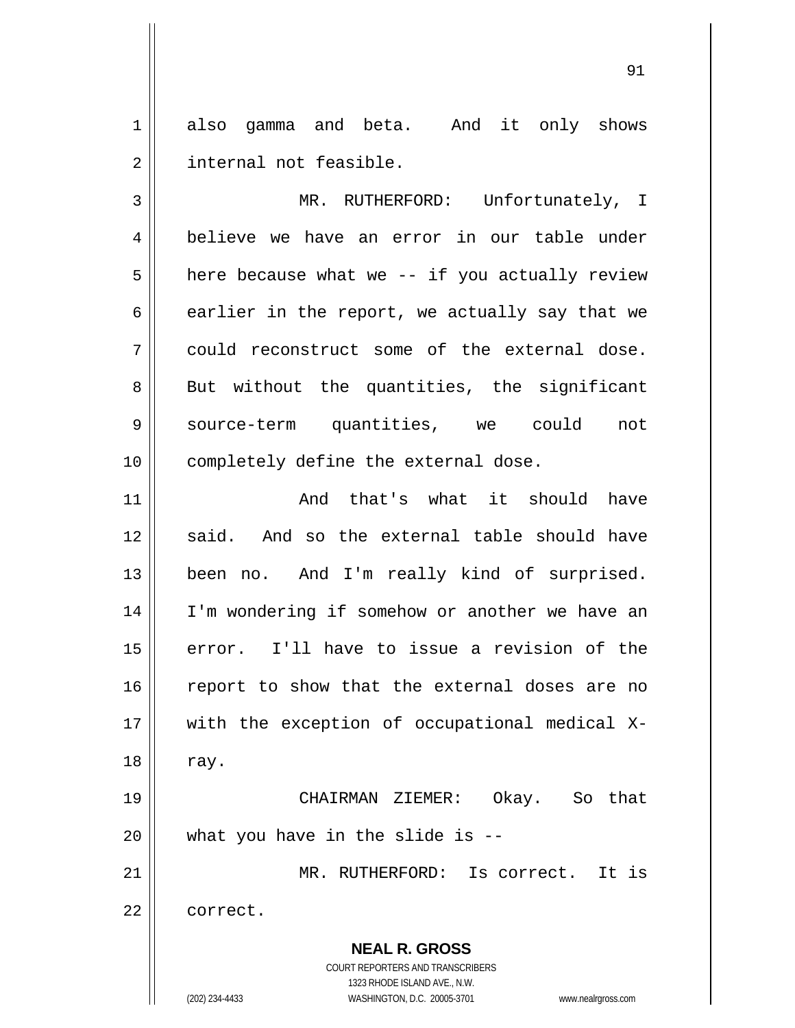also gamma and beta. And it only shows internal not feasible.

MR. RUTHERFORD: Unfortunately, I believe we have an error in our table under here because what we -- if you actually review earlier in the report, we actually say that we could reconstruct some of the external dose. But without the quantities, the significant source-term quantities, we could not completely define the external dose.

And that's what it should have said. And so the external table should have been no. And I'm really kind of surprised. I'm wondering if somehow or another we have an error. I'll have to issue a revision of the report to show that the external doses are no with the exception of occupational medical X-ray.

CHAIRMAN ZIEMER: Okay. So that what you have in the slide is --

MR. RUTHERFORD: Is correct. It is correct.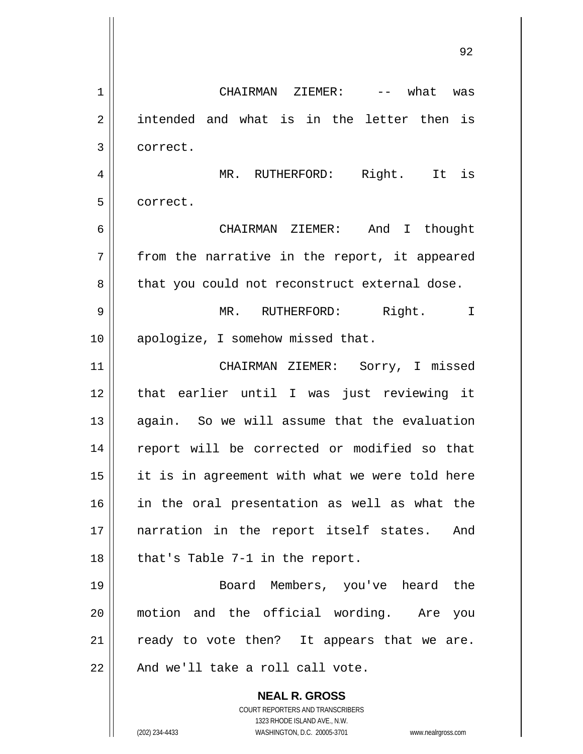CHAIRMAN ZIEMER: -- what was intended and what is in the letter then is correct.

MR. RUTHERFORD: Right. It is correct.

CHAIRMAN ZIEMER: And I thought from the narrative in the report, it appeared that you could not reconstruct external dose.

MR. RUTHERFORD: Right. I apologize, I somehow missed that.

CHAIRMAN ZIEMER: Sorry, I missed that earlier until I was just reviewing it again. So we will assume that the evaluation report will be corrected or modified so that it is in agreement with what we were told here in the oral presentation as well as what the narration in the report itself states. And that's Table 7-1 in the report.

Board Members, you've heard the motion and the official wording. Are you ready to vote then? It appears that we are. And we'll take a roll call vote.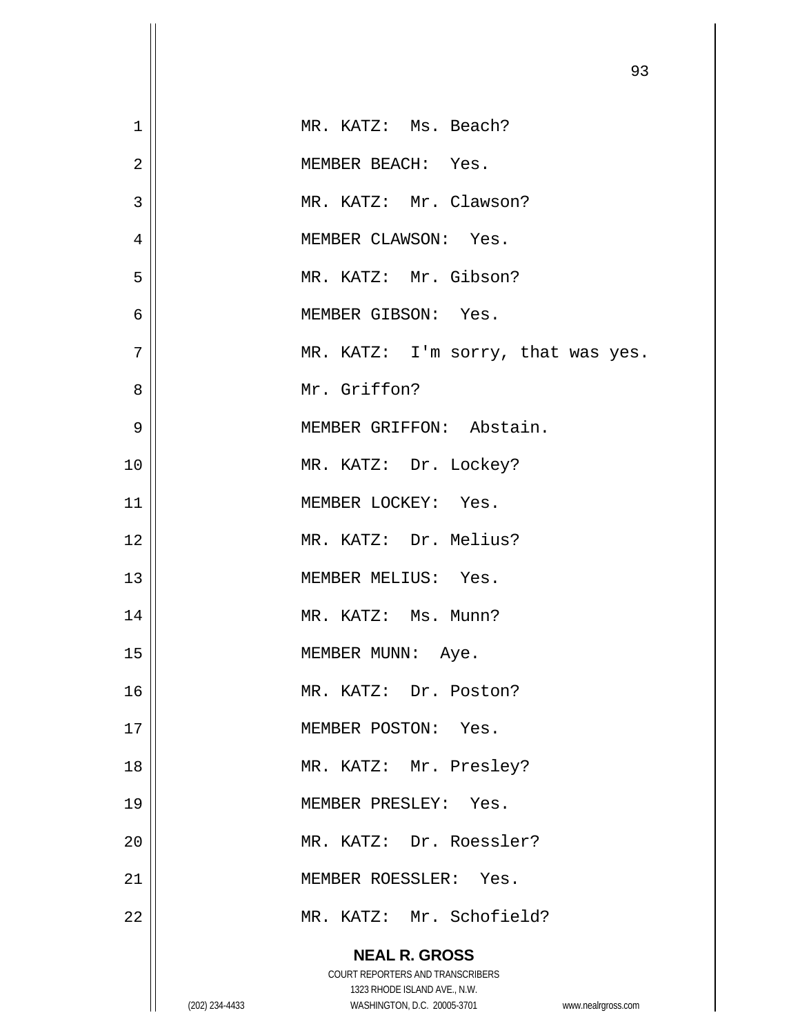MR. KATZ: Ms. Beach?

MEMBER BEACH: Yes.

MR. KATZ: Mr. Clawson?

MEMBER CLAWSON: Yes.

MR. KATZ: Mr. Gibson?

MEMBER GIBSON: Yes.

MR. KATZ: I'm sorry, that was yes.

Mr. Griffon?

MEMBER GRIFFON: Abstain.

MR. KATZ: Dr. Lockey?

MEMBER LOCKEY: Yes.

MR. KATZ: Dr. Melius?

MEMBER MELIUS: Yes.

MR. KATZ: Ms. Munn?

MEMBER MUNN: Aye.

MR. KATZ: Dr. Poston?

MEMBER POSTON: Yes.

MR. KATZ: Mr. Presley?

MEMBER PRESLEY: Yes.

MR. KATZ: Dr. Roessler?

MEMBER ROESSLER: Yes.

MR. KATZ: Mr. Schofield?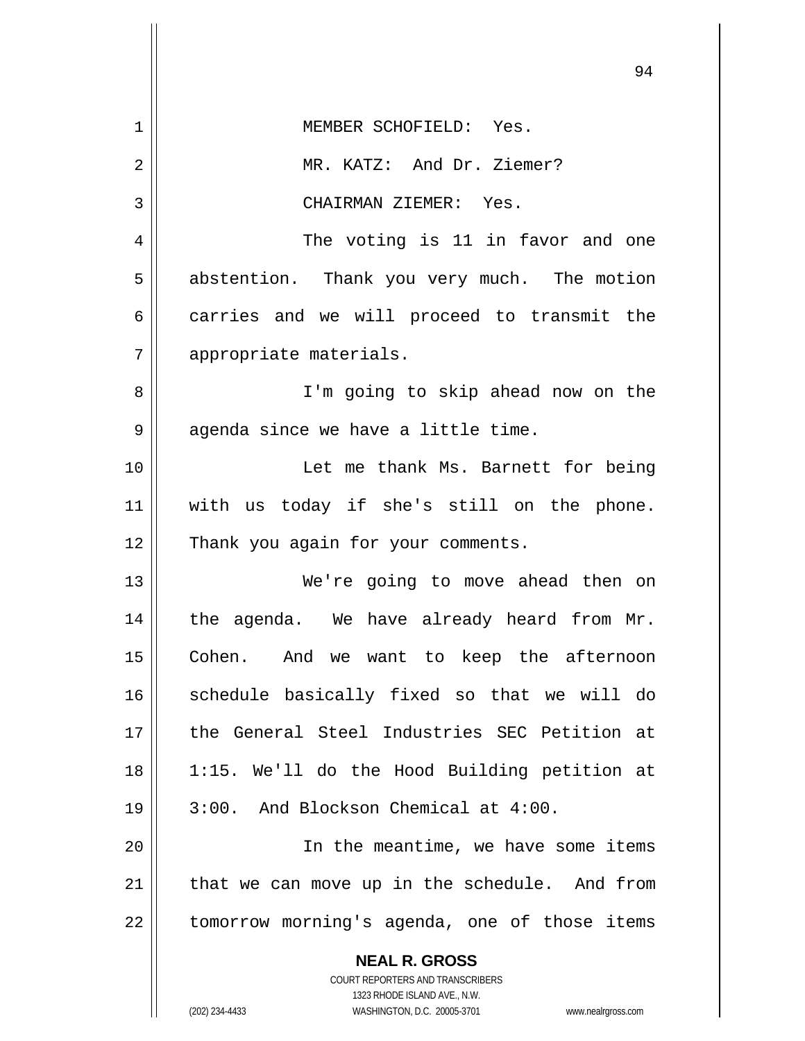MEMBER SCHOFIELD: Yes.

MR. KATZ: And Dr. Ziemer?

CHAIRMAN ZIEMER: Yes.

The voting is 11 in favor and one abstention. Thank you very much. The motion carries and we will proceed to transmit the appropriate materials.

I'm going to skip ahead now on the agenda since we have a little time.

Let me thank Ms. Barnett for being with us today if she's still on the phone. Thank you again for your comments.

We're going to move ahead then on the agenda. We have already heard from Mr. Cohen. And we want to keep the afternoon schedule basically fixed so that we will do the General Steel Industries SEC Petition at 1:15. We'll do the Hood Building petition at 3:00. And Blockson Chemical at 4:00.

In the meantime, we have some items that we can move up in the schedule. And from tomorrow morning's agenda, one of those items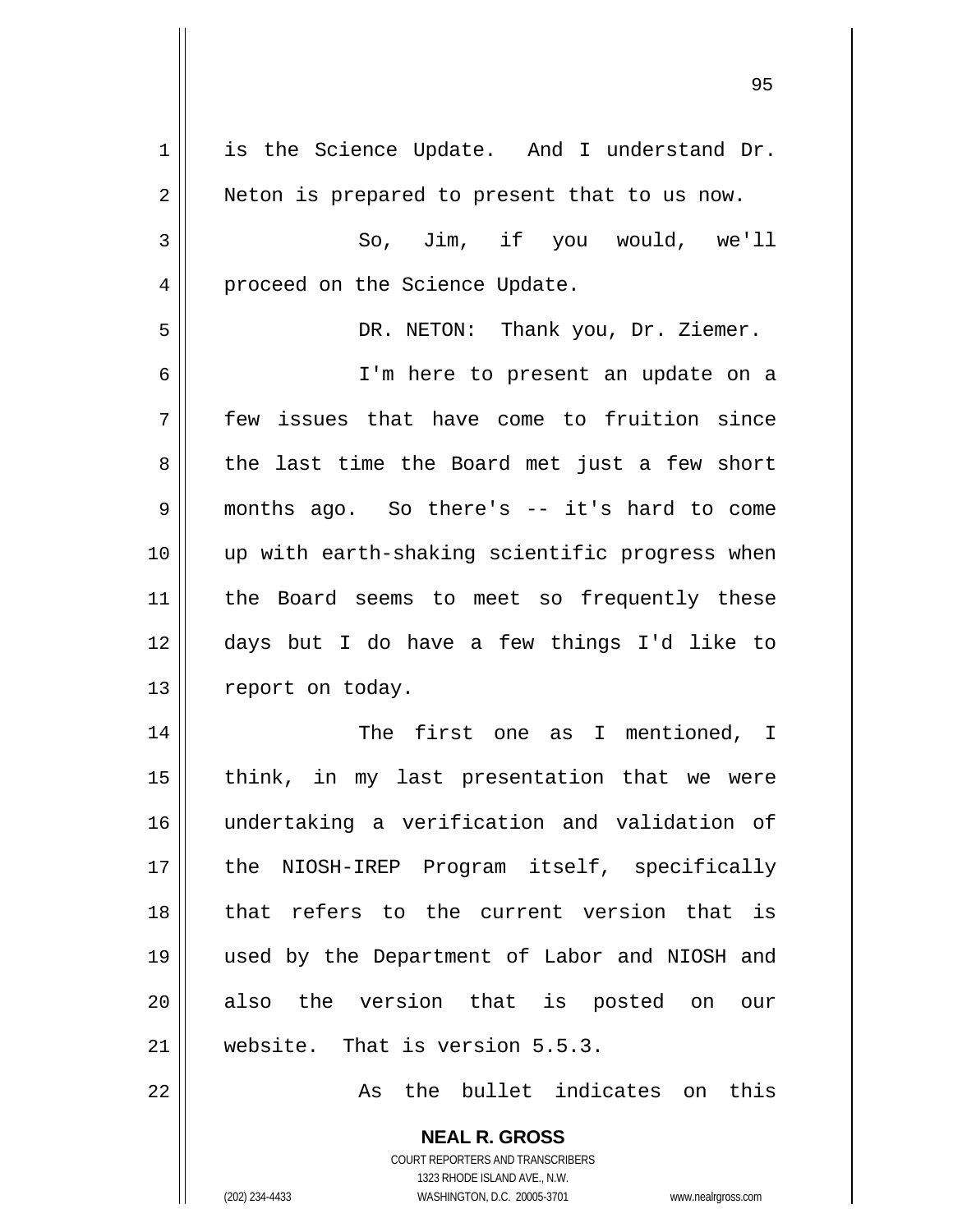is the Science Update. And I understand Dr. Neton is prepared to present that to us now.

So, Jim, if you would, we'll proceed on the Science Update.

DR. NETON: Thank you, Dr. Ziemer.

I'm here to present an update on a few issues that have come to fruition since the last time the Board met just a few short months ago. So there's -- it's hard to come up with earth-shaking scientific progress when the Board seems to meet so frequently these days but I do have a few things I'd like to report on today.

The first one as I mentioned, I think, in my last presentation that we were undertaking a verification and validation of the NIOSH-IREP Program itself, specifically that refers to the current version that is used by the Department of Labor and NIOSH and also the version that is posted on our website. That is version 5.5.3.

As the bullet indicates on this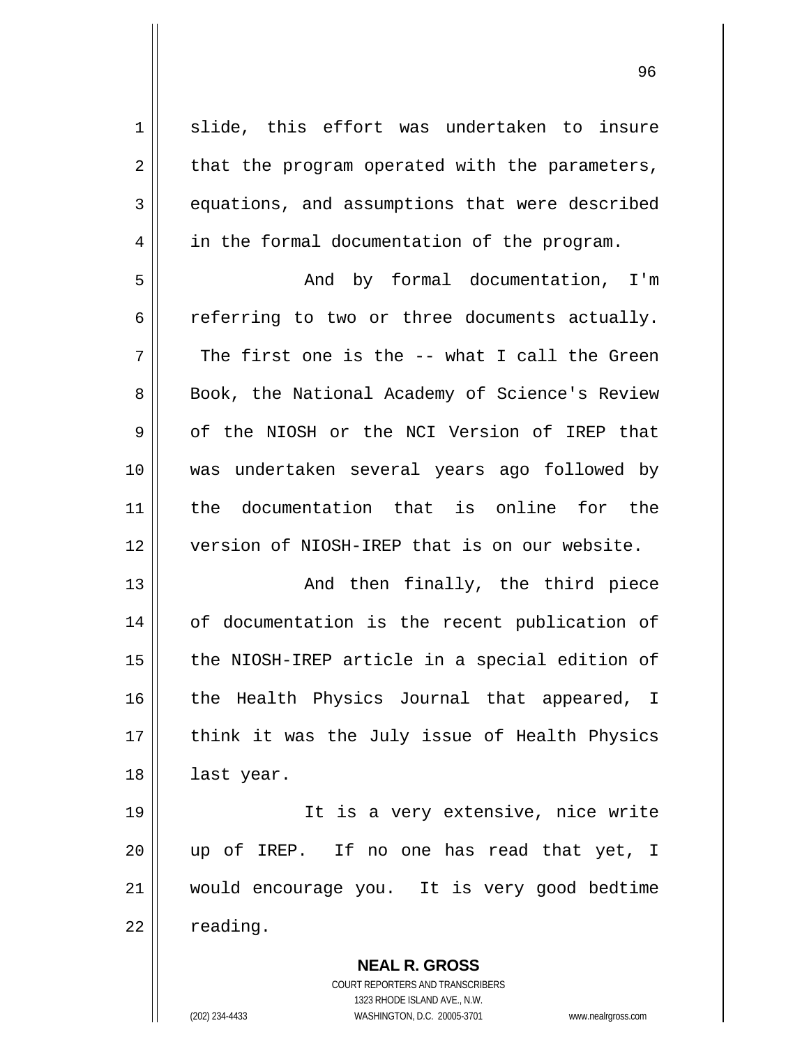slide, this effort was undertaken to insure that the program operated with the parameters, equations, and assumptions that were described in the formal documentation of the program.

And by formal documentation, I'm referring to two or three documents actually. The first one is the -- what I call the Green Book, the National Academy of Science's Review of the NIOSH or the NCI Version of IREP that was undertaken several years ago followed by the documentation that is online for the version of NIOSH-IREP that is on our website.

And then finally, the third piece of documentation is the recent publication of the NIOSH-IREP article in a special edition of the Health Physics Journal that appeared, I think it was the July issue of Health Physics last year.

It is a very extensive, nice write up of IREP. If no one has read that yet, I would encourage you. It is very good bedtime reading.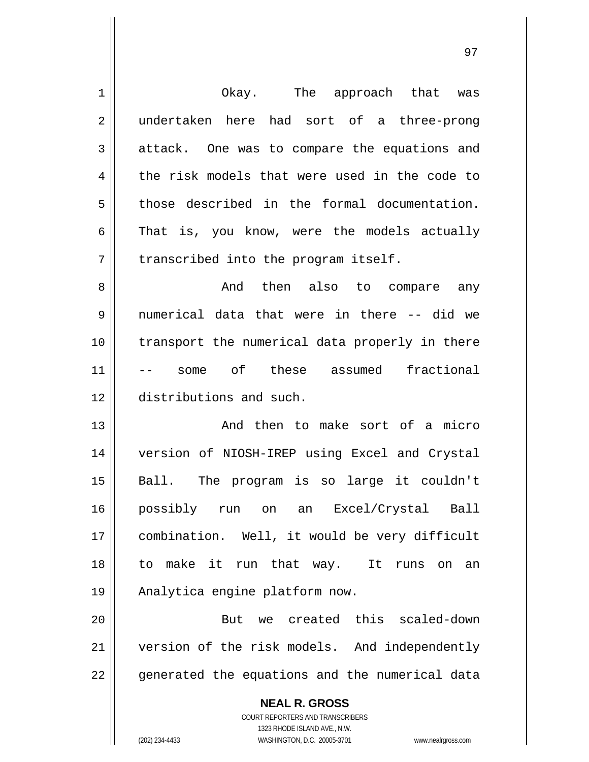Okay. The approach that was undertaken here had sort of a three-prong attack. One was to compare the equations and the risk models that were used in the code to those described in the formal documentation. That is, you know, were the models actually transcribed into the program itself.

And then also to compare any numerical data that were in there -- did we transport the numerical data properly in there -- some of these assumed fractional distributions and such.

And then to make sort of a micro version of NIOSH-IREP using Excel and Crystal Ball. The program is so large it couldn't possibly run on an Excel/Crystal Ball combination. Well, it would be very difficult to make it run that way. It runs on an Analytica engine platform now.

But we created this scaled-down version of the risk models. And independently generated the equations and the numerical data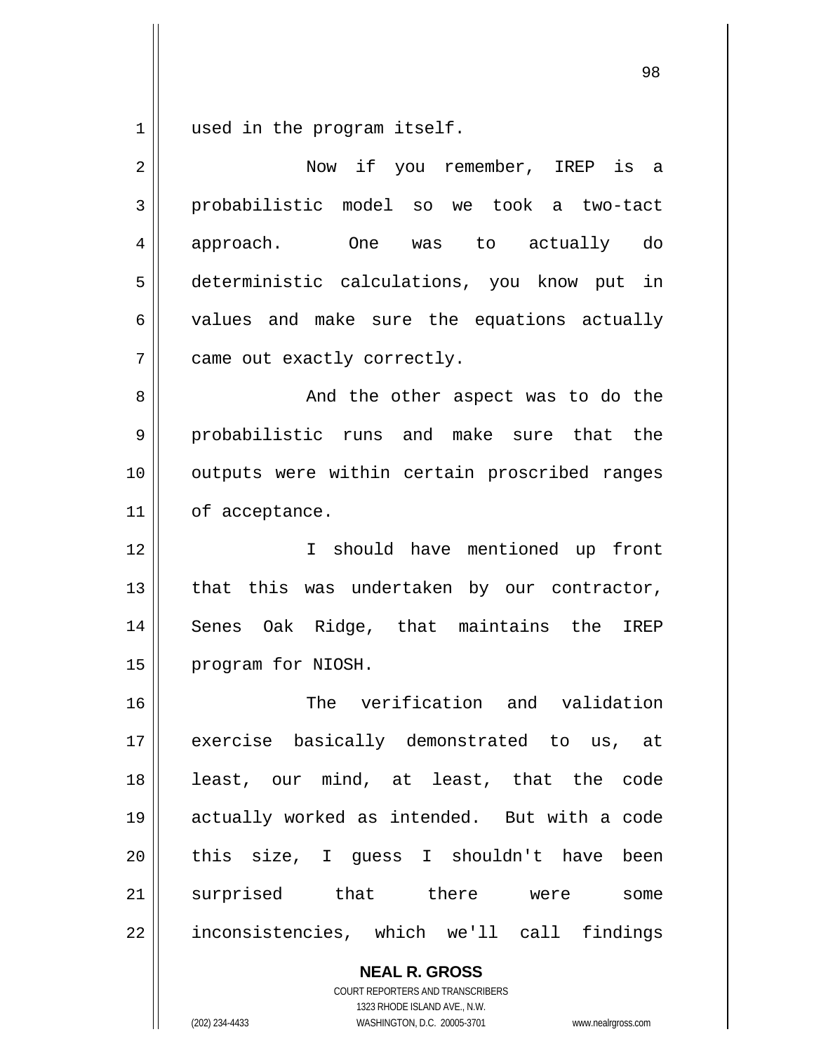used in the program itself.

Now if you remember, IREP is a probabilistic model so we took a two-tact approach. One was to actually do deterministic calculations, you know put in values and make sure the equations actually came out exactly correctly.

And the other aspect was to do the probabilistic runs and make sure that the outputs were within certain proscribed ranges of acceptance.

I should have mentioned up front that this was undertaken by our contractor, Senes Oak Ridge, that maintains the IREP program for NIOSH.

The verification and validation exercise basically demonstrated to us, at least, our mind, at least, that the code actually worked as intended. But with a code this size, I guess I shouldn't have been surprised that there were some inconsistencies, which we'll call findings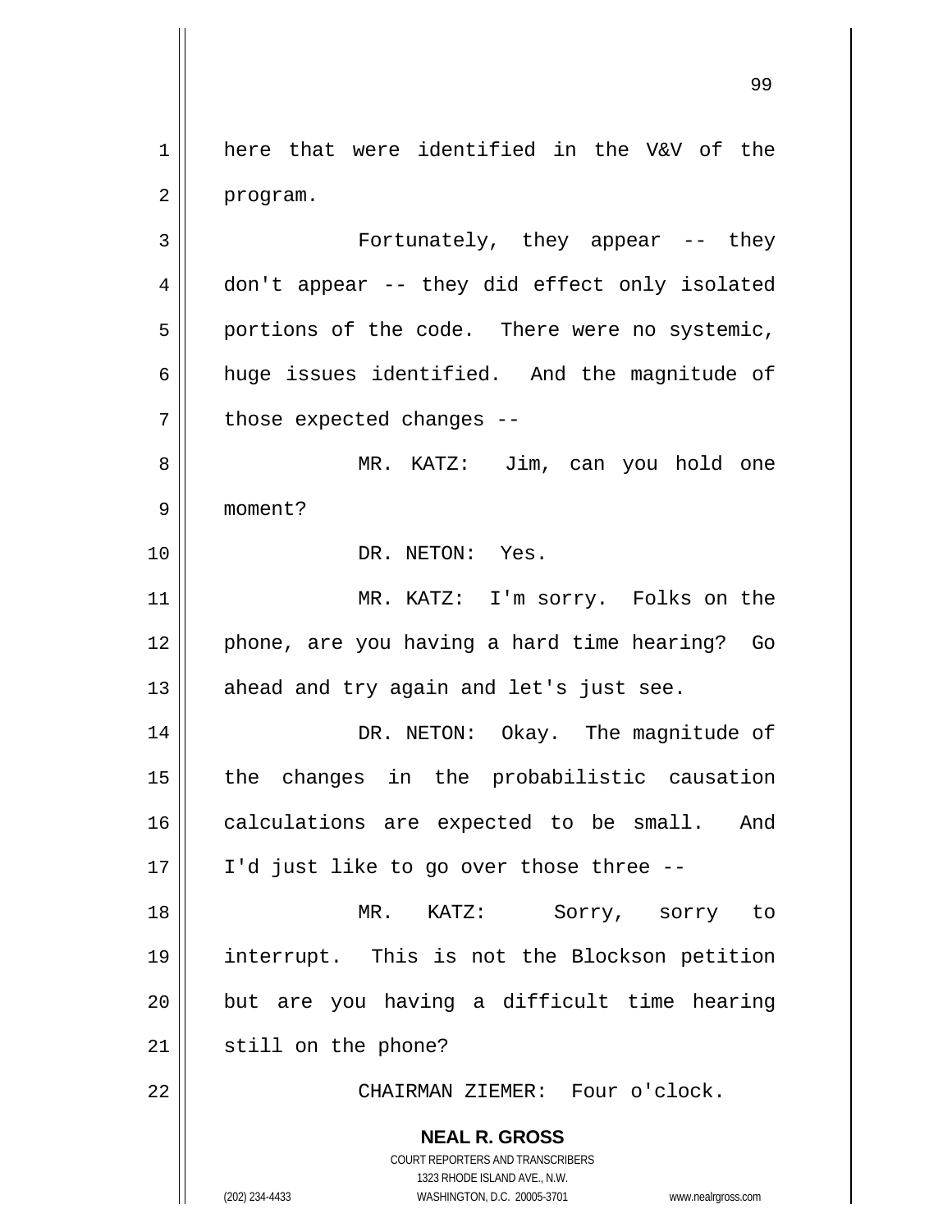here that were identified in the V&V of the program.

Fortunately, they appear -- they don't appear -- they did effect only isolated portions of the code. There were no systemic, huge issues identified. And the magnitude of those expected changes --

MR. KATZ: Jim, can you hold one moment?

DR. NETON: Yes.

MR. KATZ: I'm sorry. Folks on the phone, are you having a hard time hearing? Go ahead and try again and let's just see.

DR. NETON: Okay. The magnitude of the changes in the probabilistic causation calculations are expected to be small. And I'd just like to go over those three --

MR. KATZ: Sorry, sorry to interrupt. This is not the Blockson petition but are you having a difficult time hearing still on the phone?

CHAIRMAN ZIEMER: Four o'clock.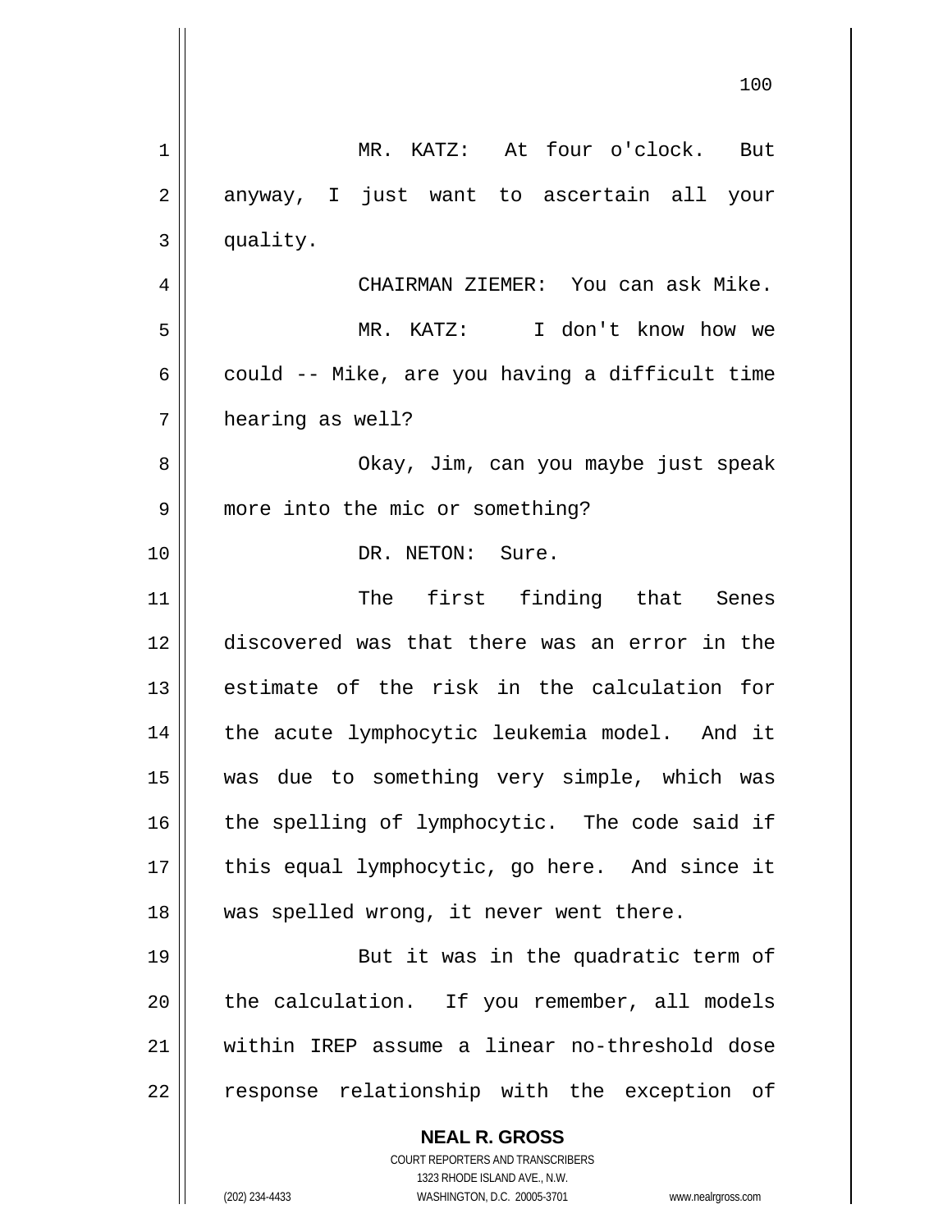MR. KATZ: At four o'clock. But anyway, I just want to ascertain all your quality.

CHAIRMAN ZIEMER: You can ask Mike.

MR. KATZ: I don't know how we could -- Mike, are you having a difficult time hearing as well?

Okay, Jim, can you maybe just speak more into the mic or something?

DR. NETON: Sure.

The first finding that Senes discovered was that there was an error in the estimate of the risk in the calculation for the acute lymphocytic leukemia model. And it was due to something very simple, which was the spelling of lymphocytic. The code said if this equal lymphocytic, go here. And since it was spelled wrong, it never went there.

But it was in the quadratic term of the calculation. If you remember, all models within IREP assume a linear no-threshold dose response relationship with the exception of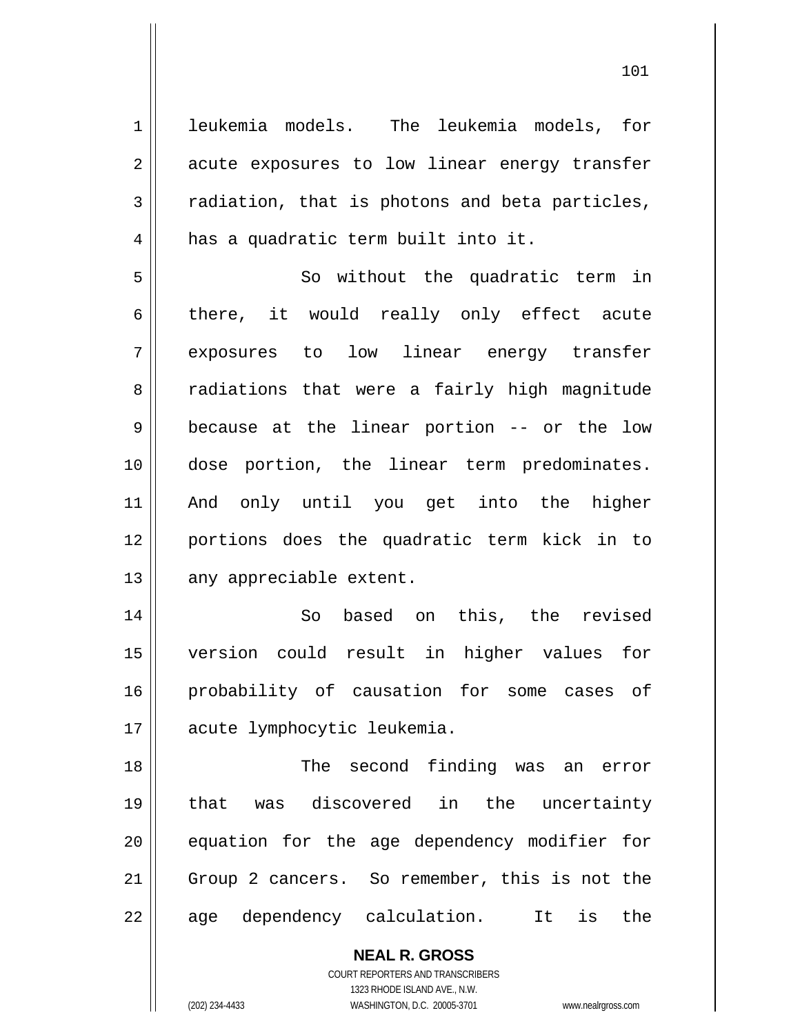leukemia models. The leukemia models, for acute exposures to low linear energy transfer radiation, that is photons and beta particles, has a quadratic term built into it.

So without the quadratic term in there, it would really only effect acute exposures to low linear energy transfer radiations that were a fairly high magnitude because at the linear portion -- or the low dose portion, the linear term predominates. And only until you get into the higher portions does the quadratic term kick in to any appreciable extent.

So based on this, the revised version could result in higher values for probability of causation for some cases of acute lymphocytic leukemia.

The second finding was an error that was discovered in the uncertainty equation for the age dependency modifier for Group 2 cancers. So remember, this is not the age dependency calculation. It is the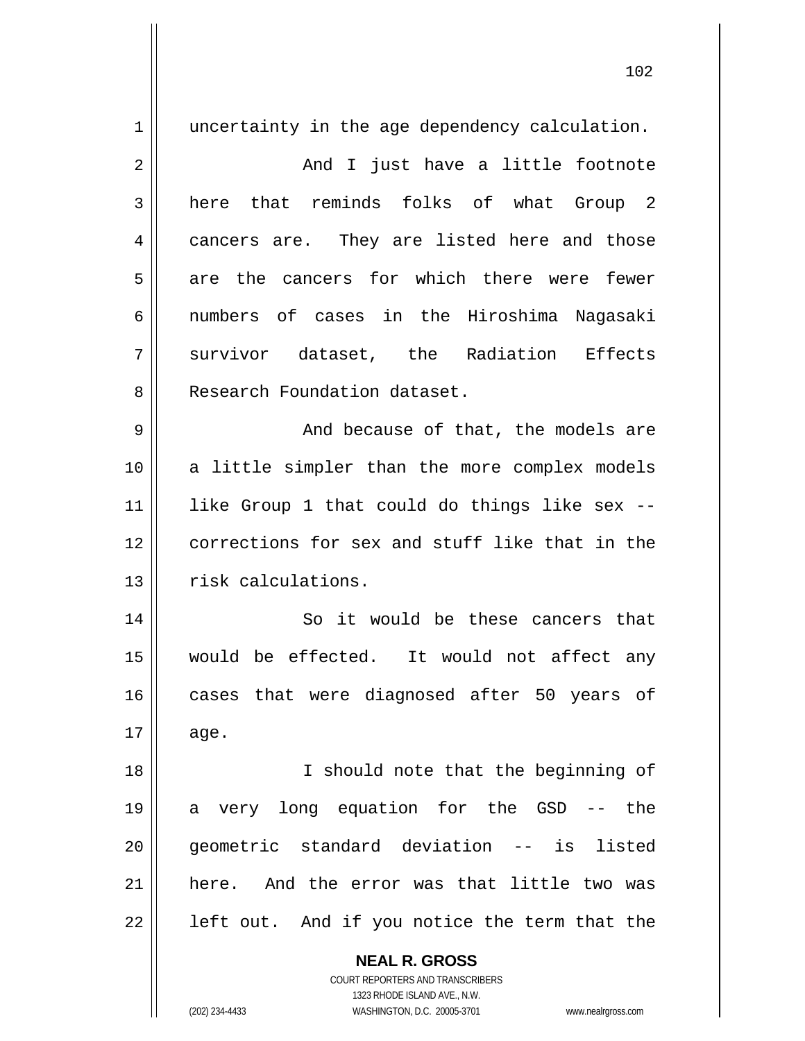uncertainty in the age dependency calculation.

And I just have a little footnote here that reminds folks of what Group 2 cancers are. They are listed here and those are the cancers for which there were fewer numbers of cases in the Hiroshima Nagasaki survivor dataset, the Radiation Effects Research Foundation dataset.

And because of that, the models are a little simpler than the more complex models like Group 1 that could do things like sex -- corrections for sex and stuff like that in the risk calculations.

So it would be these cancers that would be effected. It would not affect any cases that were diagnosed after 50 years of age.

I should note that the beginning of a very long equation for the GSD -- the geometric standard deviation -- is listed here. And the error was that little two was left out. And if you notice the term that the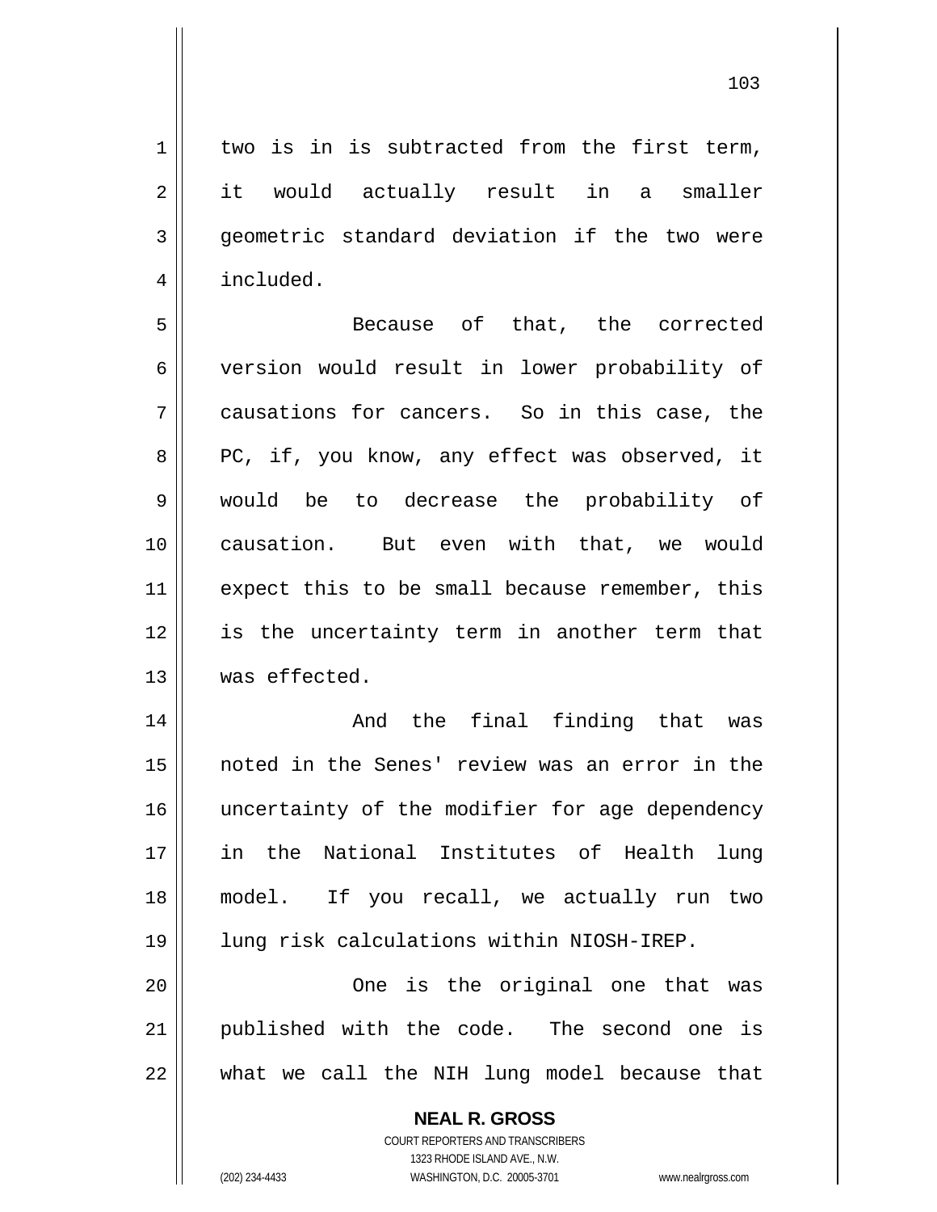two is in is subtracted from the first term, it would actually result in a smaller geometric standard deviation if the two were included.

Because of that, the corrected version would result in lower probability of causations for cancers. So in this case, the PC, if, you know, any effect was observed, it would be to decrease the probability of causation. But even with that, we would expect this to be small because remember, this is the uncertainty term in another term that was effected.

And the final finding that was noted in the Senes' review was an error in the uncertainty of the modifier for age dependency in the National Institutes of Health lung model. If you recall, we actually run two lung risk calculations within NIOSH-IREP.

One is the original one that was published with the code. The second one is what we call the NIH lung model because that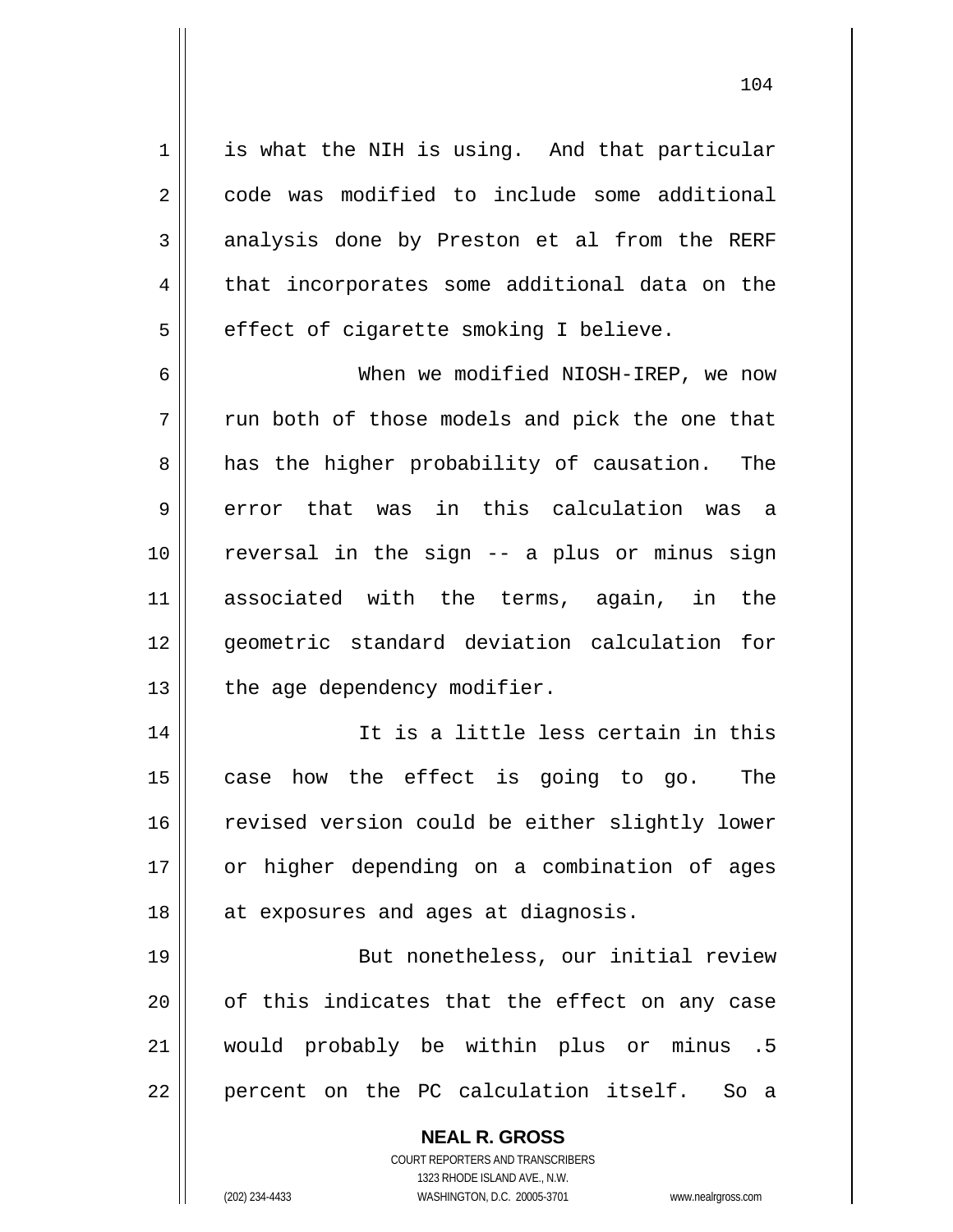is what the NIH is using. And that particular code was modified to include some additional analysis done by Preston et al from the RERF that incorporates some additional data on the effect of cigarette smoking I believe.

When we modified NIOSH-IREP, we now run both of those models and pick the one that has the higher probability of causation. The error that was in this calculation was a reversal in the sign -- a plus or minus sign associated with the terms, again, in the geometric standard deviation calculation for the age dependency modifier.

It is a little less certain in this case how the effect is going to go. The revised version could be either slightly lower or higher depending on a combination of ages at exposures and ages at diagnosis.

But nonetheless, our initial review of this indicates that the effect on any case would probably be within plus or minus .5 percent on the PC calculation itself. So a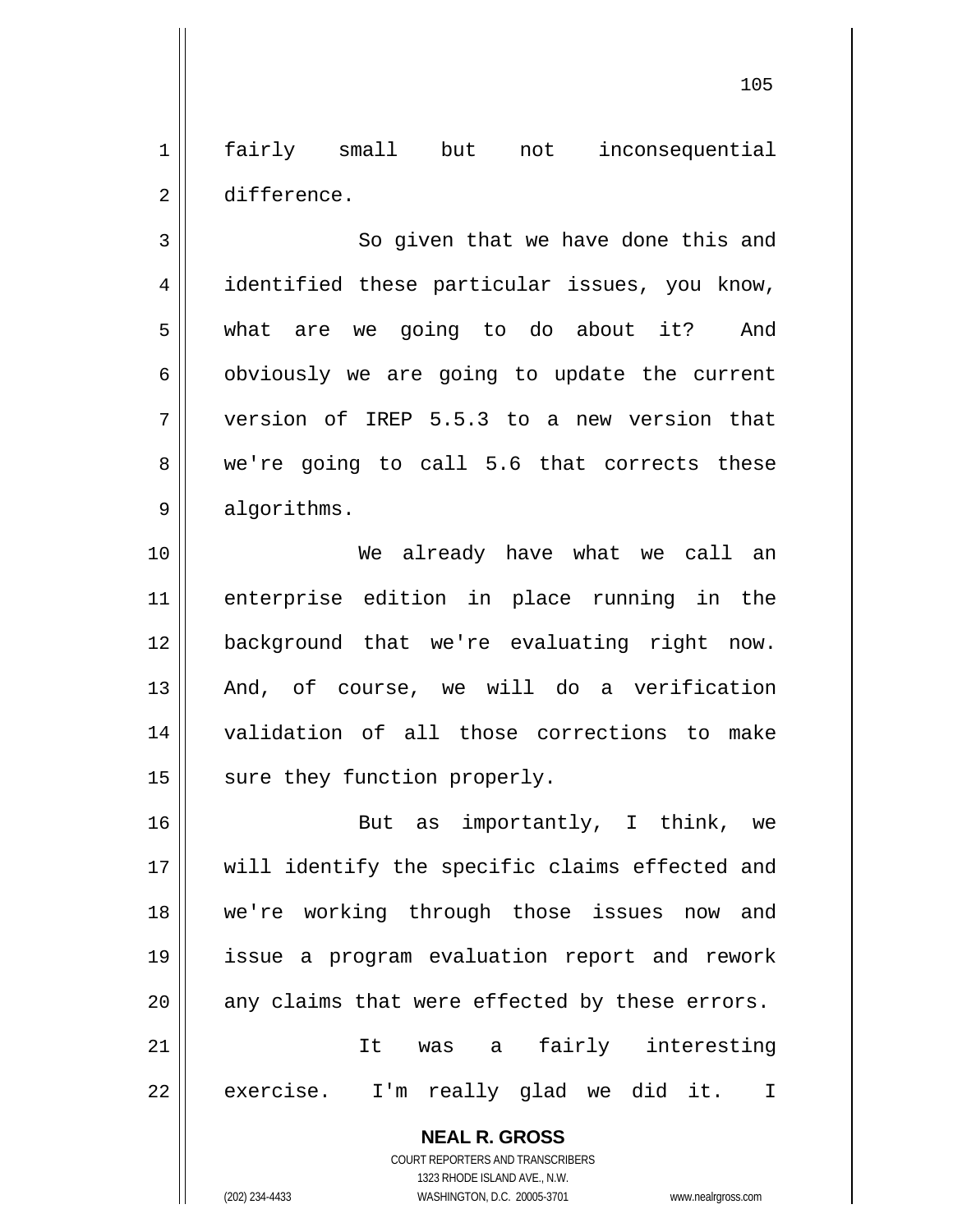fairly small but not inconsequential difference.

So given that we have done this and identified these particular issues, you know, what are we going to do about it? And obviously we are going to update the current version of IREP 5.5.3 to a new version that we're going to call 5.6 that corrects these algorithms.

We already have what we call an enterprise edition in place running in the background that we're evaluating right now. And, of course, we will do a verification validation of all those corrections to make sure they function properly.

But as importantly, I think, we will identify the specific claims effected and we're working through those issues now and issue a program evaluation report and rework any claims that were effected by these errors.

It was a fairly interesting exercise. I'm really glad we did it. I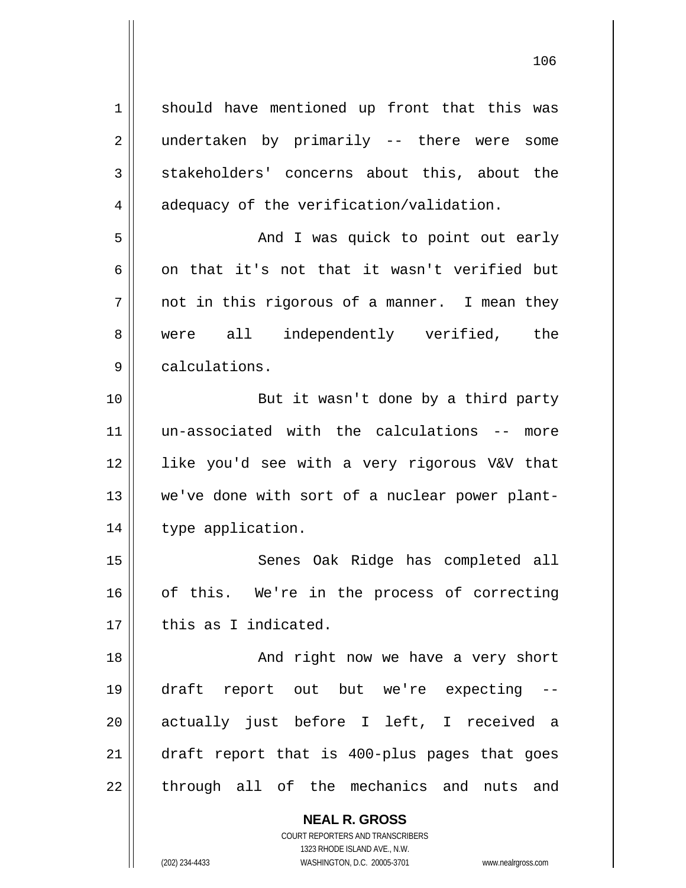should have mentioned up front that this was undertaken by primarily -- there were some stakeholders' concerns about this, about the adequacy of the verification/validation.

And I was quick to point out early on that it's not that it wasn't verified but not in this rigorous of a manner. I mean they were all independently verified, the calculations.

But it wasn't done by a third party un-associated with the calculations -- more like you'd see with a very rigorous V&V that we've done with sort of a nuclear power plant-type application.

Senes Oak Ridge has completed all of this. We're in the process of correcting this as I indicated.

And right now we have a very short draft report out but we're expecting -- actually just before I left, I received a draft report that is 400-plus pages that goes through all of the mechanics and nuts and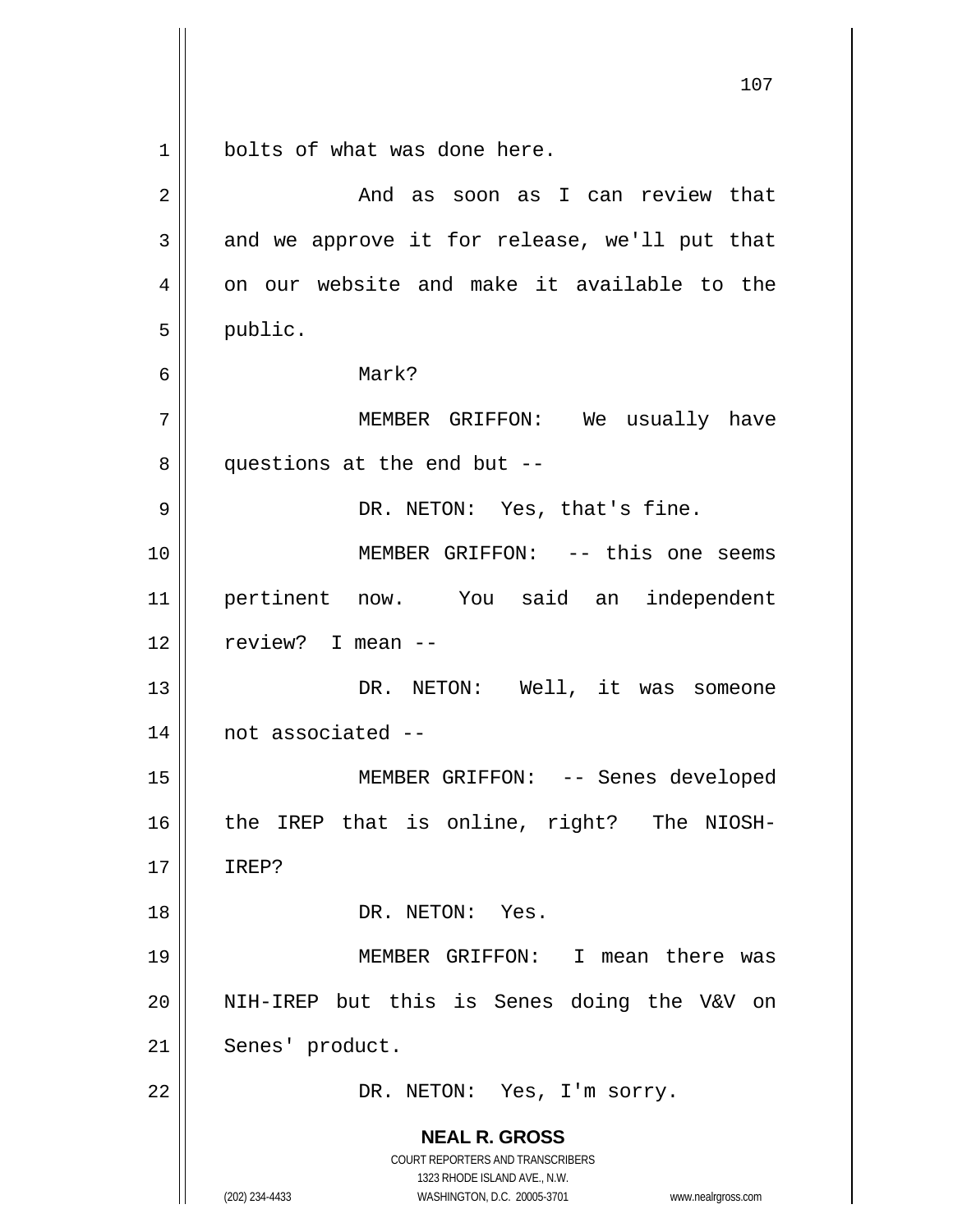bolts of what was done here.

And as soon as I can review that and we approve it for release, we'll put that on our website and make it available to the public.

Mark?

MEMBER GRIFFON: We usually have questions at the end but --

DR. NETON: Yes, that's fine.

MEMBER GRIFFON: -- this one seems pertinent now. You said an independent review? I mean --

DR. NETON: Well, it was someone not associated --

MEMBER GRIFFON: -- Senes developed the IREP that is online, right? The NIOSH-IREP?

DR. NETON: Yes.

MEMBER GRIFFON: I mean there was NIH-IREP but this is Senes doing the V&V on Senes' product.

DR. NETON: Yes, I'm sorry.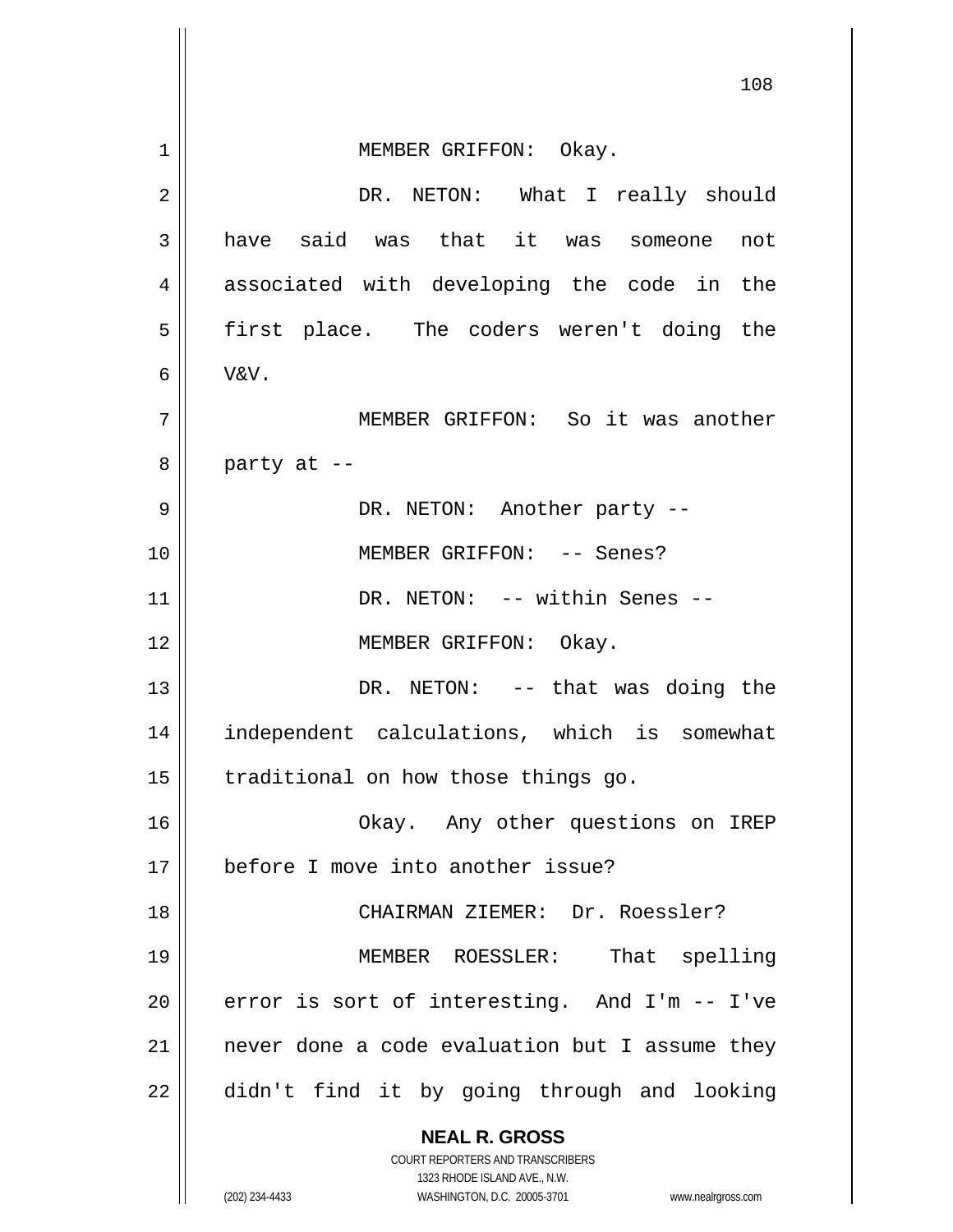MEMBER GRIFFON: Okay.

DR. NETON: What I really should have said was that it was someone not associated with developing the code in the first place. The coders weren't doing the V&V.

MEMBER GRIFFON: So it was another party at --

DR. NETON: Another party --

MEMBER GRIFFON: -- Senes?

DR. NETON: -- within Senes --

MEMBER GRIFFON: Okay.

DR. NETON: -- that was doing the independent calculations, which is somewhat traditional on how those things go.

Okay. Any other questions on IREP before I move into another issue?

CHAIRMAN ZIEMER: Dr. Roessler?

MEMBER ROESSLER: That spelling error is sort of interesting. And I'm -- I've never done a code evaluation but I assume they didn't find it by going through and looking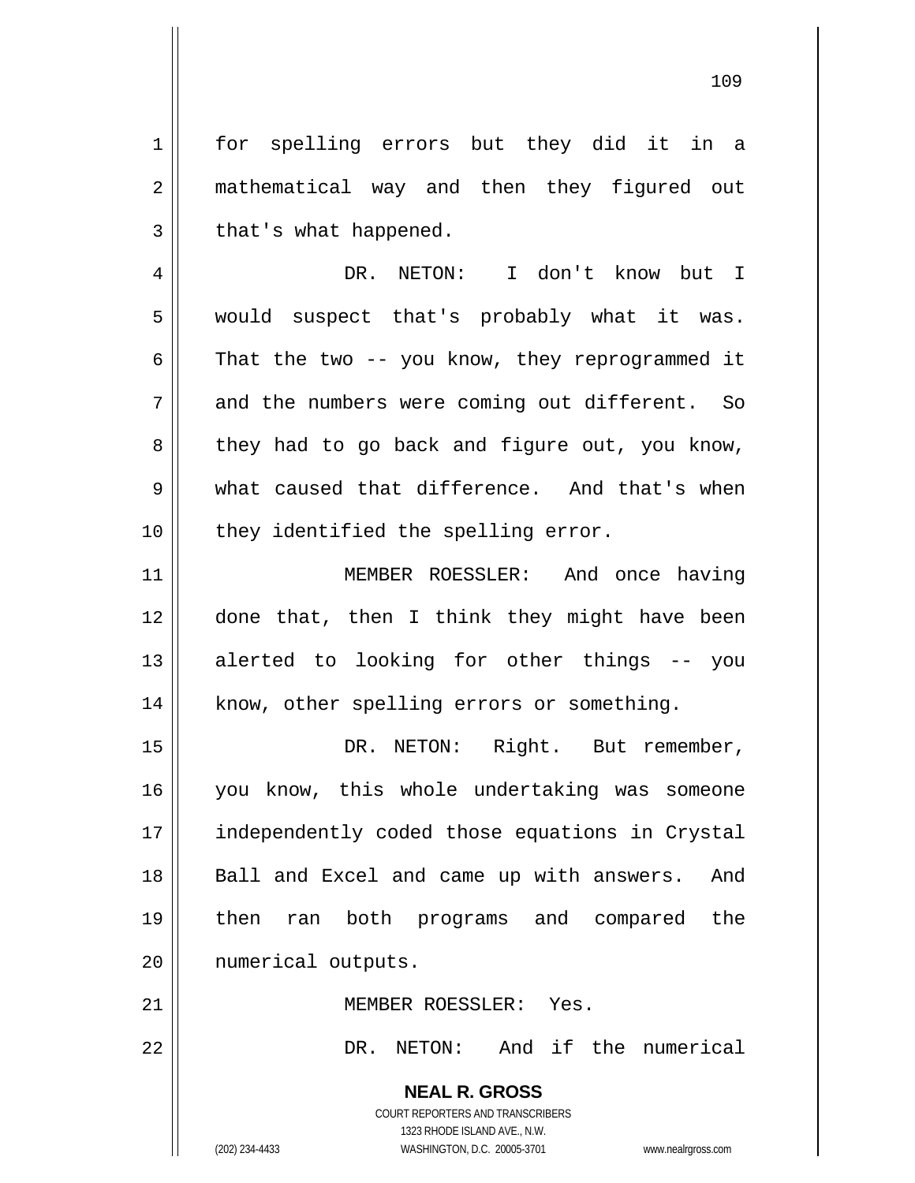for spelling errors but they did it in a mathematical way and then they figured out that's what happened.

DR. NETON: I don't know but I would suspect that's probably what it was. That the two -- you know, they reprogrammed it and the numbers were coming out different. So they had to go back and figure out, you know, what caused that difference. And that's when they identified the spelling error.

MEMBER ROESSLER: And once having done that, then I think they might have been alerted to looking for other things -- you know, other spelling errors or something.

DR. NETON: Right. But remember, you know, this whole undertaking was someone independently coded those equations in Crystal Ball and Excel and came up with answers. And then ran both programs and compared the numerical outputs.

MEMBER ROESSLER: Yes.

DR. NETON: And if the numerical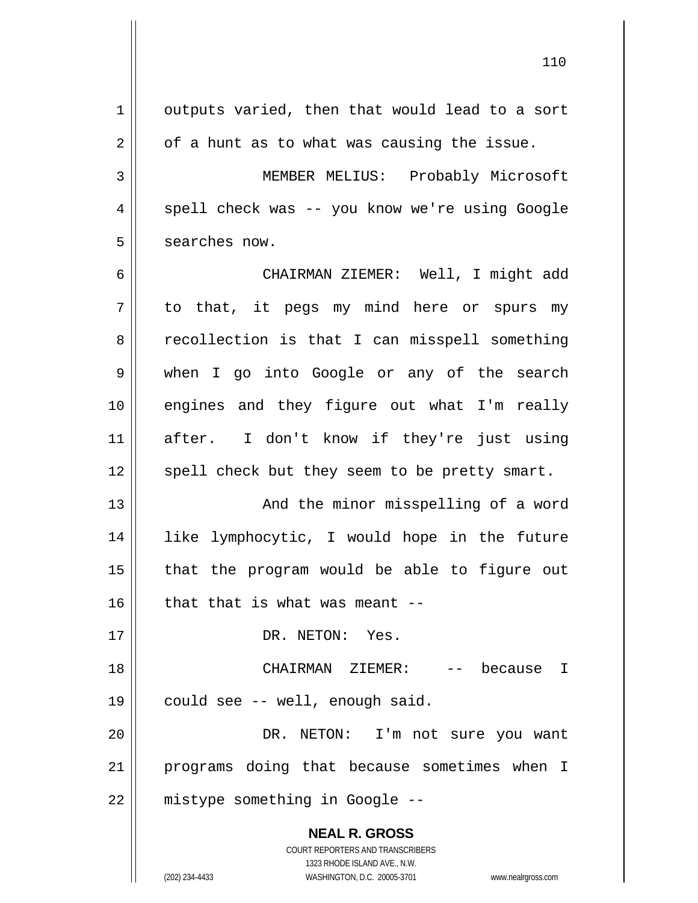outputs varied, then that would lead to a sort of a hunt as to what was causing the issue.

MEMBER MELIUS: Probably Microsoft spell check was -- you know we're using Google searches now.

CHAIRMAN ZIEMER: Well, I might add to that, it pegs my mind here or spurs my recollection is that I can misspell something when I go into Google or any of the search engines and they figure out what I'm really after. I don't know if they're just using spell check but they seem to be pretty smart.

And the minor misspelling of a word like lymphocytic, I would hope in the future that the program would be able to figure out that that is what was meant --

DR. NETON: Yes.

CHAIRMAN ZIEMER: -- because I could see -- well, enough said.

DR. NETON: I'm not sure you want programs doing that because sometimes when I mistype something in Google --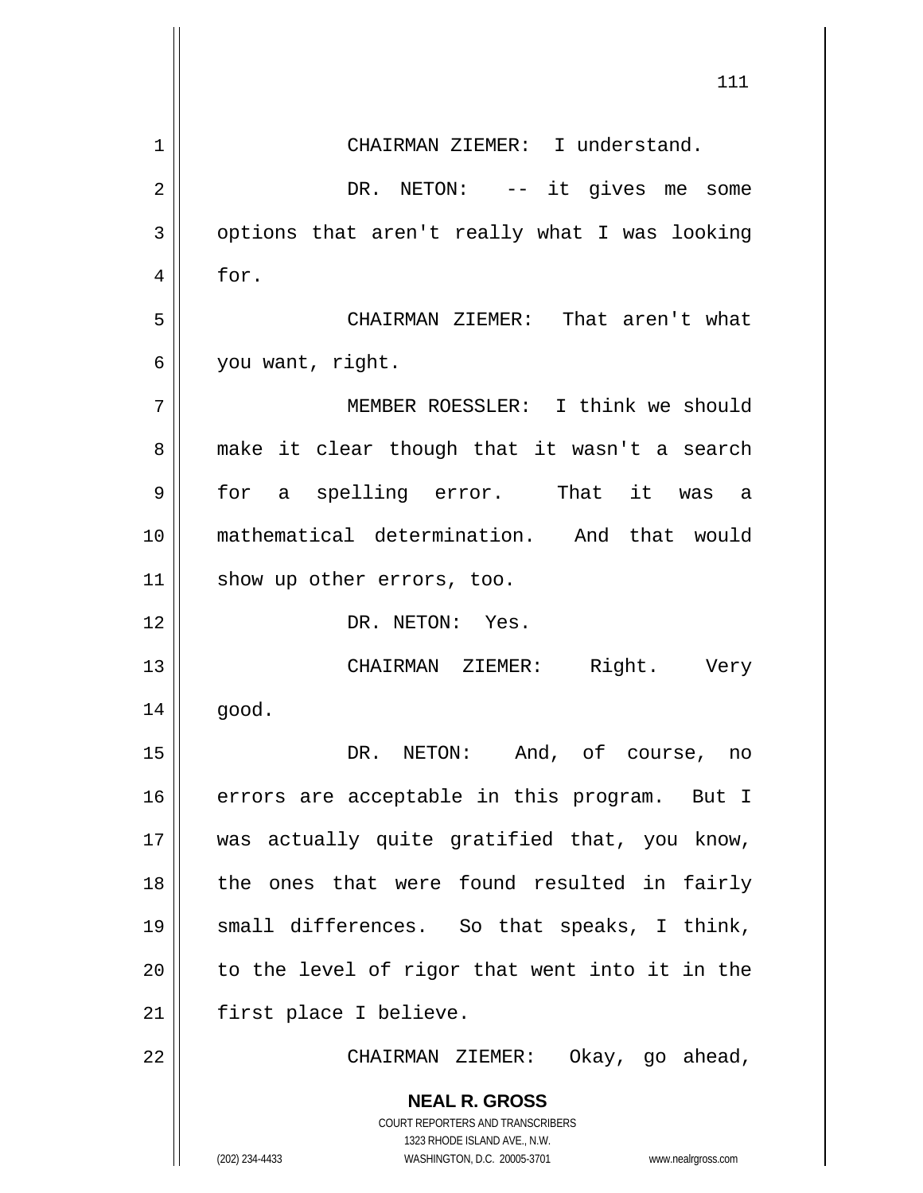CHAIRMAN ZIEMER: I understand.

DR. NETON: -- it gives me some options that aren't really what I was looking for.

CHAIRMAN ZIEMER: That aren't what you want, right.

MEMBER ROESSLER: I think we should make it clear though that it wasn't a search for a spelling error. That it was a mathematical determination. And that would show up other errors, too.

DR. NETON: Yes.

CHAIRMAN ZIEMER: Right. Very good.

DR. NETON: And, of course, no errors are acceptable in this program. But I was actually quite gratified that, you know, the ones that were found resulted in fairly small differences. So that speaks, I think, to the level of rigor that went into it in the first place I believe.

CHAIRMAN ZIEMER: Okay, go ahead,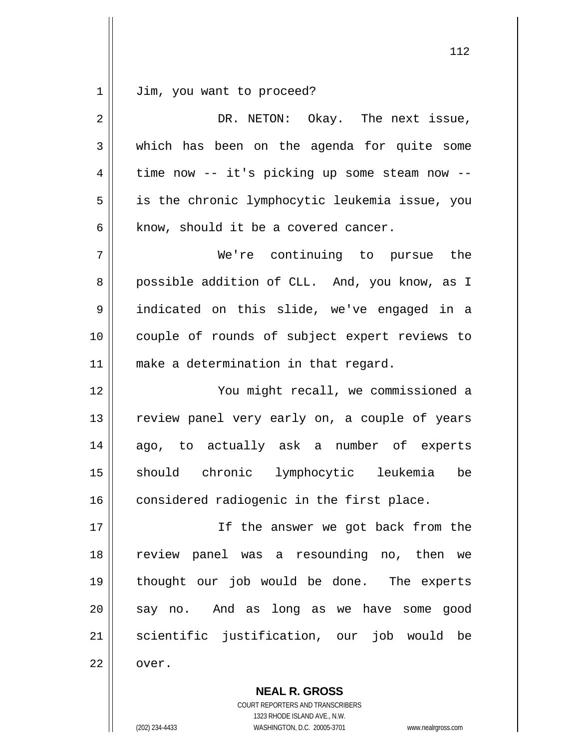Jim, you want to proceed?

DR. NETON: Okay. The next issue, which has been on the agenda for quite some time now -- it's picking up some steam now -- is the chronic lymphocytic leukemia issue, you know, should it be a covered cancer.

We're continuing to pursue the possible addition of CLL. And, you know, as I indicated on this slide, we've engaged in a couple of rounds of subject expert reviews to make a determination in that regard.

You might recall, we commissioned a review panel very early on, a couple of years ago, to actually ask a number of experts should chronic lymphocytic leukemia be considered radiogenic in the first place.

If the answer we got back from the review panel was a resounding no, then we thought our job would be done. The experts say no. And as long as we have some good scientific justification, our job would be over.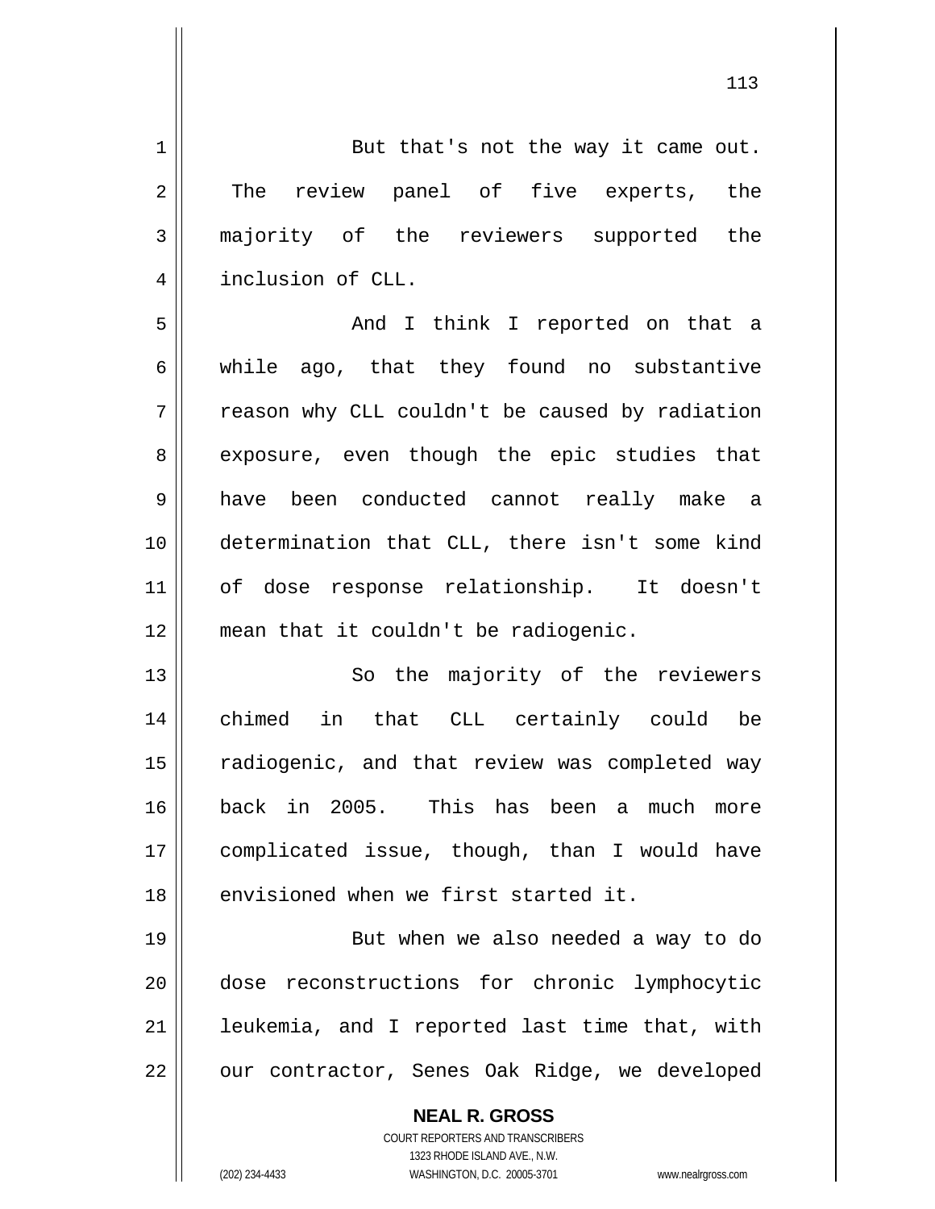But that's not the way it came out. The review panel of five experts, the majority of the reviewers supported the inclusion of CLL.

And I think I reported on that a while ago, that they found no substantive reason why CLL couldn't be caused by radiation exposure, even though the epic studies that have been conducted cannot really make a determination that CLL, there isn't some kind of dose response relationship. It doesn't mean that it couldn't be radiogenic.

So the majority of the reviewers chimed in that CLL certainly could be radiogenic, and that review was completed way back in 2005. This has been a much more complicated issue, though, than I would have envisioned when we first started it.

But when we also needed a way to do dose reconstructions for chronic lymphocytic leukemia, and I reported last time that, with our contractor, Senes Oak Ridge, we developed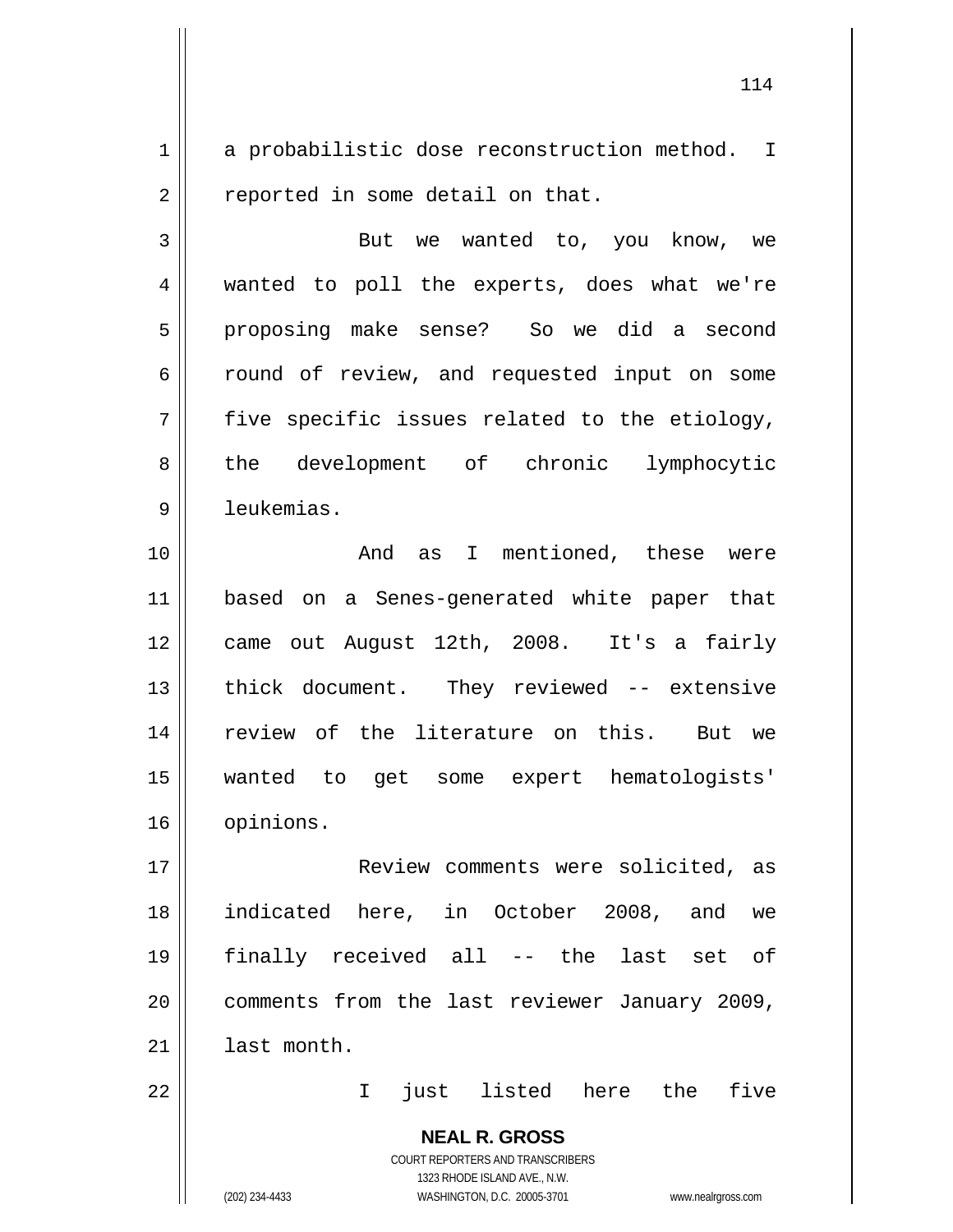a probabilistic dose reconstruction method. I reported in some detail on that.

But we wanted to, you know, we wanted to poll the experts, does what we're proposing make sense? So we did a second round of review, and requested input on some five specific issues related to the etiology, the development of chronic lymphocytic leukemias.

And as I mentioned, these were based on a Senes-generated white paper that came out August 12th, 2008. It's a fairly thick document. They reviewed -- extensive review of the literature on this. But we wanted to get some expert hematologists' opinions.

Review comments were solicited, as indicated here, in October 2008, and we finally received all -- the last set of comments from the last reviewer January 2009, last month.

I just listed here the five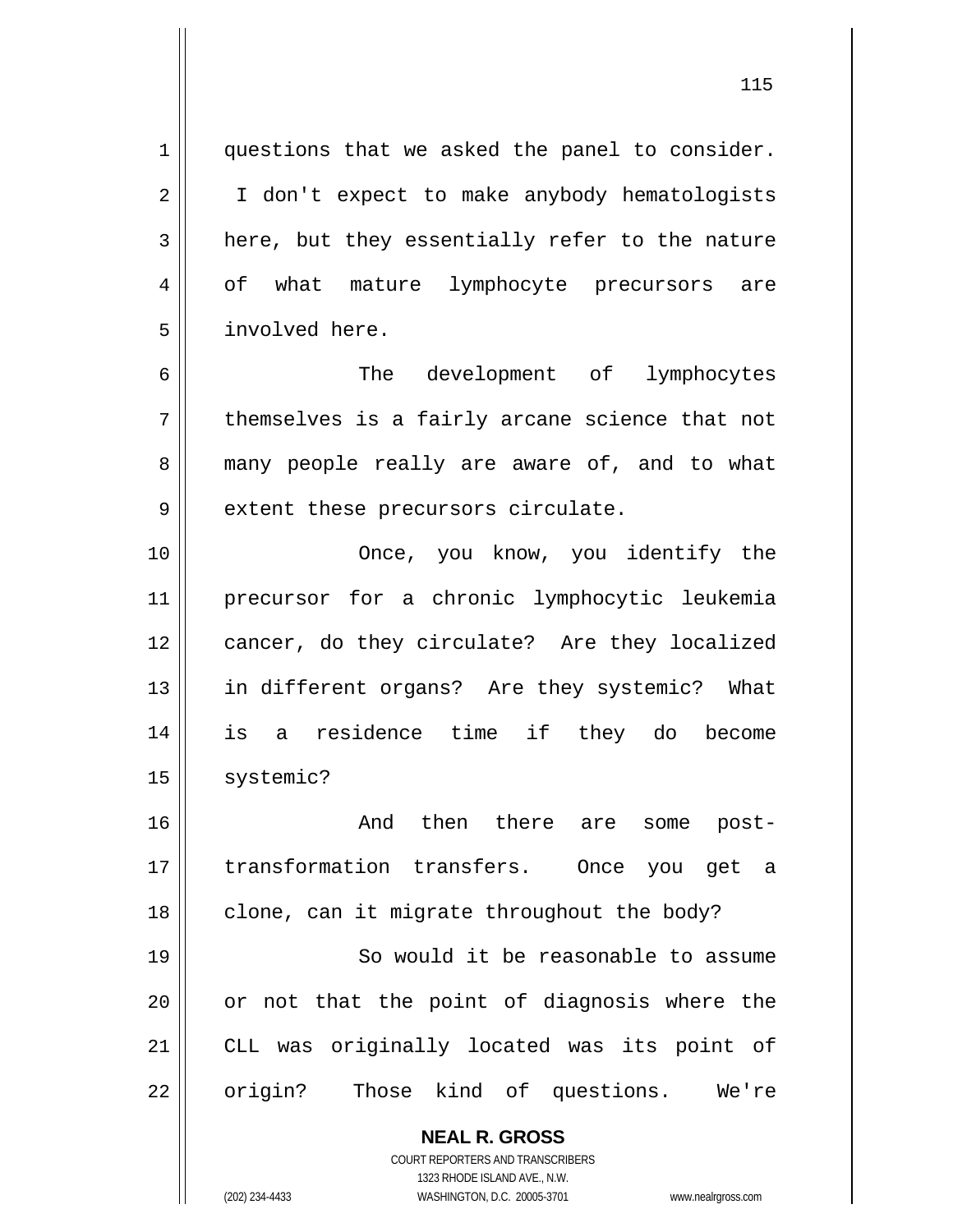questions that we asked the panel to consider. I don't expect to make anybody hematologists here, but they essentially refer to the nature of what mature lymphocyte precursors are involved here.

The development of lymphocytes themselves is a fairly arcane science that not many people really are aware of, and to what extent these precursors circulate.

Once, you know, you identify the precursor for a chronic lymphocytic leukemia cancer, do they circulate? Are they localized in different organs? Are they systemic? What is a residence time if they do become systemic?

And then there are some post-transformation transfers. Once you get a clone, can it migrate throughout the body?

So would it be reasonable to assume or not that the point of diagnosis where the CLL was originally located was its point of origin? Those kind of questions. We're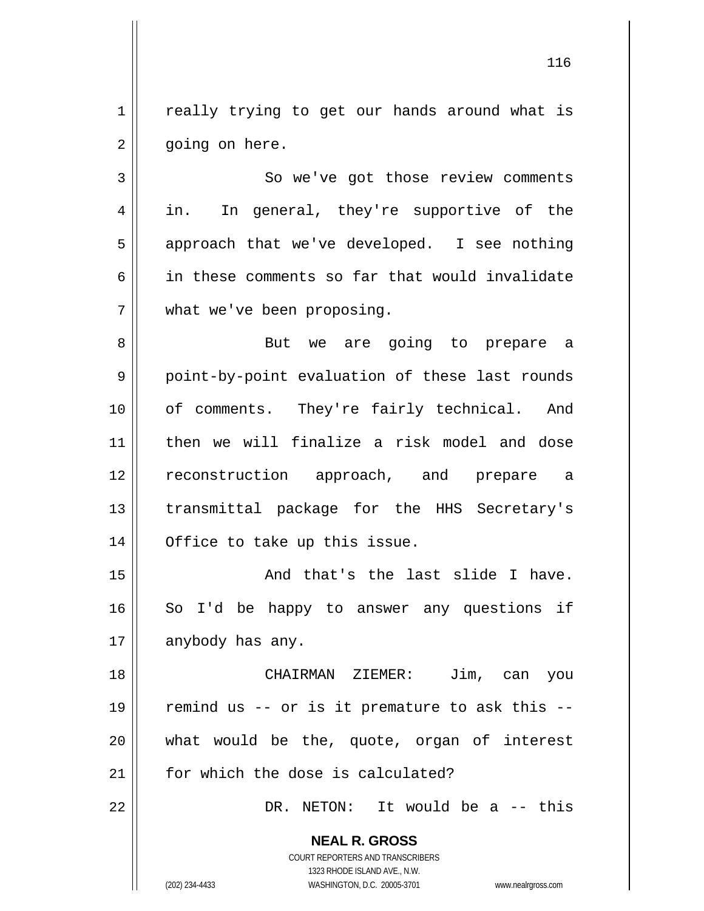really trying to get our hands around what is going on here.

So we've got those review comments in. In general, they're supportive of the approach that we've developed. I see nothing in these comments so far that would invalidate what we've been proposing.

But we are going to prepare a point-by-point evaluation of these last rounds of comments. They're fairly technical. And then we will finalize a risk model and dose reconstruction approach, and prepare a transmittal package for the HHS Secretary's Office to take up this issue.

And that's the last slide I have. So I'd be happy to answer any questions if anybody has any.

CHAIRMAN ZIEMER: Jim, can you remind us -- or is it premature to ask this -- what would be the, quote, organ of interest for which the dose is calculated?

DR. NETON: It would be a -- this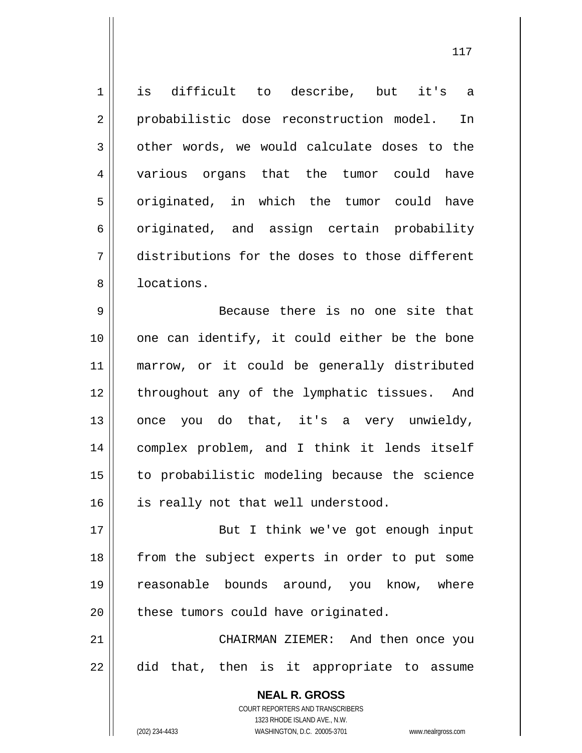is difficult to describe, but it's a probabilistic dose reconstruction model. In other words, we would calculate doses to the various organs that the tumor could have originated, in which the tumor could have originated, and assign certain probability distributions for the doses to those different locations.

Because there is no one site that one can identify, it could either be the bone marrow, or it could be generally distributed throughout any of the lymphatic tissues. And once you do that, it's a very unwieldy, complex problem, and I think it lends itself to probabilistic modeling because the science is really not that well understood.

But I think we've got enough input from the subject experts in order to put some reasonable bounds around, you know, where these tumors could have originated.

CHAIRMAN ZIEMER: And then once you did that, then is it appropriate to assume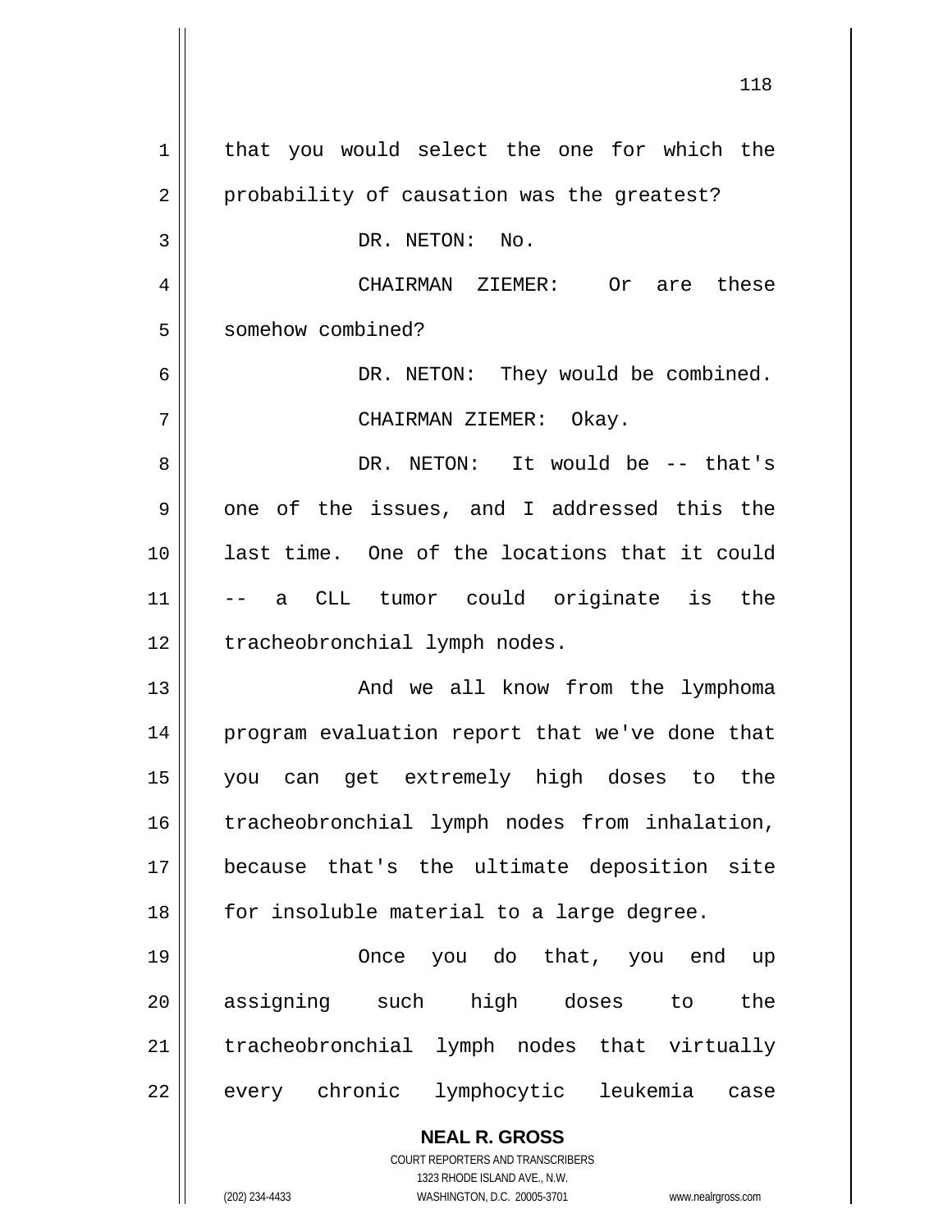that you would select the one for which the probability of causation was the greatest?

DR. NETON: No.

CHAIRMAN ZIEMER: Or are these somehow combined?

DR. NETON: They would be combined.

CHAIRMAN ZIEMER: Okay.

DR. NETON: It would be -- that's one of the issues, and I addressed this the last time. One of the locations that it could -- a CLL tumor could originate is the tracheobronchial lymph nodes.

And we all know from the lymphoma program evaluation report that we've done that you can get extremely high doses to the tracheobronchial lymph nodes from inhalation, because that's the ultimate deposition site for insoluble material to a large degree.

Once you do that, you end up assigning such high doses to the tracheobronchial lymph nodes that virtually every chronic lymphocytic leukemia case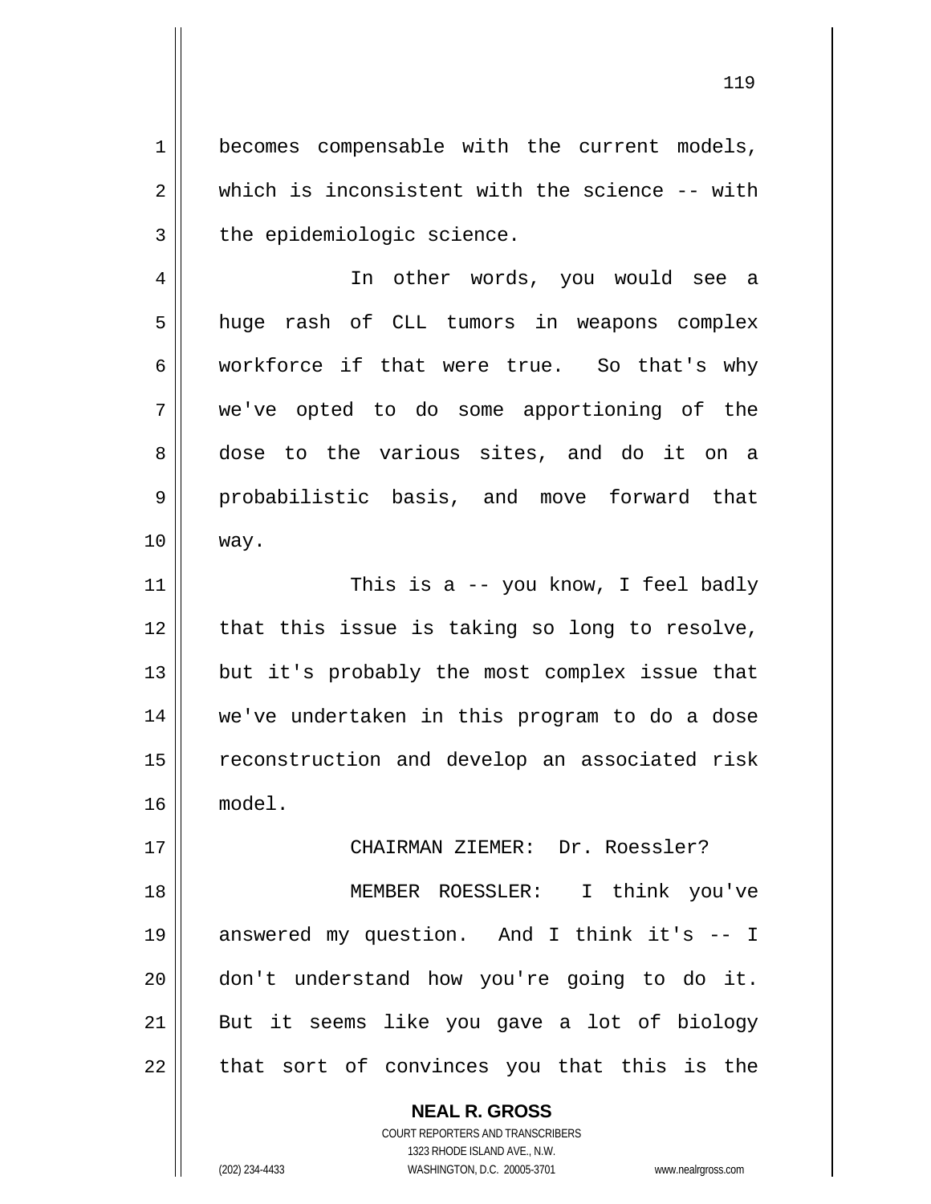becomes compensable with the current models, which is inconsistent with the science -- with the epidemiologic science.

In other words, you would see a huge rash of CLL tumors in weapons complex workforce if that were true. So that's why we've opted to do some apportioning of the dose to the various sites, and do it on a probabilistic basis, and move forward that way.

This is a -- you know, I feel badly that this issue is taking so long to resolve, but it's probably the most complex issue that we've undertaken in this program to do a dose reconstruction and develop an associated risk model.

CHAIRMAN ZIEMER: Dr. Roessler?

MEMBER ROESSLER: I think you've answered my question. And I think it's -- I don't understand how you're going to do it. But it seems like you gave a lot of biology that sort of convinces you that this is the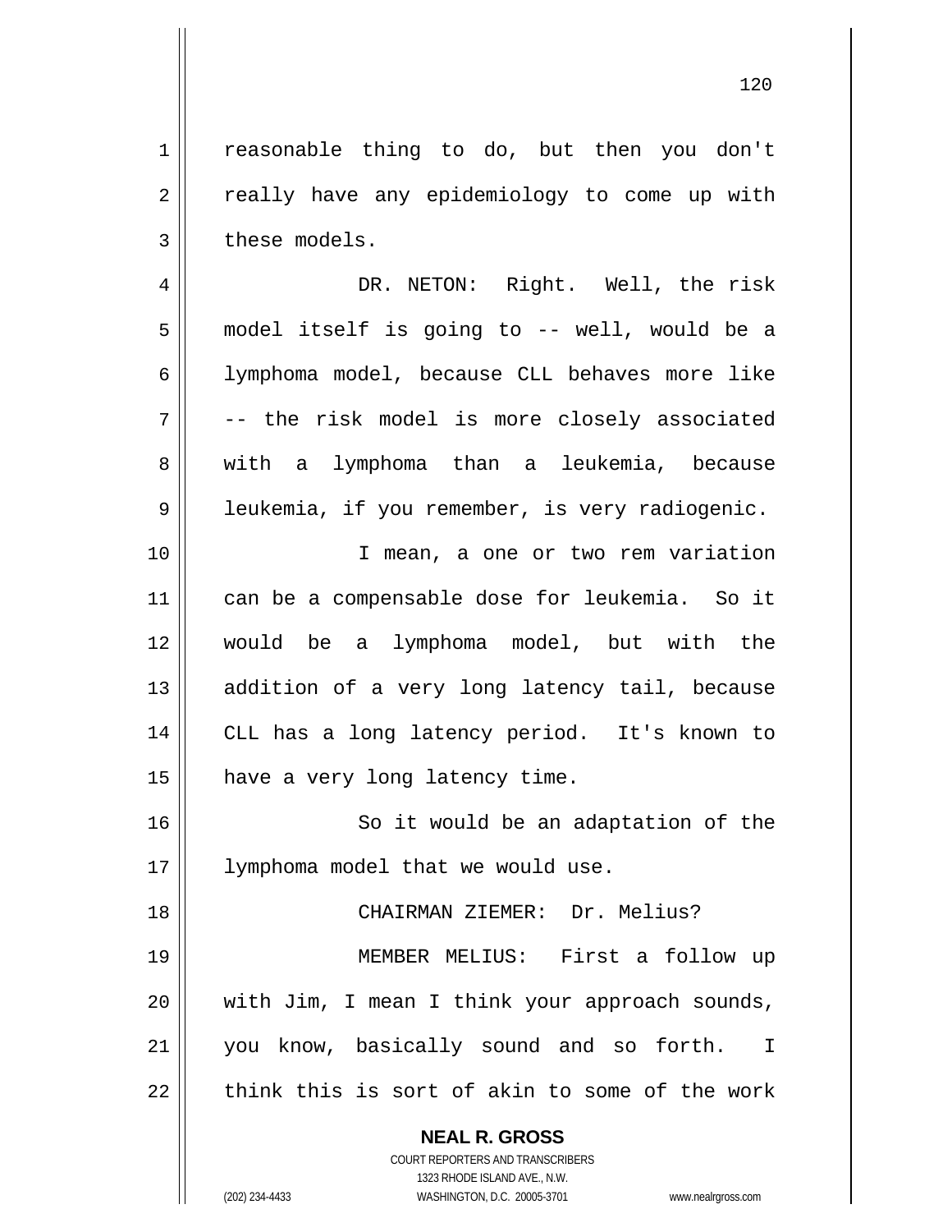reasonable thing to do, but then you don't really have any epidemiology to come up with these models.

DR. NETON: Right. Well, the risk model itself is going to -- well, would be a lymphoma model, because CLL behaves more like -- the risk model is more closely associated with a lymphoma than a leukemia, because leukemia, if you remember, is very radiogenic.

I mean, a one or two rem variation can be a compensable dose for leukemia. So it would be a lymphoma model, but with the addition of a very long latency tail, because CLL has a long latency period. It's known to have a very long latency time.

So it would be an adaptation of the lymphoma model that we would use.

CHAIRMAN ZIEMER: Dr. Melius?

MEMBER MELIUS: First a follow up with Jim, I mean I think your approach sounds, you know, basically sound and so forth. I think this is sort of akin to some of the work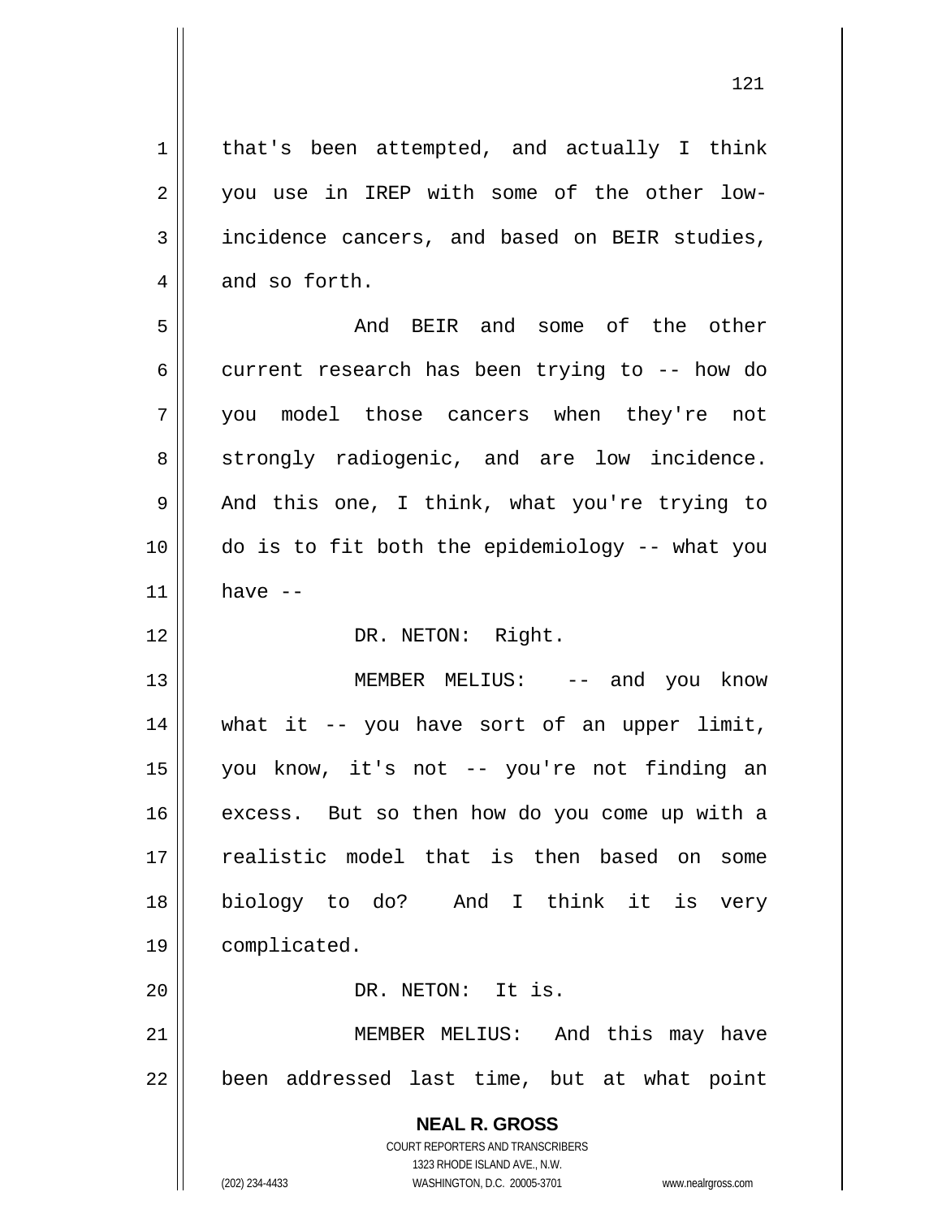that's been attempted, and actually I think you use in IREP with some of the other low-incidence cancers, and based on BEIR studies, and so forth.

And BEIR and some of the other current research has been trying to -- how do you model those cancers when they're not strongly radiogenic, and are low incidence. And this one, I think, what you're trying to do is to fit both the epidemiology -- what you have --

DR. NETON: Right.

MEMBER MELIUS: -- and you know what it -- you have sort of an upper limit, you know, it's not -- you're not finding an excess. But so then how do you come up with a realistic model that is then based on some biology to do? And I think it is very complicated.

DR. NETON: It is.

MEMBER MELIUS: And this may have been addressed last time, but at what point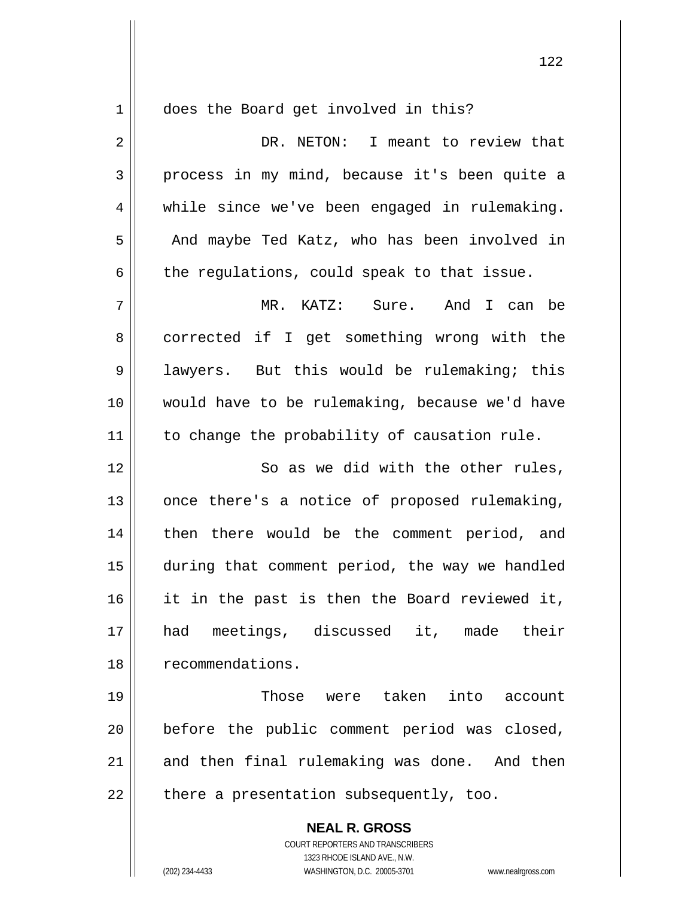does the Board get involved in this?

DR. NETON: I meant to review that process in my mind, because it's been quite a while since we've been engaged in rulemaking. And maybe Ted Katz, who has been involved in the regulations, could speak to that issue.

MR. KATZ: Sure. And I can be corrected if I get something wrong with the lawyers. But this would be rulemaking; this would have to be rulemaking, because we'd have to change the probability of causation rule.

So as we did with the other rules, once there's a notice of proposed rulemaking, then there would be the comment period, and during that comment period, the way we handled it in the past is then the Board reviewed it, had meetings, discussed it, made their recommendations.

Those were taken into account before the public comment period was closed, and then final rulemaking was done. And then there a presentation subsequently, too.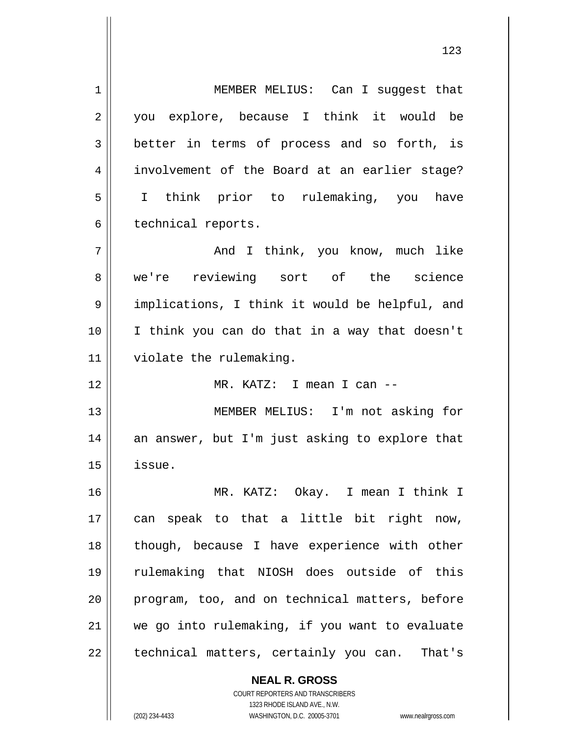MEMBER MELIUS: Can I suggest that you explore, because I think it would be better in terms of process and so forth, is involvement of the Board at an earlier stage? I think prior to rulemaking, you have technical reports.

And I think, you know, much like we're reviewing sort of the science implications, I think it would be helpful, and I think you can do that in a way that doesn't violate the rulemaking.

MR. KATZ: I mean I can --

MEMBER MELIUS: I'm not asking for an answer, but I'm just asking to explore that issue.

MR. KATZ: Okay. I mean I think I can speak to that a little bit right now, though, because I have experience with other rulemaking that NIOSH does outside of this program, too, and on technical matters, before we go into rulemaking, if you want to evaluate technical matters, certainly you can. That's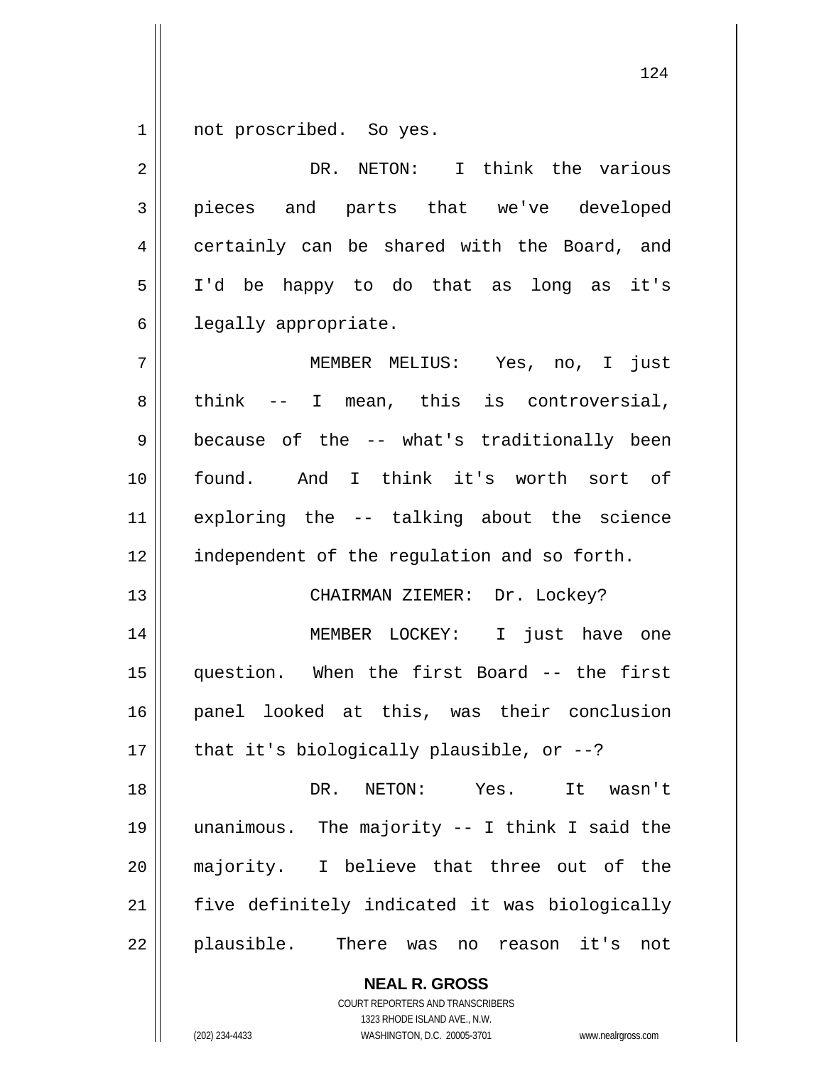not proscribed. So yes.

DR. NETON: I think the various pieces and parts that we've developed certainly can be shared with the Board, and I'd be happy to do that as long as it's legally appropriate.

MEMBER MELIUS: Yes, no, I just think -- I mean, this is controversial, because of the -- what's traditionally been found. And I think it's worth sort of exploring the -- talking about the science independent of the regulation and so forth.

CHAIRMAN ZIEMER: Dr. Lockey?

MEMBER LOCKEY: I just have one question. When the first Board -- the first panel looked at this, was their conclusion that it's biologically plausible, or --?

DR. NETON: Yes. It wasn't unanimous. The majority -- I think I said the majority. I believe that three out of the five definitely indicated it was biologically plausible. There was no reason it's not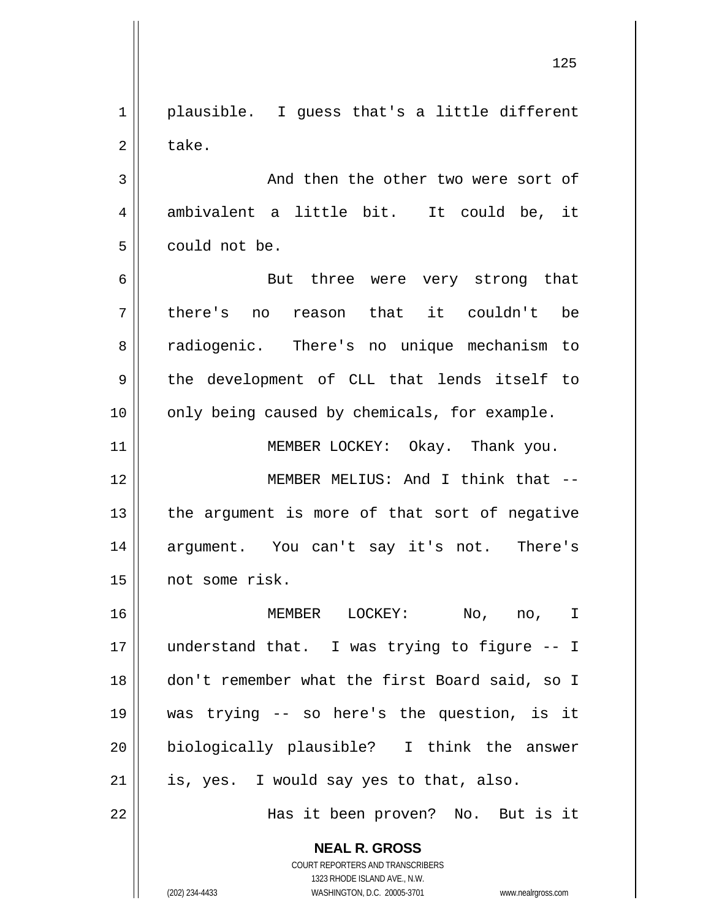plausible. I guess that's a little different take.

And then the other two were sort of ambivalent a little bit. It could be, it could not be.

But three were very strong that there's no reason that it couldn't be radiogenic. There's no unique mechanism to the development of CLL that lends itself to only being caused by chemicals, for example.

MEMBER LOCKEY: Okay. Thank you.

MEMBER MELIUS: And I think that -- the argument is more of that sort of negative argument. You can't say it's not. There's not some risk.

MEMBER LOCKEY: No, no, I understand that. I was trying to figure -- I don't remember what the first Board said, so I was trying -- so here's the question, is it biologically plausible? I think the answer is, yes. I would say yes to that, also.

Has it been proven? No. But is it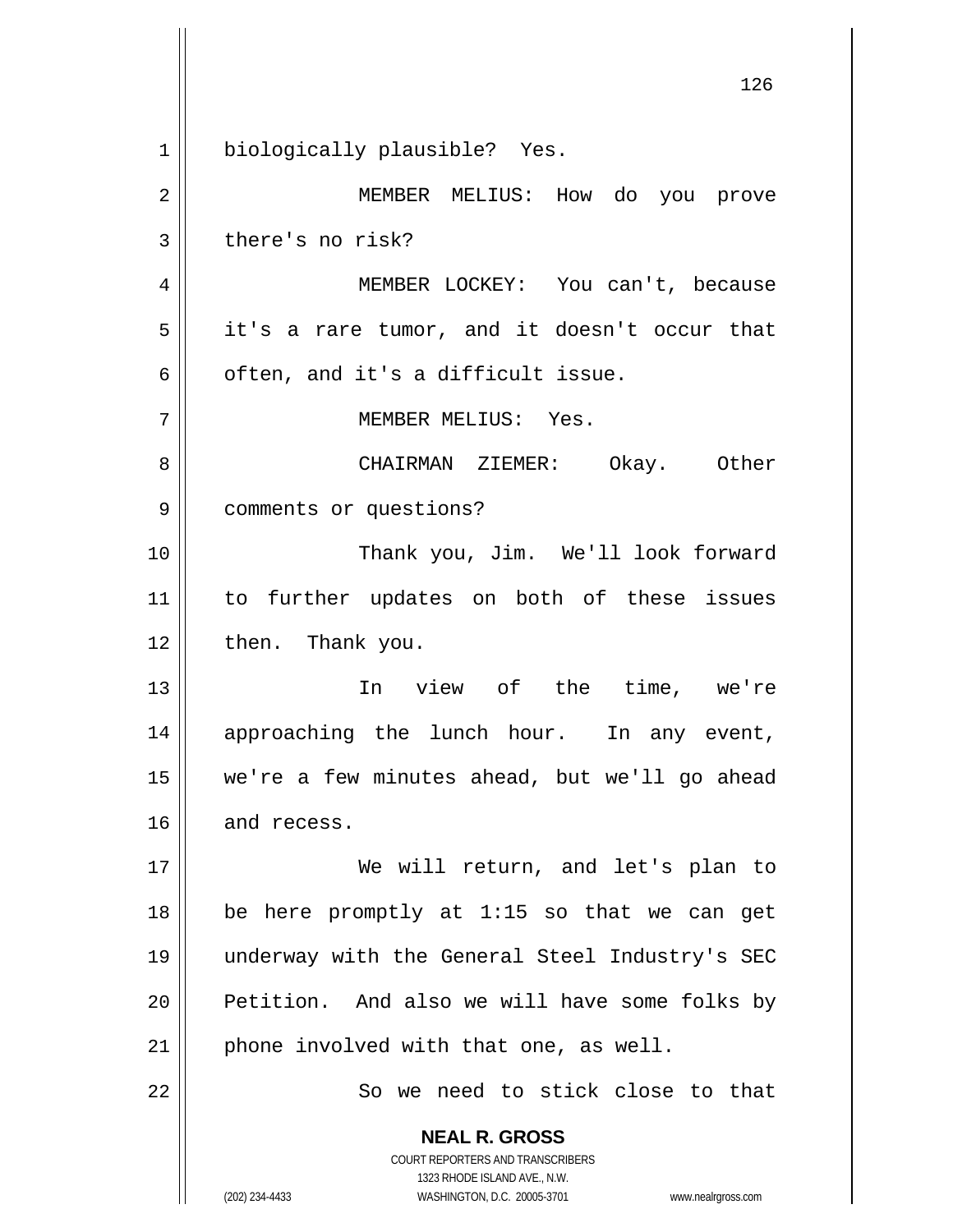biologically plausible? Yes.

MEMBER MELIUS: How do you prove there's no risk?

MEMBER LOCKEY: You can't, because it's a rare tumor, and it doesn't occur that often, and it's a difficult issue.

MEMBER MELIUS: Yes.

CHAIRMAN ZIEMER: Okay. Other comments or questions?

Thank you, Jim. We'll look forward to further updates on both of these issues then. Thank you.

In view of the time, we're approaching the lunch hour. In any event, we're a few minutes ahead, but we'll go ahead and recess.

We will return, and let's plan to be here promptly at 1:15 so that we can get underway with the General Steel Industry's SEC Petition. And also we will have some folks by phone involved with that one, as well.

So we need to stick close to that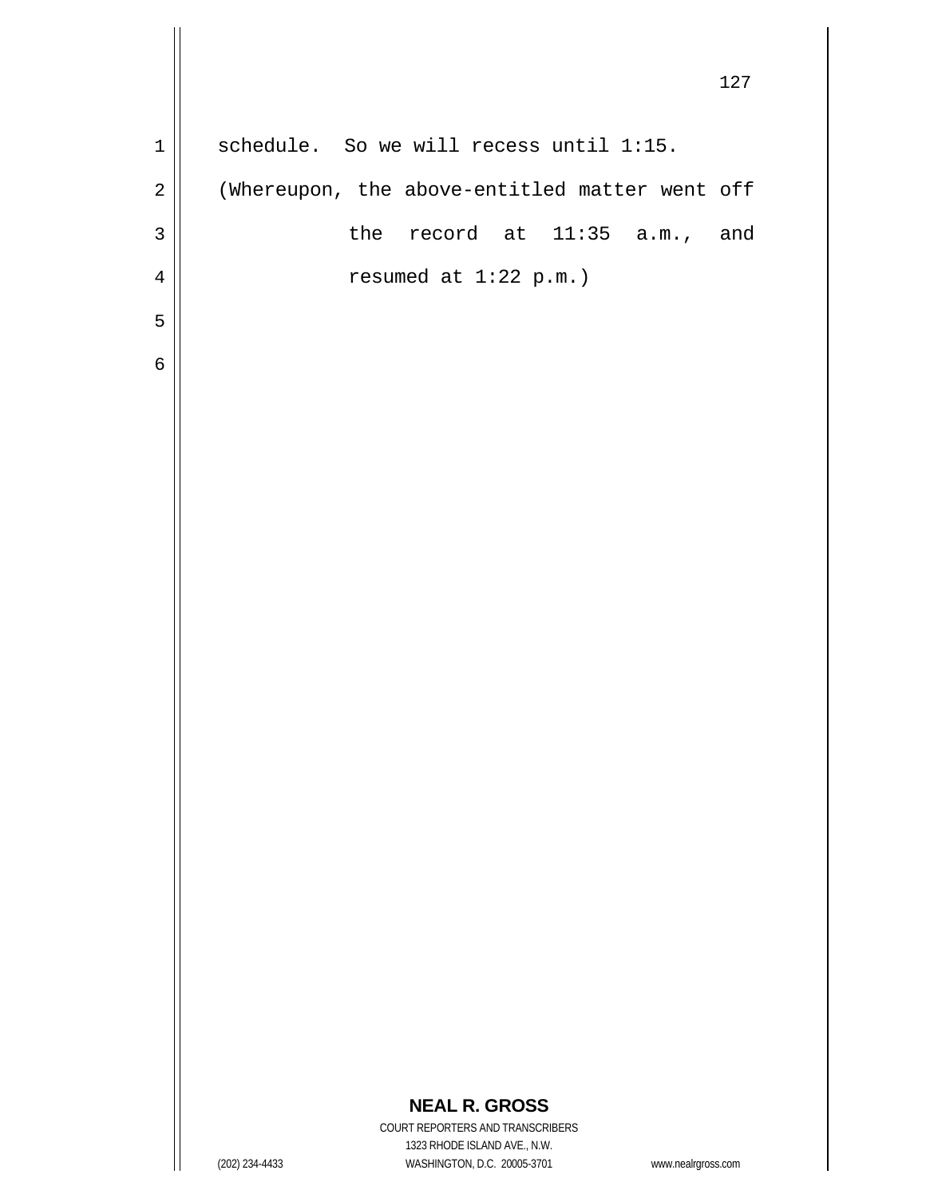schedule. So we will recess until 1:15.

(Whereupon, the above-entitled matter went off the record at 11:35 a.m., and resumed at 1:22 p.m.)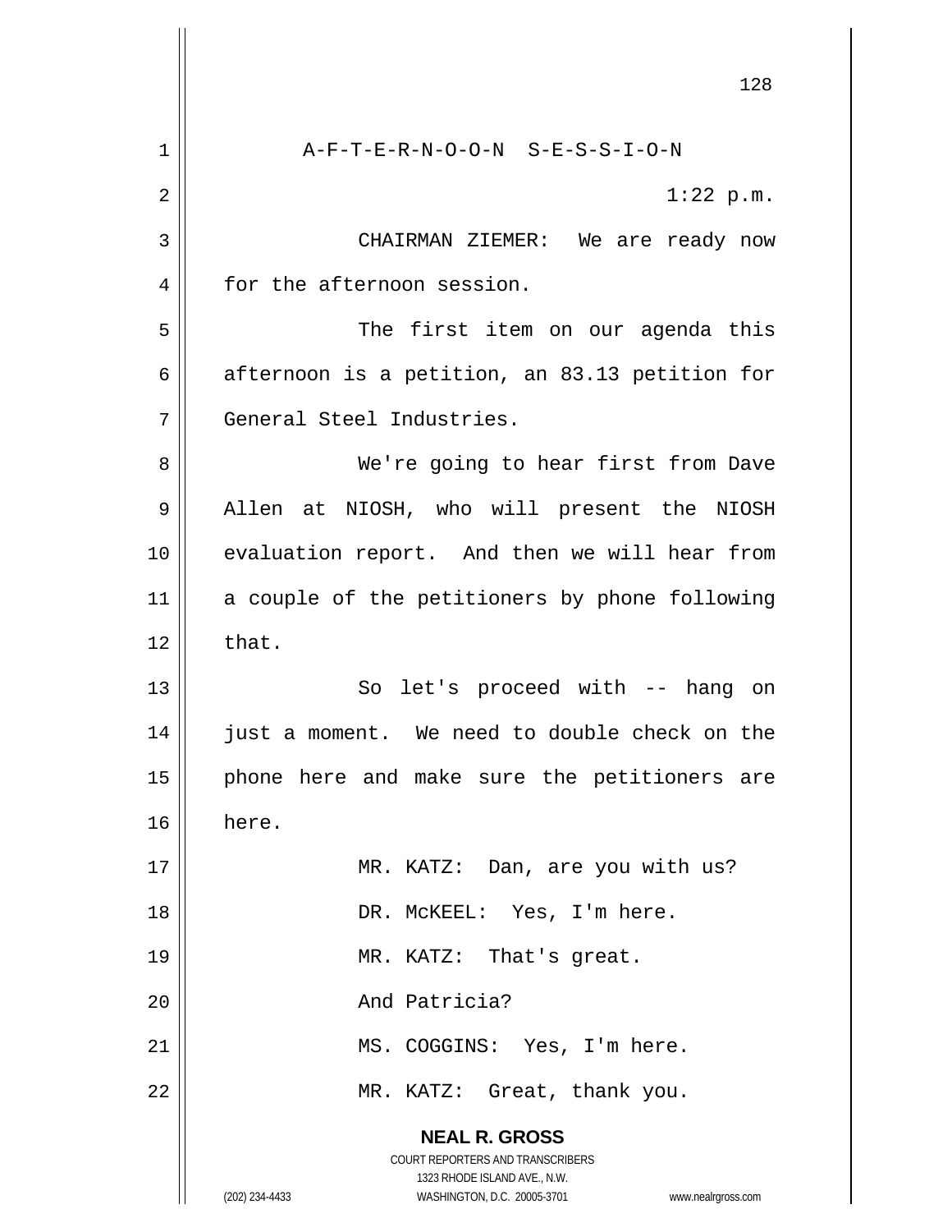A-F-T-E-R-N-O-O-N S-E-S-S-I-O-N

1:22 p.m.

CHAIRMAN ZIEMER: We are ready now for the afternoon session.

The first item on our agenda this afternoon is a petition, an 83.13 petition for General Steel Industries.

We're going to hear first from Dave Allen at NIOSH, who will present the NIOSH evaluation report. And then we will hear from a couple of the petitioners by phone following that.

So let's proceed with -- hang on just a moment. We need to double check on the phone here and make sure the petitioners are here.

MR. KATZ: Dan, are you with us?

DR. McKEEL: Yes, I'm here.

MR. KATZ: That's great.

And Patricia?

MS. COGGINS: Yes, I'm here.

MR. KATZ: Great, thank you.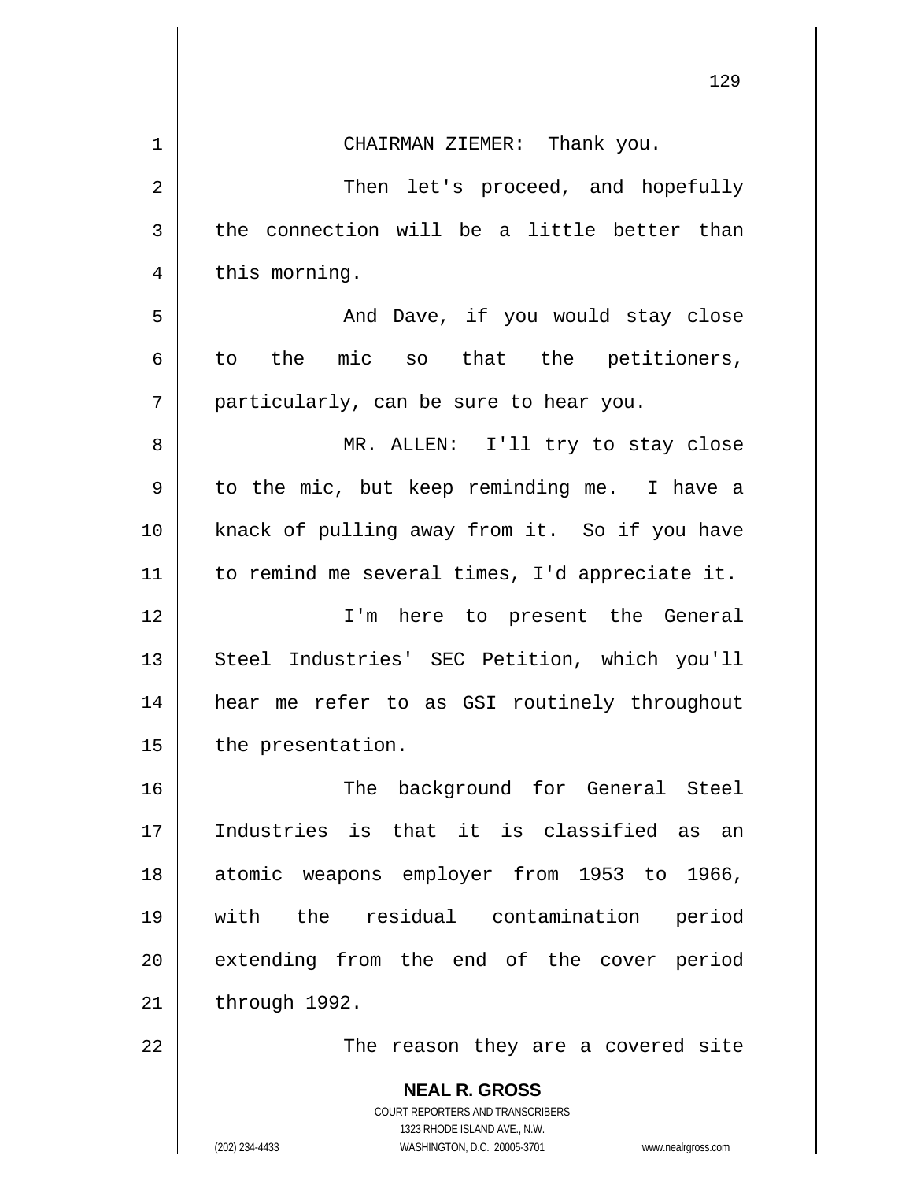CHAIRMAN ZIEMER: Thank you.

Then let's proceed, and hopefully the connection will be a little better than this morning.

And Dave, if you would stay close to the mic so that the petitioners, particularly, can be sure to hear you.

MR. ALLEN: I'll try to stay close to the mic, but keep reminding me. I have a knack of pulling away from it. So if you have to remind me several times, I'd appreciate it.

I'm here to present the General Steel Industries' SEC Petition, which you'll hear me refer to as GSI routinely throughout the presentation.

The background for General Steel Industries is that it is classified as an atomic weapons employer from 1953 to 1966, with the residual contamination period extending from the end of the cover period through 1992.

The reason they are a covered site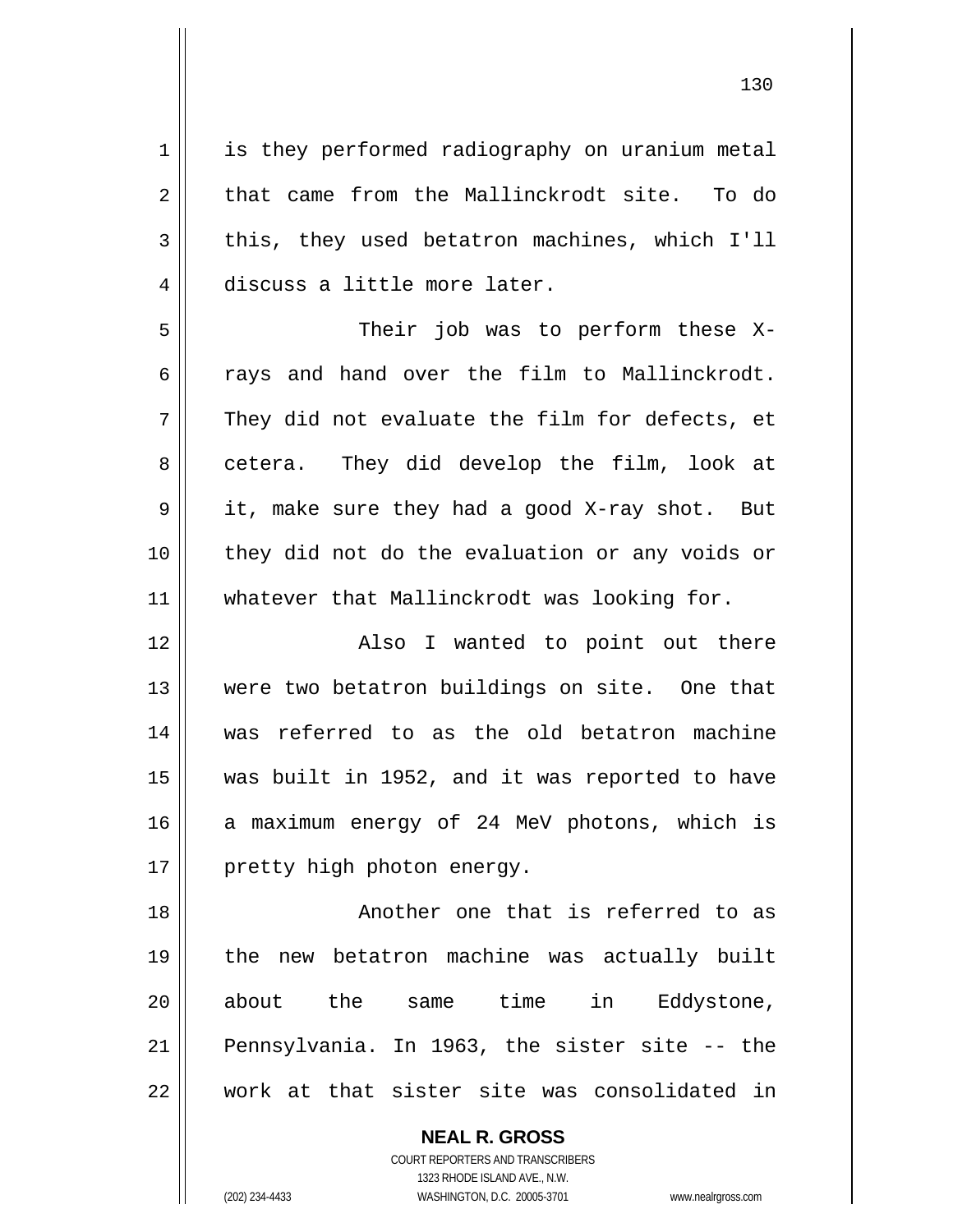is they performed radiography on uranium metal that came from the Mallinckrodt site. To do this, they used betatron machines, which I'll discuss a little more later.

Their job was to perform these X-rays and hand over the film to Mallinckrodt. They did not evaluate the film for defects, et cetera. They did develop the film, look at it, make sure they had a good X-ray shot. But they did not do the evaluation or any voids or whatever that Mallinckrodt was looking for.

Also I wanted to point out there were two betatron buildings on site. One that was referred to as the old betatron machine was built in 1952, and it was reported to have a maximum energy of 24 MeV photons, which is pretty high photon energy.

Another one that is referred to as the new betatron machine was actually built about the same time in Eddystone, Pennsylvania. In 1963, the sister site -- the work at that sister site was consolidated in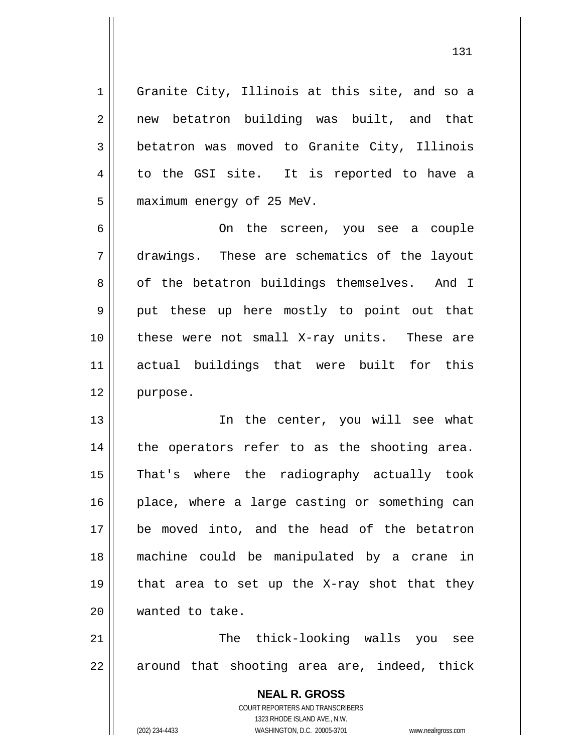Granite City, Illinois at this site, and so a new betatron building was built, and that betatron was moved to Granite City, Illinois to the GSI site. It is reported to have a maximum energy of 25 MeV.

On the screen, you see a couple drawings. These are schematics of the layout of the betatron buildings themselves. And I put these up here mostly to point out that these were not small X-ray units. These are actual buildings that were built for this purpose.

In the center, you will see what the operators refer to as the shooting area. That's where the radiography actually took place, where a large casting or something can be moved into, and the head of the betatron machine could be manipulated by a crane in that area to set up the X-ray shot that they wanted to take.

The thick-looking walls you see around that shooting area are, indeed, thick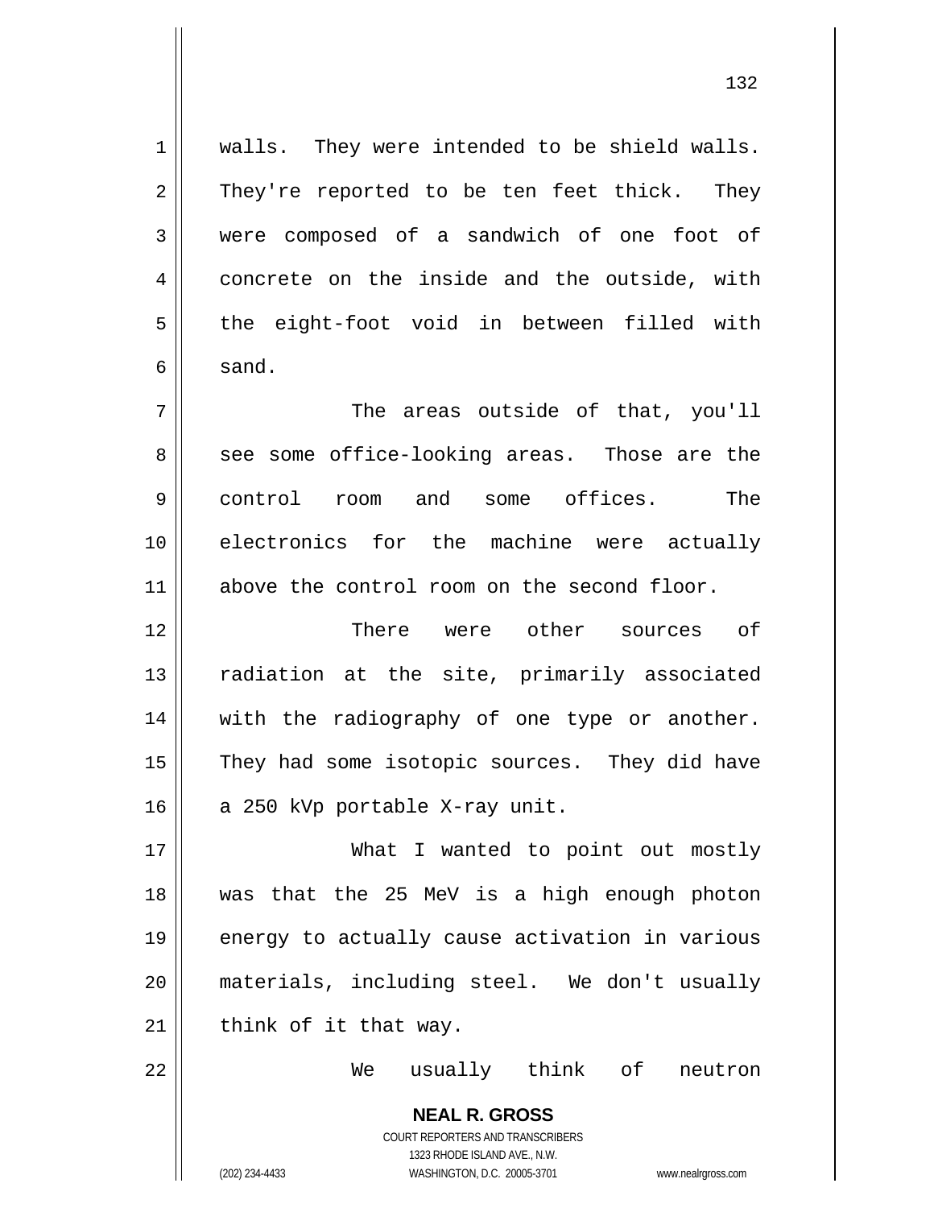walls. They were intended to be shield walls. They're reported to be ten feet thick. They were composed of a sandwich of one foot of concrete on the inside and the outside, with the eight-foot void in between filled with sand.

The areas outside of that, you'll see some office-looking areas. Those are the control room and some offices. The electronics for the machine were actually above the control room on the second floor.

There were other sources of radiation at the site, primarily associated with the radiography of one type or another. They had some isotopic sources. They did have a 250 kVp portable X-ray unit.

What I wanted to point out mostly was that the 25 MeV is a high enough photon energy to actually cause activation in various materials, including steel. We don't usually think of it that way.

We usually think of neutron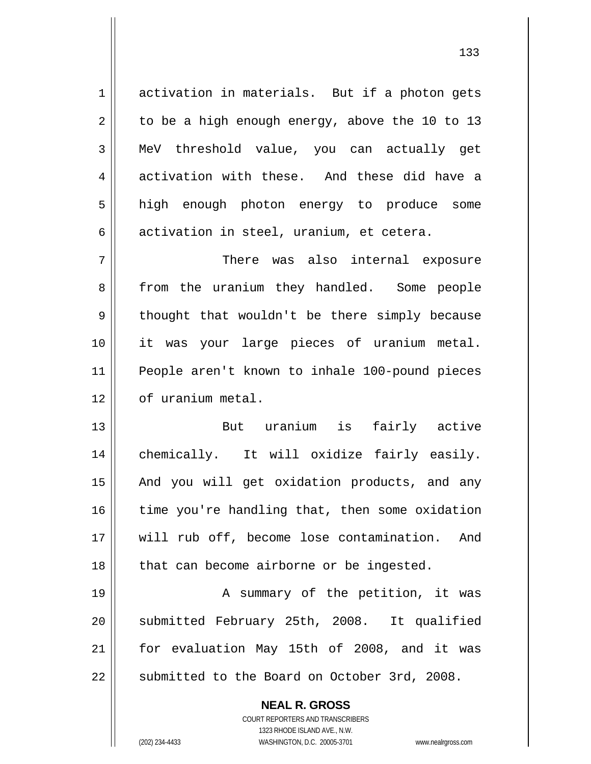activation in materials. But if a photon gets to be a high enough energy, above the 10 to 13 MeV threshold value, you can actually get activation with these. And these did have a high enough photon energy to produce some activation in steel, uranium, et cetera.

There was also internal exposure from the uranium they handled. Some people thought that wouldn't be there simply because it was your large pieces of uranium metal. People aren't known to inhale 100-pound pieces of uranium metal.

But uranium is fairly active chemically. It will oxidize fairly easily. And you will get oxidation products, and any time you're handling that, then some oxidation will rub off, become lose contamination. And that can become airborne or be ingested.

A summary of the petition, it was submitted February 25th, 2008. It qualified for evaluation May 15th of 2008, and it was submitted to the Board on October 3rd, 2008.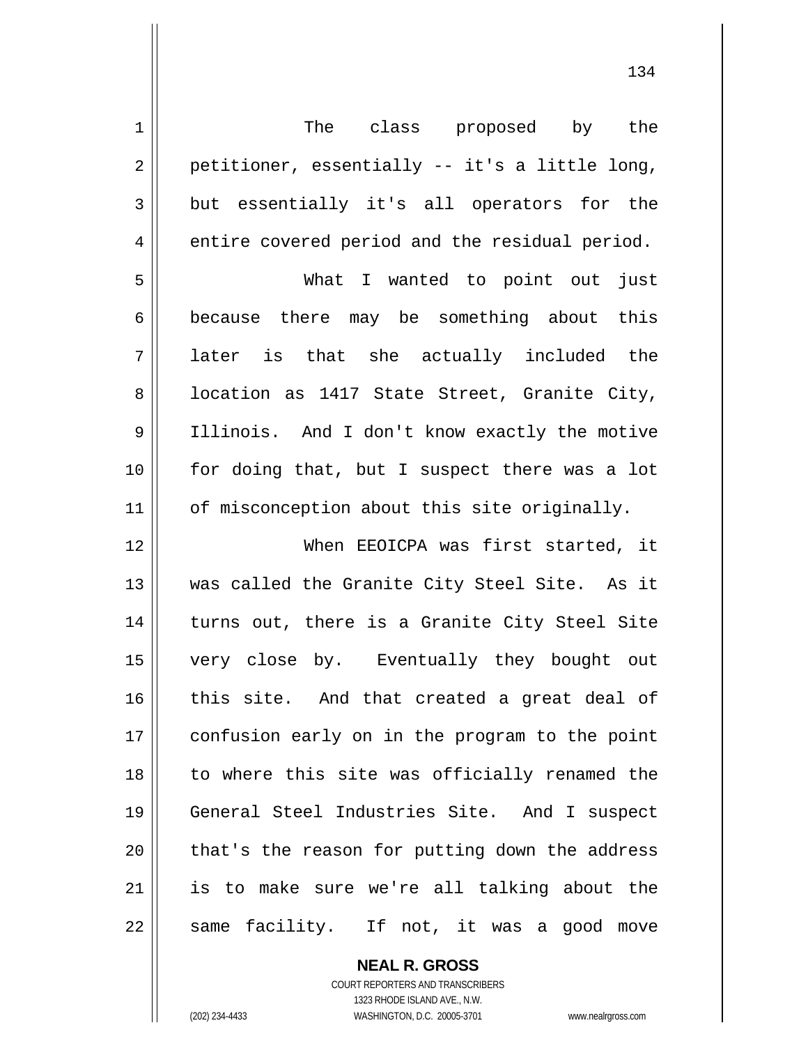The class proposed by the petitioner, essentially -- it's a little long, but essentially it's all operators for the entire covered period and the residual period.

What I wanted to point out just because there may be something about this later is that she actually included the location as 1417 State Street, Granite City, Illinois. And I don't know exactly the motive for doing that, but I suspect there was a lot of misconception about this site originally.

When EEOICPA was first started, it was called the Granite City Steel Site. As it turns out, there is a Granite City Steel Site very close by. Eventually they bought out this site. And that created a great deal of confusion early on in the program to the point to where this site was officially renamed the General Steel Industries Site. And I suspect that's the reason for putting down the address is to make sure we're all talking about the same facility. If not, it was a good move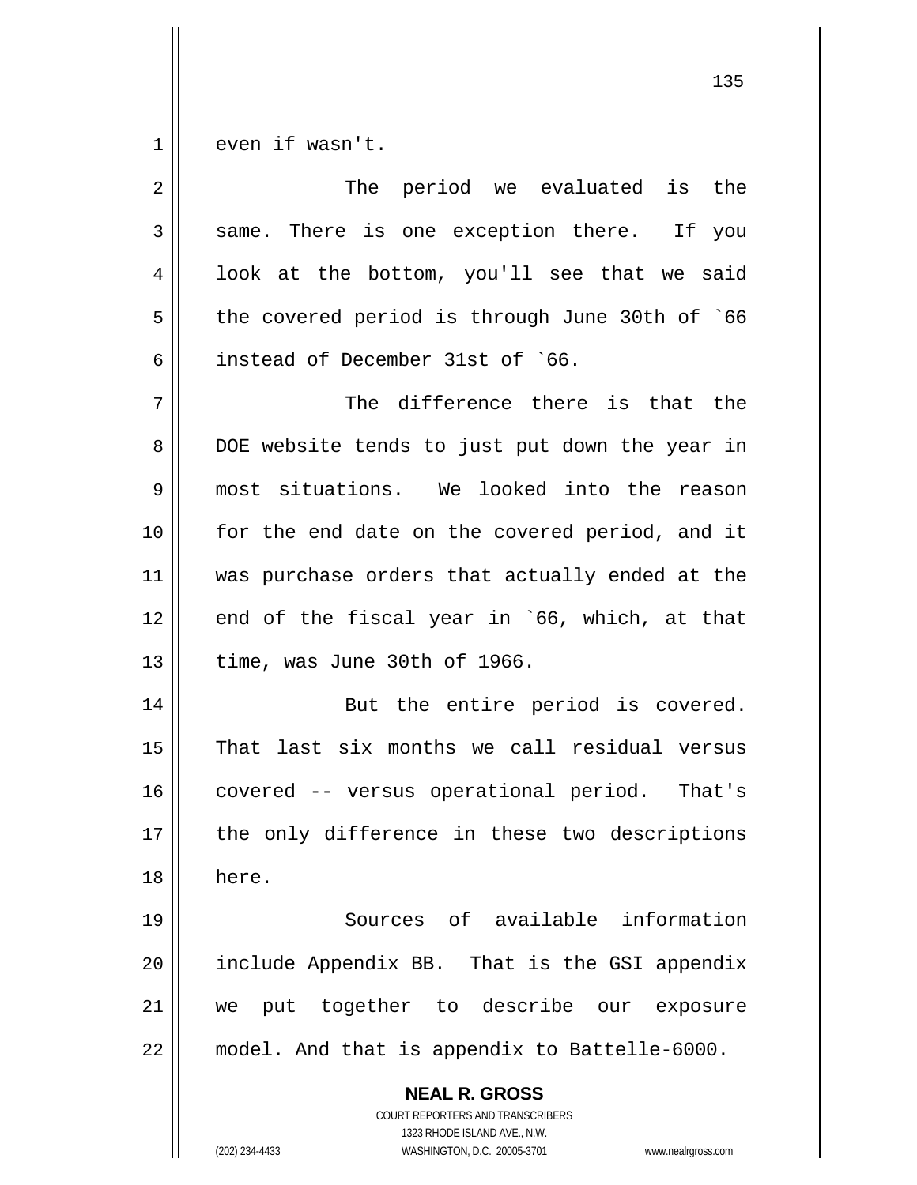even if wasn't.

The period we evaluated is the same. There is one exception there. If you look at the bottom, you'll see that we said the covered period is through June 30th of `66 instead of December 31st of `66.

The difference there is that the DOE website tends to just put down the year in most situations. We looked into the reason for the end date on the covered period, and it was purchase orders that actually ended at the end of the fiscal year in `66, which, at that time, was June 30th of 1966.

But the entire period is covered. That last six months we call residual versus covered -- versus operational period. That's the only difference in these two descriptions here.

Sources of available information include Appendix BB. That is the GSI appendix we put together to describe our exposure model. And that is appendix to Battelle-6000.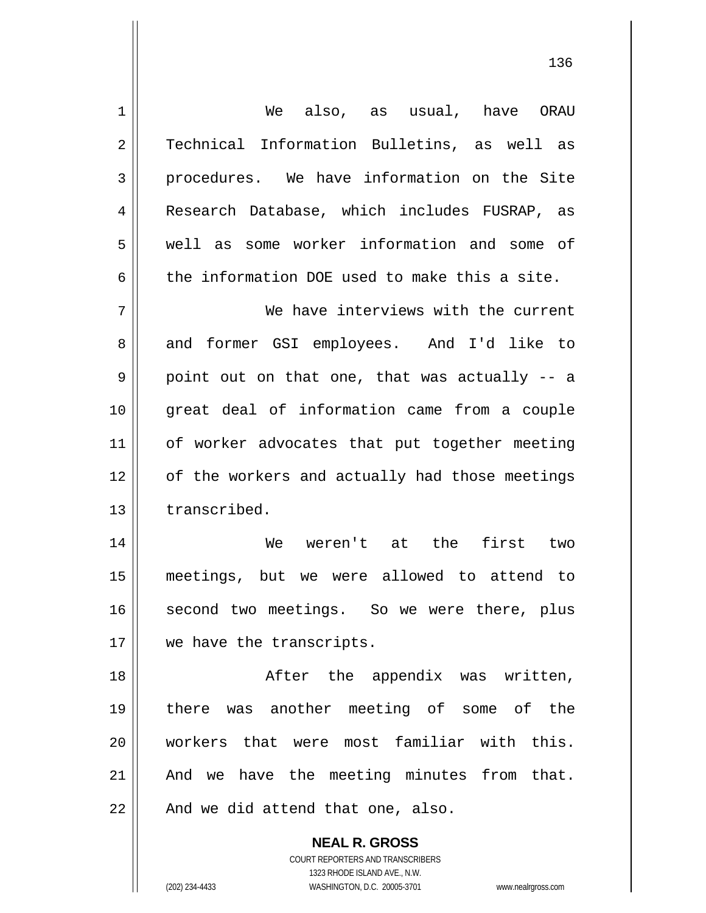We also, as usual, have ORAU Technical Information Bulletins, as well as procedures. We have information on the Site Research Database, which includes FUSRAP, as well as some worker information and some of the information DOE used to make this a site.

We have interviews with the current and former GSI employees. And I'd like to point out on that one, that was actually -- a great deal of information came from a couple of worker advocates that put together meeting of the workers and actually had those meetings transcribed.

We weren't at the first two meetings, but we were allowed to attend to second two meetings. So we were there, plus we have the transcripts.

After the appendix was written, there was another meeting of some of the workers that were most familiar with this. And we have the meeting minutes from that. And we did attend that one, also.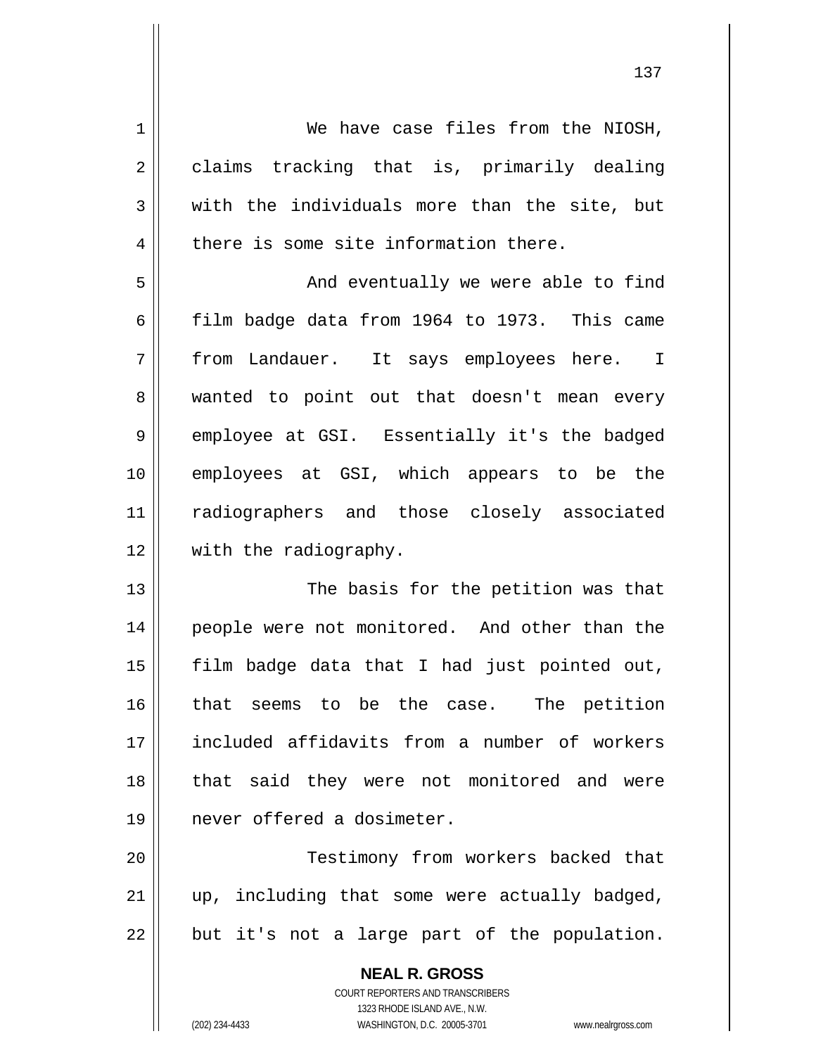We have case files from the NIOSH, claims tracking that is, primarily dealing with the individuals more than the site, but there is some site information there.

And eventually we were able to find film badge data from 1964 to 1973. This came from Landauer. It says employees here. I wanted to point out that doesn't mean every employee at GSI. Essentially it's the badged employees at GSI, which appears to be the radiographers and those closely associated with the radiography.

The basis for the petition was that people were not monitored. And other than the film badge data that I had just pointed out, that seems to be the case. The petition included affidavits from a number of workers that said they were not monitored and were never offered a dosimeter.

Testimony from workers backed that up, including that some were actually badged, but it's not a large part of the population.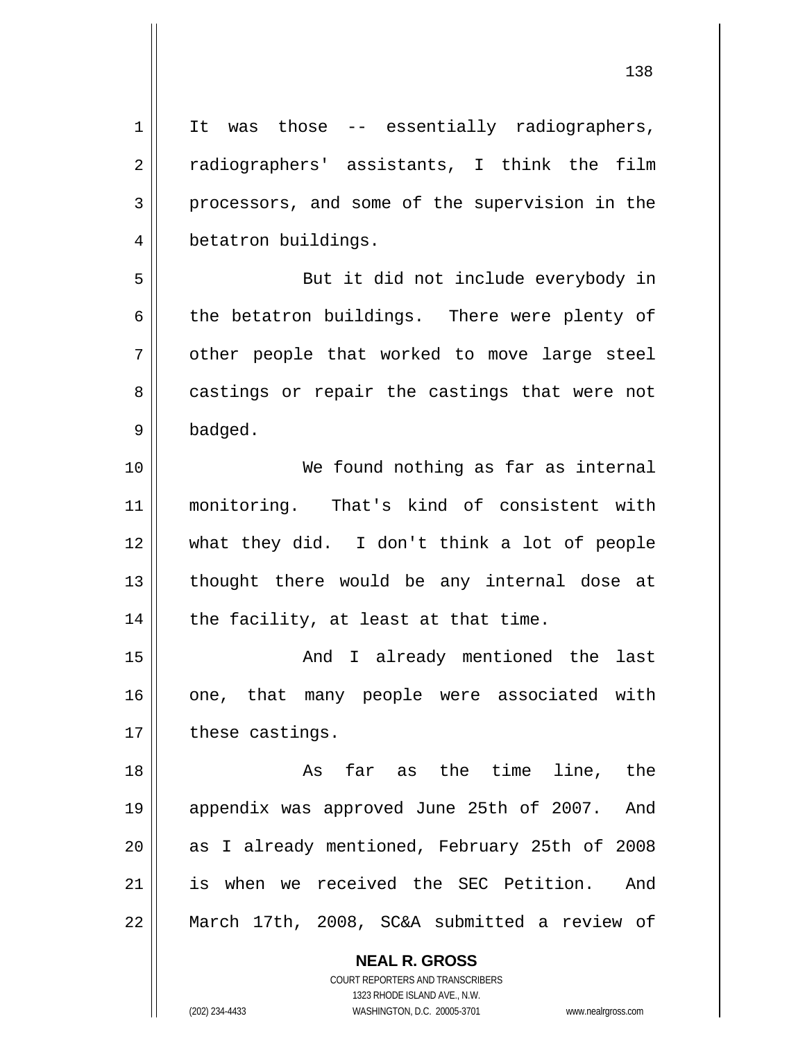It was those -- essentially radiographers, radiographers' assistants, I think the film processors, and some of the supervision in the betatron buildings.

But it did not include everybody in the betatron buildings. There were plenty of other people that worked to move large steel castings or repair the castings that were not badged.

We found nothing as far as internal monitoring. That's kind of consistent with what they did. I don't think a lot of people thought there would be any internal dose at the facility, at least at that time.

And I already mentioned the last one, that many people were associated with these castings.

As far as the time line, the appendix was approved June 25th of 2007. And as I already mentioned, February 25th of 2008 is when we received the SEC Petition. And March 17th, 2008, SC&A submitted a review of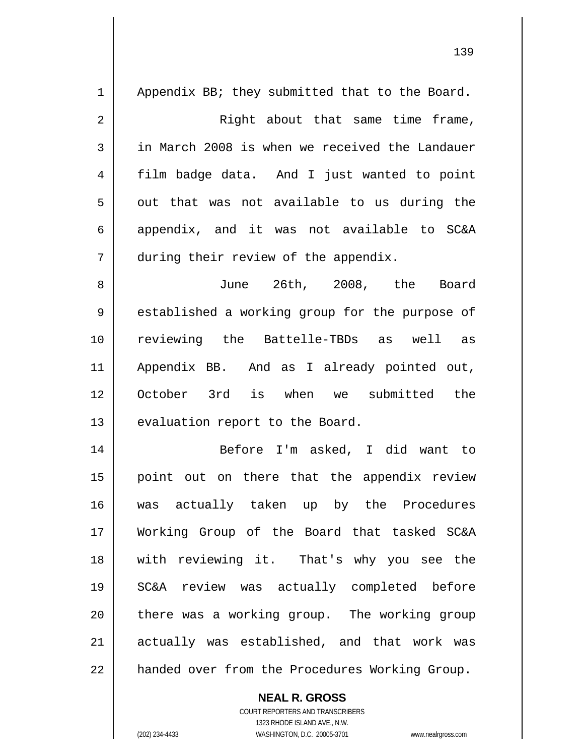Appendix BB; they submitted that to the Board.

Right about that same time frame, in March 2008 is when we received the Landauer film badge data. And I just wanted to point out that was not available to us during the appendix, and it was not available to SC&A during their review of the appendix.

June 26th, 2008, the Board established a working group for the purpose of reviewing the Battelle-TBDs as well as Appendix BB. And as I already pointed out, October 3rd is when we submitted the evaluation report to the Board.

Before I'm asked, I did want to point out on there that the appendix review was actually taken up by the Procedures Working Group of the Board that tasked SC&A with reviewing it. That's why you see the SC&A review was actually completed before there was a working group. The working group actually was established, and that work was handed over from the Procedures Working Group.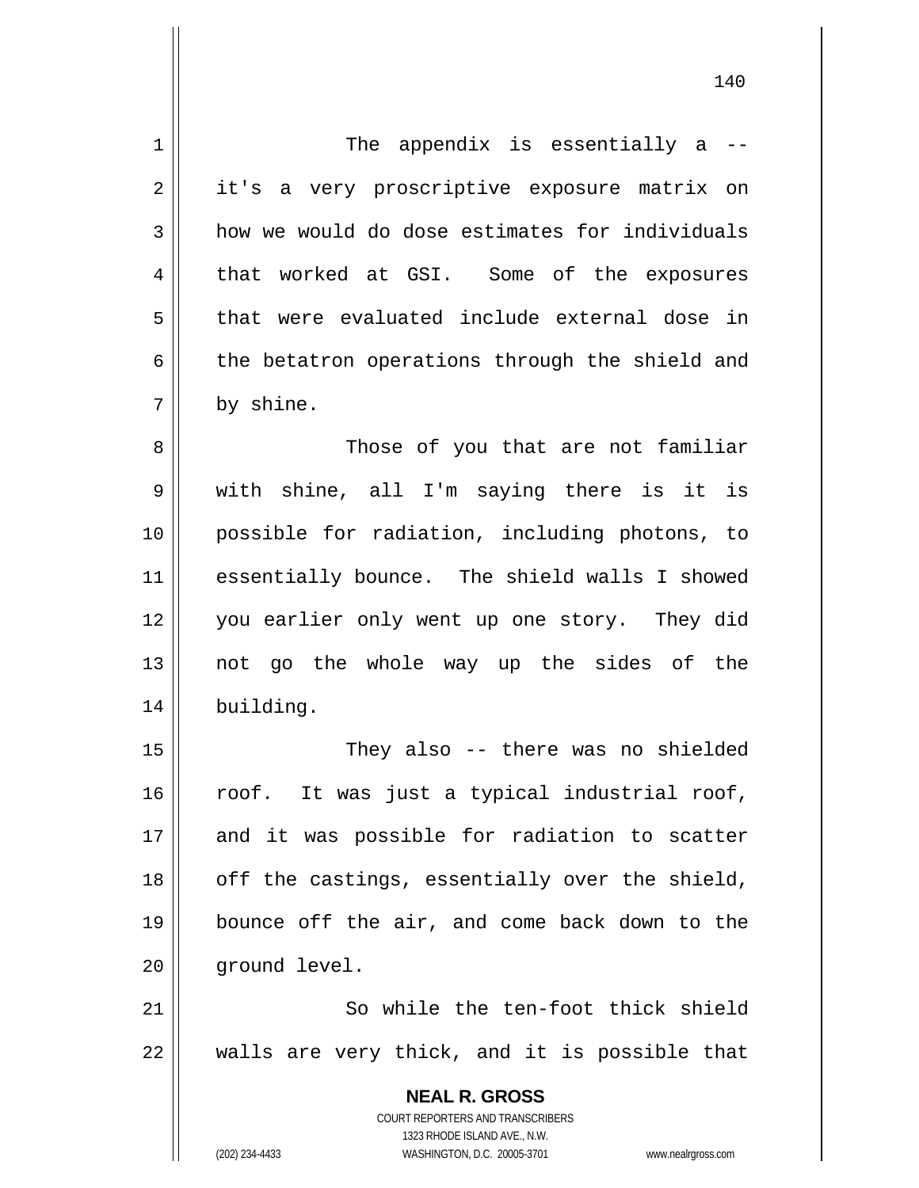The appendix is essentially a -- it's a very proscriptive exposure matrix on how we would do dose estimates for individuals that worked at GSI. Some of the exposures that were evaluated include external dose in the betatron operations through the shield and by shine.

Those of you that are not familiar with shine, all I'm saying there is it is possible for radiation, including photons, to essentially bounce. The shield walls I showed you earlier only went up one story. They did not go the whole way up the sides of the building.

They also -- there was no shielded roof. It was just a typical industrial roof, and it was possible for radiation to scatter off the castings, essentially over the shield, bounce off the air, and come back down to the ground level.

So while the ten-foot thick shield walls are very thick, and it is possible that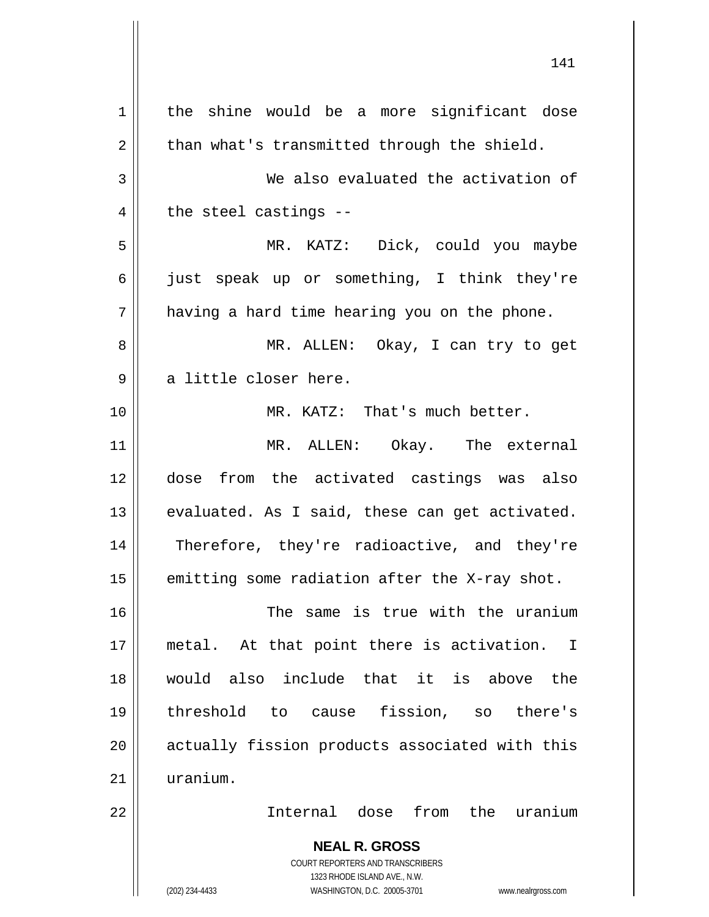the shine would be a more significant dose than what's transmitted through the shield.

We also evaluated the activation of the steel castings --

MR. KATZ: Dick, could you maybe just speak up or something, I think they're having a hard time hearing you on the phone.

MR. ALLEN: Okay, I can try to get a little closer here.

MR. KATZ: That's much better.

MR. ALLEN: Okay. The external dose from the activated castings was also evaluated. As I said, these can get activated. Therefore, they're radioactive, and they're emitting some radiation after the X-ray shot.

The same is true with the uranium metal. At that point there is activation. I would also include that it is above the threshold to cause fission, so there's actually fission products associated with this uranium.

Internal dose from the uranium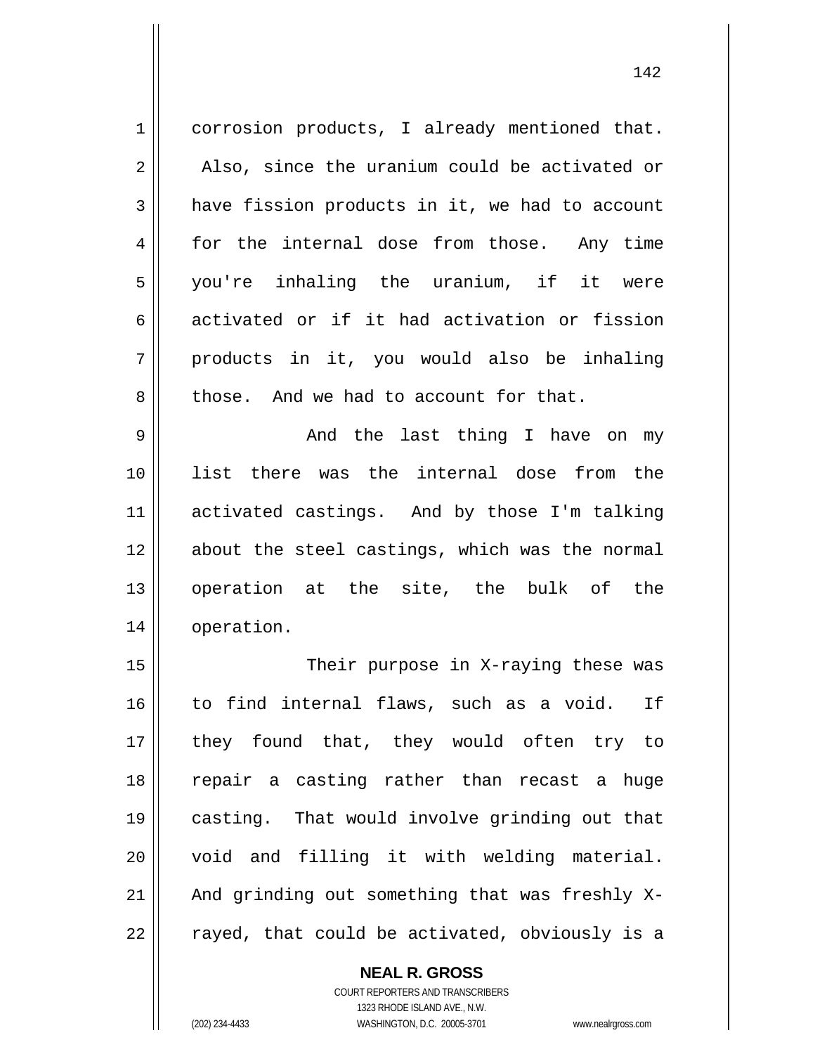corrosion products, I already mentioned that. Also, since the uranium could be activated or have fission products in it, we had to account for the internal dose from those. Any time you're inhaling the uranium, if it were activated or if it had activation or fission products in it, you would also be inhaling those. And we had to account for that.

And the last thing I have on my list there was the internal dose from the activated castings. And by those I'm talking about the steel castings, which was the normal operation at the site, the bulk of the operation.

Their purpose in X-raying these was to find internal flaws, such as a void. If they found that, they would often try to repair a casting rather than recast a huge casting. That would involve grinding out that void and filling it with welding material. And grinding out something that was freshly X-rayed, that could be activated, obviously is a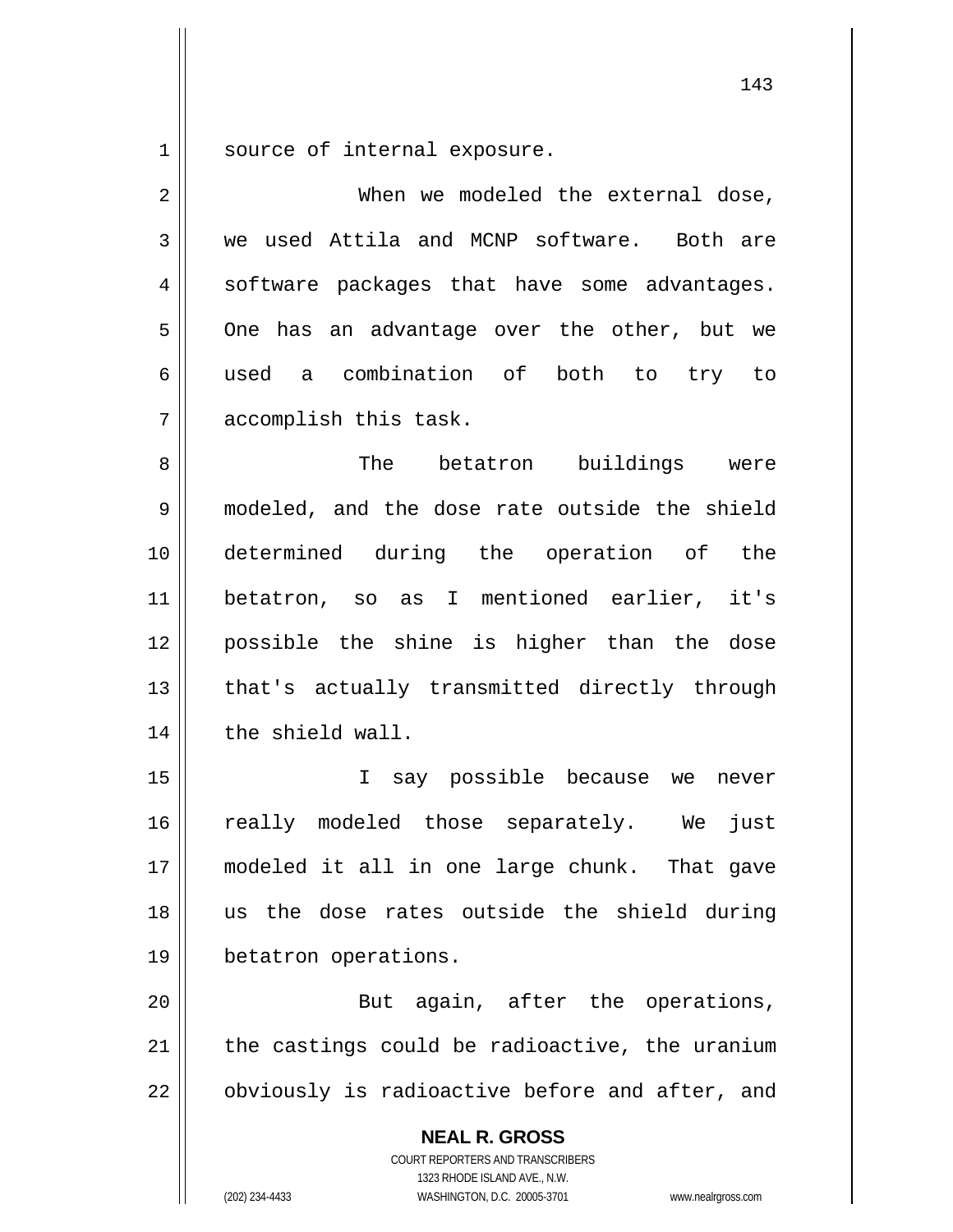source of internal exposure.

When we modeled the external dose, we used Attila and MCNP software. Both are software packages that have some advantages. One has an advantage over the other, but we used a combination of both to try to accomplish this task.

The betatron buildings were modeled, and the dose rate outside the shield determined during the operation of the betatron, so as I mentioned earlier, it's possible the shine is higher than the dose that's actually transmitted directly through the shield wall.

I say possible because we never really modeled those separately. We just modeled it all in one large chunk. That gave us the dose rates outside the shield during betatron operations.

But again, after the operations, the castings could be radioactive, the uranium obviously is radioactive before and after, and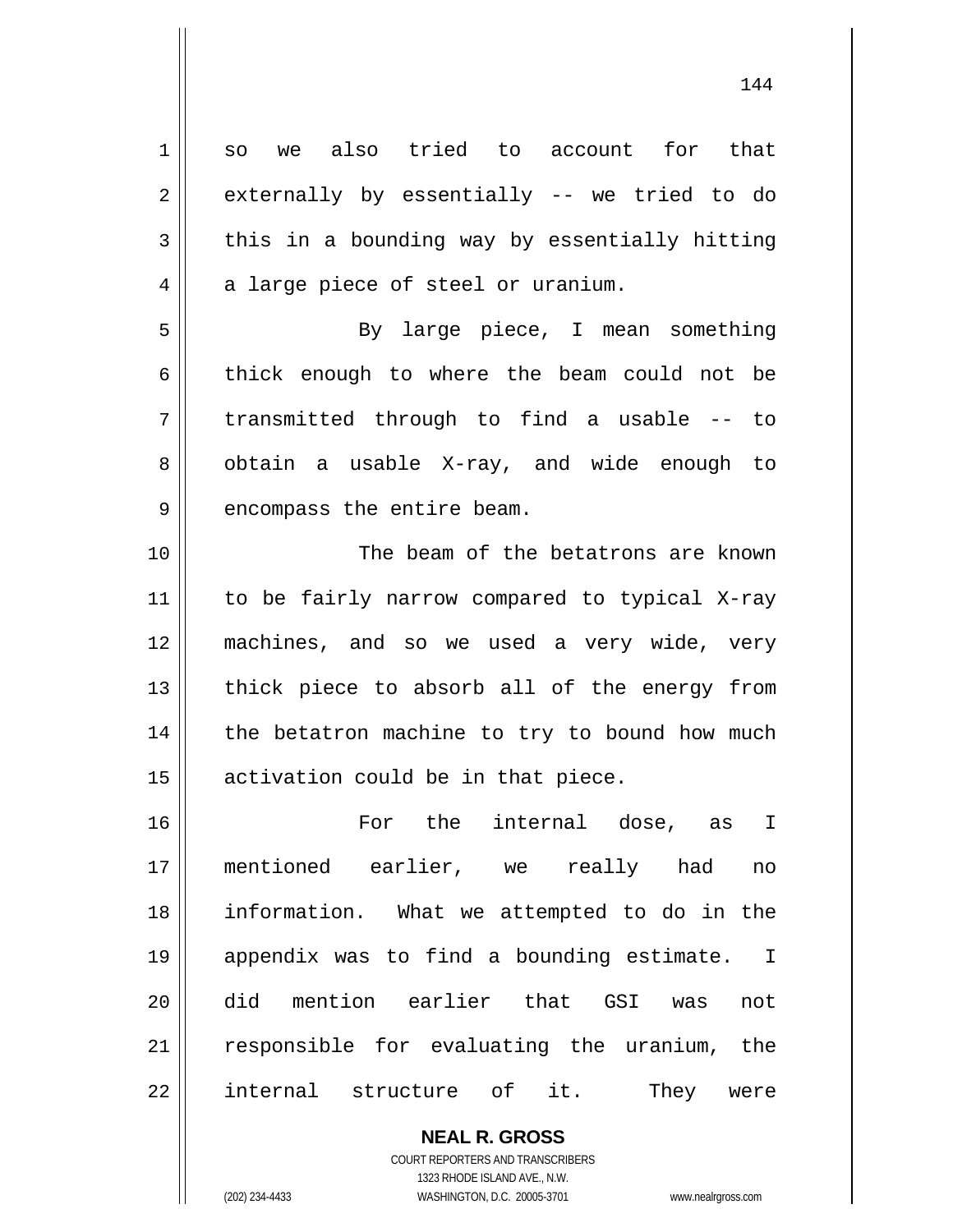so we also tried to account for that externally by essentially -- we tried to do this in a bounding way by essentially hitting a large piece of steel or uranium.

By large piece, I mean something thick enough to where the beam could not be transmitted through to find a usable -- to obtain a usable X-ray, and wide enough to encompass the entire beam.

The beam of the betatrons are known to be fairly narrow compared to typical X-ray machines, and so we used a very wide, very thick piece to absorb all of the energy from the betatron machine to try to bound how much activation could be in that piece.

For the internal dose, as I mentioned earlier, we really had no information. What we attempted to do in the appendix was to find a bounding estimate. I did mention earlier that GSI was not responsible for evaluating the uranium, the internal structure of it. They were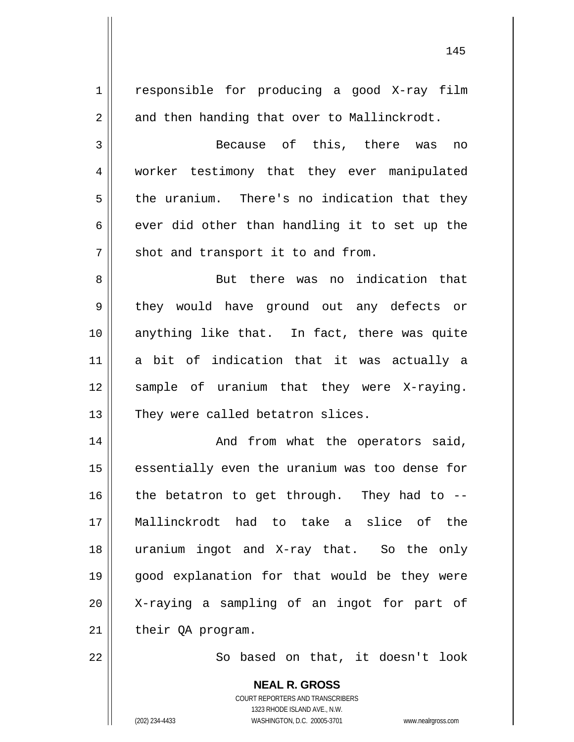responsible for producing a good X-ray film and then handing that over to Mallinckrodt.

Because of this, there was no worker testimony that they ever manipulated the uranium. There's no indication that they ever did other than handling it to set up the shot and transport it to and from.

But there was no indication that they would have ground out any defects or anything like that. In fact, there was quite a bit of indication that it was actually a sample of uranium that they were X-raying. They were called betatron slices.

And from what the operators said, essentially even the uranium was too dense for the betatron to get through. They had to -- Mallinckrodt had to take a slice of the uranium ingot and X-ray that. So the only good explanation for that would be they were X-raying a sampling of an ingot for part of their QA program.

So based on that, it doesn't look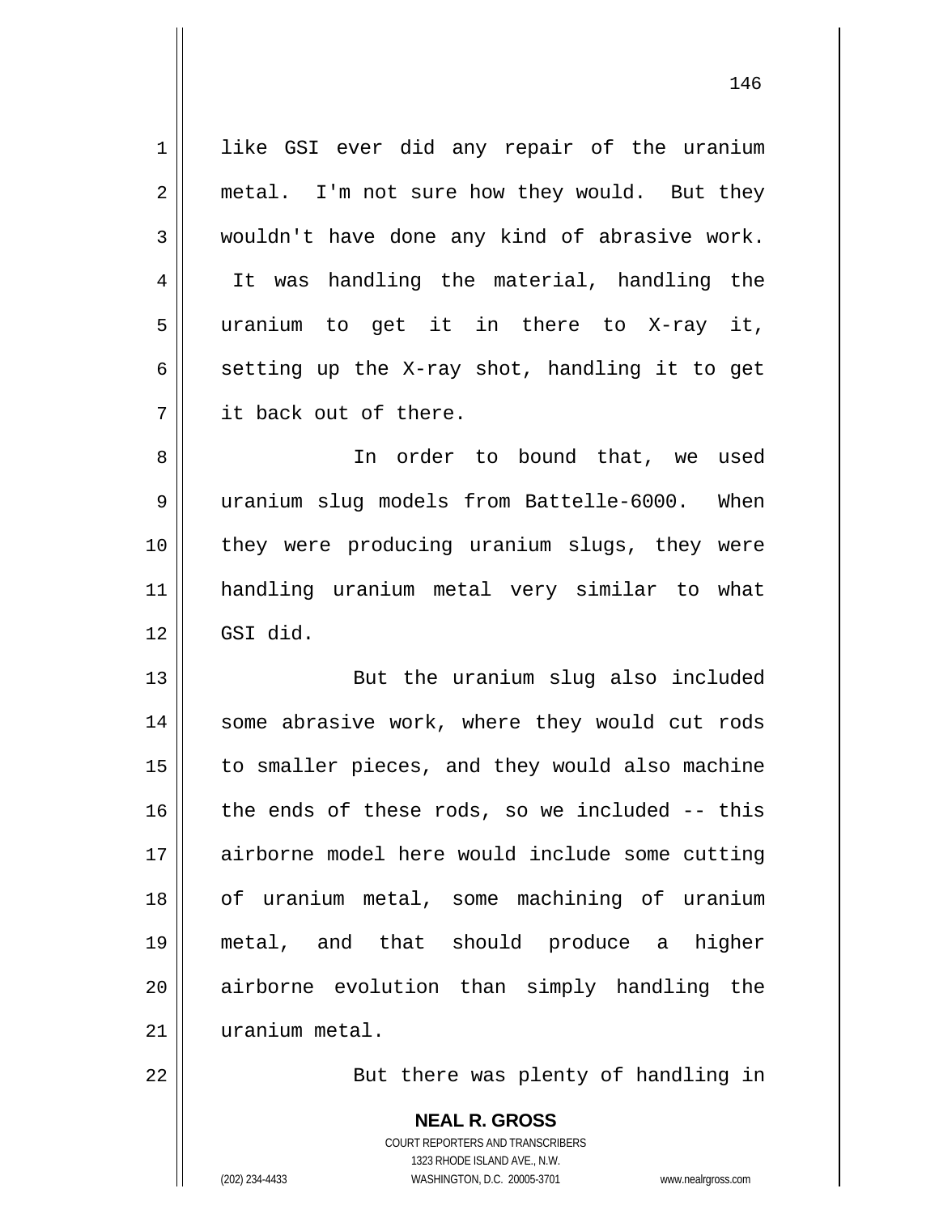like GSI ever did any repair of the uranium metal. I'm not sure how they would. But they wouldn't have done any kind of abrasive work. It was handling the material, handling the uranium to get it in there to X-ray it, setting up the X-ray shot, handling it to get it back out of there.

In order to bound that, we used uranium slug models from Battelle-6000. When they were producing uranium slugs, they were handling uranium metal very similar to what GSI did.

But the uranium slug also included some abrasive work, where they would cut rods to smaller pieces, and they would also machine the ends of these rods, so we included -- this airborne model here would include some cutting of uranium metal, some machining of uranium metal, and that should produce a higher airborne evolution than simply handling the uranium metal.

But there was plenty of handling in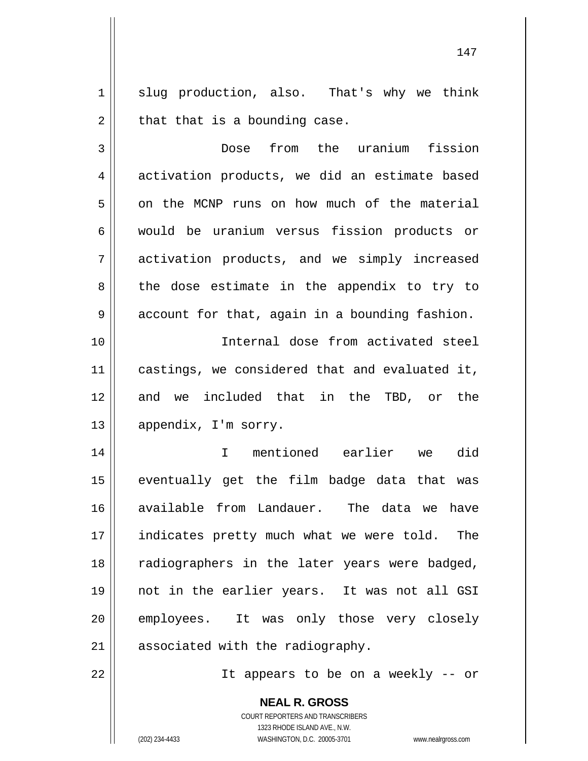slug production, also. That's why we think that that is a bounding case.

Dose from the uranium fission activation products, we did an estimate based on the MCNP runs on how much of the material would be uranium versus fission products or activation products, and we simply increased the dose estimate in the appendix to try to account for that, again in a bounding fashion.

Internal dose from activated steel castings, we considered that and evaluated it, and we included that in the TBD, or the appendix, I'm sorry.

I mentioned earlier we did eventually get the film badge data that was available from Landauer. The data we have indicates pretty much what we were told. The radiographers in the later years were badged, not in the earlier years. It was not all GSI employees. It was only those very closely associated with the radiography.

It appears to be on a weekly -- or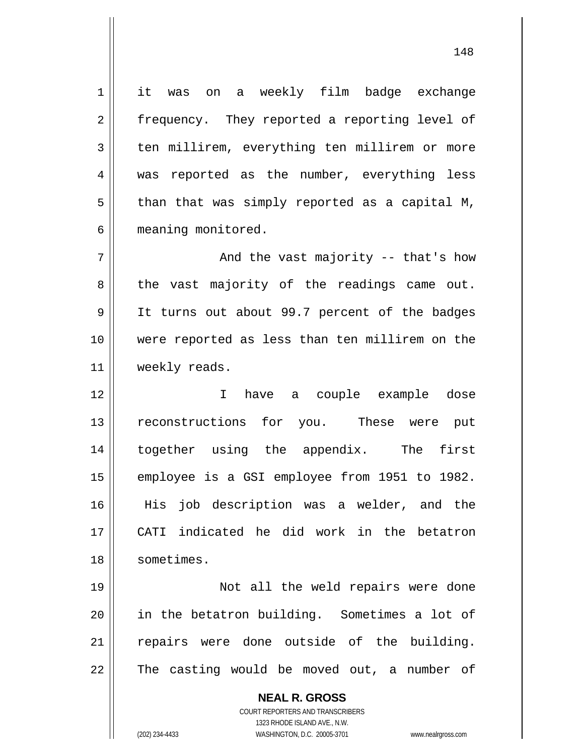it was on a weekly film badge exchange frequency. They reported a reporting level of ten millirem, everything ten millirem or more was reported as the number, everything less than that was simply reported as a capital M, meaning monitored.

And the vast majority -- that's how the vast majority of the readings came out. It turns out about 99.7 percent of the badges were reported as less than ten millirem on the weekly reads.

I have a couple example dose reconstructions for you. These were put together using the appendix. The first employee is a GSI employee from 1951 to 1982. His job description was a welder, and the CATI indicated he did work in the betatron sometimes.

Not all the weld repairs were done in the betatron building. Sometimes a lot of repairs were done outside of the building. The casting would be moved out, a number of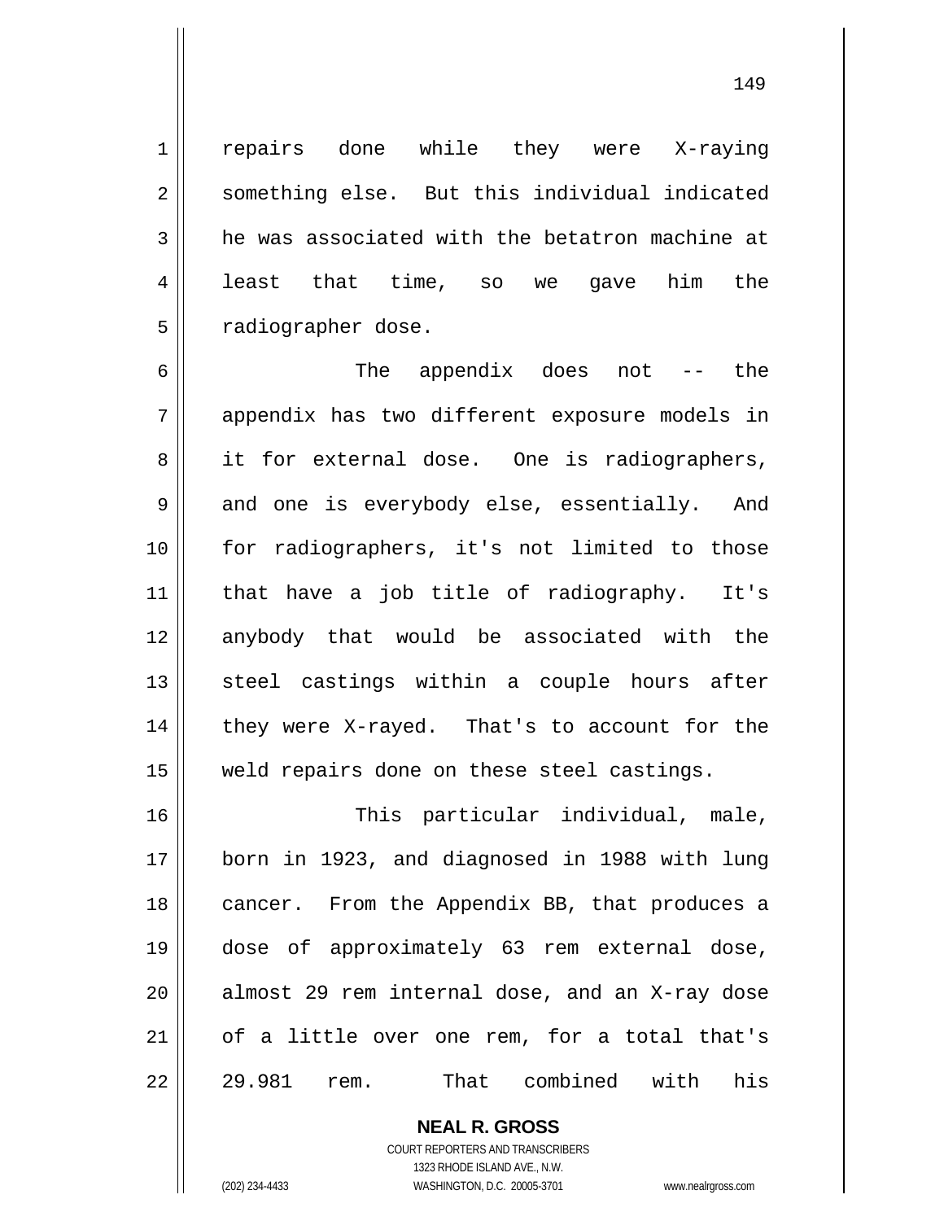repairs done while they were X-raying something else. But this individual indicated he was associated with the betatron machine at least that time, so we gave him the radiographer dose.

The appendix does not -- the appendix has two different exposure models in it for external dose. One is radiographers, and one is everybody else, essentially. And for radiographers, it's not limited to those that have a job title of radiography. It's anybody that would be associated with the steel castings within a couple hours after they were X-rayed. That's to account for the weld repairs done on these steel castings.

This particular individual, male, born in 1923, and diagnosed in 1988 with lung cancer. From the Appendix BB, that produces a dose of approximately 63 rem external dose, almost 29 rem internal dose, and an X-ray dose of a little over one rem, for a total that's 29.981 rem. That combined with his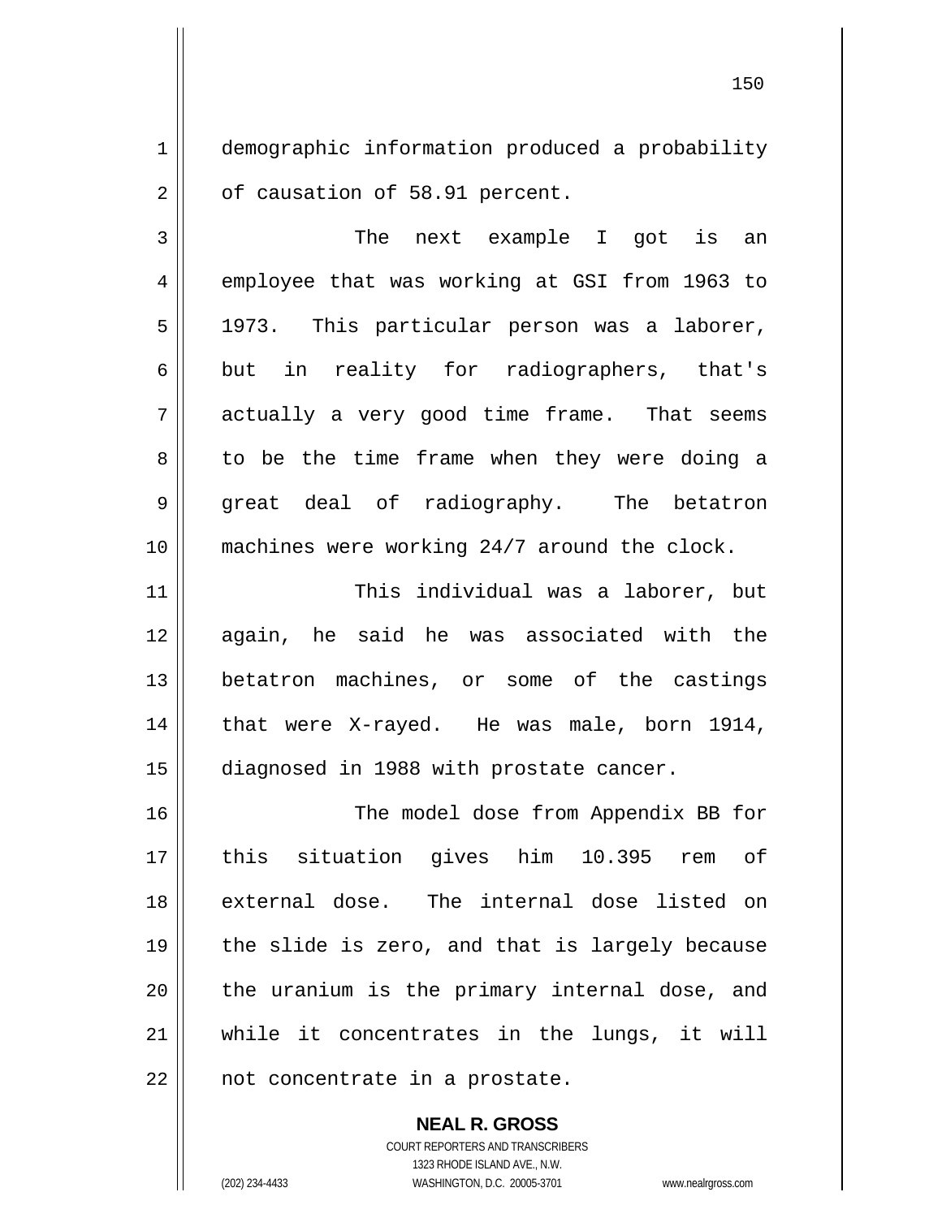demographic information produced a probability of causation of 58.91 percent.

The next example I got is an employee that was working at GSI from 1963 to 1973. This particular person was a laborer, but in reality for radiographers, that's actually a very good time frame. That seems to be the time frame when they were doing a great deal of radiography. The betatron machines were working 24/7 around the clock.

This individual was a laborer, but again, he said he was associated with the betatron machines, or some of the castings that were X-rayed. He was male, born 1914, diagnosed in 1988 with prostate cancer.

The model dose from Appendix BB for this situation gives him 10.395 rem of external dose. The internal dose listed on the slide is zero, and that is largely because the uranium is the primary internal dose, and while it concentrates in the lungs, it will not concentrate in a prostate.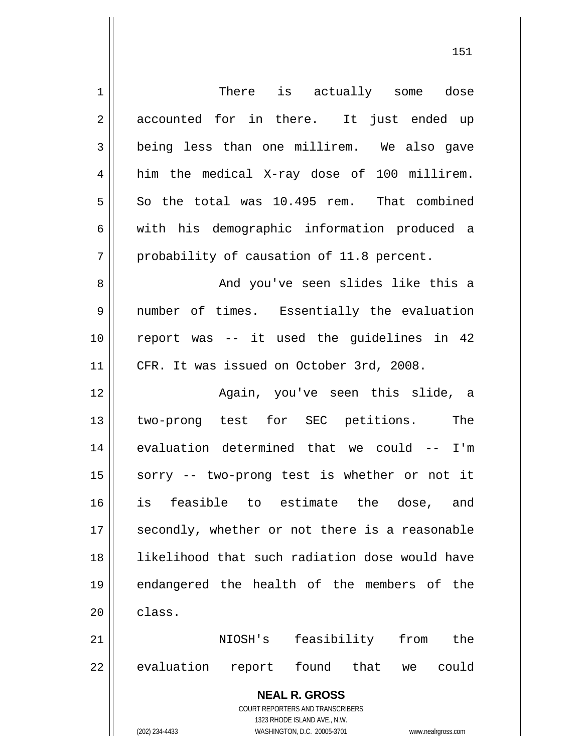There is actually some dose accounted for in there. It just ended up being less than one millirem. We also gave him the medical X-ray dose of 100 millirem. So the total was 10.495 rem. That combined with his demographic information produced a probability of causation of 11.8 percent.

And you've seen slides like this a number of times. Essentially the evaluation report was -- it used the guidelines in 42 CFR. It was issued on October 3rd, 2008.

Again, you've seen this slide, a two-prong test for SEC petitions. The evaluation determined that we could -- I'm sorry -- two-prong test is whether or not it is feasible to estimate the dose, and secondly, whether or not there is a reasonable likelihood that such radiation dose would have endangered the health of the members of the class.

NIOSH's feasibility from the evaluation report found that we could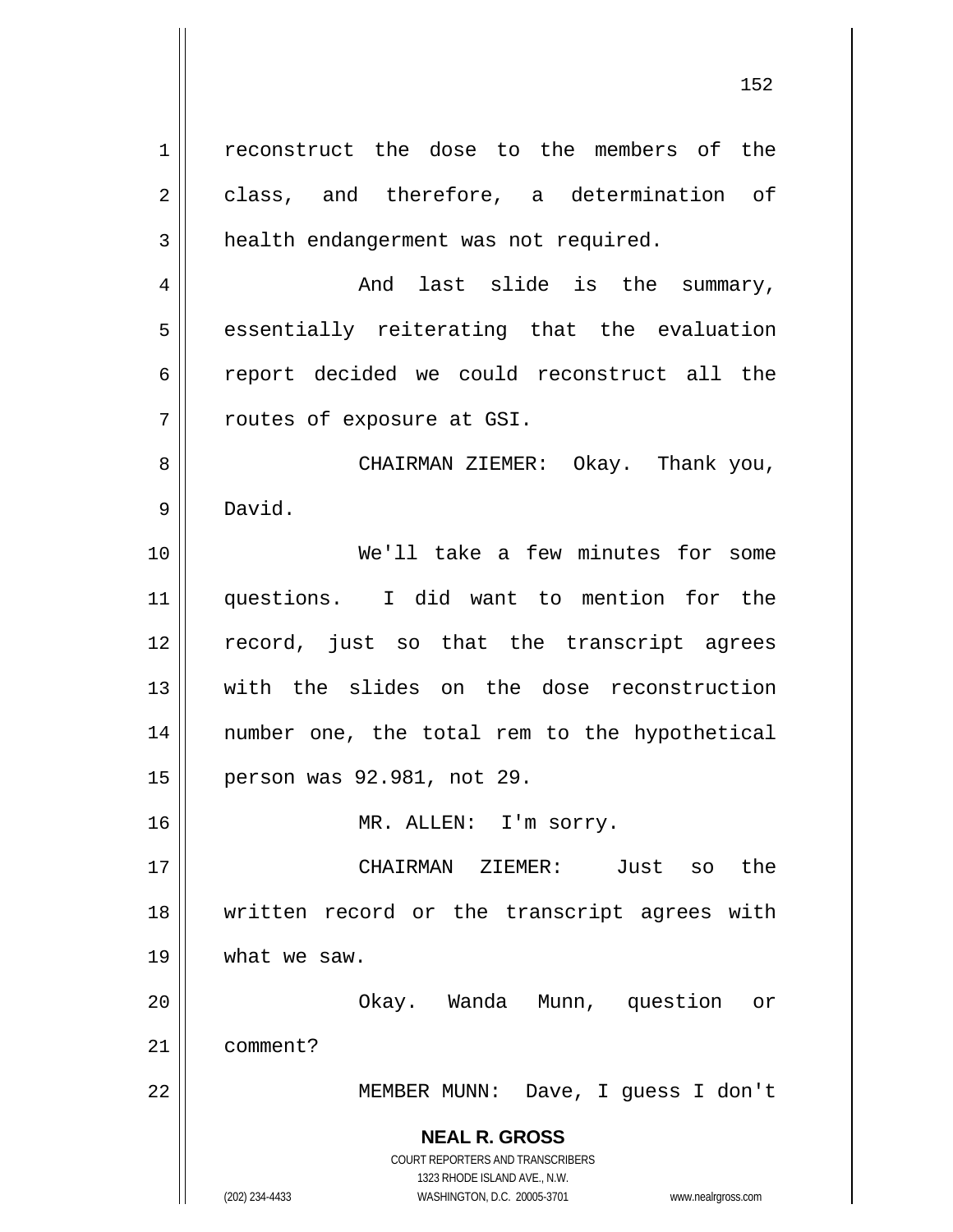reconstruct the dose to the members of the class, and therefore, a determination of health endangerment was not required.

And last slide is the summary, essentially reiterating that the evaluation report decided we could reconstruct all the routes of exposure at GSI.

CHAIRMAN ZIEMER: Okay. Thank you, David.

We'll take a few minutes for some questions. I did want to mention for the record, just so that the transcript agrees with the slides on the dose reconstruction number one, the total rem to the hypothetical person was 92.981, not 29.

MR. ALLEN: I'm sorry.

CHAIRMAN ZIEMER: Just so the written record or the transcript agrees with what we saw.

Okay. Wanda Munn, question or comment?

MEMBER MUNN: Dave, I guess I don't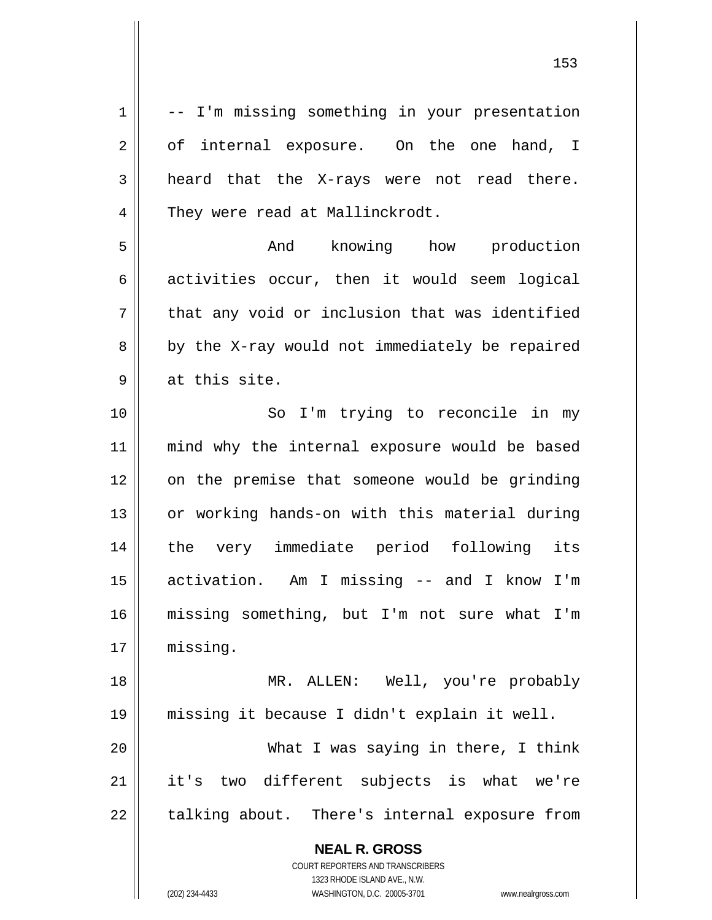-- I'm missing something in your presentation of internal exposure. On the one hand, I heard that the X-rays were not read there. They were read at Mallinckrodt.

And knowing how production activities occur, then it would seem logical that any void or inclusion that was identified by the X-ray would not immediately be repaired at this site.

So I'm trying to reconcile in my mind why the internal exposure would be based on the premise that someone would be grinding or working hands-on with this material during the very immediate period following its activation. Am I missing -- and I know I'm missing something, but I'm not sure what I'm missing.

MR. ALLEN: Well, you're probably missing it because I didn't explain it well.

What I was saying in there, I think it's two different subjects is what we're talking about. There's internal exposure from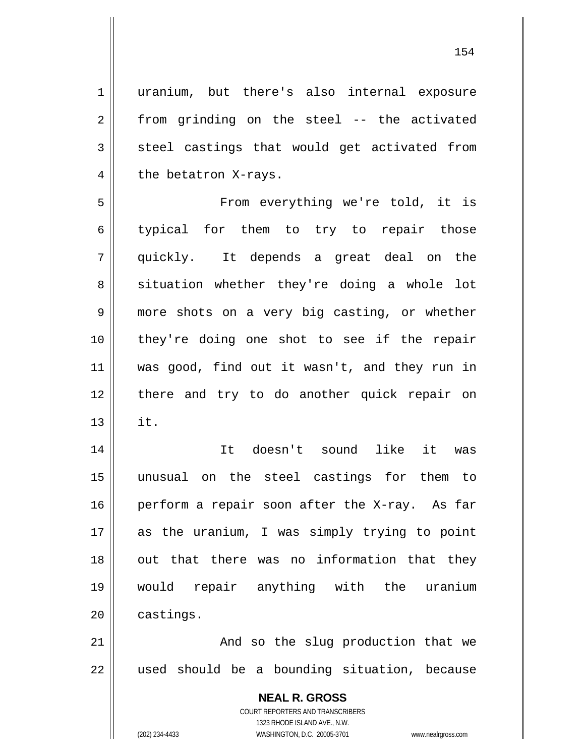uranium, but there's also internal exposure from grinding on the steel -- the activated steel castings that would get activated from the betatron X-rays.

From everything we're told, it is typical for them to try to repair those quickly. It depends a great deal on the situation whether they're doing a whole lot more shots on a very big casting, or whether they're doing one shot to see if the repair was good, find out it wasn't, and they run in there and try to do another quick repair on it.

It doesn't sound like it was unusual on the steel castings for them to perform a repair soon after the X-ray. As far as the uranium, I was simply trying to point out that there was no information that they would repair anything with the uranium castings.

And so the slug production that we used should be a bounding situation, because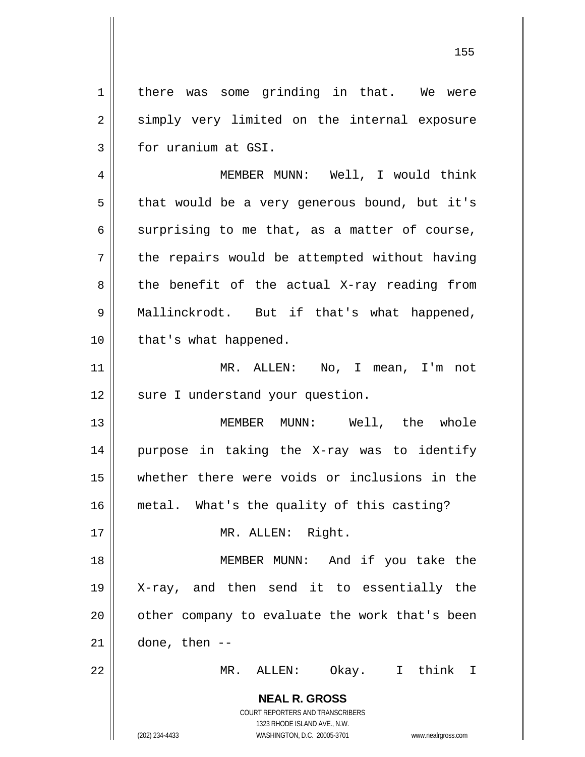there was some grinding in that. We were simply very limited on the internal exposure for uranium at GSI.

MEMBER MUNN: Well, I would think that would be a very generous bound, but it's surprising to me that, as a matter of course, the repairs would be attempted without having the benefit of the actual X-ray reading from Mallinckrodt. But if that's what happened, that's what happened.

MR. ALLEN: No, I mean, I'm not sure I understand your question.

MEMBER MUNN: Well, the whole purpose in taking the X-ray was to identify whether there were voids or inclusions in the metal. What's the quality of this casting?

MR. ALLEN: Right.

MEMBER MUNN: And if you take the X-ray, and then send it to essentially the other company to evaluate the work that's been done, then --

MR. ALLEN: Okay. I think I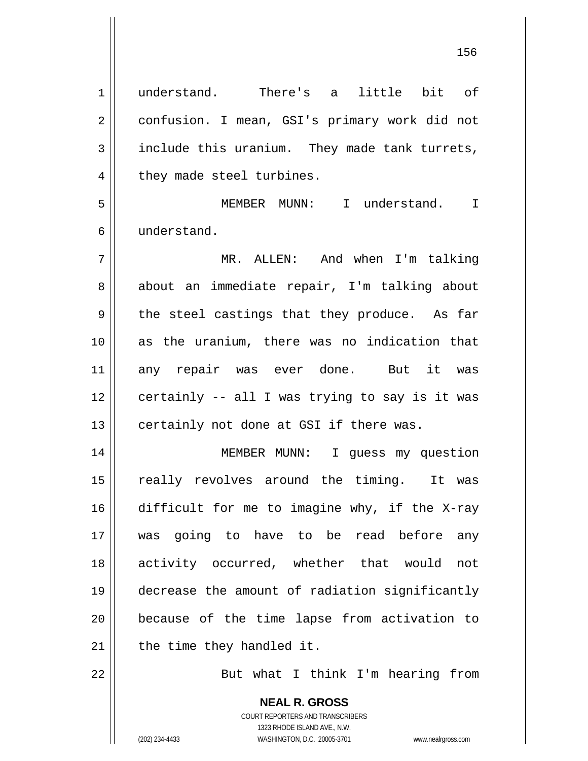understand. There's a little bit of confusion. I mean, GSI's primary work did not include this uranium. They made tank turrets, they made steel turbines.

MEMBER MUNN: I understand. I understand.

MR. ALLEN: And when I'm talking about an immediate repair, I'm talking about the steel castings that they produce. As far as the uranium, there was no indication that any repair was ever done. But it was certainly -- all I was trying to say is it was certainly not done at GSI if there was.

MEMBER MUNN: I guess my question really revolves around the timing. It was difficult for me to imagine why, if the X-ray was going to have to be read before any activity occurred, whether that would not decrease the amount of radiation significantly because of the time lapse from activation to the time they handled it.

But what I think I'm hearing from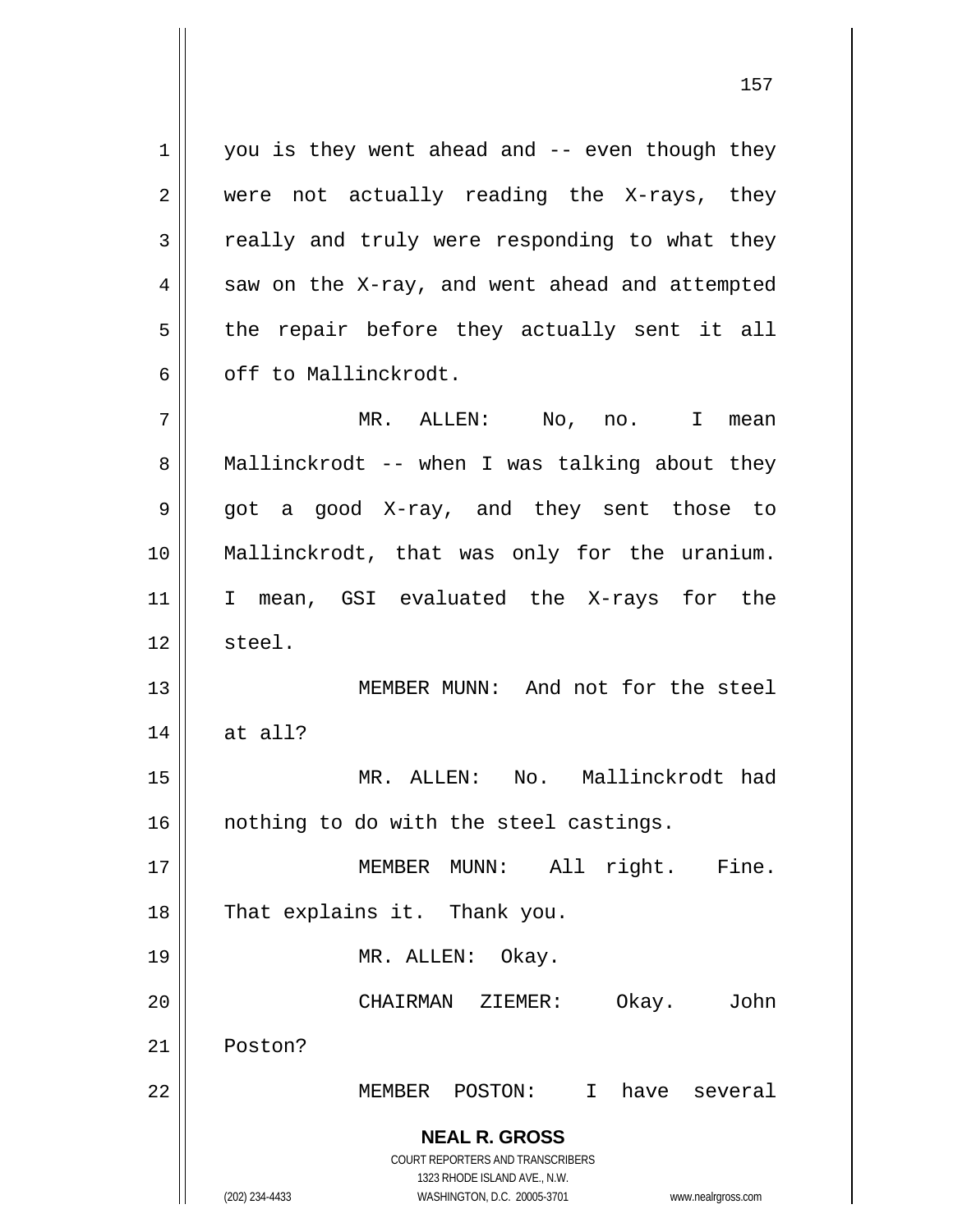you is they went ahead and -- even though they were not actually reading the X-rays, they really and truly were responding to what they saw on the X-ray, and went ahead and attempted the repair before they actually sent it all off to Mallinckrodt.

MR. ALLEN: No, no. I mean Mallinckrodt -- when I was talking about they got a good X-ray, and they sent those to Mallinckrodt, that was only for the uranium. I mean, GSI evaluated the X-rays for the steel.

MEMBER MUNN: And not for the steel at all?

MR. ALLEN: No. Mallinckrodt had nothing to do with the steel castings.

MEMBER MUNN: All right. Fine. That explains it. Thank you.

MR. ALLEN: Okay.

CHAIRMAN ZIEMER: Okay. John Poston?

MEMBER POSTON: I have several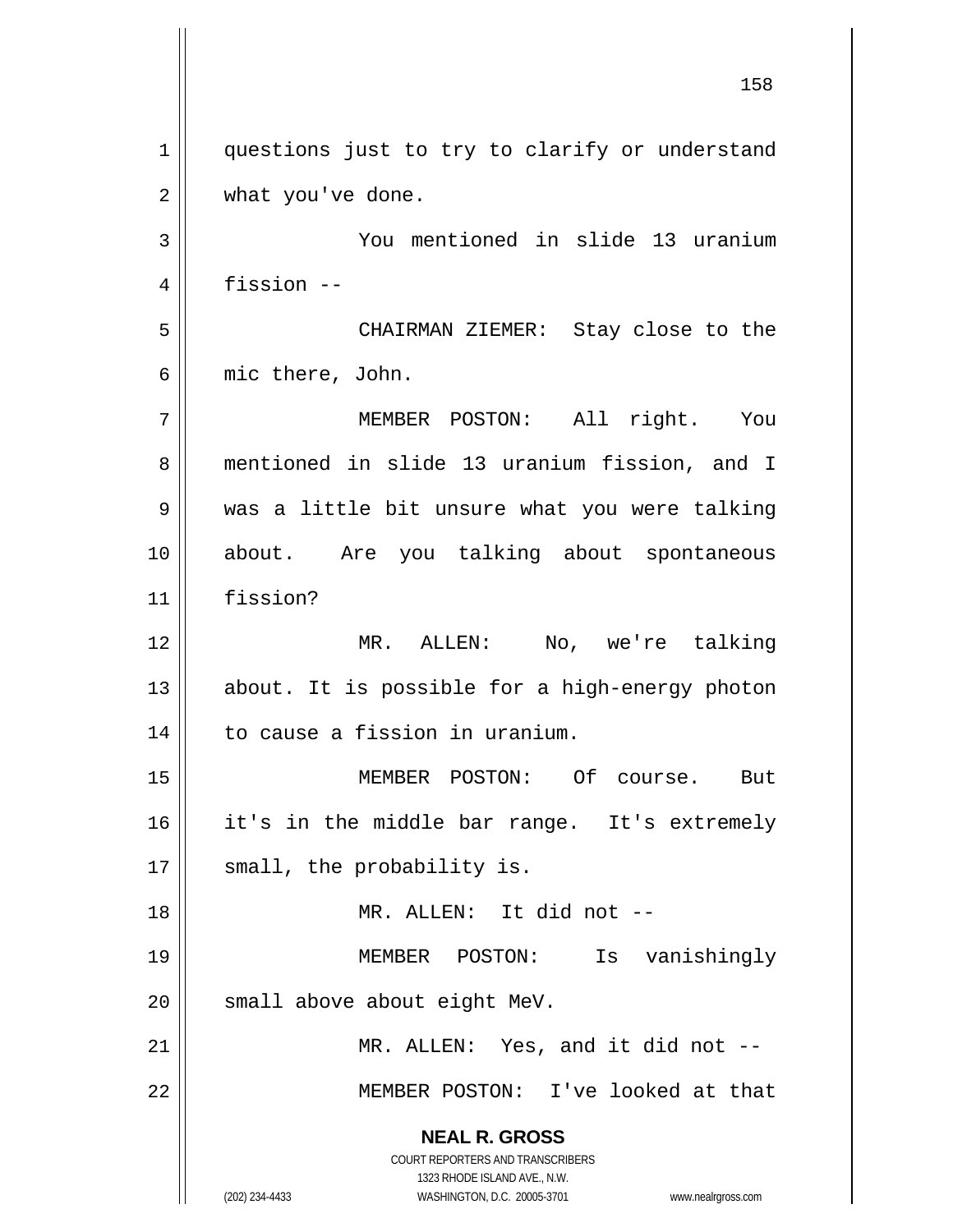questions just to try to clarify or understand what you've done.

You mentioned in slide 13 uranium fission --

CHAIRMAN ZIEMER: Stay close to the mic there, John.

MEMBER POSTON: All right. You mentioned in slide 13 uranium fission, and I was a little bit unsure what you were talking about. Are you talking about spontaneous fission?

MR. ALLEN: No, we're talking about. It is possible for a high-energy photon to cause a fission in uranium.

MEMBER POSTON: Of course. But it's in the middle bar range. It's extremely small, the probability is.

MR. ALLEN: It did not --

MEMBER POSTON: Is vanishingly small above about eight MeV.

MR. ALLEN: Yes, and it did not --

MEMBER POSTON: I've looked at that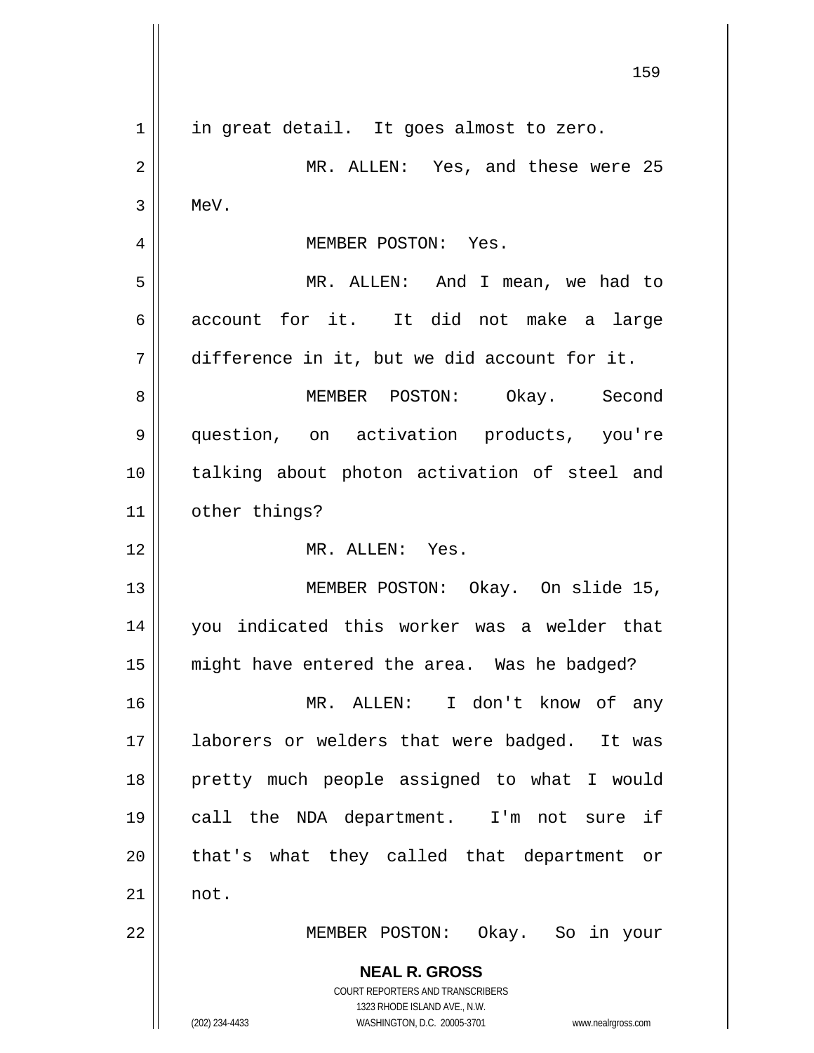in great detail. It goes almost to zero.

MR. ALLEN: Yes, and these were 25 MeV.

MEMBER POSTON: Yes.

MR. ALLEN: And I mean, we had to account for it. It did not make a large difference in it, but we did account for it.

MEMBER POSTON: Okay. Second question, on activation products, you're talking about photon activation of steel and other things?

MR. ALLEN: Yes.

MEMBER POSTON: Okay. On slide 15, you indicated this worker was a welder that might have entered the area. Was he badged?

MR. ALLEN: I don't know of any laborers or welders that were badged. It was pretty much people assigned to what I would call the NDA department. I'm not sure if that's what they called that department or not.

MEMBER POSTON: Okay. So in your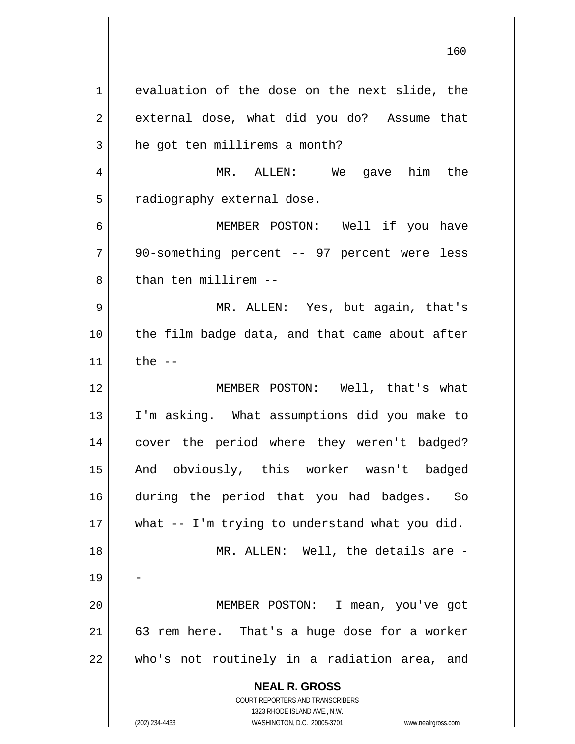evaluation of the dose on the next slide, the external dose, what did you do? Assume that he got ten millirems a month?

MR. ALLEN: We gave him the radiography external dose.

MEMBER POSTON: Well if you have 90-something percent -- 97 percent were less than ten millirem --

MR. ALLEN: Yes, but again, that's the film badge data, and that came about after the --

MEMBER POSTON: Well, that's what I'm asking. What assumptions did you make to cover the period where they weren't badged? And obviously, this worker wasn't badged during the period that you had badges. So what -- I'm trying to understand what you did.

MR. ALLEN: Well, the details are --

MEMBER POSTON: I mean, you've got 63 rem here. That's a huge dose for a worker who's not routinely in a radiation area, and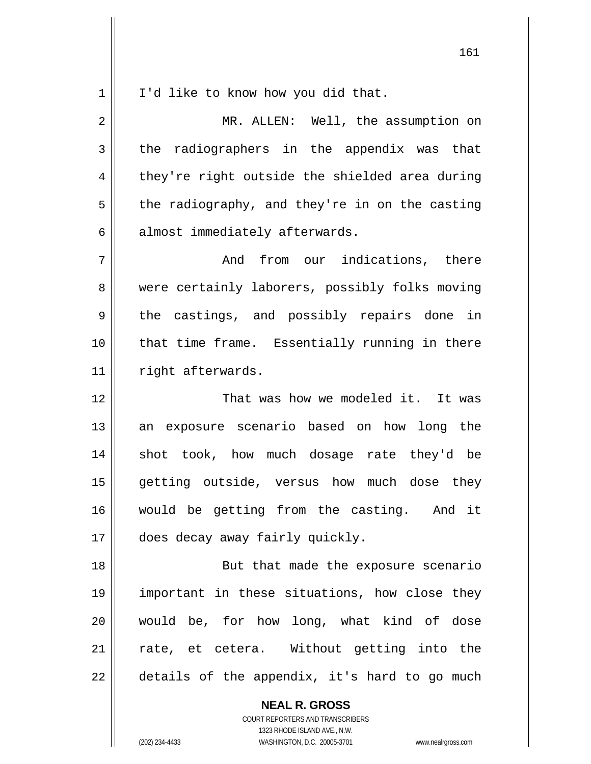I'd like to know how you did that.

MR. ALLEN: Well, the assumption on the radiographers in the appendix was that they're right outside the shielded area during the radiography, and they're in on the casting almost immediately afterwards.

And from our indications, there were certainly laborers, possibly folks moving the castings, and possibly repairs done in that time frame. Essentially running in there right afterwards.

That was how we modeled it. It was an exposure scenario based on how long the shot took, how much dosage rate they'd be getting outside, versus how much dose they would be getting from the casting. And it does decay away fairly quickly.

But that made the exposure scenario important in these situations, how close they would be, for how long, what kind of dose rate, et cetera. Without getting into the details of the appendix, it's hard to go much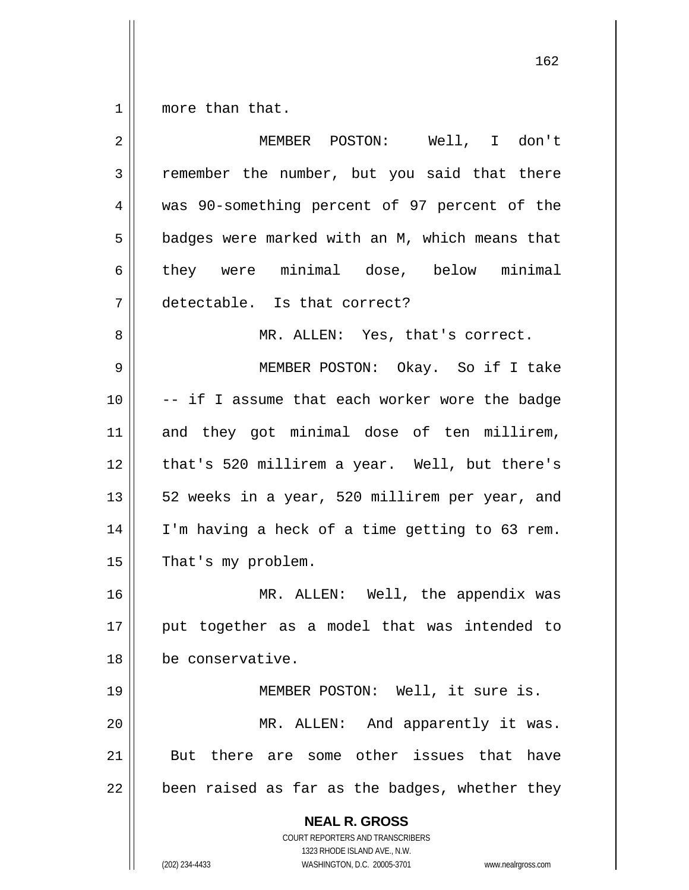more than that.

MEMBER POSTON: Well, I don't remember the number, but you said that there was 90-something percent of 97 percent of the badges were marked with an M, which means that they were minimal dose, below minimal detectable. Is that correct?

MR. ALLEN: Yes, that's correct.

MEMBER POSTON: Okay. So if I take -- if I assume that each worker wore the badge and they got minimal dose of ten millirem, that's 520 millirem a year. Well, but there's 52 weeks in a year, 520 millirem per year, and I'm having a heck of a time getting to 63 rem. That's my problem.

MR. ALLEN: Well, the appendix was put together as a model that was intended to be conservative.

MEMBER POSTON: Well, it sure is.

MR. ALLEN: And apparently it was. But there are some other issues that have been raised as far as the badges, whether they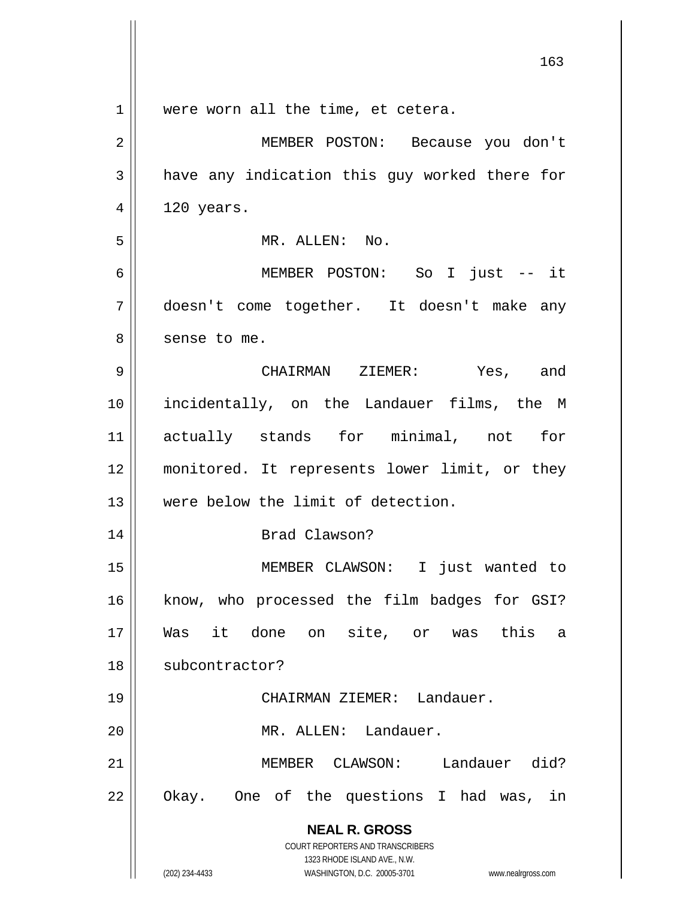were worn all the time, et cetera.

MEMBER POSTON: Because you don't have any indication this guy worked there for 120 years.

MR. ALLEN: No.

MEMBER POSTON: So I just -- it doesn't come together. It doesn't make any sense to me.

CHAIRMAN ZIEMER: Yes, and incidentally, on the Landauer films, the M actually stands for minimal, not for monitored. It represents lower limit, or they were below the limit of detection.

Brad Clawson?

MEMBER CLAWSON: I just wanted to know, who processed the film badges for GSI? Was it done on site, or was this a subcontractor?

CHAIRMAN ZIEMER: Landauer.

MR. ALLEN: Landauer.

MEMBER CLAWSON: Landauer did? Okay. One of the questions I had was, in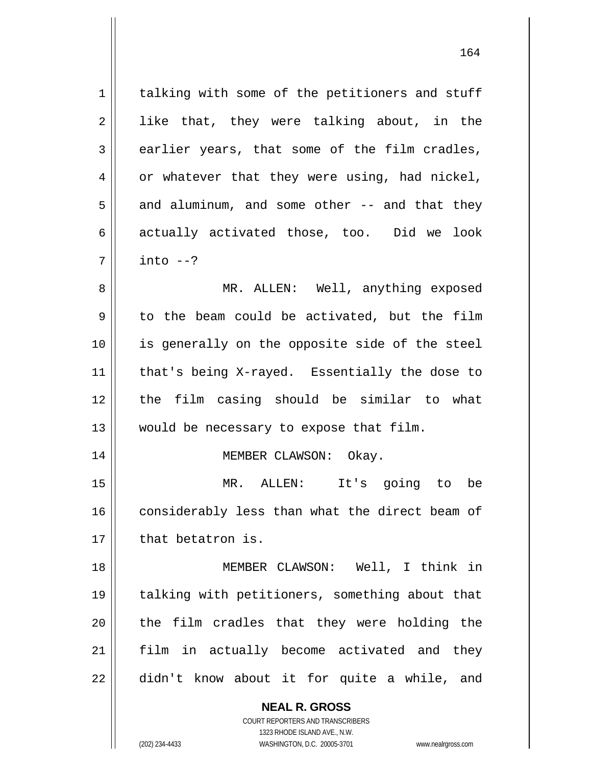talking with some of the petitioners and stuff like that, they were talking about, in the earlier years, that some of the film cradles, or whatever that they were using, had nickel, and aluminum, and some other -- and that they actually activated those, too. Did we look into --?

MR. ALLEN: Well, anything exposed to the beam could be activated, but the film is generally on the opposite side of the steel that's being X-rayed. Essentially the dose to the film casing should be similar to what would be necessary to expose that film.

MEMBER CLAWSON: Okay.

MR. ALLEN: It's going to be considerably less than what the direct beam of that betatron is.

MEMBER CLAWSON: Well, I think in talking with petitioners, something about that the film cradles that they were holding the film in actually become activated and they didn't know about it for quite a while, and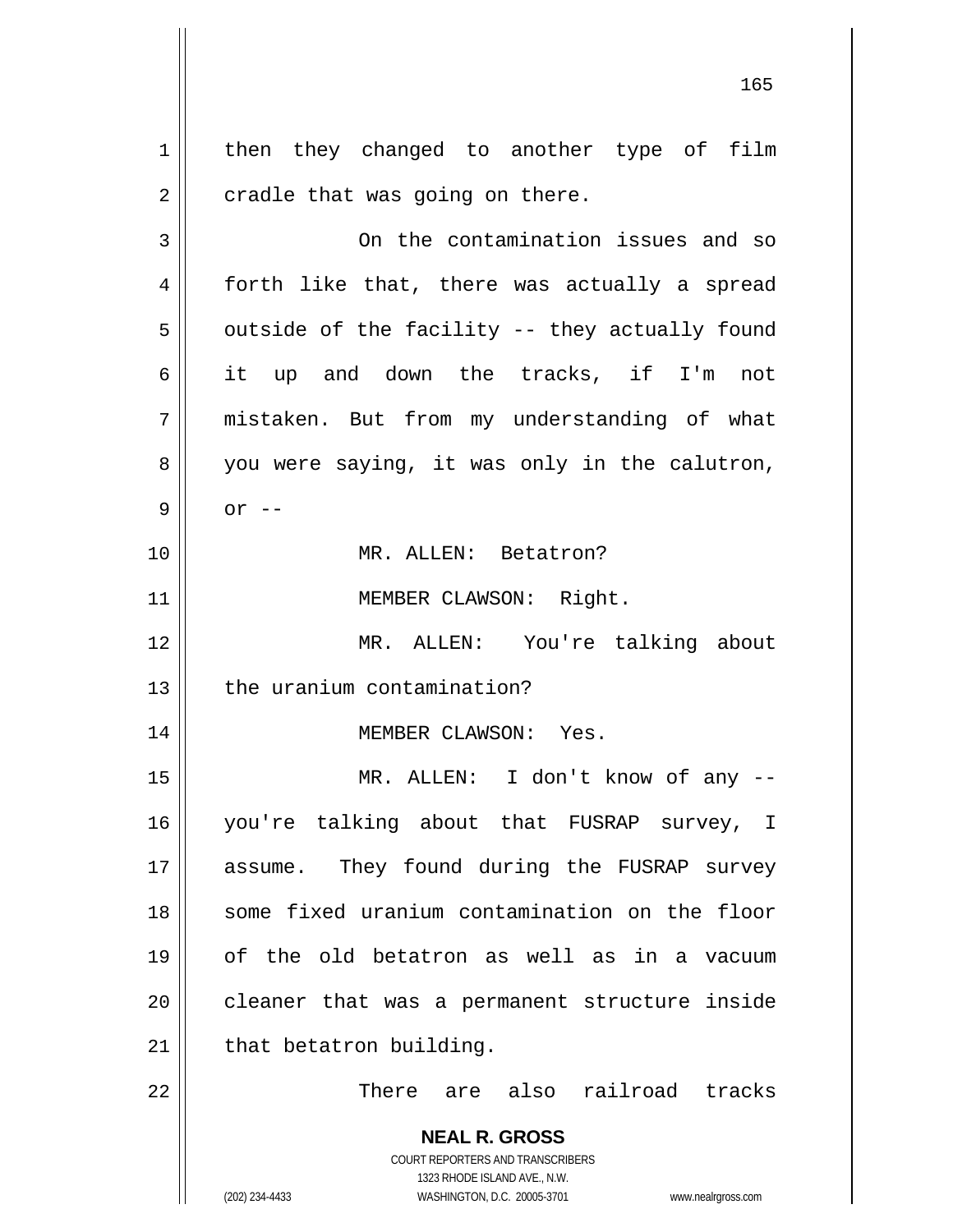then they changed to another type of film cradle that was going on there.

On the contamination issues and so forth like that, there was actually a spread outside of the facility -- they actually found it up and down the tracks, if I'm not mistaken. But from my understanding of what you were saying, it was only in the calutron, or --

MR. ALLEN: Betatron?

MEMBER CLAWSON: Right.

MR. ALLEN: You're talking about the uranium contamination?

MEMBER CLAWSON: Yes.

MR. ALLEN: I don't know of any -- you're talking about that FUSRAP survey, I assume. They found during the FUSRAP survey some fixed uranium contamination on the floor of the old betatron as well as in a vacuum cleaner that was a permanent structure inside that betatron building.

There are also railroad tracks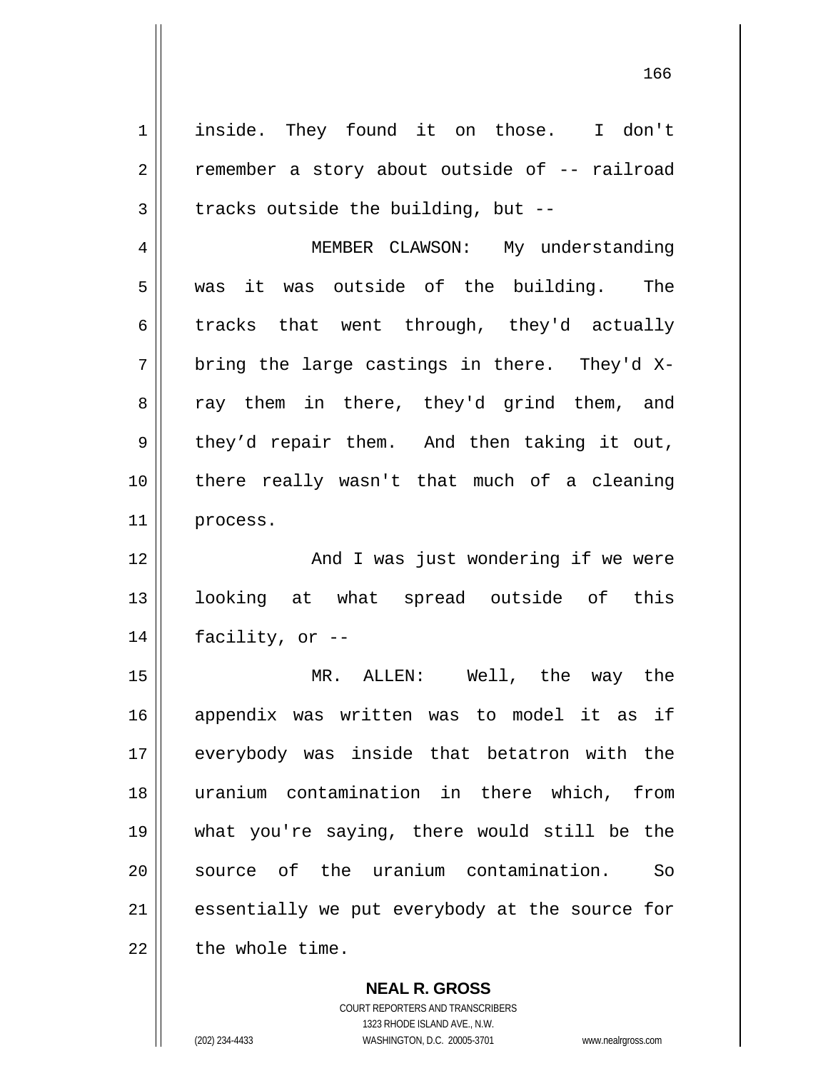inside. They found it on those. I don't remember a story about outside of -- railroad tracks outside the building, but --

MEMBER CLAWSON: My understanding was it was outside of the building. The tracks that went through, they'd actually bring the large castings in there. They'd X-ray them in there, they'd grind them, and they'd repair them. And then taking it out, there really wasn't that much of a cleaning process.

And I was just wondering if we were looking at what spread outside of this facility, or --

MR. ALLEN: Well, the way the appendix was written was to model it as if everybody was inside that betatron with the uranium contamination in there which, from what you're saying, there would still be the source of the uranium contamination. So essentially we put everybody at the source for the whole time.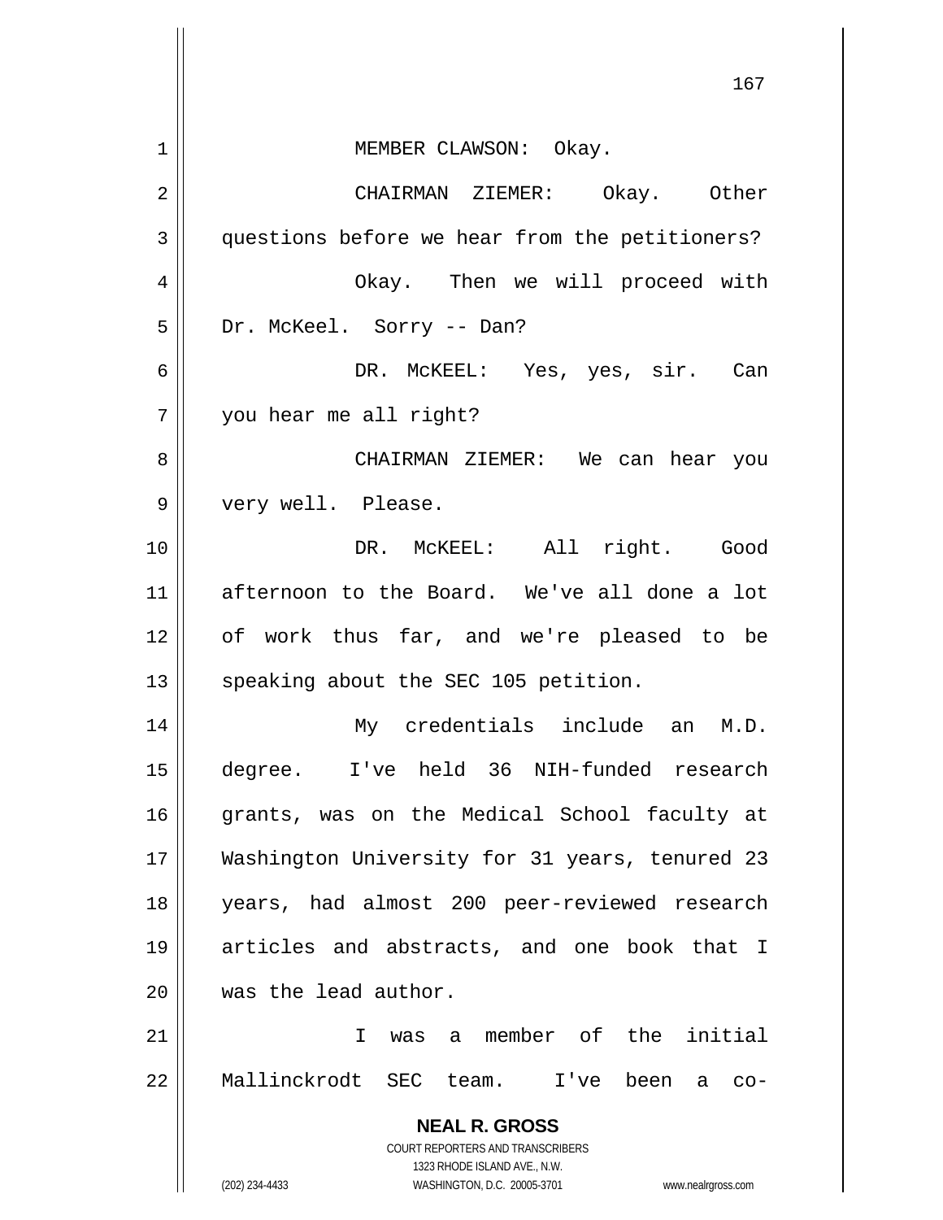MEMBER CLAWSON: Okay.

CHAIRMAN ZIEMER: Okay. Other questions before we hear from the petitioners?

Okay. Then we will proceed with Dr. McKeel. Sorry -- Dan?

DR. McKEEL: Yes, yes, sir. Can you hear me all right?

CHAIRMAN ZIEMER: We can hear you very well. Please.

DR. McKEEL: All right. Good afternoon to the Board. We've all done a lot of work thus far, and we're pleased to be speaking about the SEC 105 petition.

My credentials include an M.D. degree. I've held 36 NIH-funded research grants, was on the Medical School faculty at Washington University for 31 years, tenured 23 years, had almost 200 peer-reviewed research articles and abstracts, and one book that I was the lead author.

I was a member of the initial Mallinckrodt SEC team. I've been a co-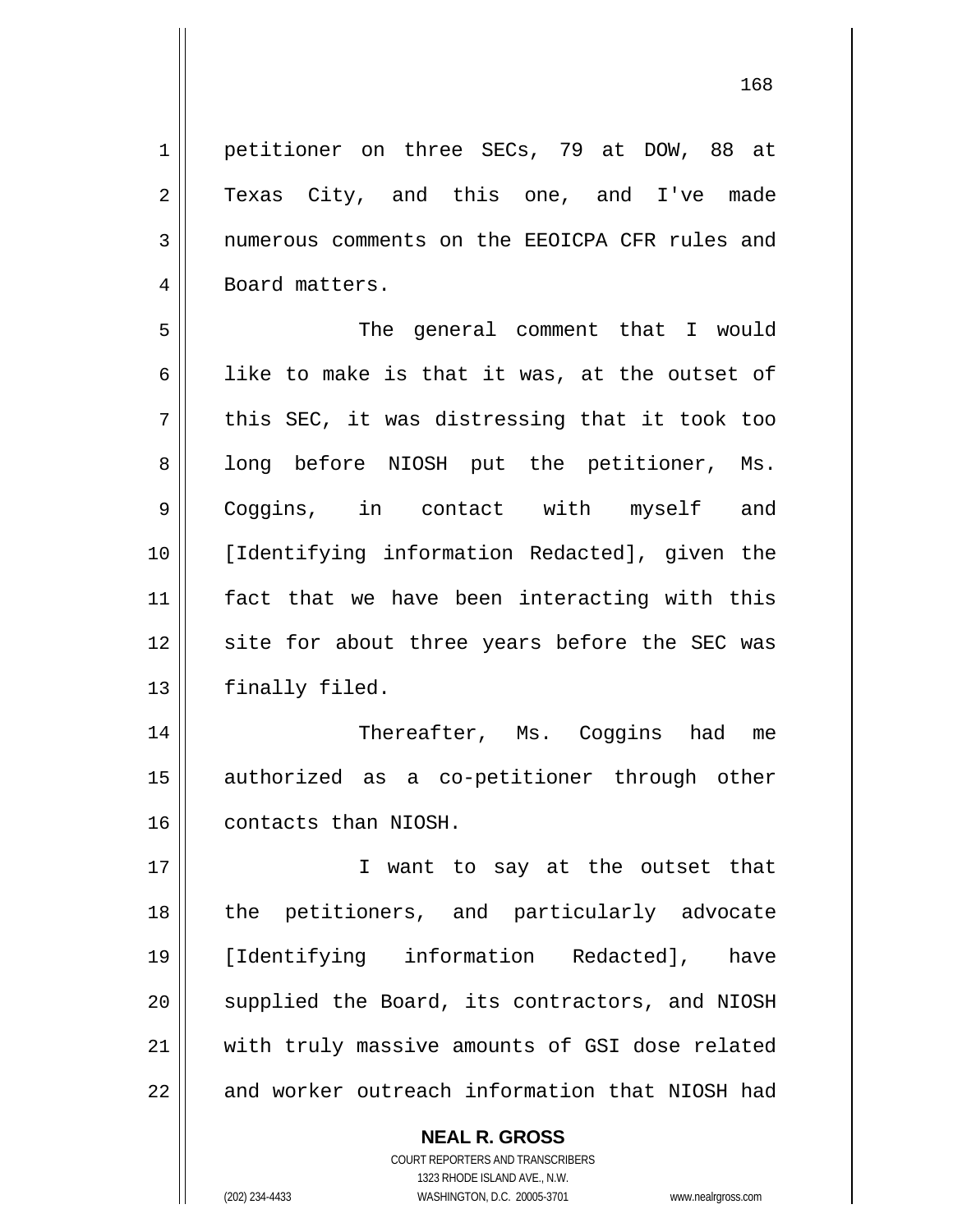petitioner on three SECs, 79 at DOW, 88 at Texas City, and this one, and I've made numerous comments on the EEOICPA CFR rules and Board matters.

The general comment that I would like to make is that it was, at the outset of this SEC, it was distressing that it took too long before NIOSH put the petitioner, Ms. Coggins, in contact with myself and [Identifying information Redacted], given the fact that we have been interacting with this site for about three years before the SEC was finally filed.

Thereafter, Ms. Coggins had me authorized as a co-petitioner through other contacts than NIOSH.

I want to say at the outset that the petitioners, and particularly advocate [Identifying information Redacted], have supplied the Board, its contractors, and NIOSH with truly massive amounts of GSI dose related and worker outreach information that NIOSH had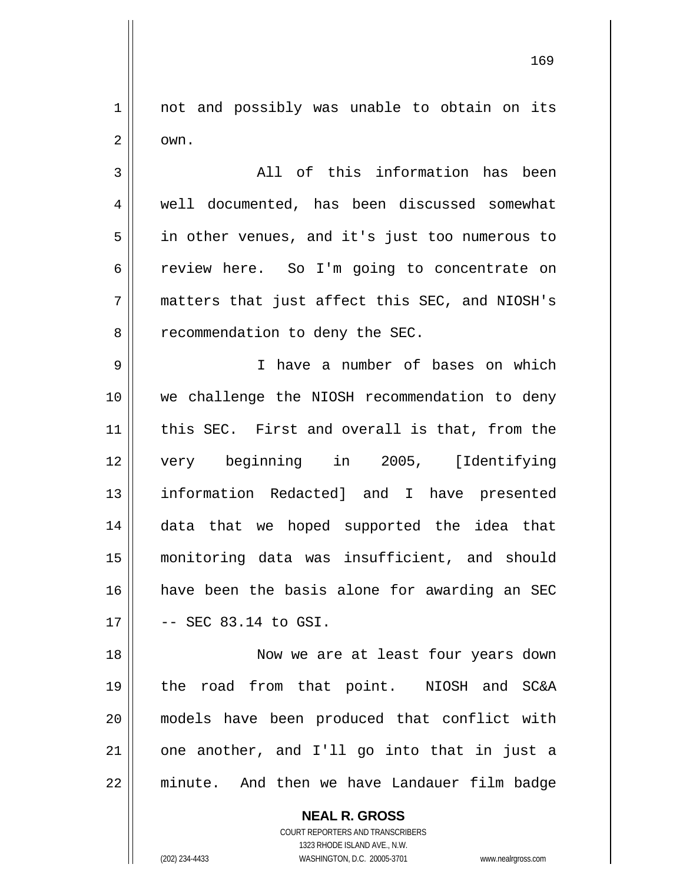not and possibly was unable to obtain on its own.

All of this information has been well documented, has been discussed somewhat in other venues, and it's just too numerous to review here. So I'm going to concentrate on matters that just affect this SEC, and NIOSH's recommendation to deny the SEC.

I have a number of bases on which we challenge the NIOSH recommendation to deny this SEC. First and overall is that, from the very beginning in 2005, [Identifying information Redacted] and I have presented data that we hoped supported the idea that monitoring data was insufficient, and should have been the basis alone for awarding an SEC -- SEC 83.14 to GSI.

Now we are at least four years down the road from that point. NIOSH and SC&A models have been produced that conflict with one another, and I'll go into that in just a minute. And then we have Landauer film badge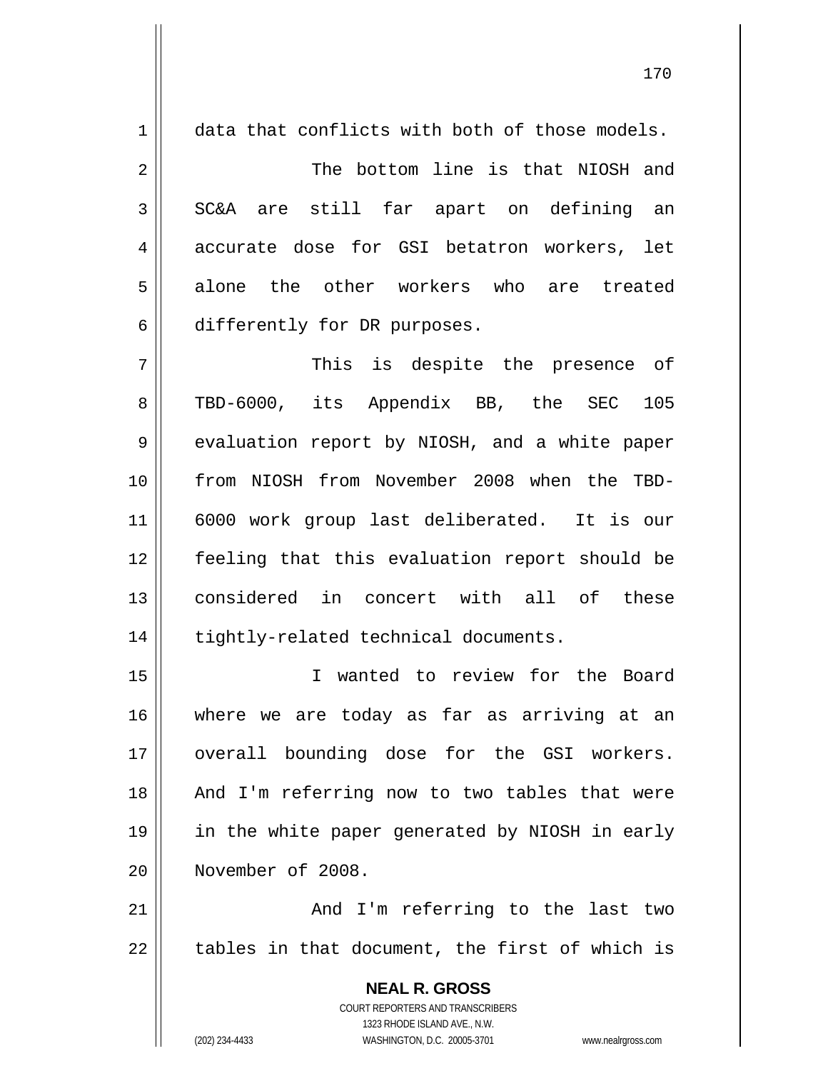data that conflicts with both of those models.

The bottom line is that NIOSH and SC&A are still far apart on defining an accurate dose for GSI betatron workers, let alone the other workers who are treated differently for DR purposes.

This is despite the presence of TBD-6000, its Appendix BB, the SEC 105 evaluation report by NIOSH, and a white paper from NIOSH from November 2008 when the TBD-6000 work group last deliberated. It is our feeling that this evaluation report should be considered in concert with all of these tightly-related technical documents.

I wanted to review for the Board where we are today as far as arriving at an overall bounding dose for the GSI workers. And I'm referring now to two tables that were in the white paper generated by NIOSH in early November of 2008.

And I'm referring to the last two tables in that document, the first of which is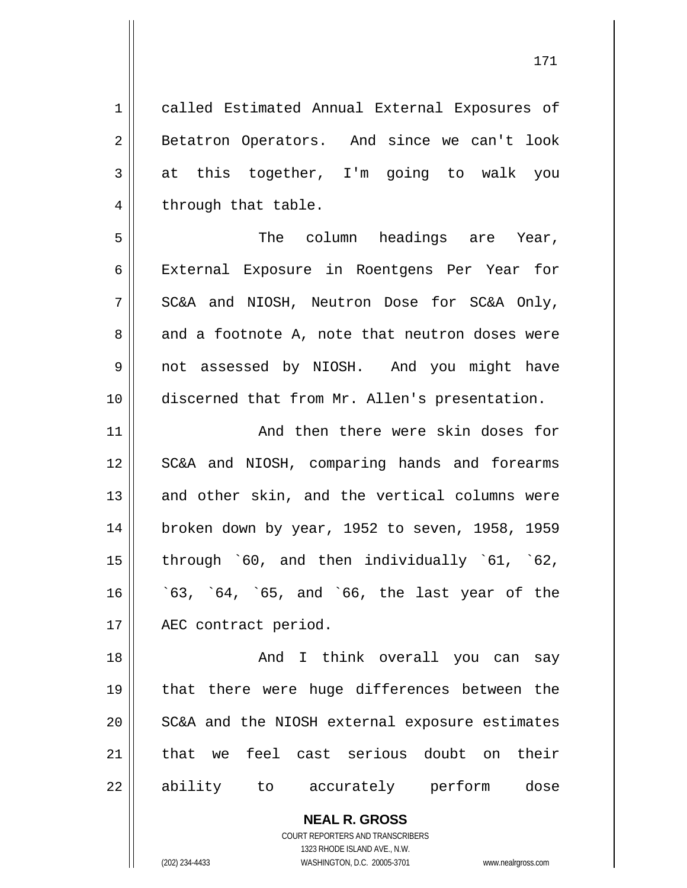called Estimated Annual External Exposures of Betatron Operators. And since we can't look at this together, I'm going to walk you through that table.

The column headings are Year, External Exposure in Roentgens Per Year for SC&A and NIOSH, Neutron Dose for SC&A Only, and a footnote A, note that neutron doses were not assessed by NIOSH. And you might have discerned that from Mr. Allen's presentation.

And then there were skin doses for SC&A and NIOSH, comparing hands and forearms and other skin, and the vertical columns were broken down by year, 1952 to seven, 1958, 1959 through `60, and then individually `61, `62, `63, `64, `65, and `66, the last year of the AEC contract period.

And I think overall you can say that there were huge differences between the SC&A and the NIOSH external exposure estimates that we feel cast serious doubt on their ability to accurately perform dose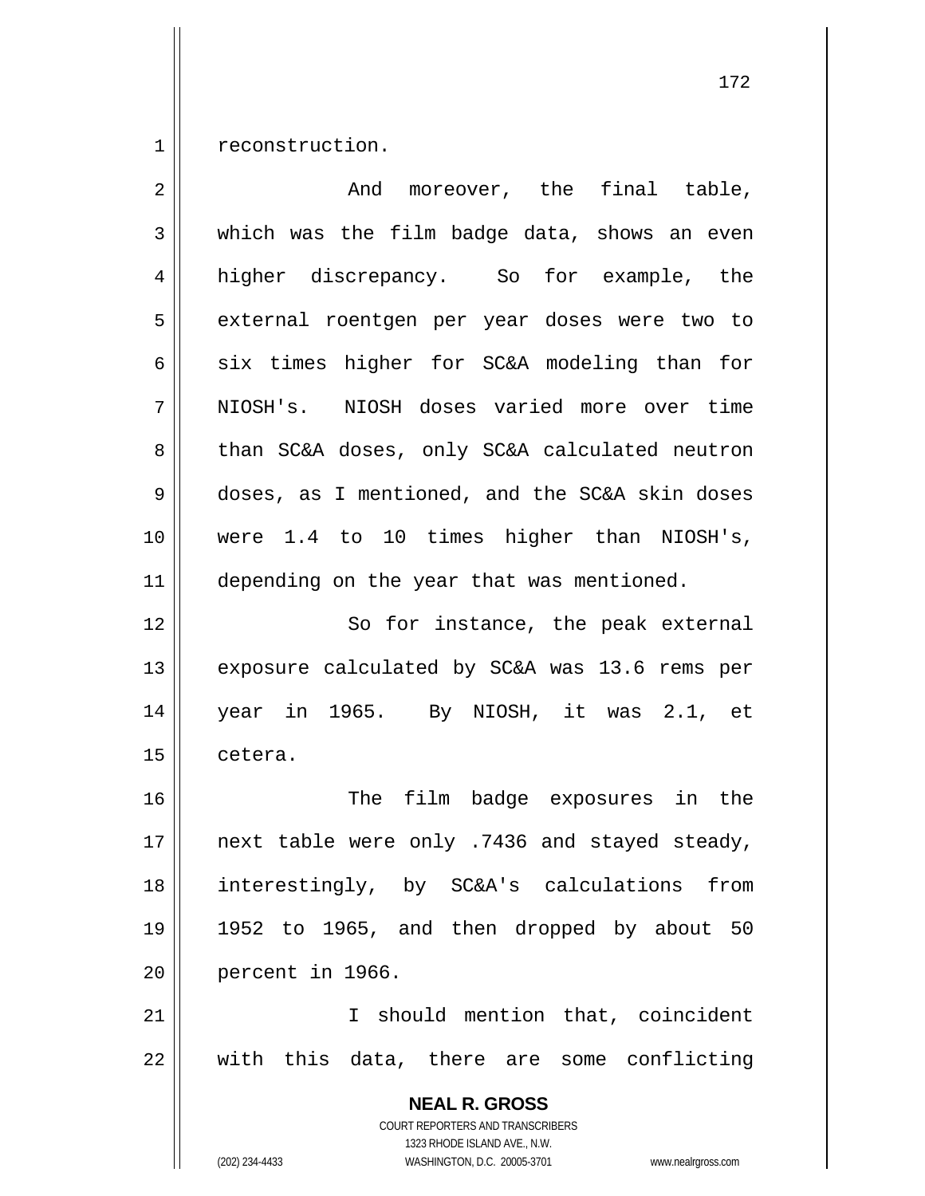reconstruction.

And moreover, the final table, which was the film badge data, shows an even higher discrepancy. So for example, the external roentgen per year doses were two to six times higher for SC&A modeling than for NIOSH's. NIOSH doses varied more over time than SC&A doses, only SC&A calculated neutron doses, as I mentioned, and the SC&A skin doses were 1.4 to 10 times higher than NIOSH's, depending on the year that was mentioned.

So for instance, the peak external exposure calculated by SC&A was 13.6 rems per year in 1965. By NIOSH, it was 2.1, et cetera.

The film badge exposures in the next table were only .7436 and stayed steady, interestingly, by SC&A's calculations from 1952 to 1965, and then dropped by about 50 percent in 1966.

I should mention that, coincident with this data, there are some conflicting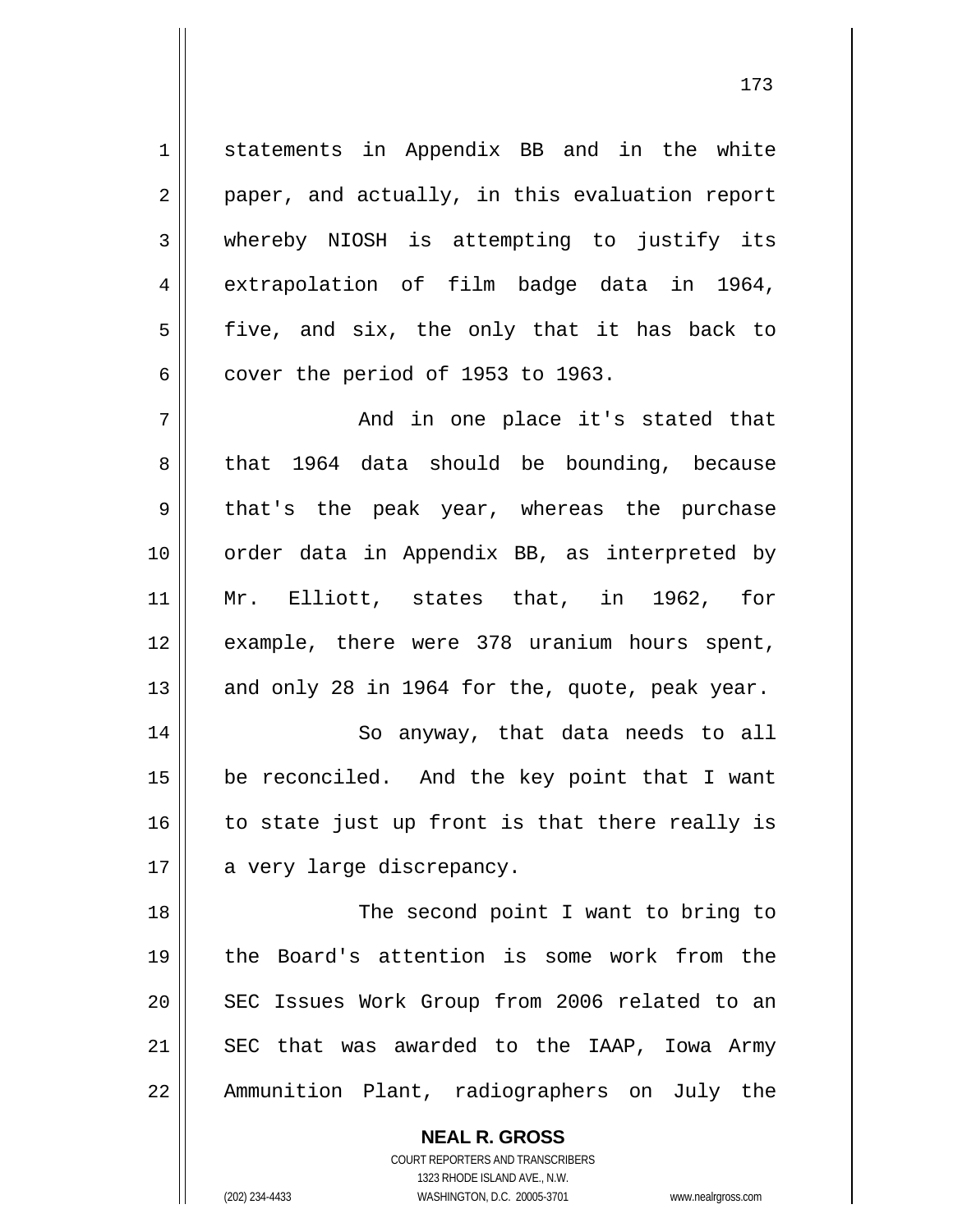statements in Appendix BB and in the white paper, and actually, in this evaluation report whereby NIOSH is attempting to justify its extrapolation of film badge data in 1964, five, and six, the only that it has back to cover the period of 1953 to 1963.

And in one place it's stated that that 1964 data should be bounding, because that's the peak year, whereas the purchase order data in Appendix BB, as interpreted by Mr. Elliott, states that, in 1962, for example, there were 378 uranium hours spent, and only 28 in 1964 for the, quote, peak year.

So anyway, that data needs to all be reconciled. And the key point that I want to state just up front is that there really is a very large discrepancy.

The second point I want to bring to the Board's attention is some work from the SEC Issues Work Group from 2006 related to an SEC that was awarded to the IAAP, Iowa Army Ammunition Plant, radiographers on July the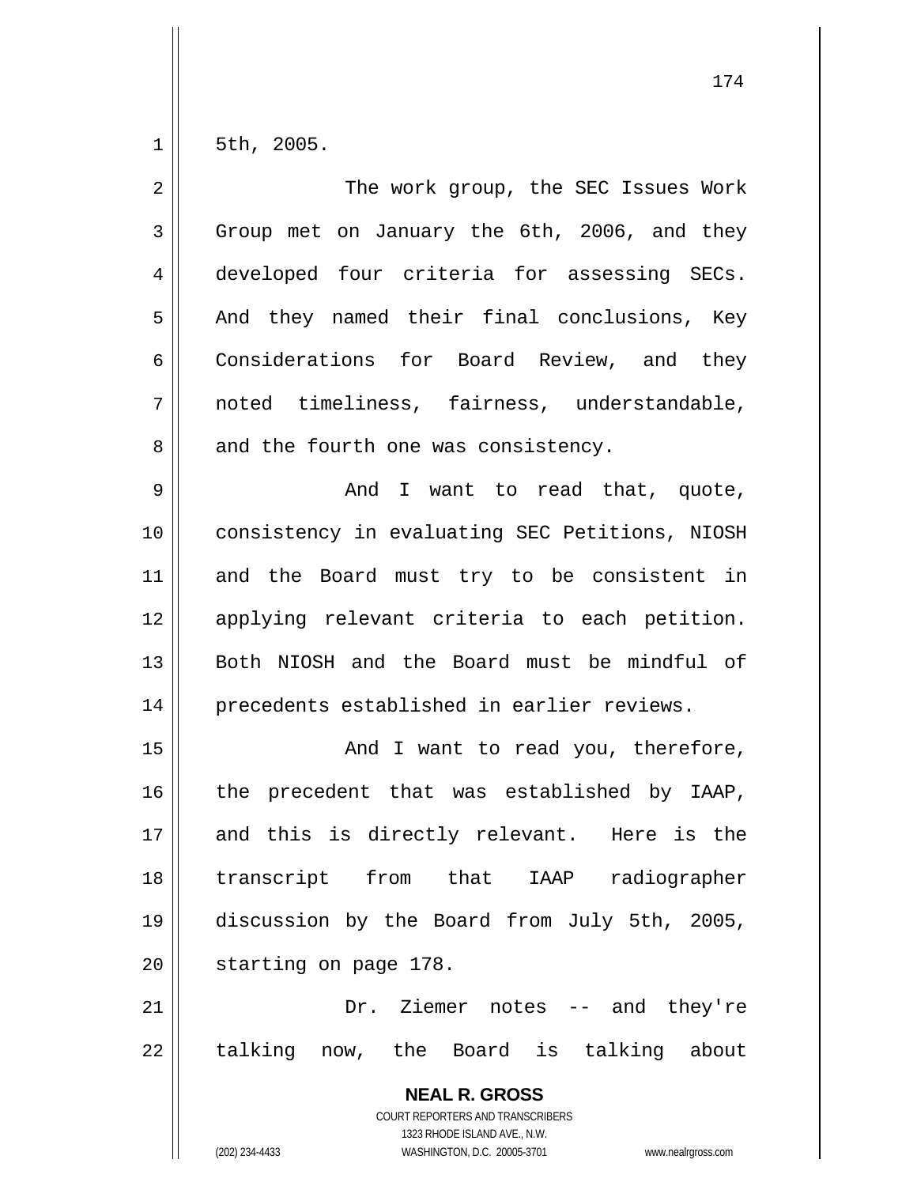5th, 2005.

The work group, the SEC Issues Work Group met on January the 6th, 2006, and they developed four criteria for assessing SECs. And they named their final conclusions, Key Considerations for Board Review, and they noted timeliness, fairness, understandable, and the fourth one was consistency.

And I want to read that, quote, consistency in evaluating SEC Petitions, NIOSH and the Board must try to be consistent in applying relevant criteria to each petition. Both NIOSH and the Board must be mindful of precedents established in earlier reviews.

And I want to read you, therefore, the precedent that was established by IAAP, and this is directly relevant. Here is the transcript from that IAAP radiographer discussion by the Board from July 5th, 2005, starting on page 178.

Dr. Ziemer notes -- and they're talking now, the Board is talking about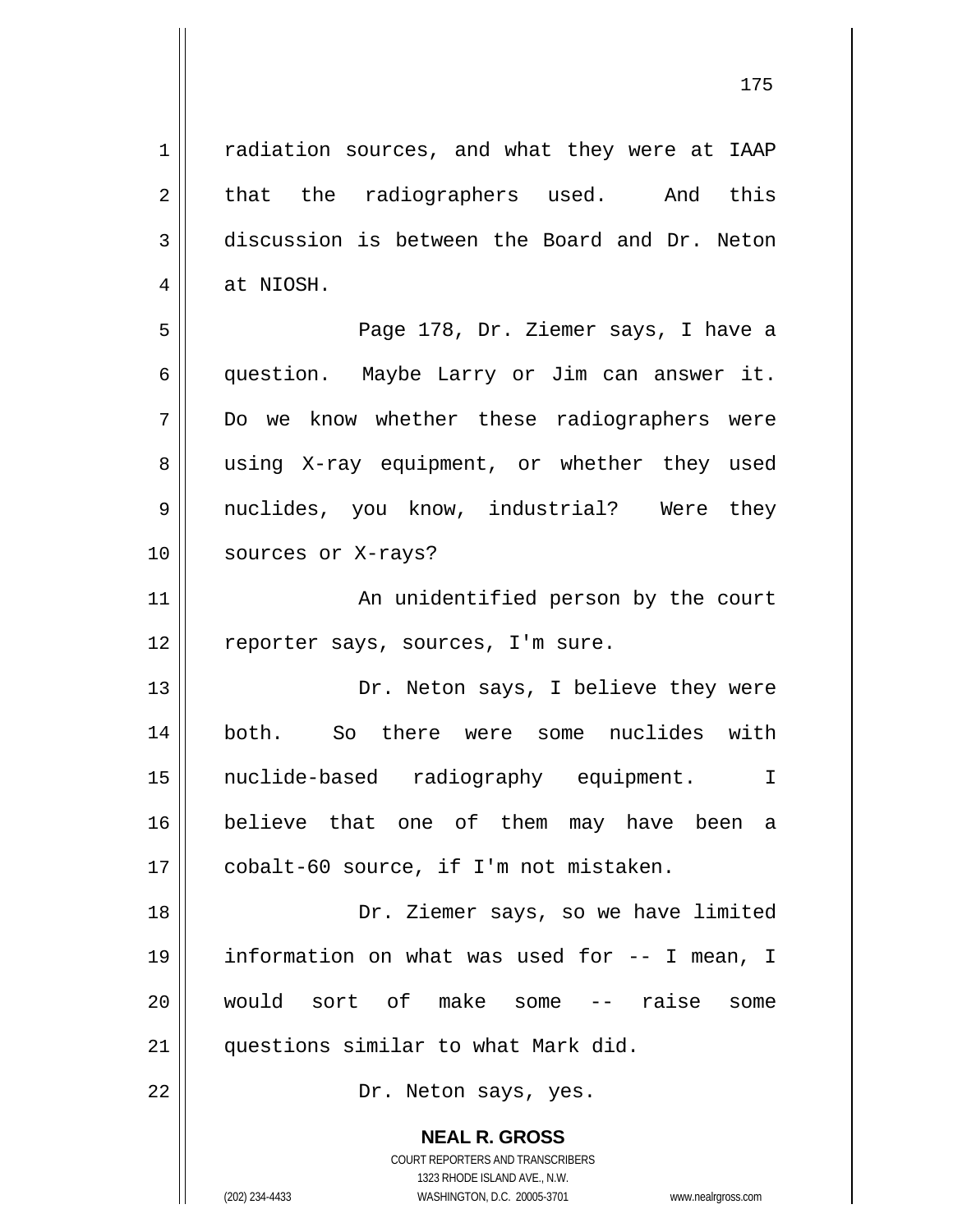radiation sources, and what they were at IAAP that the radiographers used. And this discussion is between the Board and Dr. Neton at NIOSH.

Page 178, Dr. Ziemer says, I have a question. Maybe Larry or Jim can answer it. Do we know whether these radiographers were using X-ray equipment, or whether they used nuclides, you know, industrial? Were they sources or X-rays?

An unidentified person by the court reporter says, sources, I'm sure.

Dr. Neton says, I believe they were both. So there were some nuclides with nuclide-based radiography equipment. I believe that one of them may have been a cobalt-60 source, if I'm not mistaken.

Dr. Ziemer says, so we have limited information on what was used for -- I mean, I would sort of make some -- raise some questions similar to what Mark did.

Dr. Neton says, yes.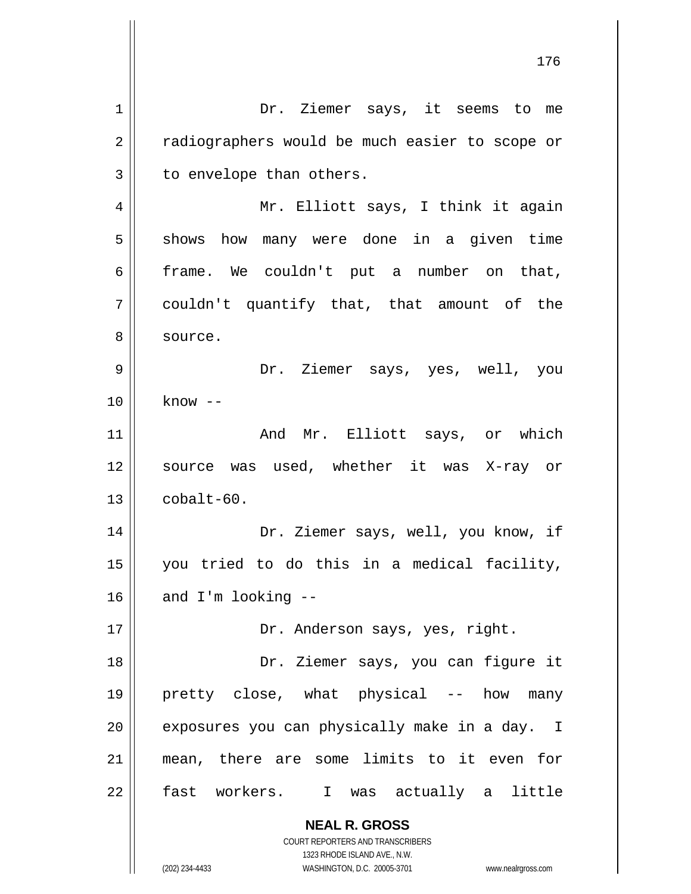Dr. Ziemer says, it seems to me radiographers would be much easier to scope or to envelope than others.

Mr. Elliott says, I think it again shows how many were done in a given time frame. We couldn't put a number on that, couldn't quantify that, that amount of the source.

Dr. Ziemer says, yes, well, you know --

And Mr. Elliott says, or which source was used, whether it was X-ray or cobalt-60.

Dr. Ziemer says, well, you know, if you tried to do this in a medical facility, and I'm looking --

Dr. Anderson says, yes, right.

Dr. Ziemer says, you can figure it pretty close, what physical -- how many exposures you can physically make in a day. I mean, there are some limits to it even for fast workers. I was actually a little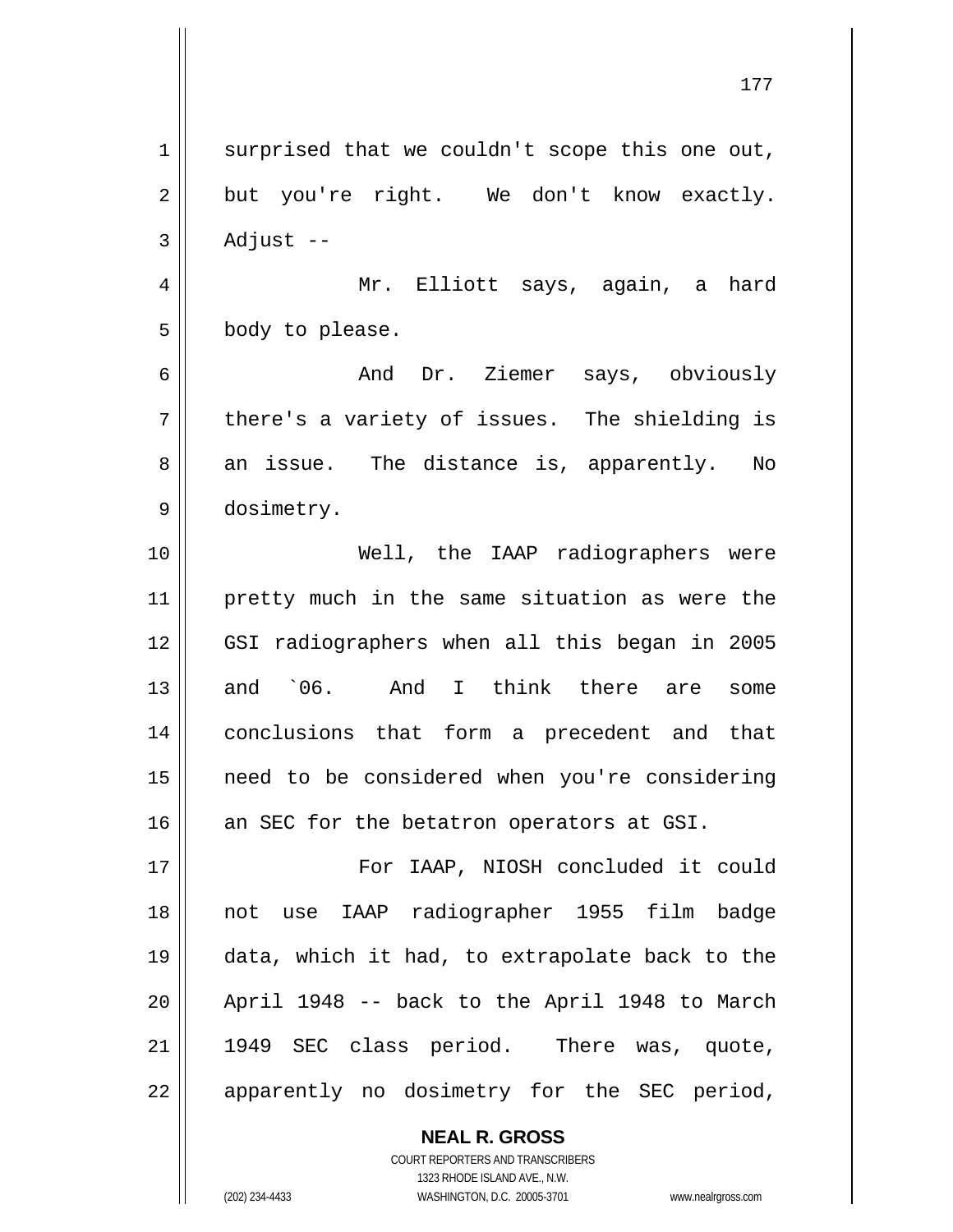surprised that we couldn't scope this one out, but you're right. We don't know exactly. Adjust --

Mr. Elliott says, again, a hard body to please.

And Dr. Ziemer says, obviously there's a variety of issues. The shielding is an issue. The distance is, apparently. No dosimetry.

Well, the IAAP radiographers were pretty much in the same situation as were the GSI radiographers when all this began in 2005 and `06. And I think there are some conclusions that form a precedent and that need to be considered when you're considering an SEC for the betatron operators at GSI.

For IAAP, NIOSH concluded it could not use IAAP radiographer 1955 film badge data, which it had, to extrapolate back to the April 1948 -- back to the April 1948 to March 1949 SEC class period. There was, quote, apparently no dosimetry for the SEC period,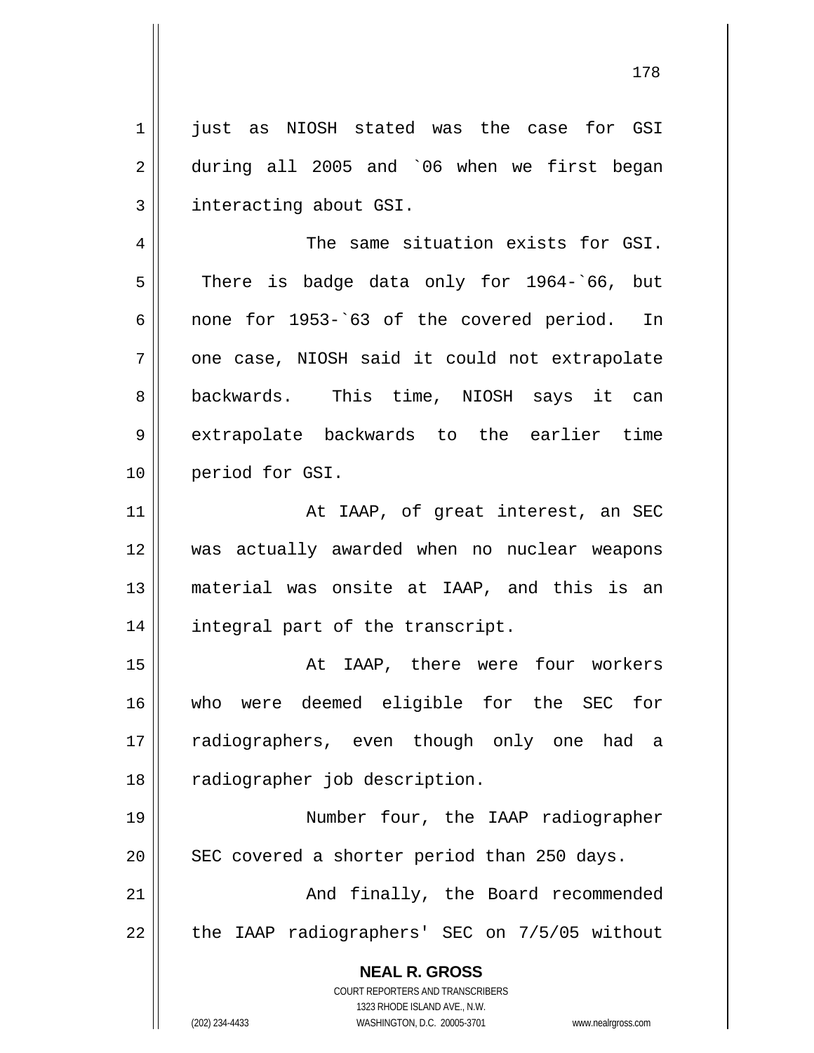just as NIOSH stated was the case for GSI during all 2005 and `06 when we first began interacting about GSI.

The same situation exists for GSI. There is badge data only for 1964-`66, but none for 1953-`63 of the covered period. In one case, NIOSH said it could not extrapolate backwards. This time, NIOSH says it can extrapolate backwards to the earlier time period for GSI.

At IAAP, of great interest, an SEC was actually awarded when no nuclear weapons material was onsite at IAAP, and this is an integral part of the transcript.

At IAAP, there were four workers who were deemed eligible for the SEC for radiographers, even though only one had a radiographer job description.

Number four, the IAAP radiographer SEC covered a shorter period than 250 days.

And finally, the Board recommended the IAAP radiographers' SEC on 7/5/05 without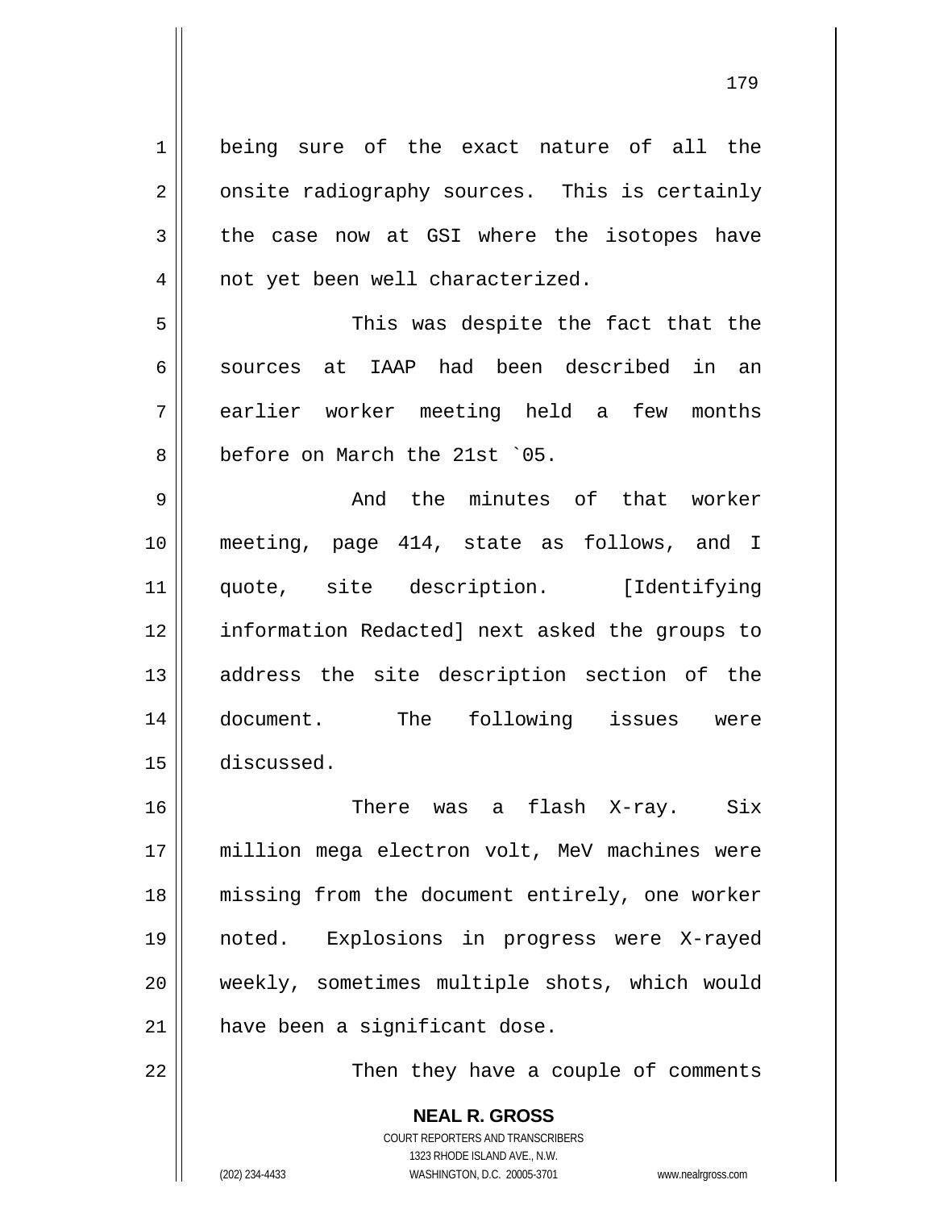being sure of the exact nature of all the onsite radiography sources. This is certainly the case now at GSI where the isotopes have not yet been well characterized.

This was despite the fact that the sources at IAAP had been described in an earlier worker meeting held a few months before on March the 21st `05.

And the minutes of that worker meeting, page 414, state as follows, and I quote, site description. [Identifying information Redacted] next asked the groups to address the site description section of the document. The following issues were discussed.

There was a flash X-ray. Six million mega electron volt, MeV machines were missing from the document entirely, one worker noted. Explosions in progress were X-rayed weekly, sometimes multiple shots, which would have been a significant dose.

Then they have a couple of comments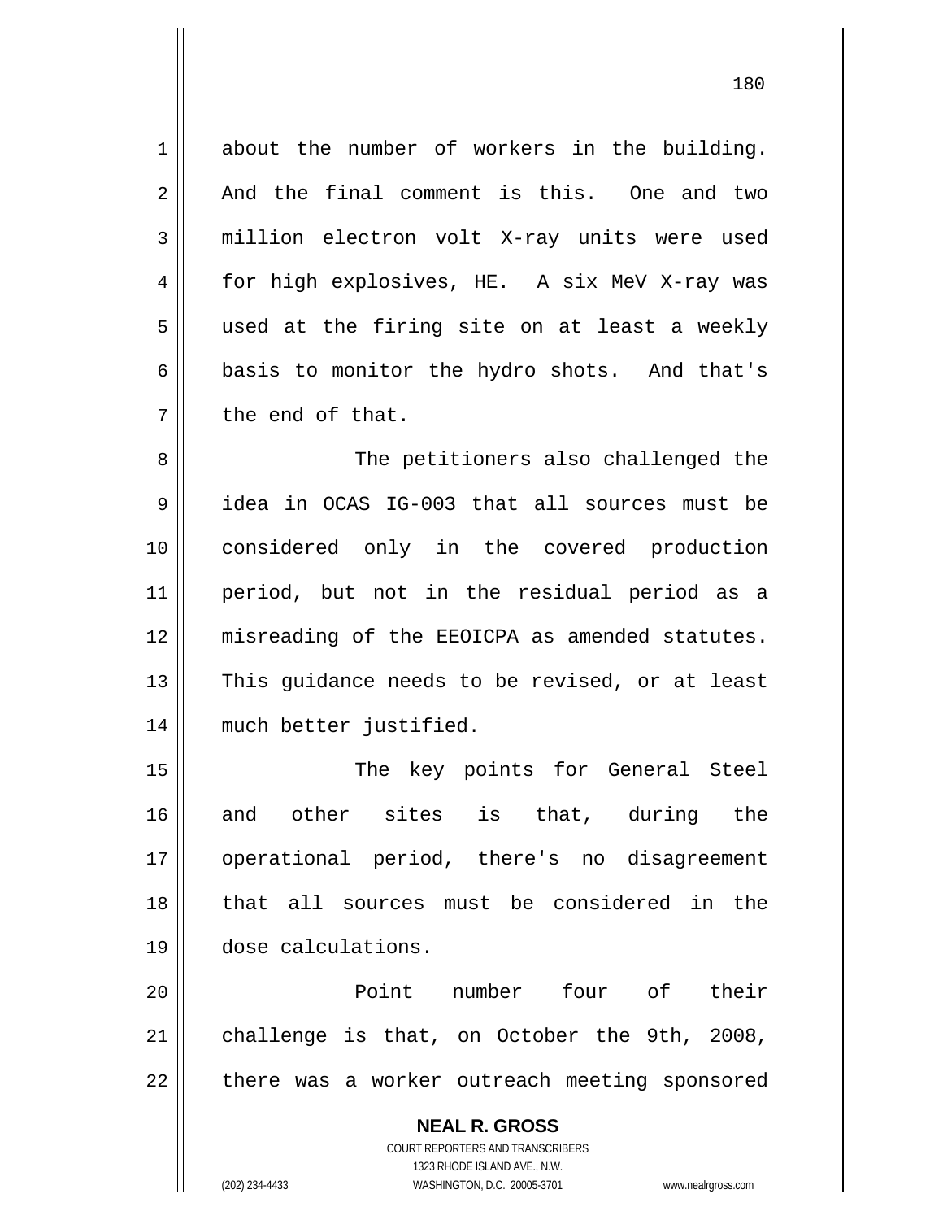about the number of workers in the building. And the final comment is this. One and two million electron volt X-ray units were used for high explosives, HE. A six MeV X-ray was used at the firing site on at least a weekly basis to monitor the hydro shots. And that's the end of that.

The petitioners also challenged the idea in OCAS IG-003 that all sources must be considered only in the covered production period, but not in the residual period as a misreading of the EEOICPA as amended statutes. This guidance needs to be revised, or at least much better justified.

The key points for General Steel and other sites is that, during the operational period, there's no disagreement that all sources must be considered in the dose calculations.

Point number four of their challenge is that, on October the 9th, 2008, there was a worker outreach meeting sponsored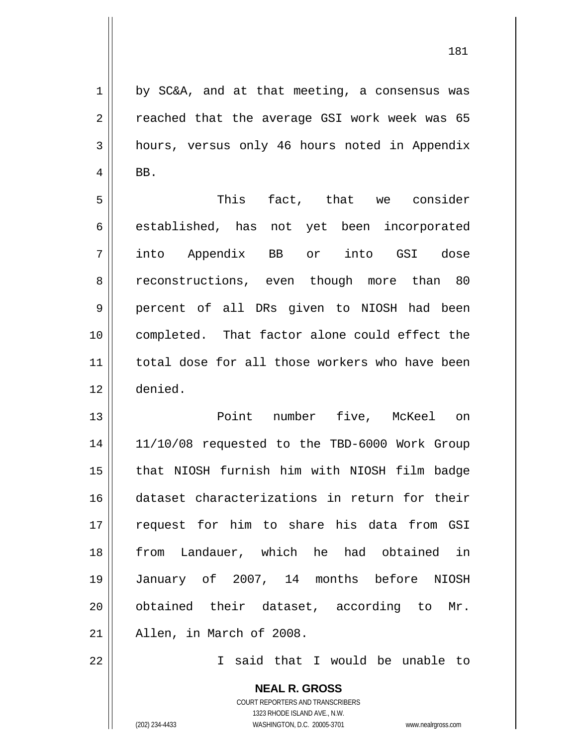by SC&A, and at that meeting, a consensus was reached that the average GSI work week was 65 hours, versus only 46 hours noted in Appendix BB.

This fact, that we consider established, has not yet been incorporated into Appendix BB or into GSI dose reconstructions, even though more than 80 percent of all DRs given to NIOSH had been completed. That factor alone could effect the total dose for all those workers who have been denied.

Point number five, McKeel on 11/10/08 requested to the TBD-6000 Work Group that NIOSH furnish him with NIOSH film badge dataset characterizations in return for their request for him to share his data from GSI from Landauer, which he had obtained in January of 2007, 14 months before NIOSH obtained their dataset, according to Mr. Allen, in March of 2008.

I said that I would be unable to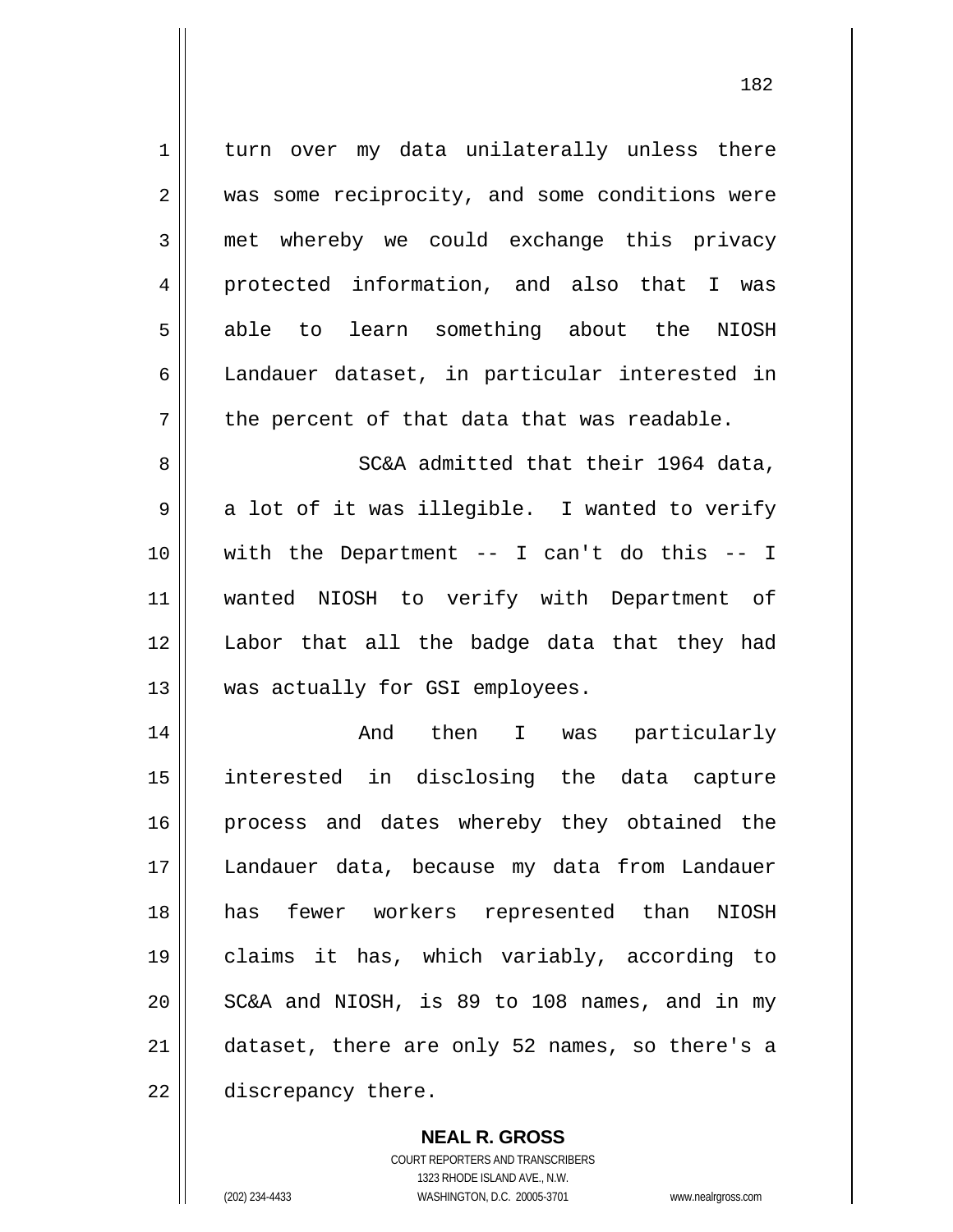turn over my data unilaterally unless there was some reciprocity, and some conditions were met whereby we could exchange this privacy protected information, and also that I was able to learn something about the NIOSH Landauer dataset, in particular interested in the percent of that data that was readable.

SC&A admitted that their 1964 data, a lot of it was illegible. I wanted to verify with the Department -- I can't do this -- I wanted NIOSH to verify with Department of Labor that all the badge data that they had was actually for GSI employees.

And then I was particularly interested in disclosing the data capture process and dates whereby they obtained the Landauer data, because my data from Landauer has fewer workers represented than NIOSH claims it has, which variably, according to SC&A and NIOSH, is 89 to 108 names, and in my dataset, there are only 52 names, so there's a discrepancy there.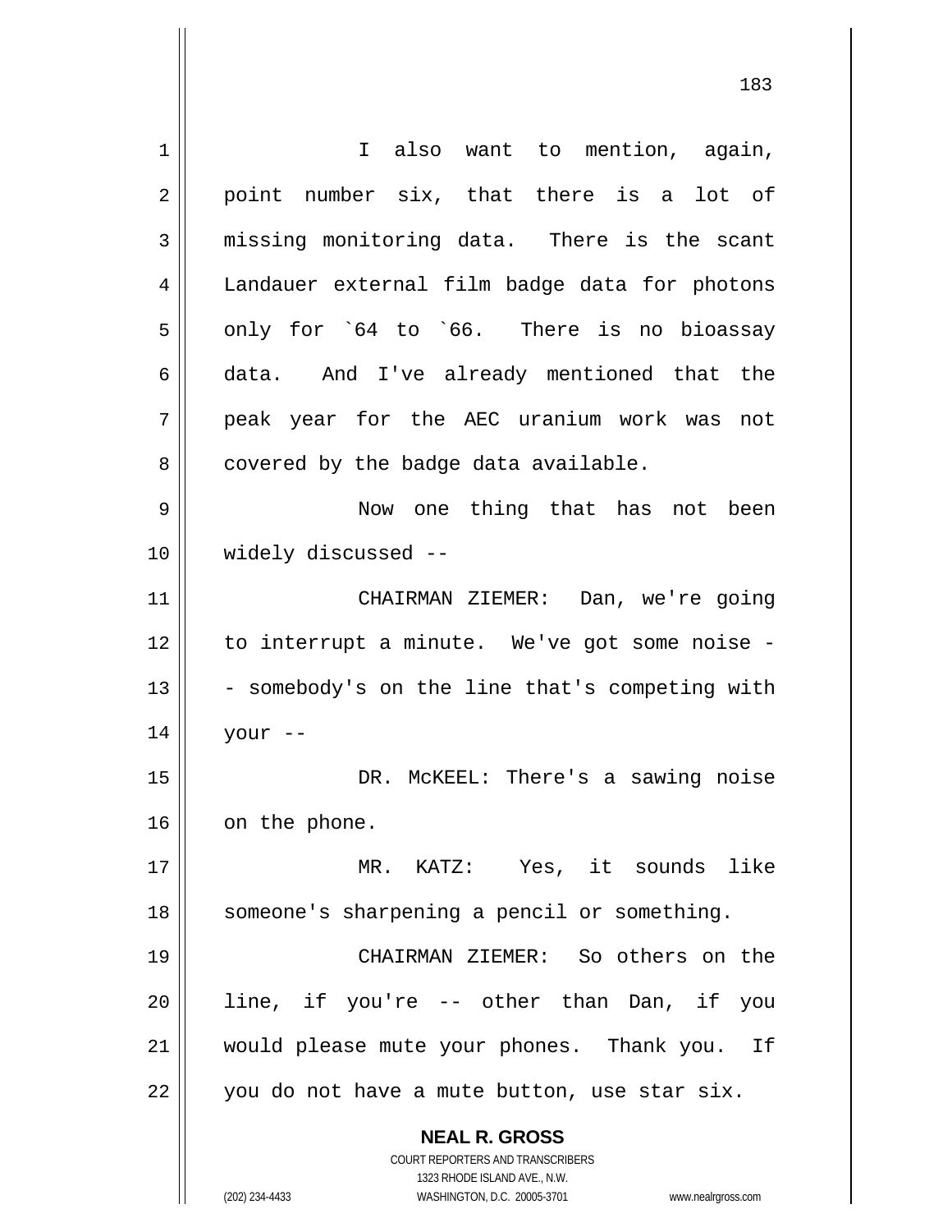I also want to mention, again, point number six, that there is a lot of missing monitoring data. There is the scant Landauer external film badge data for photons only for `64 to `66. There is no bioassay data. And I've already mentioned that the peak year for the AEC uranium work was not covered by the badge data available.

Now one thing that has not been widely discussed --

CHAIRMAN ZIEMER: Dan, we're going to interrupt a minute. We've got some noise -- somebody's on the line that's competing with your --

DR. McKEEL: There's a sawing noise on the phone.

MR. KATZ: Yes, it sounds like someone's sharpening a pencil or something.

CHAIRMAN ZIEMER: So others on the line, if you're -- other than Dan, if you would please mute your phones. Thank you. If you do not have a mute button, use star six.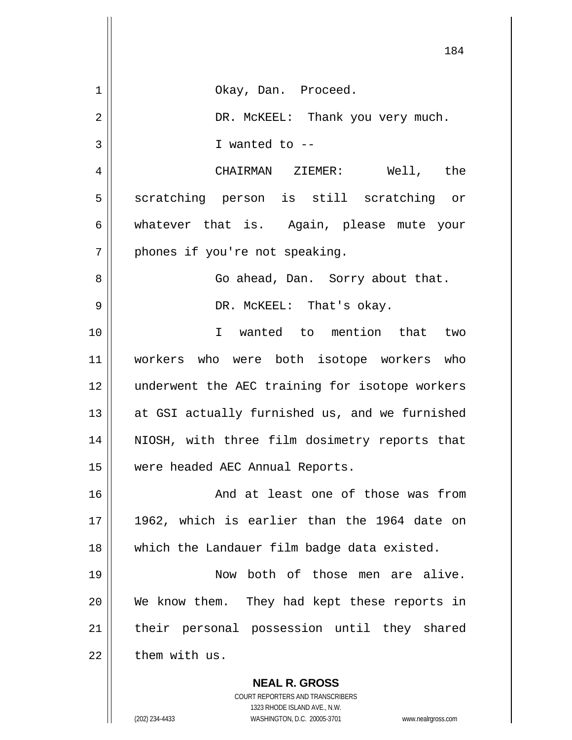Okay, Dan. Proceed.

DR. McKEEL: Thank you very much.

I wanted to --

CHAIRMAN ZIEMER: Well, the scratching person is still scratching or whatever that is. Again, please mute your phones if you're not speaking.

Go ahead, Dan. Sorry about that.

DR. McKEEL: That's okay.

I wanted to mention that two workers who were both isotope workers who underwent the AEC training for isotope workers at GSI actually furnished us, and we furnished NIOSH, with three film dosimetry reports that were headed AEC Annual Reports.

And at least one of those was from 1962, which is earlier than the 1964 date on which the Landauer film badge data existed.

Now both of those men are alive. We know them. They had kept these reports in their personal possession until they shared them with us.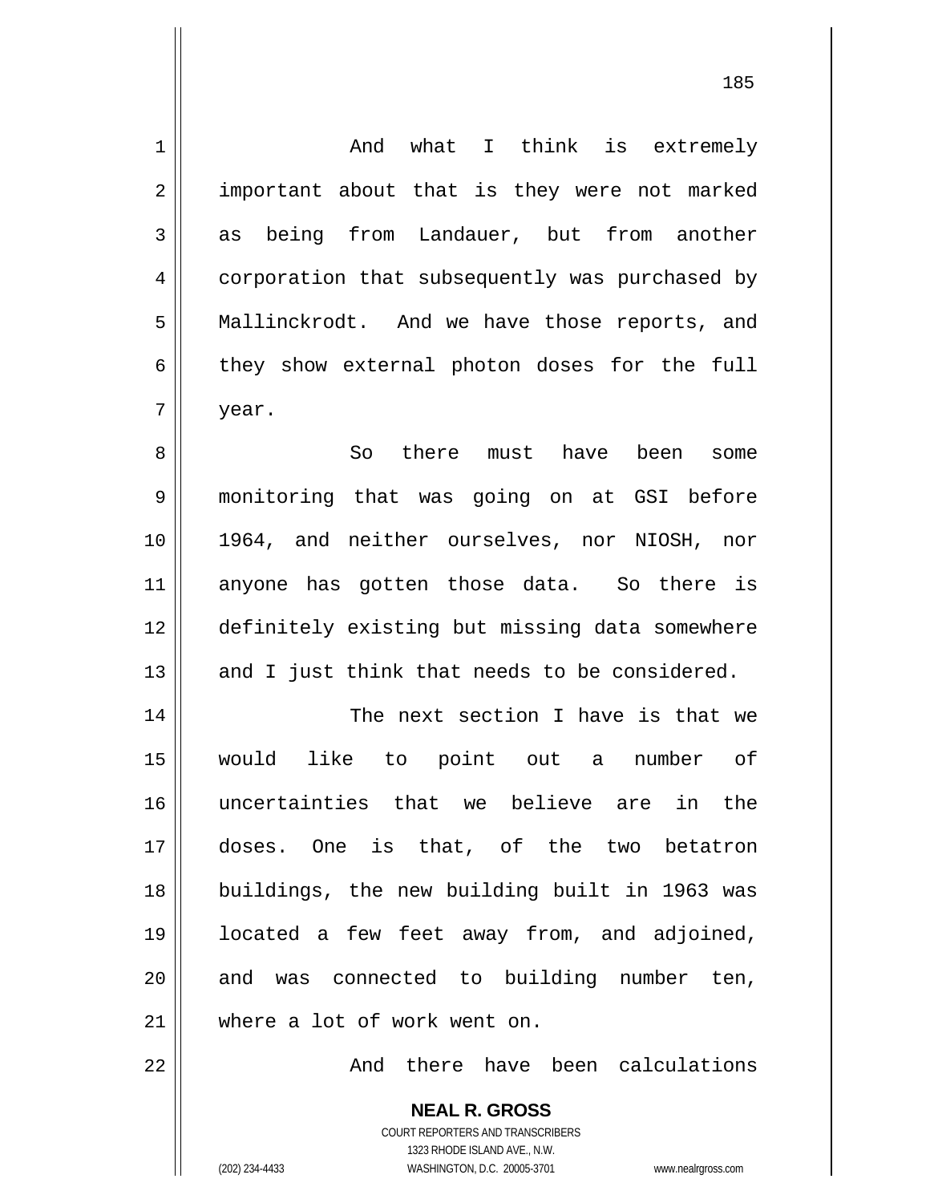And what I think is extremely important about that is they were not marked as being from Landauer, but from another corporation that subsequently was purchased by Mallinckrodt. And we have those reports, and they show external photon doses for the full year.

So there must have been some monitoring that was going on at GSI before 1964, and neither ourselves, nor NIOSH, nor anyone has gotten those data. So there is definitely existing but missing data somewhere and I just think that needs to be considered.

The next section I have is that we would like to point out a number of uncertainties that we believe are in the doses. One is that, of the two betatron buildings, the new building built in 1963 was located a few feet away from, and adjoined, and was connected to building number ten, where a lot of work went on.

And there have been calculations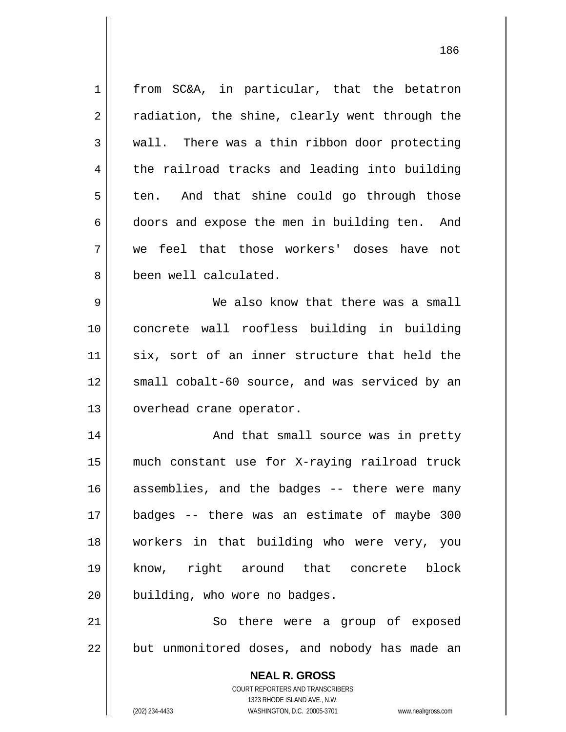from SC&A, in particular, that the betatron radiation, the shine, clearly went through the wall. There was a thin ribbon door protecting the railroad tracks and leading into building ten. And that shine could go through those doors and expose the men in building ten. And we feel that those workers' doses have not been well calculated.

We also know that there was a small concrete wall roofless building in building six, sort of an inner structure that held the small cobalt-60 source, and was serviced by an overhead crane operator.

And that small source was in pretty much constant use for X-raying railroad truck assemblies, and the badges -- there were many badges -- there was an estimate of maybe 300 workers in that building who were very, you know, right around that concrete block building, who wore no badges.

So there were a group of exposed but unmonitored doses, and nobody has made an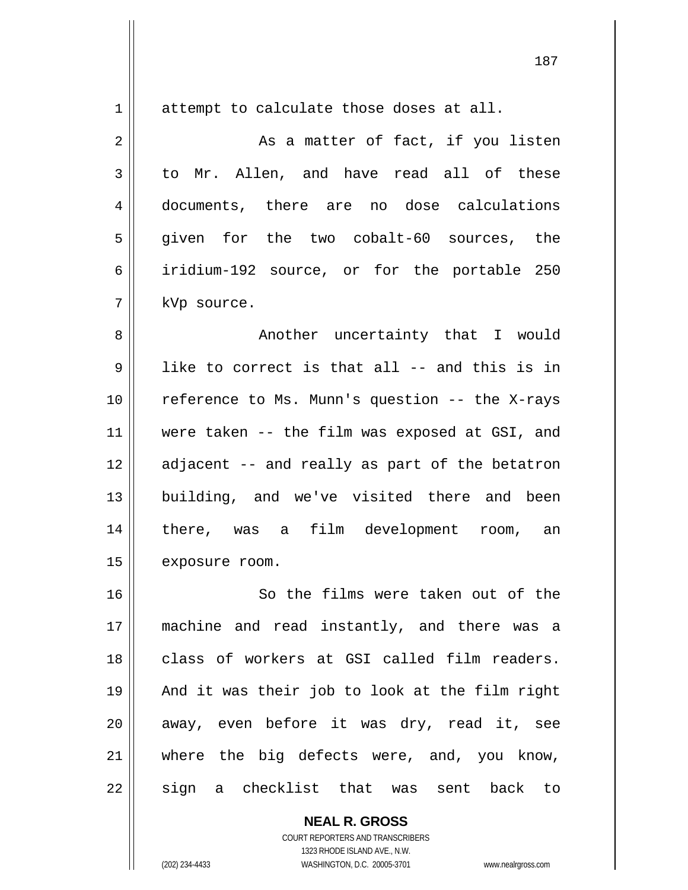attempt to calculate those doses at all.

As a matter of fact, if you listen to Mr. Allen, and have read all of these documents, there are no dose calculations given for the two cobalt-60 sources, the iridium-192 source, or for the portable 250 kVp source.

Another uncertainty that I would like to correct is that all -- and this is in reference to Ms. Munn's question -- the X-rays were taken -- the film was exposed at GSI, and adjacent -- and really as part of the betatron building, and we've visited there and been there, was a film development room, an exposure room.

So the films were taken out of the machine and read instantly, and there was a class of workers at GSI called film readers. And it was their job to look at the film right away, even before it was dry, read it, see where the big defects were, and, you know, sign a checklist that was sent back to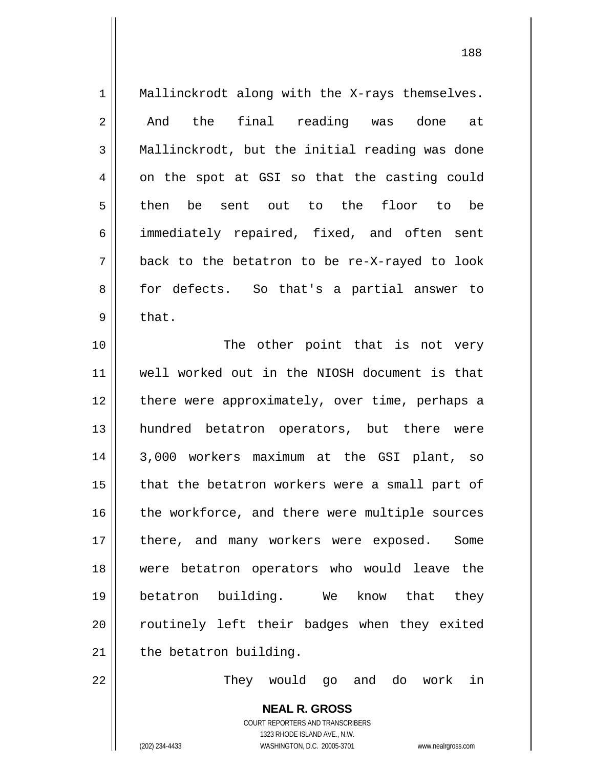Mallinckrodt along with the X-rays themselves. And the final reading was done at Mallinckrodt, but the initial reading was done on the spot at GSI so that the casting could then be sent out to the floor to be immediately repaired, fixed, and often sent back to the betatron to be re-X-rayed to look for defects. So that's a partial answer to that.

The other point that is not very well worked out in the NIOSH document is that there were approximately, over time, perhaps a hundred betatron operators, but there were 3,000 workers maximum at the GSI plant, so that the betatron workers were a small part of the workforce, and there were multiple sources there, and many workers were exposed. Some were betatron operators who would leave the betatron building. We know that they routinely left their badges when they exited the betatron building.

They would go and do work in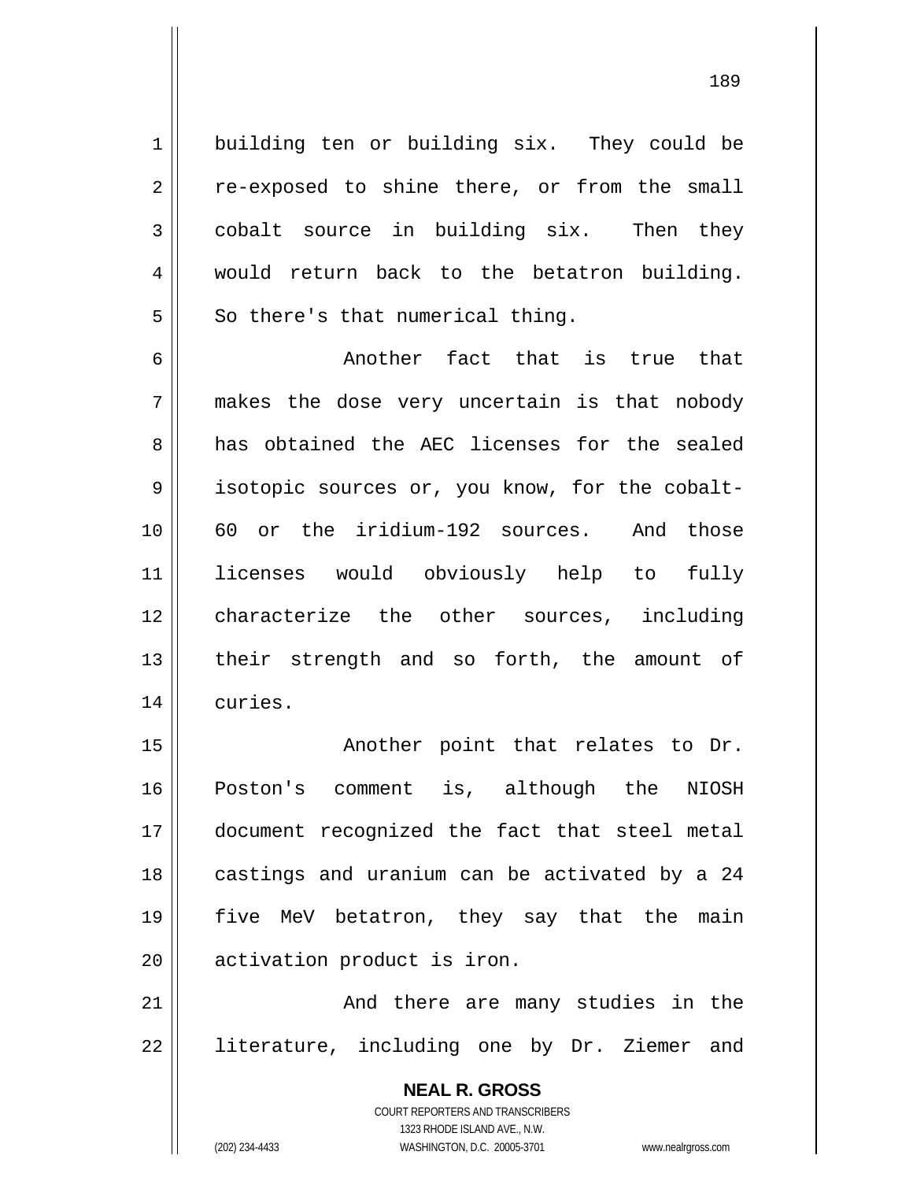building ten or building six. They could be re-exposed to shine there, or from the small cobalt source in building six. Then they would return back to the betatron building. So there's that numerical thing.

Another fact that is true that makes the dose very uncertain is that nobody has obtained the AEC licenses for the sealed isotopic sources or, you know, for the cobalt-60 or the iridium-192 sources. And those licenses would obviously help to fully characterize the other sources, including their strength and so forth, the amount of curies.

Another point that relates to Dr. Poston's comment is, although the NIOSH document recognized the fact that steel metal castings and uranium can be activated by a 24 five MeV betatron, they say that the main activation product is iron.

And there are many studies in the literature, including one by Dr. Ziemer and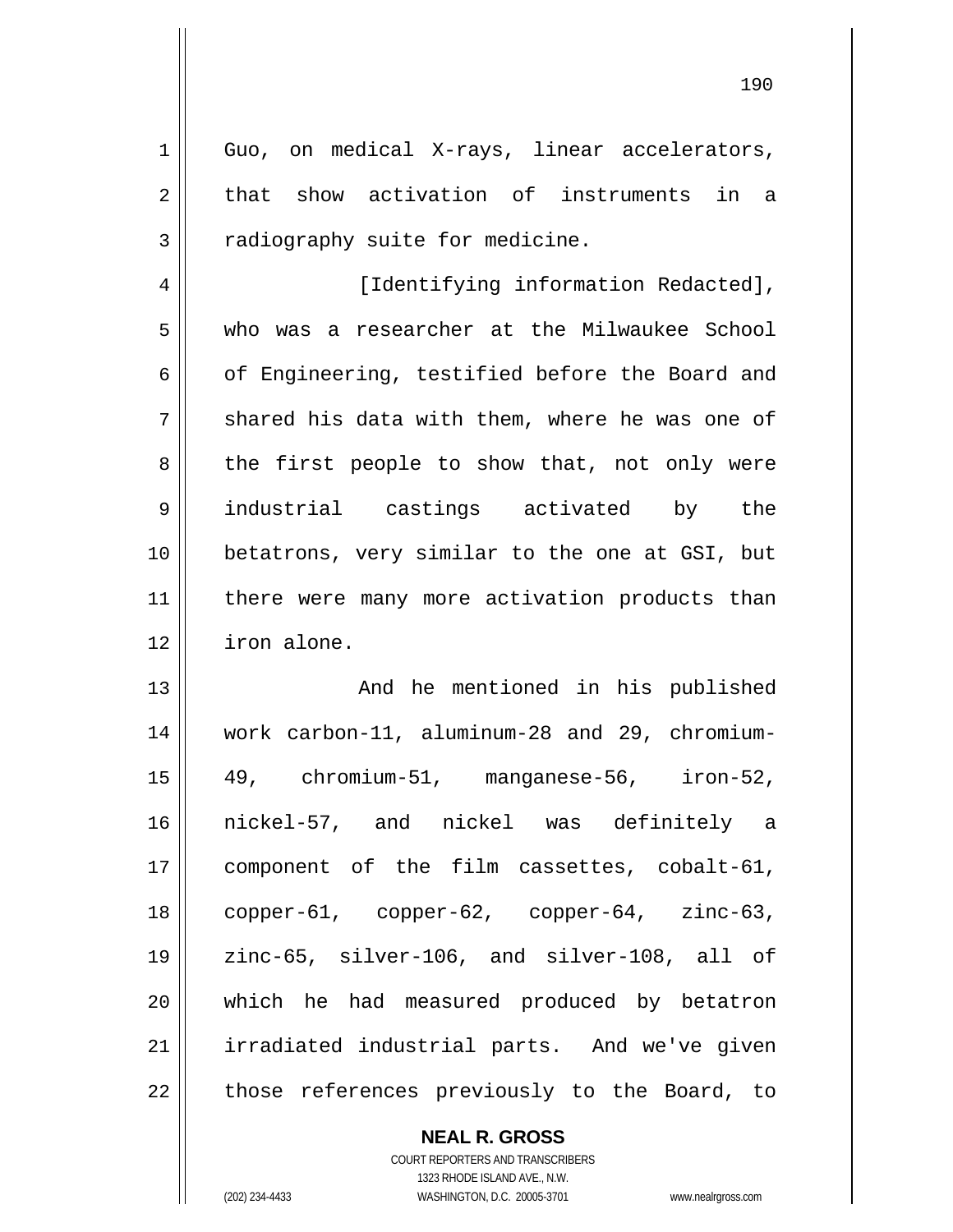Guo, on medical X-rays, linear accelerators, that show activation of instruments in a radiography suite for medicine.

[Identifying information Redacted], who was a researcher at the Milwaukee School of Engineering, testified before the Board and shared his data with them, where he was one of the first people to show that, not only were industrial castings activated by the betatrons, very similar to the one at GSI, but there were many more activation products than iron alone.

And he mentioned in his published work carbon-11, aluminum-28 and 29, chromium-49, chromium-51, manganese-56, iron-52, nickel-57, and nickel was definitely a component of the film cassettes, cobalt-61, copper-61, copper-62, copper-64, zinc-63, zinc-65, silver-106, and silver-108, all of which he had measured produced by betatron irradiated industrial parts. And we've given those references previously to the Board, to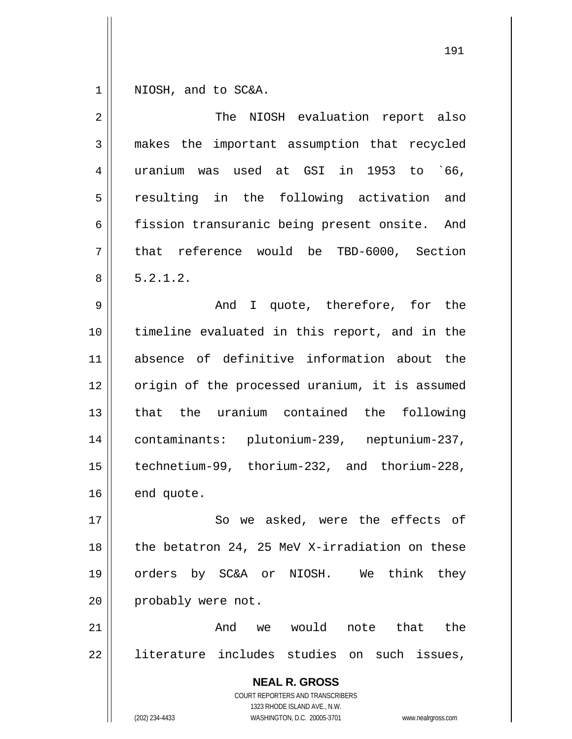NIOSH, and to SC&A.

The NIOSH evaluation report also makes the important assumption that recycled uranium was used at GSI in 1953 to `66, resulting in the following activation and fission transuranic being present onsite. And that reference would be TBD-6000, Section 5.2.1.2.

And I quote, therefore, for the timeline evaluated in this report, and in the absence of definitive information about the origin of the processed uranium, it is assumed that the uranium contained the following contaminants: plutonium-239, neptunium-237, technetium-99, thorium-232, and thorium-228, end quote.

So we asked, were the effects of the betatron 24, 25 MeV X-irradiation on these orders by SC&A or NIOSH. We think they probably were not.

And we would note that the literature includes studies on such issues,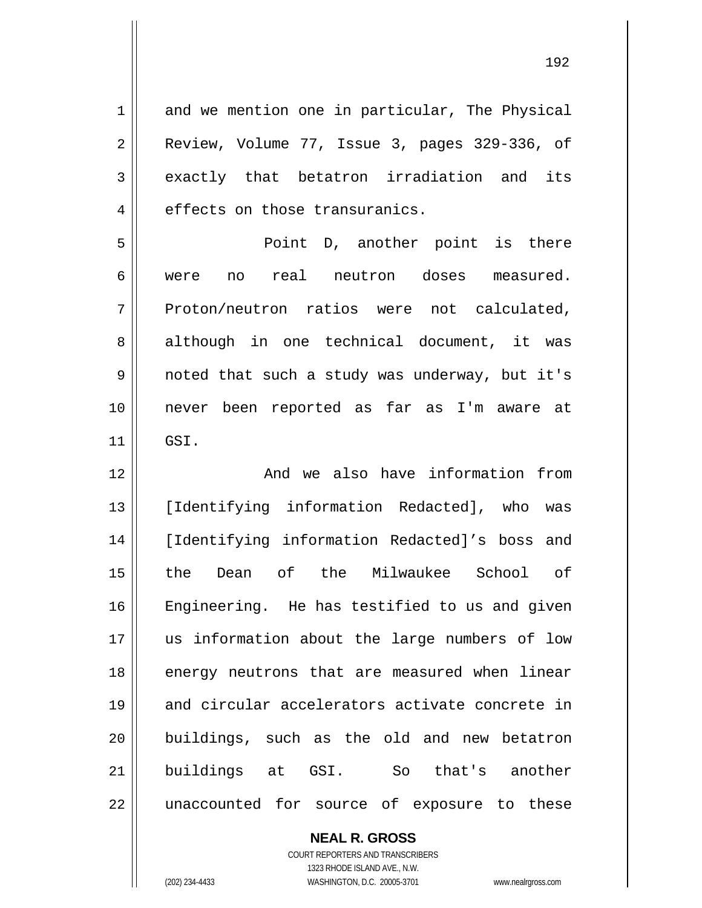and we mention one in particular, The Physical Review, Volume 77, Issue 3, pages 329-336, of exactly that betatron irradiation and its effects on those transuranics.

Point D, another point is there were no real neutron doses measured. Proton/neutron ratios were not calculated, although in one technical document, it was noted that such a study was underway, but it's never been reported as far as I'm aware at GSI.

And we also have information from [Identifying information Redacted], who was [Identifying information Redacted]'s boss and the Dean of the Milwaukee School of Engineering. He has testified to us and given us information about the large numbers of low energy neutrons that are measured when linear and circular accelerators activate concrete in buildings, such as the old and new betatron buildings at GSI. So that's another unaccounted for source of exposure to these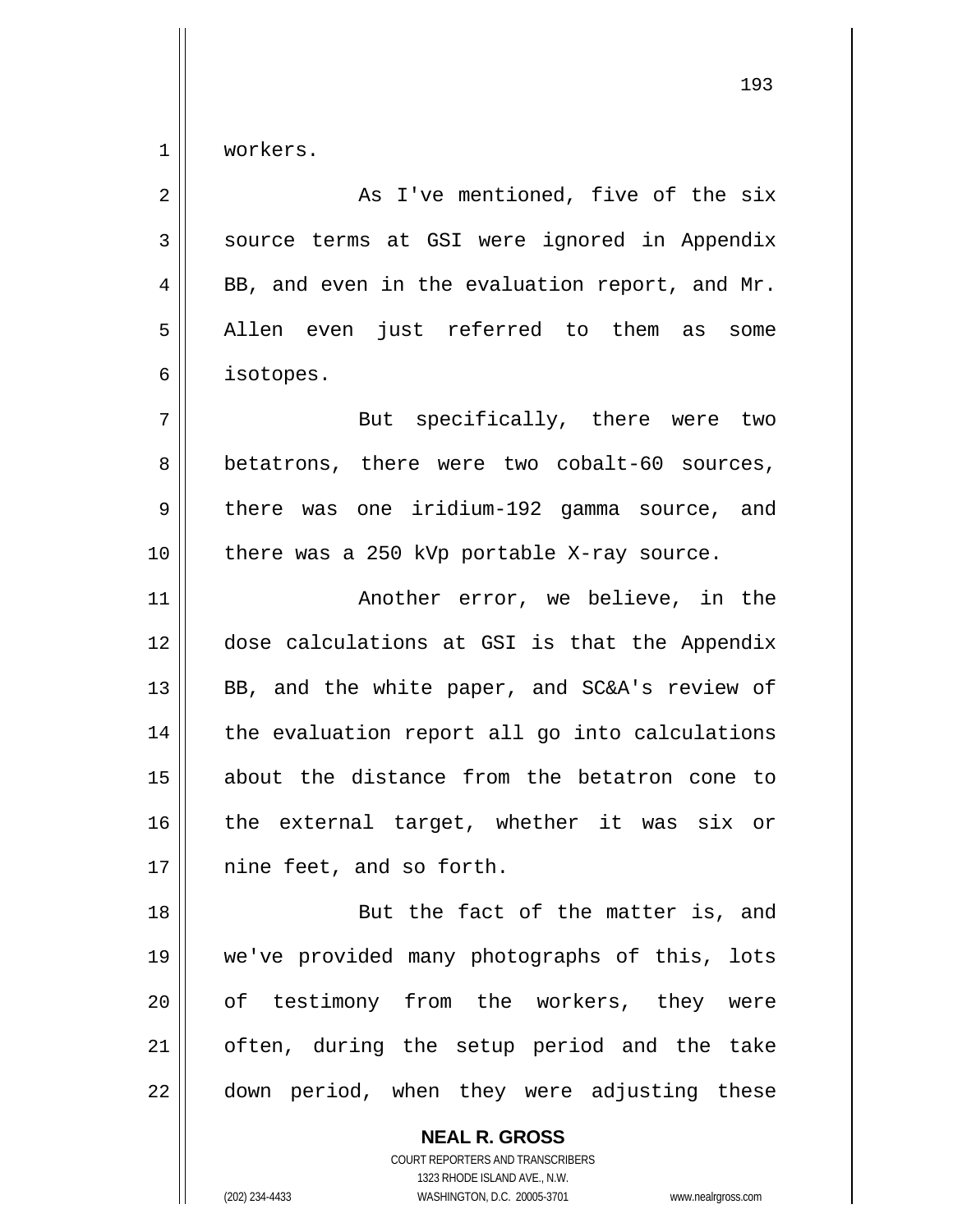workers.

As I've mentioned, five of the six source terms at GSI were ignored in Appendix BB, and even in the evaluation report, and Mr. Allen even just referred to them as some isotopes.

But specifically, there were two betatrons, there were two cobalt-60 sources, there was one iridium-192 gamma source, and there was a 250 kVp portable X-ray source.

Another error, we believe, in the dose calculations at GSI is that the Appendix BB, and the white paper, and SC&A's review of the evaluation report all go into calculations about the distance from the betatron cone to the external target, whether it was six or nine feet, and so forth.

But the fact of the matter is, and we've provided many photographs of this, lots of testimony from the workers, they were often, during the setup period and the take down period, when they were adjusting these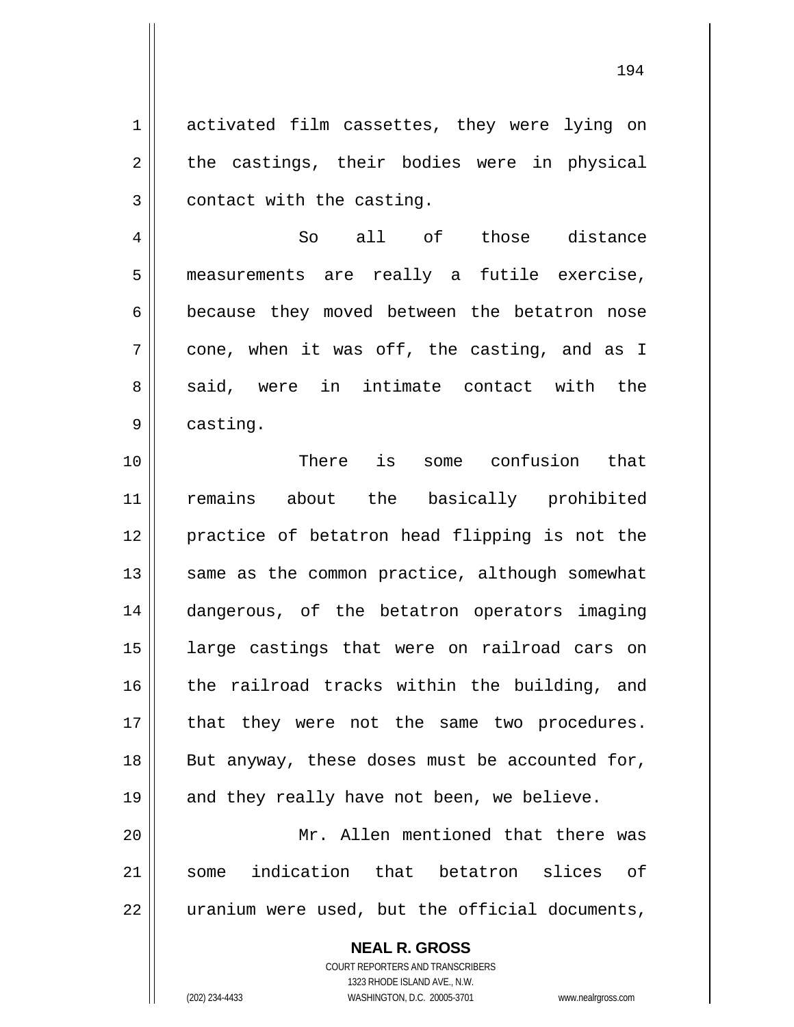activated film cassettes, they were lying on the castings, their bodies were in physical contact with the casting.

So all of those distance measurements are really a futile exercise, because they moved between the betatron nose cone, when it was off, the casting, and as I said, were in intimate contact with the casting.

There is some confusion that remains about the basically prohibited practice of betatron head flipping is not the same as the common practice, although somewhat dangerous, of the betatron operators imaging large castings that were on railroad cars on the railroad tracks within the building, and that they were not the same two procedures. But anyway, these doses must be accounted for, and they really have not been, we believe.

Mr. Allen mentioned that there was some indication that betatron slices of uranium were used, but the official documents,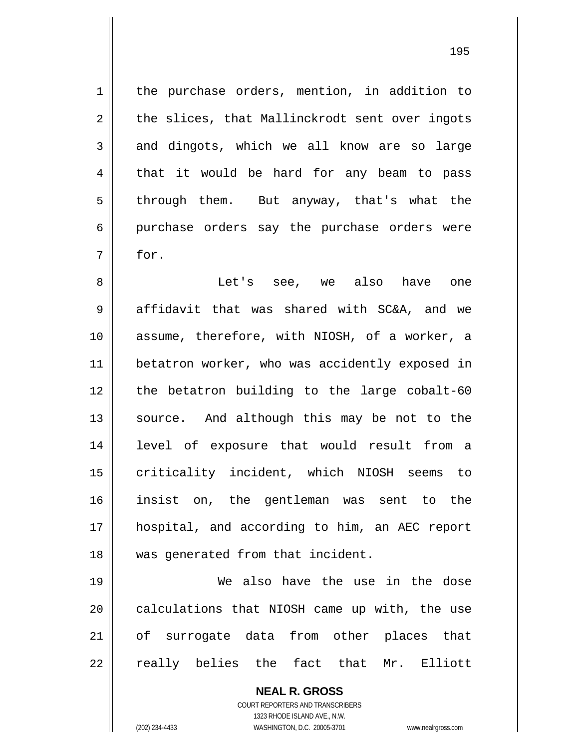the purchase orders, mention, in addition to the slices, that Mallinckrodt sent over ingots and dingots, which we all know are so large that it would be hard for any beam to pass through them. But anyway, that's what the purchase orders say the purchase orders were for.

Let's see, we also have one affidavit that was shared with SC&A, and we assume, therefore, with NIOSH, of a worker, a betatron worker, who was accidently exposed in the betatron building to the large cobalt-60 source. And although this may be not to the level of exposure that would result from a criticality incident, which NIOSH seems to insist on, the gentleman was sent to the hospital, and according to him, an AEC report was generated from that incident.

We also have the use in the dose calculations that NIOSH came up with, the use of surrogate data from other places that really belies the fact that Mr. Elliott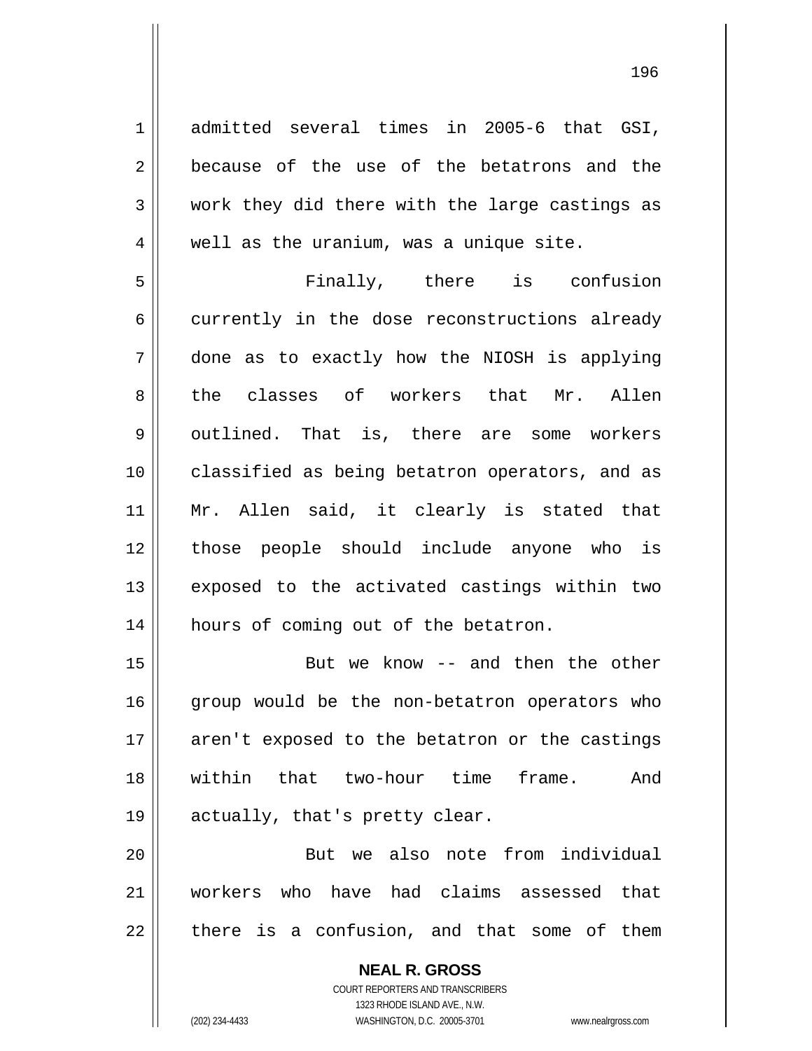admitted several times in 2005-6 that GSI, because of the use of the betatrons and the work they did there with the large castings as well as the uranium, was a unique site.

Finally, there is confusion currently in the dose reconstructions already done as to exactly how the NIOSH is applying the classes of workers that Mr. Allen outlined. That is, there are some workers classified as being betatron operators, and as Mr. Allen said, it clearly is stated that those people should include anyone who is exposed to the activated castings within two hours of coming out of the betatron.

But we know -- and then the other group would be the non-betatron operators who aren't exposed to the betatron or the castings within that two-hour time frame. And actually, that's pretty clear.

But we also note from individual workers who have had claims assessed that there is a confusion, and that some of them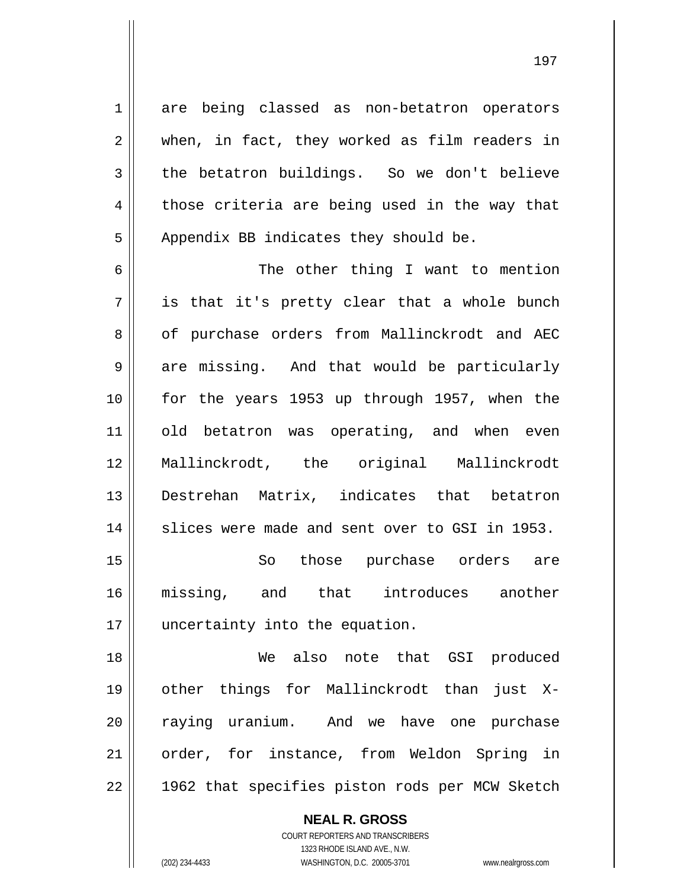are being classed as non-betatron operators when, in fact, they worked as film readers in the betatron buildings. So we don't believe those criteria are being used in the way that Appendix BB indicates they should be.

The other thing I want to mention is that it's pretty clear that a whole bunch of purchase orders from Mallinckrodt and AEC are missing. And that would be particularly for the years 1953 up through 1957, when the old betatron was operating, and when even Mallinckrodt, the original Mallinckrodt Destrehan Matrix, indicates that betatron slices were made and sent over to GSI in 1953.

So those purchase orders are missing, and that introduces another uncertainty into the equation.

We also note that GSI produced other things for Mallinckrodt than just X-raying uranium. And we have one purchase order, for instance, from Weldon Spring in 1962 that specifies piston rods per MCW Sketch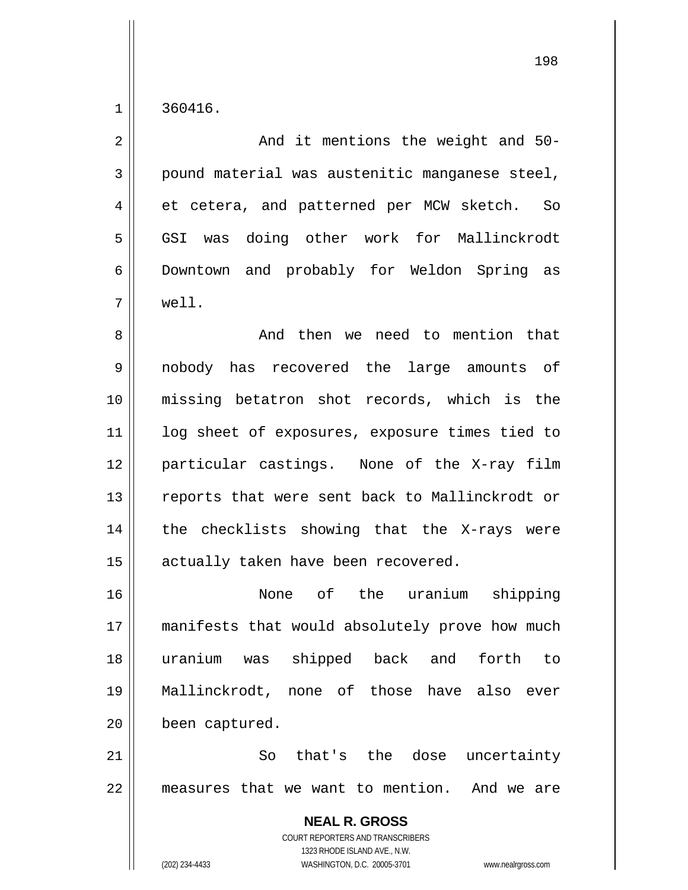360416.

And it mentions the weight and 50-pound material was austenitic manganese steel, et cetera, and patterned per MCW sketch. So GSI was doing other work for Mallinckrodt Downtown and probably for Weldon Spring as well.

And then we need to mention that nobody has recovered the large amounts of missing betatron shot records, which is the log sheet of exposures, exposure times tied to particular castings. None of the X-ray film reports that were sent back to Mallinckrodt or the checklists showing that the X-rays were actually taken have been recovered.

None of the uranium shipping manifests that would absolutely prove how much uranium was shipped back and forth to Mallinckrodt, none of those have also ever been captured.

So that's the dose uncertainty measures that we want to mention. And we are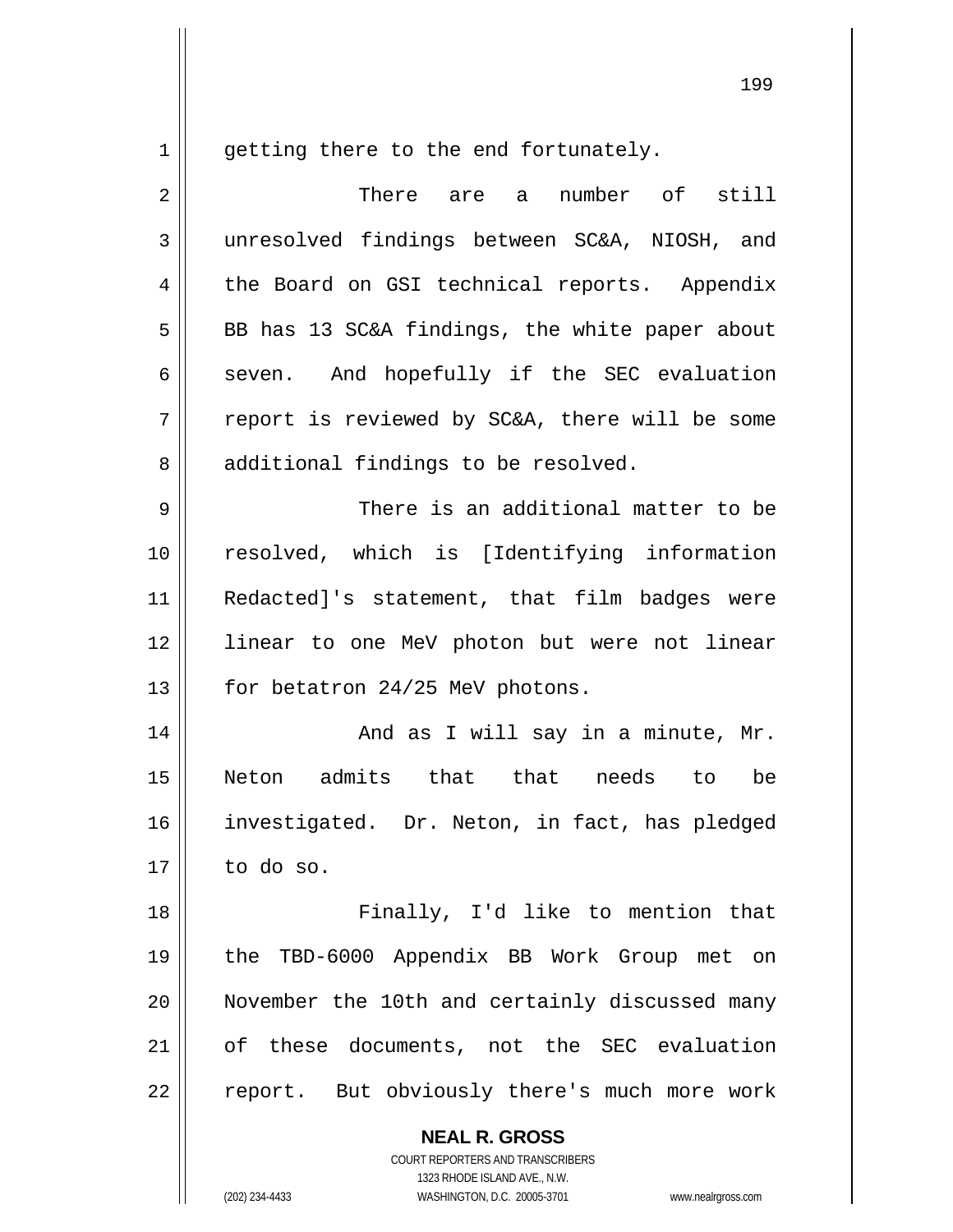getting there to the end fortunately.

There are a number of still unresolved findings between SC&A, NIOSH, and the Board on GSI technical reports. Appendix BB has 13 SC&A findings, the white paper about seven. And hopefully if the SEC evaluation report is reviewed by SC&A, there will be some additional findings to be resolved.

There is an additional matter to be resolved, which is [Identifying information Redacted]'s statement, that film badges were linear to one MeV photon but were not linear for betatron 24/25 MeV photons.

And as I will say in a minute, Mr. Neton admits that that needs to be investigated. Dr. Neton, in fact, has pledged to do so.

Finally, I'd like to mention that the TBD-6000 Appendix BB Work Group met on November the 10th and certainly discussed many of these documents, not the SEC evaluation report. But obviously there's much more work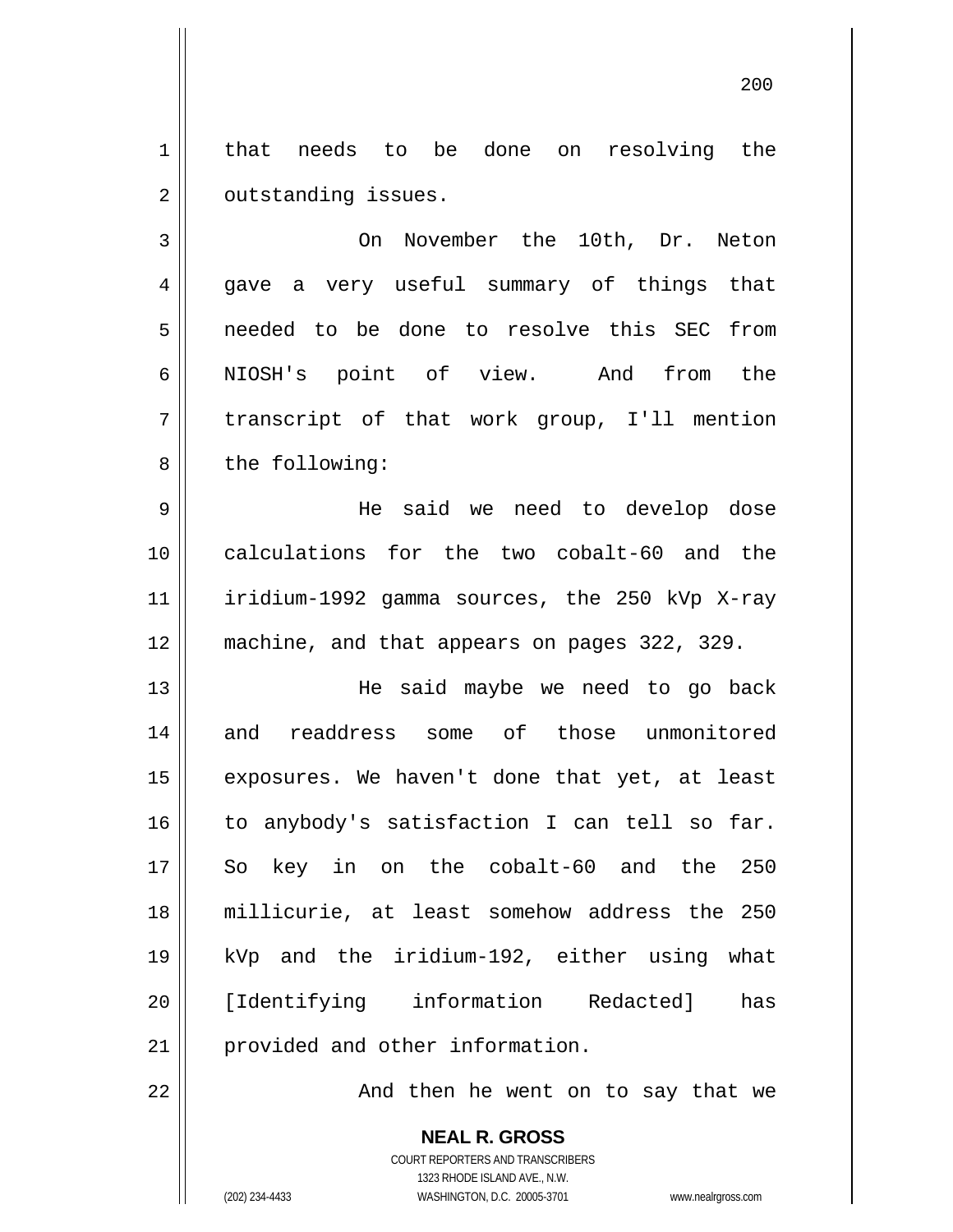that needs to be done on resolving the outstanding issues.

On November the 10th, Dr. Neton gave a very useful summary of things that needed to be done to resolve this SEC from NIOSH's point of view. And from the transcript of that work group, I'll mention the following:

He said we need to develop dose calculations for the two cobalt-60 and the iridium-1992 gamma sources, the 250 kVp X-ray machine, and that appears on pages 322, 329.

He said maybe we need to go back and readdress some of those unmonitored exposures. We haven't done that yet, at least to anybody's satisfaction I can tell so far. So key in on the cobalt-60 and the 250 millicurie, at least somehow address the 250 kVp and the iridium-192, either using what [Identifying information Redacted] has provided and other information.

And then he went on to say that we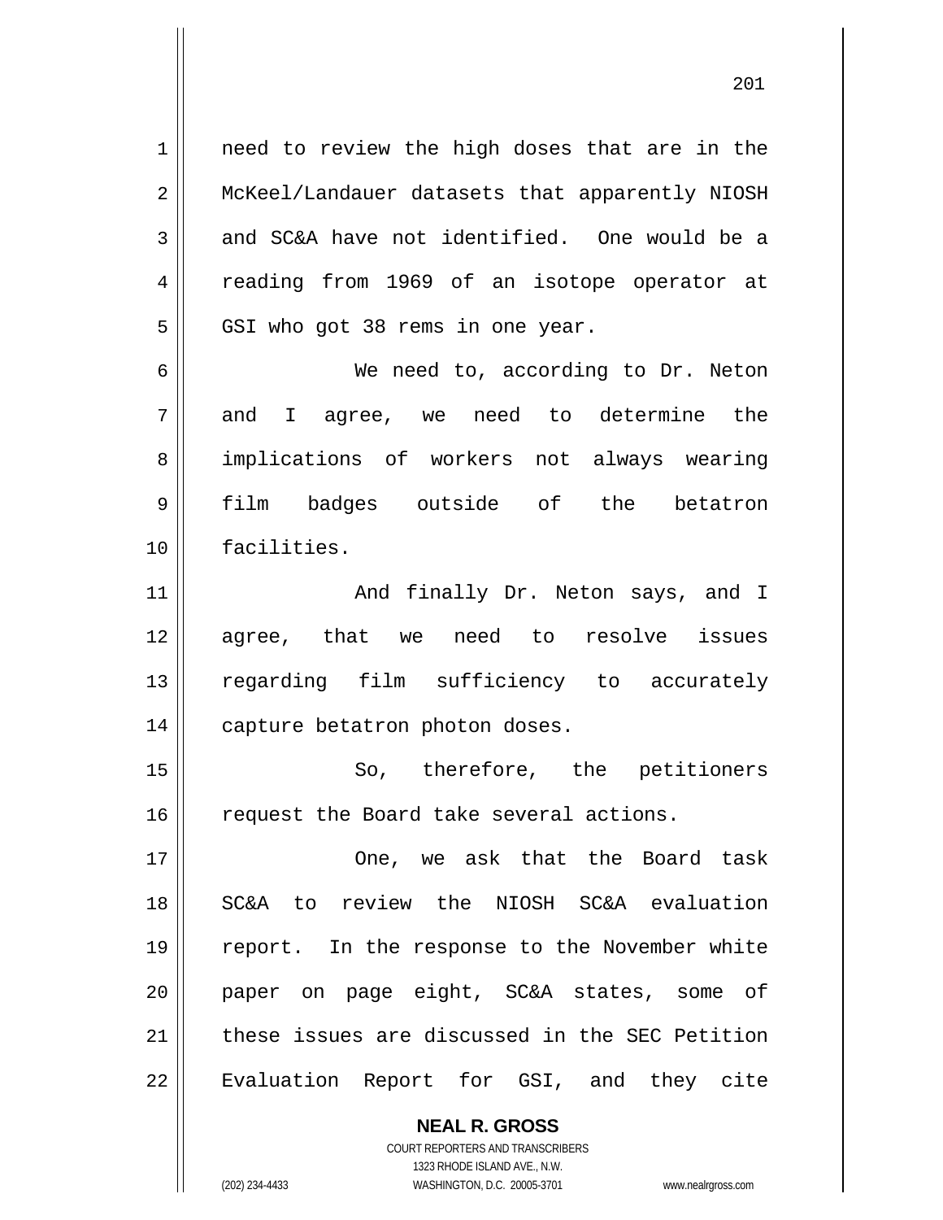need to review the high doses that are in the McKeel/Landauer datasets that apparently NIOSH and SC&A have not identified. One would be a reading from 1969 of an isotope operator at GSI who got 38 rems in one year.

We need to, according to Dr. Neton and I agree, we need to determine the implications of workers not always wearing film badges outside of the betatron facilities.

And finally Dr. Neton says, and I agree, that we need to resolve issues regarding film sufficiency to accurately capture betatron photon doses.

So, therefore, the petitioners request the Board take several actions.

One, we ask that the Board task SC&A to review the NIOSH SC&A evaluation report. In the response to the November white paper on page eight, SC&A states, some of these issues are discussed in the SEC Petition Evaluation Report for GSI, and they cite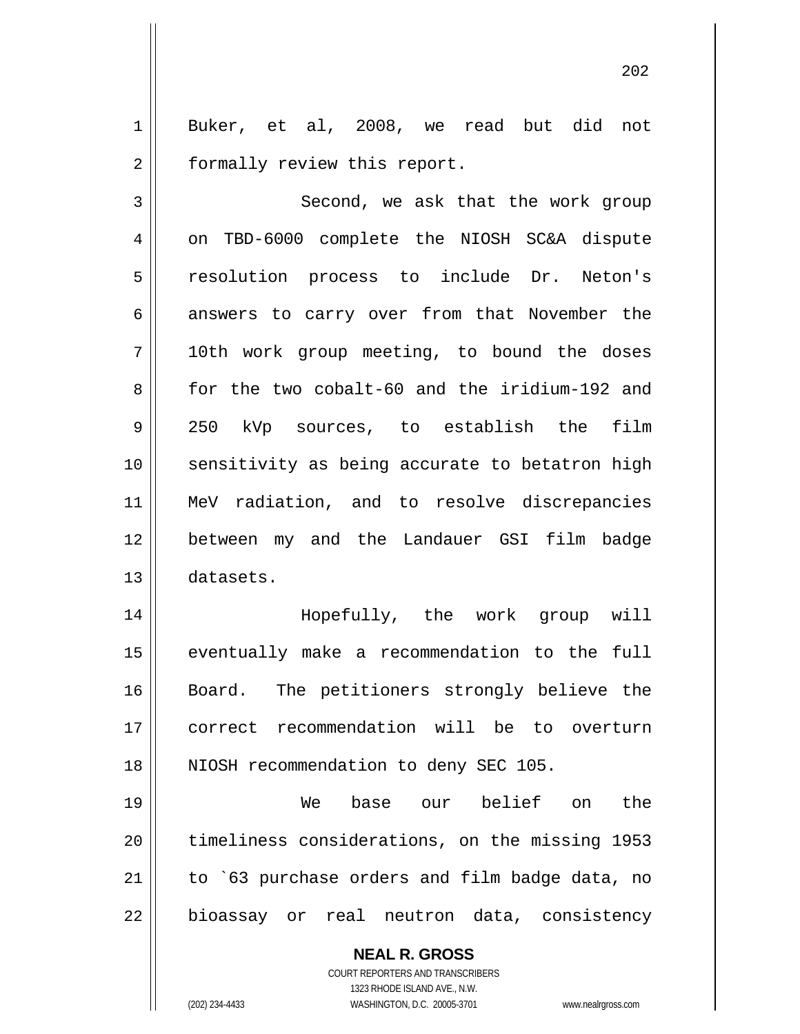Buker, et al, 2008, we read but did not formally review this report.

Second, we ask that the work group on TBD-6000 complete the NIOSH SC&A dispute resolution process to include Dr. Neton's answers to carry over from that November the 10th work group meeting, to bound the doses for the two cobalt-60 and the iridium-192 and 250 kVp sources, to establish the film sensitivity as being accurate to betatron high MeV radiation, and to resolve discrepancies between my and the Landauer GSI film badge datasets.

Hopefully, the work group will eventually make a recommendation to the full Board. The petitioners strongly believe the correct recommendation will be to overturn NIOSH recommendation to deny SEC 105.

We base our belief on the timeliness considerations, on the missing 1953 to `63 purchase orders and film badge data, no bioassay or real neutron data, consistency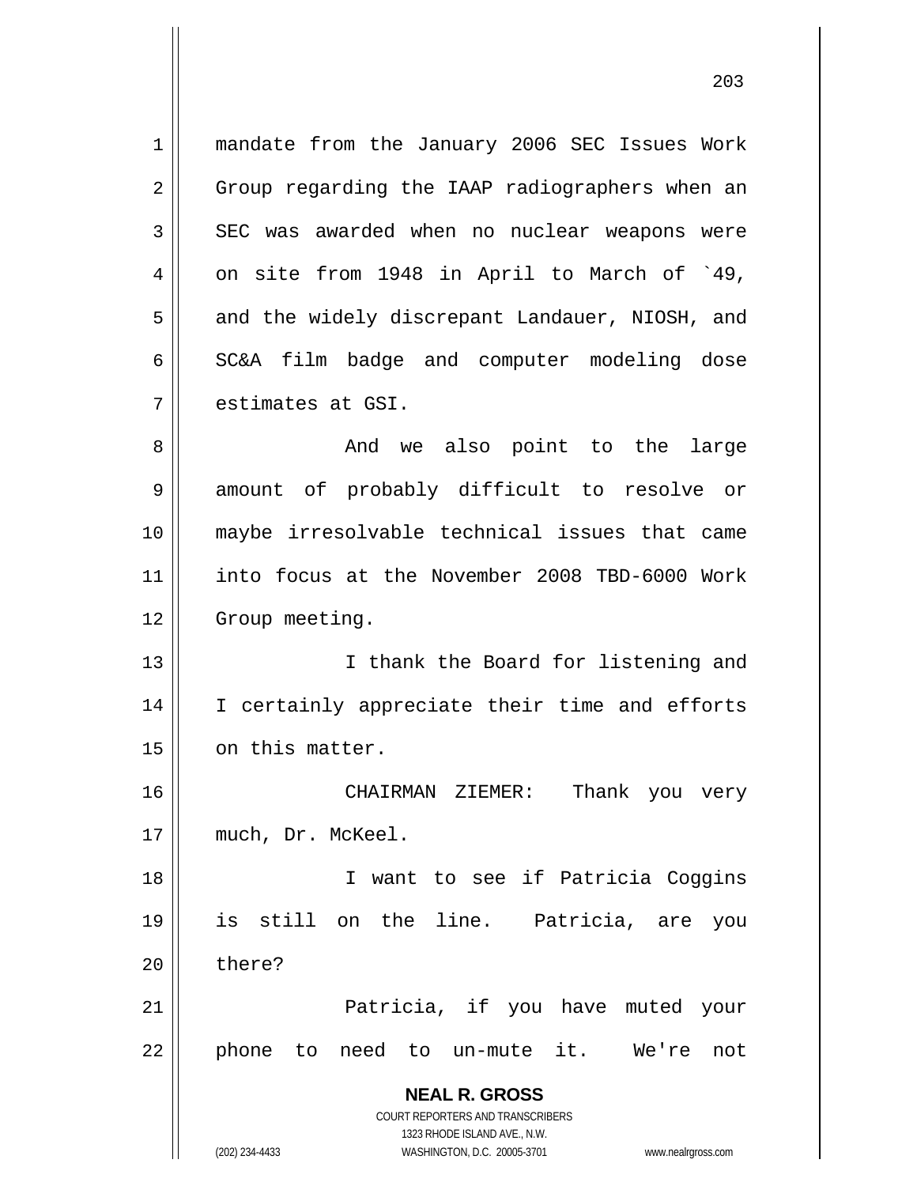mandate from the January 2006 SEC Issues Work Group regarding the IAAP radiographers when an SEC was awarded when no nuclear weapons were on site from 1948 in April to March of `49, and the widely discrepant Landauer, NIOSH, and SC&A film badge and computer modeling dose estimates at GSI.

And we also point to the large amount of probably difficult to resolve or maybe irresolvable technical issues that came into focus at the November 2008 TBD-6000 Work Group meeting.

I thank the Board for listening and I certainly appreciate their time and efforts on this matter.

CHAIRMAN ZIEMER: Thank you very much, Dr. McKeel.

I want to see if Patricia Coggins is still on the line. Patricia, are you there?

Patricia, if you have muted your phone to need to un-mute it. We're not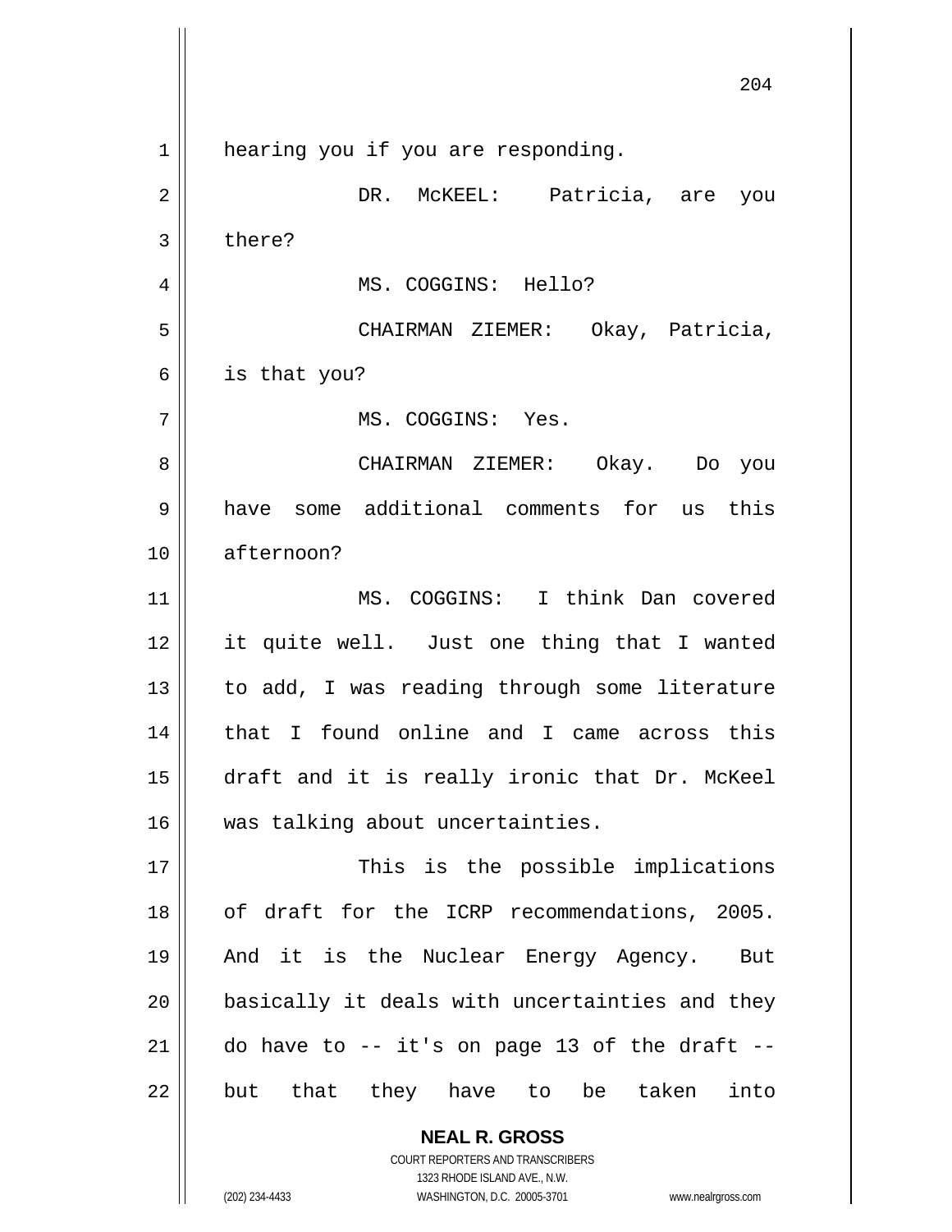hearing you if you are responding.

DR. McKEEL: Patricia, are you there?

MS. COGGINS: Hello?

CHAIRMAN ZIEMER: Okay, Patricia, is that you?

MS. COGGINS: Yes.

CHAIRMAN ZIEMER: Okay. Do you have some additional comments for us this afternoon?

MS. COGGINS: I think Dan covered it quite well. Just one thing that I wanted to add, I was reading through some literature that I found online and I came across this draft and it is really ironic that Dr. McKeel was talking about uncertainties.

This is the possible implications of draft for the ICRP recommendations, 2005. And it is the Nuclear Energy Agency. But basically it deals with uncertainties and they do have to -- it's on page 13 of the draft -- but that they have to be taken into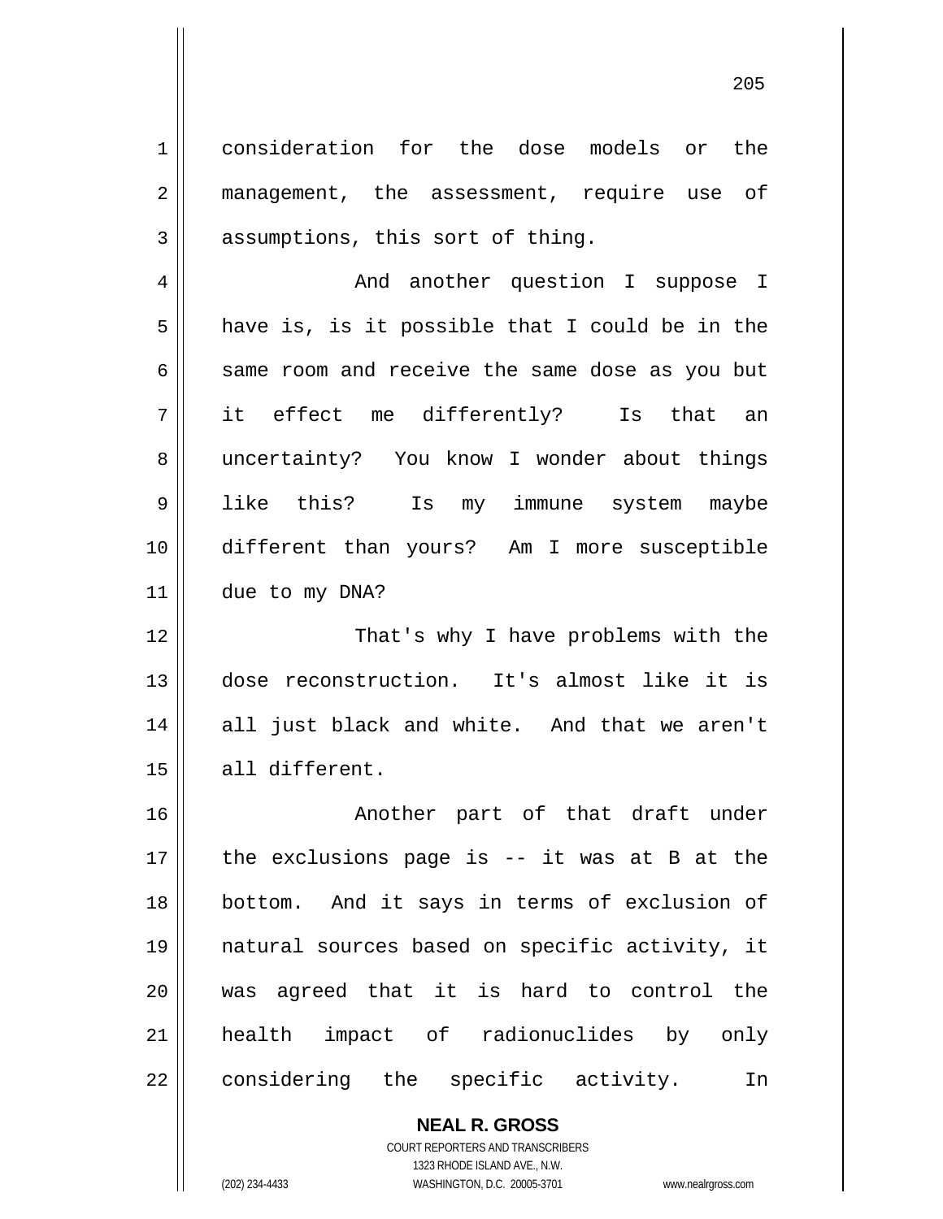consideration for the dose models or the management, the assessment, require use of assumptions, this sort of thing.

And another question I suppose I have is, is it possible that I could be in the same room and receive the same dose as you but it effect me differently? Is that an uncertainty? You know I wonder about things like this? Is my immune system maybe different than yours? Am I more susceptible due to my DNA?

That's why I have problems with the dose reconstruction. It's almost like it is all just black and white. And that we aren't all different.

Another part of that draft under the exclusions page is -- it was at B at the bottom. And it says in terms of exclusion of natural sources based on specific activity, it was agreed that it is hard to control the health impact of radionuclides by only considering the specific activity. In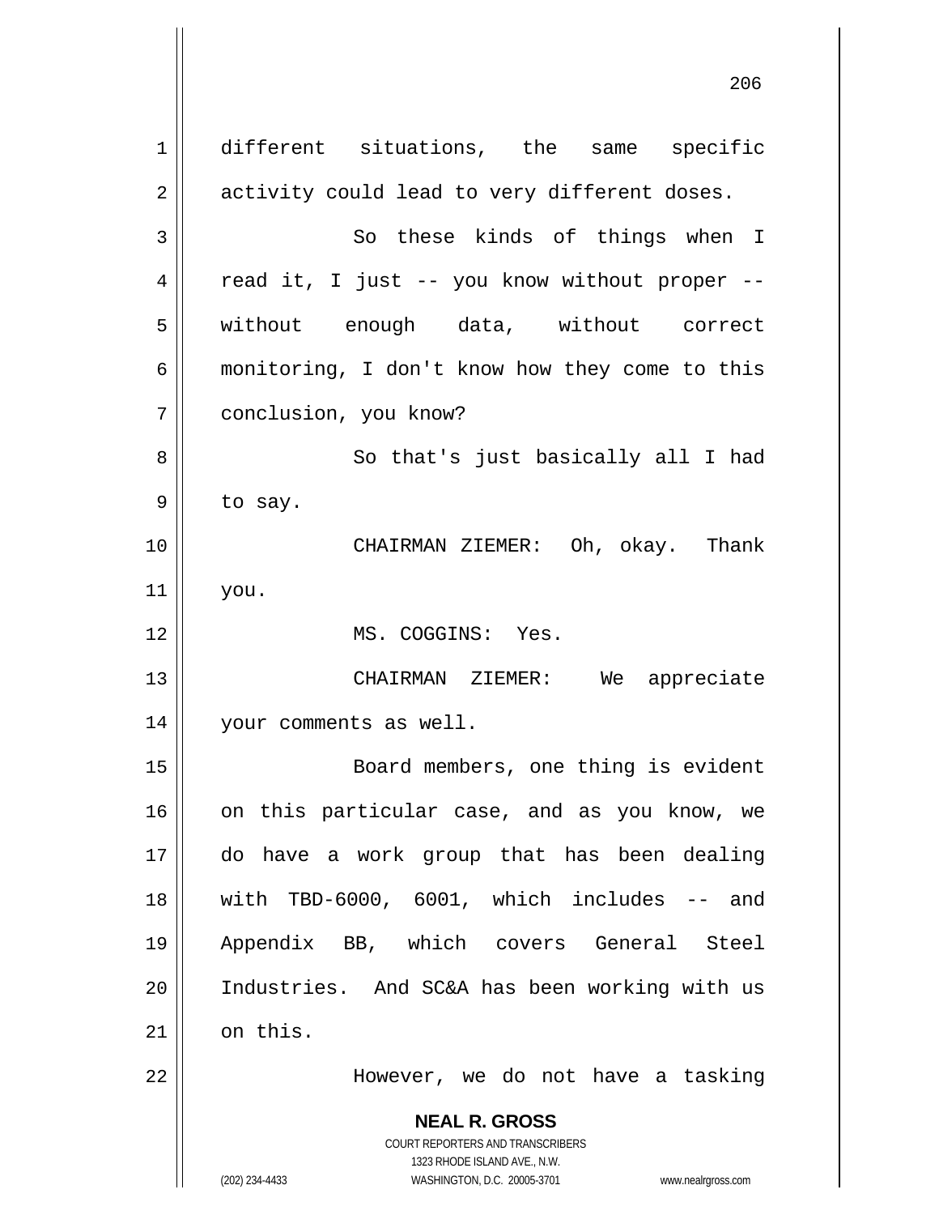different situations, the same specific activity could lead to very different doses.

So these kinds of things when I read it, I just -- you know without proper -- without enough data, without correct monitoring, I don't know how they come to this conclusion, you know?

So that's just basically all I had to say.

CHAIRMAN ZIEMER: Oh, okay. Thank you.

MS. COGGINS: Yes.

CHAIRMAN ZIEMER: We appreciate your comments as well.

Board members, one thing is evident on this particular case, and as you know, we do have a work group that has been dealing with TBD-6000, 6001, which includes -- and Appendix BB, which covers General Steel Industries. And SC&A has been working with us on this.

However, we do not have a tasking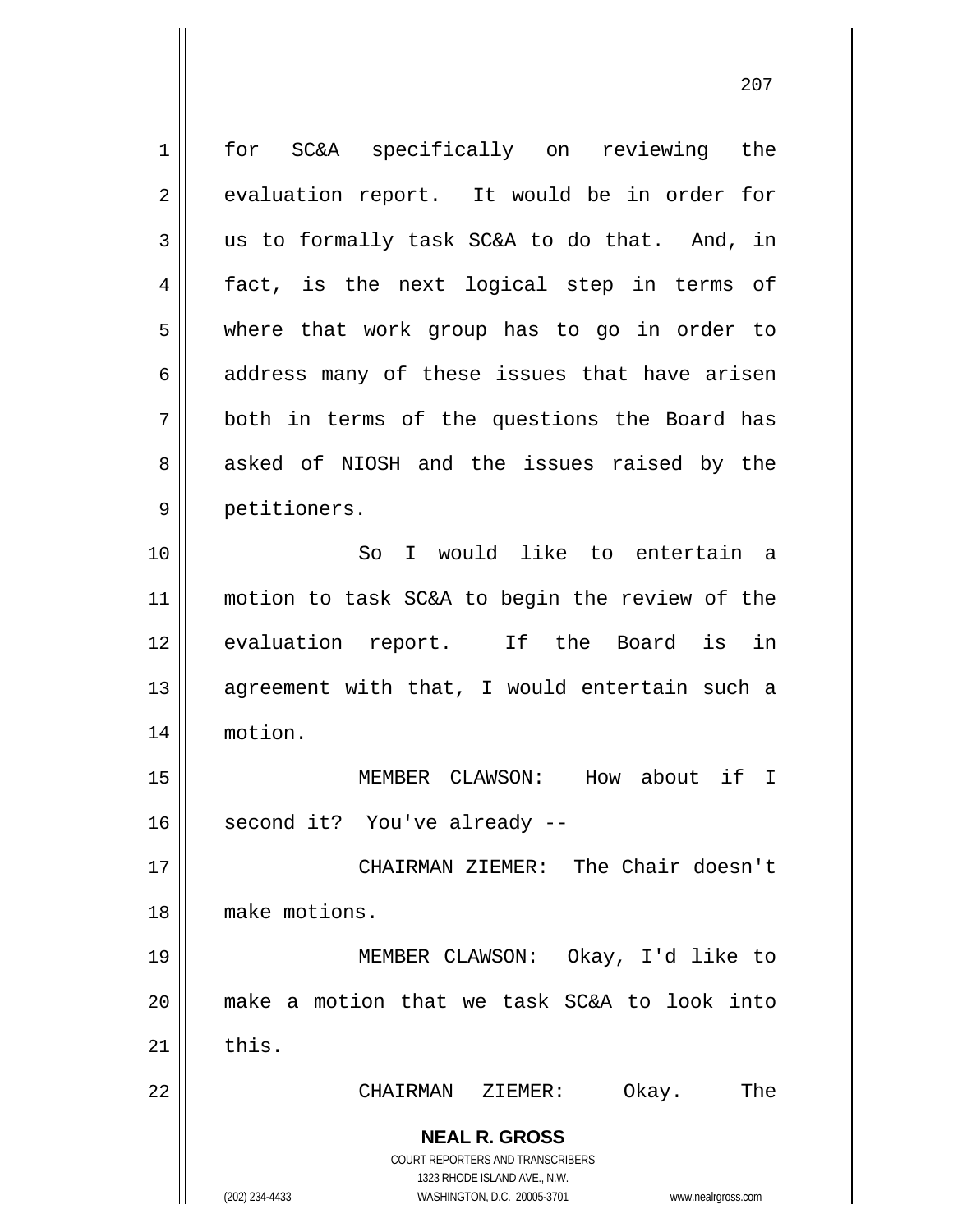for SC&A specifically on reviewing the evaluation report. It would be in order for us to formally task SC&A to do that. And, in fact, is the next logical step in terms of where that work group has to go in order to address many of these issues that have arisen both in terms of the questions the Board has asked of NIOSH and the issues raised by the petitioners.

So I would like to entertain a motion to task SC&A to begin the review of the evaluation report. If the Board is in agreement with that, I would entertain such a motion.

MEMBER CLAWSON: How about if I second it? You've already --

CHAIRMAN ZIEMER: The Chair doesn't make motions.

MEMBER CLAWSON: Okay, I'd like to make a motion that we task SC&A to look into this.

CHAIRMAN ZIEMER: Okay. The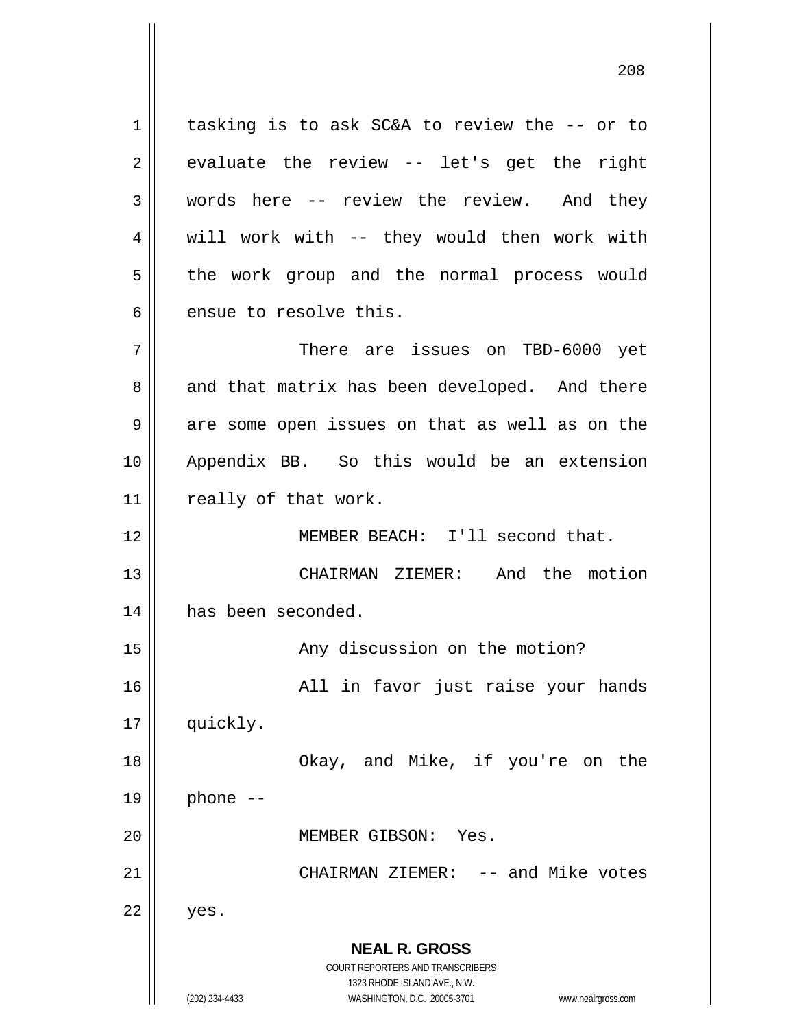tasking is to ask SC&A to review the -- or to evaluate the review -- let's get the right words here -- review the review. And they will work with -- they would then work with the work group and the normal process would ensue to resolve this.

There are issues on TBD-6000 yet and that matrix has been developed. And there are some open issues on that as well as on the Appendix BB. So this would be an extension really of that work.

MEMBER BEACH: I'll second that.

CHAIRMAN ZIEMER: And the motion has been seconded.

Any discussion on the motion?

All in favor just raise your hands quickly.

Okay, and Mike, if you're on the phone --

MEMBER GIBSON: Yes.

CHAIRMAN ZIEMER: -- and Mike votes yes.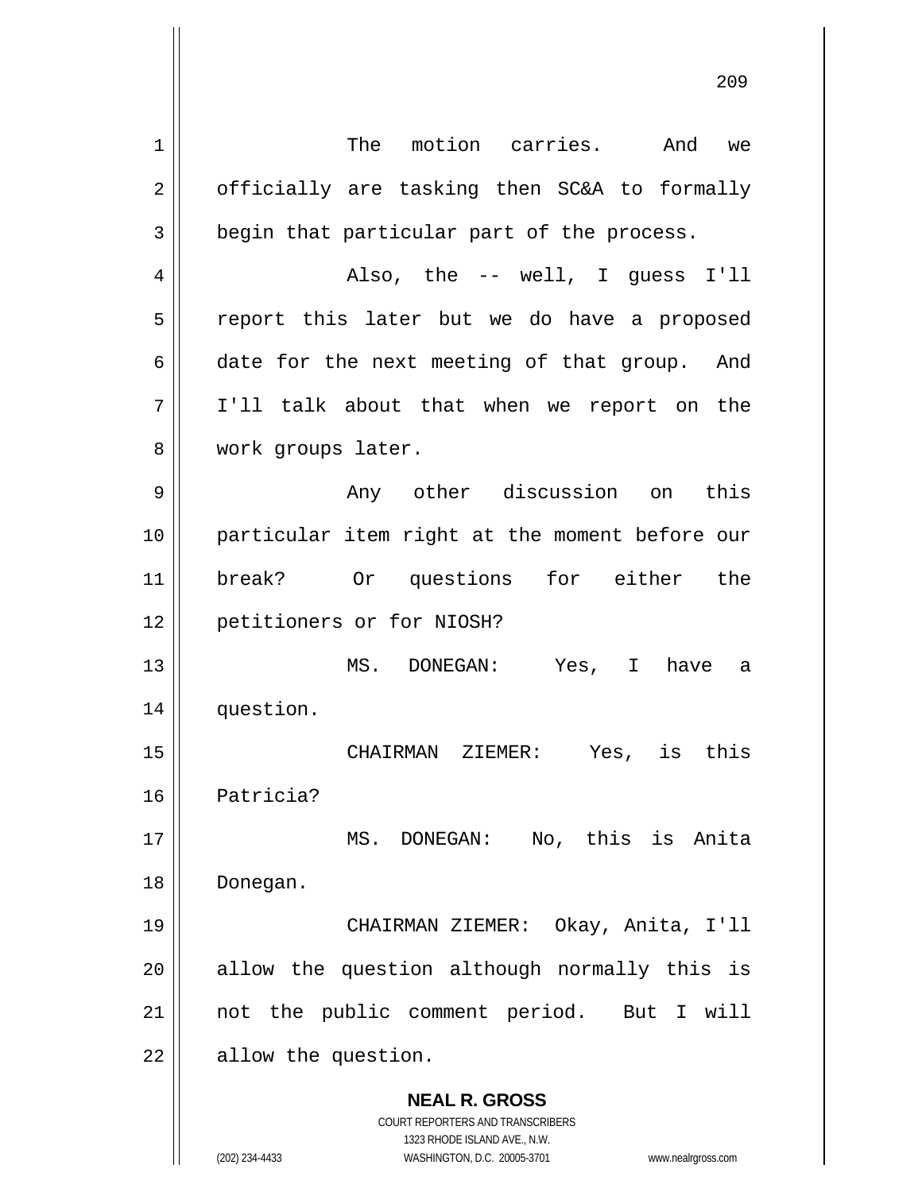The motion carries. And we officially are tasking then SC&A to formally begin that particular part of the process.

Also, the -- well, I guess I'll report this later but we do have a proposed date for the next meeting of that group. And I'll talk about that when we report on the work groups later.

Any other discussion on this particular item right at the moment before our break? Or questions for either the petitioners or for NIOSH?

MS. DONEGAN: Yes, I have a question.

CHAIRMAN ZIEMER: Yes, is this Patricia?

MS. DONEGAN: No, this is Anita Donegan.

CHAIRMAN ZIEMER: Okay, Anita, I'll allow the question although normally this is not the public comment period. But I will allow the question.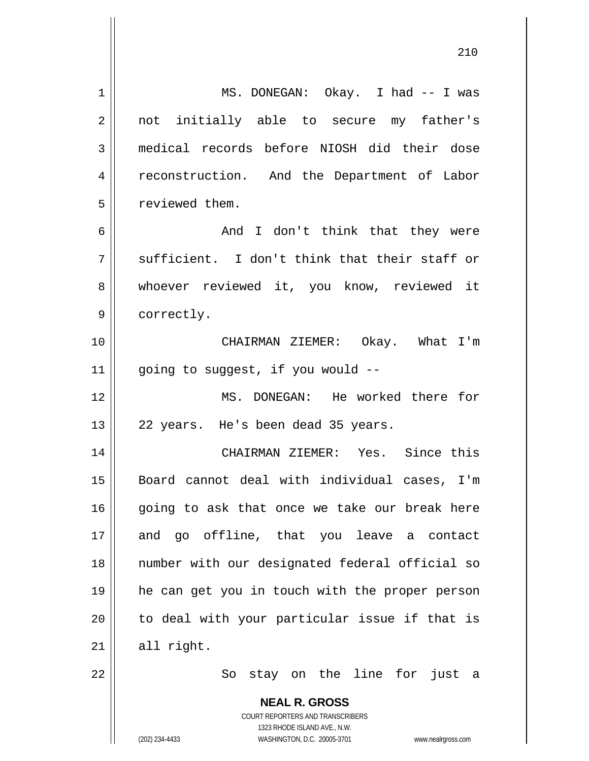MS. DONEGAN: Okay. I had -- I was not initially able to secure my father's medical records before NIOSH did their dose reconstruction. And the Department of Labor reviewed them.

And I don't think that they were sufficient. I don't think that their staff or whoever reviewed it, you know, reviewed it correctly.

CHAIRMAN ZIEMER: Okay. What I'm going to suggest, if you would --

MS. DONEGAN: He worked there for 22 years. He's been dead 35 years.

CHAIRMAN ZIEMER: Yes. Since this Board cannot deal with individual cases, I'm going to ask that once we take our break here and go offline, that you leave a contact number with our designated federal official so he can get you in touch with the proper person to deal with your particular issue if that is all right.

So stay on the line for just a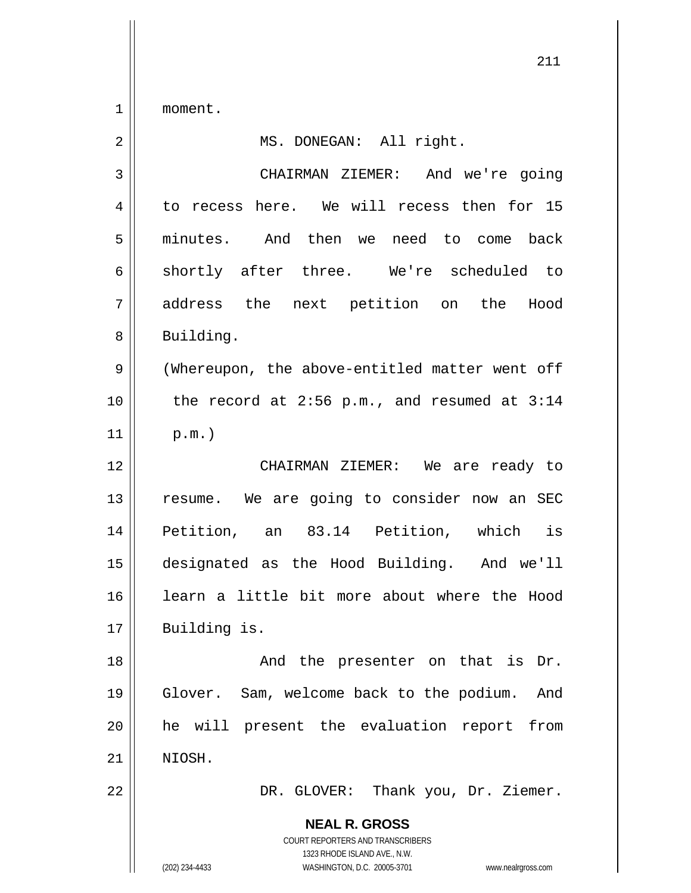moment.

MS. DONEGAN: All right.

CHAIRMAN ZIEMER: And we're going to recess here. We will recess then for 15 minutes. And then we need to come back shortly after three. We're scheduled to address the next petition on the Hood Building.

(Whereupon, the above-entitled matter went off the record at 2:56 p.m., and resumed at 3:14 p.m.)

CHAIRMAN ZIEMER: We are ready to resume. We are going to consider now an SEC Petition, an 83.14 Petition, which is designated as the Hood Building. And we'll learn a little bit more about where the Hood Building is.

And the presenter on that is Dr. Glover. Sam, welcome back to the podium. And he will present the evaluation report from NIOSH.

DR. GLOVER: Thank you, Dr. Ziemer.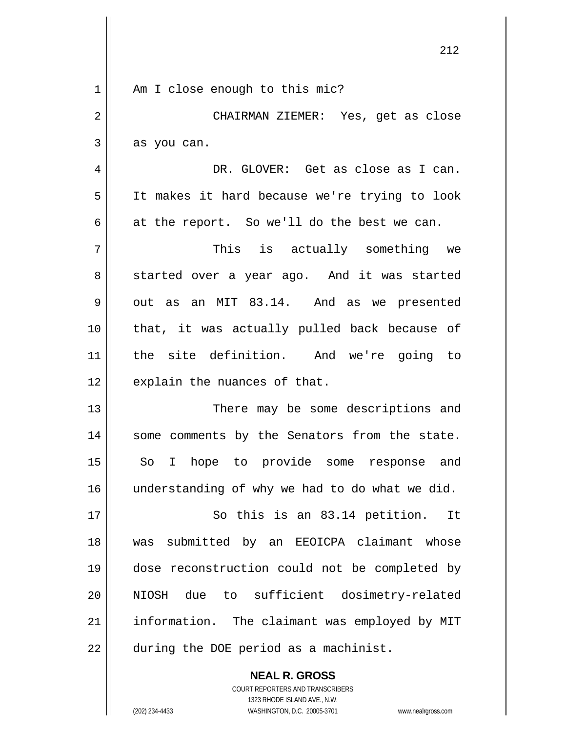Am I close enough to this mic?

CHAIRMAN ZIEMER: Yes, get as close as you can.

DR. GLOVER: Get as close as I can. It makes it hard because we're trying to look at the report. So we'll do the best we can.

This is actually something we started over a year ago. And it was started out as an MIT 83.14. And as we presented that, it was actually pulled back because of the site definition. And we're going to explain the nuances of that.

There may be some descriptions and some comments by the Senators from the state. So I hope to provide some response and understanding of why we had to do what we did.

So this is an 83.14 petition. It was submitted by an EEOICPA claimant whose dose reconstruction could not be completed by NIOSH due to sufficient dosimetry-related information. The claimant was employed by MIT during the DOE period as a machinist.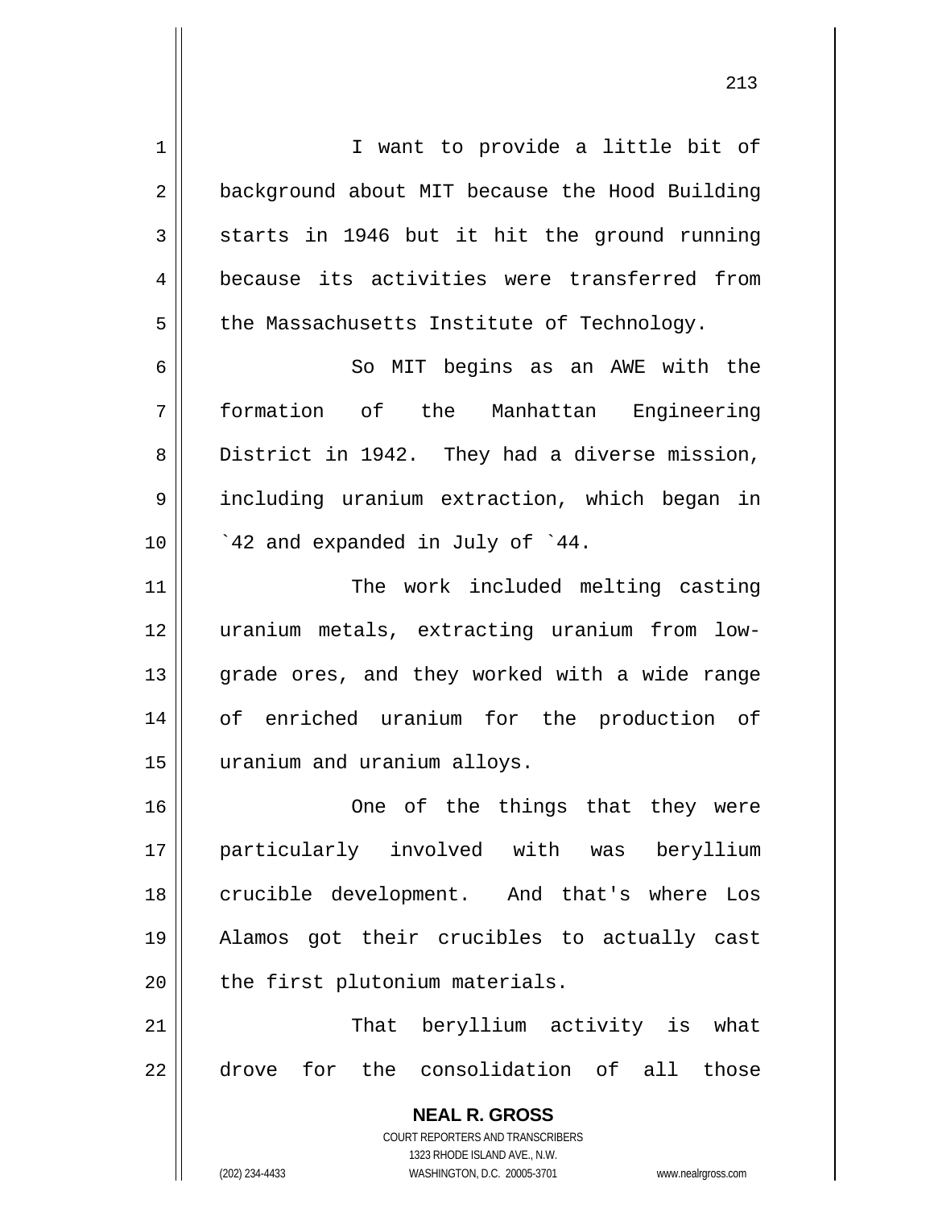I want to provide a little bit of background about MIT because the Hood Building starts in 1946 but it hit the ground running because its activities were transferred from the Massachusetts Institute of Technology.

So MIT begins as an AWE with the formation of the Manhattan Engineering District in 1942. They had a diverse mission, including uranium extraction, which began in `42 and expanded in July of `44.

The work included melting casting uranium metals, extracting uranium from low-grade ores, and they worked with a wide range of enriched uranium for the production of uranium and uranium alloys.

One of the things that they were particularly involved with was beryllium crucible development. And that's where Los Alamos got their crucibles to actually cast the first plutonium materials.

That beryllium activity is what drove for the consolidation of all those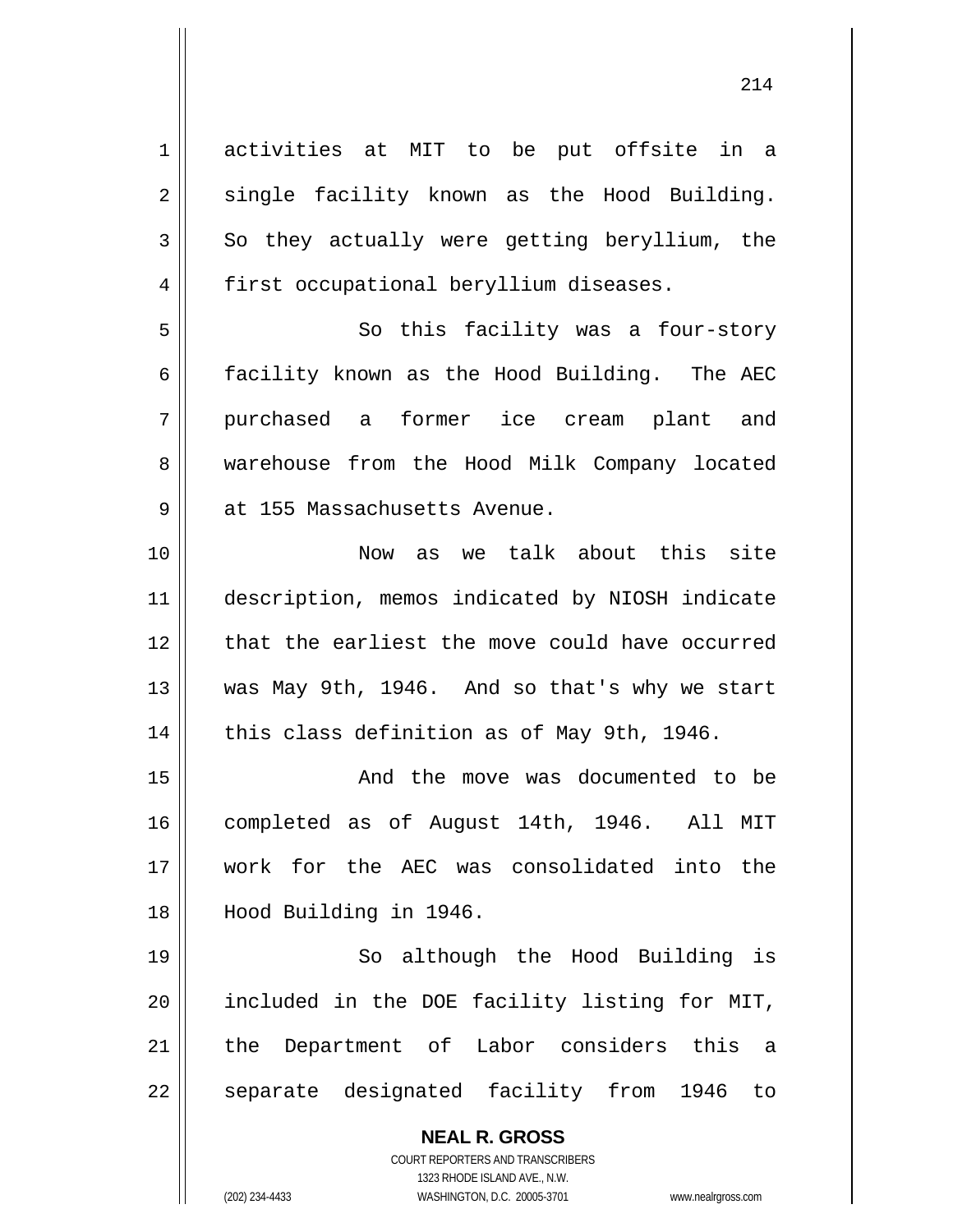activities at MIT to be put offsite in a single facility known as the Hood Building. So they actually were getting beryllium, the first occupational beryllium diseases.

So this facility was a four-story facility known as the Hood Building. The AEC purchased a former ice cream plant and warehouse from the Hood Milk Company located at 155 Massachusetts Avenue.

Now as we talk about this site description, memos indicated by NIOSH indicate that the earliest the move could have occurred was May 9th, 1946. And so that's why we start this class definition as of May 9th, 1946.

And the move was documented to be completed as of August 14th, 1946. All MIT work for the AEC was consolidated into the Hood Building in 1946.

So although the Hood Building is included in the DOE facility listing for MIT, the Department of Labor considers this a separate designated facility from 1946 to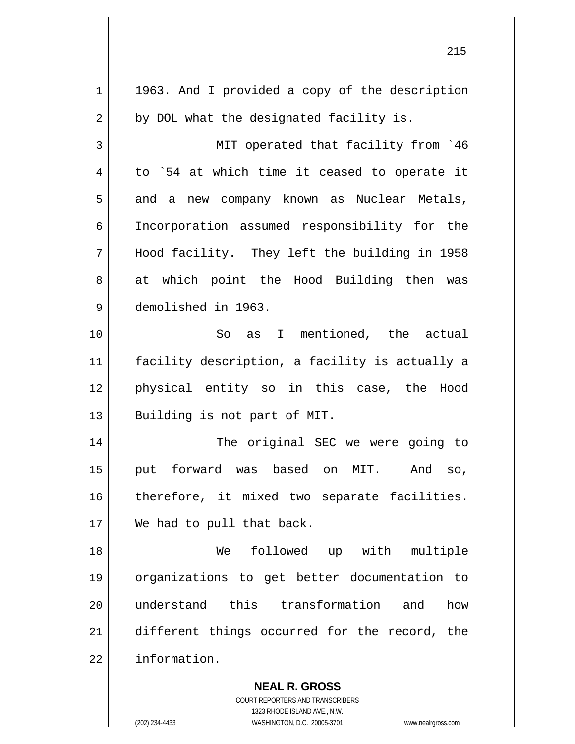1963. And I provided a copy of the description by DOL what the designated facility is.

MIT operated that facility from `46 to `54 at which time it ceased to operate it and a new company known as Nuclear Metals, Incorporation assumed responsibility for the Hood facility. They left the building in 1958 at which point the Hood Building then was demolished in 1963.

So as I mentioned, the actual facility description, a facility is actually a physical entity so in this case, the Hood Building is not part of MIT.

The original SEC we were going to put forward was based on MIT. And so, therefore, it mixed two separate facilities. We had to pull that back.

We followed up with multiple organizations to get better documentation to understand this transformation and how different things occurred for the record, the information.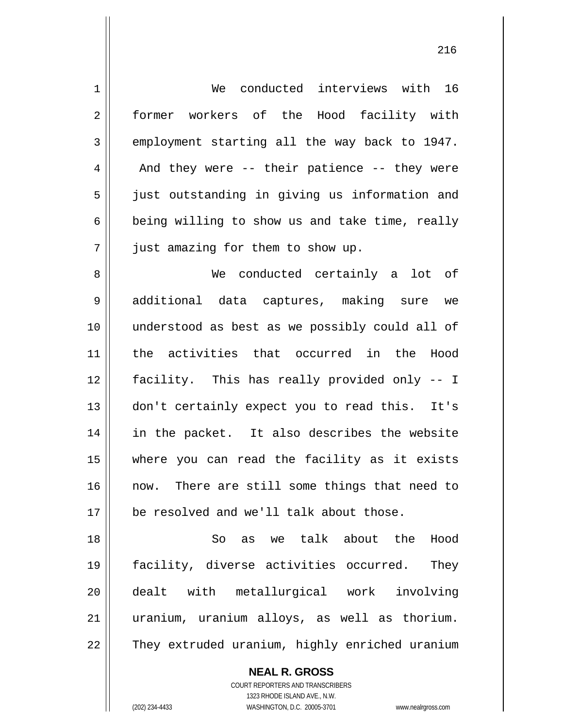We conducted interviews with 16 former workers of the Hood facility with employment starting all the way back to 1947. And they were -- their patience -- they were just outstanding in giving us information and being willing to show us and take time, really just amazing for them to show up.

We conducted certainly a lot of additional data captures, making sure we understood as best as we possibly could all of the activities that occurred in the Hood facility. This has really provided only -- I don't certainly expect you to read this. It's in the packet. It also describes the website where you can read the facility as it exists now. There are still some things that need to be resolved and we'll talk about those.

So as we talk about the Hood facility, diverse activities occurred. They dealt with metallurgical work involving uranium, uranium alloys, as well as thorium. They extruded uranium, highly enriched uranium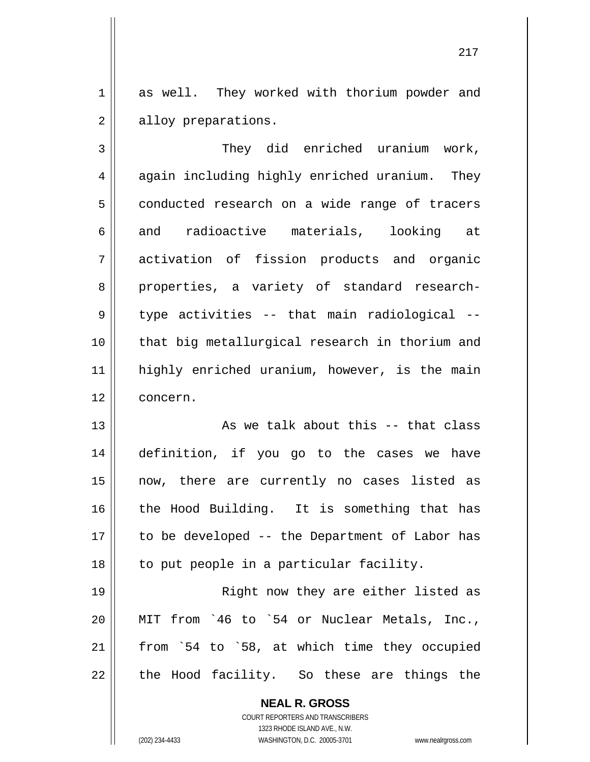as well. They worked with thorium powder and alloy preparations.

They did enriched uranium work, again including highly enriched uranium. They conducted research on a wide range of tracers and radioactive materials, looking at activation of fission products and organic properties, a variety of standard research-type activities -- that main radiological -- that big metallurgical research in thorium and highly enriched uranium, however, is the main concern.

As we talk about this -- that class definition, if you go to the cases we have now, there are currently no cases listed as the Hood Building. It is something that has to be developed -- the Department of Labor has to put people in a particular facility.

Right now they are either listed as MIT from `46 to `54 or Nuclear Metals, Inc., from `54 to `58, at which time they occupied the Hood facility. So these are things the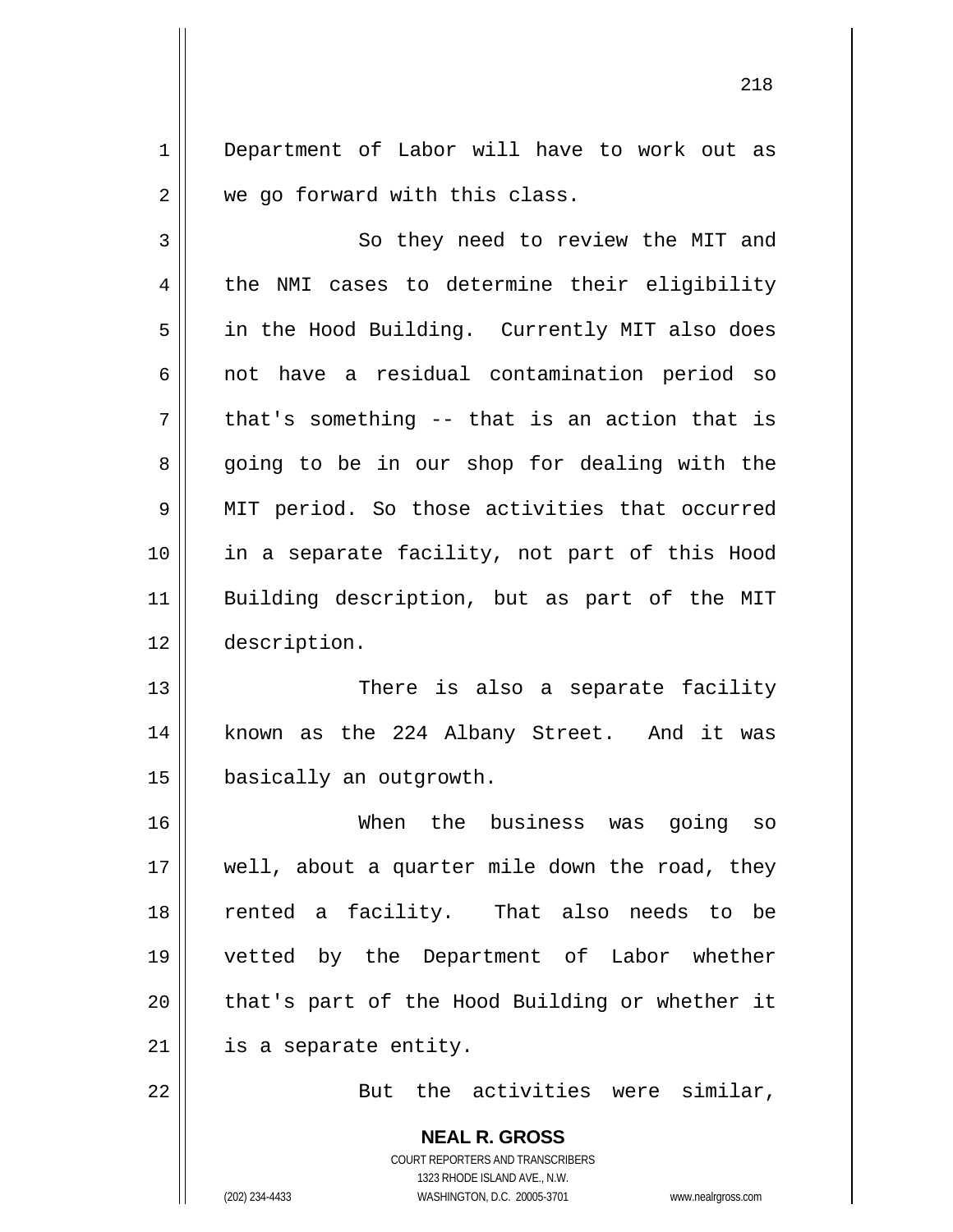Department of Labor will have to work out as we go forward with this class.

So they need to review the MIT and the NMI cases to determine their eligibility in the Hood Building. Currently MIT also does not have a residual contamination period so that's something -- that is an action that is going to be in our shop for dealing with the MIT period. So those activities that occurred in a separate facility, not part of this Hood Building description, but as part of the MIT description.

There is also a separate facility known as the 224 Albany Street. And it was basically an outgrowth.

When the business was going so well, about a quarter mile down the road, they rented a facility. That also needs to be vetted by the Department of Labor whether that's part of the Hood Building or whether it is a separate entity.

But the activities were similar,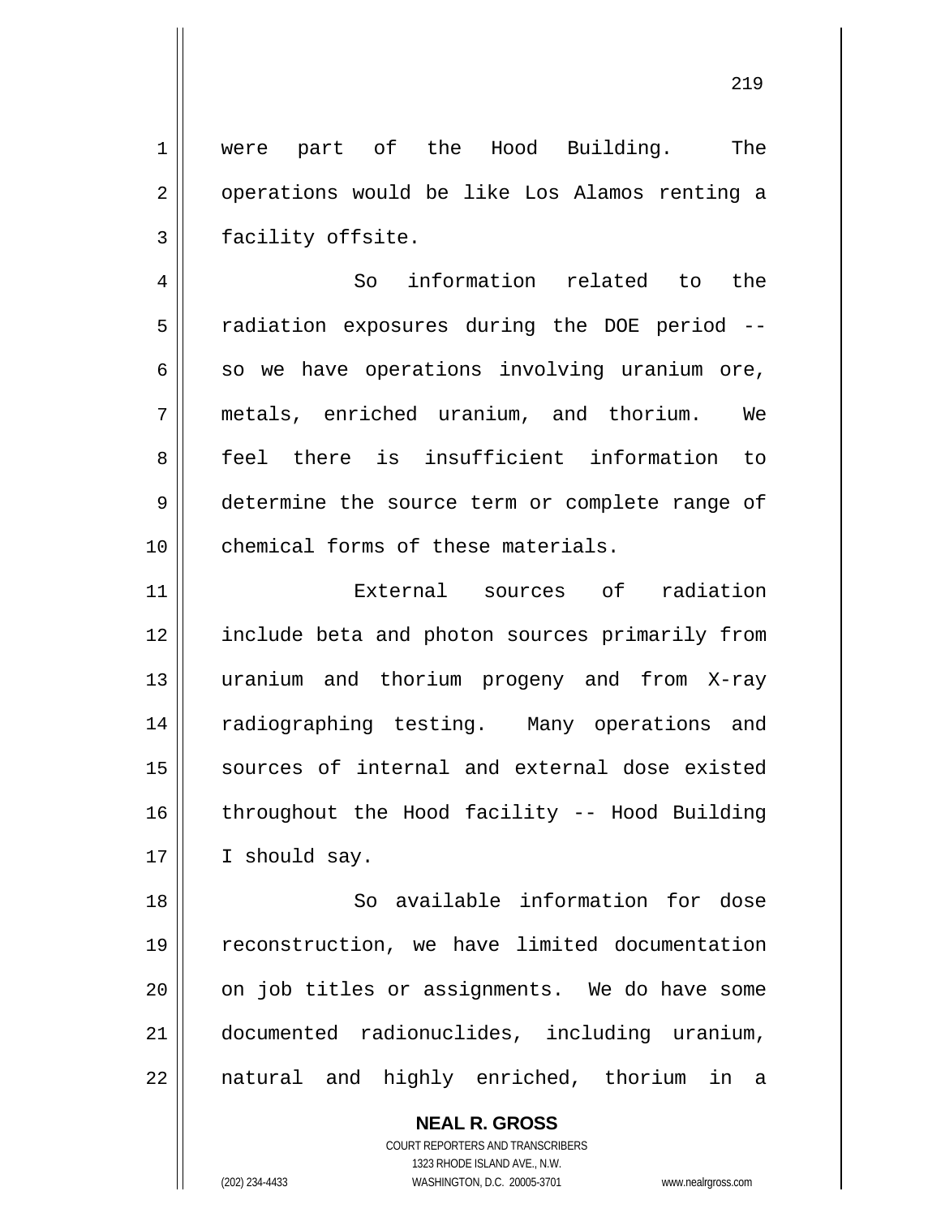were part of the Hood Building. The operations would be like Los Alamos renting a facility offsite.

So information related to the radiation exposures during the DOE period -- so we have operations involving uranium ore, metals, enriched uranium, and thorium. We feel there is insufficient information to determine the source term or complete range of chemical forms of these materials.

External sources of radiation include beta and photon sources primarily from uranium and thorium progeny and from X-ray radiographing testing. Many operations and sources of internal and external dose existed throughout the Hood facility -- Hood Building I should say.

So available information for dose reconstruction, we have limited documentation on job titles or assignments. We do have some documented radionuclides, including uranium, natural and highly enriched, thorium in a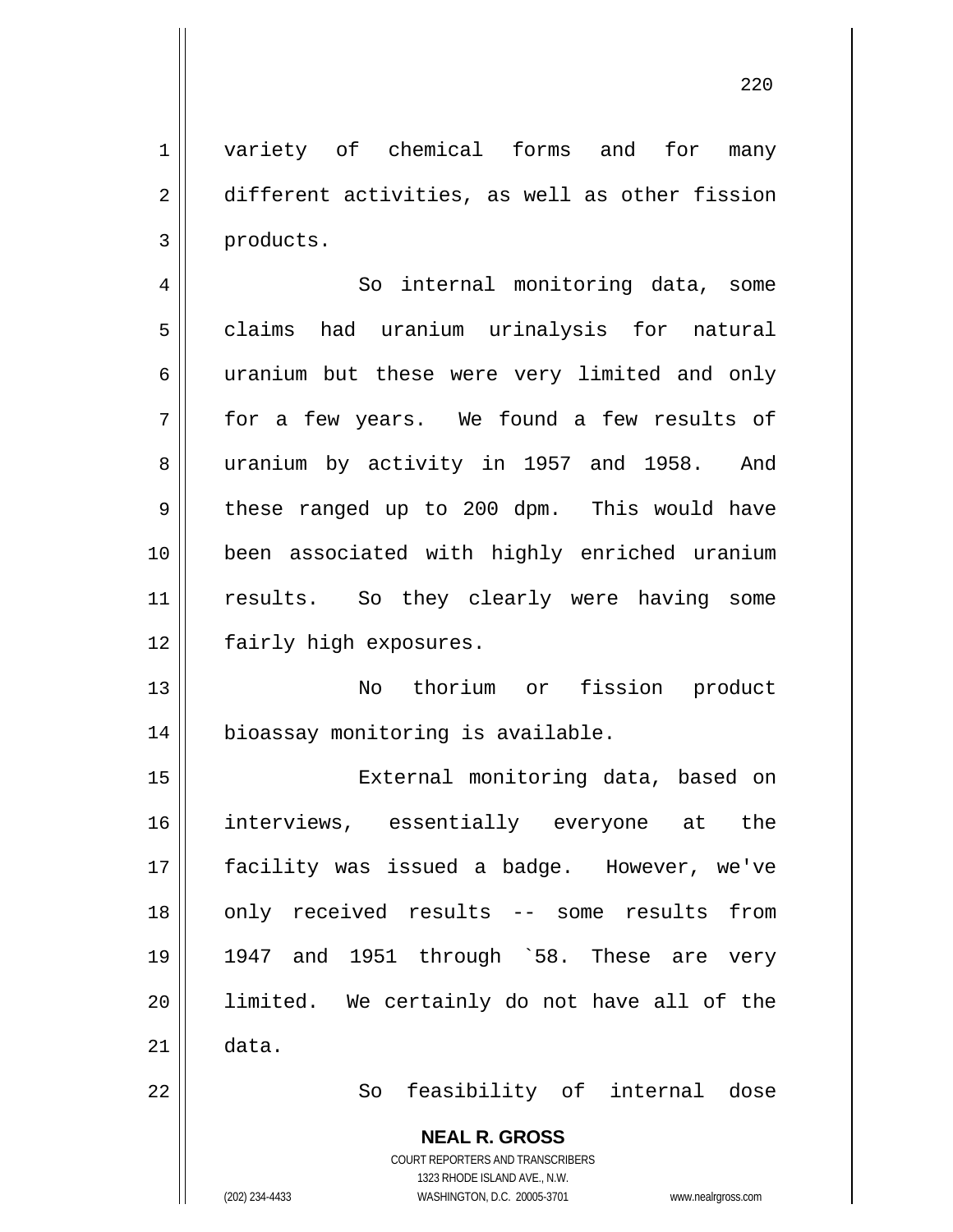variety of chemical forms and for many different activities, as well as other fission products.

So internal monitoring data, some claims had uranium urinalysis for natural uranium but these were very limited and only for a few years. We found a few results of uranium by activity in 1957 and 1958. And these ranged up to 200 dpm. This would have been associated with highly enriched uranium results. So they clearly were having some fairly high exposures.

No thorium or fission product bioassay monitoring is available.

External monitoring data, based on interviews, essentially everyone at the facility was issued a badge. However, we've only received results -- some results from 1947 and 1951 through `58. These are very limited. We certainly do not have all of the data.

So feasibility of internal dose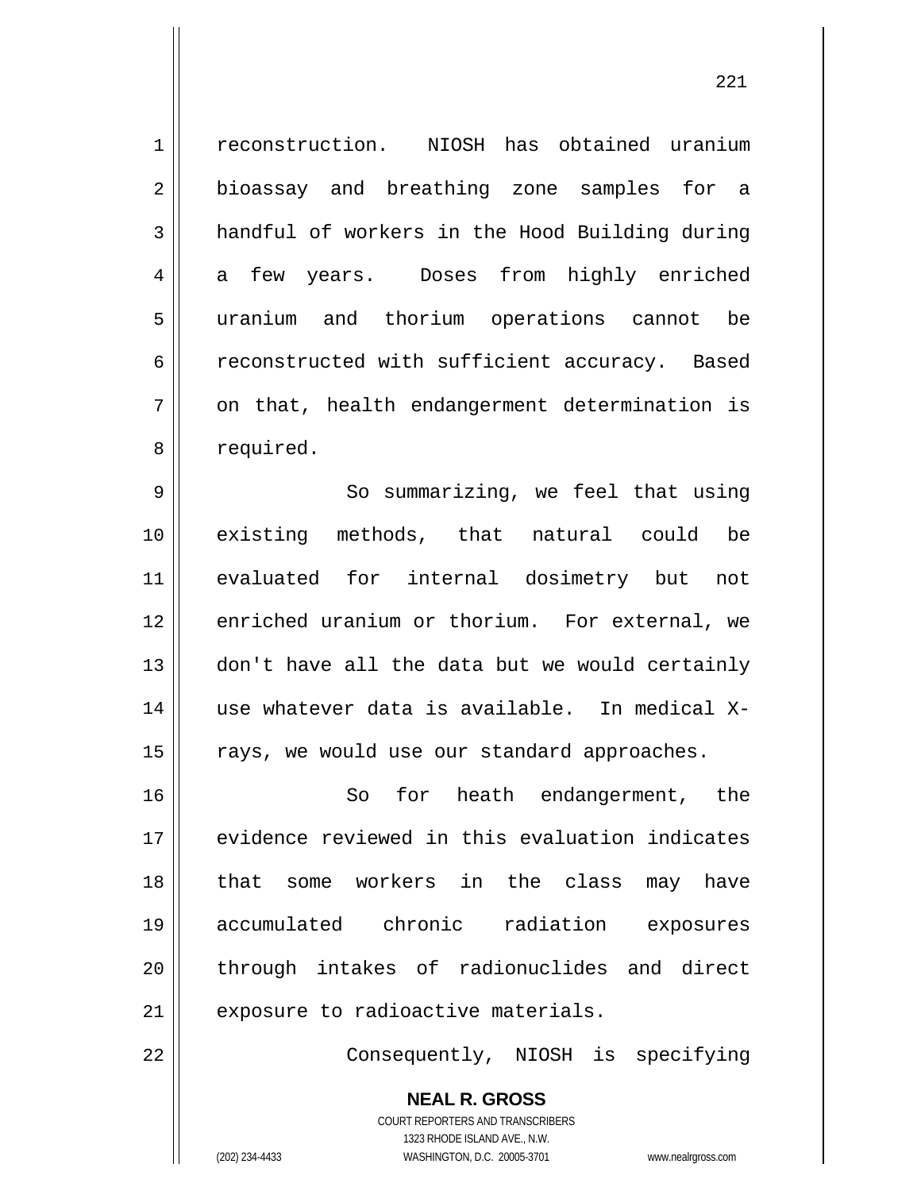reconstruction. NIOSH has obtained uranium bioassay and breathing zone samples for a handful of workers in the Hood Building during a few years. Doses from highly enriched uranium and thorium operations cannot be reconstructed with sufficient accuracy. Based on that, health endangerment determination is required.

So summarizing, we feel that using existing methods, that natural could be evaluated for internal dosimetry but not enriched uranium or thorium. For external, we don't have all the data but we would certainly use whatever data is available. In medical X-rays, we would use our standard approaches.

So for heath endangerment, the evidence reviewed in this evaluation indicates that some workers in the class may have accumulated chronic radiation exposures through intakes of radionuclides and direct exposure to radioactive materials.

Consequently, NIOSH is specifying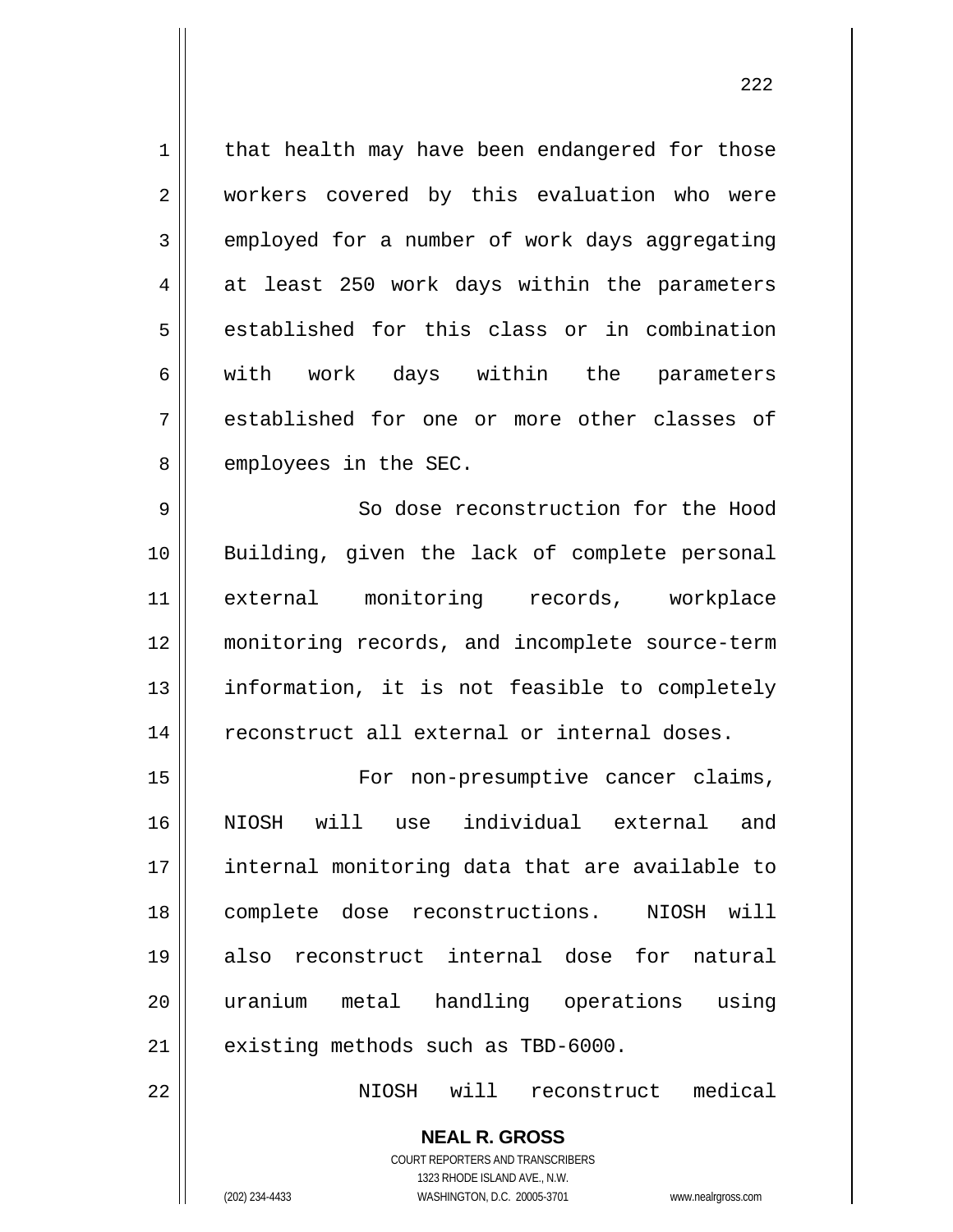that health may have been endangered for those workers covered by this evaluation who were employed for a number of work days aggregating at least 250 work days within the parameters established for this class or in combination with work days within the parameters established for one or more other classes of employees in the SEC.

So dose reconstruction for the Hood Building, given the lack of complete personal external monitoring records, workplace monitoring records, and incomplete source-term information, it is not feasible to completely reconstruct all external or internal doses.

For non-presumptive cancer claims, NIOSH will use individual external and internal monitoring data that are available to complete dose reconstructions. NIOSH will also reconstruct internal dose for natural uranium metal handling operations using existing methods such as TBD-6000.

NIOSH will reconstruct medical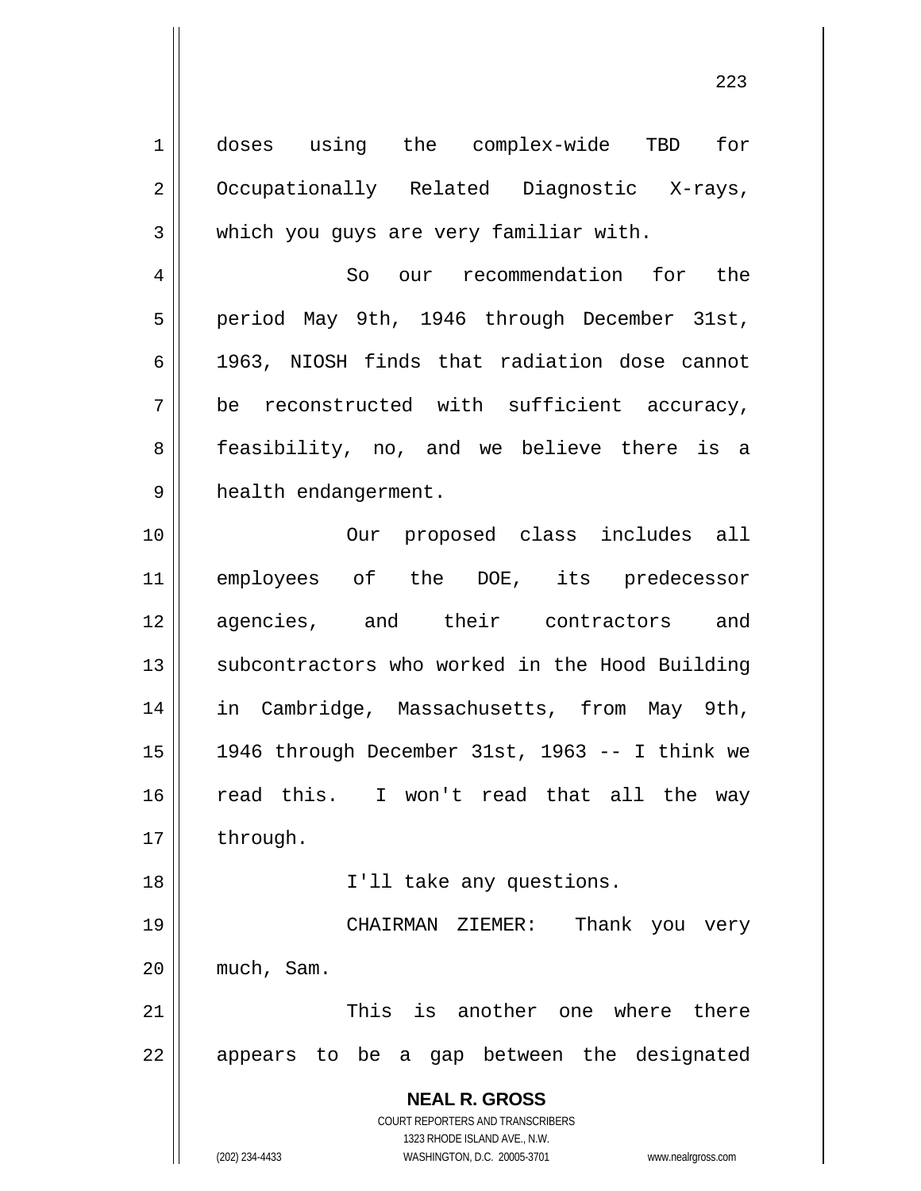doses using the complex-wide TBD for Occupationally Related Diagnostic X-rays, which you guys are very familiar with.

So our recommendation for the period May 9th, 1946 through December 31st, 1963, NIOSH finds that radiation dose cannot be reconstructed with sufficient accuracy, feasibility, no, and we believe there is a health endangerment.

Our proposed class includes all employees of the DOE, its predecessor agencies, and their contractors and subcontractors who worked in the Hood Building in Cambridge, Massachusetts, from May 9th, 1946 through December 31st, 1963 -- I think we read this. I won't read that all the way through.

I'll take any questions.

CHAIRMAN ZIEMER: Thank you very much, Sam.

This is another one where there appears to be a gap between the designated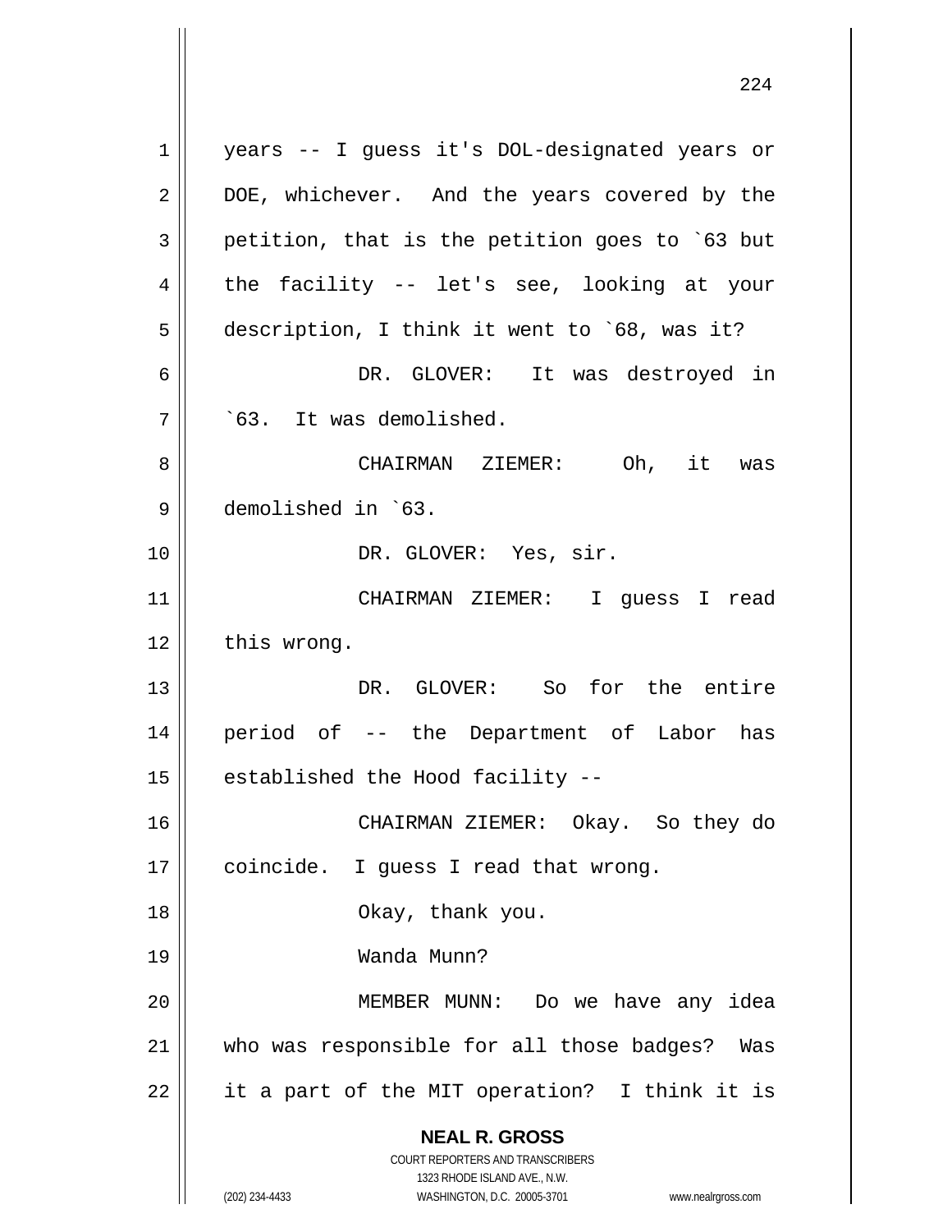years -- I guess it's DOL-designated years or DOE, whichever. And the years covered by the petition, that is the petition goes to `63 but the facility -- let's see, looking at your description, I think it went to `68, was it?

DR. GLOVER: It was destroyed in `63. It was demolished.

CHAIRMAN ZIEMER: Oh, it was demolished in `63.

DR. GLOVER: Yes, sir.

CHAIRMAN ZIEMER: I guess I read this wrong.

DR. GLOVER: So for the entire period of -- the Department of Labor has established the Hood facility --

CHAIRMAN ZIEMER: Okay. So they do coincide. I guess I read that wrong.

Okay, thank you.

Wanda Munn?

MEMBER MUNN: Do we have any idea who was responsible for all those badges? Was it a part of the MIT operation? I think it is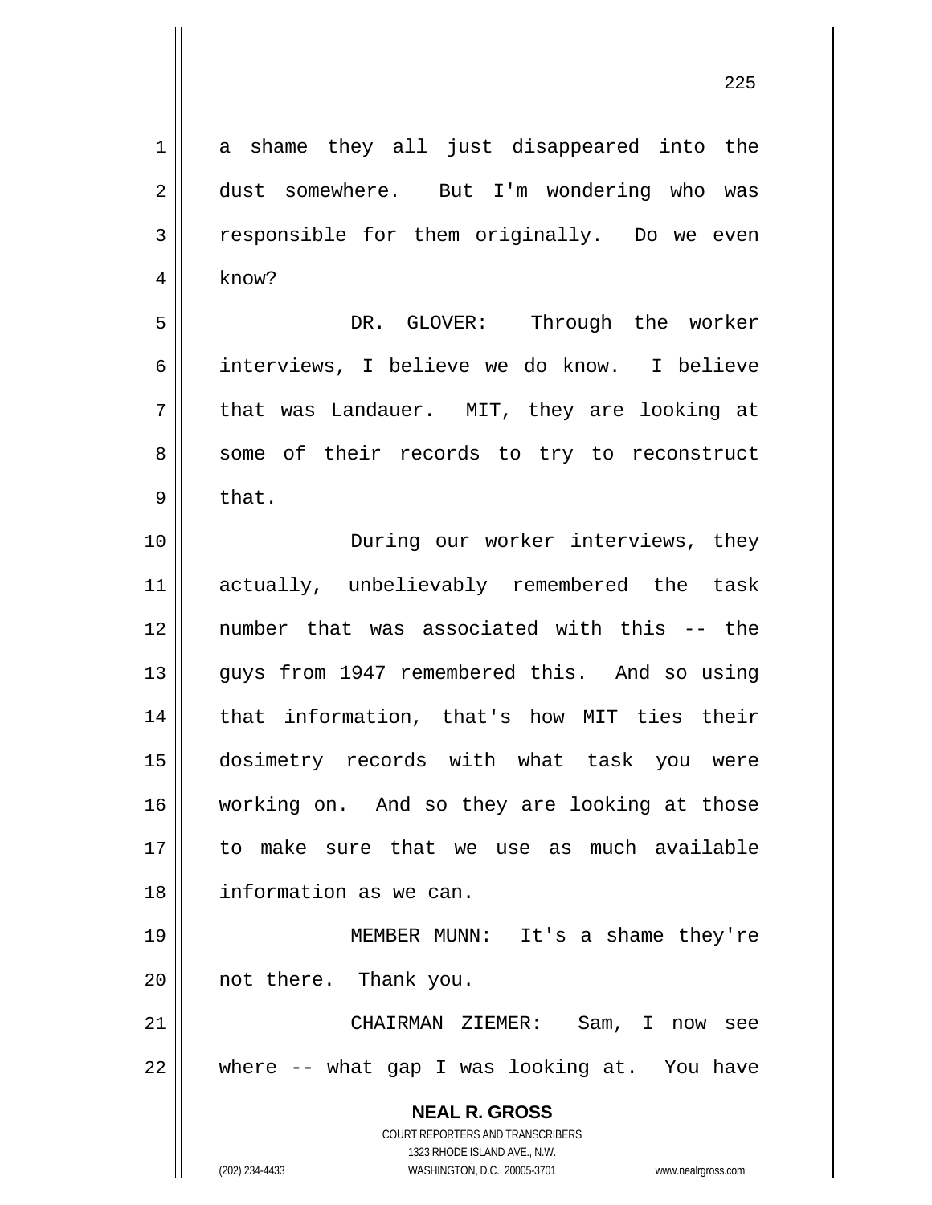a shame they all just disappeared into the dust somewhere. But I'm wondering who was responsible for them originally. Do we even know?

DR. GLOVER: Through the worker interviews, I believe we do know. I believe that was Landauer. MIT, they are looking at some of their records to try to reconstruct that.

During our worker interviews, they actually, unbelievably remembered the task number that was associated with this -- the guys from 1947 remembered this. And so using that information, that's how MIT ties their dosimetry records with what task you were working on. And so they are looking at those to make sure that we use as much available information as we can.

MEMBER MUNN: It's a shame they're not there. Thank you.

CHAIRMAN ZIEMER: Sam, I now see where -- what gap I was looking at. You have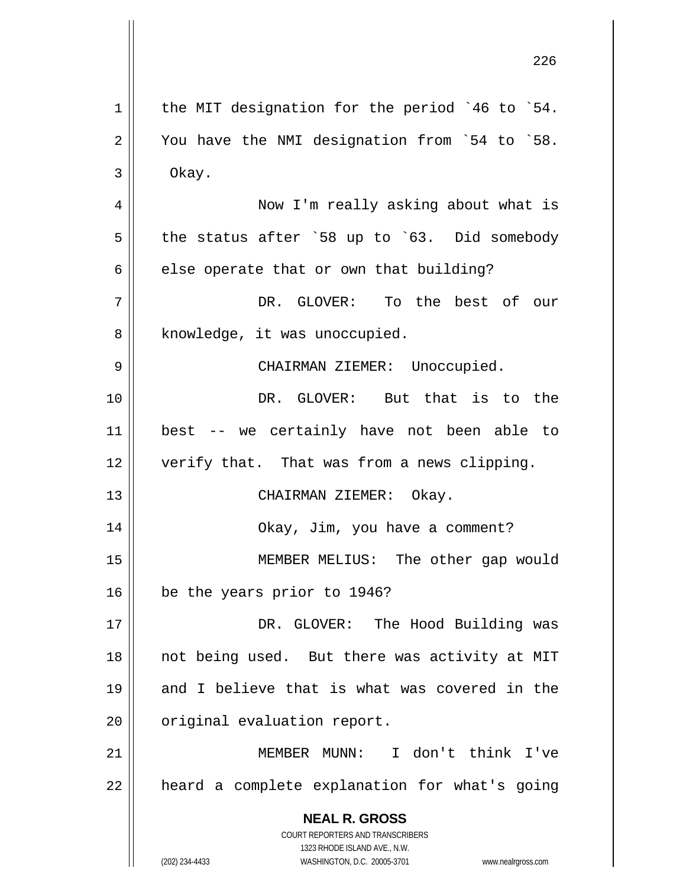the MIT designation for the period `46 to `54. You have the NMI designation from `54 to `58. Okay.

Now I'm really asking about what is the status after `58 up to `63. Did somebody else operate that or own that building?

DR. GLOVER: To the best of our knowledge, it was unoccupied.

CHAIRMAN ZIEMER: Unoccupied.

DR. GLOVER: But that is to the best -- we certainly have not been able to verify that. That was from a news clipping.

CHAIRMAN ZIEMER: Okay.

Okay, Jim, you have a comment?

MEMBER MELIUS: The other gap would be the years prior to 1946?

DR. GLOVER: The Hood Building was not being used. But there was activity at MIT and I believe that is what was covered in the original evaluation report.

MEMBER MUNN: I don't think I've heard a complete explanation for what's going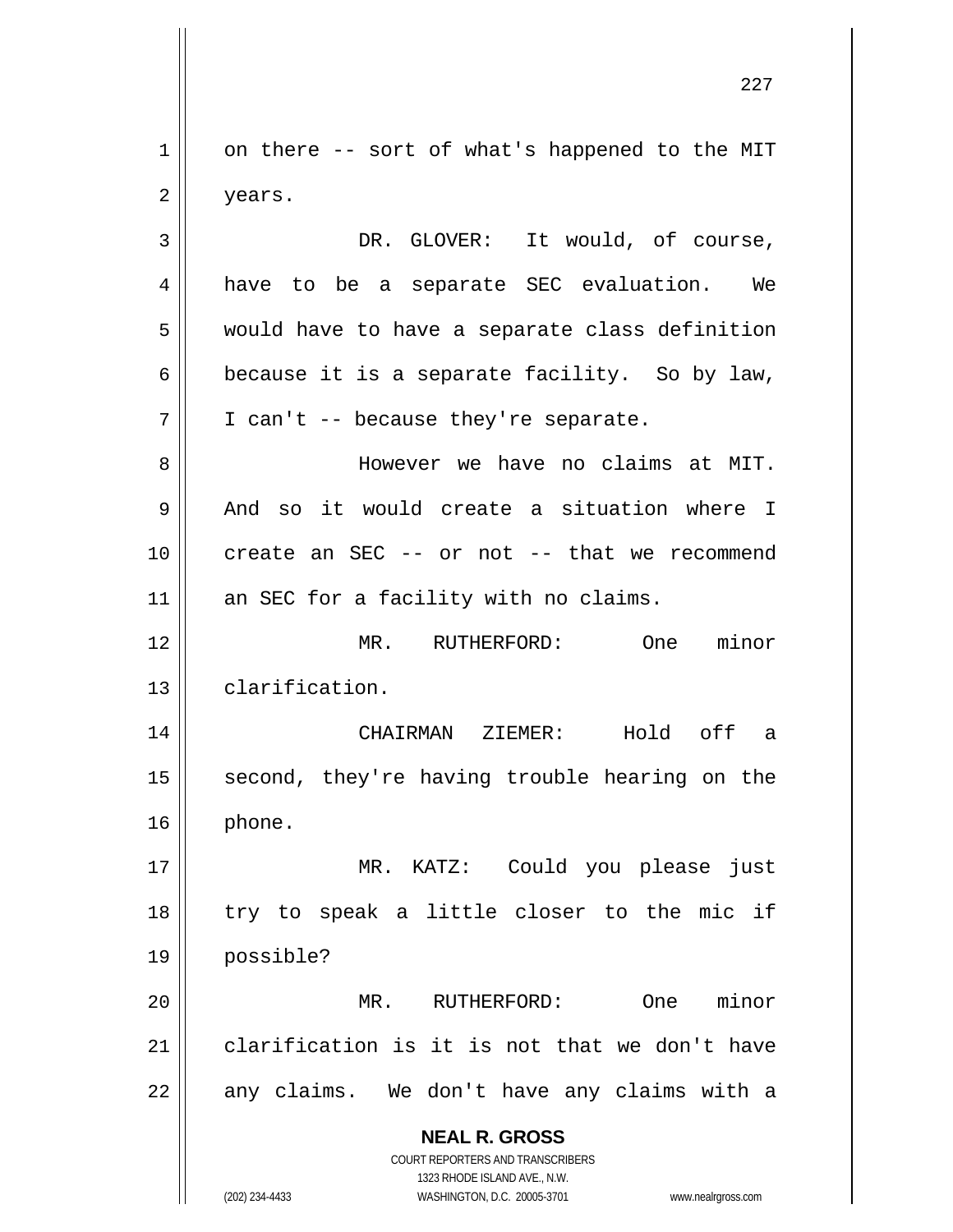on there -- sort of what's happened to the MIT years.

DR. GLOVER: It would, of course, have to be a separate SEC evaluation. We would have to have a separate class definition because it is a separate facility. So by law, I can't -- because they're separate.

However we have no claims at MIT. And so it would create a situation where I create an SEC -- or not -- that we recommend an SEC for a facility with no claims.

MR. RUTHERFORD: One minor clarification.

CHAIRMAN ZIEMER: Hold off a second, they're having trouble hearing on the phone.

MR. KATZ: Could you please just try to speak a little closer to the mic if possible?

MR. RUTHERFORD: One minor clarification is it is not that we don't have any claims. We don't have any claims with a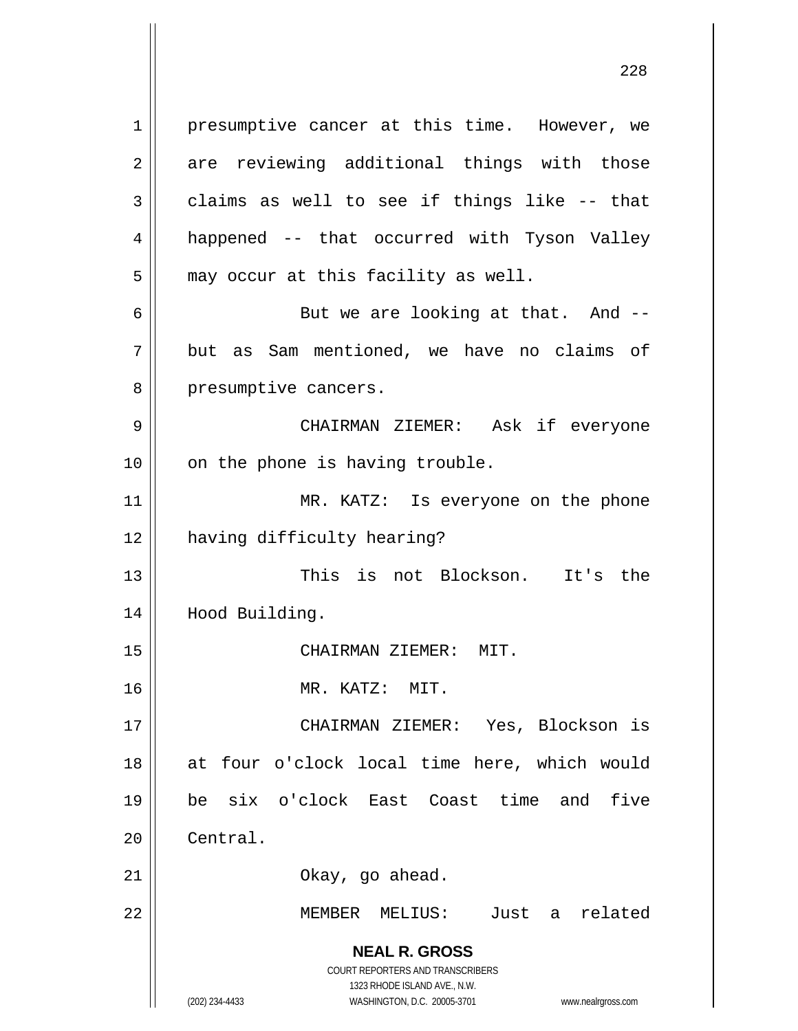presumptive cancer at this time. However, we are reviewing additional things with those claims as well to see if things like -- that happened -- that occurred with Tyson Valley may occur at this facility as well.

But we are looking at that. And -- but as Sam mentioned, we have no claims of presumptive cancers.

CHAIRMAN ZIEMER: Ask if everyone on the phone is having trouble.

MR. KATZ: Is everyone on the phone having difficulty hearing?

This is not Blockson. It's the Hood Building.

CHAIRMAN ZIEMER: MIT.

MR. KATZ: MIT.

CHAIRMAN ZIEMER: Yes, Blockson is at four o'clock local time here, which would be six o'clock East Coast time and five Central.

Okay, go ahead.

MEMBER MELIUS: Just a related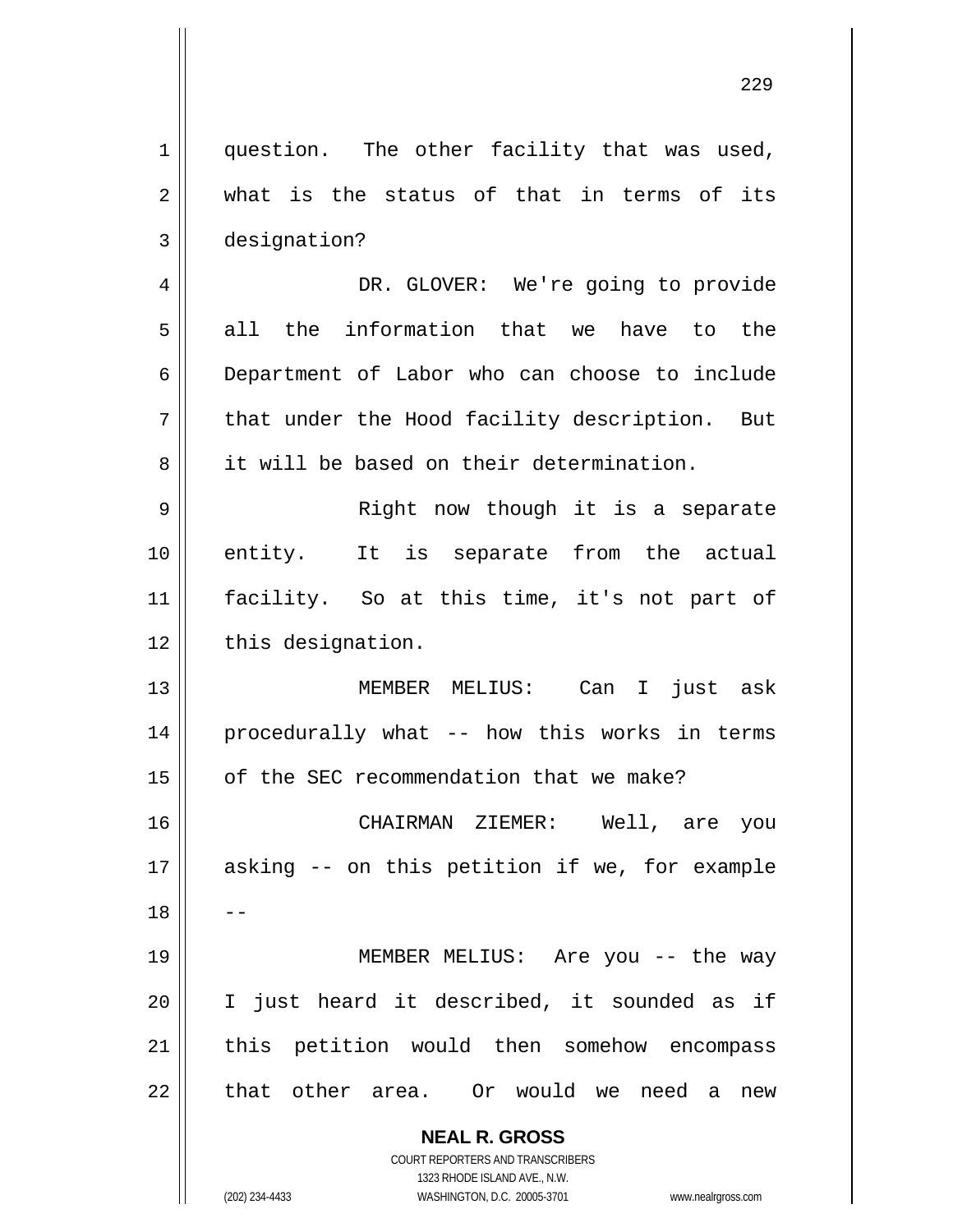question. The other facility that was used, what is the status of that in terms of its designation?

DR. GLOVER: We're going to provide all the information that we have to the Department of Labor who can choose to include that under the Hood facility description. But it will be based on their determination.

Right now though it is a separate entity. It is separate from the actual facility. So at this time, it's not part of this designation.

MEMBER MELIUS: Can I just ask procedurally what -- how this works in terms of the SEC recommendation that we make?

CHAIRMAN ZIEMER: Well, are you asking -- on this petition if we, for example --

MEMBER MELIUS: Are you -- the way I just heard it described, it sounded as if this petition would then somehow encompass that other area. Or would we need a new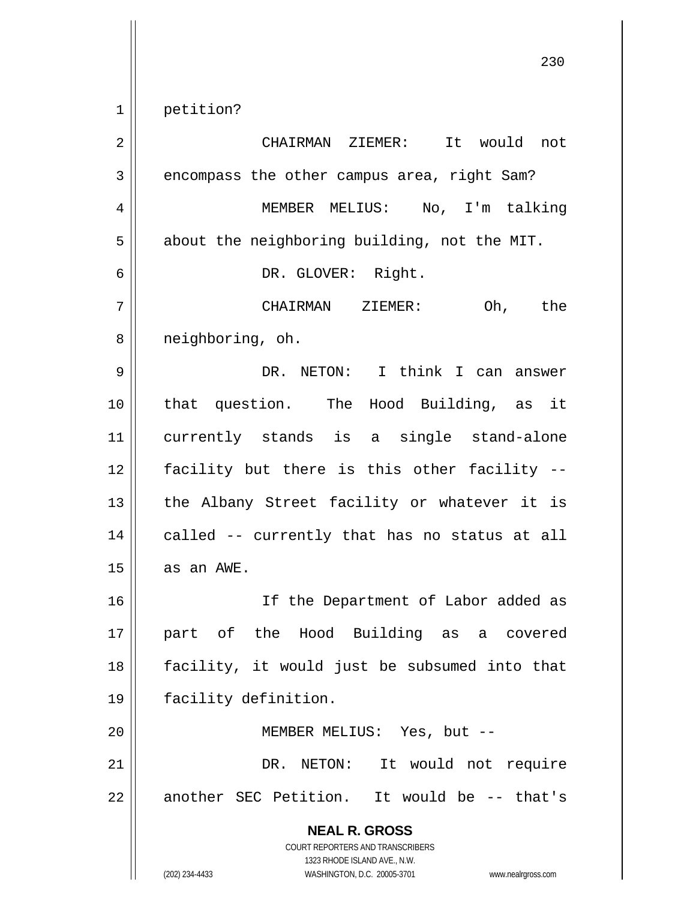petition?

CHAIRMAN ZIEMER: It would not encompass the other campus area, right Sam?

MEMBER MELIUS: No, I'm talking about the neighboring building, not the MIT.

DR. GLOVER: Right.

CHAIRMAN ZIEMER: Oh, the neighboring, oh.

DR. NETON: I think I can answer that question. The Hood Building, as it currently stands is a single stand-alone facility but there is this other facility -- the Albany Street facility or whatever it is called -- currently that has no status at all as an AWE.

If the Department of Labor added as part of the Hood Building as a covered facility, it would just be subsumed into that facility definition.

MEMBER MELIUS: Yes, but --

DR. NETON: It would not require another SEC Petition. It would be -- that's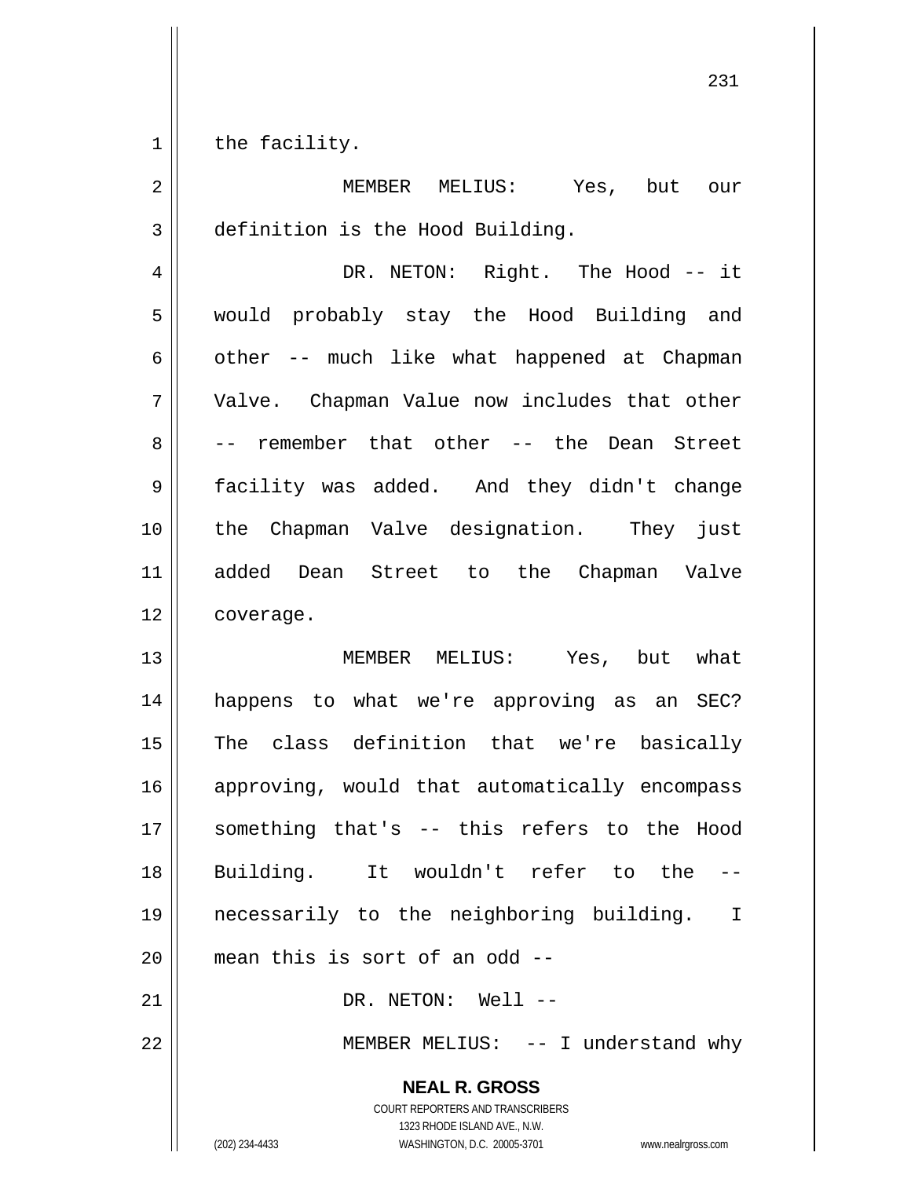the facility.

MEMBER MELIUS: Yes, but our definition is the Hood Building.

DR. NETON: Right. The Hood -- it would probably stay the Hood Building and other -- much like what happened at Chapman Valve. Chapman Value now includes that other -- remember that other -- the Dean Street facility was added. And they didn't change the Chapman Valve designation. They just added Dean Street to the Chapman Valve coverage.

MEMBER MELIUS: Yes, but what happens to what we're approving as an SEC? The class definition that we're basically approving, would that automatically encompass something that's -- this refers to the Hood Building. It wouldn't refer to the -- necessarily to the neighboring building. I mean this is sort of an odd --

DR. NETON: Well --

MEMBER MELIUS: -- I understand why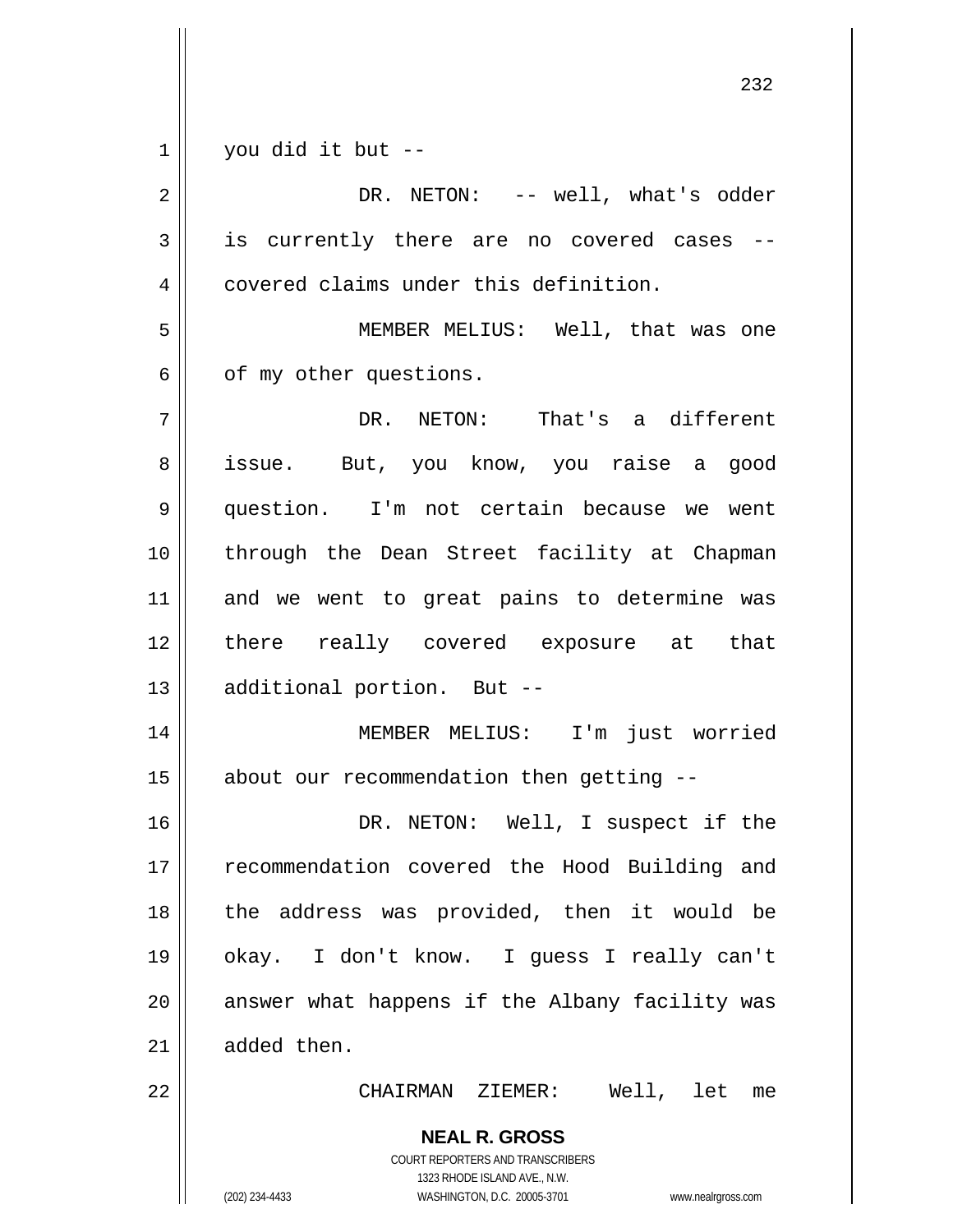you did it but --

DR. NETON: -- well, what's odder is currently there are no covered cases -- covered claims under this definition.

MEMBER MELIUS: Well, that was one of my other questions.

DR. NETON: That's a different issue. But, you know, you raise a good question. I'm not certain because we went through the Dean Street facility at Chapman and we went to great pains to determine was there really covered exposure at that additional portion. But --

MEMBER MELIUS: I'm just worried about our recommendation then getting --

DR. NETON: Well, I suspect if the recommendation covered the Hood Building and the address was provided, then it would be okay. I don't know. I guess I really can't answer what happens if the Albany facility was added then.

CHAIRMAN ZIEMER: Well, let me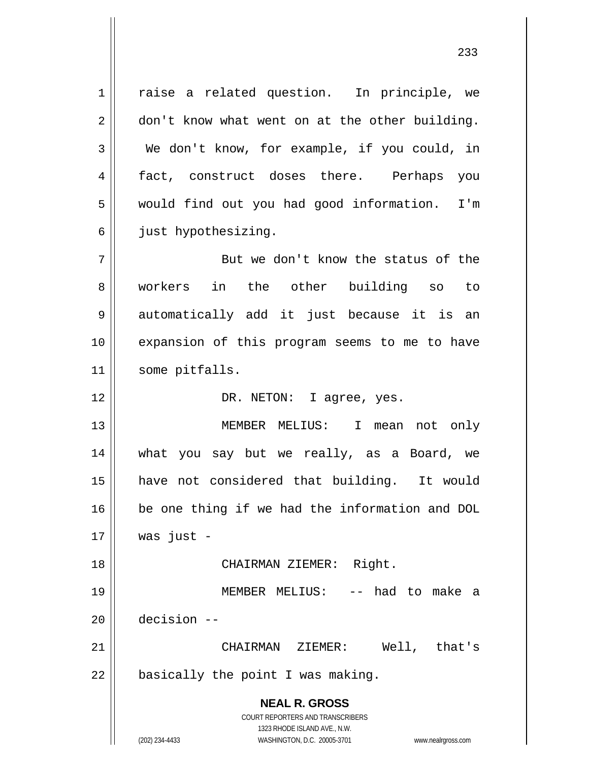raise a related question. In principle, we don't know what went on at the other building. We don't know, for example, if you could, in fact, construct doses there. Perhaps you would find out you had good information. I'm just hypothesizing.

But we don't know the status of the workers in the other building so to automatically add it just because it is an expansion of this program seems to me to have some pitfalls.

DR. NETON: I agree, yes.

MEMBER MELIUS: I mean not only what you say but we really, as a Board, we have not considered that building. It would be one thing if we had the information and DOL was just -

CHAIRMAN ZIEMER: Right.

MEMBER MELIUS: -- had to make a decision --

CHAIRMAN ZIEMER: Well, that's basically the point I was making.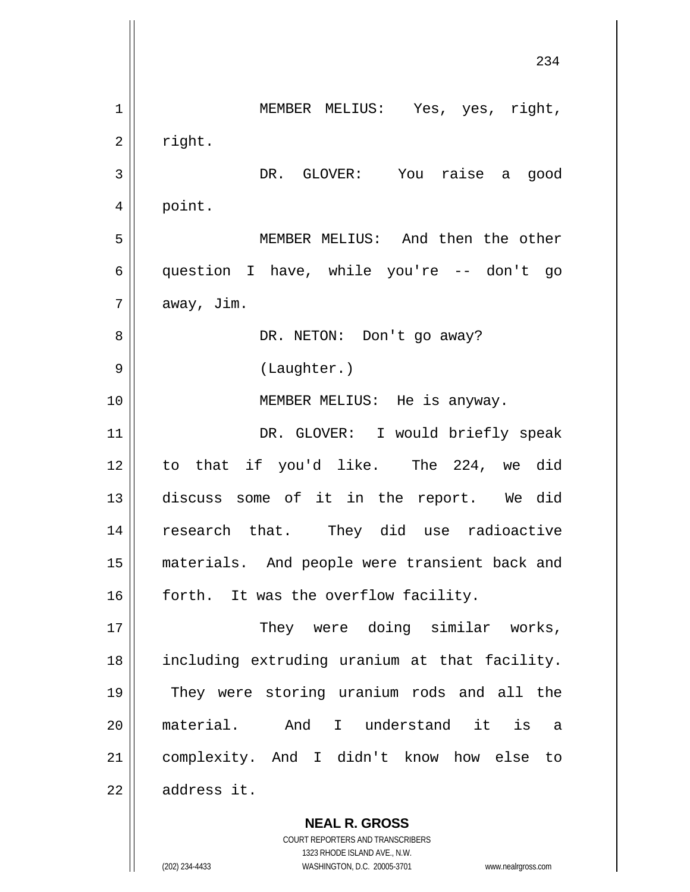MEMBER MELIUS: Yes, yes, right, right.

DR. GLOVER: You raise a good point.

MEMBER MELIUS: And then the other question I have, while you're -- don't go away, Jim.

DR. NETON: Don't go away?

(Laughter.)

MEMBER MELIUS: He is anyway.

DR. GLOVER: I would briefly speak to that if you'd like. The 224, we did discuss some of it in the report. We did research that. They did use radioactive materials. And people were transient back and forth. It was the overflow facility.

They were doing similar works, including extruding uranium at that facility. They were storing uranium rods and all the material. And I understand it is a complexity. And I didn't know how else to address it.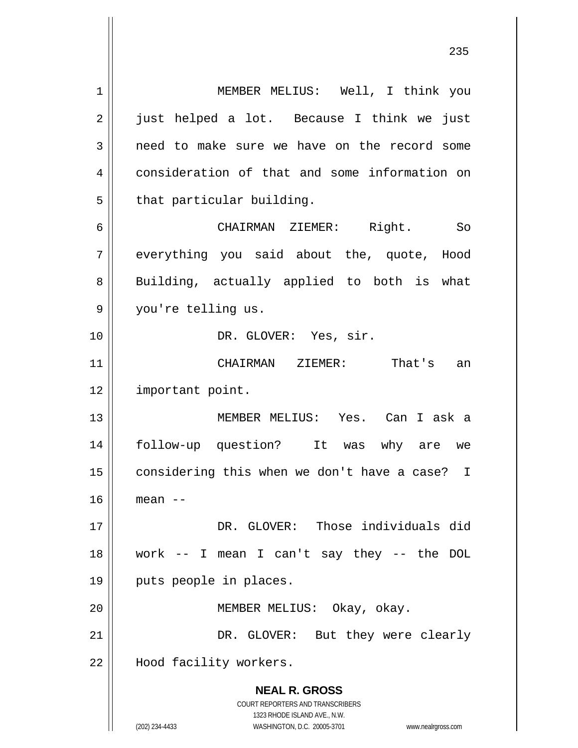MEMBER MELIUS: Well, I think you just helped a lot. Because I think we just need to make sure we have on the record some consideration of that and some information on that particular building.

CHAIRMAN ZIEMER: Right. So everything you said about the, quote, Hood Building, actually applied to both is what you're telling us.

DR. GLOVER: Yes, sir.

CHAIRMAN ZIEMER: That's an important point.

MEMBER MELIUS: Yes. Can I ask a follow-up question? It was why are we considering this when we don't have a case? I mean --

DR. GLOVER: Those individuals did work -- I mean I can't say they -- the DOL puts people in places.

MEMBER MELIUS: Okay, okay.

DR. GLOVER: But they were clearly Hood facility workers.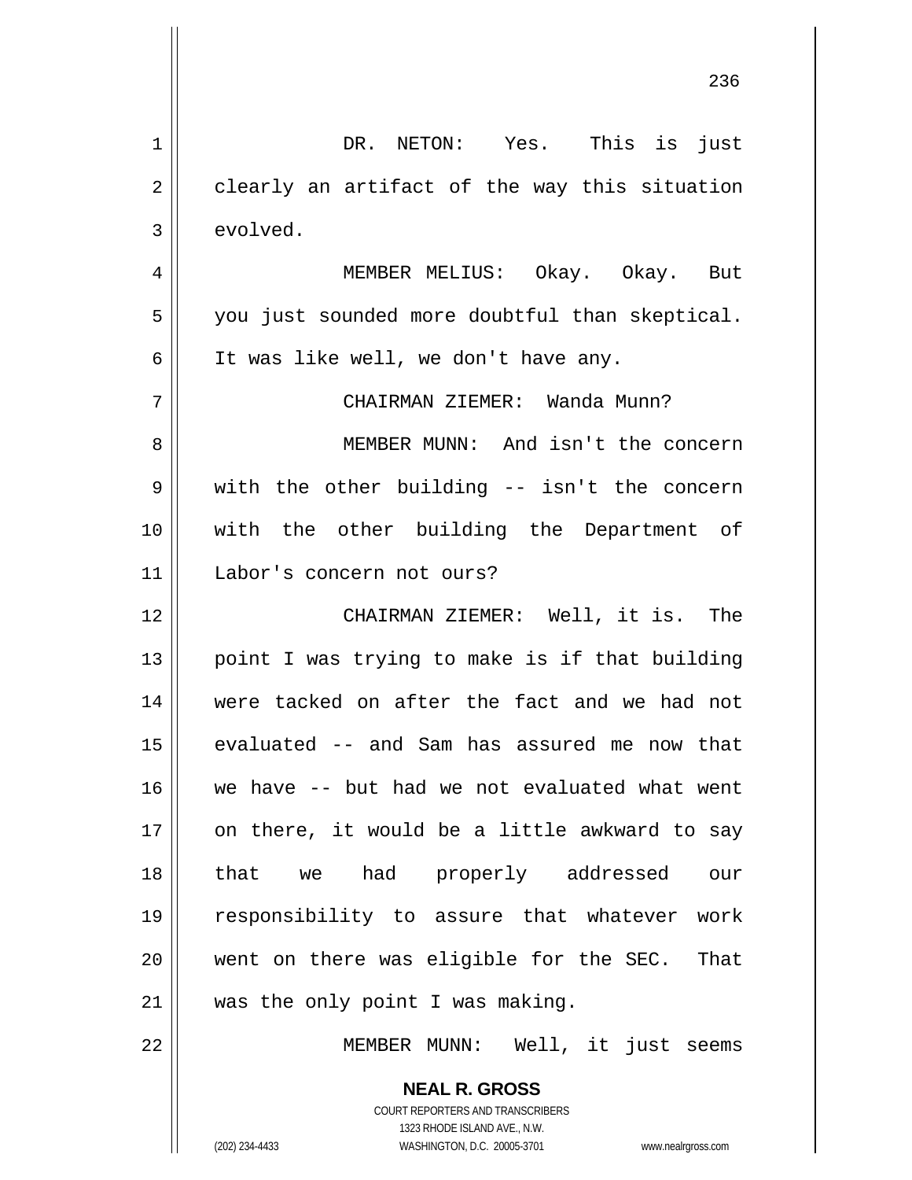DR. NETON: Yes. This is just clearly an artifact of the way this situation evolved.

MEMBER MELIUS: Okay. Okay. But you just sounded more doubtful than skeptical. It was like well, we don't have any.

CHAIRMAN ZIEMER: Wanda Munn?

MEMBER MUNN: And isn't the concern with the other building -- isn't the concern with the other building the Department of Labor's concern not ours?

CHAIRMAN ZIEMER: Well, it is. The point I was trying to make is if that building were tacked on after the fact and we had not evaluated -- and Sam has assured me now that we have -- but had we not evaluated what went on there, it would be a little awkward to say that we had properly addressed our responsibility to assure that whatever work went on there was eligible for the SEC. That was the only point I was making.

MEMBER MUNN: Well, it just seems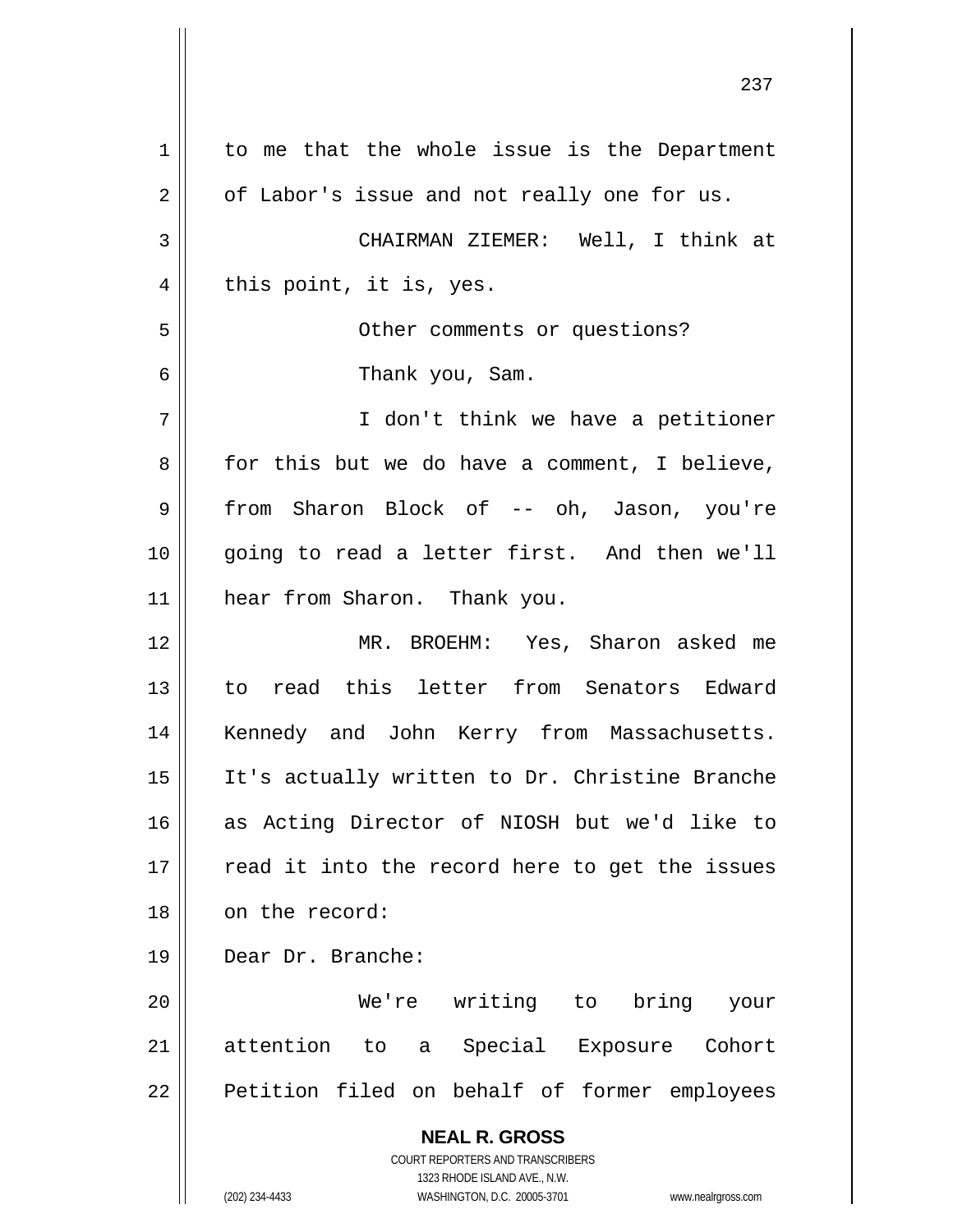to me that the whole issue is the Department of Labor's issue and not really one for us.

CHAIRMAN ZIEMER: Well, I think at this point, it is, yes.

Other comments or questions?

Thank you, Sam.

I don't think we have a petitioner for this but we do have a comment, I believe, from Sharon Block of -- oh, Jason, you're going to read a letter first. And then we'll hear from Sharon. Thank you.

MR. BROEHM: Yes, Sharon asked me to read this letter from Senators Edward Kennedy and John Kerry from Massachusetts. It's actually written to Dr. Christine Branche as Acting Director of NIOSH but we'd like to read it into the record here to get the issues on the record:

Dear Dr. Branche:

We're writing to bring your attention to a Special Exposure Cohort Petition filed on behalf of former employees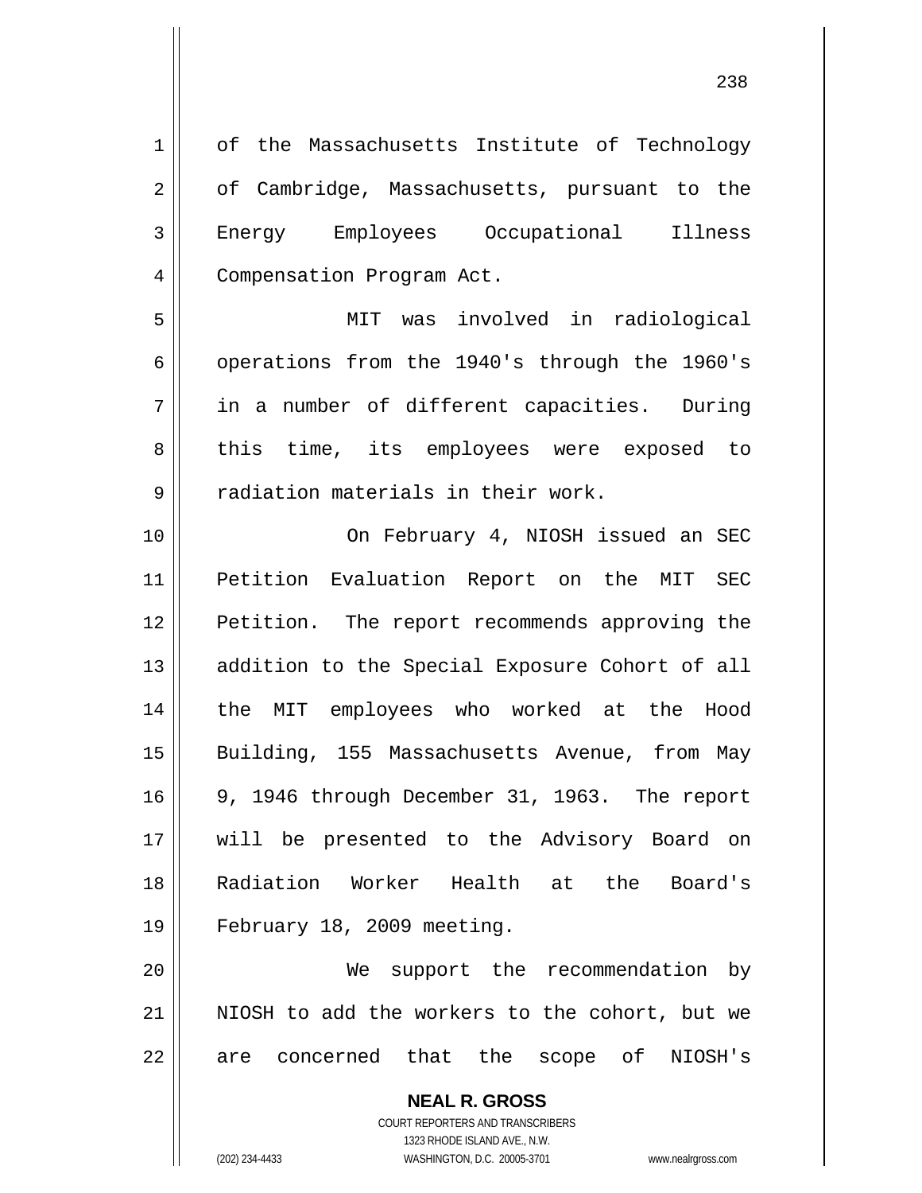of the Massachusetts Institute of Technology of Cambridge, Massachusetts, pursuant to the Energy Employees Occupational Illness Compensation Program Act.

MIT was involved in radiological operations from the 1940's through the 1960's in a number of different capacities. During this time, its employees were exposed to radiation materials in their work.

On February 4, NIOSH issued an SEC Petition Evaluation Report on the MIT SEC Petition. The report recommends approving the addition to the Special Exposure Cohort of all the MIT employees who worked at the Hood Building, 155 Massachusetts Avenue, from May 9, 1946 through December 31, 1963. The report will be presented to the Advisory Board on Radiation Worker Health at the Board's February 18, 2009 meeting.

We support the recommendation by NIOSH to add the workers to the cohort, but we are concerned that the scope of NIOSH's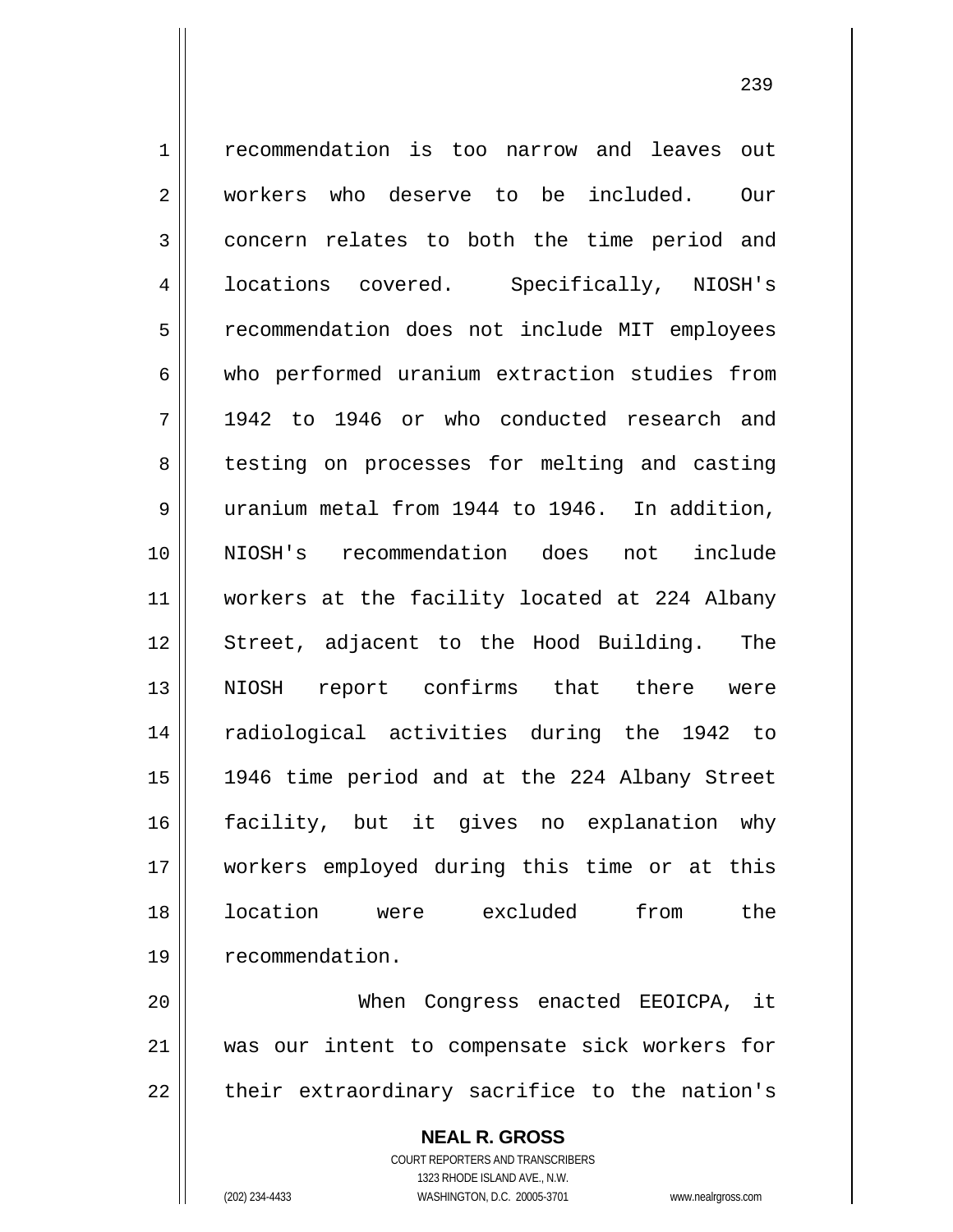recommendation is too narrow and leaves out workers who deserve to be included. Our concern relates to both the time period and locations covered. Specifically, NIOSH's recommendation does not include MIT employees who performed uranium extraction studies from 1942 to 1946 or who conducted research and testing on processes for melting and casting uranium metal from 1944 to 1946. In addition, NIOSH's recommendation does not include workers at the facility located at 224 Albany Street, adjacent to the Hood Building. The NIOSH report confirms that there were radiological activities during the 1942 to 1946 time period and at the 224 Albany Street facility, but it gives no explanation why workers employed during this time or at this location were excluded from the recommendation.

When Congress enacted EEOICPA, it was our intent to compensate sick workers for their extraordinary sacrifice to the nation's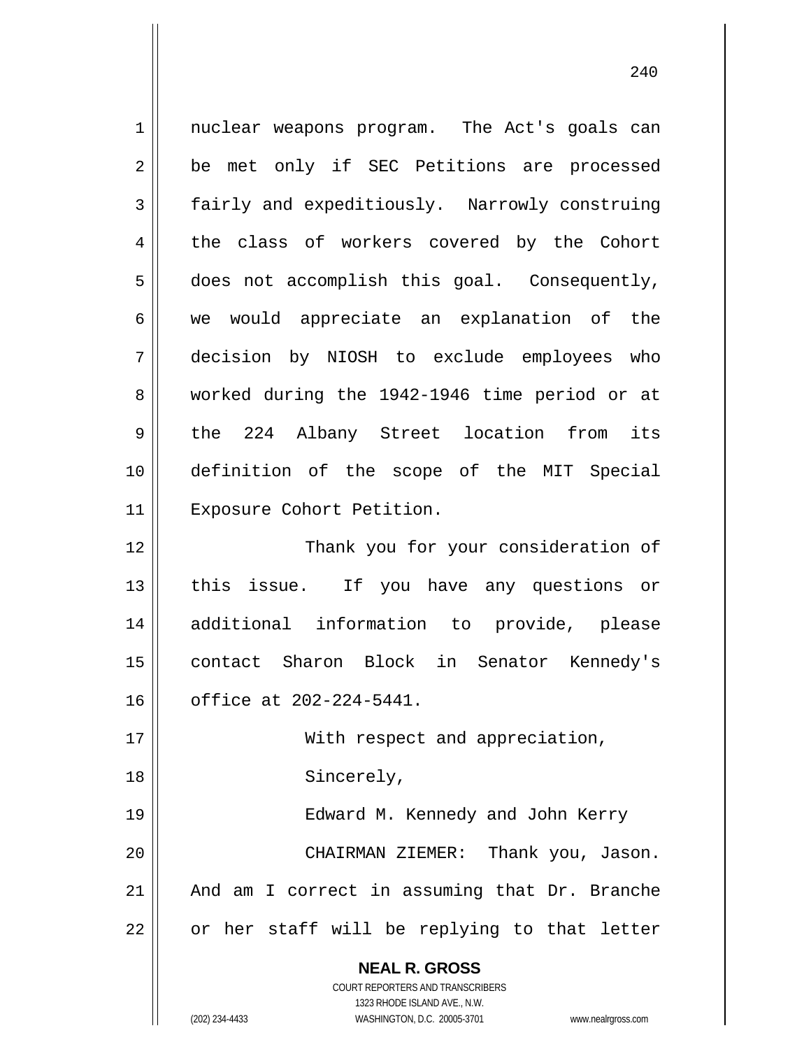nuclear weapons program. The Act's goals can be met only if SEC Petitions are processed fairly and expeditiously. Narrowly construing the class of workers covered by the Cohort does not accomplish this goal. Consequently, we would appreciate an explanation of the decision by NIOSH to exclude employees who worked during the 1942-1946 time period or at the 224 Albany Street location from its definition of the scope of the MIT Special Exposure Cohort Petition.

Thank you for your consideration of this issue. If you have any questions or additional information to provide, please contact Sharon Block in Senator Kennedy's office at 202-224-5441.

With respect and appreciation,

Sincerely,

Edward M. Kennedy and John Kerry

CHAIRMAN ZIEMER: Thank you, Jason. And am I correct in assuming that Dr. Branche or her staff will be replying to that letter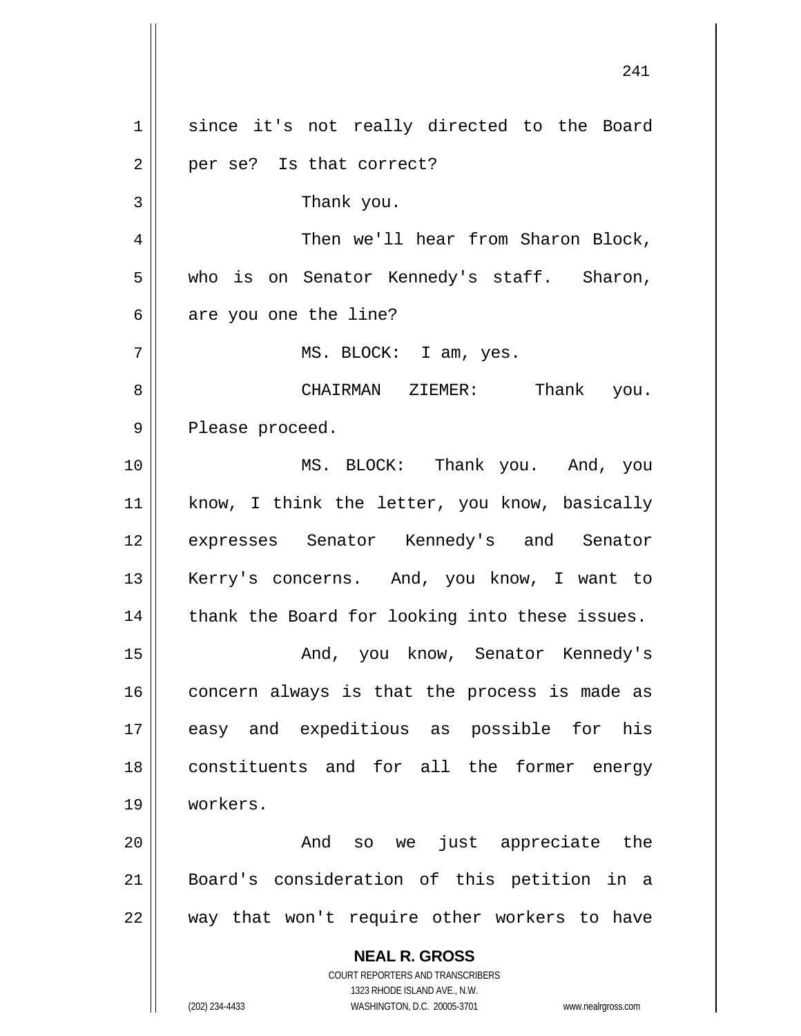since it's not really directed to the Board per se? Is that correct?

Thank you.

Then we'll hear from Sharon Block, who is on Senator Kennedy's staff. Sharon, are you one the line?

MS. BLOCK: I am, yes.

CHAIRMAN ZIEMER: Thank you. Please proceed.

MS. BLOCK: Thank you. And, you know, I think the letter, you know, basically expresses Senator Kennedy's and Senator Kerry's concerns. And, you know, I want to thank the Board for looking into these issues.

And, you know, Senator Kennedy's concern always is that the process is made as easy and expeditious as possible for his constituents and for all the former energy workers.

And so we just appreciate the Board's consideration of this petition in a way that won't require other workers to have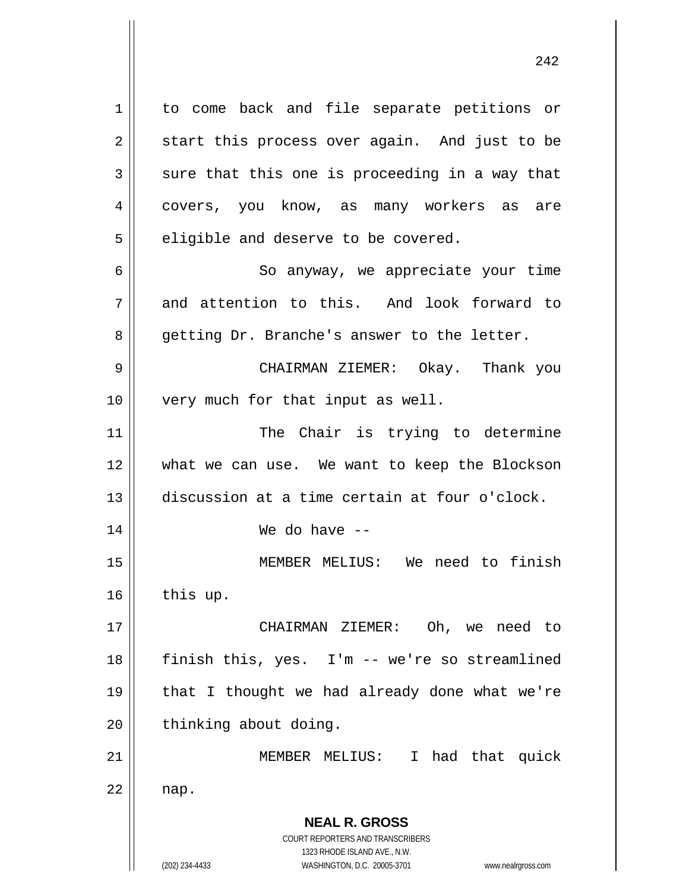to come back and file separate petitions or start this process over again. And just to be sure that this one is proceeding in a way that covers, you know, as many workers as are eligible and deserve to be covered.

So anyway, we appreciate your time and attention to this. And look forward to getting Dr. Branche's answer to the letter.

CHAIRMAN ZIEMER: Okay. Thank you very much for that input as well.

The Chair is trying to determine what we can use. We want to keep the Blockson discussion at a time certain at four o'clock.

We do have --

MEMBER MELIUS: We need to finish this up.

CHAIRMAN ZIEMER: Oh, we need to finish this, yes. I'm -- we're so streamlined that I thought we had already done what we're thinking about doing.

MEMBER MELIUS: I had that quick nap.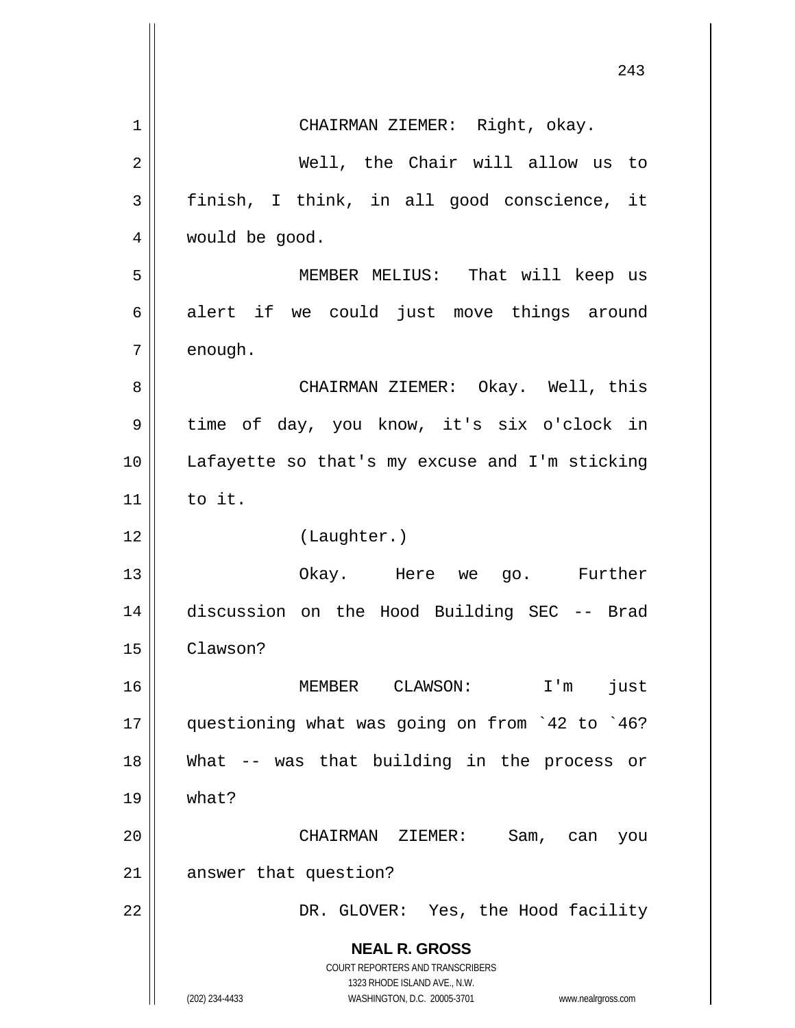CHAIRMAN ZIEMER: Right, okay.

Well, the Chair will allow us to finish, I think, in all good conscience, it would be good.

MEMBER MELIUS: That will keep us alert if we could just move things around enough.

CHAIRMAN ZIEMER: Okay. Well, this time of day, you know, it's six o'clock in Lafayette so that's my excuse and I'm sticking to it.

(Laughter.)

Okay. Here we go. Further discussion on the Hood Building SEC -- Brad Clawson?

MEMBER CLAWSON: I'm just questioning what was going on from `42 to `46? What -- was that building in the process or what?

CHAIRMAN ZIEMER: Sam, can you answer that question?

DR. GLOVER: Yes, the Hood facility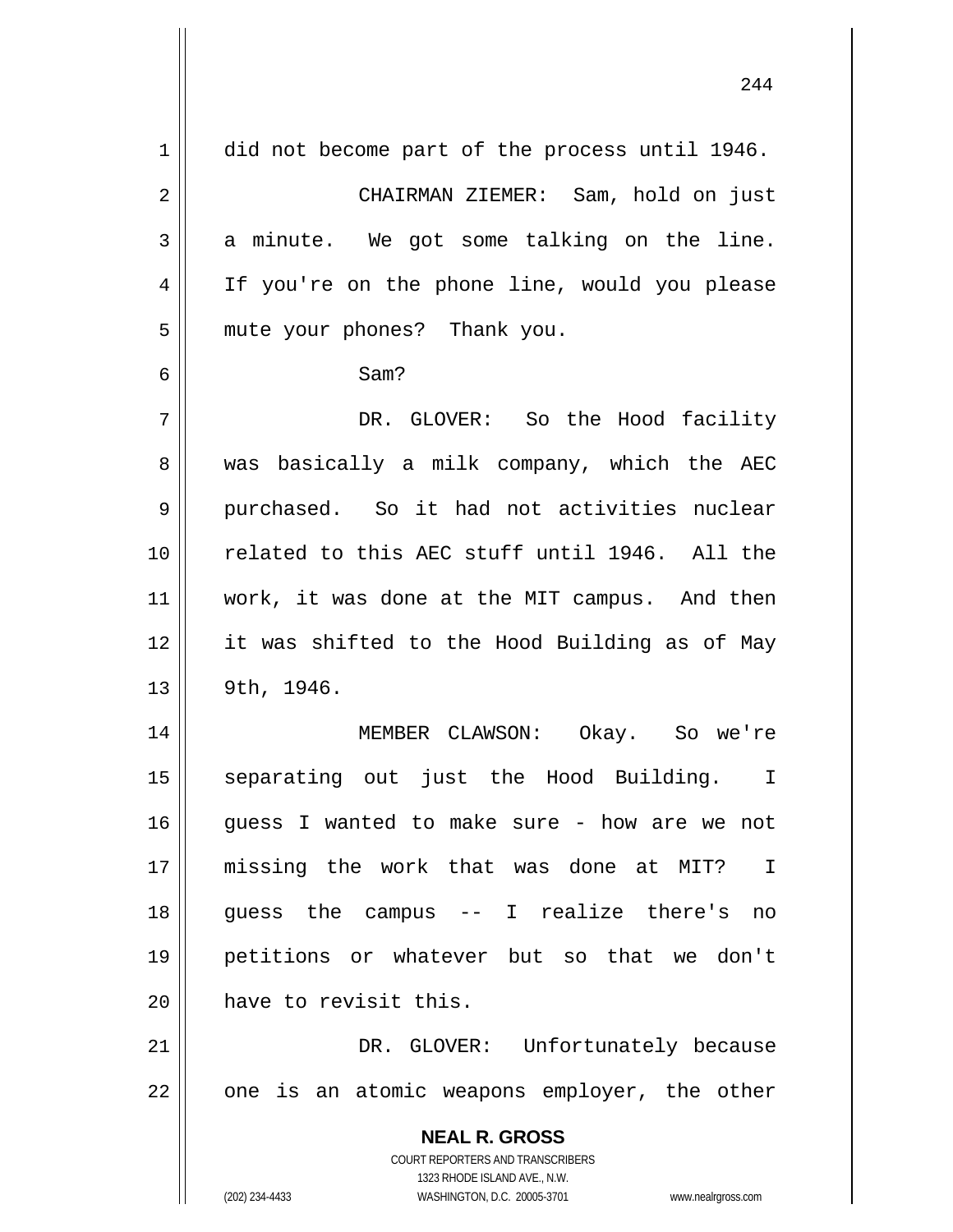did not become part of the process until 1946.

CHAIRMAN ZIEMER: Sam, hold on just a minute. We got some talking on the line. If you're on the phone line, would you please mute your phones? Thank you.

Sam?

DR. GLOVER: So the Hood facility was basically a milk company, which the AEC purchased. So it had not activities nuclear related to this AEC stuff until 1946. All the work, it was done at the MIT campus. And then it was shifted to the Hood Building as of May 9th, 1946.

MEMBER CLAWSON: Okay. So we're separating out just the Hood Building. I guess I wanted to make sure - how are we not missing the work that was done at MIT? I guess the campus -- I realize there's no petitions or whatever but so that we don't have to revisit this.

DR. GLOVER: Unfortunately because one is an atomic weapons employer, the other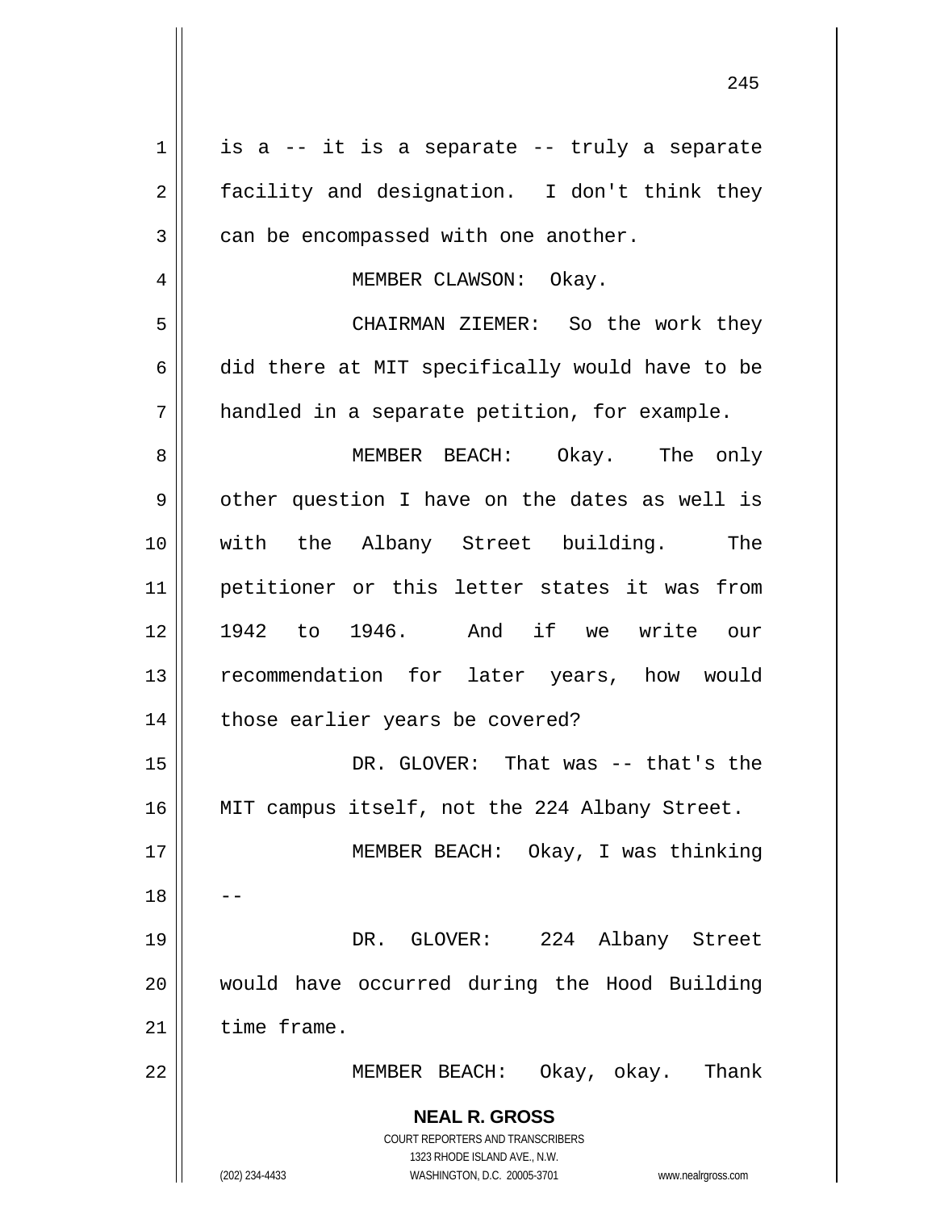is a -- it is a separate -- truly a separate facility and designation. I don't think they can be encompassed with one another.

MEMBER CLAWSON: Okay.

CHAIRMAN ZIEMER: So the work they did there at MIT specifically would have to be handled in a separate petition, for example.

MEMBER BEACH: Okay. The only other question I have on the dates as well is with the Albany Street building. The petitioner or this letter states it was from 1942 to 1946. And if we write our recommendation for later years, how would those earlier years be covered?

DR. GLOVER: That was -- that's the MIT campus itself, not the 224 Albany Street.

MEMBER BEACH: Okay, I was thinking --

DR. GLOVER: 224 Albany Street would have occurred during the Hood Building time frame.

MEMBER BEACH: Okay, okay. Thank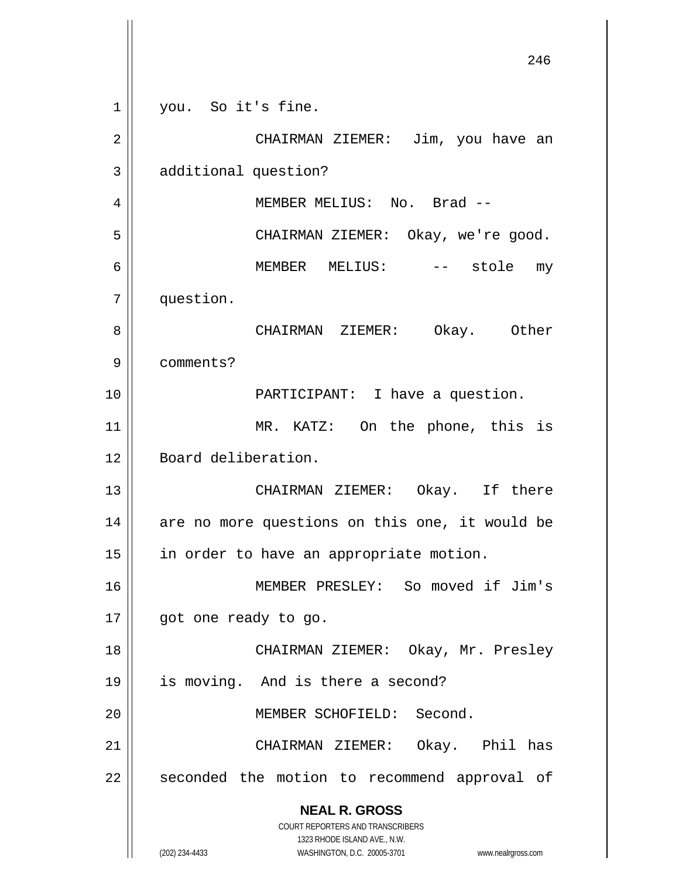you. So it's fine.

CHAIRMAN ZIEMER: Jim, you have an additional question?

MEMBER MELIUS: No. Brad --

CHAIRMAN ZIEMER: Okay, we're good.

MEMBER MELIUS: -- stole my question.

CHAIRMAN ZIEMER: Okay. Other comments?

PARTICIPANT: I have a question.

MR. KATZ: On the phone, this is Board deliberation.

CHAIRMAN ZIEMER: Okay. If there are no more questions on this one, it would be in order to have an appropriate motion.

MEMBER PRESLEY: So moved if Jim's got one ready to go.

CHAIRMAN ZIEMER: Okay, Mr. Presley is moving. And is there a second?

MEMBER SCHOFIELD: Second.

CHAIRMAN ZIEMER: Okay. Phil has seconded the motion to recommend approval of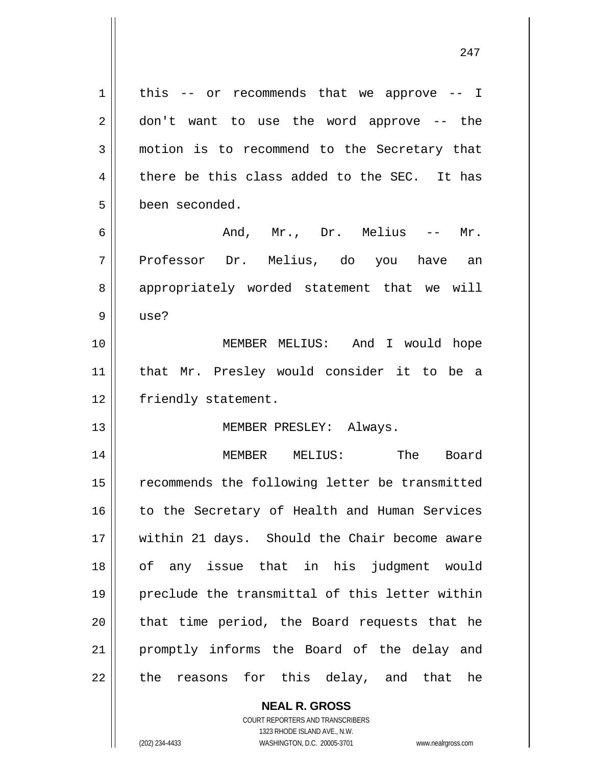this -- or recommends that we approve -- I don't want to use the word approve -- the motion is to recommend to the Secretary that there be this class added to the SEC. It has been seconded.

And, Mr., Dr. Melius -- Mr. Professor Dr. Melius, do you have an appropriately worded statement that we will use?

MEMBER MELIUS: And I would hope that Mr. Presley would consider it to be a friendly statement.

MEMBER PRESLEY: Always.

MEMBER MELIUS: The Board recommends the following letter be transmitted to the Secretary of Health and Human Services within 21 days. Should the Chair become aware of any issue that in his judgment would preclude the transmittal of this letter within that time period, the Board requests that he promptly informs the Board of the delay and the reasons for this delay, and that he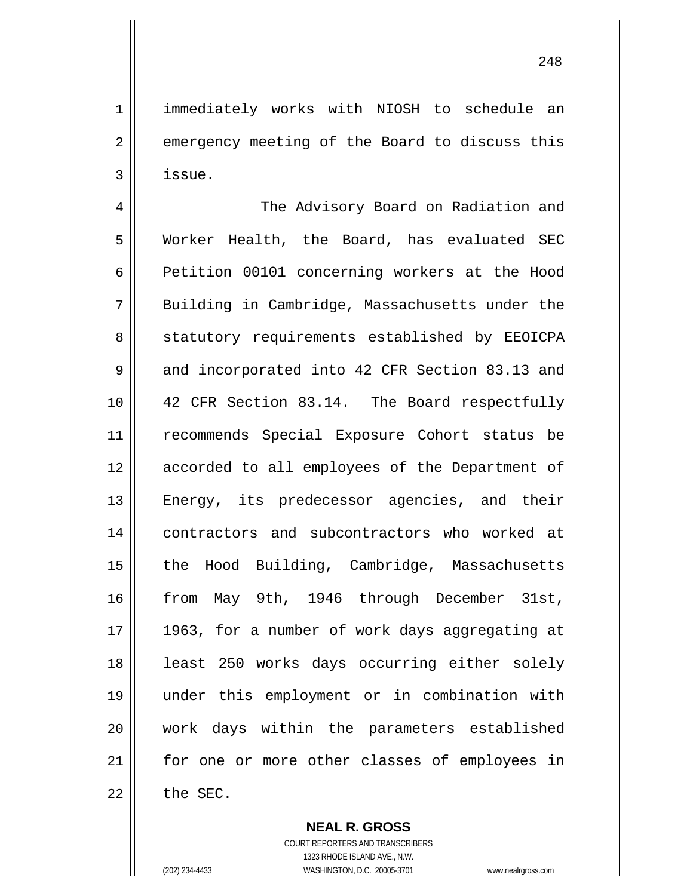immediately works with NIOSH to schedule an emergency meeting of the Board to discuss this issue.

The Advisory Board on Radiation and Worker Health, the Board, has evaluated SEC Petition 00101 concerning workers at the Hood Building in Cambridge, Massachusetts under the statutory requirements established by EEOICPA and incorporated into 42 CFR Section 83.13 and 42 CFR Section 83.14. The Board respectfully recommends Special Exposure Cohort status be accorded to all employees of the Department of Energy, its predecessor agencies, and their contractors and subcontractors who worked at the Hood Building, Cambridge, Massachusetts from May 9th, 1946 through December 31st, 1963, for a number of work days aggregating at least 250 works days occurring either solely under this employment or in combination with work days within the parameters established for one or more other classes of employees in the SEC.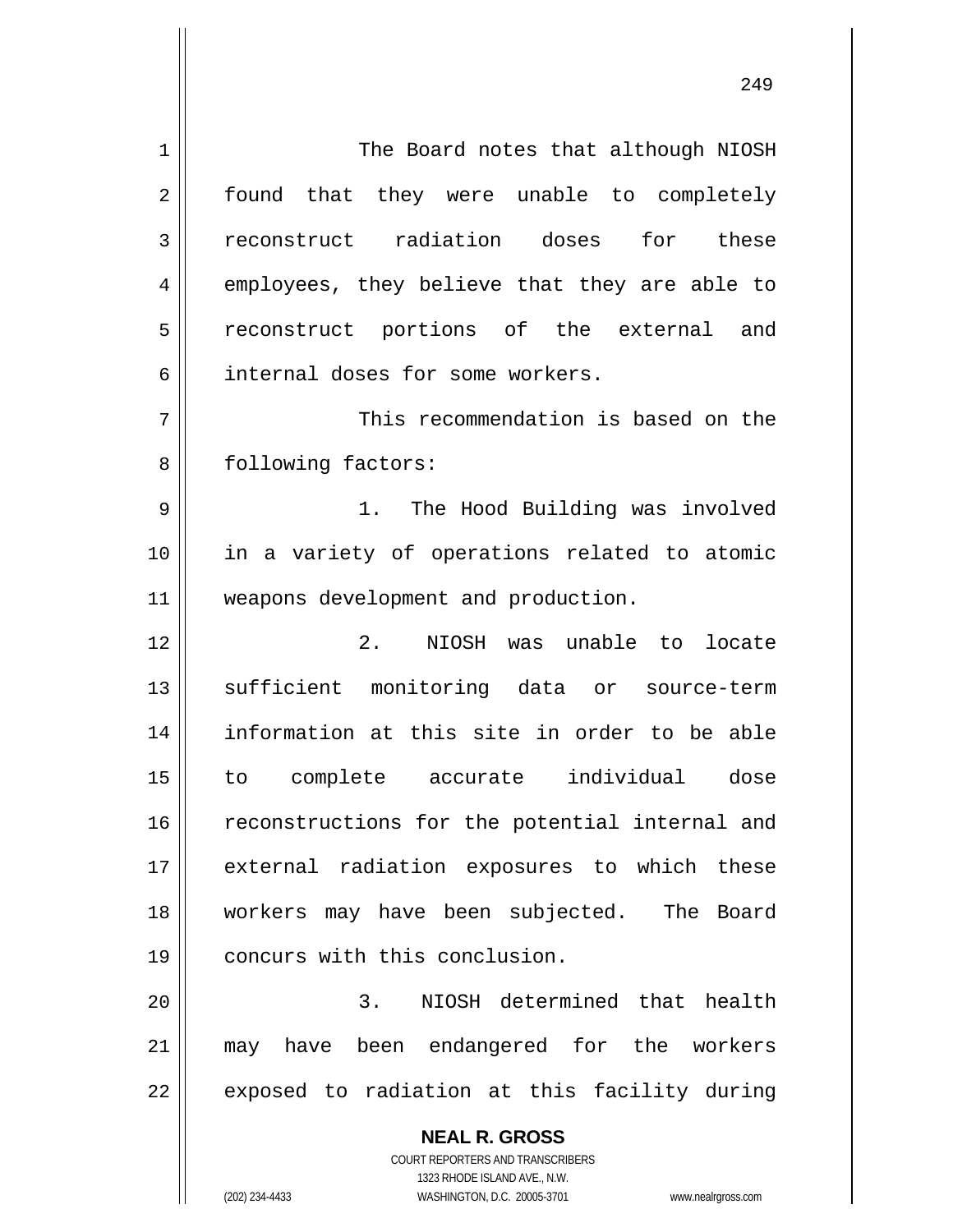The Board notes that although NIOSH found that they were unable to completely reconstruct radiation doses for these employees, they believe that they are able to reconstruct portions of the external and internal doses for some workers.

This recommendation is based on the following factors:

1. The Hood Building was involved in a variety of operations related to atomic weapons development and production.

2. NIOSH was unable to locate sufficient monitoring data or source-term information at this site in order to be able to complete accurate individual dose reconstructions for the potential internal and external radiation exposures to which these workers may have been subjected. The Board concurs with this conclusion.

3. NIOSH determined that health may have been endangered for the workers exposed to radiation at this facility during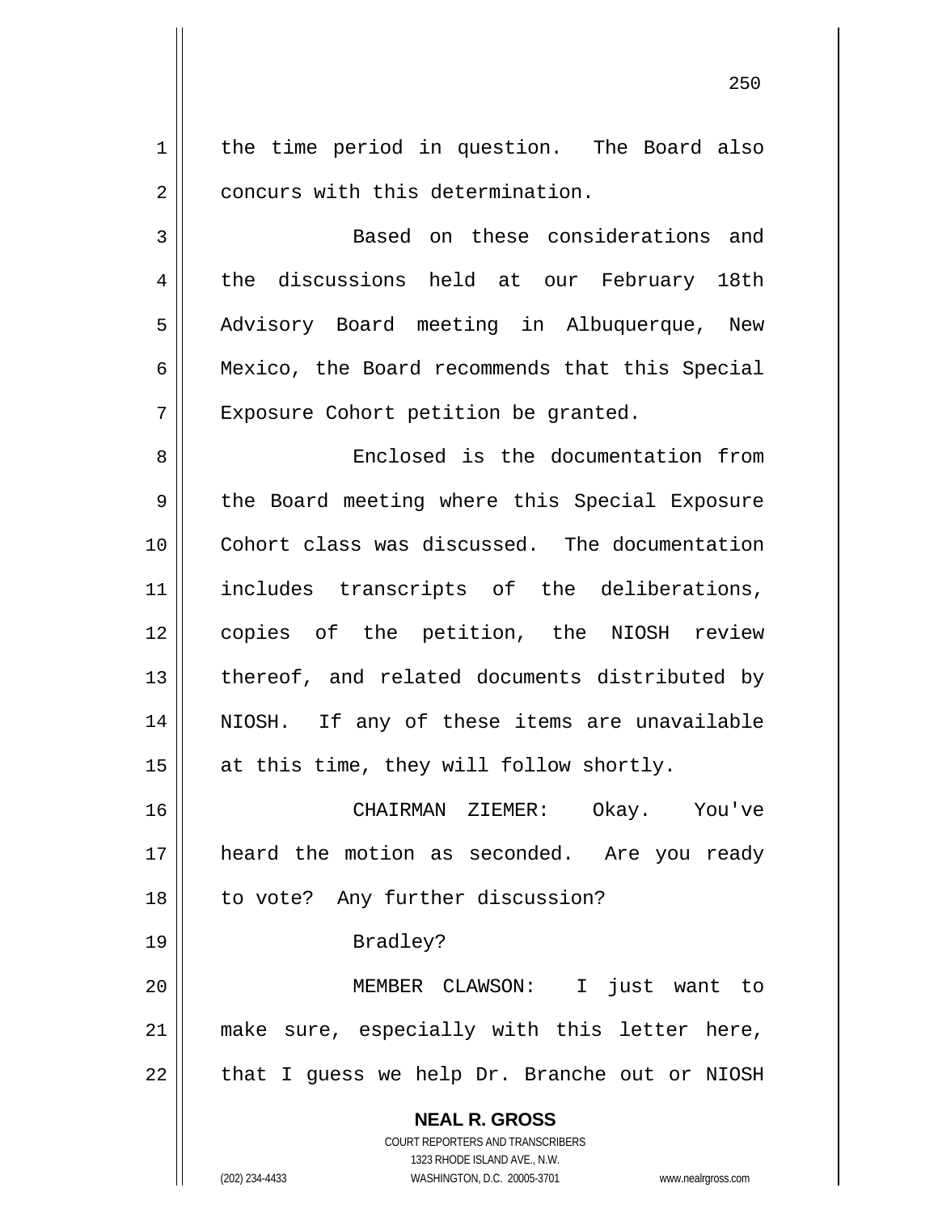the time period in question. The Board also concurs with this determination.

Based on these considerations and the discussions held at our February 18th Advisory Board meeting in Albuquerque, New Mexico, the Board recommends that this Special Exposure Cohort petition be granted.

Enclosed is the documentation from the Board meeting where this Special Exposure Cohort class was discussed. The documentation includes transcripts of the deliberations, copies of the petition, the NIOSH review thereof, and related documents distributed by NIOSH. If any of these items are unavailable at this time, they will follow shortly.

CHAIRMAN ZIEMER: Okay. You've heard the motion as seconded. Are you ready to vote? Any further discussion?

Bradley?

MEMBER CLAWSON: I just want to make sure, especially with this letter here, that I guess we help Dr. Branche out or NIOSH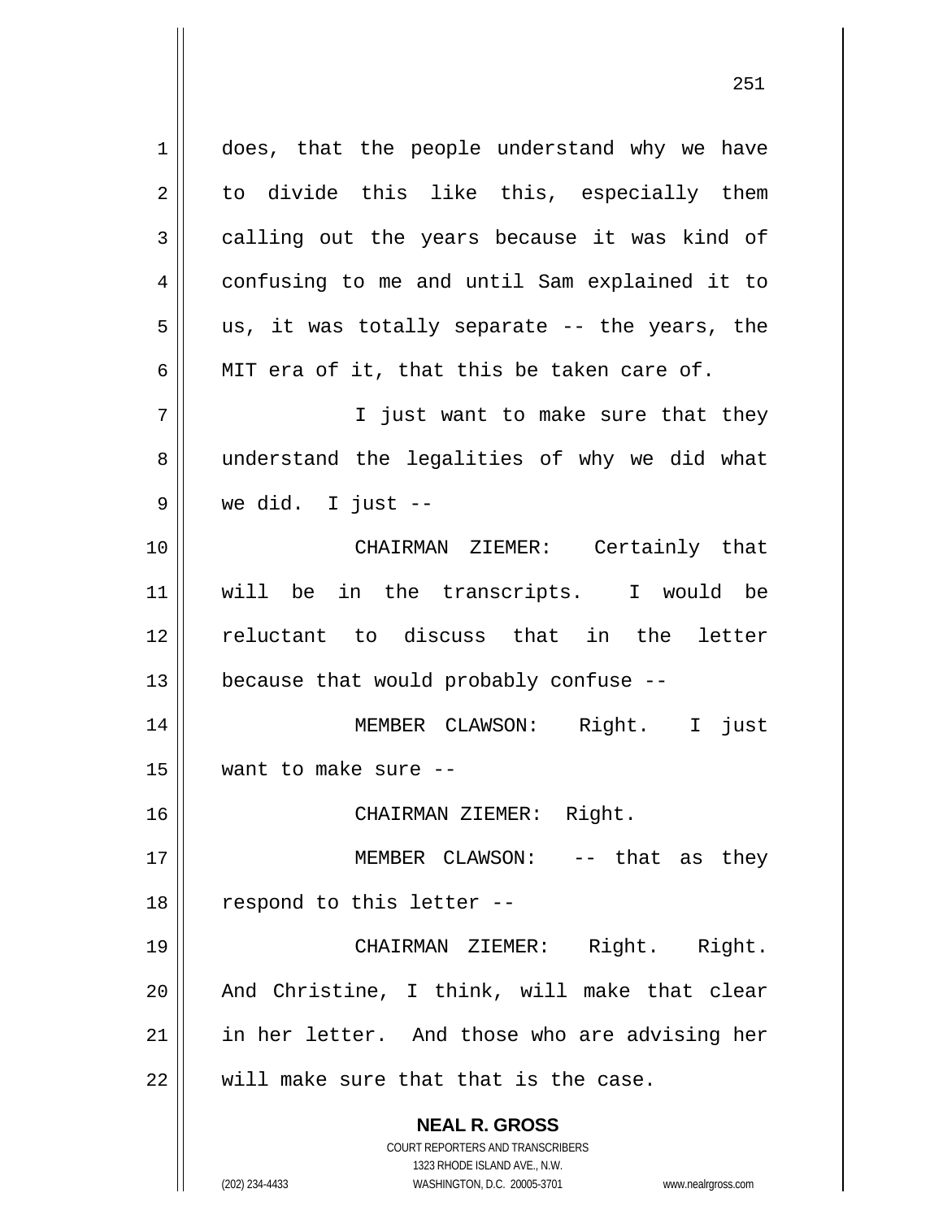does, that the people understand why we have to divide this like this, especially them calling out the years because it was kind of confusing to me and until Sam explained it to us, it was totally separate -- the years, the MIT era of it, that this be taken care of.

I just want to make sure that they understand the legalities of why we did what we did. I just --

CHAIRMAN ZIEMER: Certainly that will be in the transcripts. I would be reluctant to discuss that in the letter because that would probably confuse --

MEMBER CLAWSON: Right. I just want to make sure --

CHAIRMAN ZIEMER: Right.

MEMBER CLAWSON: -- that as they respond to this letter --

CHAIRMAN ZIEMER: Right. Right. And Christine, I think, will make that clear in her letter. And those who are advising her will make sure that that is the case.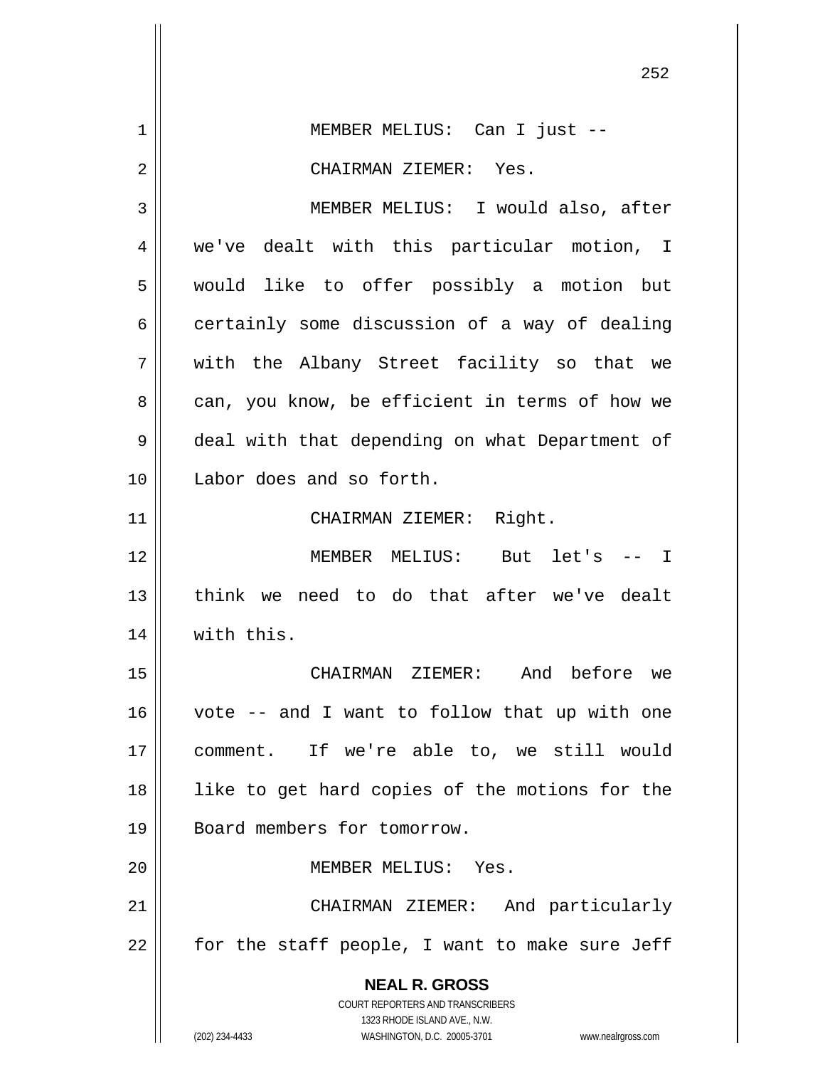MEMBER MELIUS: Can I just --

CHAIRMAN ZIEMER: Yes.

MEMBER MELIUS: I would also, after we've dealt with this particular motion, I would like to offer possibly a motion but certainly some discussion of a way of dealing with the Albany Street facility so that we can, you know, be efficient in terms of how we deal with that depending on what Department of Labor does and so forth.

CHAIRMAN ZIEMER: Right.

MEMBER MELIUS: But let's -- I think we need to do that after we've dealt with this.

CHAIRMAN ZIEMER: And before we vote -- and I want to follow that up with one comment. If we're able to, we still would like to get hard copies of the motions for the Board members for tomorrow.

MEMBER MELIUS: Yes.

CHAIRMAN ZIEMER: And particularly for the staff people, I want to make sure Jeff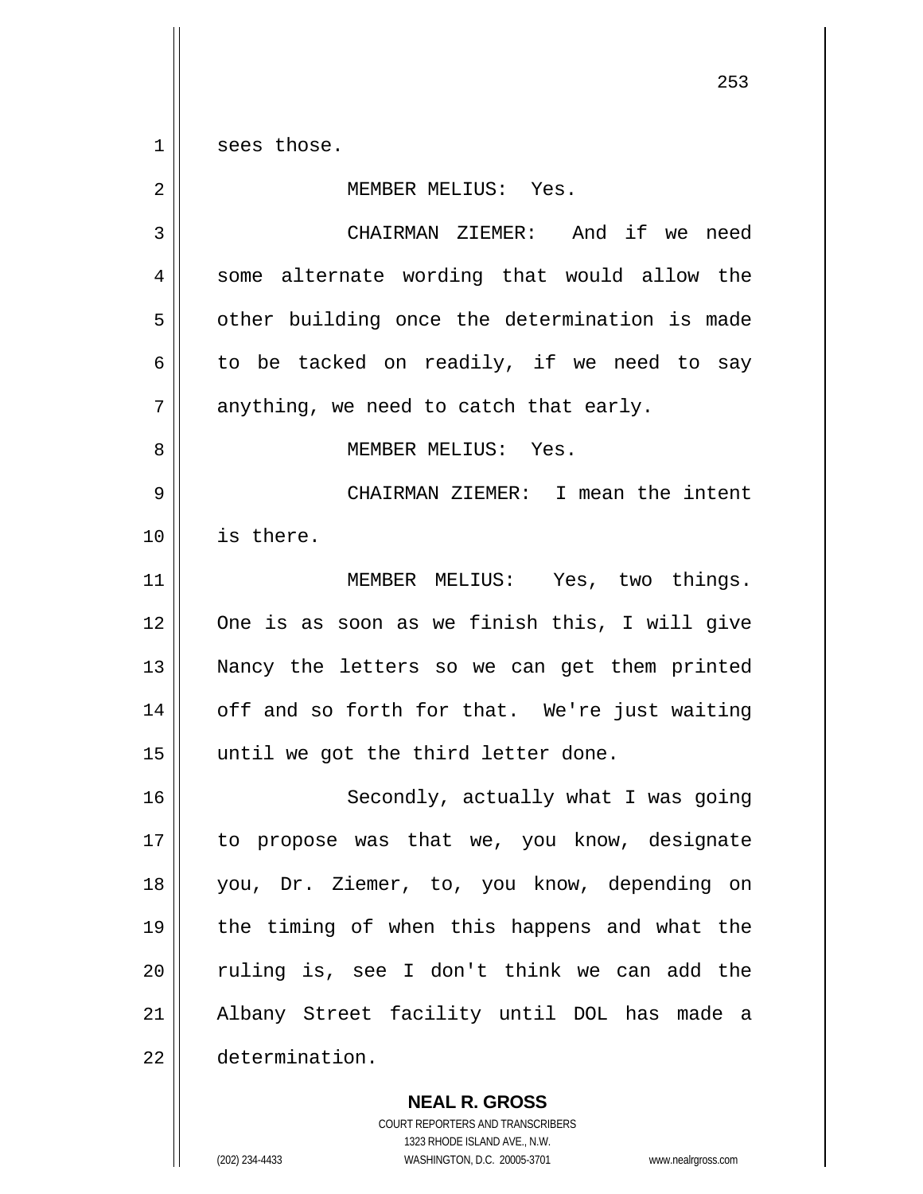sees those.

MEMBER MELIUS: Yes.

CHAIRMAN ZIEMER: And if we need some alternate wording that would allow the other building once the determination is made to be tacked on readily, if we need to say anything, we need to catch that early.

MEMBER MELIUS: Yes.

CHAIRMAN ZIEMER: I mean the intent is there.

MEMBER MELIUS: Yes, two things. One is as soon as we finish this, I will give Nancy the letters so we can get them printed off and so forth for that. We're just waiting until we got the third letter done.

Secondly, actually what I was going to propose was that we, you know, designate you, Dr. Ziemer, to, you know, depending on the timing of when this happens and what the ruling is, see I don't think we can add the Albany Street facility until DOL has made a determination.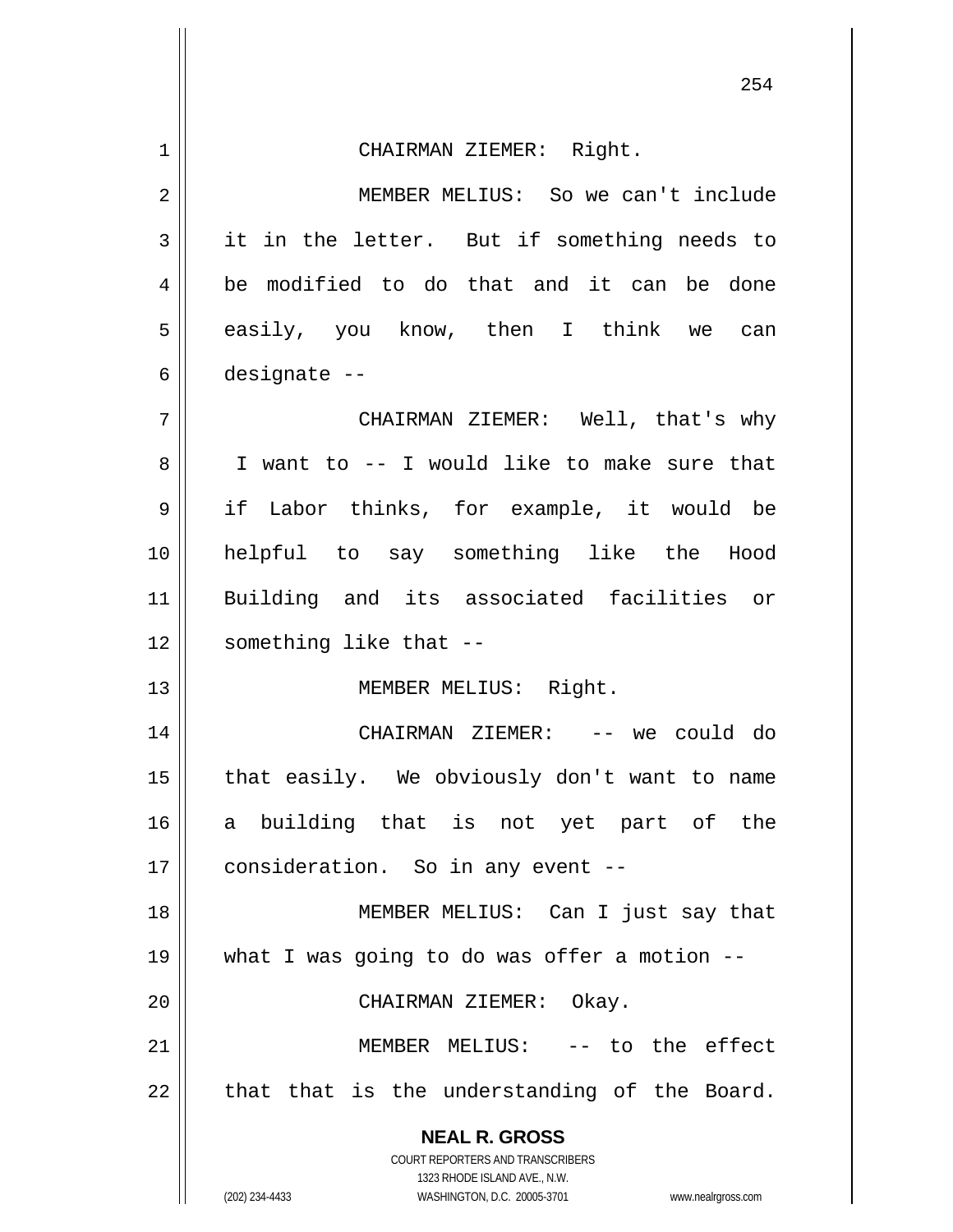CHAIRMAN ZIEMER: Right.

MEMBER MELIUS: So we can't include it in the letter. But if something needs to be modified to do that and it can be done easily, you know, then I think we can designate --

CHAIRMAN ZIEMER: Well, that's why I want to -- I would like to make sure that if Labor thinks, for example, it would be helpful to say something like the Hood Building and its associated facilities or something like that --

MEMBER MELIUS: Right.

CHAIRMAN ZIEMER: -- we could do that easily. We obviously don't want to name a building that is not yet part of the consideration. So in any event --

MEMBER MELIUS: Can I just say that what I was going to do was offer a motion --

CHAIRMAN ZIEMER: Okay.

MEMBER MELIUS: -- to the effect that that is the understanding of the Board.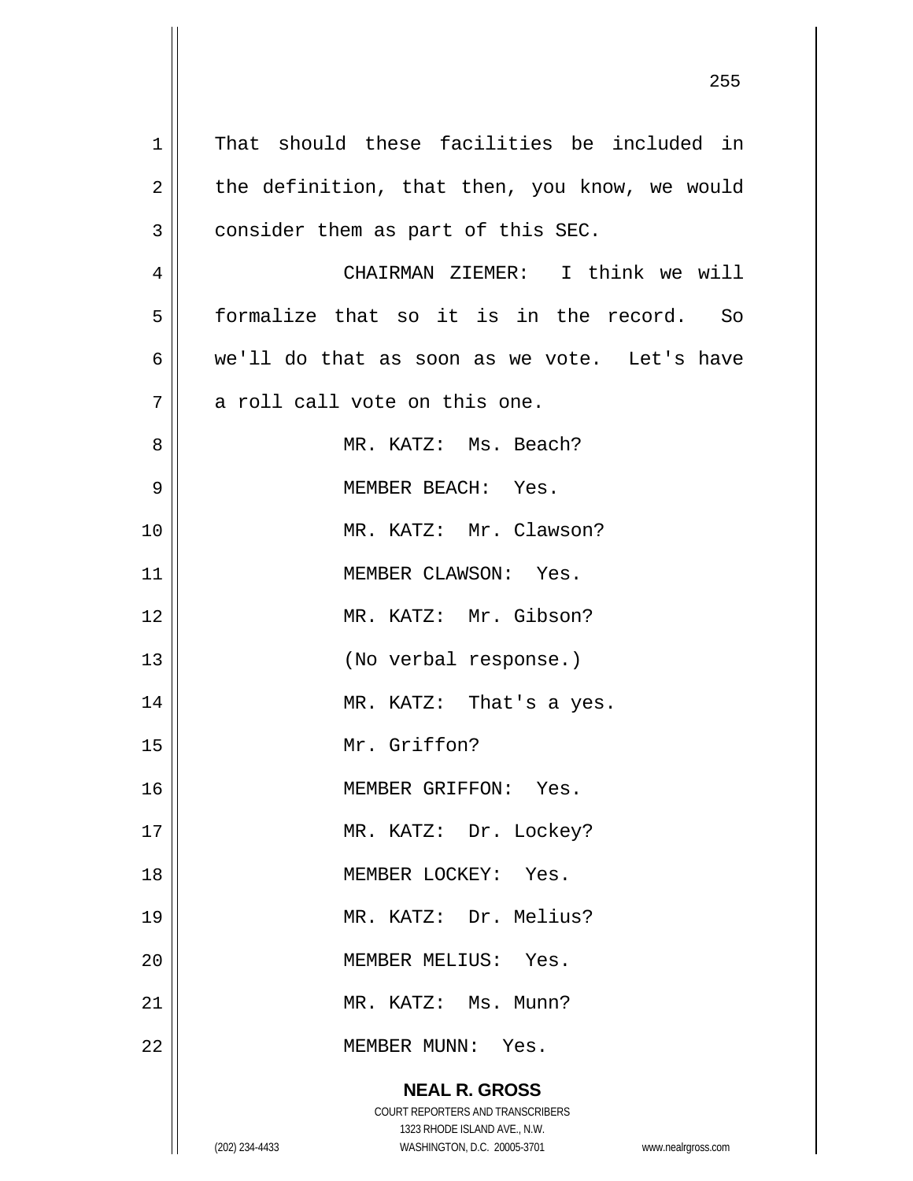That should these facilities be included in the definition, that then, you know, we would consider them as part of this SEC.

CHAIRMAN ZIEMER: I think we will formalize that so it is in the record. So we'll do that as soon as we vote. Let's have a roll call vote on this one.

MR. KATZ: Ms. Beach?

MEMBER BEACH: Yes.

MR. KATZ: Mr. Clawson?

MEMBER CLAWSON: Yes.

MR. KATZ: Mr. Gibson?

(No verbal response.)

MR. KATZ: That's a yes.

Mr. Griffon?

MEMBER GRIFFON: Yes.

MR. KATZ: Dr. Lockey?

MEMBER LOCKEY: Yes.

MR. KATZ: Dr. Melius?

MEMBER MELIUS: Yes.

MR. KATZ: Ms. Munn?

MEMBER MUNN: Yes.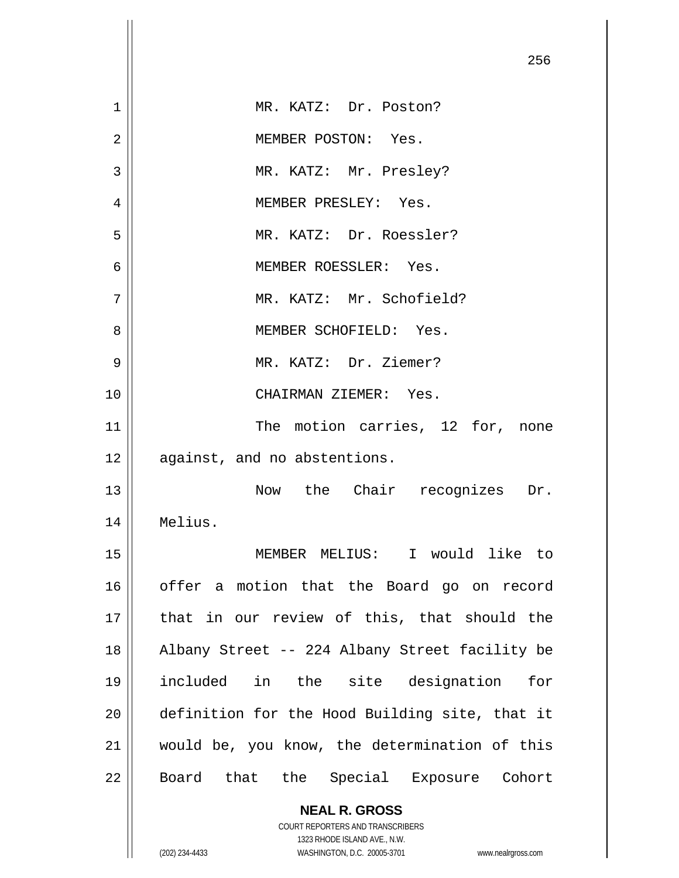MR. KATZ: Dr. Poston?

MEMBER POSTON: Yes.

MR. KATZ: Mr. Presley?

MEMBER PRESLEY: Yes.

MR. KATZ: Dr. Roessler?

MEMBER ROESSLER: Yes.

MR. KATZ: Mr. Schofield?

MEMBER SCHOFIELD: Yes.

MR. KATZ: Dr. Ziemer?

CHAIRMAN ZIEMER: Yes.

The motion carries, 12 for, none against, and no abstentions.

Now the Chair recognizes Dr. Melius.

MEMBER MELIUS: I would like to offer a motion that the Board go on record that in our review of this, that should the Albany Street -- 224 Albany Street facility be included in the site designation for definition for the Hood Building site, that it would be, you know, the determination of this Board that the Special Exposure Cohort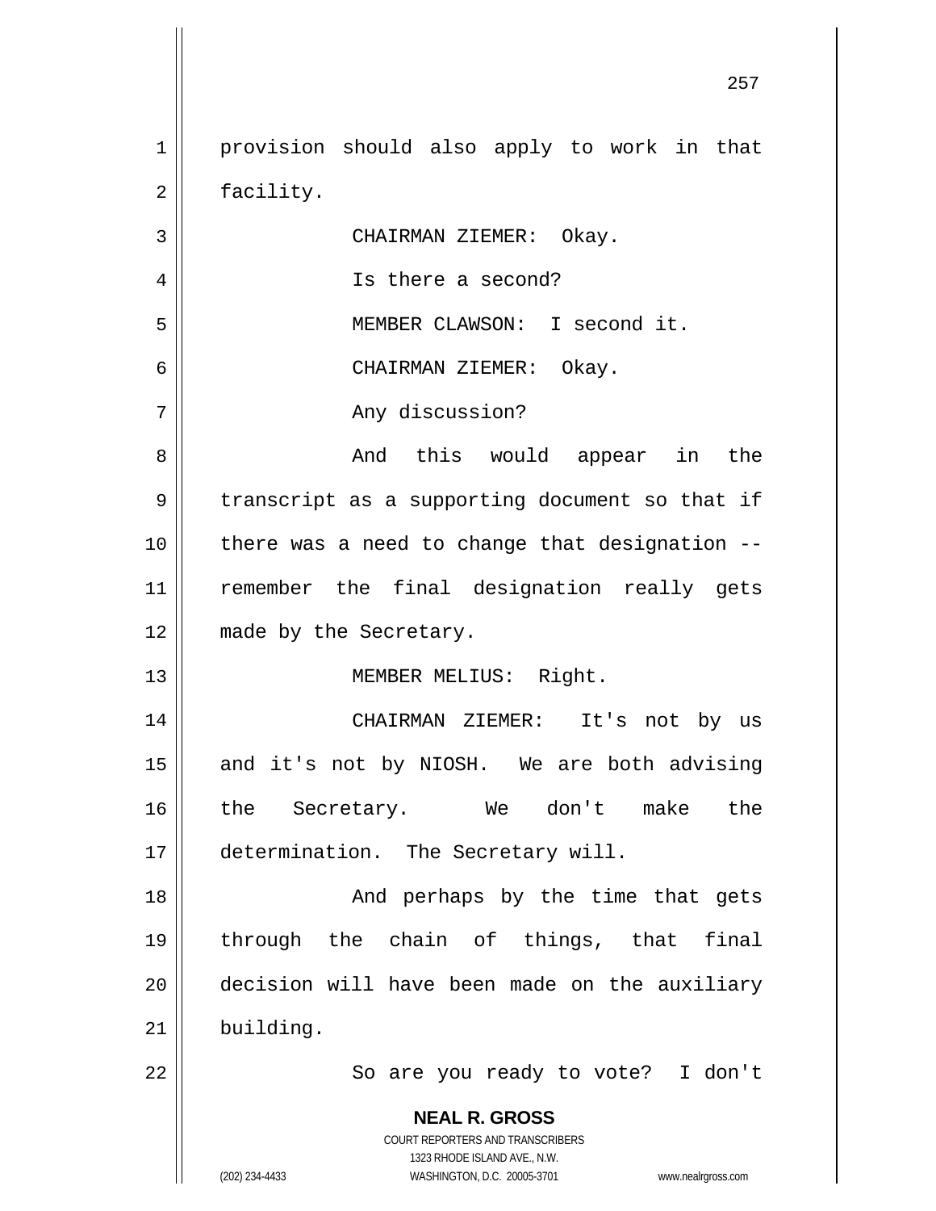provision should also apply to work in that facility.

CHAIRMAN ZIEMER: Okay.

Is there a second?

MEMBER CLAWSON: I second it.

CHAIRMAN ZIEMER: Okay.

Any discussion?

And this would appear in the transcript as a supporting document so that if there was a need to change that designation -- remember the final designation really gets made by the Secretary.

MEMBER MELIUS: Right.

CHAIRMAN ZIEMER: It's not by us and it's not by NIOSH. We are both advising the Secretary. We don't make the determination. The Secretary will.

And perhaps by the time that gets through the chain of things, that final decision will have been made on the auxiliary building.

So are you ready to vote? I don't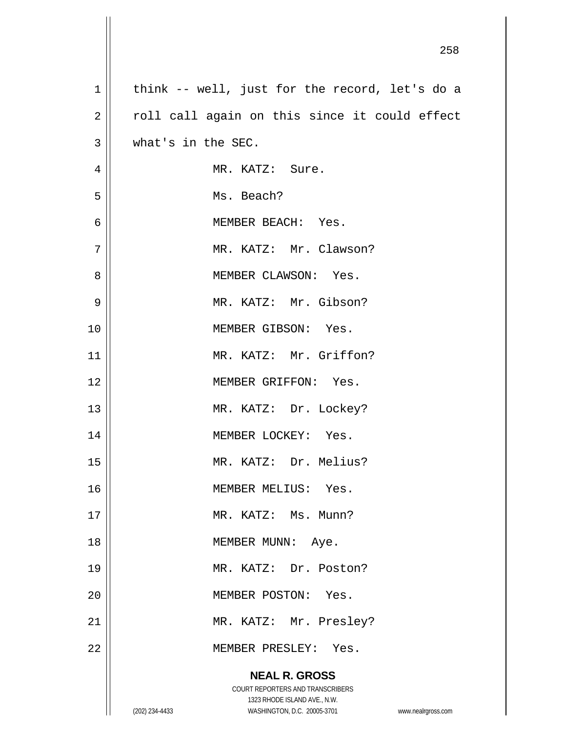think -- well, just for the record, let's do a roll call again on this since it could effect what's in the SEC.

MR. KATZ: Sure.

Ms. Beach?

MEMBER BEACH: Yes.

MR. KATZ: Mr. Clawson?

MEMBER CLAWSON: Yes.

MR. KATZ: Mr. Gibson?

MEMBER GIBSON: Yes.

MR. KATZ: Mr. Griffon?

MEMBER GRIFFON: Yes.

MR. KATZ: Dr. Lockey?

MEMBER LOCKEY: Yes.

MR. KATZ: Dr. Melius?

MEMBER MELIUS: Yes.

MR. KATZ: Ms. Munn?

MEMBER MUNN: Aye.

MR. KATZ: Dr. Poston?

MEMBER POSTON: Yes.

MR. KATZ: Mr. Presley?

MEMBER PRESLEY: Yes.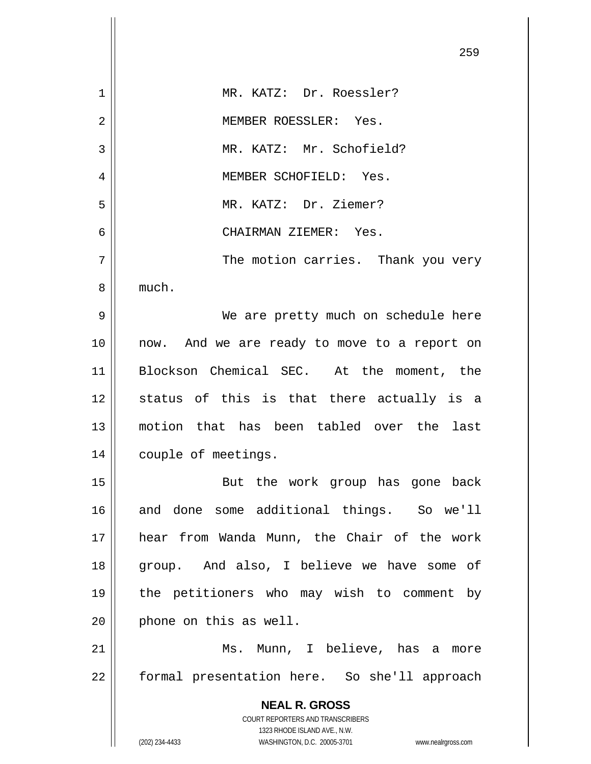MR. KATZ: Dr. Roessler?

MEMBER ROESSLER: Yes.

MR. KATZ: Mr. Schofield?

MEMBER SCHOFIELD: Yes.

MR. KATZ: Dr. Ziemer?

CHAIRMAN ZIEMER: Yes.

The motion carries. Thank you very much.

We are pretty much on schedule here now. And we are ready to move to a report on Blockson Chemical SEC. At the moment, the status of this is that there actually is a motion that has been tabled over the last couple of meetings.

But the work group has gone back and done some additional things. So we'll hear from Wanda Munn, the Chair of the work group. And also, I believe we have some of the petitioners who may wish to comment by phone on this as well.

Ms. Munn, I believe, has a more formal presentation here. So she'll approach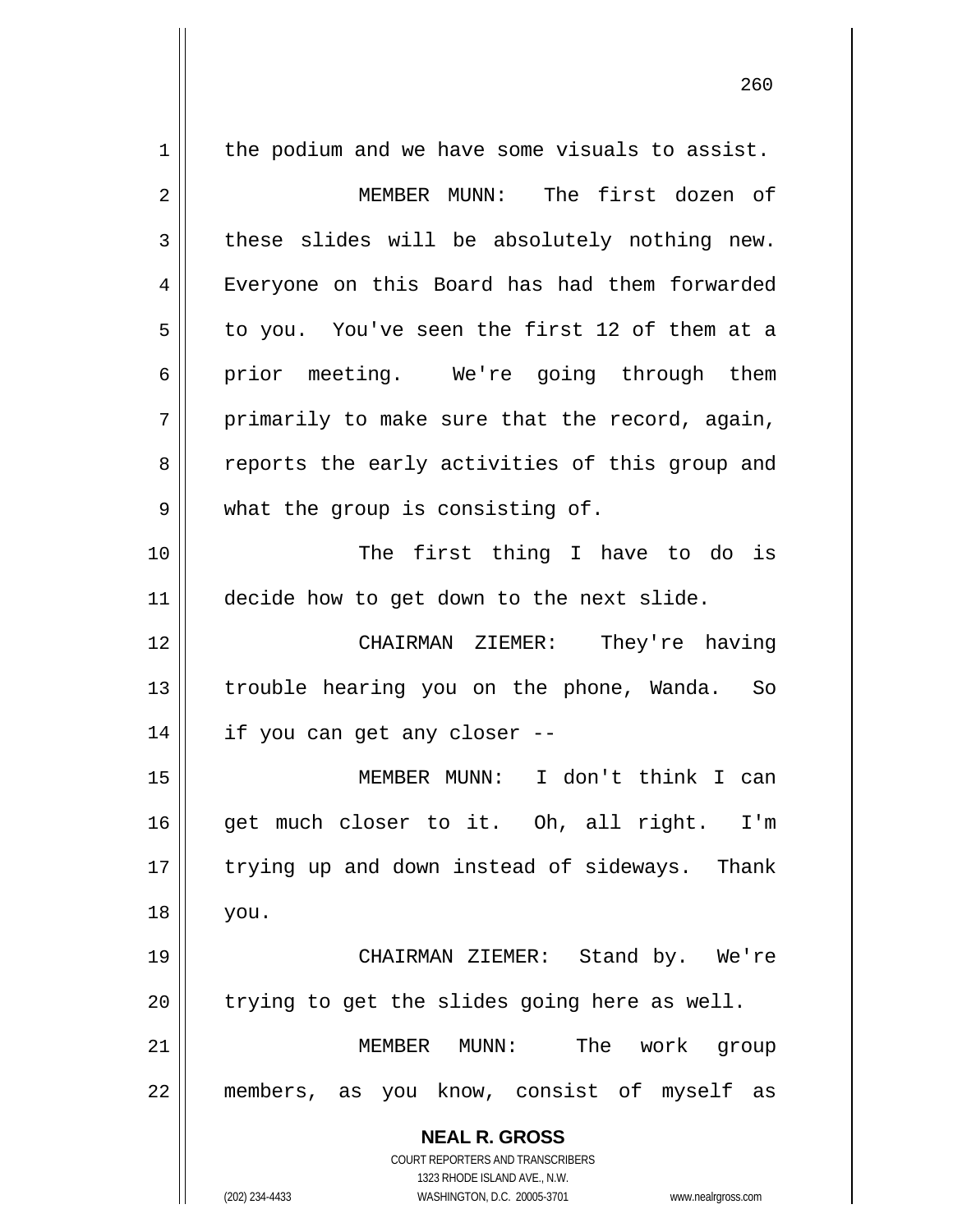the podium and we have some visuals to assist.

MEMBER MUNN: The first dozen of these slides will be absolutely nothing new. Everyone on this Board has had them forwarded to you. You've seen the first 12 of them at a prior meeting. We're going through them primarily to make sure that the record, again, reports the early activities of this group and what the group is consisting of.

The first thing I have to do is decide how to get down to the next slide.

CHAIRMAN ZIEMER: They're having trouble hearing you on the phone, Wanda. So if you can get any closer --

MEMBER MUNN: I don't think I can get much closer to it. Oh, all right. I'm trying up and down instead of sideways. Thank you.

CHAIRMAN ZIEMER: Stand by. We're trying to get the slides going here as well.

MEMBER MUNN: The work group members, as you know, consist of myself as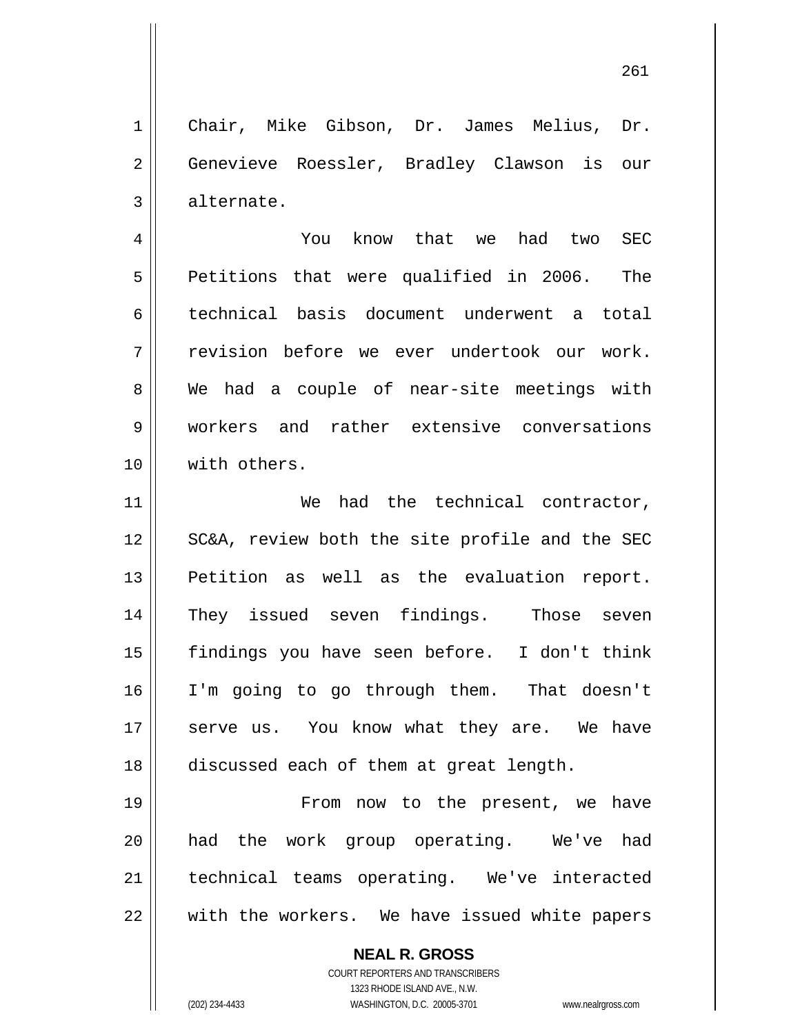Chair, Mike Gibson, Dr. James Melius, Dr. Genevieve Roessler, Bradley Clawson is our alternate.

You know that we had two SEC Petitions that were qualified in 2006. The technical basis document underwent a total revision before we ever undertook our work. We had a couple of near-site meetings with workers and rather extensive conversations with others.

We had the technical contractor, SC&A, review both the site profile and the SEC Petition as well as the evaluation report. They issued seven findings. Those seven findings you have seen before. I don't think I'm going to go through them. That doesn't serve us. You know what they are. We have discussed each of them at great length.

From now to the present, we have had the work group operating. We've had technical teams operating. We've interacted with the workers. We have issued white papers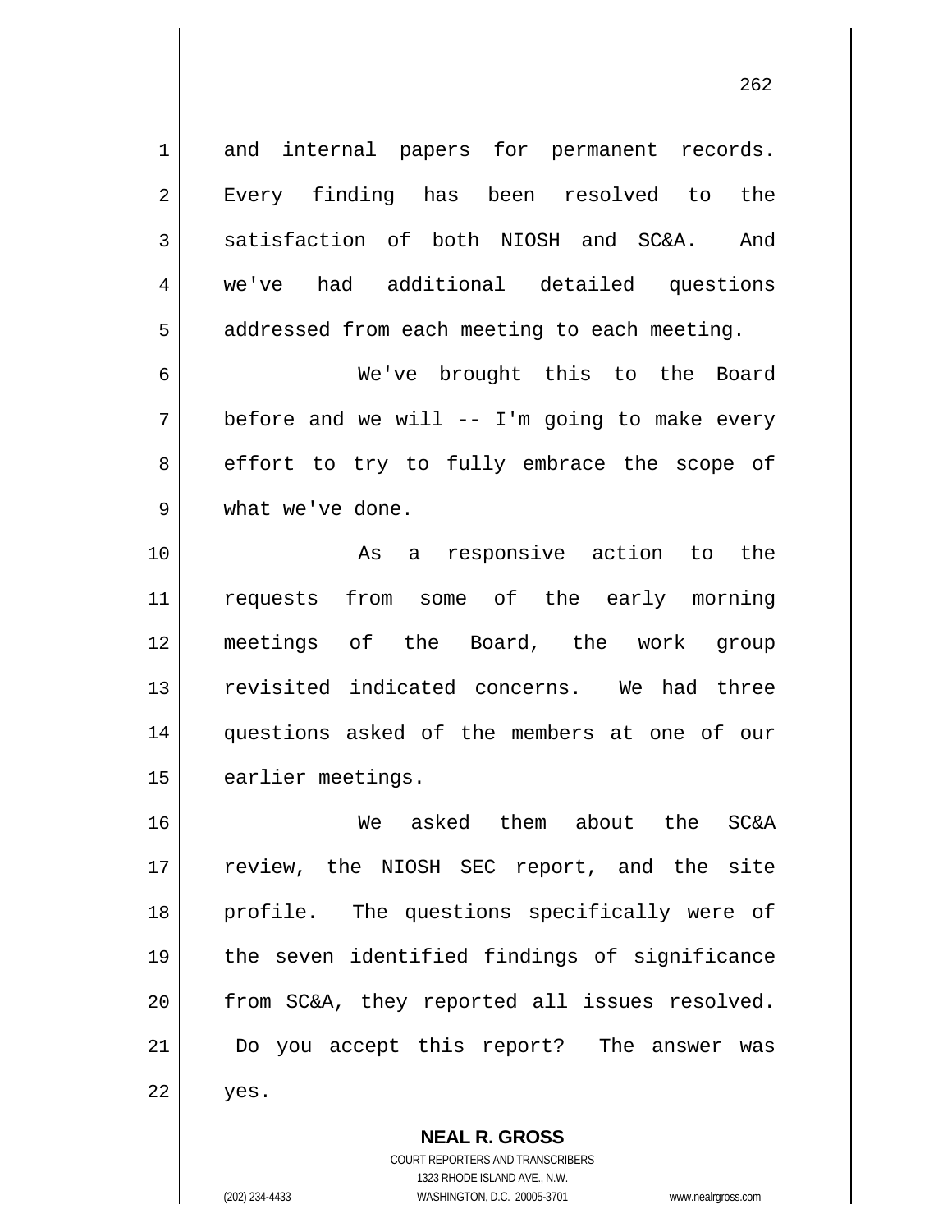and internal papers for permanent records. Every finding has been resolved to the satisfaction of both NIOSH and SC&A. And we've had additional detailed questions addressed from each meeting to each meeting.

We've brought this to the Board before and we will -- I'm going to make every effort to try to fully embrace the scope of what we've done.

As a responsive action to the requests from some of the early morning meetings of the Board, the work group revisited indicated concerns. We had three questions asked of the members at one of our earlier meetings.

We asked them about the SC&A review, the NIOSH SEC report, and the site profile. The questions specifically were of the seven identified findings of significance from SC&A, they reported all issues resolved. Do you accept this report? The answer was yes.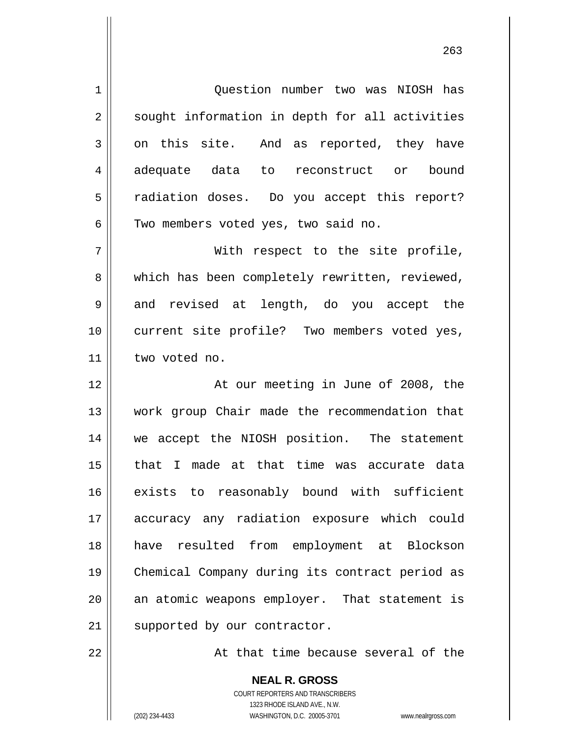Question number two was NIOSH has sought information in depth for all activities on this site. And as reported, they have adequate data to reconstruct or bound radiation doses. Do you accept this report? Two members voted yes, two said no.

With respect to the site profile, which has been completely rewritten, reviewed, and revised at length, do you accept the current site profile? Two members voted yes, two voted no.

At our meeting in June of 2008, the work group Chair made the recommendation that we accept the NIOSH position. The statement that I made at that time was accurate data exists to reasonably bound with sufficient accuracy any radiation exposure which could have resulted from employment at Blockson Chemical Company during its contract period as an atomic weapons employer. That statement is supported by our contractor.

At that time because several of the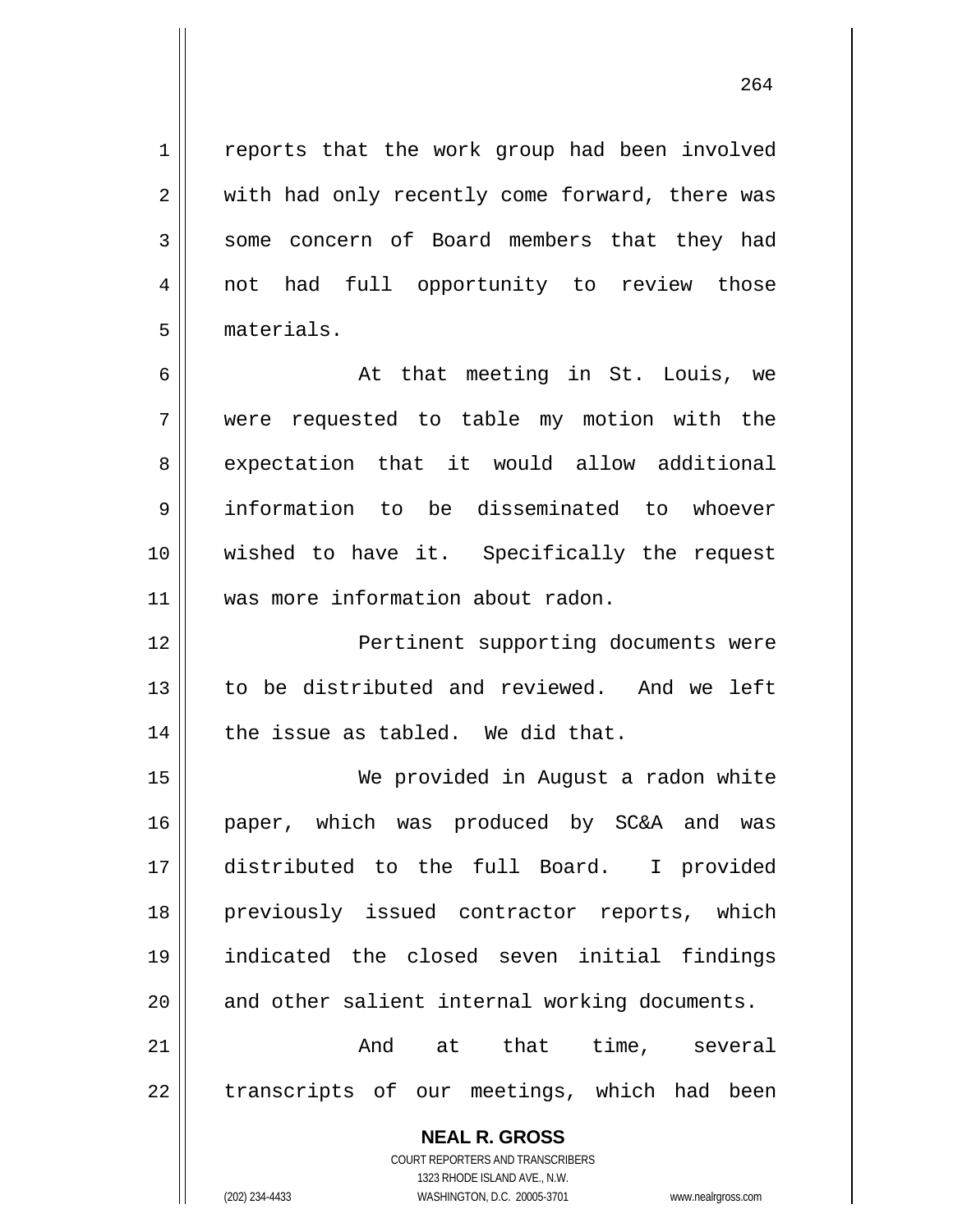reports that the work group had been involved with had only recently come forward, there was some concern of Board members that they had not had full opportunity to review those materials.

At that meeting in St. Louis, we were requested to table my motion with the expectation that it would allow additional information to be disseminated to whoever wished to have it. Specifically the request was more information about radon.

Pertinent supporting documents were to be distributed and reviewed. And we left the issue as tabled. We did that.

We provided in August a radon white paper, which was produced by SC&A and was distributed to the full Board. I provided previously issued contractor reports, which indicated the closed seven initial findings and other salient internal working documents.

And at that time, several transcripts of our meetings, which had been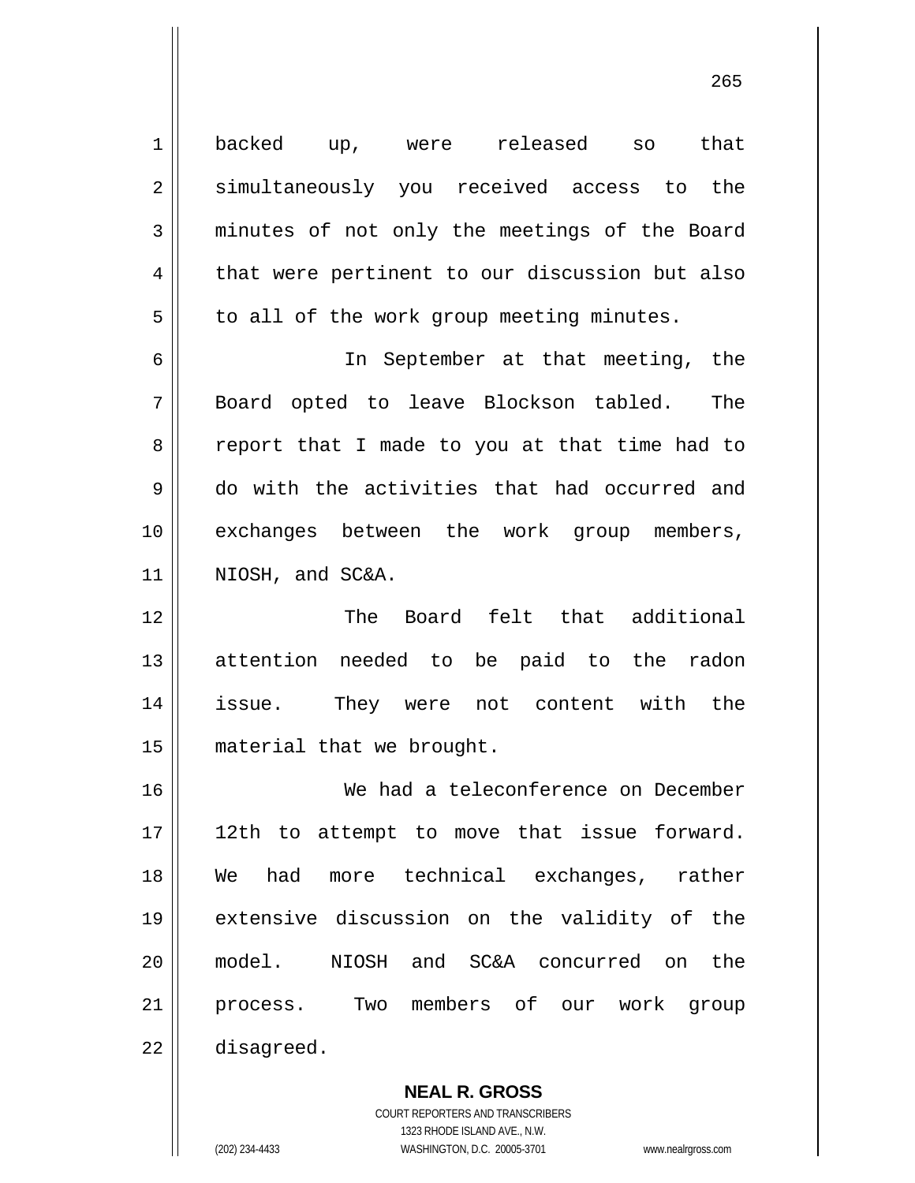backed up, were released so that simultaneously you received access to the minutes of not only the meetings of the Board that were pertinent to our discussion but also to all of the work group meeting minutes.

In September at that meeting, the Board opted to leave Blockson tabled. The report that I made to you at that time had to do with the activities that had occurred and exchanges between the work group members, NIOSH, and SC&A.

The Board felt that additional attention needed to be paid to the radon issue. They were not content with the material that we brought.

We had a teleconference on December 12th to attempt to move that issue forward. We had more technical exchanges, rather extensive discussion on the validity of the model. NIOSH and SC&A concurred on the process. Two members of our work group disagreed.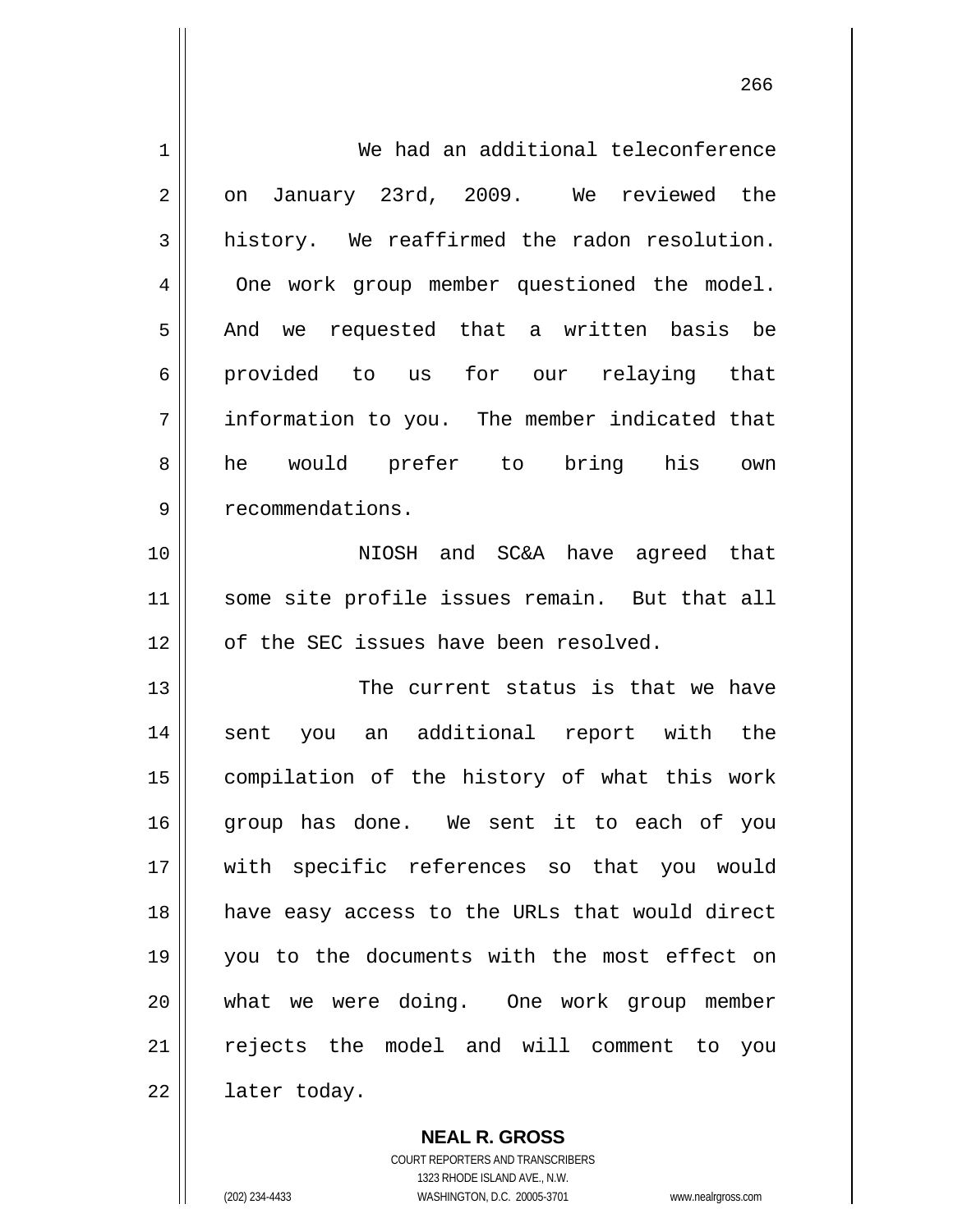We had an additional teleconference on January 23rd, 2009. We reviewed the history. We reaffirmed the radon resolution. One work group member questioned the model. And we requested that a written basis be provided to us for our relaying that information to you. The member indicated that he would prefer to bring his own recommendations.

NIOSH and SC&A have agreed that some site profile issues remain. But that all of the SEC issues have been resolved.

The current status is that we have sent you an additional report with the compilation of the history of what this work group has done. We sent it to each of you with specific references so that you would have easy access to the URLs that would direct you to the documents with the most effect on what we were doing. One work group member rejects the model and will comment to you later today.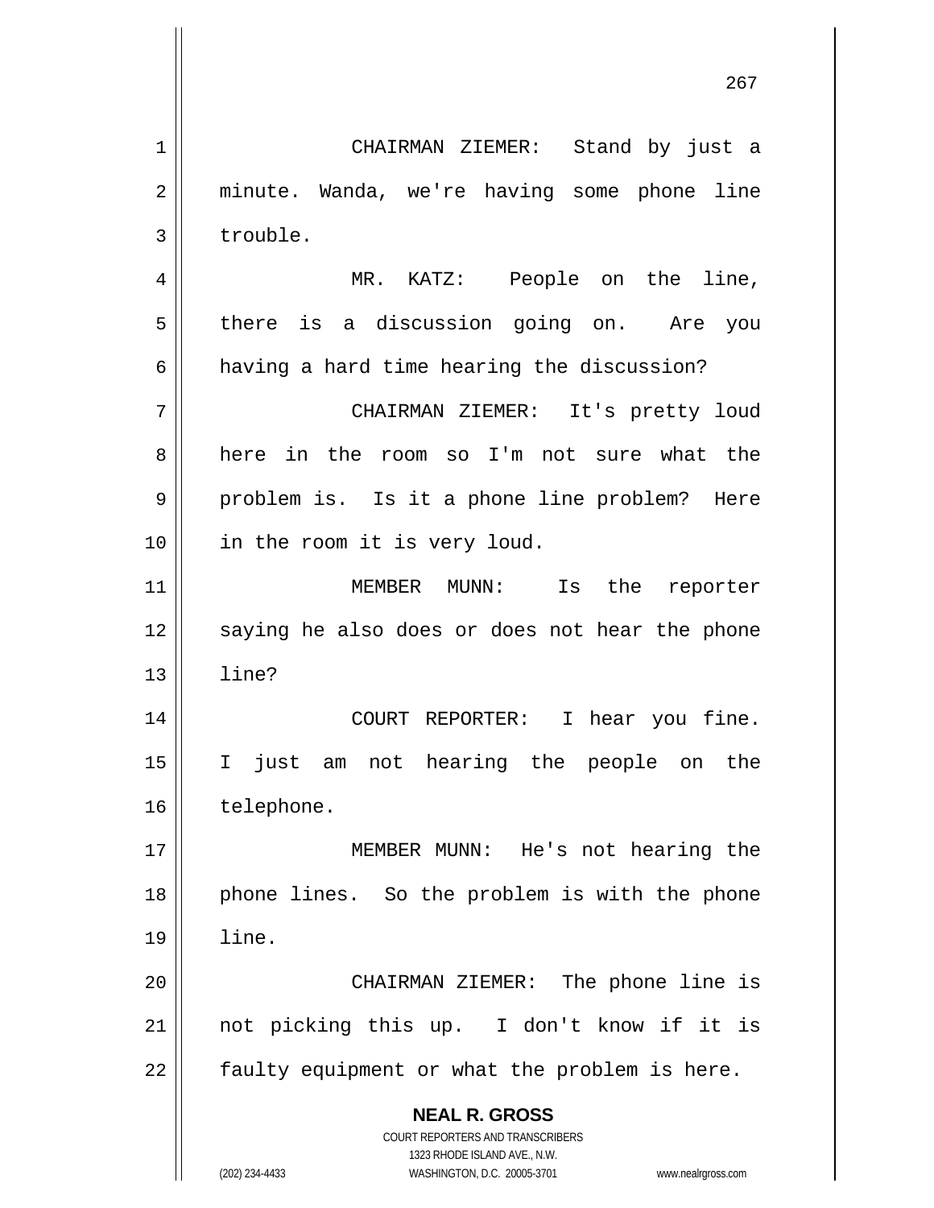CHAIRMAN ZIEMER: Stand by just a minute. Wanda, we're having some phone line trouble.

MR. KATZ: People on the line, there is a discussion going on. Are you having a hard time hearing the discussion?

CHAIRMAN ZIEMER: It's pretty loud here in the room so I'm not sure what the problem is. Is it a phone line problem? Here in the room it is very loud.

MEMBER MUNN: Is the reporter saying he also does or does not hear the phone line?

COURT REPORTER: I hear you fine. I just am not hearing the people on the telephone.

MEMBER MUNN: He's not hearing the phone lines. So the problem is with the phone line.

CHAIRMAN ZIEMER: The phone line is not picking this up. I don't know if it is faulty equipment or what the problem is here.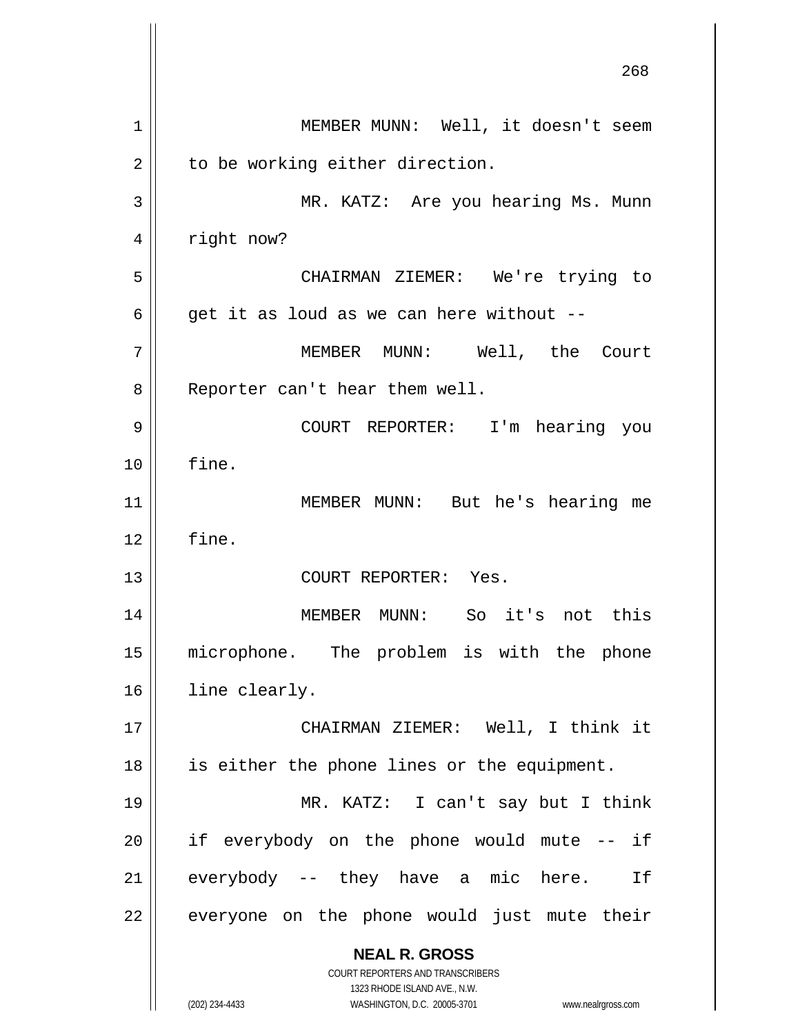MEMBER MUNN: Well, it doesn't seem to be working either direction.

MR. KATZ: Are you hearing Ms. Munn right now?

CHAIRMAN ZIEMER: We're trying to get it as loud as we can here without --

MEMBER MUNN: Well, the Court Reporter can't hear them well.

COURT REPORTER: I'm hearing you fine.

MEMBER MUNN: But he's hearing me fine.

COURT REPORTER: Yes.

MEMBER MUNN: So it's not this microphone. The problem is with the phone line clearly.

CHAIRMAN ZIEMER: Well, I think it is either the phone lines or the equipment.

MR. KATZ: I can't say but I think if everybody on the phone would mute -- if everybody -- they have a mic here. If everyone on the phone would just mute their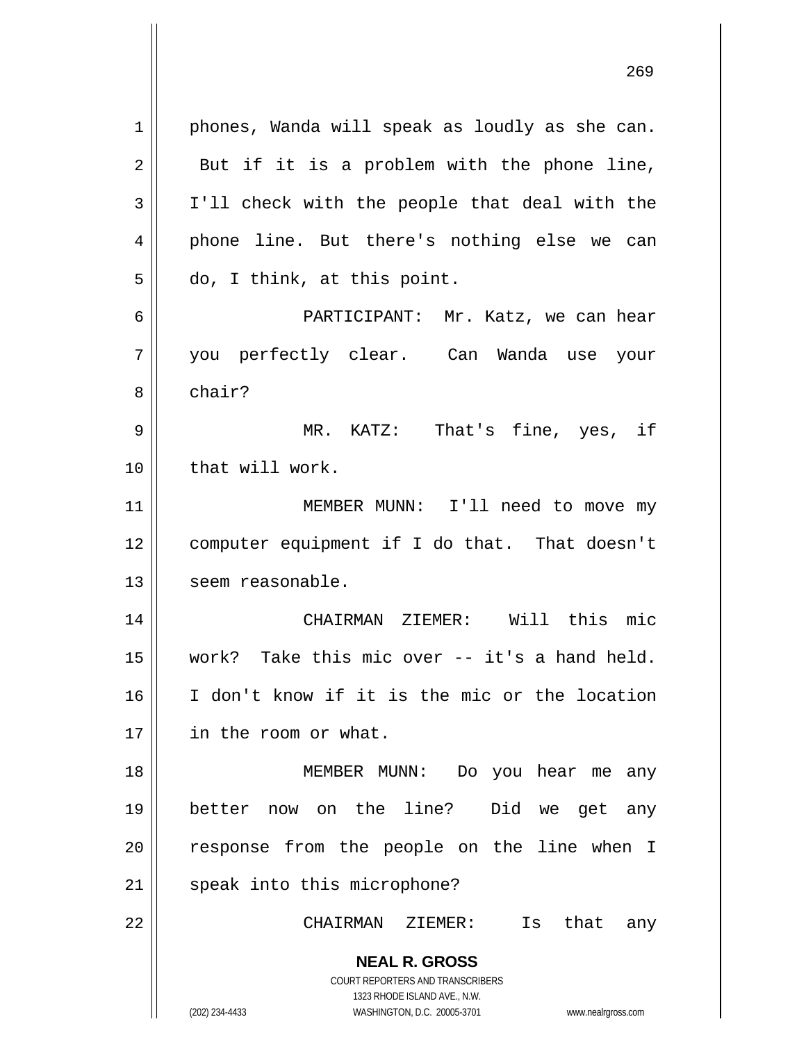phones, Wanda will speak as loudly as she can. But if it is a problem with the phone line, I'll check with the people that deal with the phone line. But there's nothing else we can do, I think, at this point.

PARTICIPANT: Mr. Katz, we can hear you perfectly clear. Can Wanda use your chair?

MR. KATZ: That's fine, yes, if that will work.

MEMBER MUNN: I'll need to move my computer equipment if I do that. That doesn't seem reasonable.

CHAIRMAN ZIEMER: Will this mic work? Take this mic over -- it's a hand held. I don't know if it is the mic or the location in the room or what.

MEMBER MUNN: Do you hear me any better now on the line? Did we get any response from the people on the line when I speak into this microphone?

CHAIRMAN ZIEMER: Is that any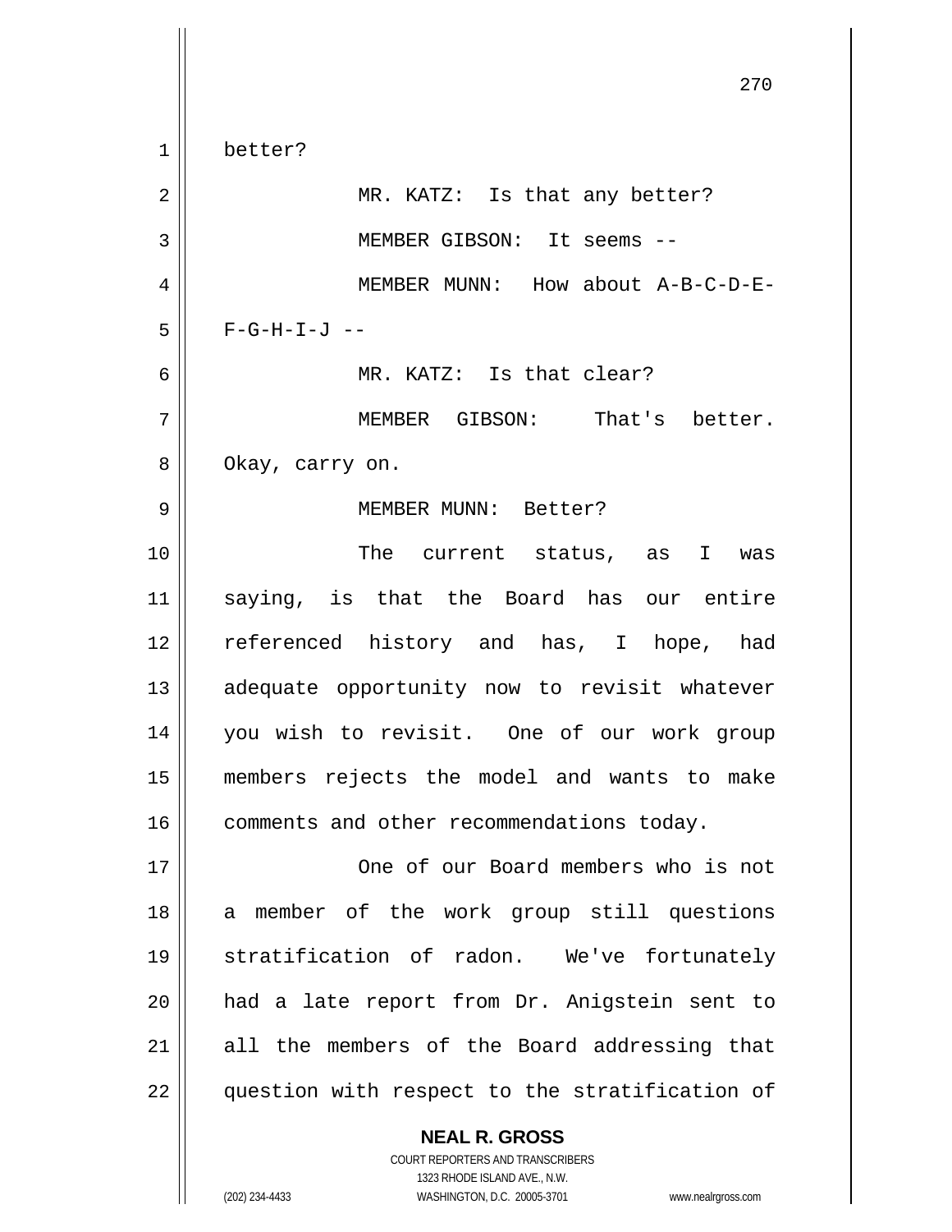better?

MR. KATZ: Is that any better?

MEMBER GIBSON: It seems --

MEMBER MUNN: How about A-B-C-D-E-F-G-H-I-J --

MR. KATZ: Is that clear?

MEMBER GIBSON: That's better. Okay, carry on.

MEMBER MUNN: Better?

The current status, as I was saying, is that the Board has our entire referenced history and has, I hope, had adequate opportunity now to revisit whatever you wish to revisit. One of our work group members rejects the model and wants to make comments and other recommendations today.

One of our Board members who is not a member of the work group still questions stratification of radon. We've fortunately had a late report from Dr. Anigstein sent to all the members of the Board addressing that question with respect to the stratification of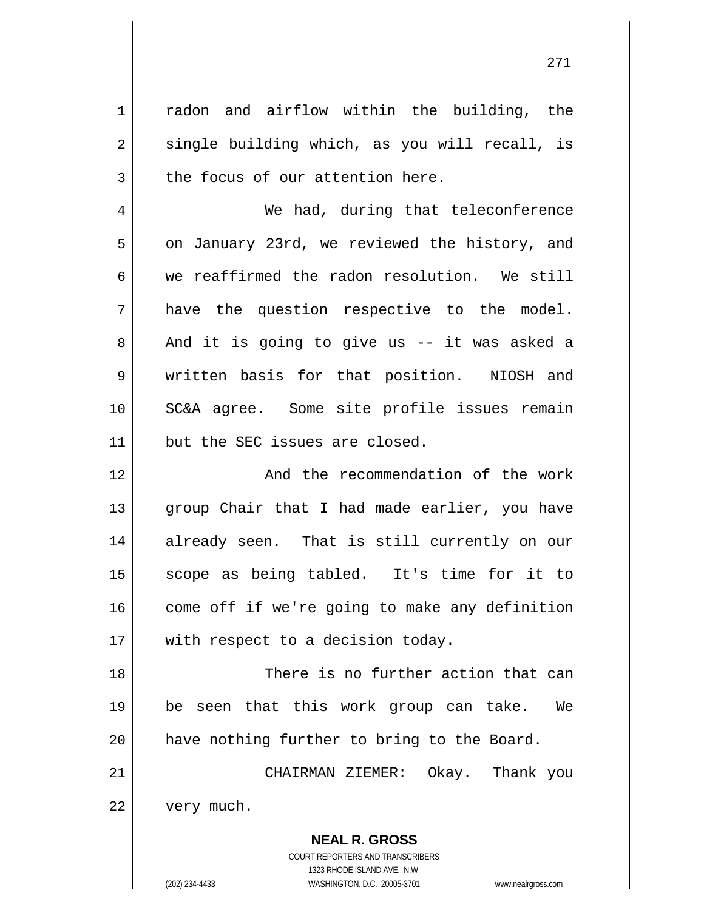radon and airflow within the building, the single building which, as you will recall, is the focus of our attention here.

We had, during that teleconference on January 23rd, we reviewed the history, and we reaffirmed the radon resolution. We still have the question respective to the model. And it is going to give us -- it was asked a written basis for that position. NIOSH and SC&A agree. Some site profile issues remain but the SEC issues are closed.

And the recommendation of the work group Chair that I had made earlier, you have already seen. That is still currently on our scope as being tabled. It's time for it to come off if we're going to make any definition with respect to a decision today.

There is no further action that can be seen that this work group can take. We have nothing further to bring to the Board.

CHAIRMAN ZIEMER: Okay. Thank you very much.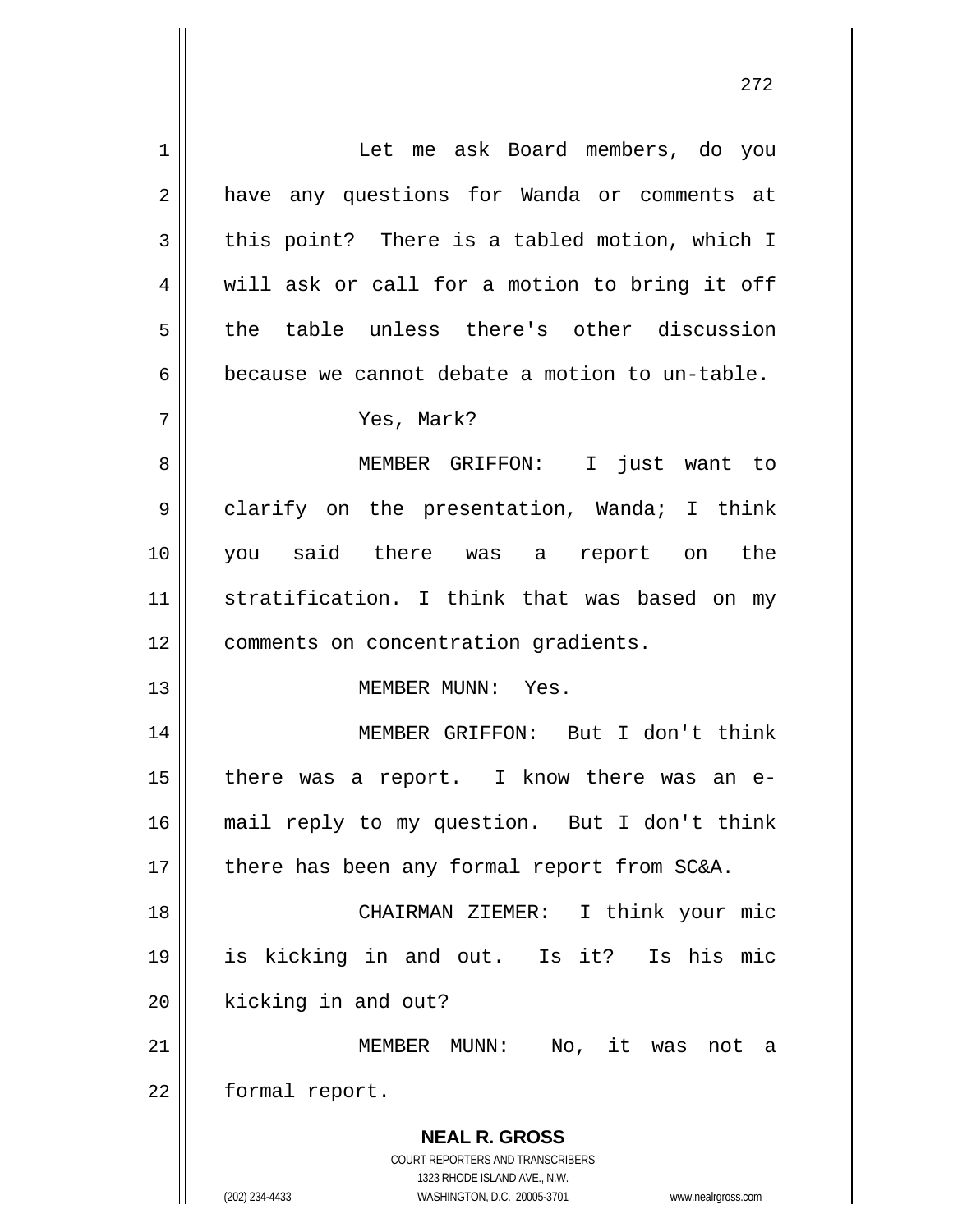Let me ask Board members, do you have any questions for Wanda or comments at this point? There is a tabled motion, which I will ask or call for a motion to bring it off the table unless there's other discussion because we cannot debate a motion to un-table.

Yes, Mark?

MEMBER GRIFFON: I just want to clarify on the presentation, Wanda; I think you said there was a report on the stratification. I think that was based on my comments on concentration gradients.

MEMBER MUNN: Yes.

MEMBER GRIFFON: But I don't think there was a report. I know there was an e-mail reply to my question. But I don't think there has been any formal report from SC&A.

CHAIRMAN ZIEMER: I think your mic is kicking in and out. Is it? Is his mic kicking in and out?

MEMBER MUNN: No, it was not a formal report.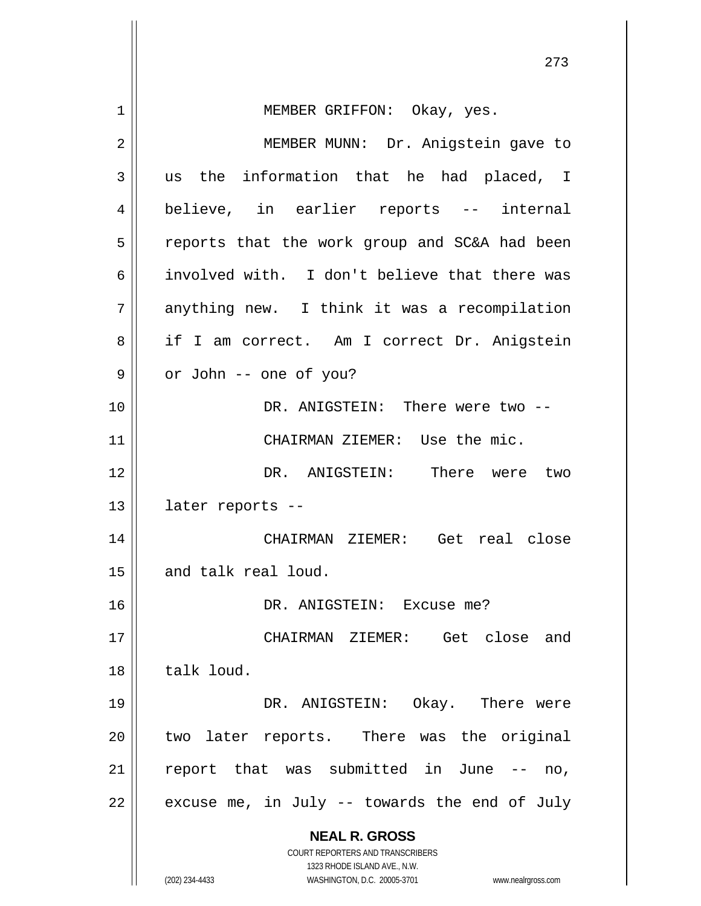MEMBER GRIFFON: Okay, yes.

MEMBER MUNN: Dr. Anigstein gave to us the information that he had placed, I believe, in earlier reports -- internal reports that the work group and SC&A had been involved with. I don't believe that there was anything new. I think it was a recompilation if I am correct. Am I correct Dr. Anigstein or John -- one of you?

DR. ANIGSTEIN: There were two --

CHAIRMAN ZIEMER: Use the mic.

DR. ANIGSTEIN: There were two later reports --

CHAIRMAN ZIEMER: Get real close and talk real loud.

DR. ANIGSTEIN: Excuse me?

CHAIRMAN ZIEMER: Get close and talk loud.

DR. ANIGSTEIN: Okay. There were two later reports. There was the original report that was submitted in June -- no, excuse me, in July -- towards the end of July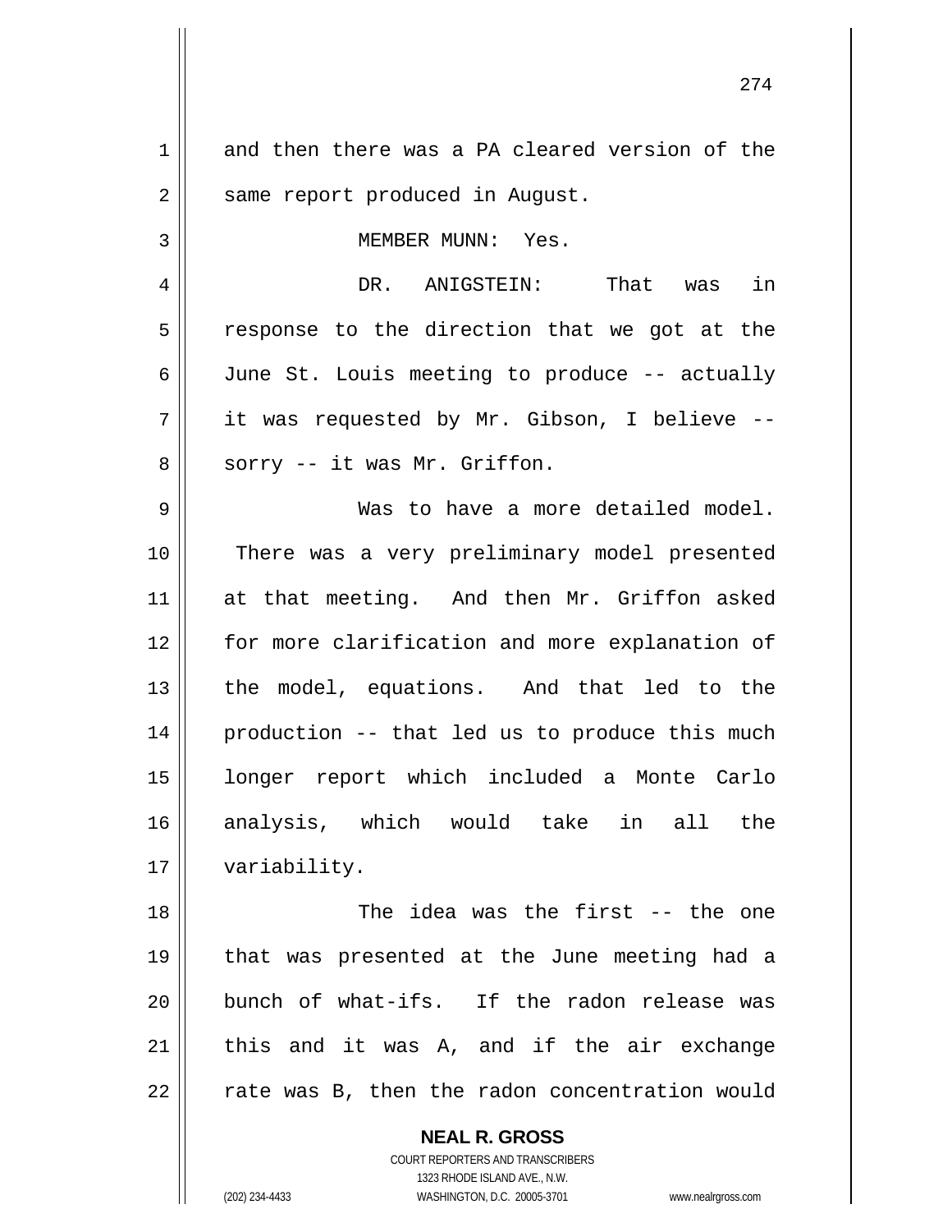and then there was a PA cleared version of the same report produced in August.

MEMBER MUNN: Yes.

DR. ANIGSTEIN: That was in response to the direction that we got at the June St. Louis meeting to produce -- actually it was requested by Mr. Gibson, I believe -- sorry -- it was Mr. Griffon.

Was to have a more detailed model. There was a very preliminary model presented at that meeting. And then Mr. Griffon asked for more clarification and more explanation of the model, equations. And that led to the production -- that led us to produce this much longer report which included a Monte Carlo analysis, which would take in all the variability.

The idea was the first -- the one that was presented at the June meeting had a bunch of what-ifs. If the radon release was this and it was A, and if the air exchange rate was B, then the radon concentration would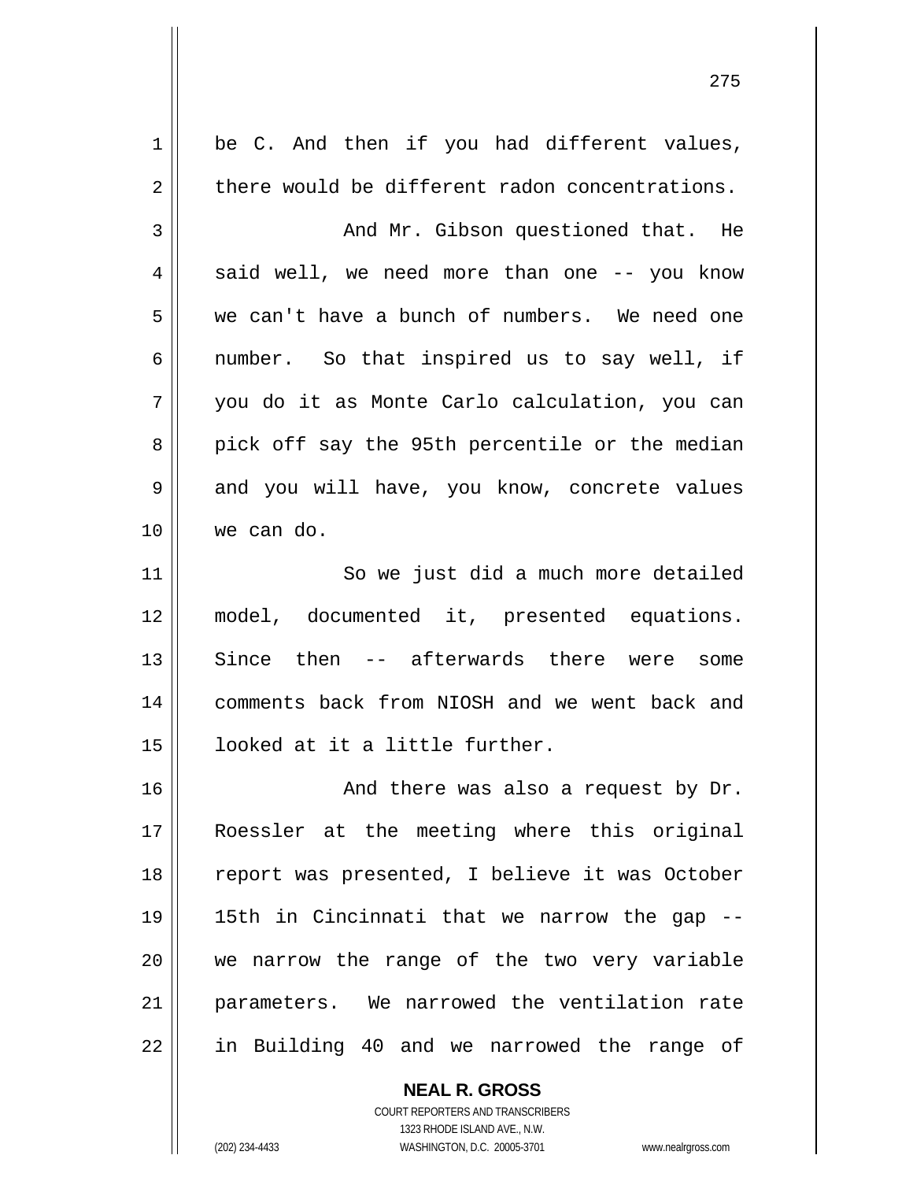be C. And then if you had different values, there would be different radon concentrations.

And Mr. Gibson questioned that. He said well, we need more than one -- you know we can't have a bunch of numbers. We need one number. So that inspired us to say well, if you do it as Monte Carlo calculation, you can pick off say the 95th percentile or the median and you will have, you know, concrete values we can do.

So we just did a much more detailed model, documented it, presented equations. Since then -- afterwards there were some comments back from NIOSH and we went back and looked at it a little further.

And there was also a request by Dr. Roessler at the meeting where this original report was presented, I believe it was October 15th in Cincinnati that we narrow the gap -- we narrow the range of the two very variable parameters. We narrowed the ventilation rate in Building 40 and we narrowed the range of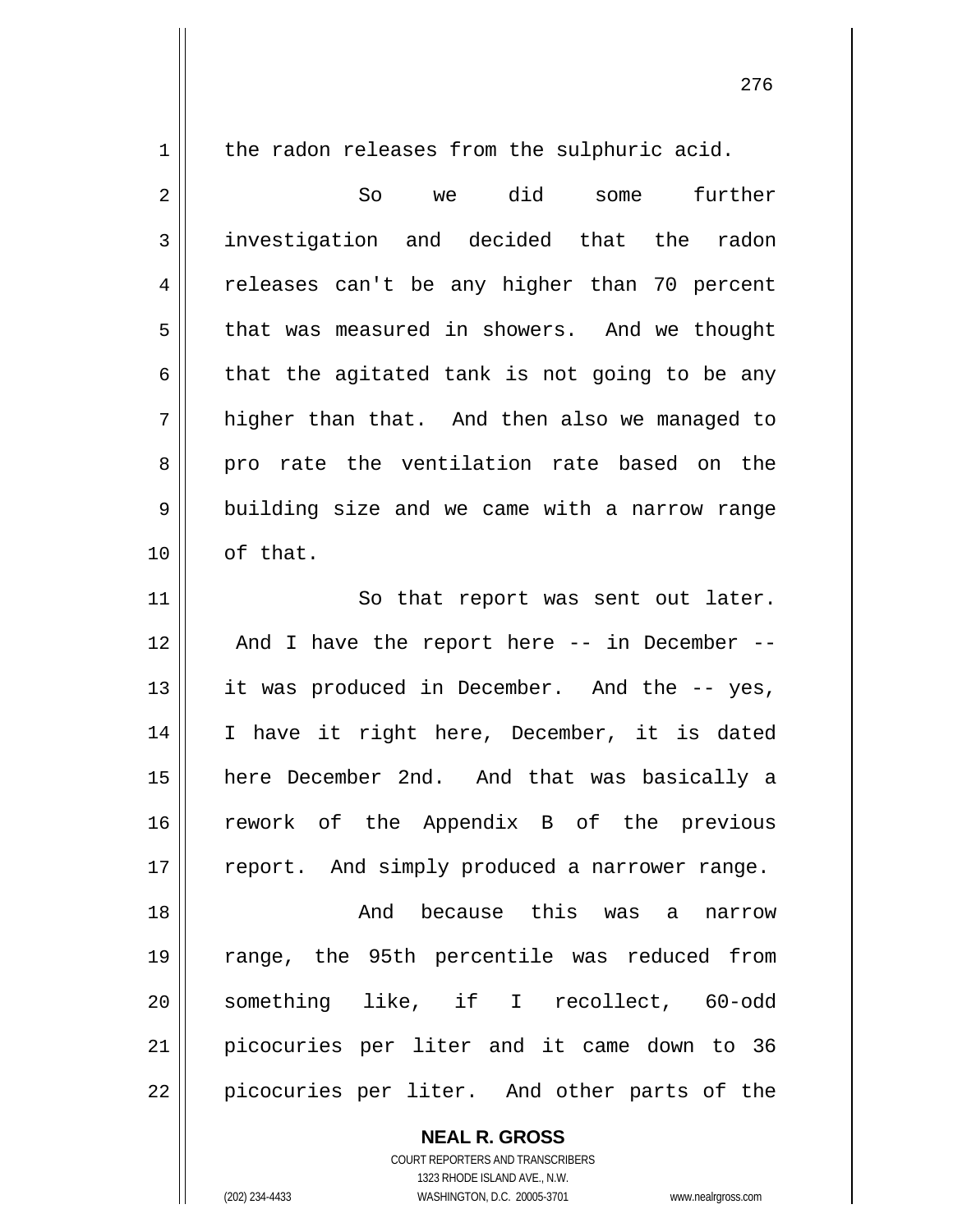the radon releases from the sulphuric acid.

So we did some further investigation and decided that the radon releases can't be any higher than 70 percent that was measured in showers. And we thought that the agitated tank is not going to be any higher than that. And then also we managed to pro rate the ventilation rate based on the building size and we came with a narrow range of that.

So that report was sent out later. And I have the report here -- in December -- it was produced in December. And the -- yes, I have it right here, December, it is dated here December 2nd. And that was basically a rework of the Appendix B of the previous report. And simply produced a narrower range.

And because this was a narrow range, the 95th percentile was reduced from something like, if I recollect, 60-odd picocuries per liter and it came down to 36 picocuries per liter. And other parts of the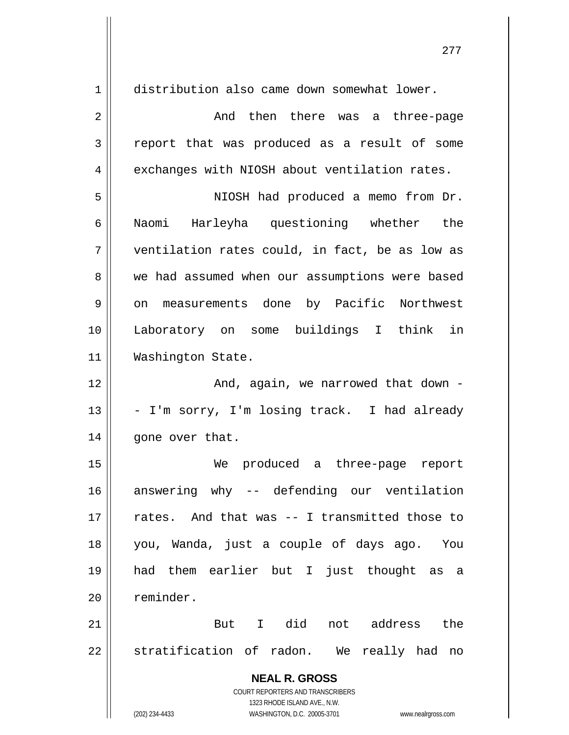distribution also came down somewhat lower.

And then there was a three-page report that was produced as a result of some exchanges with NIOSH about ventilation rates.

NIOSH had produced a memo from Dr. Naomi Harleyha questioning whether the ventilation rates could, in fact, be as low as we had assumed when our assumptions were based on measurements done by Pacific Northwest Laboratory on some buildings I think in Washington State.

And, again, we narrowed that down -- I'm sorry, I'm losing track. I had already gone over that.

We produced a three-page report answering why -- defending our ventilation rates. And that was -- I transmitted those to you, Wanda, just a couple of days ago. You had them earlier but I just thought as a reminder.

But I did not address the stratification of radon. We really had no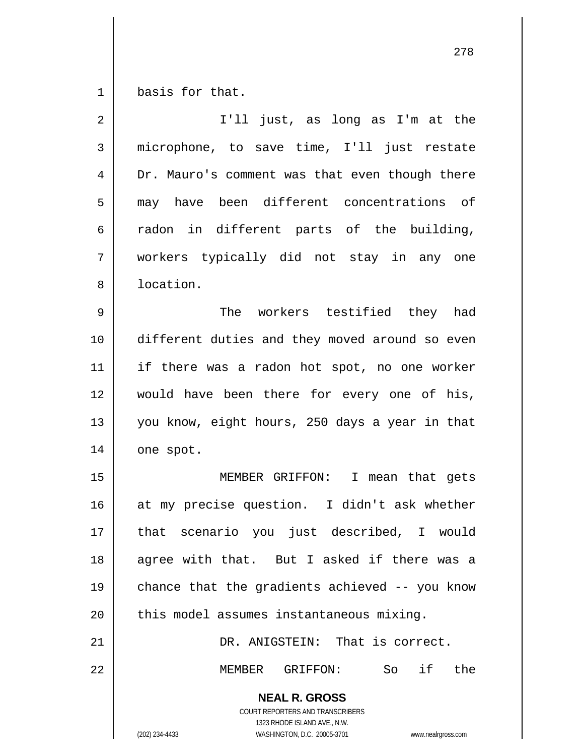basis for that.

I'll just, as long as I'm at the microphone, to save time, I'll just restate Dr. Mauro's comment was that even though there may have been different concentrations of radon in different parts of the building, workers typically did not stay in any one location.

The workers testified they had different duties and they moved around so even if there was a radon hot spot, no one worker would have been there for every one of his, you know, eight hours, 250 days a year in that one spot.

MEMBER GRIFFON: I mean that gets at my precise question. I didn't ask whether that scenario you just described, I would agree with that. But I asked if there was a chance that the gradients achieved -- you know this model assumes instantaneous mixing.

DR. ANIGSTEIN: That is correct.

MEMBER GRIFFON: So if the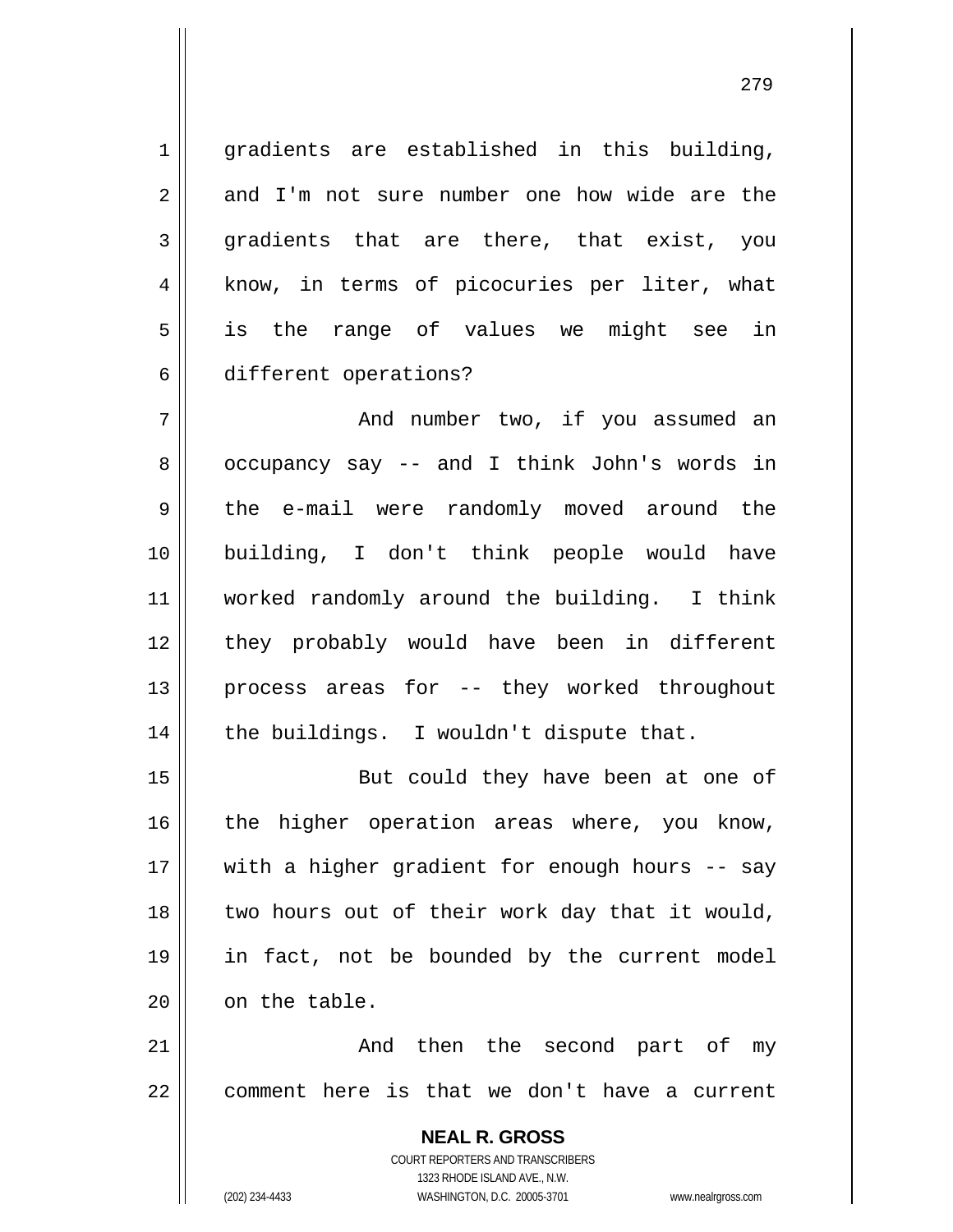gradients are established in this building, and I'm not sure number one how wide are the gradients that are there, that exist, you know, in terms of picocuries per liter, what is the range of values we might see in different operations?

And number two, if you assumed an occupancy say -- and I think John's words in the e-mail were randomly moved around the building, I don't think people would have worked randomly around the building. I think they probably would have been in different process areas for -- they worked throughout the buildings. I wouldn't dispute that.

But could they have been at one of the higher operation areas where, you know, with a higher gradient for enough hours -- say two hours out of their work day that it would, in fact, not be bounded by the current model on the table.

And then the second part of my comment here is that we don't have a current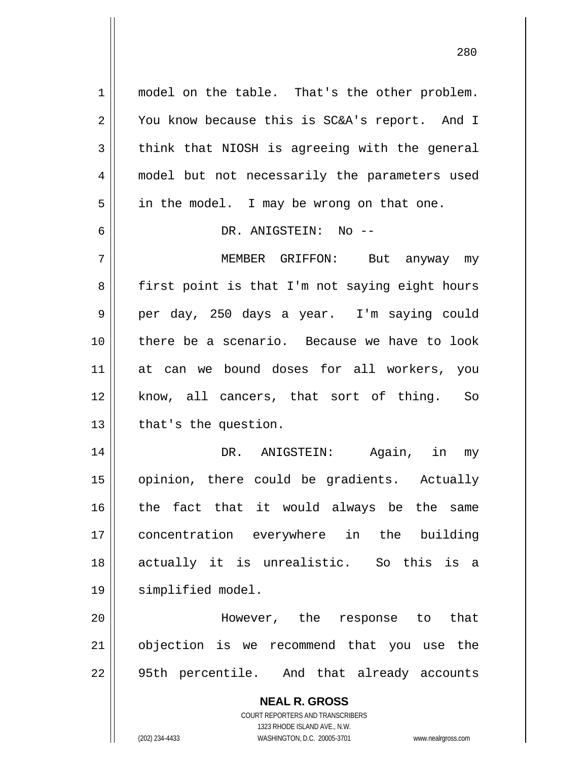model on the table. That's the other problem. You know because this is SC&A's report. And I think that NIOSH is agreeing with the general model but not necessarily the parameters used in the model. I may be wrong on that one.

DR. ANIGSTEIN: No --

MEMBER GRIFFON: But anyway my first point is that I'm not saying eight hours per day, 250 days a year. I'm saying could there be a scenario. Because we have to look at can we bound doses for all workers, you know, all cancers, that sort of thing. So that's the question.

DR. ANIGSTEIN: Again, in my opinion, there could be gradients. Actually the fact that it would always be the same concentration everywhere in the building actually it is unrealistic. So this is a simplified model.

However, the response to that objection is we recommend that you use the 95th percentile. And that already accounts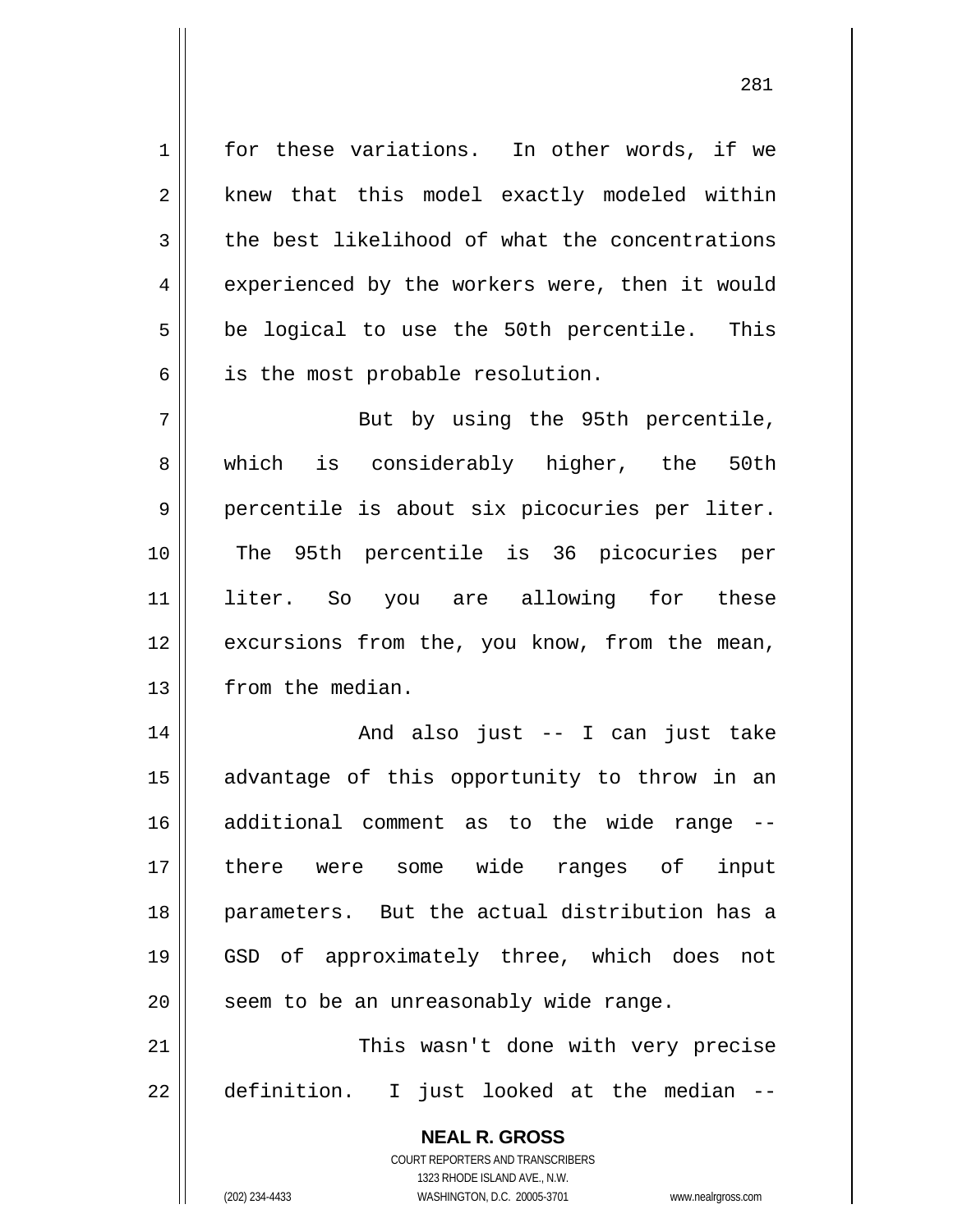for these variations. In other words, if we knew that this model exactly modeled within the best likelihood of what the concentrations experienced by the workers were, then it would be logical to use the 50th percentile. This is the most probable resolution.

But by using the 95th percentile, which is considerably higher, the 50th percentile is about six picocuries per liter. The 95th percentile is 36 picocuries per liter. So you are allowing for these excursions from the, you know, from the mean, from the median.

And also just -- I can just take advantage of this opportunity to throw in an additional comment as to the wide range -- there were some wide ranges of input parameters. But the actual distribution has a GSD of approximately three, which does not seem to be an unreasonably wide range.

This wasn't done with very precise definition. I just looked at the median --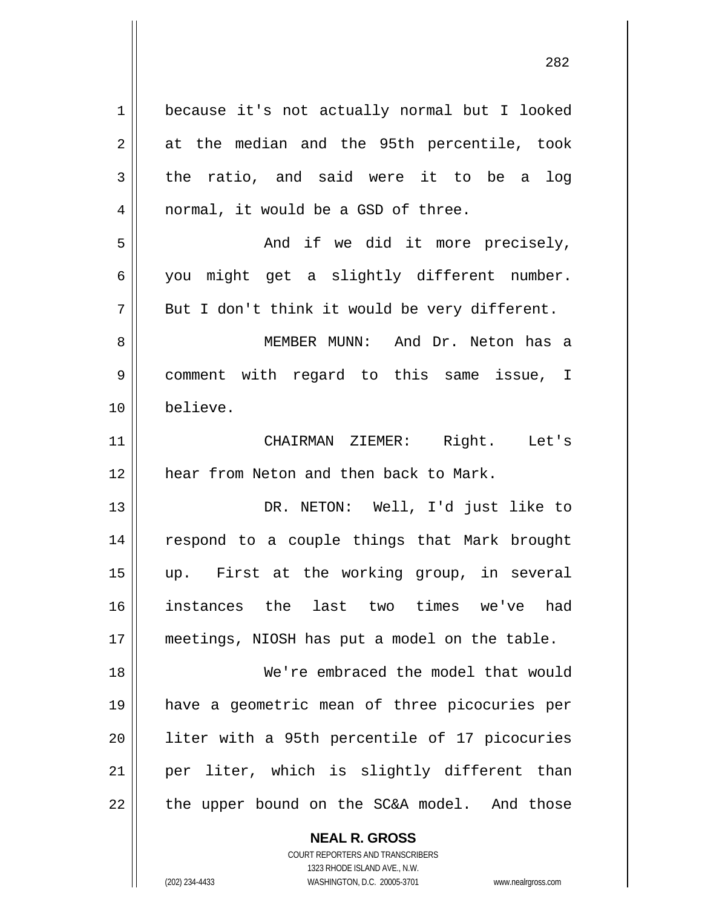because it's not actually normal but I looked at the median and the 95th percentile, took the ratio, and said were it to be a log normal, it would be a GSD of three.

And if we did it more precisely, you might get a slightly different number. But I don't think it would be very different.

MEMBER MUNN: And Dr. Neton has a comment with regard to this same issue, I believe.

CHAIRMAN ZIEMER: Right. Let's hear from Neton and then back to Mark.

DR. NETON: Well, I'd just like to respond to a couple things that Mark brought up. First at the working group, in several instances the last two times we've had meetings, NIOSH has put a model on the table.

We're embraced the model that would have a geometric mean of three picocuries per liter with a 95th percentile of 17 picocuries per liter, which is slightly different than the upper bound on the SC&A model. And those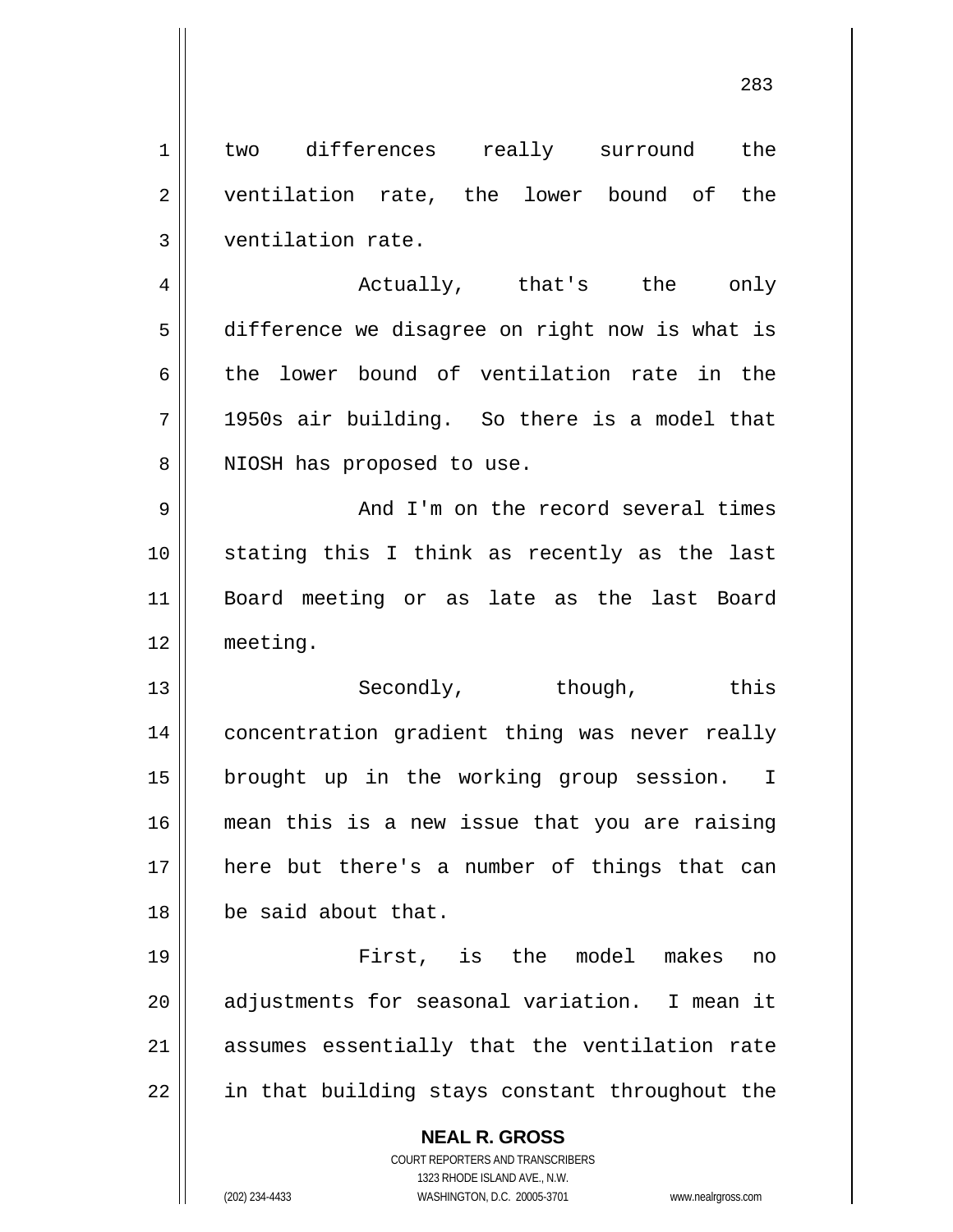two differences really surround the ventilation rate, the lower bound of the ventilation rate.

Actually, that's the only difference we disagree on right now is what is the lower bound of ventilation rate in the 1950s air building. So there is a model that NIOSH has proposed to use.

And I'm on the record several times stating this I think as recently as the last Board meeting or as late as the last Board meeting.

Secondly, though, this concentration gradient thing was never really brought up in the working group session. I mean this is a new issue that you are raising here but there's a number of things that can be said about that.

First, is the model makes no adjustments for seasonal variation. I mean it assumes essentially that the ventilation rate in that building stays constant throughout the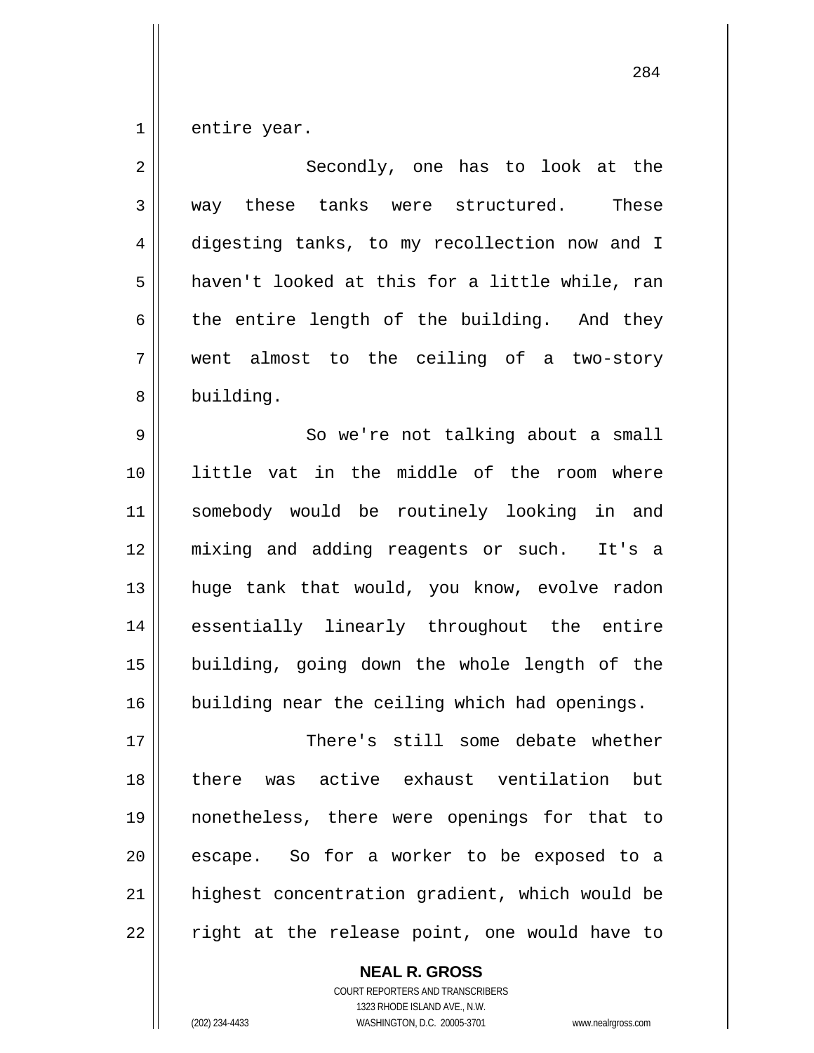entire year.

Secondly, one has to look at the way these tanks were structured. These digesting tanks, to my recollection now and I haven't looked at this for a little while, ran the entire length of the building. And they went almost to the ceiling of a two-story building.

So we're not talking about a small little vat in the middle of the room where somebody would be routinely looking in and mixing and adding reagents or such. It's a huge tank that would, you know, evolve radon essentially linearly throughout the entire building, going down the whole length of the building near the ceiling which had openings.

There's still some debate whether there was active exhaust ventilation but nonetheless, there were openings for that to escape. So for a worker to be exposed to a highest concentration gradient, which would be right at the release point, one would have to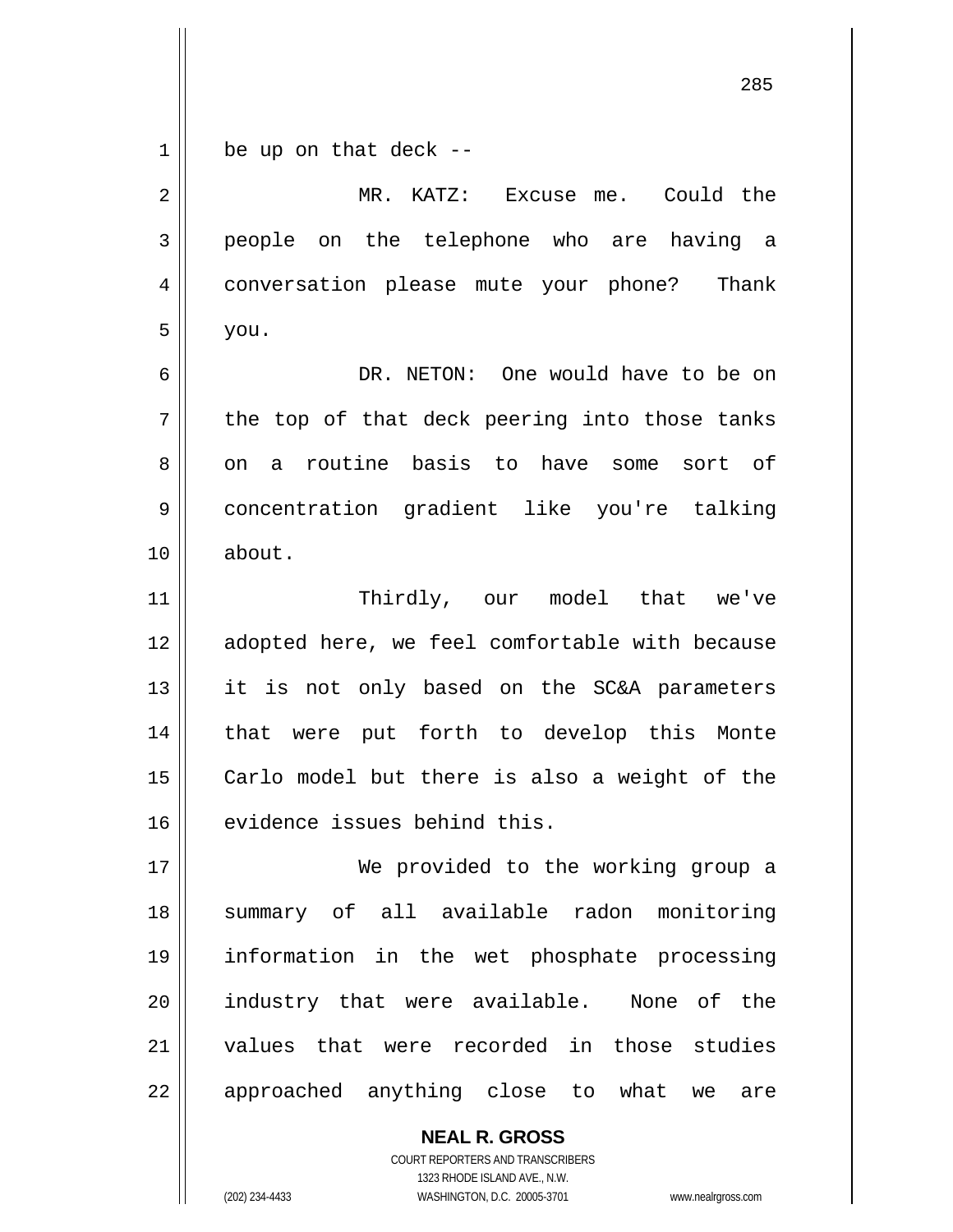be up on that deck --

MR. KATZ: Excuse me. Could the people on the telephone who are having a conversation please mute your phone? Thank you.

DR. NETON: One would have to be on the top of that deck peering into those tanks on a routine basis to have some sort of concentration gradient like you're talking about.

Thirdly, our model that we've adopted here, we feel comfortable with because it is not only based on the SC&A parameters that were put forth to develop this Monte Carlo model but there is also a weight of the evidence issues behind this.

We provided to the working group a summary of all available radon monitoring information in the wet phosphate processing industry that were available. None of the values that were recorded in those studies approached anything close to what we are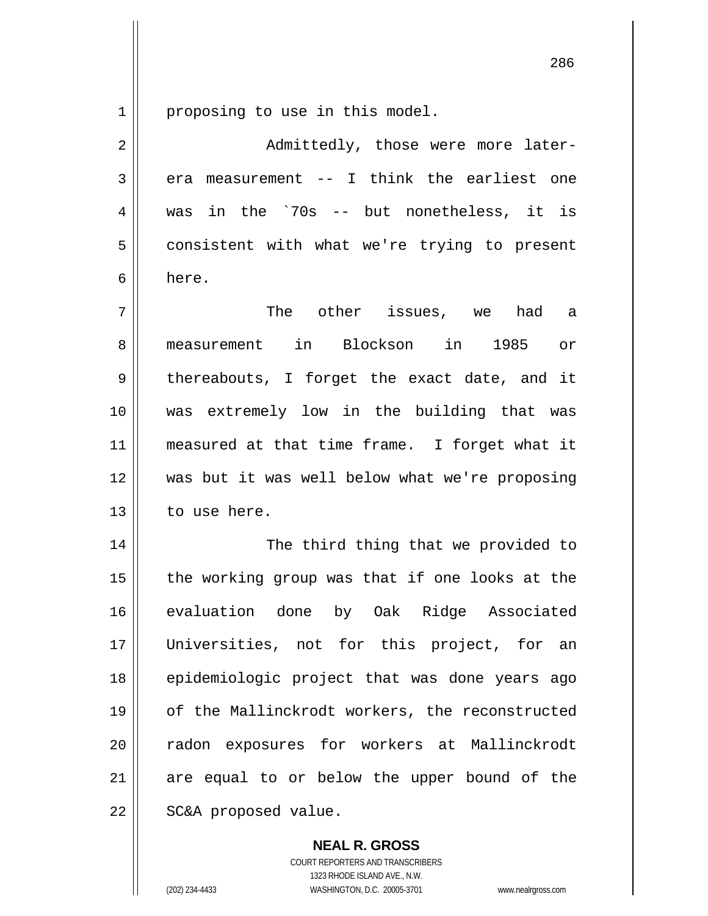proposing to use in this model.

Admittedly, those were more later-era measurement -- I think the earliest one was in the `70s -- but nonetheless, it is consistent with what we're trying to present here.

The other issues, we had a measurement in Blockson in 1985 or thereabouts, I forget the exact date, and it was extremely low in the building that was measured at that time frame. I forget what it was but it was well below what we're proposing to use here.

The third thing that we provided to the working group was that if one looks at the evaluation done by Oak Ridge Associated Universities, not for this project, for an epidemiologic project that was done years ago of the Mallinckrodt workers, the reconstructed radon exposures for workers at Mallinckrodt are equal to or below the upper bound of the SC&A proposed value.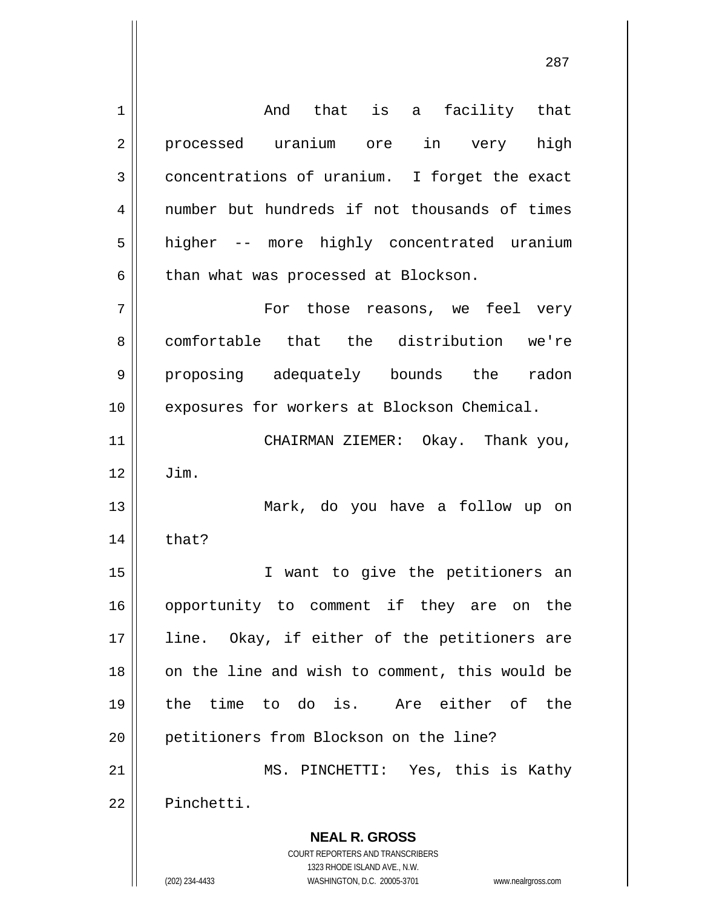And that is a facility that processed uranium ore in very high concentrations of uranium. I forget the exact number but hundreds if not thousands of times higher -- more highly concentrated uranium than what was processed at Blockson.

For those reasons, we feel very comfortable that the distribution we're proposing adequately bounds the radon exposures for workers at Blockson Chemical.

CHAIRMAN ZIEMER: Okay. Thank you, Jim.

Mark, do you have a follow up on that?

I want to give the petitioners an opportunity to comment if they are on the line. Okay, if either of the petitioners are on the line and wish to comment, this would be the time to do is. Are either of the petitioners from Blockson on the line?

MS. PINCHETTI: Yes, this is Kathy Pinchetti.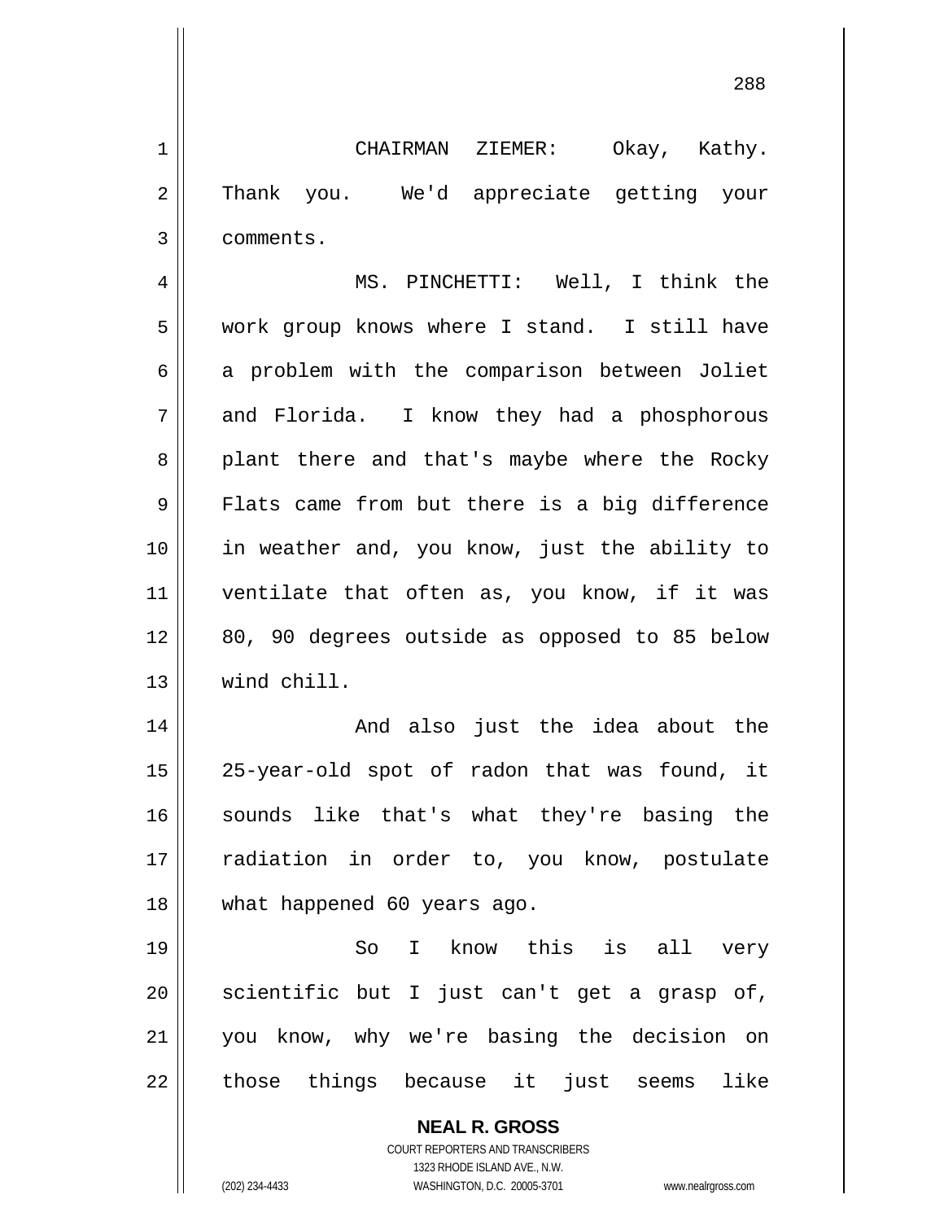CHAIRMAN ZIEMER: Okay, Kathy. Thank you. We'd appreciate getting your comments.

MS. PINCHETTI: Well, I think the work group knows where I stand. I still have a problem with the comparison between Joliet and Florida. I know they had a phosphorous plant there and that's maybe where the Rocky Flats came from but there is a big difference in weather and, you know, just the ability to ventilate that often as, you know, if it was 80, 90 degrees outside as opposed to 85 below wind chill.

And also just the idea about the 25-year-old spot of radon that was found, it sounds like that's what they're basing the radiation in order to, you know, postulate what happened 60 years ago.

So I know this is all very scientific but I just can't get a grasp of, you know, why we're basing the decision on those things because it just seems like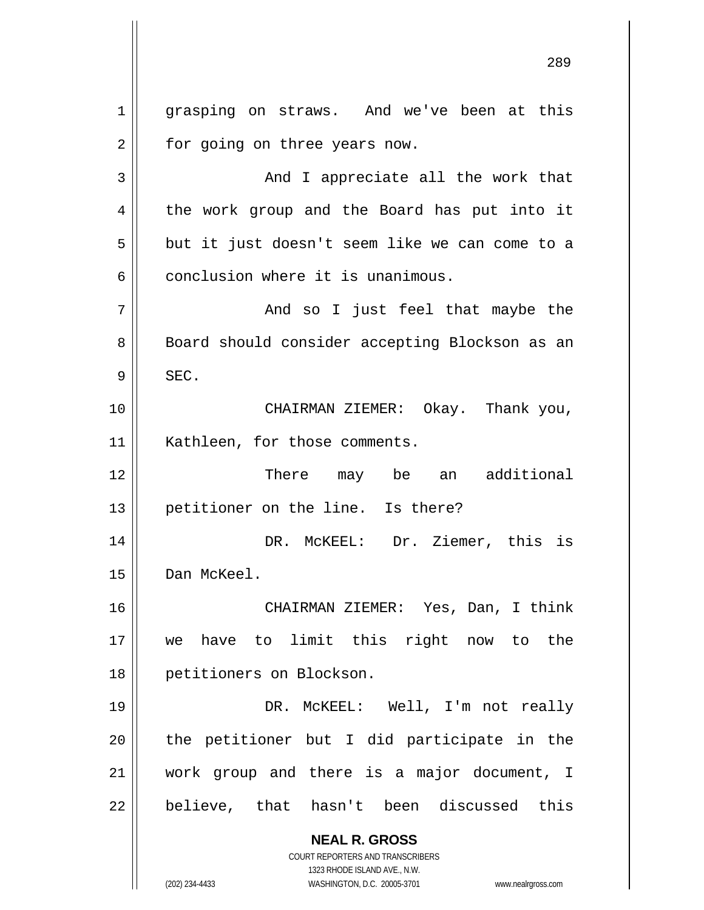grasping on straws. And we've been at this for going on three years now.

And I appreciate all the work that the work group and the Board has put into it but it just doesn't seem like we can come to a conclusion where it is unanimous.

And so I just feel that maybe the Board should consider accepting Blockson as an SEC.

CHAIRMAN ZIEMER: Okay. Thank you, Kathleen, for those comments.

There may be an additional petitioner on the line. Is there?

DR. McKEEL: Dr. Ziemer, this is Dan McKeel.

CHAIRMAN ZIEMER: Yes, Dan, I think we have to limit this right now to the petitioners on Blockson.

DR. McKEEL: Well, I'm not really the petitioner but I did participate in the work group and there is a major document, I believe, that hasn't been discussed this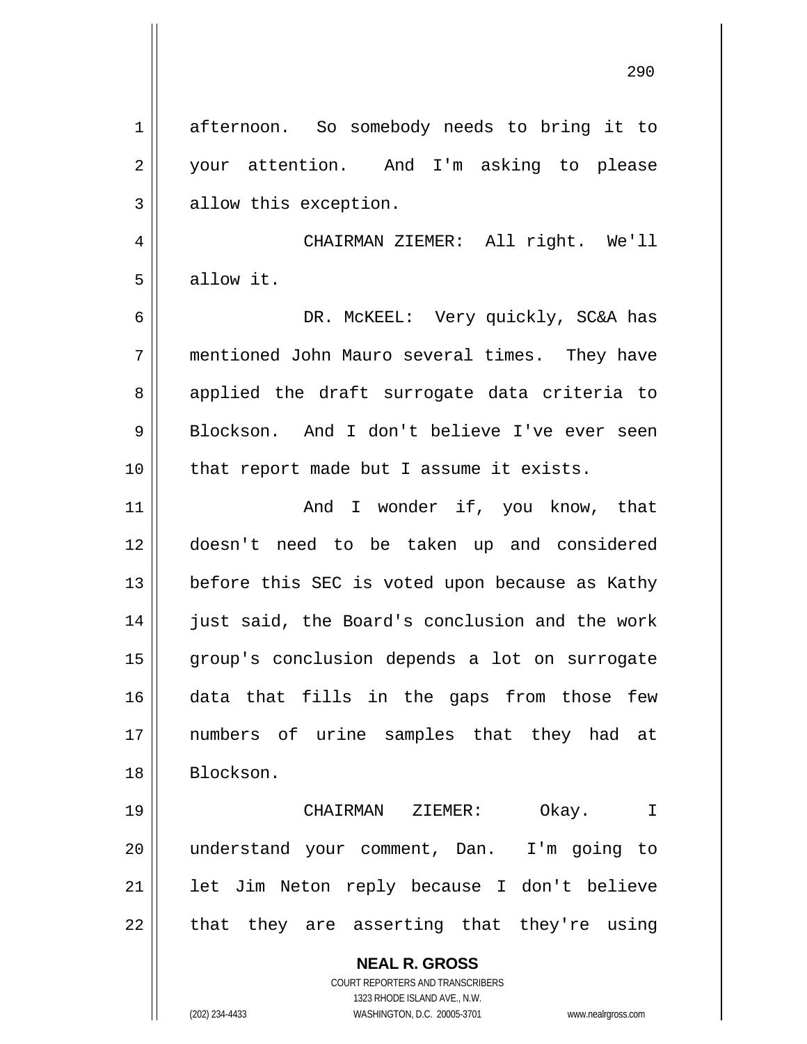afternoon. So somebody needs to bring it to your attention. And I'm asking to please allow this exception.

CHAIRMAN ZIEMER: All right. We'll allow it.

DR. McKEEL: Very quickly, SC&A has mentioned John Mauro several times. They have applied the draft surrogate data criteria to Blockson. And I don't believe I've ever seen that report made but I assume it exists.

And I wonder if, you know, that doesn't need to be taken up and considered before this SEC is voted upon because as Kathy just said, the Board's conclusion and the work group's conclusion depends a lot on surrogate data that fills in the gaps from those few numbers of urine samples that they had at Blockson.

CHAIRMAN ZIEMER: Okay. I understand your comment, Dan. I'm going to let Jim Neton reply because I don't believe that they are asserting that they're using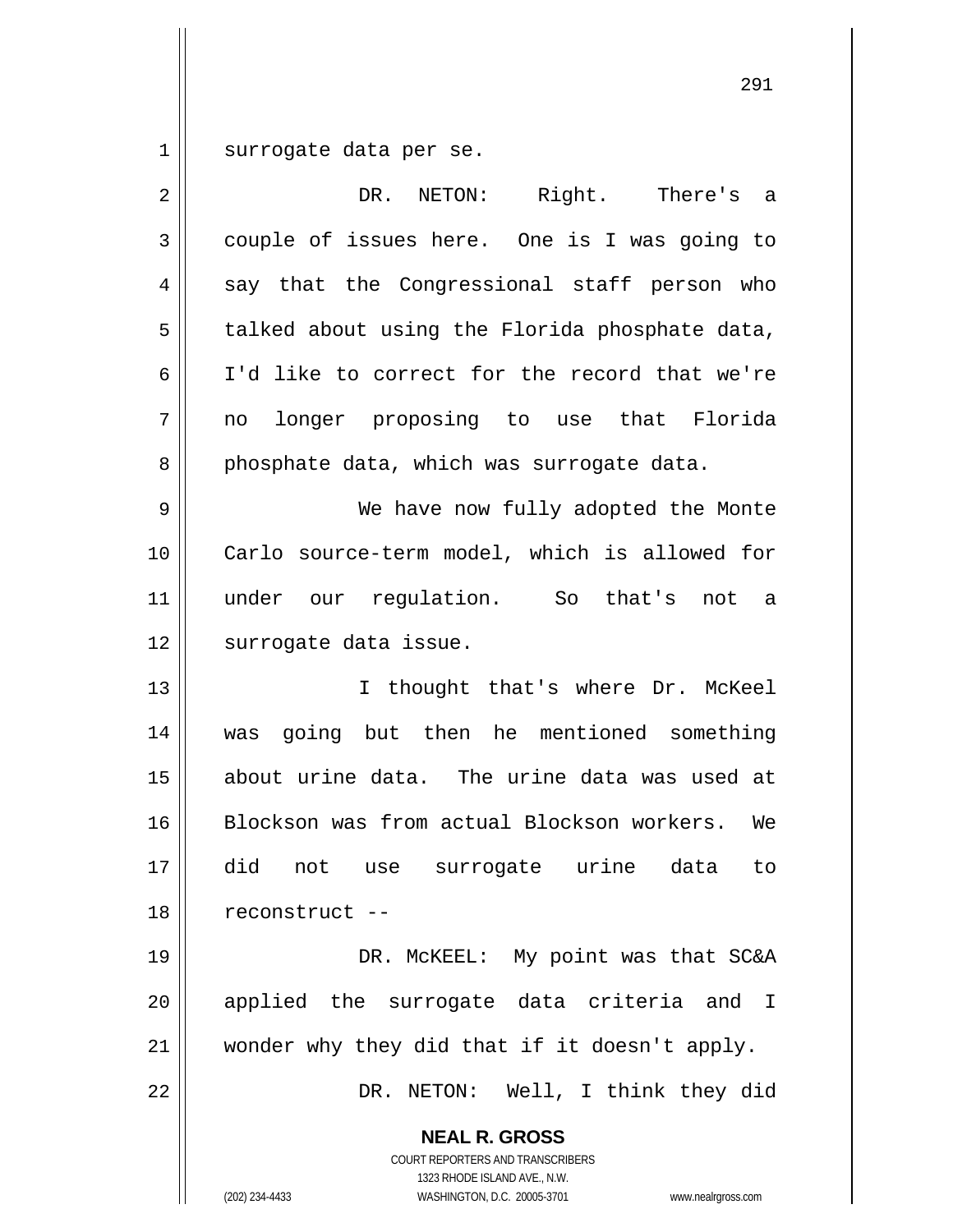surrogate data per se.

DR. NETON: Right. There's a couple of issues here. One is I was going to say that the Congressional staff person who talked about using the Florida phosphate data, I'd like to correct for the record that we're no longer proposing to use that Florida phosphate data, which was surrogate data.

We have now fully adopted the Monte Carlo source-term model, which is allowed for under our regulation. So that's not a surrogate data issue.

I thought that's where Dr. McKeel was going but then he mentioned something about urine data. The urine data was used at Blockson was from actual Blockson workers. We did not use surrogate urine data to reconstruct --

DR. McKEEL: My point was that SC&A applied the surrogate data criteria and I wonder why they did that if it doesn't apply.

DR. NETON: Well, I think they did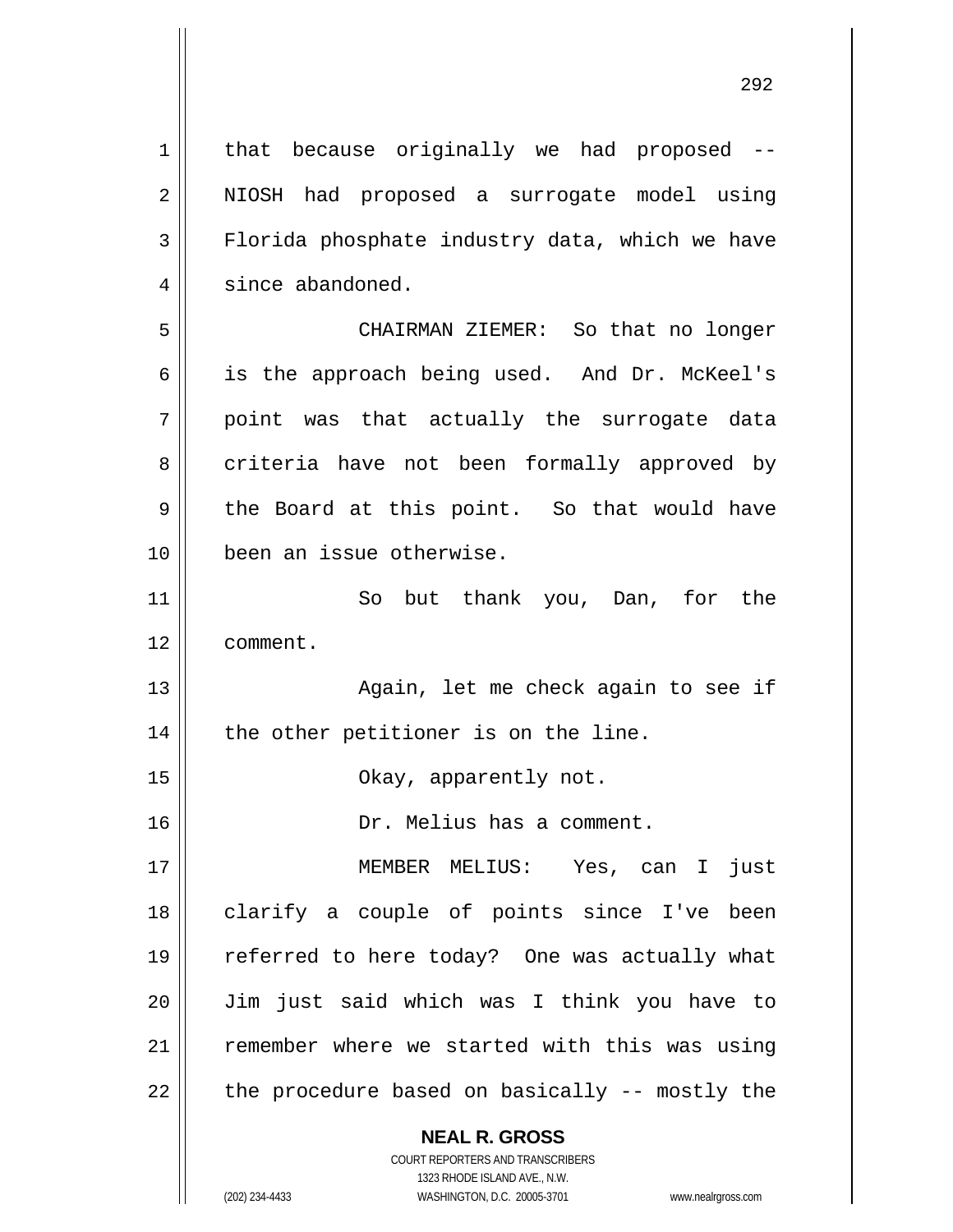that because originally we had proposed -- NIOSH had proposed a surrogate model using Florida phosphate industry data, which we have since abandoned.

CHAIRMAN ZIEMER: So that no longer is the approach being used. And Dr. McKeel's point was that actually the surrogate data criteria have not been formally approved by the Board at this point. So that would have been an issue otherwise.

So but thank you, Dan, for the comment.

Again, let me check again to see if the other petitioner is on the line.

Okay, apparently not.

Dr. Melius has a comment.

MEMBER MELIUS: Yes, can I just clarify a couple of points since I've been referred to here today? One was actually what Jim just said which was I think you have to remember where we started with this was using the procedure based on basically -- mostly the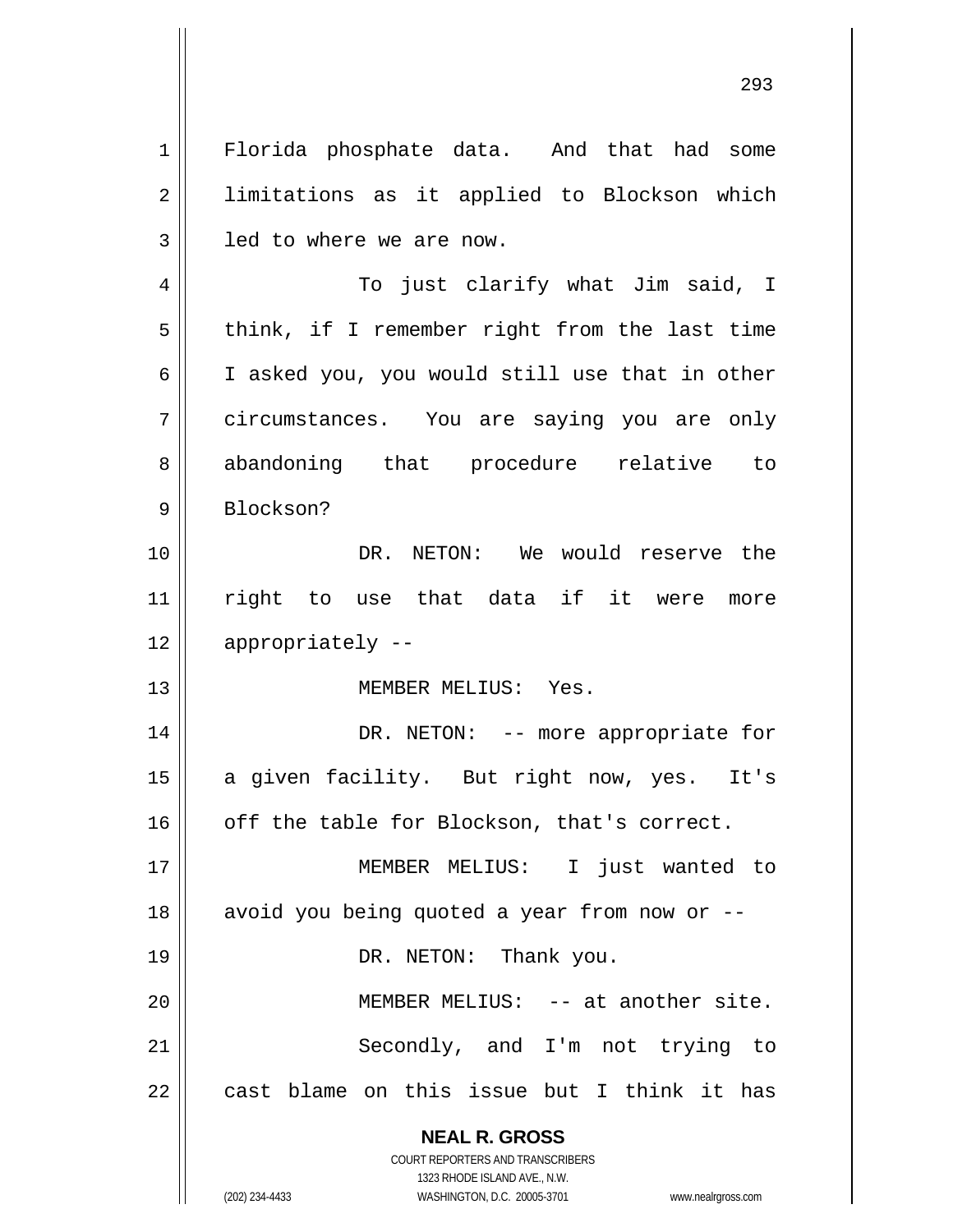Florida phosphate data. And that had some limitations as it applied to Blockson which led to where we are now.

To just clarify what Jim said, I think, if I remember right from the last time I asked you, you would still use that in other circumstances. You are saying you are only abandoning that procedure relative to Blockson?

DR. NETON: We would reserve the right to use that data if it were more appropriately --

MEMBER MELIUS: Yes.

DR. NETON: -- more appropriate for a given facility. But right now, yes. It's off the table for Blockson, that's correct.

MEMBER MELIUS: I just wanted to avoid you being quoted a year from now or --

DR. NETON: Thank you.

MEMBER MELIUS: -- at another site.

Secondly, and I'm not trying to cast blame on this issue but I think it has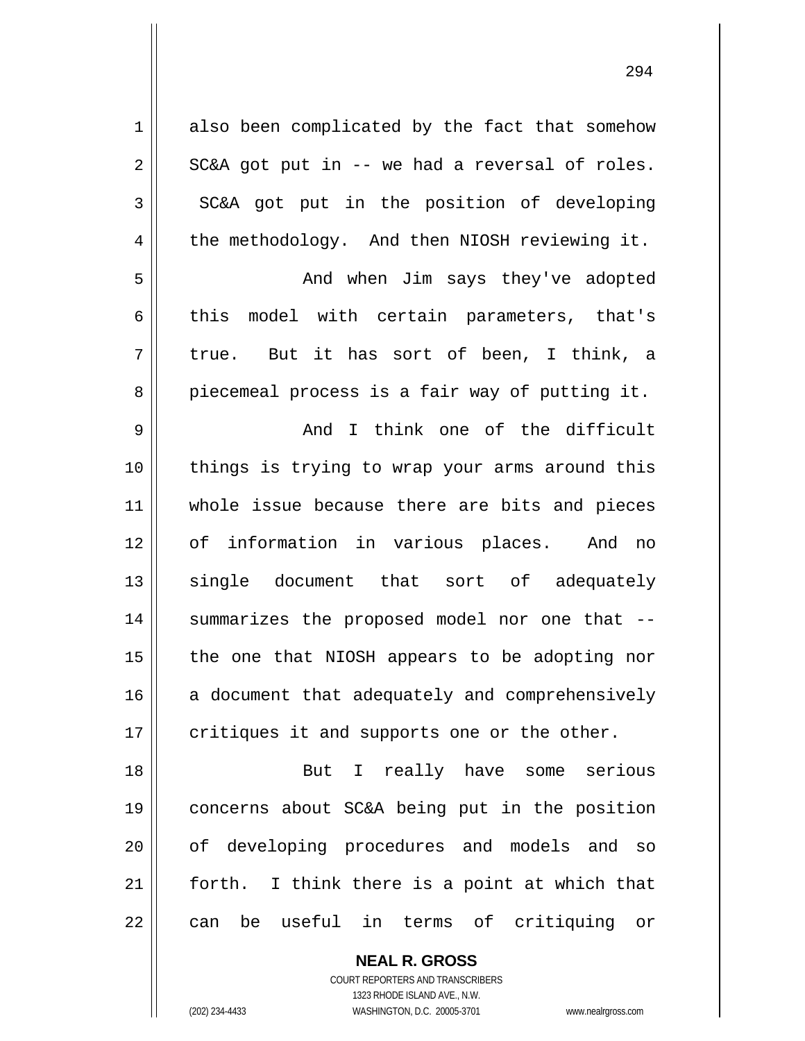also been complicated by the fact that somehow SC&A got put in -- we had a reversal of roles. SC&A got put in the position of developing the methodology. And then NIOSH reviewing it.

And when Jim says they've adopted this model with certain parameters, that's true. But it has sort of been, I think, a piecemeal process is a fair way of putting it.

And I think one of the difficult things is trying to wrap your arms around this whole issue because there are bits and pieces of information in various places. And no single document that sort of adequately summarizes the proposed model nor one that -- the one that NIOSH appears to be adopting nor a document that adequately and comprehensively critiques it and supports one or the other.

But I really have some serious concerns about SC&A being put in the position of developing procedures and models and so forth. I think there is a point at which that can be useful in terms of critiquing or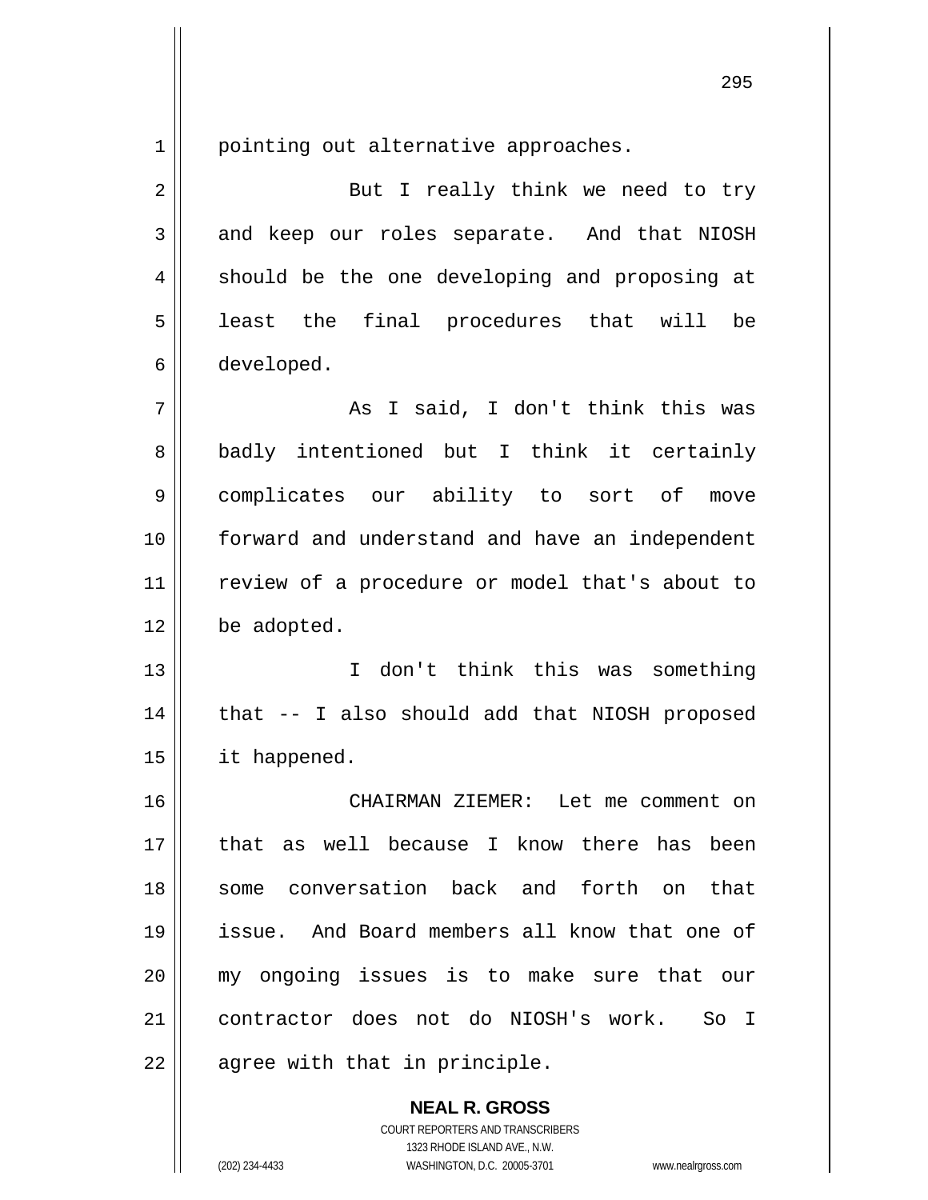pointing out alternative approaches.

But I really think we need to try and keep our roles separate. And that NIOSH should be the one developing and proposing at least the final procedures that will be developed.

As I said, I don't think this was badly intentioned but I think it certainly complicates our ability to sort of move forward and understand and have an independent review of a procedure or model that's about to be adopted.

I don't think this was something that -- I also should add that NIOSH proposed it happened.

CHAIRMAN ZIEMER: Let me comment on that as well because I know there has been some conversation back and forth on that issue. And Board members all know that one of my ongoing issues is to make sure that our contractor does not do NIOSH's work. So I agree with that in principle.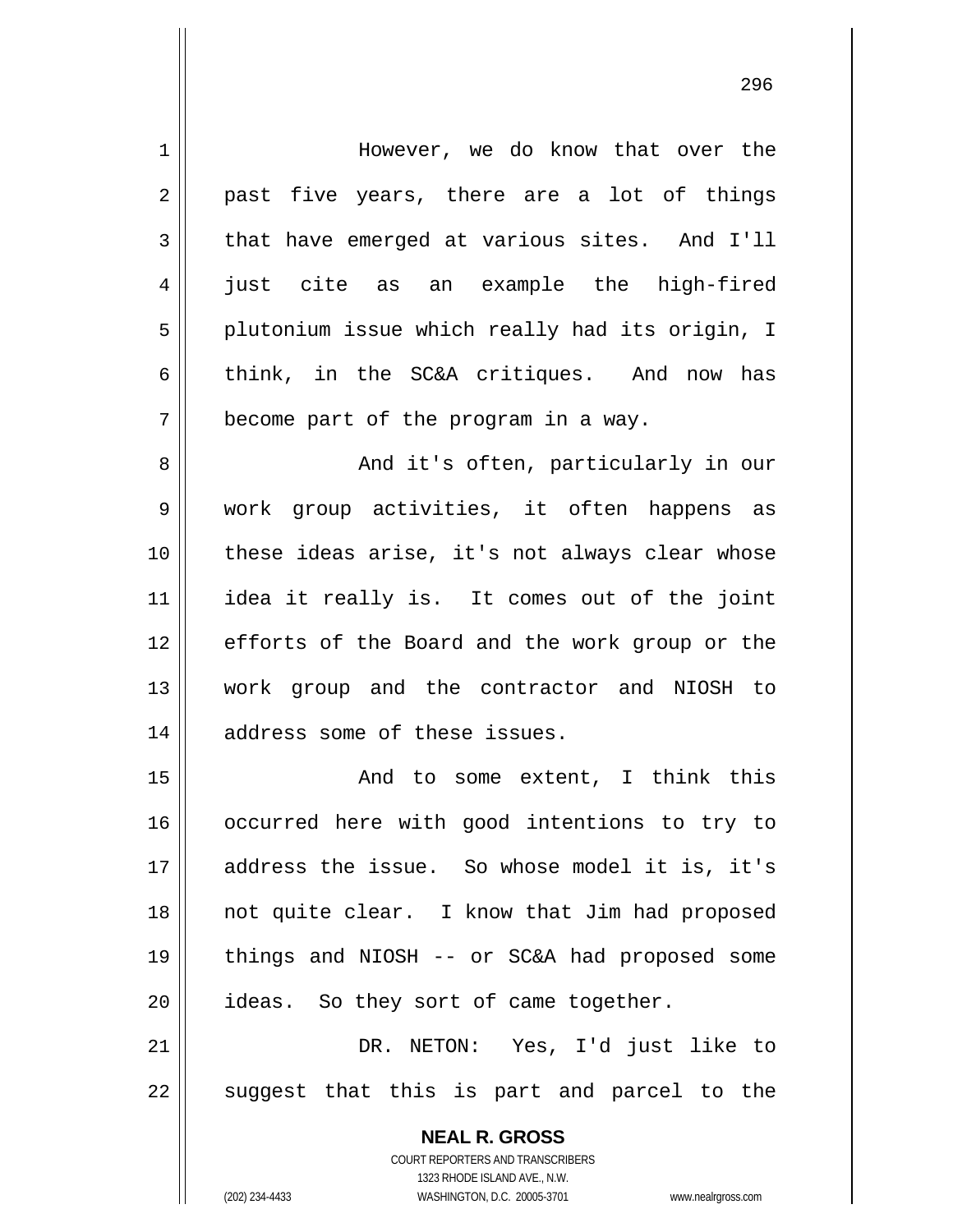However, we do know that over the past five years, there are a lot of things that have emerged at various sites. And I'll just cite as an example the high-fired plutonium issue which really had its origin, I think, in the SC&A critiques. And now has become part of the program in a way.

And it's often, particularly in our work group activities, it often happens as these ideas arise, it's not always clear whose idea it really is. It comes out of the joint efforts of the Board and the work group or the work group and the contractor and NIOSH to address some of these issues.

And to some extent, I think this occurred here with good intentions to try to address the issue. So whose model it is, it's not quite clear. I know that Jim had proposed things and NIOSH -- or SC&A had proposed some ideas. So they sort of came together.

DR. NETON: Yes, I'd just like to suggest that this is part and parcel to the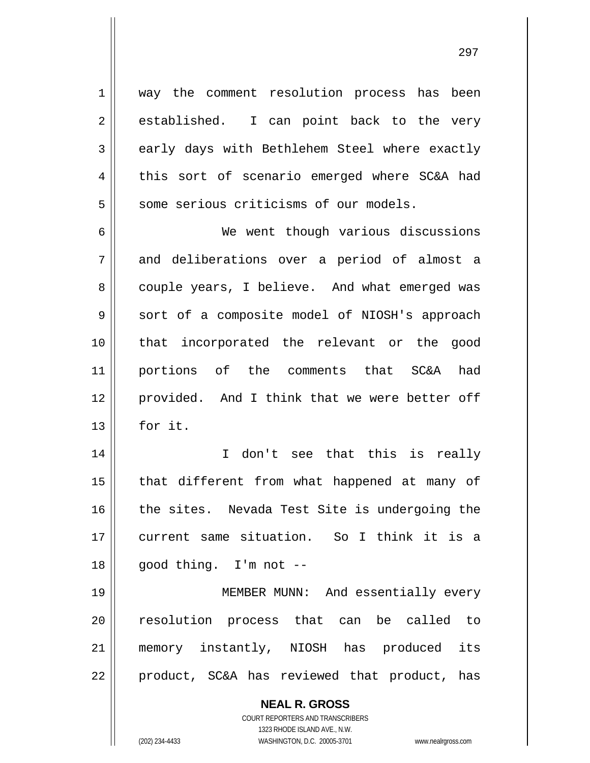way the comment resolution process has been established. I can point back to the very early days with Bethlehem Steel where exactly this sort of scenario emerged where SC&A had some serious criticisms of our models.

We went though various discussions and deliberations over a period of almost a couple years, I believe. And what emerged was sort of a composite model of NIOSH's approach that incorporated the relevant or the good portions of the comments that SC&A had provided. And I think that we were better off for it.

I don't see that this is really that different from what happened at many of the sites. Nevada Test Site is undergoing the current same situation. So I think it is a good thing. I'm not --

MEMBER MUNN: And essentially every resolution process that can be called to memory instantly, NIOSH has produced its product, SC&A has reviewed that product, has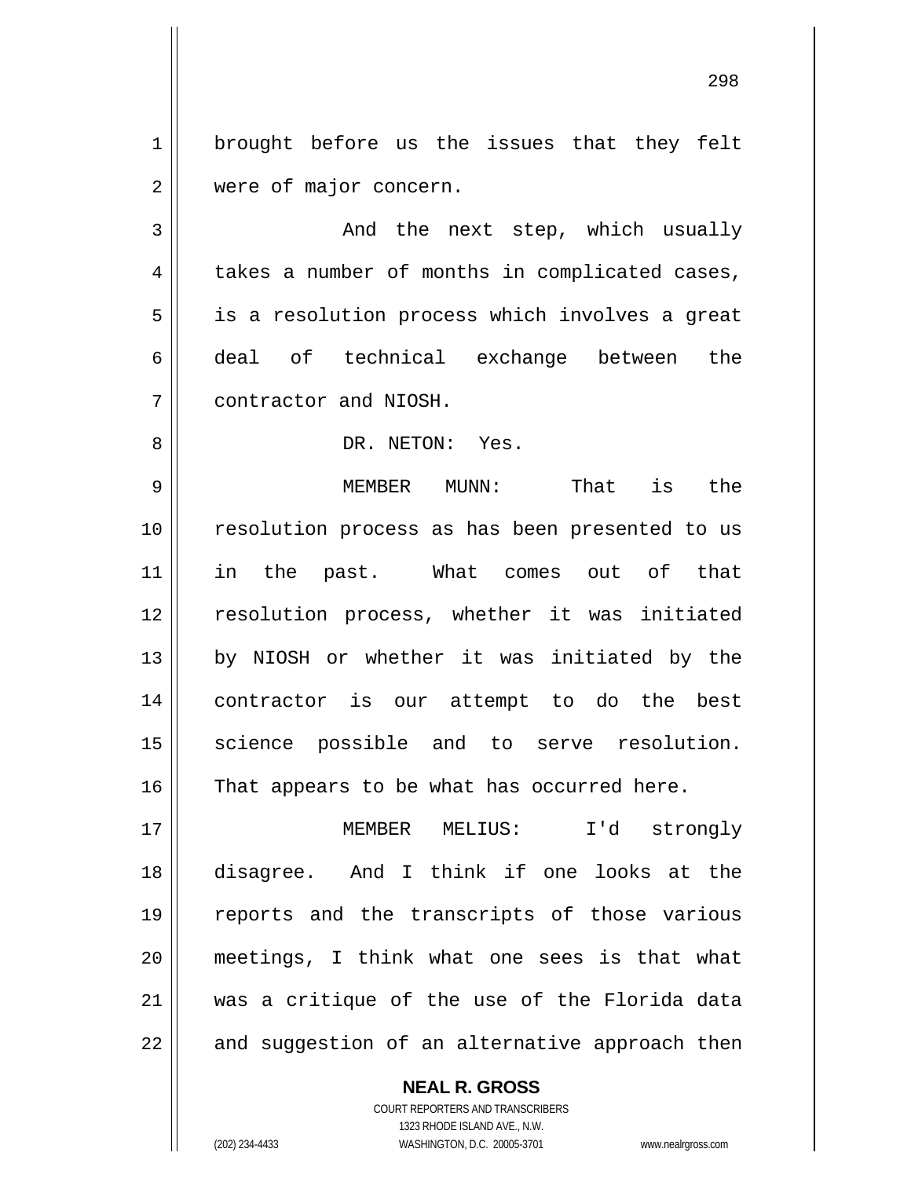brought before us the issues that they felt were of major concern.

And the next step, which usually takes a number of months in complicated cases, is a resolution process which involves a great deal of technical exchange between the contractor and NIOSH.

DR. NETON: Yes.

MEMBER MUNN: That is the resolution process as has been presented to us in the past. What comes out of that resolution process, whether it was initiated by NIOSH or whether it was initiated by the contractor is our attempt to do the best science possible and to serve resolution. That appears to be what has occurred here.

MEMBER MELIUS: I'd strongly disagree. And I think if one looks at the reports and the transcripts of those various meetings, I think what one sees is that what was a critique of the use of the Florida data and suggestion of an alternative approach then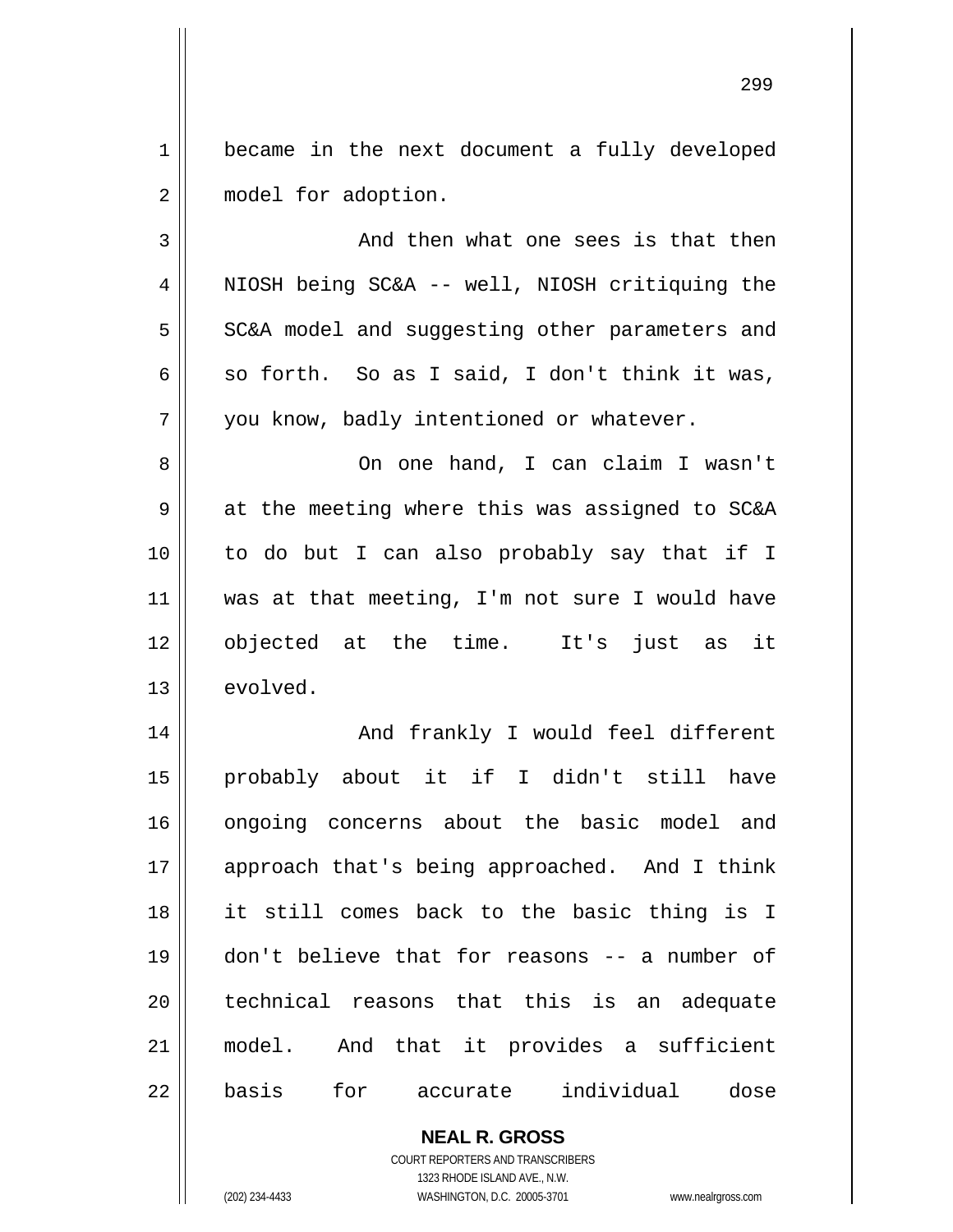became in the next document a fully developed model for adoption.

And then what one sees is that then NIOSH being SC&A -- well, NIOSH critiquing the SC&A model and suggesting other parameters and so forth. So as I said, I don't think it was, you know, badly intentioned or whatever.

On one hand, I can claim I wasn't at the meeting where this was assigned to SC&A to do but I can also probably say that if I was at that meeting, I'm not sure I would have objected at the time. It's just as it evolved.

And frankly I would feel different probably about it if I didn't still have ongoing concerns about the basic model and approach that's being approached. And I think it still comes back to the basic thing is I don't believe that for reasons -- a number of technical reasons that this is an adequate model. And that it provides a sufficient basis for accurate individual dose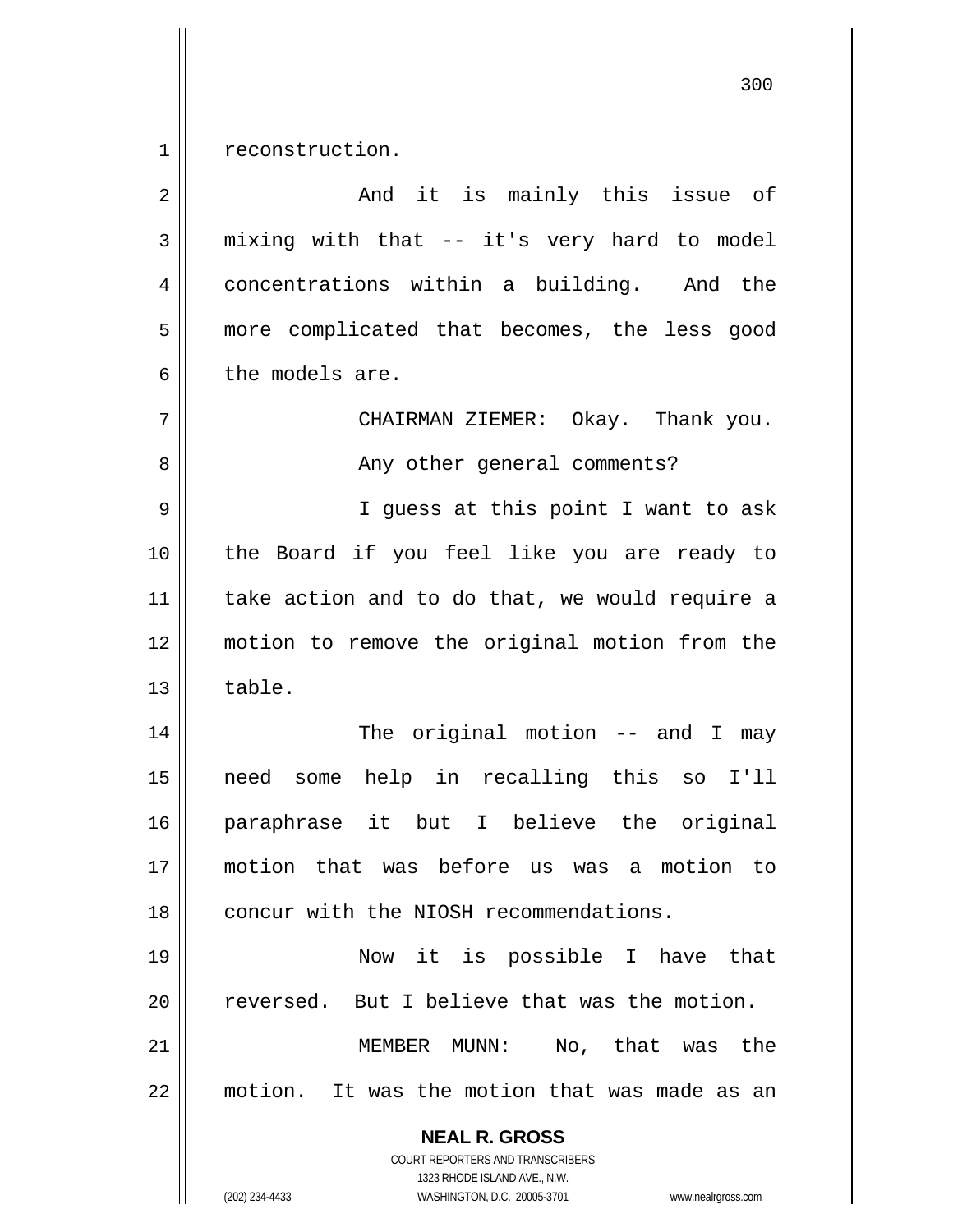reconstruction.

And it is mainly this issue of mixing with that -- it's very hard to model concentrations within a building. And the more complicated that becomes, the less good the models are.

CHAIRMAN ZIEMER: Okay. Thank you.

Any other general comments?

I guess at this point I want to ask the Board if you feel like you are ready to take action and to do that, we would require a motion to remove the original motion from the table.

The original motion -- and I may need some help in recalling this so I'll paraphrase it but I believe the original motion that was before us was a motion to concur with the NIOSH recommendations.

Now it is possible I have that reversed. But I believe that was the motion.

MEMBER MUNN: No, that was the motion. It was the motion that was made as an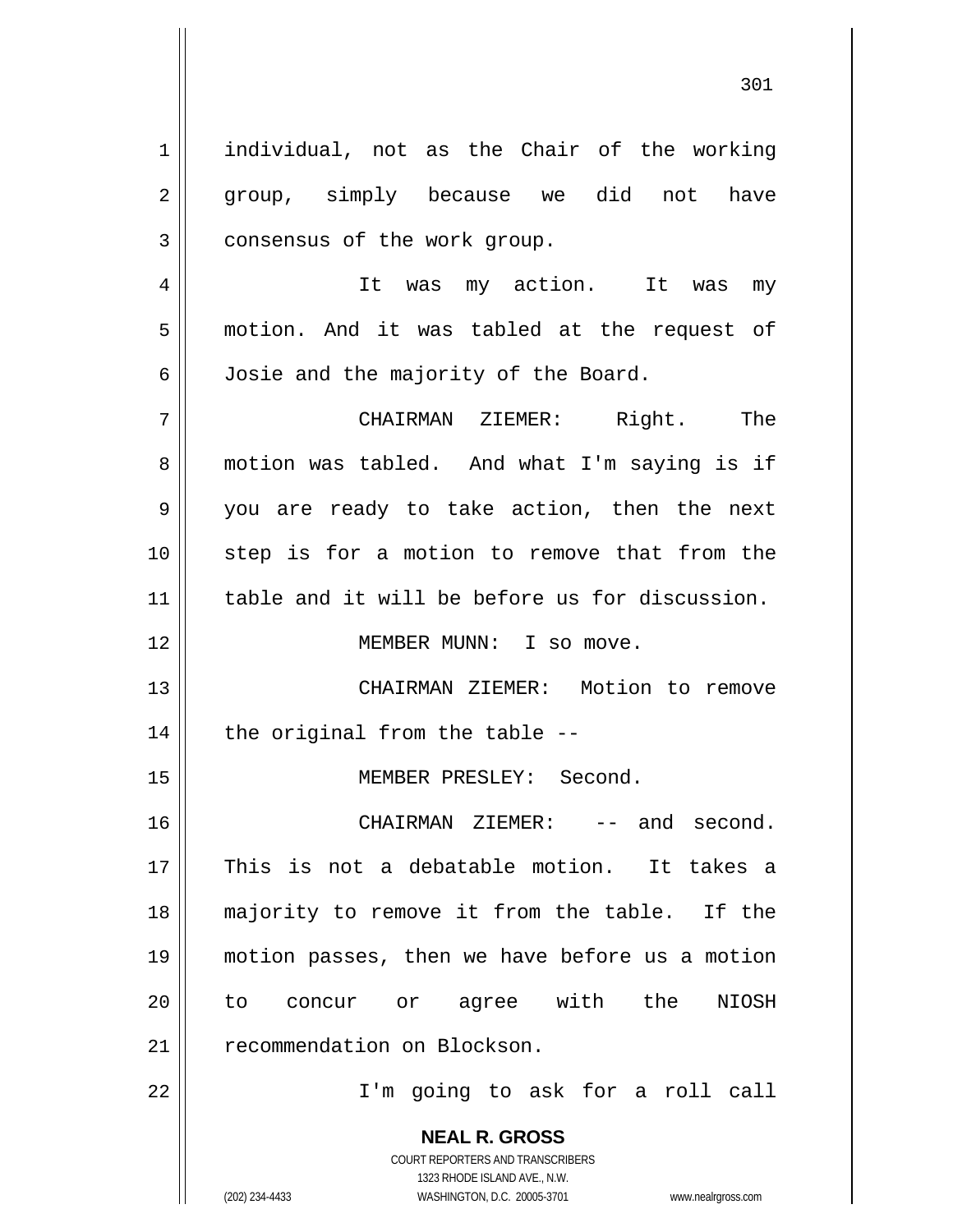individual, not as the Chair of the working group, simply because we did not have consensus of the work group.

It was my action. It was my motion. And it was tabled at the request of Josie and the majority of the Board.

CHAIRMAN ZIEMER: Right. The motion was tabled. And what I'm saying is if you are ready to take action, then the next step is for a motion to remove that from the table and it will be before us for discussion.

MEMBER MUNN: I so move.

CHAIRMAN ZIEMER: Motion to remove the original from the table --

MEMBER PRESLEY: Second.

CHAIRMAN ZIEMER: -- and second. This is not a debatable motion. It takes a majority to remove it from the table. If the motion passes, then we have before us a motion to concur or agree with the NIOSH recommendation on Blockson.

I'm going to ask for a roll call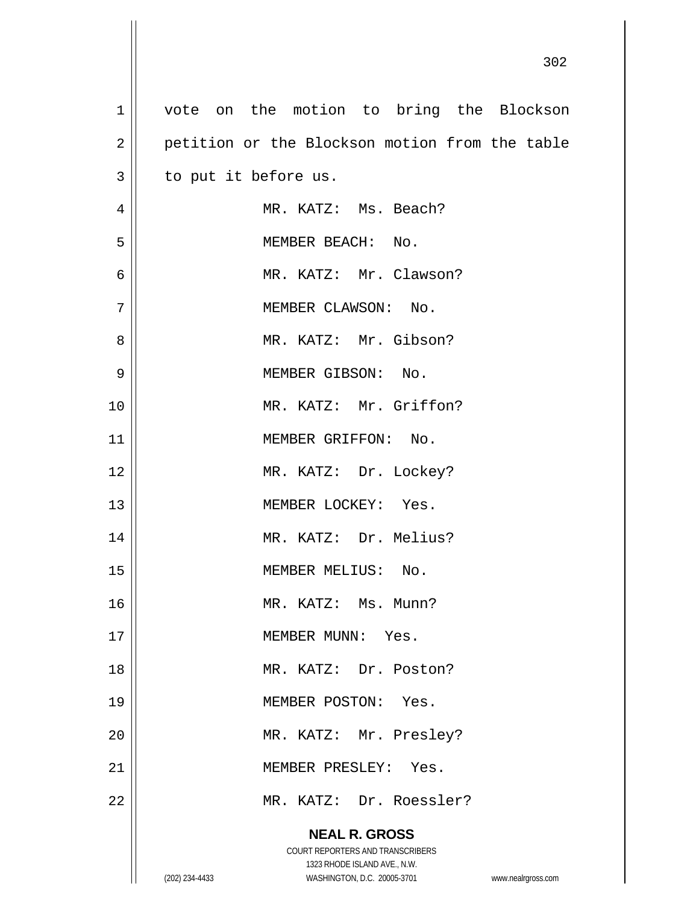vote on the motion to bring the Blockson petition or the Blockson motion from the table to put it before us.

MR. KATZ: Ms. Beach?

MEMBER BEACH: No.

MR. KATZ: Mr. Clawson?

MEMBER CLAWSON: No.

MR. KATZ: Mr. Gibson?

MEMBER GIBSON: No.

MR. KATZ: Mr. Griffon?

MEMBER GRIFFON: No.

MR. KATZ: Dr. Lockey?

MEMBER LOCKEY: Yes.

MR. KATZ: Dr. Melius?

MEMBER MELIUS: No.

MR. KATZ: Ms. Munn?

MEMBER MUNN: Yes.

MR. KATZ: Dr. Poston?

MEMBER POSTON: Yes.

MR. KATZ: Mr. Presley?

MEMBER PRESLEY: Yes.

MR. KATZ: Dr. Roessler?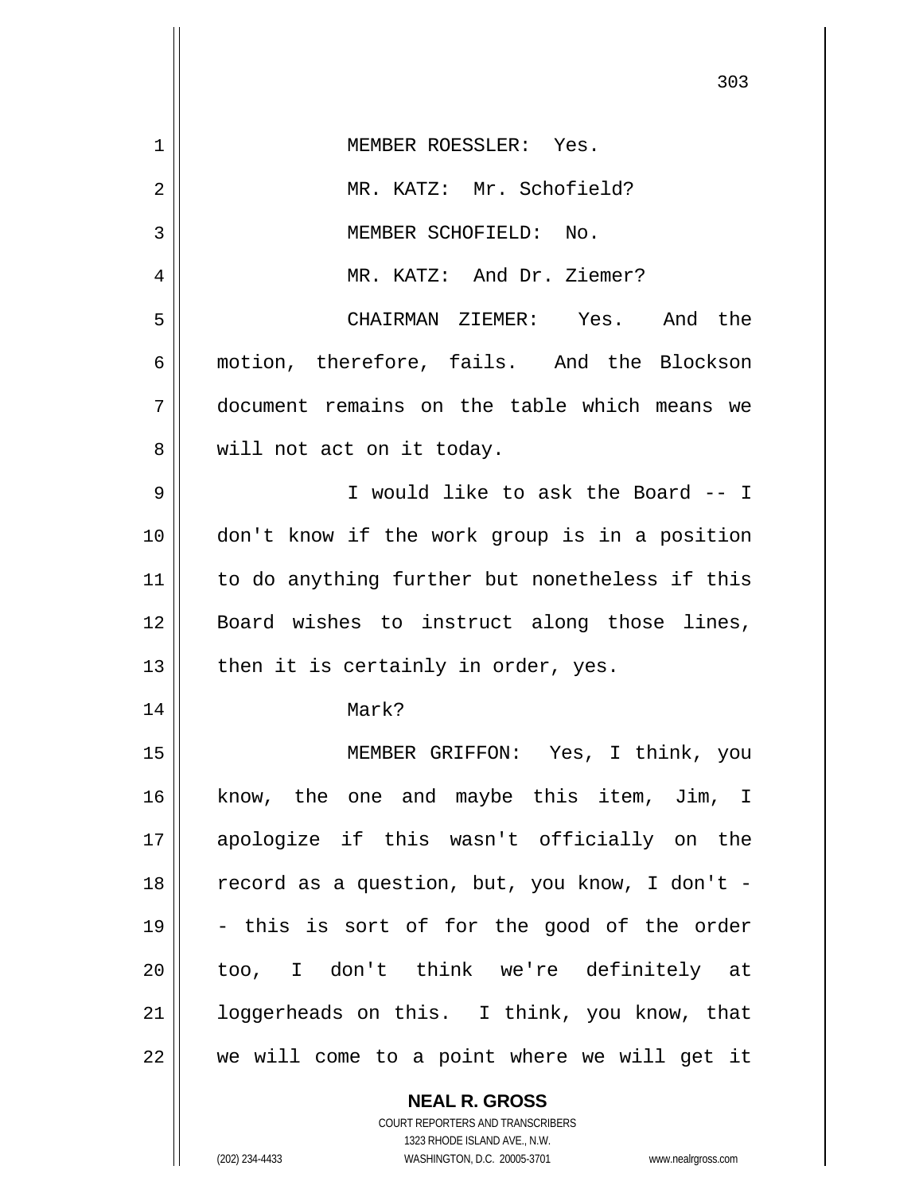MEMBER ROESSLER: Yes.

MR. KATZ: Mr. Schofield?

MEMBER SCHOFIELD: No.

MR. KATZ: And Dr. Ziemer?

CHAIRMAN ZIEMER: Yes. And the motion, therefore, fails. And the Blockson document remains on the table which means we will not act on it today.

I would like to ask the Board -- I don't know if the work group is in a position to do anything further but nonetheless if this Board wishes to instruct along those lines, then it is certainly in order, yes.

Mark?

MEMBER GRIFFON: Yes, I think, you know, the one and maybe this item, Jim, I apologize if this wasn't officially on the record as a question, but, you know, I don't -- this is sort of for the good of the order too, I don't think we're definitely at loggerheads on this. I think, you know, that we will come to a point where we will get it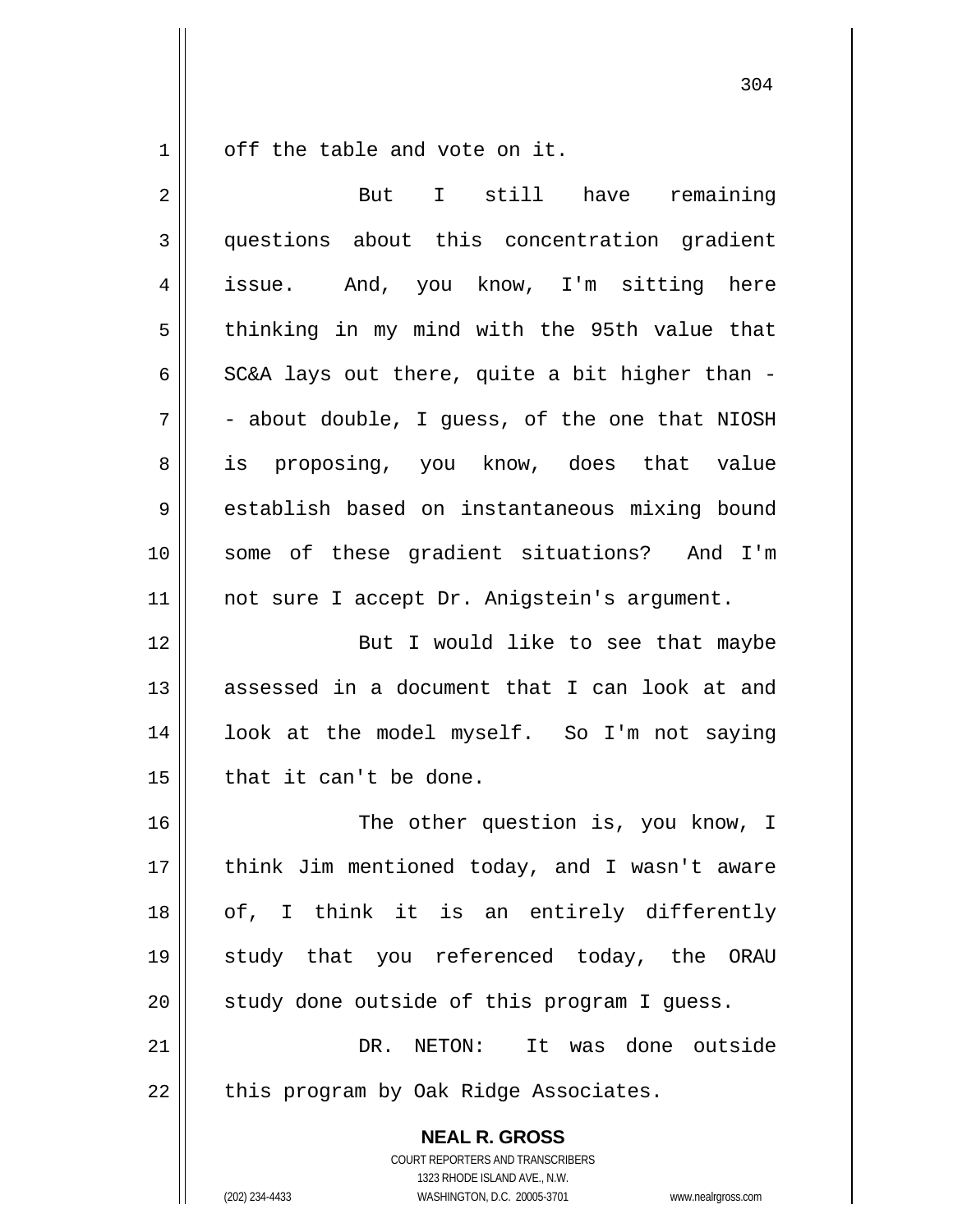off the table and vote on it.

But I still have remaining questions about this concentration gradient issue. And, you know, I'm sitting here thinking in my mind with the 95th value that SC&A lays out there, quite a bit higher than -- about double, I guess, of the one that NIOSH is proposing, you know, does that value establish based on instantaneous mixing bound some of these gradient situations? And I'm not sure I accept Dr. Anigstein's argument.

But I would like to see that maybe assessed in a document that I can look at and look at the model myself. So I'm not saying that it can't be done.

The other question is, you know, I think Jim mentioned today, and I wasn't aware of, I think it is an entirely differently study that you referenced today, the ORAU study done outside of this program I guess.

DR. NETON: It was done outside this program by Oak Ridge Associates.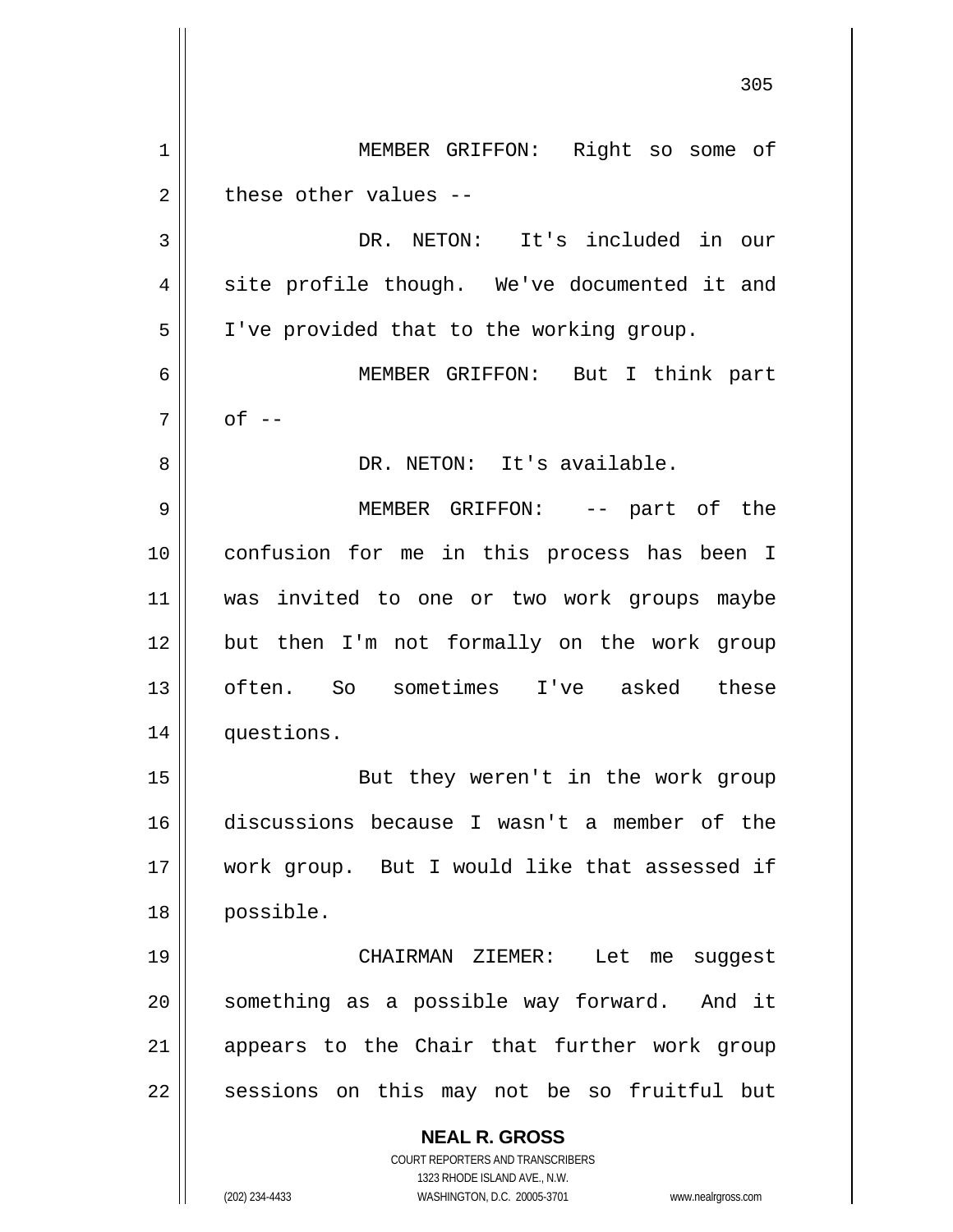MEMBER GRIFFON: Right so some of these other values --

DR. NETON: It's included in our site profile though. We've documented it and I've provided that to the working group.

MEMBER GRIFFON: But I think part of --

DR. NETON: It's available.

MEMBER GRIFFON: -- part of the confusion for me in this process has been I was invited to one or two work groups maybe but then I'm not formally on the work group often. So sometimes I've asked these questions.

But they weren't in the work group discussions because I wasn't a member of the work group. But I would like that assessed if possible.

CHAIRMAN ZIEMER: Let me suggest something as a possible way forward. And it appears to the Chair that further work group sessions on this may not be so fruitful but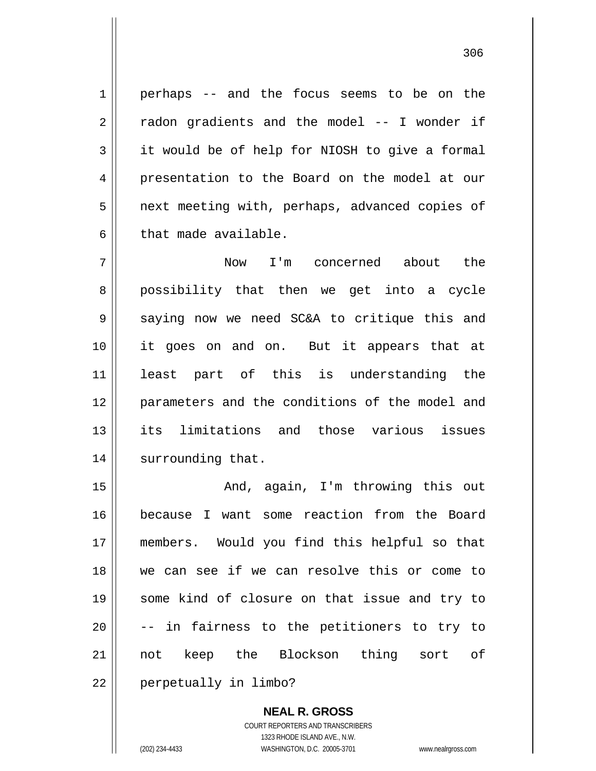perhaps -- and the focus seems to be on the radon gradients and the model -- I wonder if it would be of help for NIOSH to give a formal presentation to the Board on the model at our next meeting with, perhaps, advanced copies of that made available.

Now I'm concerned about the possibility that then we get into a cycle saying now we need SC&A to critique this and it goes on and on. But it appears that at least part of this is understanding the parameters and the conditions of the model and its limitations and those various issues surrounding that.

And, again, I'm throwing this out because I want some reaction from the Board members. Would you find this helpful so that we can see if we can resolve this or come to some kind of closure on that issue and try to -- in fairness to the petitioners to try to not keep the Blockson thing sort of perpetually in limbo?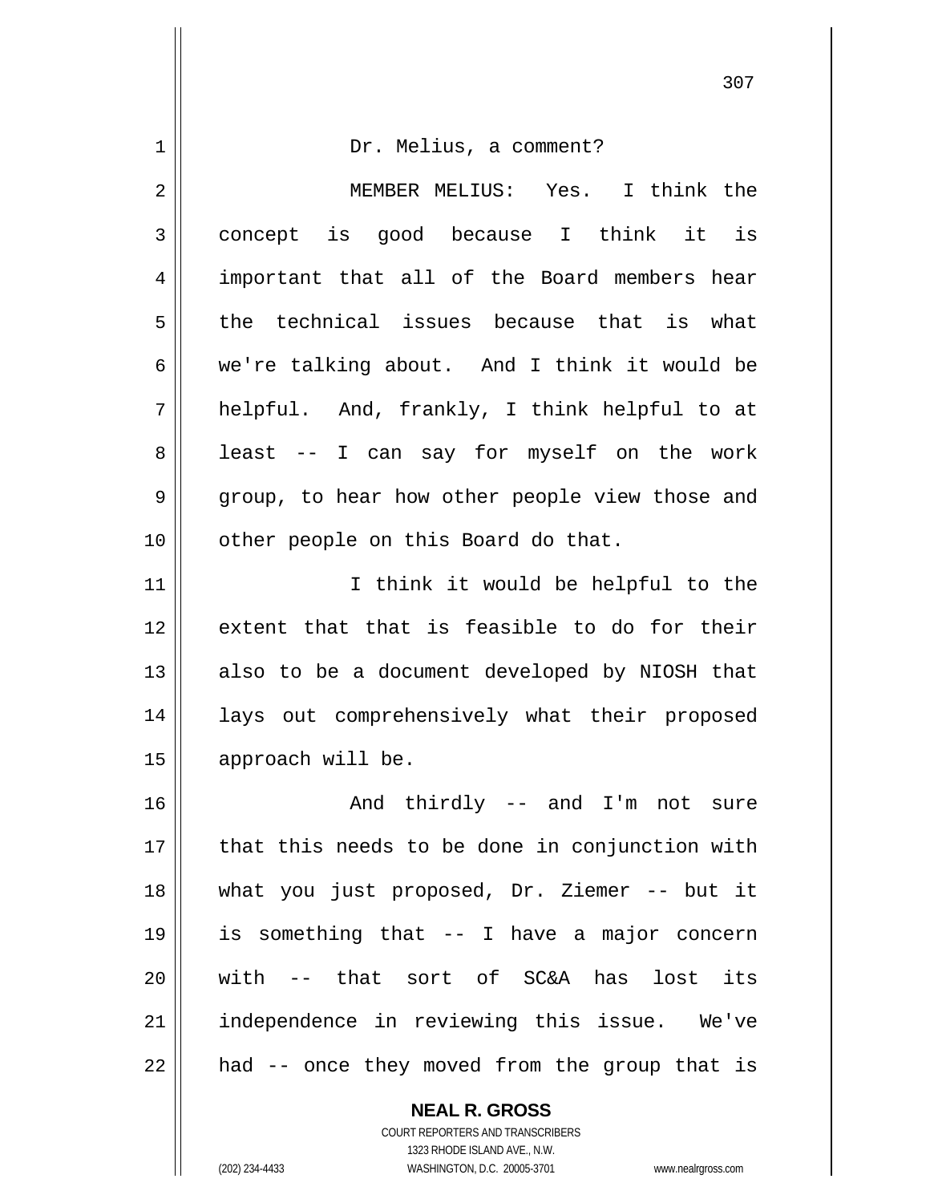Dr. Melius, a comment?

MEMBER MELIUS: Yes. I think the concept is good because I think it is important that all of the Board members hear the technical issues because that is what we're talking about. And I think it would be helpful. And, frankly, I think helpful to at least -- I can say for myself on the work group, to hear how other people view those and other people on this Board do that.

I think it would be helpful to the extent that that is feasible to do for their also to be a document developed by NIOSH that lays out comprehensively what their proposed approach will be.

And thirdly -- and I'm not sure that this needs to be done in conjunction with what you just proposed, Dr. Ziemer -- but it is something that -- I have a major concern with -- that sort of SC&A has lost its independence in reviewing this issue. We've had -- once they moved from the group that is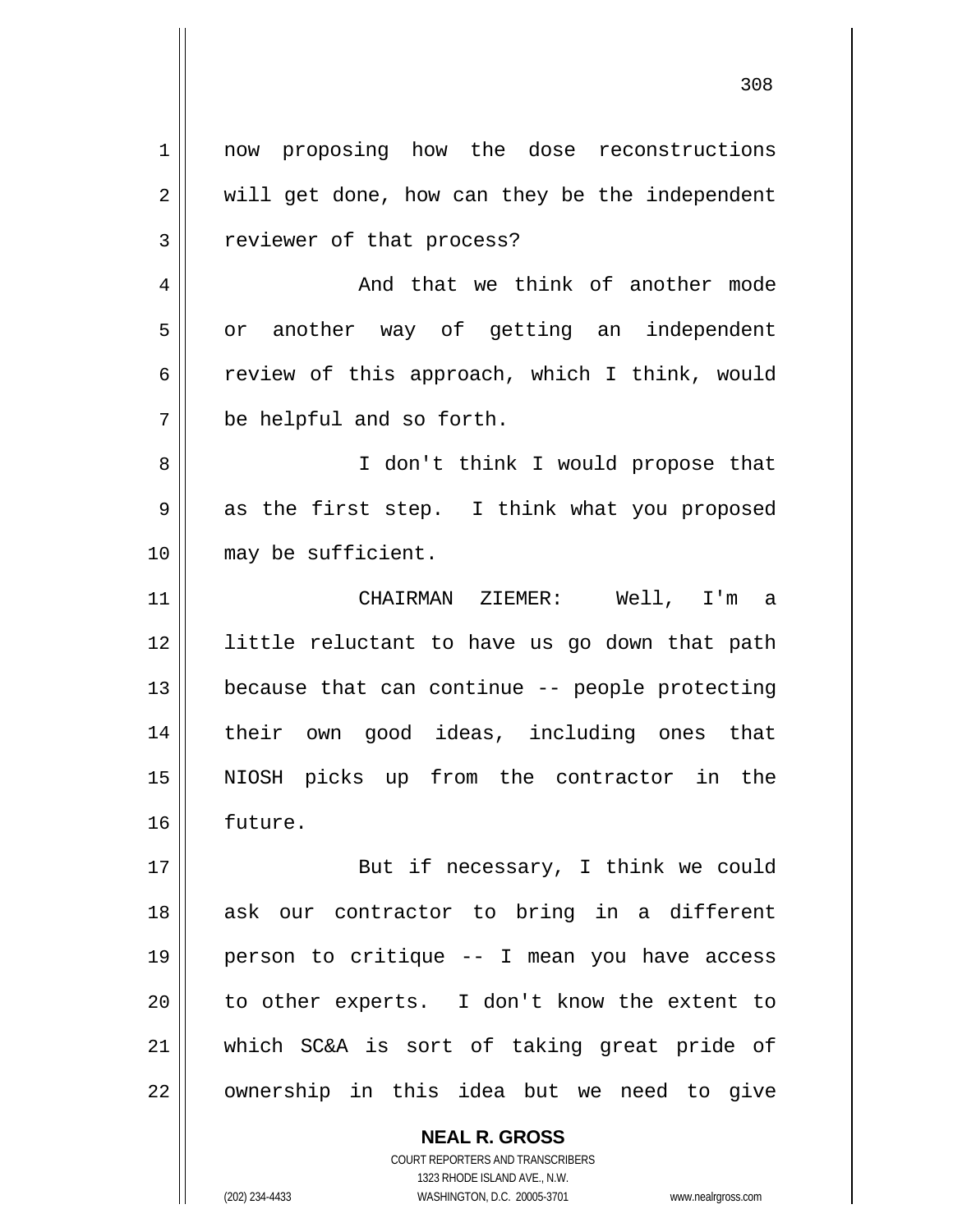now proposing how the dose reconstructions will get done, how can they be the independent reviewer of that process?

And that we think of another mode or another way of getting an independent review of this approach, which I think, would be helpful and so forth.

I don't think I would propose that as the first step. I think what you proposed may be sufficient.

CHAIRMAN ZIEMER: Well, I'm a little reluctant to have us go down that path because that can continue -- people protecting their own good ideas, including ones that NIOSH picks up from the contractor in the future.

But if necessary, I think we could ask our contractor to bring in a different person to critique -- I mean you have access to other experts. I don't know the extent to which SC&A is sort of taking great pride of ownership in this idea but we need to give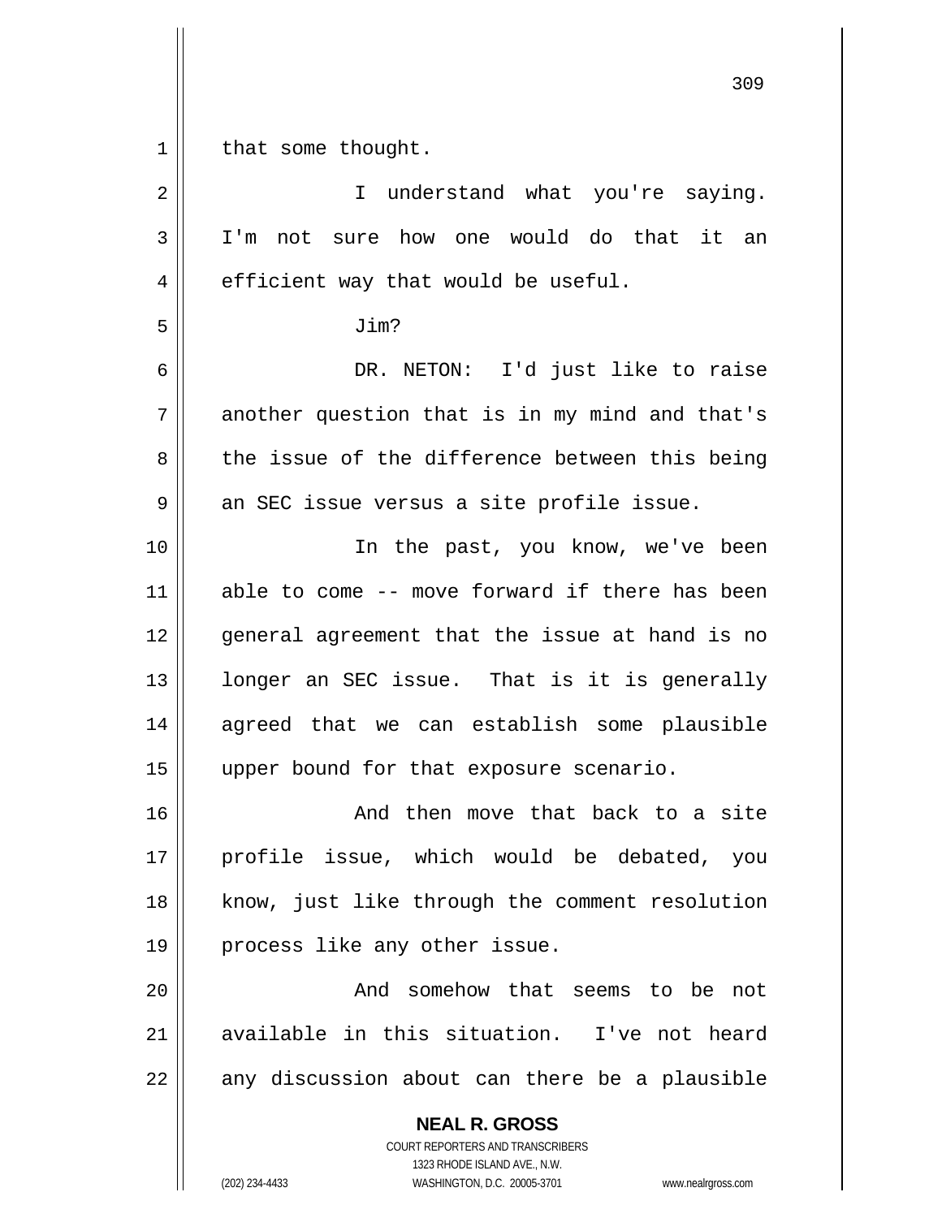that some thought.

I understand what you're saying. I'm not sure how one would do that it an efficient way that would be useful.

Jim?

DR. NETON: I'd just like to raise another question that is in my mind and that's the issue of the difference between this being an SEC issue versus a site profile issue.

In the past, you know, we've been able to come -- move forward if there has been general agreement that the issue at hand is no longer an SEC issue. That is it is generally agreed that we can establish some plausible upper bound for that exposure scenario.

And then move that back to a site profile issue, which would be debated, you know, just like through the comment resolution process like any other issue.

And somehow that seems to be not available in this situation. I've not heard any discussion about can there be a plausible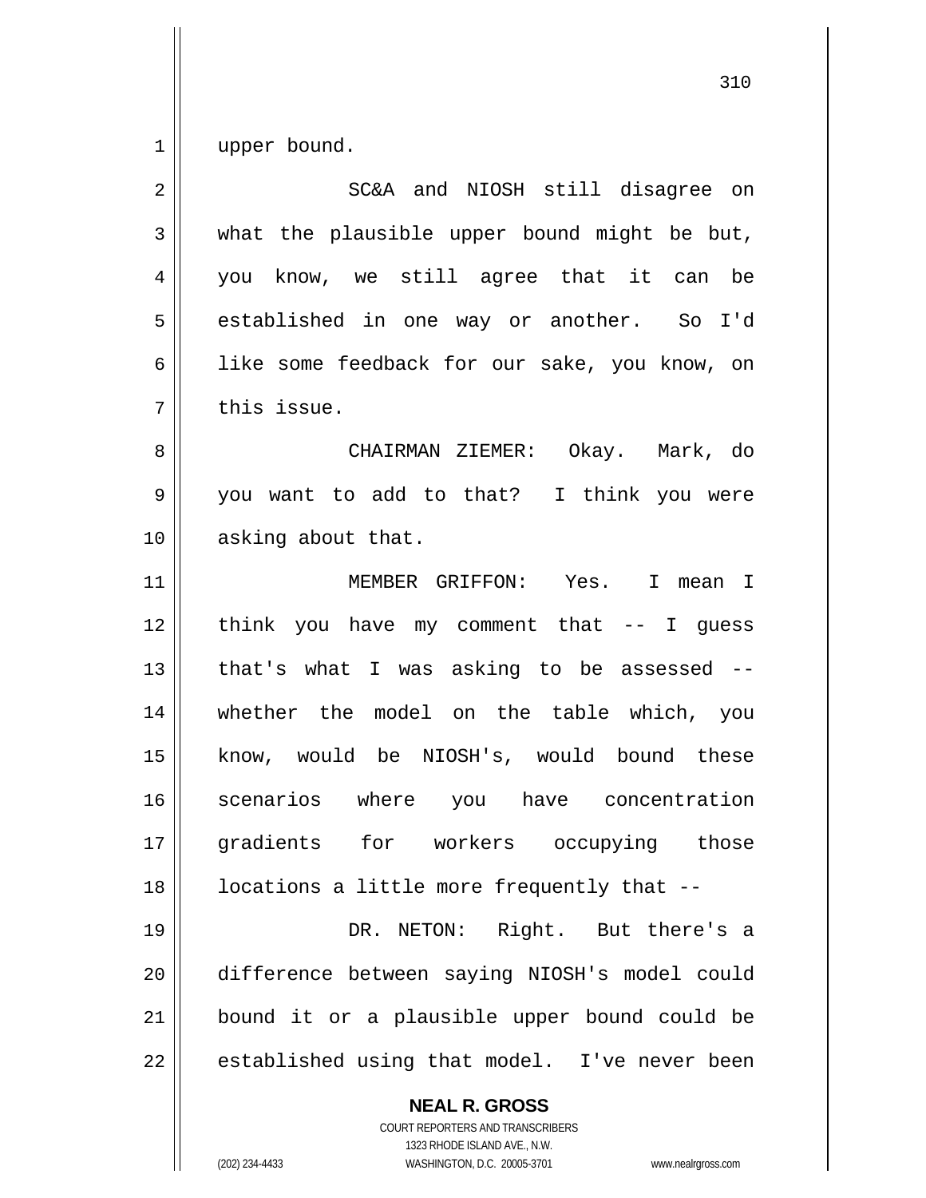upper bound.

SC&A and NIOSH still disagree on what the plausible upper bound might be but, you know, we still agree that it can be established in one way or another. So I'd like some feedback for our sake, you know, on this issue.

CHAIRMAN ZIEMER: Okay. Mark, do you want to add to that? I think you were asking about that.

MEMBER GRIFFON: Yes. I mean I think you have my comment that -- I guess that's what I was asking to be assessed -- whether the model on the table which, you know, would be NIOSH's, would bound these scenarios where you have concentration gradients for workers occupying those locations a little more frequently that --

DR. NETON: Right. But there's a difference between saying NIOSH's model could bound it or a plausible upper bound could be established using that model. I've never been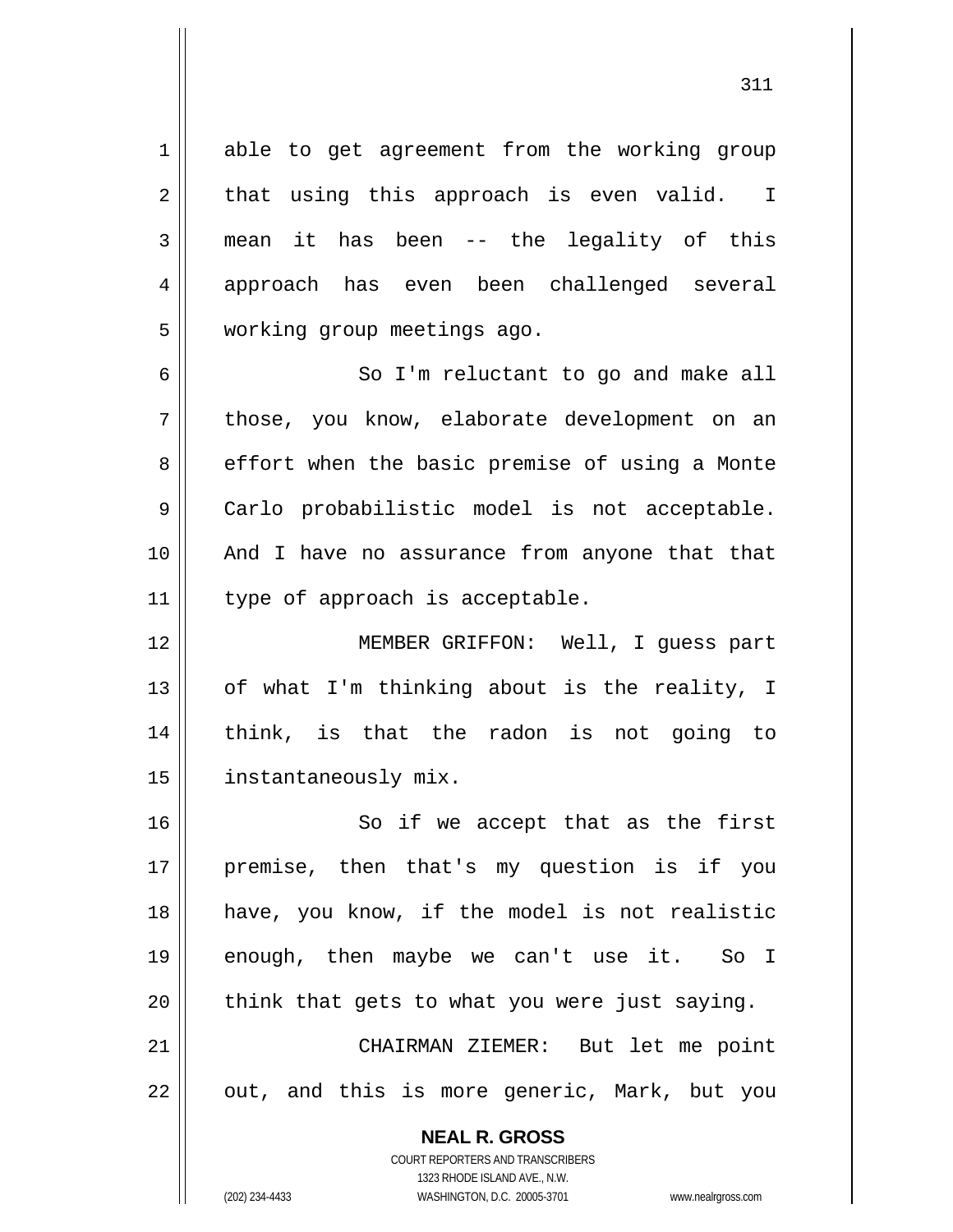able to get agreement from the working group that using this approach is even valid. I mean it has been -- the legality of this approach has even been challenged several working group meetings ago.

So I'm reluctant to go and make all those, you know, elaborate development on an effort when the basic premise of using a Monte Carlo probabilistic model is not acceptable. And I have no assurance from anyone that that type of approach is acceptable.

MEMBER GRIFFON: Well, I guess part of what I'm thinking about is the reality, I think, is that the radon is not going to instantaneously mix.

So if we accept that as the first premise, then that's my question is if you have, you know, if the model is not realistic enough, then maybe we can't use it. So I think that gets to what you were just saying.

CHAIRMAN ZIEMER: But let me point out, and this is more generic, Mark, but you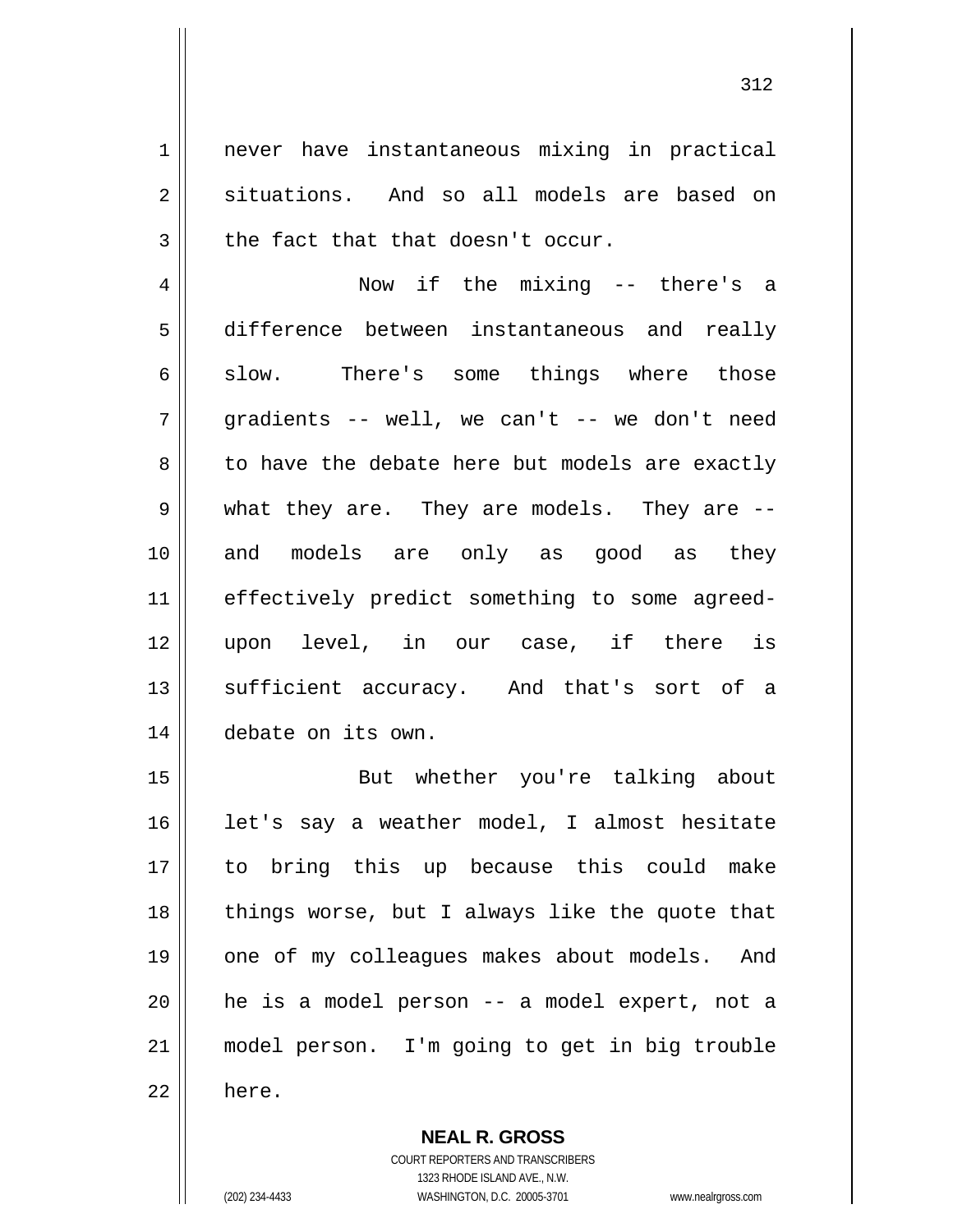never have instantaneous mixing in practical situations. And so all models are based on the fact that that doesn't occur.

Now if the mixing -- there's a difference between instantaneous and really slow. There's some things where those gradients -- well, we can't -- we don't need to have the debate here but models are exactly what they are. They are models. They are -- and models are only as good as they effectively predict something to some agreed-upon level, in our case, if there is sufficient accuracy. And that's sort of a debate on its own.

But whether you're talking about let's say a weather model, I almost hesitate to bring this up because this could make things worse, but I always like the quote that one of my colleagues makes about models. And he is a model person -- a model expert, not a model person. I'm going to get in big trouble here.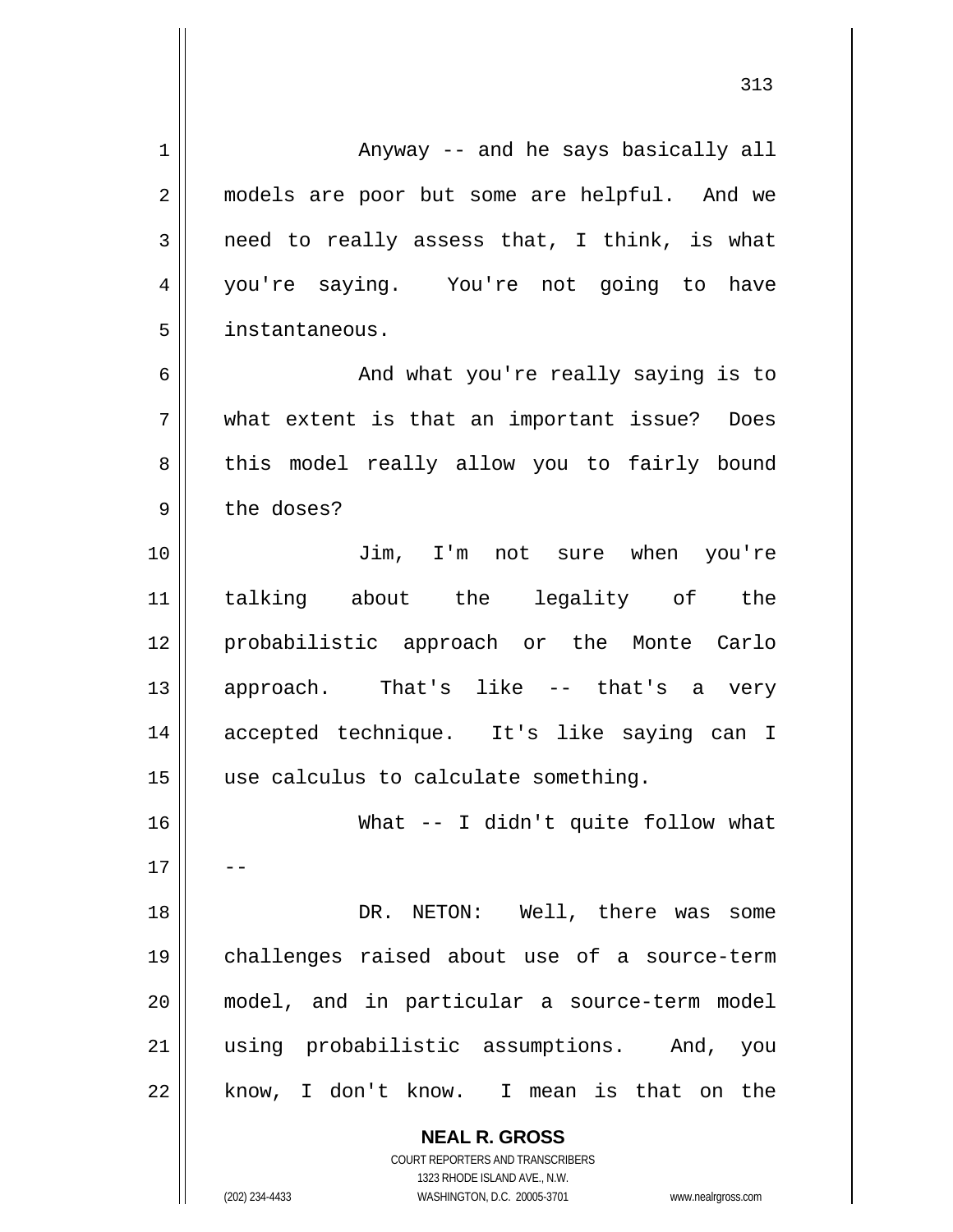Anyway -- and he says basically all models are poor but some are helpful. And we need to really assess that, I think, is what you're saying. You're not going to have instantaneous.

And what you're really saying is to what extent is that an important issue? Does this model really allow you to fairly bound the doses?

Jim, I'm not sure when you're talking about the legality of the probabilistic approach or the Monte Carlo approach. That's like -- that's a very accepted technique. It's like saying can I use calculus to calculate something.

What -- I didn't quite follow what --

DR. NETON: Well, there was some challenges raised about use of a source-term model, and in particular a source-term model using probabilistic assumptions. And, you know, I don't know. I mean is that on the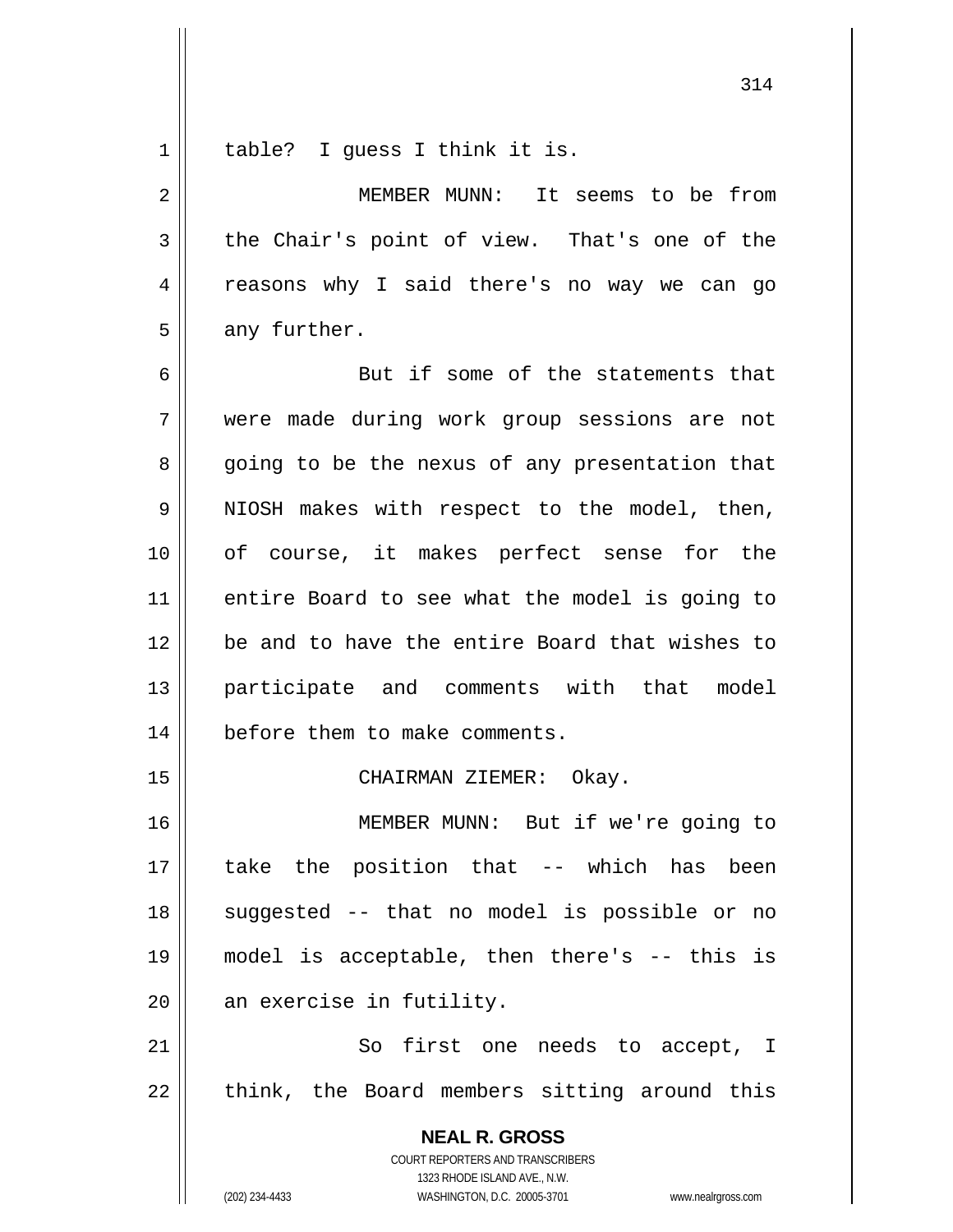table? I guess I think it is.

MEMBER MUNN: It seems to be from the Chair's point of view. That's one of the reasons why I said there's no way we can go any further.

But if some of the statements that were made during work group sessions are not going to be the nexus of any presentation that NIOSH makes with respect to the model, then, of course, it makes perfect sense for the entire Board to see what the model is going to be and to have the entire Board that wishes to participate and comments with that model before them to make comments.

CHAIRMAN ZIEMER: Okay.

MEMBER MUNN: But if we're going to take the position that -- which has been suggested -- that no model is possible or no model is acceptable, then there's -- this is an exercise in futility.

So first one needs to accept, I think, the Board members sitting around this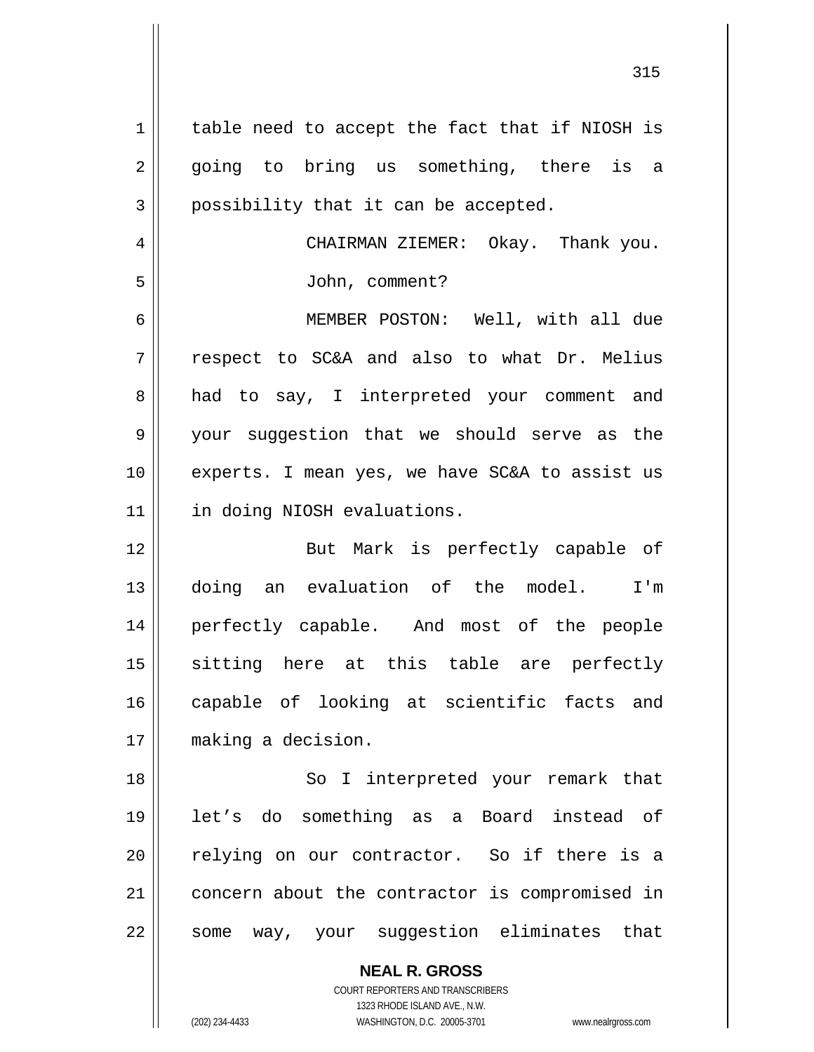table need to accept the fact that if NIOSH is going to bring us something, there is a possibility that it can be accepted.

CHAIRMAN ZIEMER: Okay. Thank you. John, comment?

MEMBER POSTON: Well, with all due respect to SC&A and also to what Dr. Melius had to say, I interpreted your comment and your suggestion that we should serve as the experts. I mean yes, we have SC&A to assist us in doing NIOSH evaluations.

But Mark is perfectly capable of doing an evaluation of the model. I'm perfectly capable. And most of the people sitting here at this table are perfectly capable of looking at scientific facts and making a decision.

So I interpreted your remark that let's do something as a Board instead of relying on our contractor. So if there is a concern about the contractor is compromised in some way, your suggestion eliminates that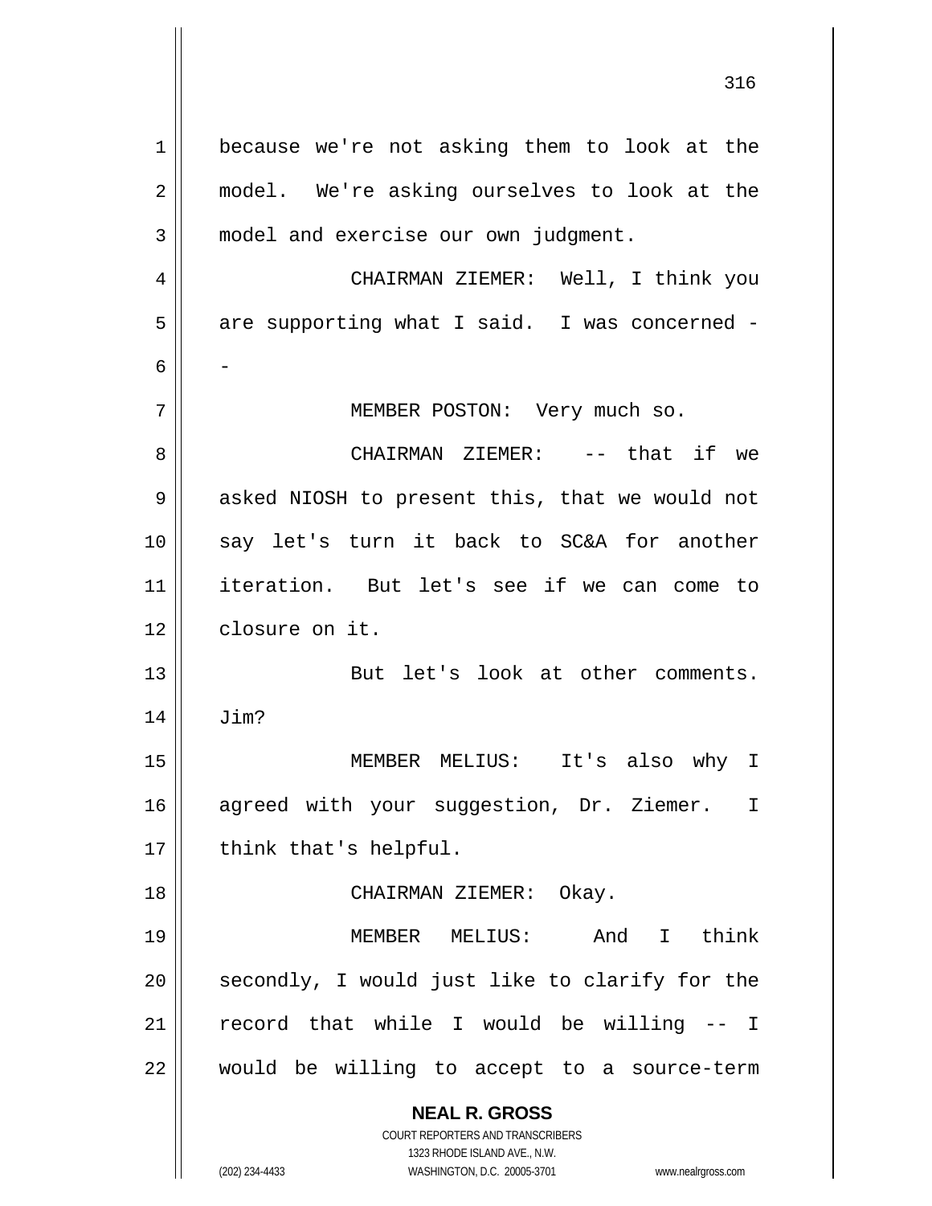because we're not asking them to look at the model. We're asking ourselves to look at the model and exercise our own judgment.

CHAIRMAN ZIEMER: Well, I think you are supporting what I said. I was concerned --

MEMBER POSTON: Very much so.

CHAIRMAN ZIEMER: -- that if we asked NIOSH to present this, that we would not say let's turn it back to SC&A for another iteration. But let's see if we can come to closure on it.

But let's look at other comments. Jim?

MEMBER MELIUS: It's also why I agreed with your suggestion, Dr. Ziemer. I think that's helpful.

CHAIRMAN ZIEMER: Okay.

MEMBER MELIUS: And I think secondly, I would just like to clarify for the record that while I would be willing -- I would be willing to accept to a source-term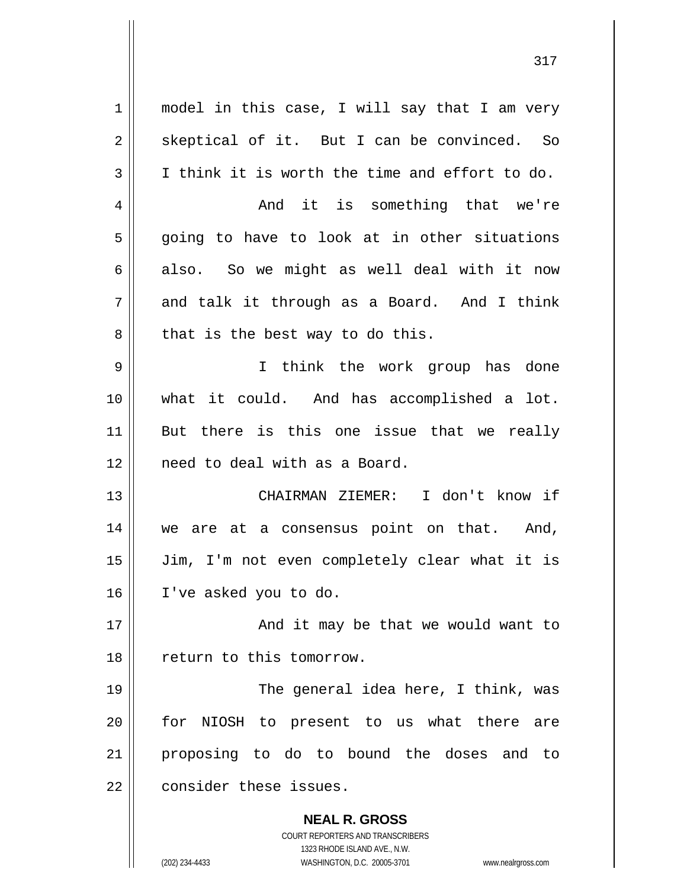model in this case, I will say that I am very skeptical of it. But I can be convinced. So I think it is worth the time and effort to do.

And it is something that we're going to have to look at in other situations also. So we might as well deal with it now and talk it through as a Board. And I think that is the best way to do this.

I think the work group has done what it could. And has accomplished a lot. But there is this one issue that we really need to deal with as a Board.

CHAIRMAN ZIEMER: I don't know if we are at a consensus point on that. And, Jim, I'm not even completely clear what it is I've asked you to do.

And it may be that we would want to return to this tomorrow.

The general idea here, I think, was for NIOSH to present to us what there are proposing to do to bound the doses and to consider these issues.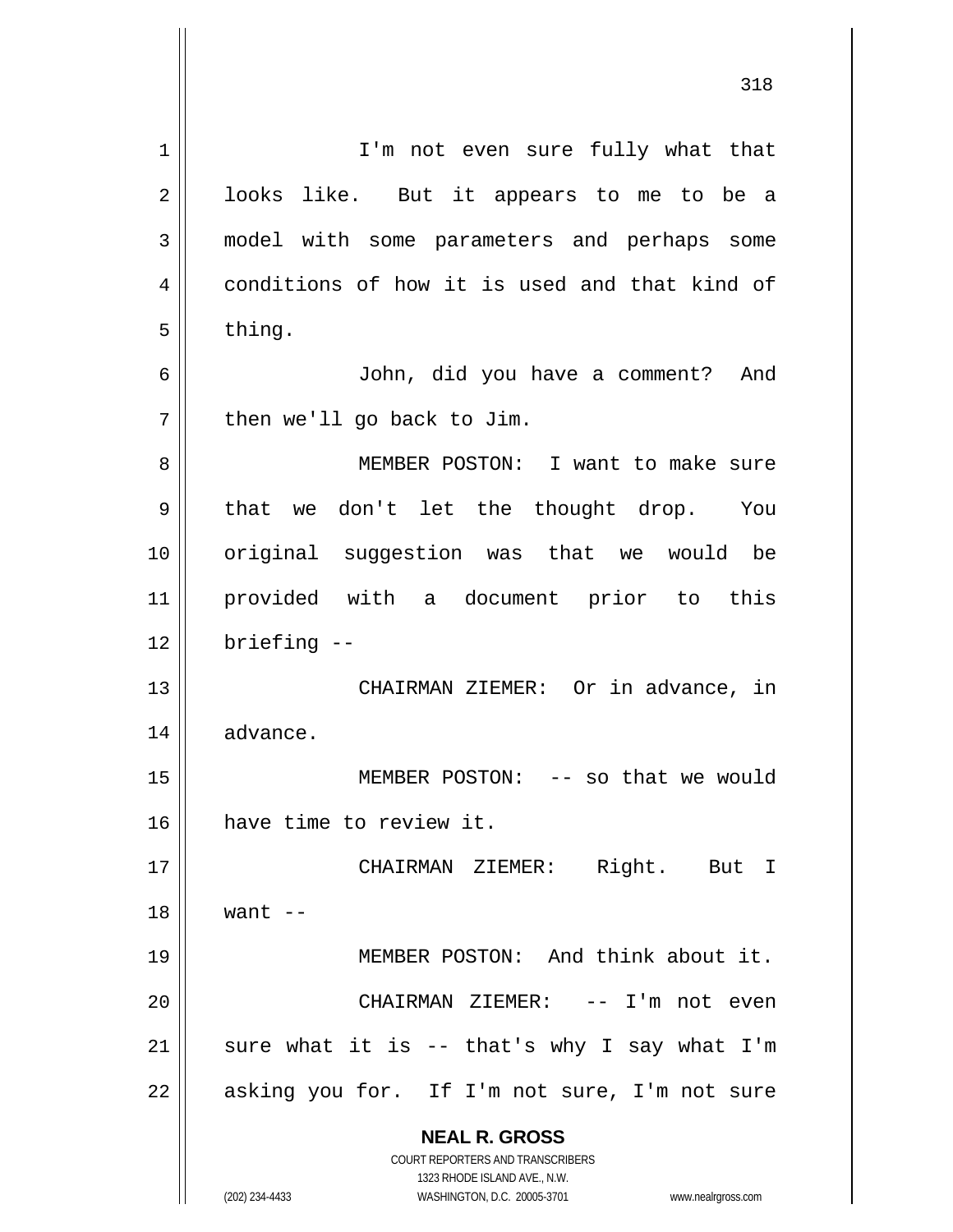I'm not even sure fully what that looks like. But it appears to me to be a model with some parameters and perhaps some conditions of how it is used and that kind of thing.

John, did you have a comment? And then we'll go back to Jim.

MEMBER POSTON: I want to make sure that we don't let the thought drop. You original suggestion was that we would be provided with a document prior to this briefing --

CHAIRMAN ZIEMER: Or in advance, in advance.

MEMBER POSTON: -- so that we would have time to review it.

CHAIRMAN ZIEMER: Right. But I want --

MEMBER POSTON: And think about it.

CHAIRMAN ZIEMER: -- I'm not even sure what it is -- that's why I say what I'm asking you for. If I'm not sure, I'm not sure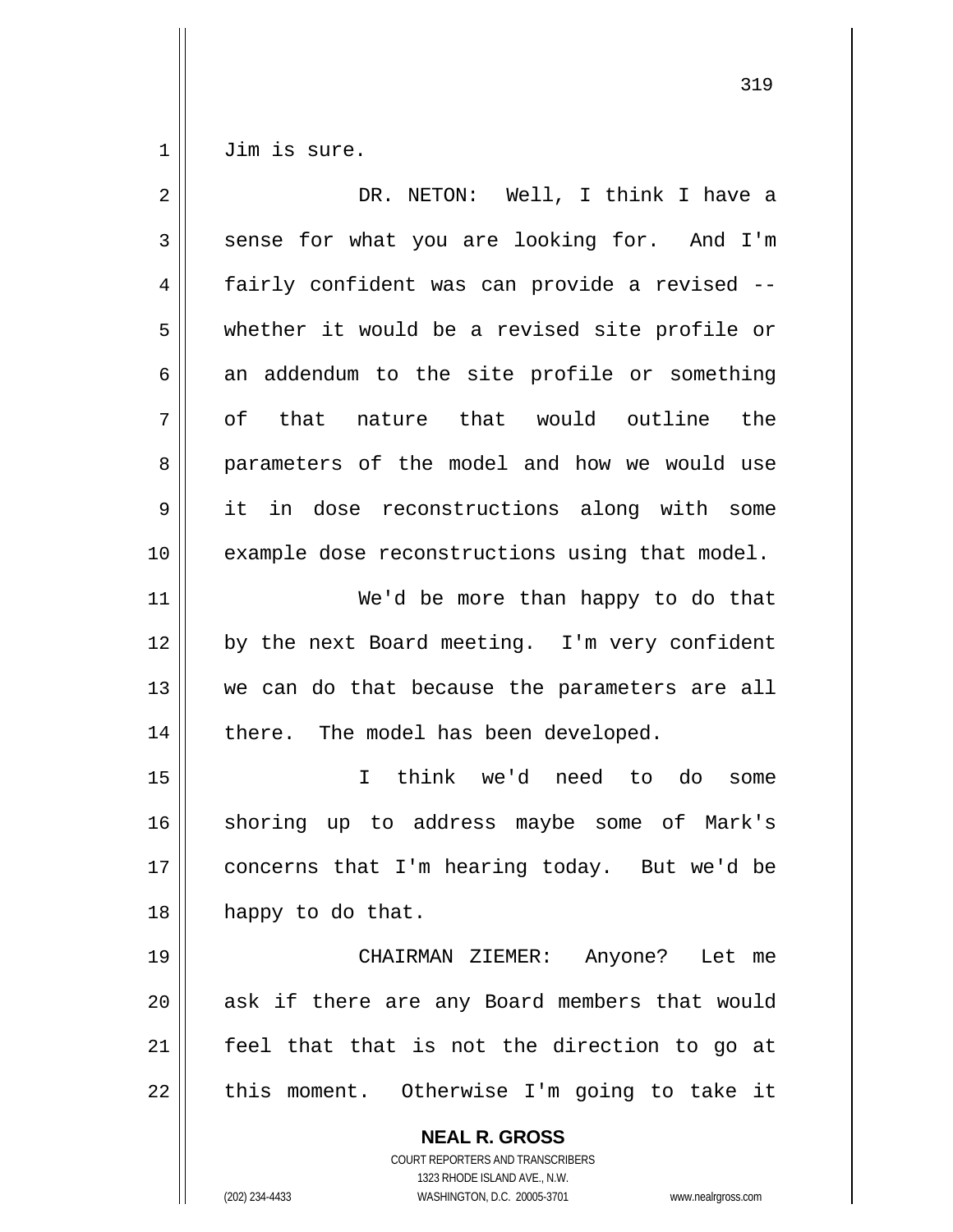Jim is sure.

DR. NETON: Well, I think I have a sense for what you are looking for. And I'm fairly confident was can provide a revised -- whether it would be a revised site profile or an addendum to the site profile or something of that nature that would outline the parameters of the model and how we would use it in dose reconstructions along with some example dose reconstructions using that model.

We'd be more than happy to do that by the next Board meeting. I'm very confident we can do that because the parameters are all there. The model has been developed.

I think we'd need to do some shoring up to address maybe some of Mark's concerns that I'm hearing today. But we'd be happy to do that.

CHAIRMAN ZIEMER: Anyone? Let me ask if there are any Board members that would feel that that is not the direction to go at this moment. Otherwise I'm going to take it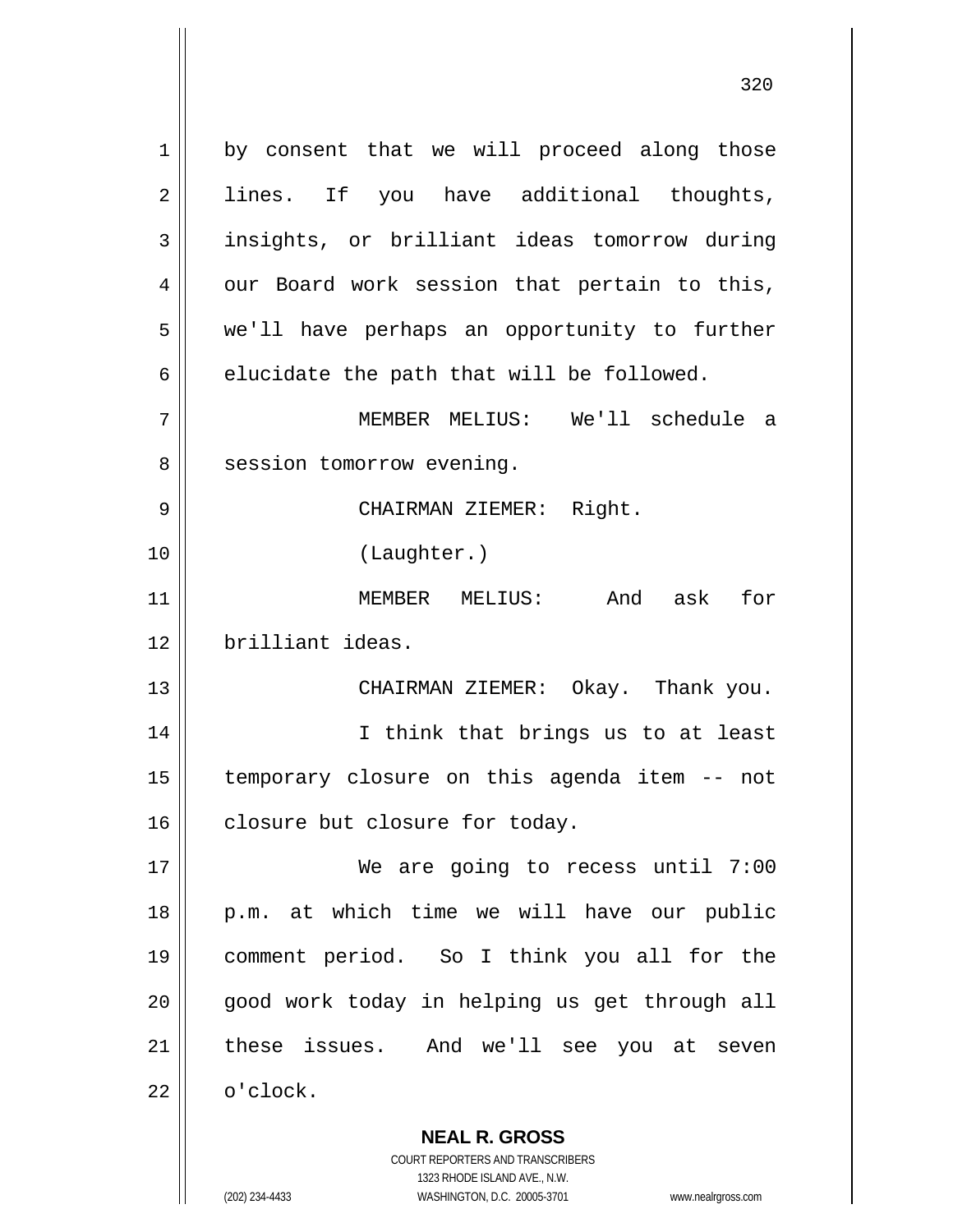by consent that we will proceed along those lines. If you have additional thoughts, insights, or brilliant ideas tomorrow during our Board work session that pertain to this, we'll have perhaps an opportunity to further elucidate the path that will be followed.

MEMBER MELIUS: We'll schedule a session tomorrow evening.

CHAIRMAN ZIEMER: Right.

(Laughter.)

MEMBER MELIUS: And ask for brilliant ideas.

CHAIRMAN ZIEMER: Okay. Thank you.

I think that brings us to at least temporary closure on this agenda item -- not closure but closure for today.

We are going to recess until 7:00 p.m. at which time we will have our public comment period. So I think you all for the good work today in helping us get through all these issues. And we'll see you at seven o'clock.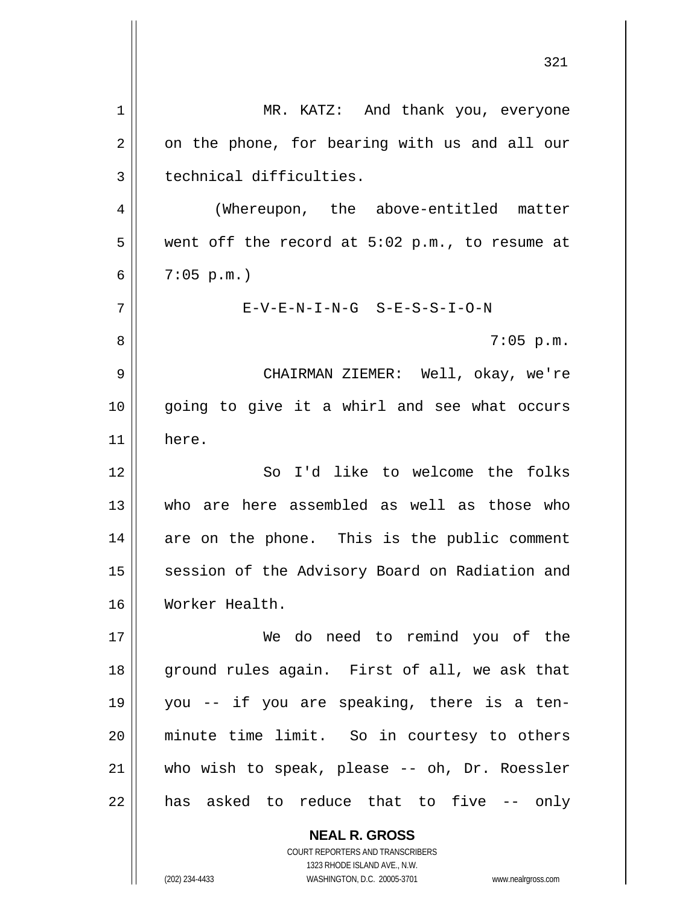MR. KATZ: And thank you, everyone on the phone, for bearing with us and all our technical difficulties.

(Whereupon, the above-entitled matter went off the record at 5:02 p.m., to resume at 7:05 p.m.)

E-V-E-N-I-N-G S-E-S-S-I-O-N

7:05 p.m.

CHAIRMAN ZIEMER: Well, okay, we're going to give it a whirl and see what occurs here.

So I'd like to welcome the folks who are here assembled as well as those who are on the phone. This is the public comment session of the Advisory Board on Radiation and Worker Health.

We do need to remind you of the ground rules again. First of all, we ask that you -- if you are speaking, there is a ten-minute time limit. So in courtesy to others who wish to speak, please -- oh, Dr. Roessler has asked to reduce that to five -- only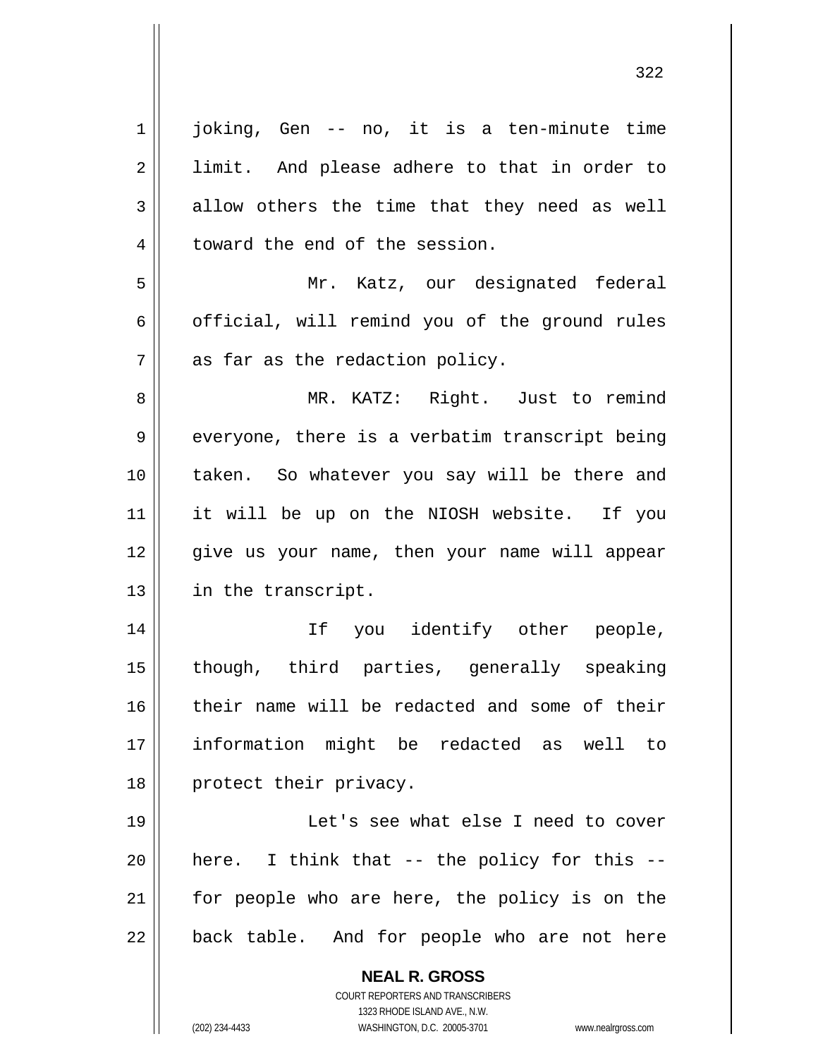joking, Gen -- no, it is a ten-minute time limit. And please adhere to that in order to allow others the time that they need as well toward the end of the session.

Mr. Katz, our designated federal official, will remind you of the ground rules as far as the redaction policy.

MR. KATZ: Right. Just to remind everyone, there is a verbatim transcript being taken. So whatever you say will be there and it will be up on the NIOSH website. If you give us your name, then your name will appear in the transcript.

If you identify other people, though, third parties, generally speaking their name will be redacted and some of their information might be redacted as well to protect their privacy.

Let's see what else I need to cover here. I think that -- the policy for this -- for people who are here, the policy is on the back table. And for people who are not here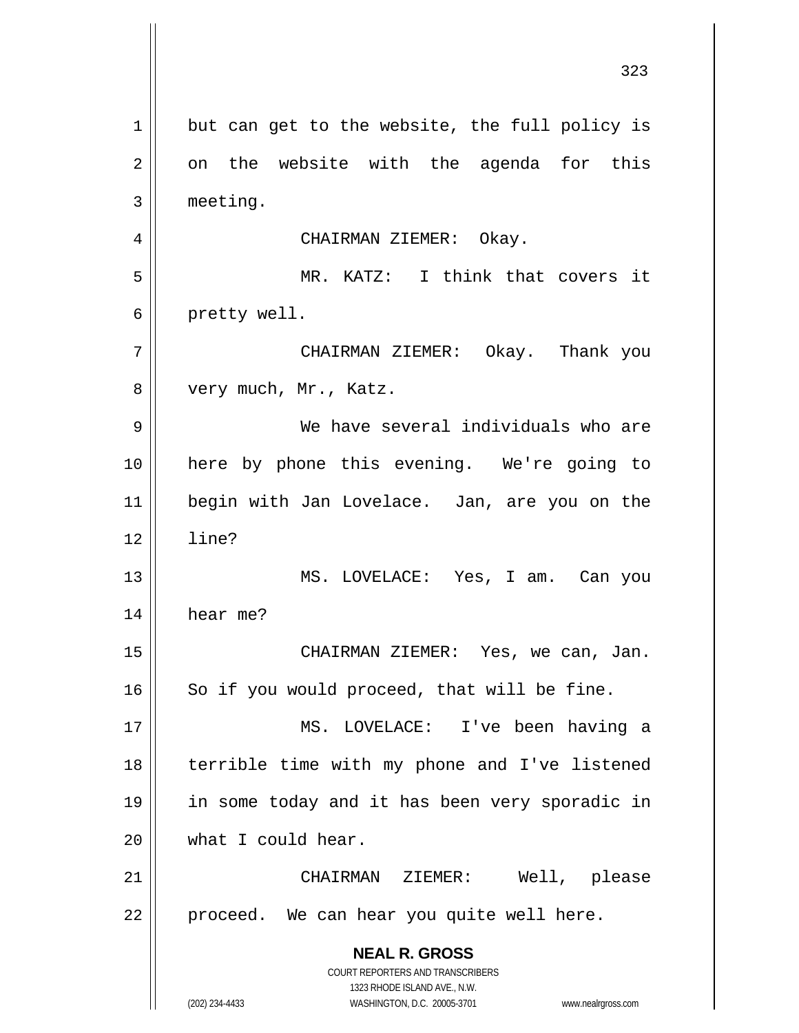but can get to the website, the full policy is on the website with the agenda for this meeting.

CHAIRMAN ZIEMER: Okay.

MR. KATZ: I think that covers it pretty well.

CHAIRMAN ZIEMER: Okay. Thank you very much, Mr., Katz.

We have several individuals who are here by phone this evening. We're going to begin with Jan Lovelace. Jan, are you on the line?

MS. LOVELACE: Yes, I am. Can you hear me?

CHAIRMAN ZIEMER: Yes, we can, Jan. So if you would proceed, that will be fine.

MS. LOVELACE: I've been having a terrible time with my phone and I've listened in some today and it has been very sporadic in what I could hear.

CHAIRMAN ZIEMER: Well, please proceed. We can hear you quite well here.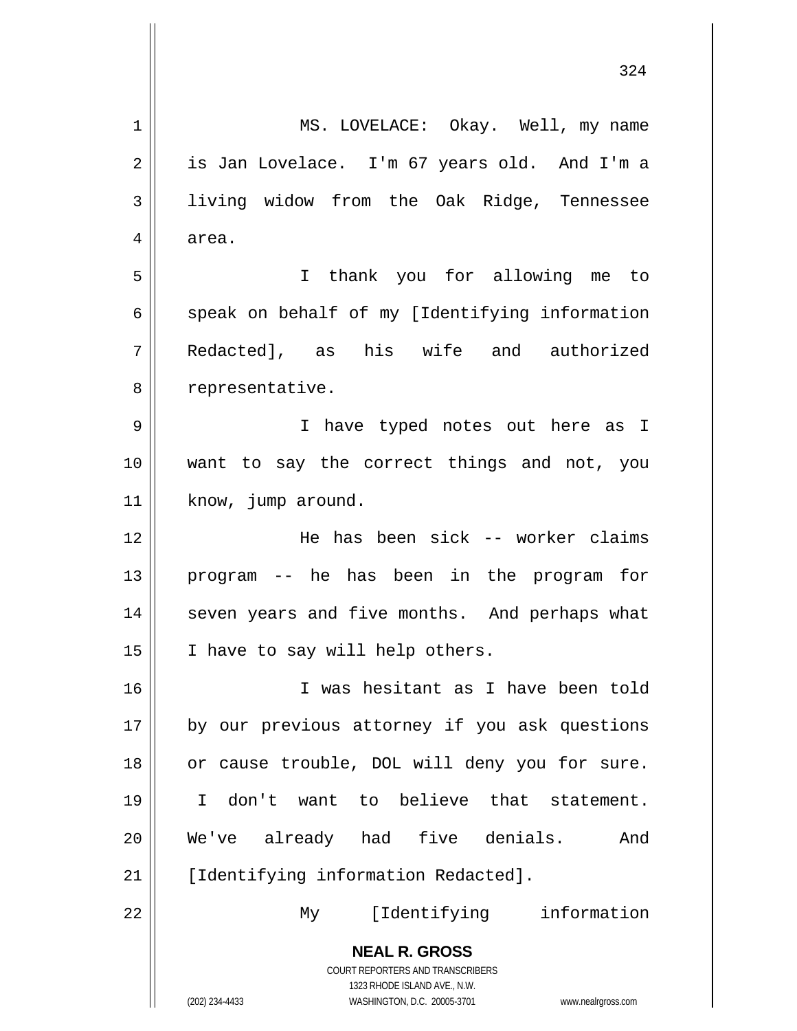MS. LOVELACE: Okay. Well, my name is Jan Lovelace. I'm 67 years old. And I'm a living widow from the Oak Ridge, Tennessee area.

I thank you for allowing me to speak on behalf of my [Identifying information Redacted], as his wife and authorized representative.

I have typed notes out here as I want to say the correct things and not, you know, jump around.

He has been sick -- worker claims program -- he has been in the program for seven years and five months. And perhaps what I have to say will help others.

I was hesitant as I have been told by our previous attorney if you ask questions or cause trouble, DOL will deny you for sure. I don't want to believe that statement. We've already had five denials. And [Identifying information Redacted].

My [Identifying information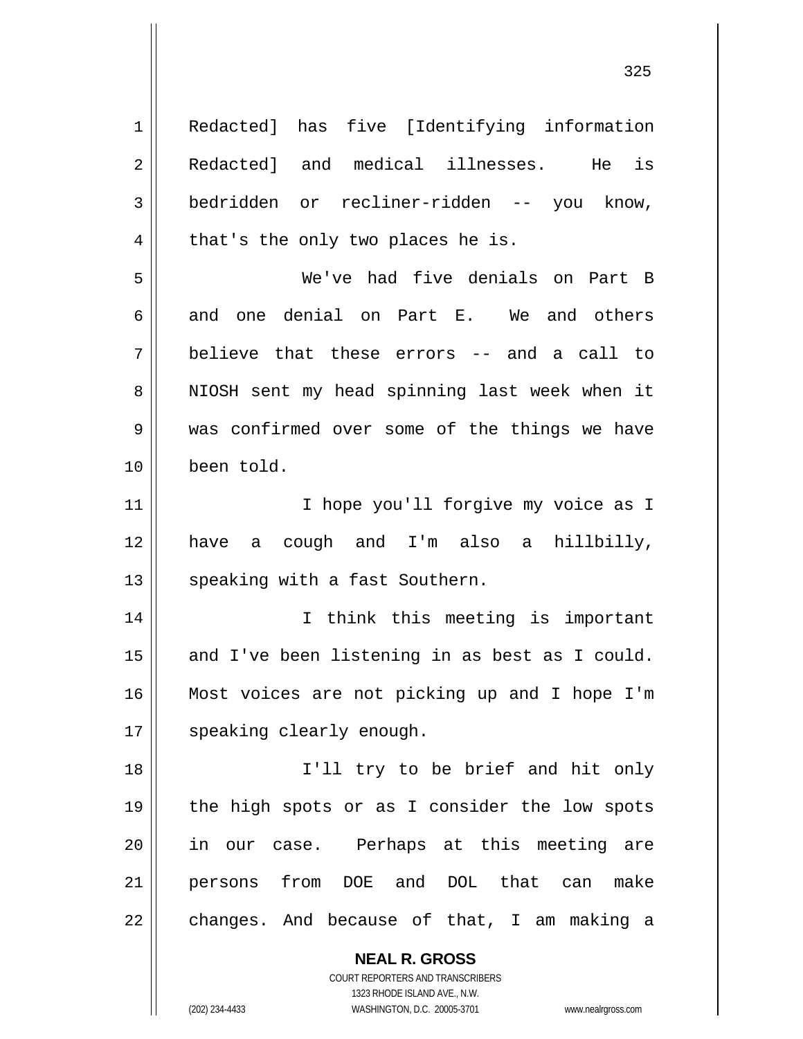Redacted] has five [Identifying information Redacted] and medical illnesses. He is bedridden or recliner-ridden -- you know, that's the only two places he is.

We've had five denials on Part B and one denial on Part E. We and others believe that these errors -- and a call to NIOSH sent my head spinning last week when it was confirmed over some of the things we have been told.

I hope you'll forgive my voice as I have a cough and I'm also a hillbilly, speaking with a fast Southern.

I think this meeting is important and I've been listening in as best as I could. Most voices are not picking up and I hope I'm speaking clearly enough.

I'll try to be brief and hit only the high spots or as I consider the low spots in our case. Perhaps at this meeting are persons from DOE and DOL that can make changes. And because of that, I am making a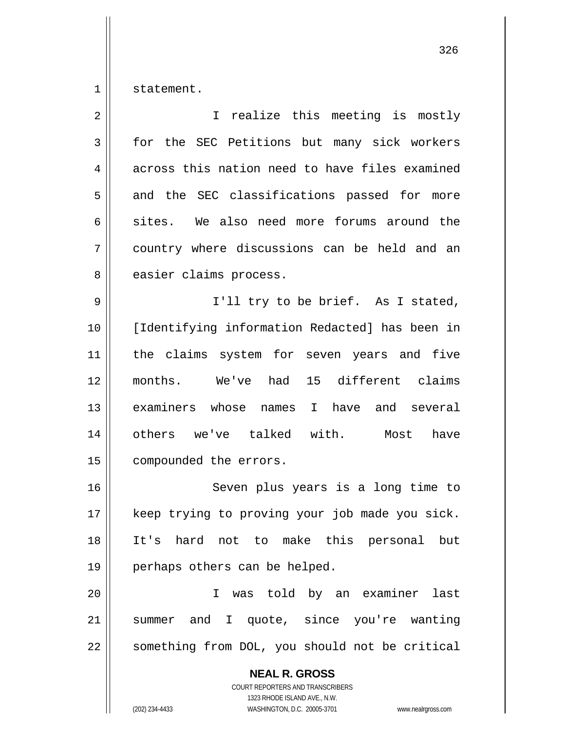statement.

I realize this meeting is mostly for the SEC Petitions but many sick workers across this nation need to have files examined and the SEC classifications passed for more sites. We also need more forums around the country where discussions can be held and an easier claims process.

I'll try to be brief. As I stated, [Identifying information Redacted] has been in the claims system for seven years and five months. We've had 15 different claims examiners whose names I have and several others we've talked with. Most have compounded the errors.

Seven plus years is a long time to keep trying to proving your job made you sick. It's hard not to make this personal but perhaps others can be helped.

I was told by an examiner last summer and I quote, since you're wanting something from DOL, you should not be critical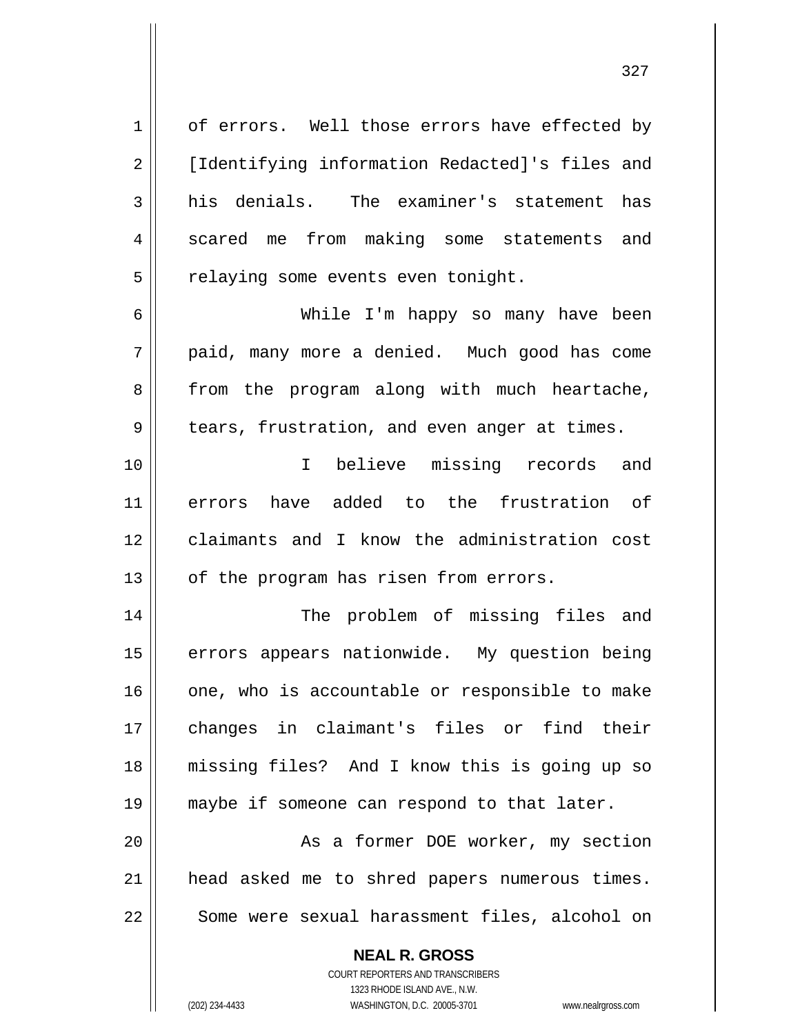of errors. Well those errors have effected by [Identifying information Redacted]'s files and his denials. The examiner's statement has scared me from making some statements and relaying some events even tonight.

While I'm happy so many have been paid, many more a denied. Much good has come from the program along with much heartache, tears, frustration, and even anger at times.

I believe missing records and errors have added to the frustration of claimants and I know the administration cost of the program has risen from errors.

The problem of missing files and errors appears nationwide. My question being one, who is accountable or responsible to make changes in claimant's files or find their missing files? And I know this is going up so maybe if someone can respond to that later.

As a former DOE worker, my section head asked me to shred papers numerous times. Some were sexual harassment files, alcohol on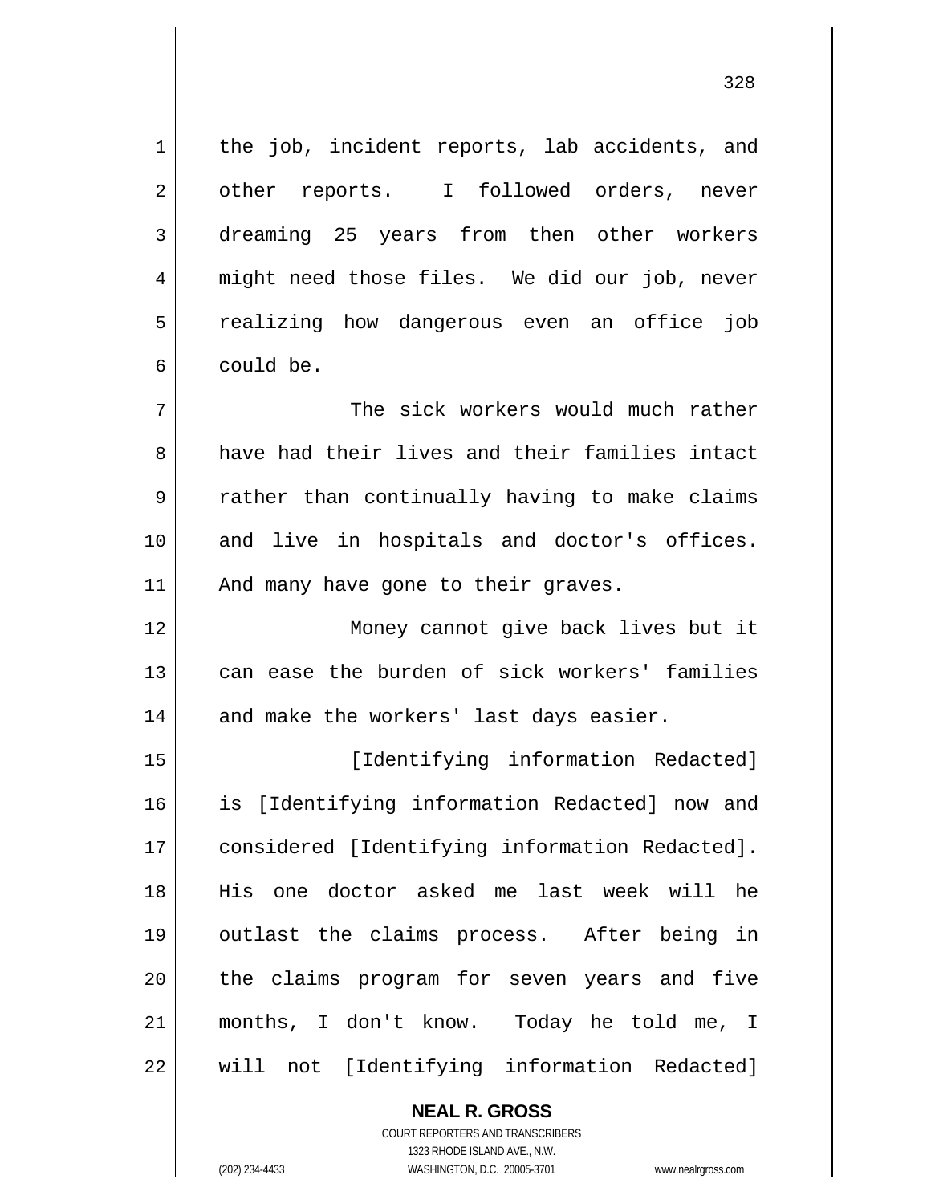the job, incident reports, lab accidents, and other reports. I followed orders, never dreaming 25 years from then other workers might need those files. We did our job, never realizing how dangerous even an office job could be.

The sick workers would much rather have had their lives and their families intact rather than continually having to make claims and live in hospitals and doctor's offices. And many have gone to their graves.

Money cannot give back lives but it can ease the burden of sick workers' families and make the workers' last days easier.

[Identifying information Redacted] is [Identifying information Redacted] now and considered [Identifying information Redacted]. His one doctor asked me last week will he outlast the claims process. After being in the claims program for seven years and five months, I don't know. Today he told me, I will not [Identifying information Redacted]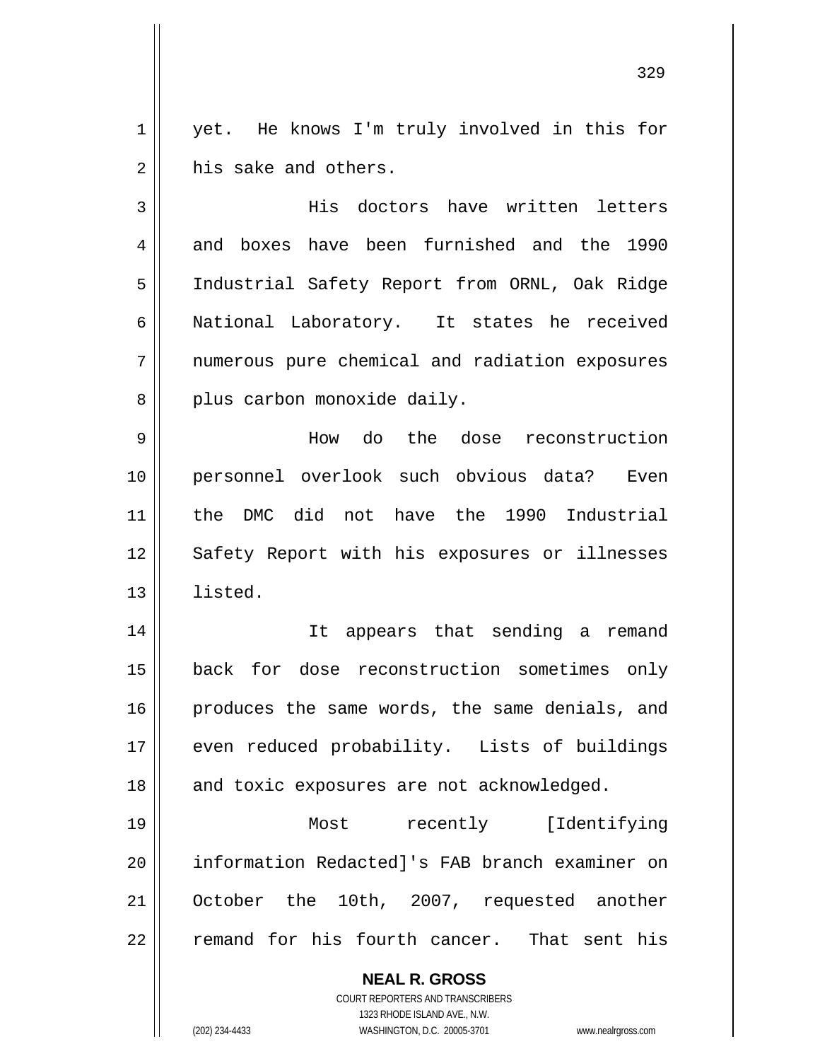yet. He knows I'm truly involved in this for his sake and others.

His doctors have written letters and boxes have been furnished and the 1990 Industrial Safety Report from ORNL, Oak Ridge National Laboratory. It states he received numerous pure chemical and radiation exposures plus carbon monoxide daily.

How do the dose reconstruction personnel overlook such obvious data? Even the DMC did not have the 1990 Industrial Safety Report with his exposures or illnesses listed.

It appears that sending a remand back for dose reconstruction sometimes only produces the same words, the same denials, and even reduced probability. Lists of buildings and toxic exposures are not acknowledged.

Most recently [Identifying information Redacted]'s FAB branch examiner on October the 10th, 2007, requested another remand for his fourth cancer. That sent his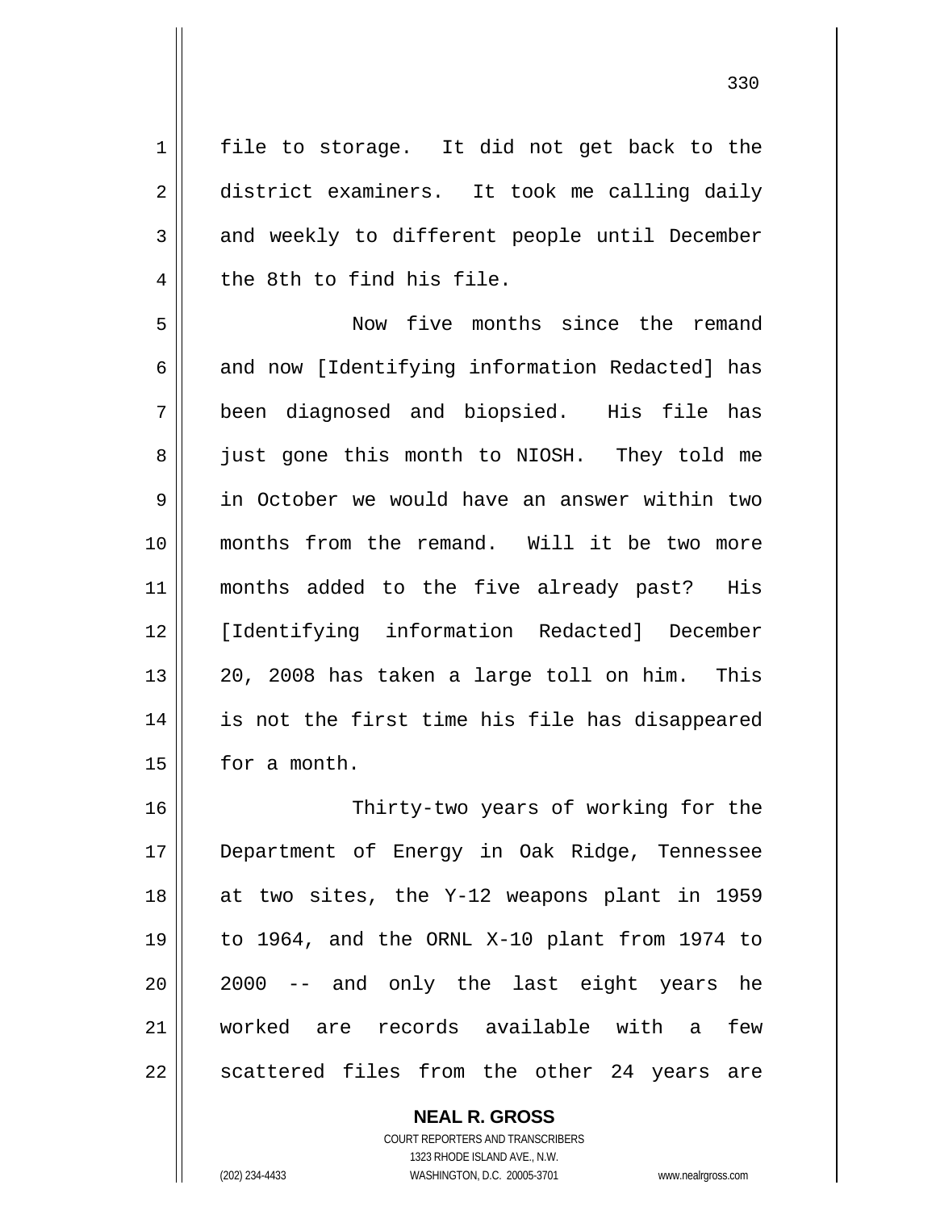file to storage. It did not get back to the district examiners. It took me calling daily and weekly to different people until December the 8th to find his file.

Now five months since the remand and now [Identifying information Redacted] has been diagnosed and biopsied. His file has just gone this month to NIOSH. They told me in October we would have an answer within two months from the remand. Will it be two more months added to the five already past? His [Identifying information Redacted] December 20, 2008 has taken a large toll on him. This is not the first time his file has disappeared for a month.

Thirty-two years of working for the Department of Energy in Oak Ridge, Tennessee at two sites, the Y-12 weapons plant in 1959 to 1964, and the ORNL X-10 plant from 1974 to 2000 -- and only the last eight years he worked are records available with a few scattered files from the other 24 years are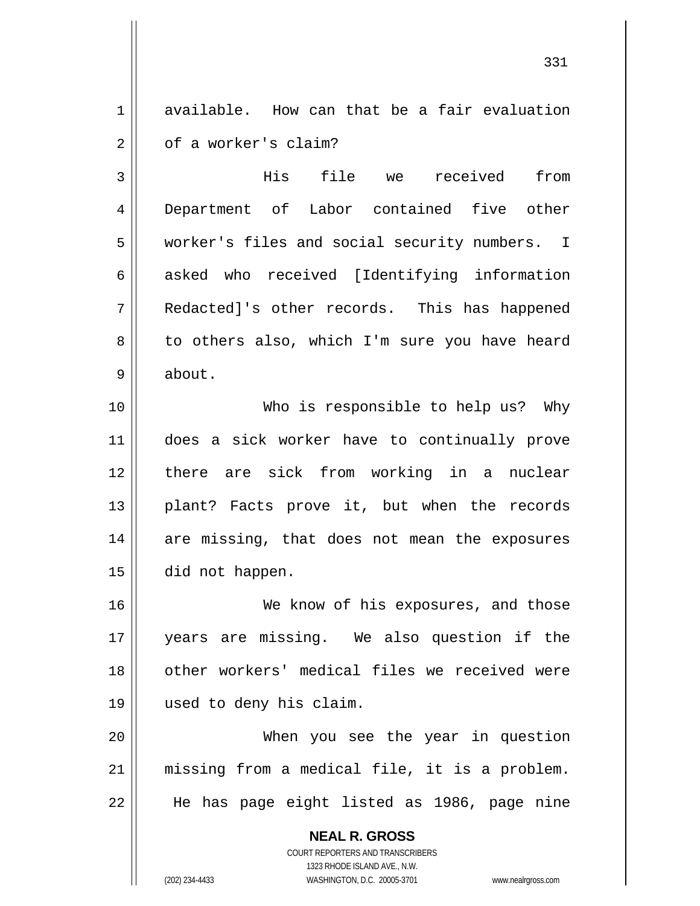available. How can that be a fair evaluation of a worker's claim?

His file we received from Department of Labor contained five other worker's files and social security numbers. I asked who received [Identifying information Redacted]'s other records. This has happened to others also, which I'm sure you have heard about.

Who is responsible to help us? Why does a sick worker have to continually prove there are sick from working in a nuclear plant? Facts prove it, but when the records are missing, that does not mean the exposures did not happen.

We know of his exposures, and those years are missing. We also question if the other workers' medical files we received were used to deny his claim.

When you see the year in question missing from a medical file, it is a problem. He has page eight listed as 1986, page nine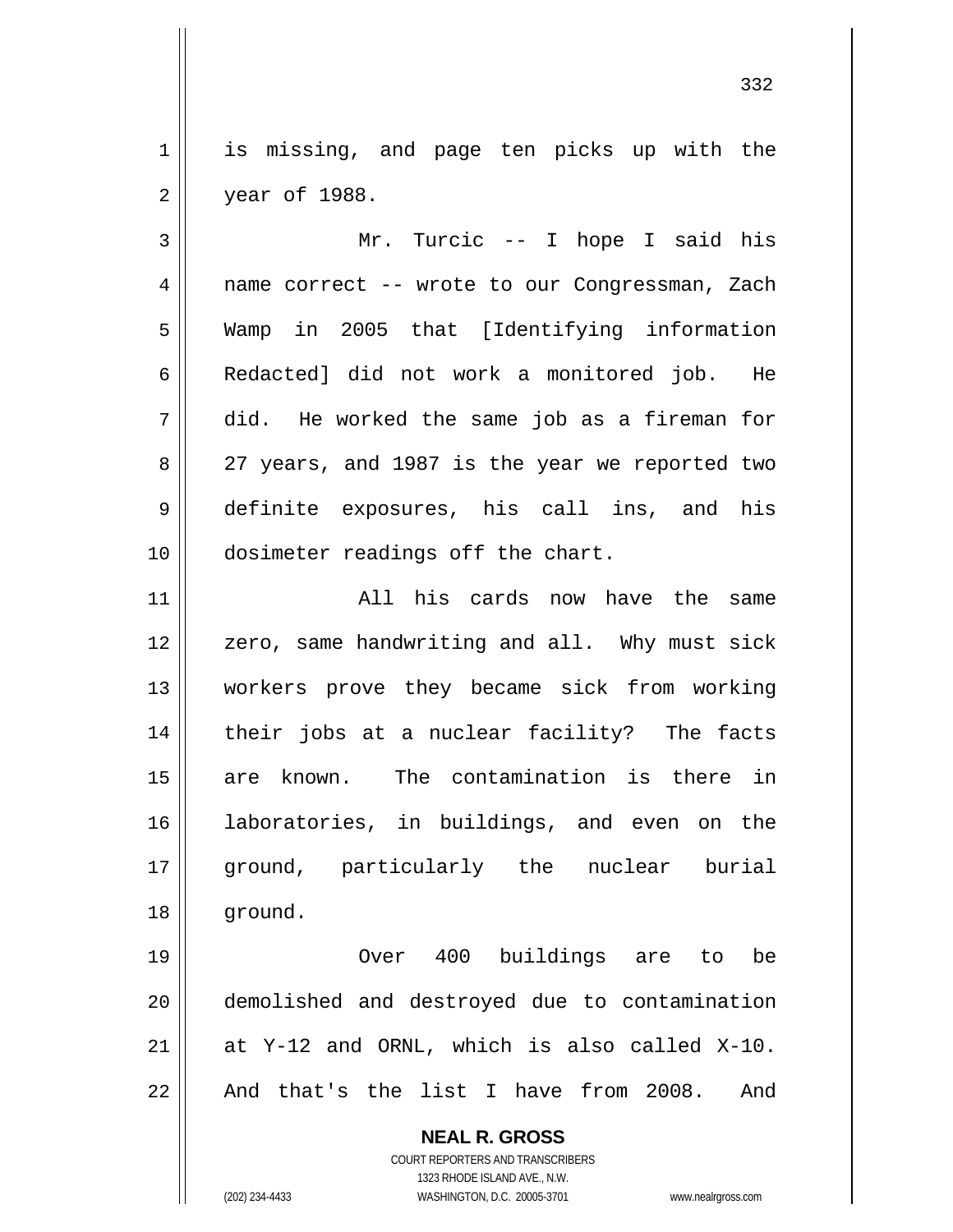is missing, and page ten picks up with the year of 1988.

Mr. Turcic -- I hope I said his name correct -- wrote to our Congressman, Zach Wamp in 2005 that [Identifying information Redacted] did not work a monitored job. He did. He worked the same job as a fireman for 27 years, and 1987 is the year we reported two definite exposures, his call ins, and his dosimeter readings off the chart.

All his cards now have the same zero, same handwriting and all. Why must sick workers prove they became sick from working their jobs at a nuclear facility? The facts are known. The contamination is there in laboratories, in buildings, and even on the ground, particularly the nuclear burial ground.

Over 400 buildings are to be demolished and destroyed due to contamination at Y-12 and ORNL, which is also called X-10. And that's the list I have from 2008. And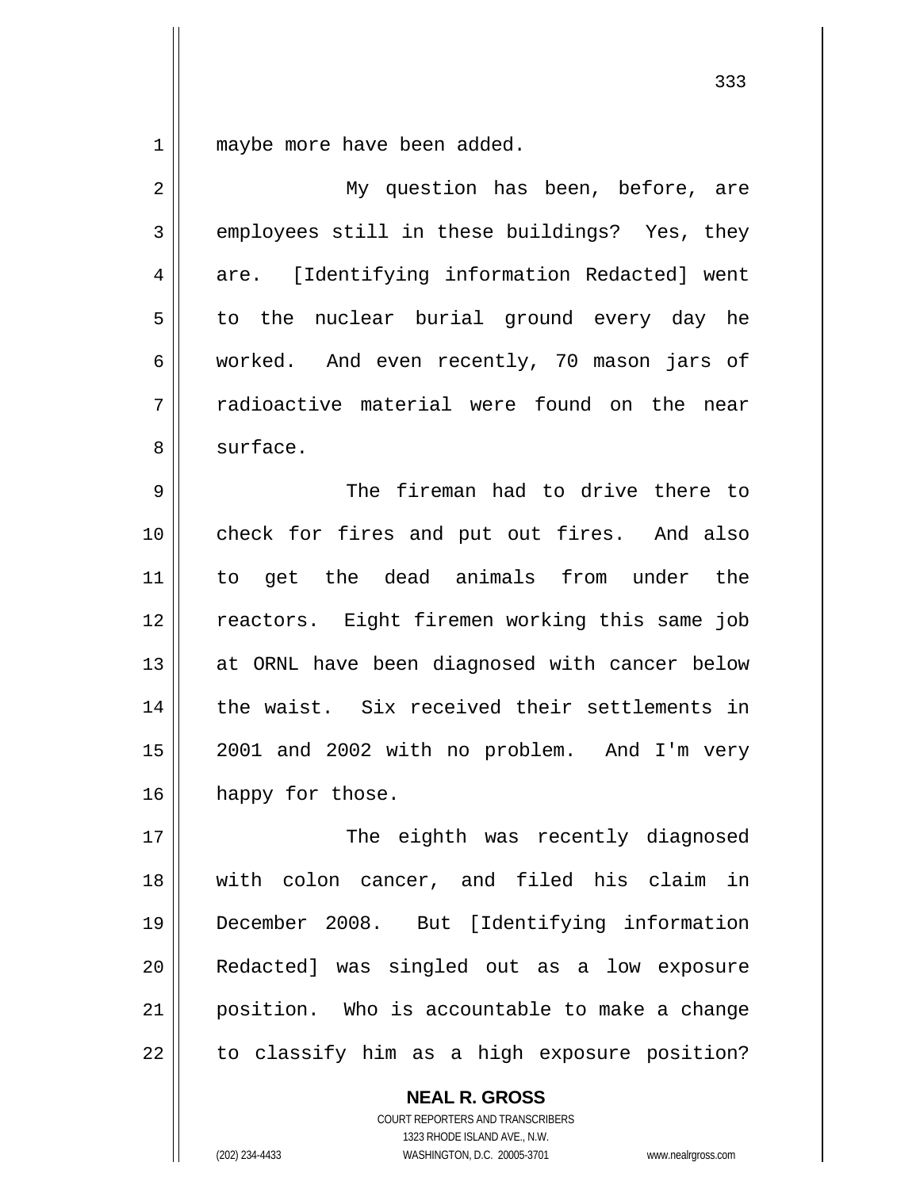maybe more have been added.

My question has been, before, are employees still in these buildings? Yes, they are. [Identifying information Redacted] went to the nuclear burial ground every day he worked. And even recently, 70 mason jars of radioactive material were found on the near surface.

The fireman had to drive there to check for fires and put out fires. And also to get the dead animals from under the reactors. Eight firemen working this same job at ORNL have been diagnosed with cancer below the waist. Six received their settlements in 2001 and 2002 with no problem. And I'm very happy for those.

The eighth was recently diagnosed with colon cancer, and filed his claim in December 2008. But [Identifying information Redacted] was singled out as a low exposure position. Who is accountable to make a change to classify him as a high exposure position?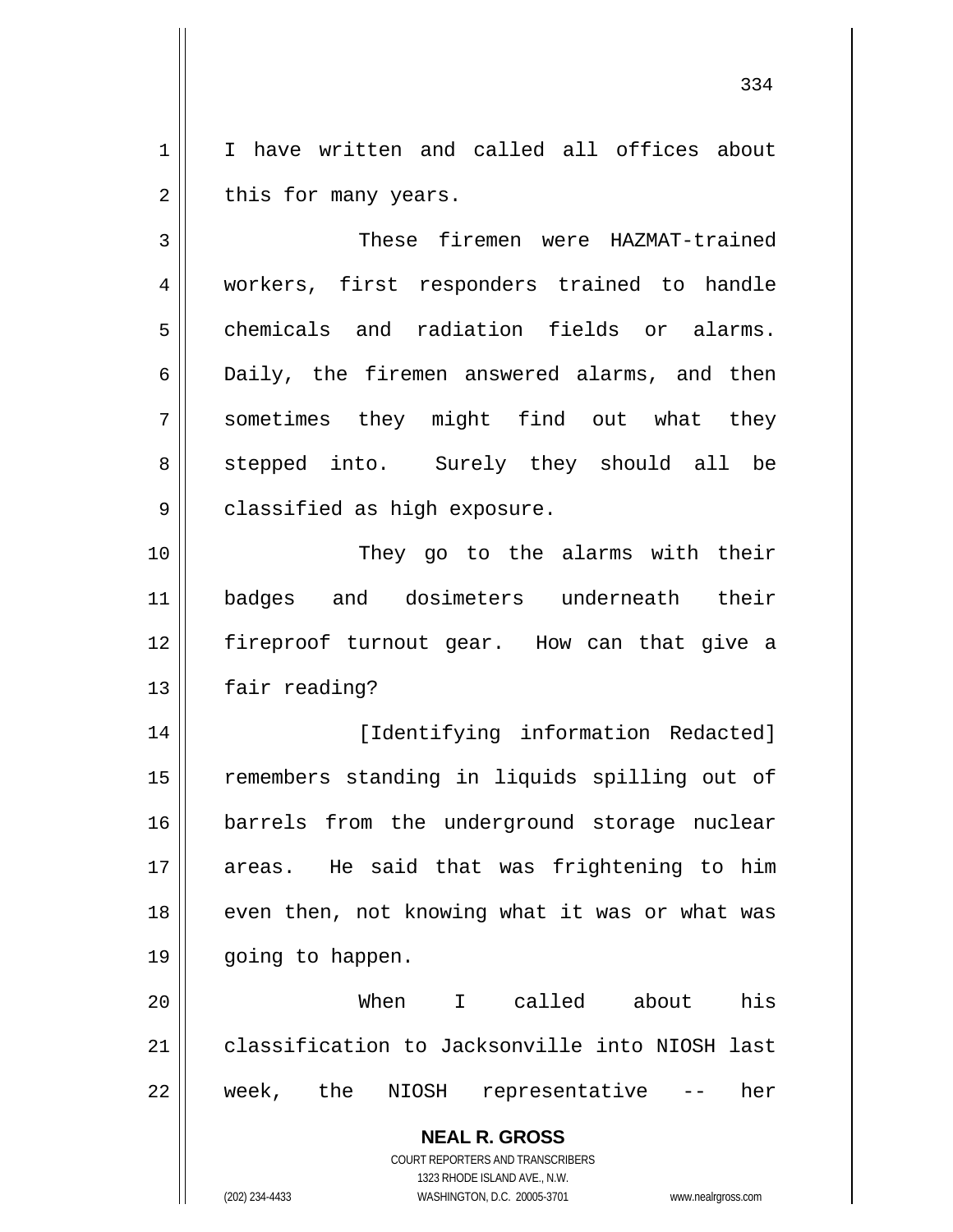I have written and called all offices about this for many years.

These firemen were HAZMAT-trained workers, first responders trained to handle chemicals and radiation fields or alarms. Daily, the firemen answered alarms, and then sometimes they might find out what they stepped into. Surely they should all be classified as high exposure.

They go to the alarms with their badges and dosimeters underneath their fireproof turnout gear. How can that give a fair reading?

[Identifying information Redacted] remembers standing in liquids spilling out of barrels from the underground storage nuclear areas. He said that was frightening to him even then, not knowing what it was or what was going to happen.

When I called about his classification to Jacksonville into NIOSH last week, the NIOSH representative -- her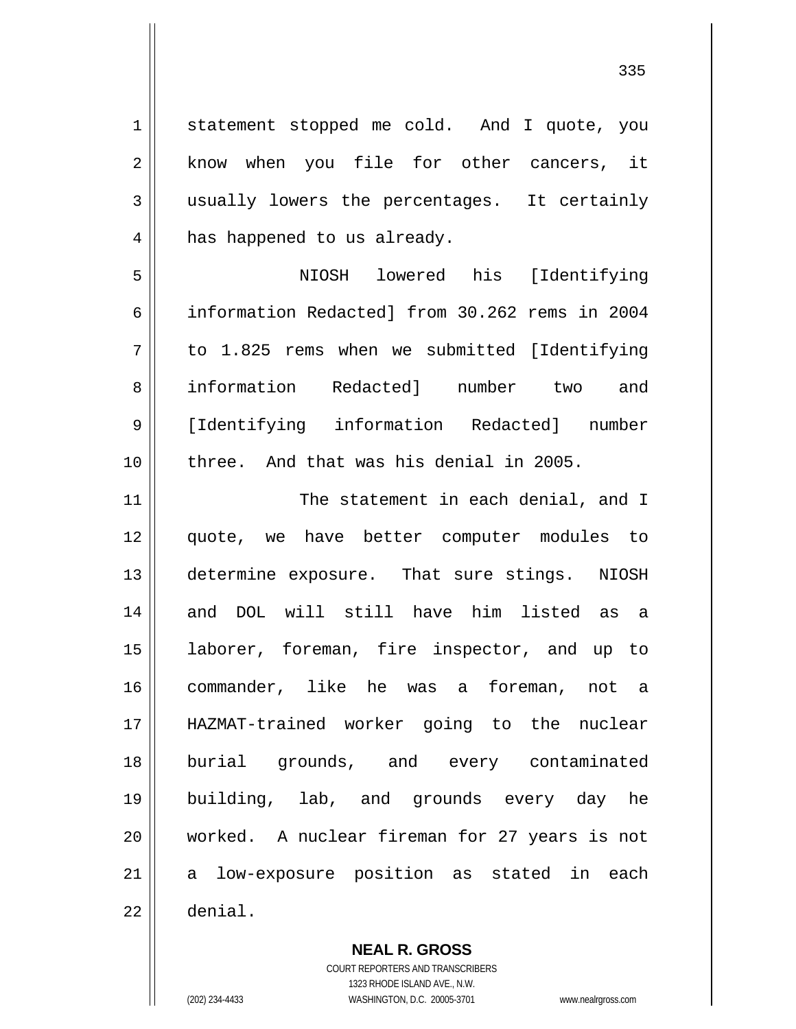statement stopped me cold. And I quote, you know when you file for other cancers, it usually lowers the percentages. It certainly has happened to us already.

NIOSH lowered his [Identifying information Redacted] from 30.262 rems in 2004 to 1.825 rems when we submitted [Identifying information Redacted] number two and [Identifying information Redacted] number three. And that was his denial in 2005.

The statement in each denial, and I quote, we have better computer modules to determine exposure. That sure stings. NIOSH and DOL will still have him listed as a laborer, foreman, fire inspector, and up to commander, like he was a foreman, not a HAZMAT-trained worker going to the nuclear burial grounds, and every contaminated building, lab, and grounds every day he worked. A nuclear fireman for 27 years is not a low-exposure position as stated in each denial.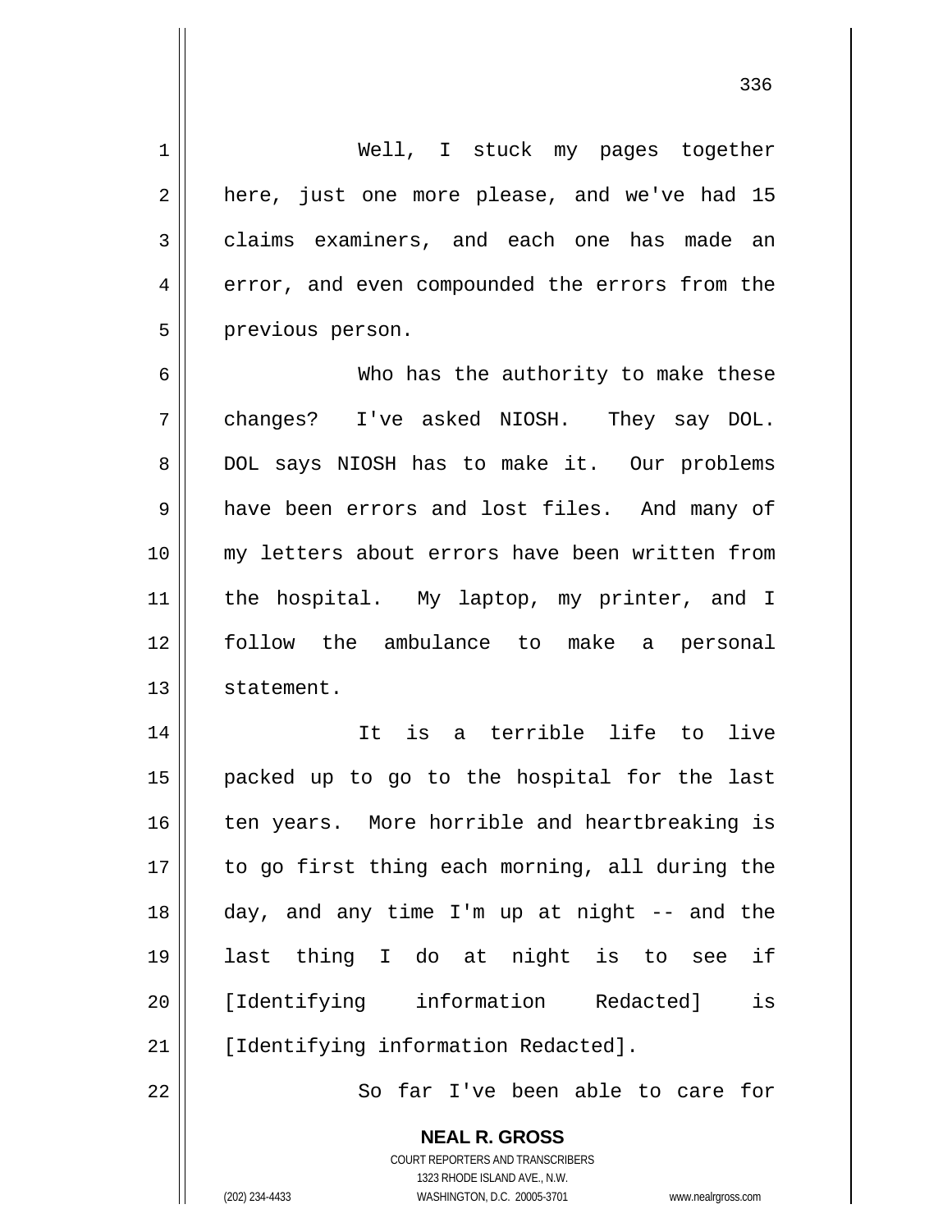Well, I stuck my pages together here, just one more please, and we've had 15 claims examiners, and each one has made an error, and even compounded the errors from the previous person.

Who has the authority to make these changes? I've asked NIOSH. They say DOL. DOL says NIOSH has to make it. Our problems have been errors and lost files. And many of my letters about errors have been written from the hospital. My laptop, my printer, and I follow the ambulance to make a personal statement.

It is a terrible life to live packed up to go to the hospital for the last ten years. More horrible and heartbreaking is to go first thing each morning, all during the day, and any time I'm up at night -- and the last thing I do at night is to see if [Identifying information Redacted] is [Identifying information Redacted].

So far I've been able to care for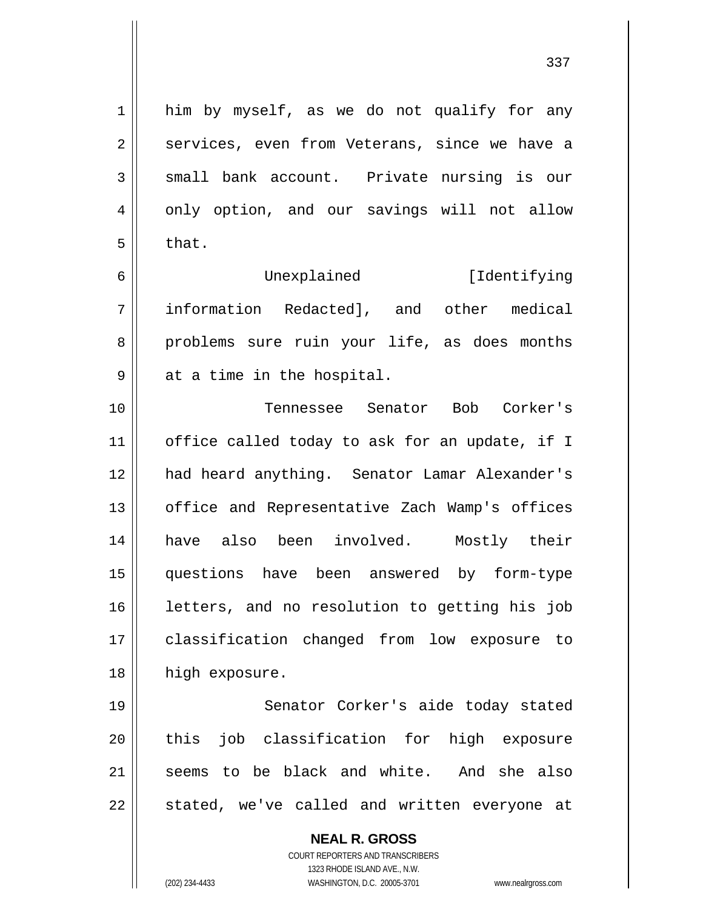him by myself, as we do not qualify for any services, even from Veterans, since we have a small bank account. Private nursing is our only option, and our savings will not allow that.

Unexplained [Identifying information Redacted], and other medical problems sure ruin your life, as does months at a time in the hospital.

Tennessee Senator Bob Corker's office called today to ask for an update, if I had heard anything. Senator Lamar Alexander's office and Representative Zach Wamp's offices have also been involved. Mostly their questions have been answered by form-type letters, and no resolution to getting his job classification changed from low exposure to high exposure.

Senator Corker's aide today stated this job classification for high exposure seems to be black and white. And she also stated, we've called and written everyone at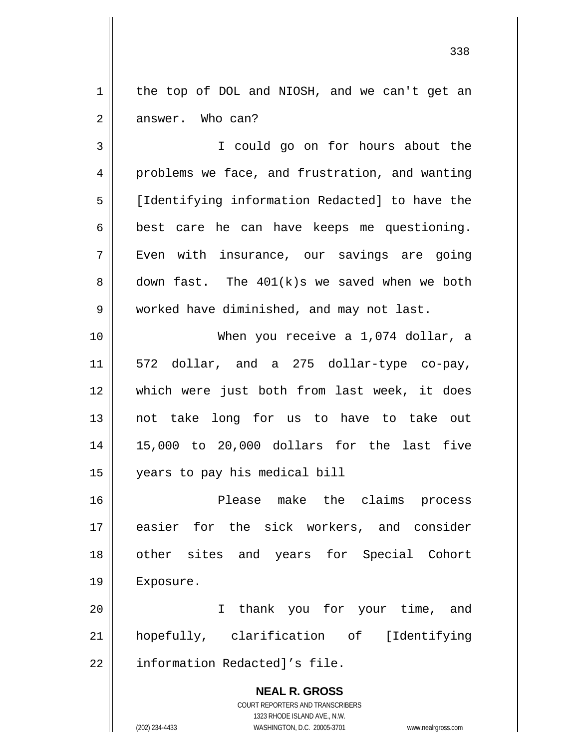the top of DOL and NIOSH, and we can't get an answer. Who can?

I could go on for hours about the problems we face, and frustration, and wanting [Identifying information Redacted] to have the best care he can have keeps me questioning. Even with insurance, our savings are going down fast. The 401(k)s we saved when we both worked have diminished, and may not last.

When you receive a 1,074 dollar, a 572 dollar, and a 275 dollar-type co-pay, which were just both from last week, it does not take long for us to have to take out 15,000 to 20,000 dollars for the last five years to pay his medical bill

Please make the claims process easier for the sick workers, and consider other sites and years for Special Cohort Exposure.

I thank you for your time, and hopefully, clarification of [Identifying information Redacted]'s file.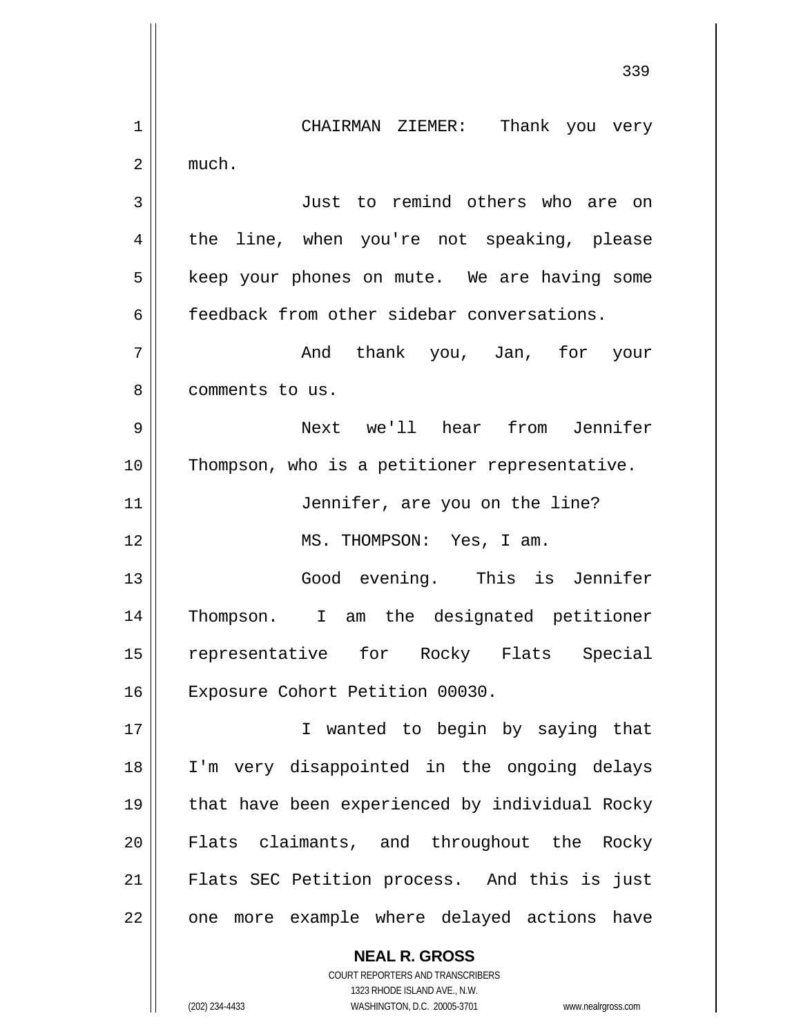CHAIRMAN ZIEMER: Thank you very much.

Just to remind others who are on the line, when you're not speaking, please keep your phones on mute. We are having some feedback from other sidebar conversations.

And thank you, Jan, for your comments to us.

Next we'll hear from Jennifer Thompson, who is a petitioner representative.

Jennifer, are you on the line?

MS. THOMPSON: Yes, I am.

Good evening. This is Jennifer Thompson. I am the designated petitioner representative for Rocky Flats Special Exposure Cohort Petition 00030.

I wanted to begin by saying that I'm very disappointed in the ongoing delays that have been experienced by individual Rocky Flats claimants, and throughout the Rocky Flats SEC Petition process. And this is just one more example where delayed actions have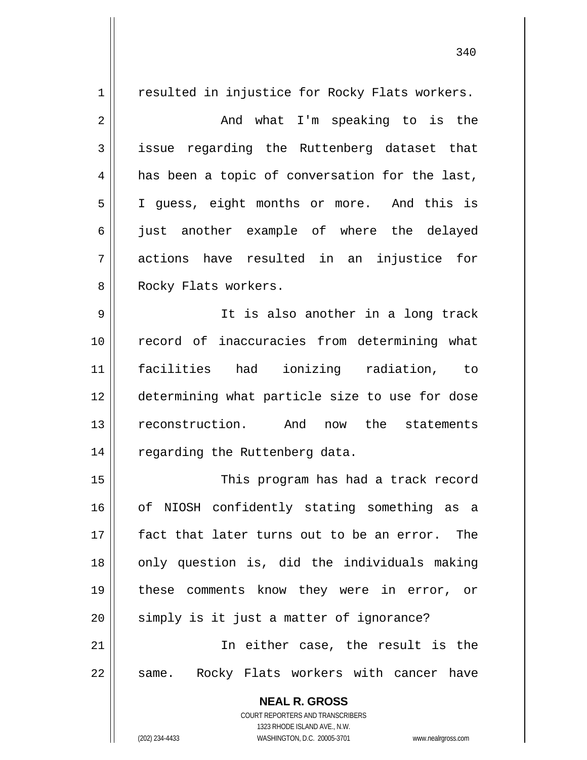resulted in injustice for Rocky Flats workers.

And what I'm speaking to is the issue regarding the Ruttenberg dataset that has been a topic of conversation for the last, I guess, eight months or more. And this is just another example of where the delayed actions have resulted in an injustice for Rocky Flats workers.

It is also another in a long track record of inaccuracies from determining what facilities had ionizing radiation, to determining what particle size to use for dose reconstruction. And now the statements regarding the Ruttenberg data.

This program has had a track record of NIOSH confidently stating something as a fact that later turns out to be an error. The only question is, did the individuals making these comments know they were in error, or simply is it just a matter of ignorance?

In either case, the result is the same. Rocky Flats workers with cancer have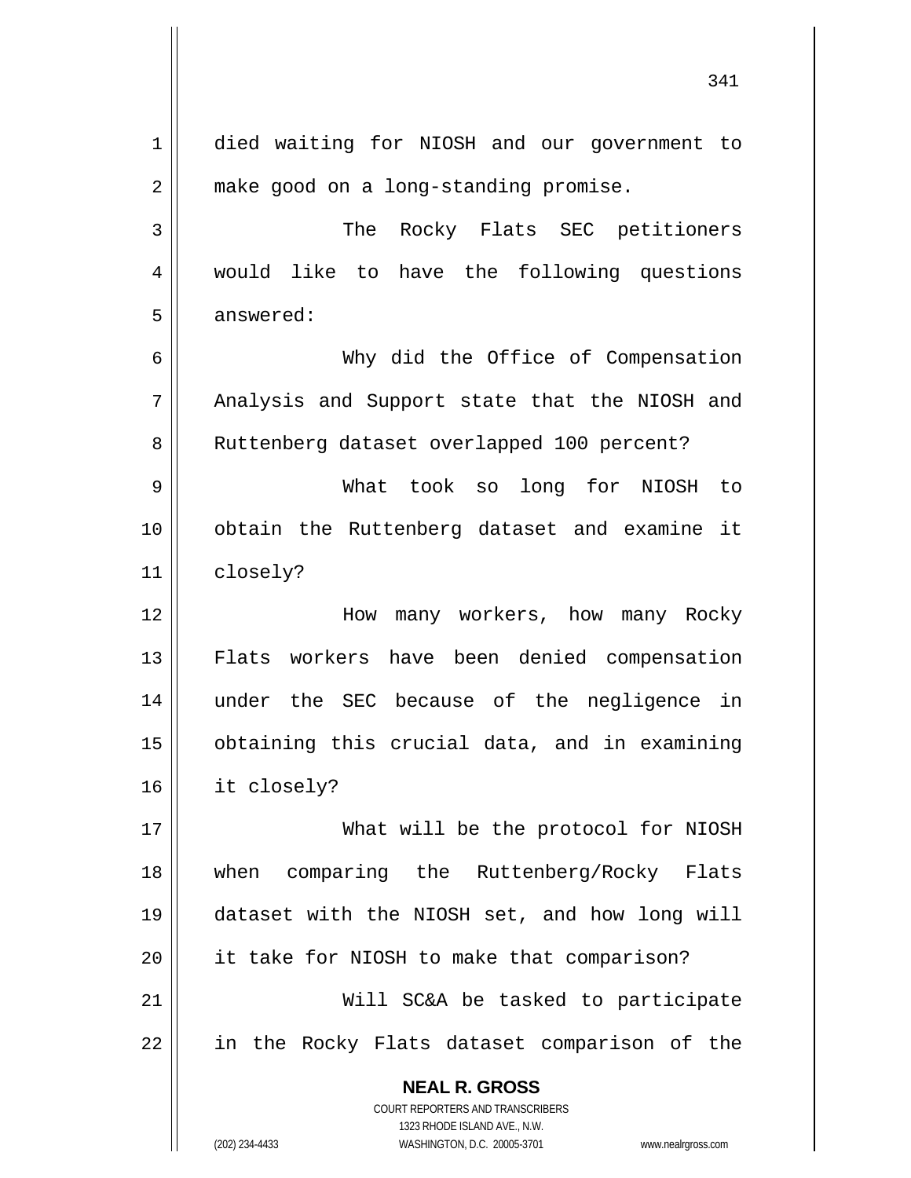died waiting for NIOSH and our government to make good on a long-standing promise.

The Rocky Flats SEC petitioners would like to have the following questions answered:

Why did the Office of Compensation Analysis and Support state that the NIOSH and Ruttenberg dataset overlapped 100 percent?

What took so long for NIOSH to obtain the Ruttenberg dataset and examine it closely?

How many workers, how many Rocky Flats workers have been denied compensation under the SEC because of the negligence in obtaining this crucial data, and in examining it closely?

What will be the protocol for NIOSH when comparing the Ruttenberg/Rocky Flats dataset with the NIOSH set, and how long will it take for NIOSH to make that comparison?

Will SC&A be tasked to participate in the Rocky Flats dataset comparison of the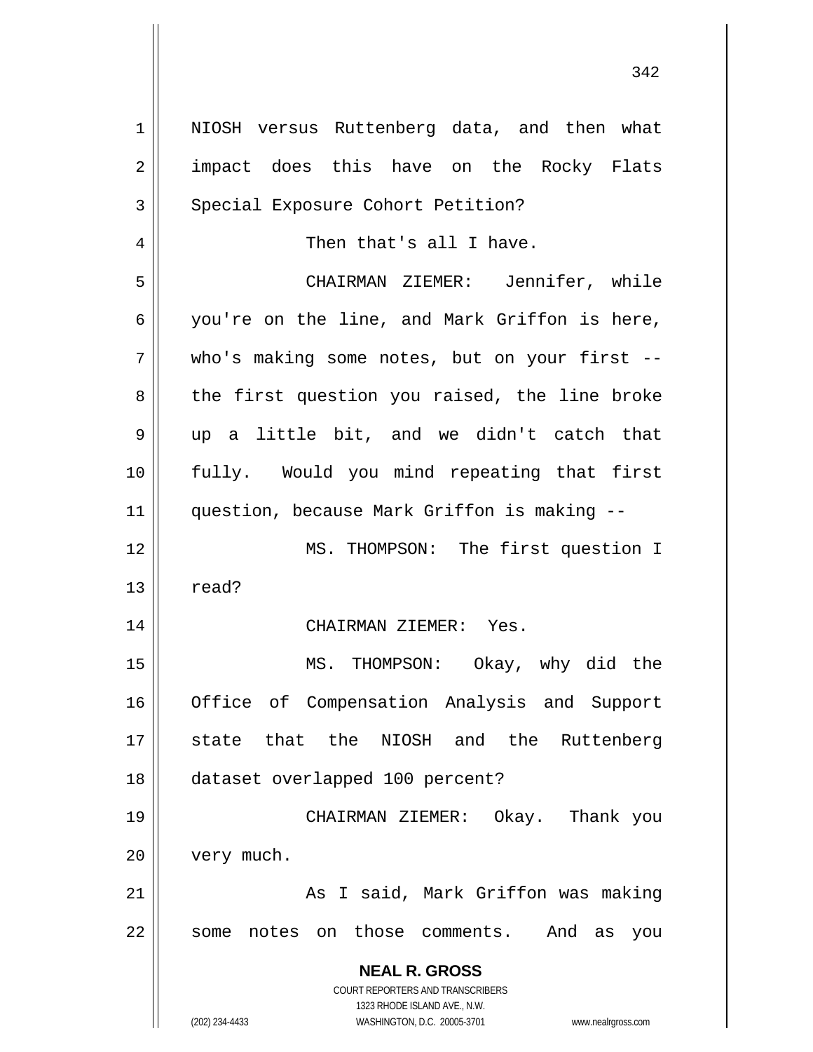NIOSH versus Ruttenberg data, and then what impact does this have on the Rocky Flats Special Exposure Cohort Petition?

Then that's all I have.

CHAIRMAN ZIEMER: Jennifer, while you're on the line, and Mark Griffon is here, who's making some notes, but on your first -- the first question you raised, the line broke up a little bit, and we didn't catch that fully. Would you mind repeating that first question, because Mark Griffon is making --

MS. THOMPSON: The first question I read?

CHAIRMAN ZIEMER: Yes.

MS. THOMPSON: Okay, why did the Office of Compensation Analysis and Support state that the NIOSH and the Ruttenberg dataset overlapped 100 percent?

CHAIRMAN ZIEMER: Okay. Thank you very much.

As I said, Mark Griffon was making some notes on those comments. And as you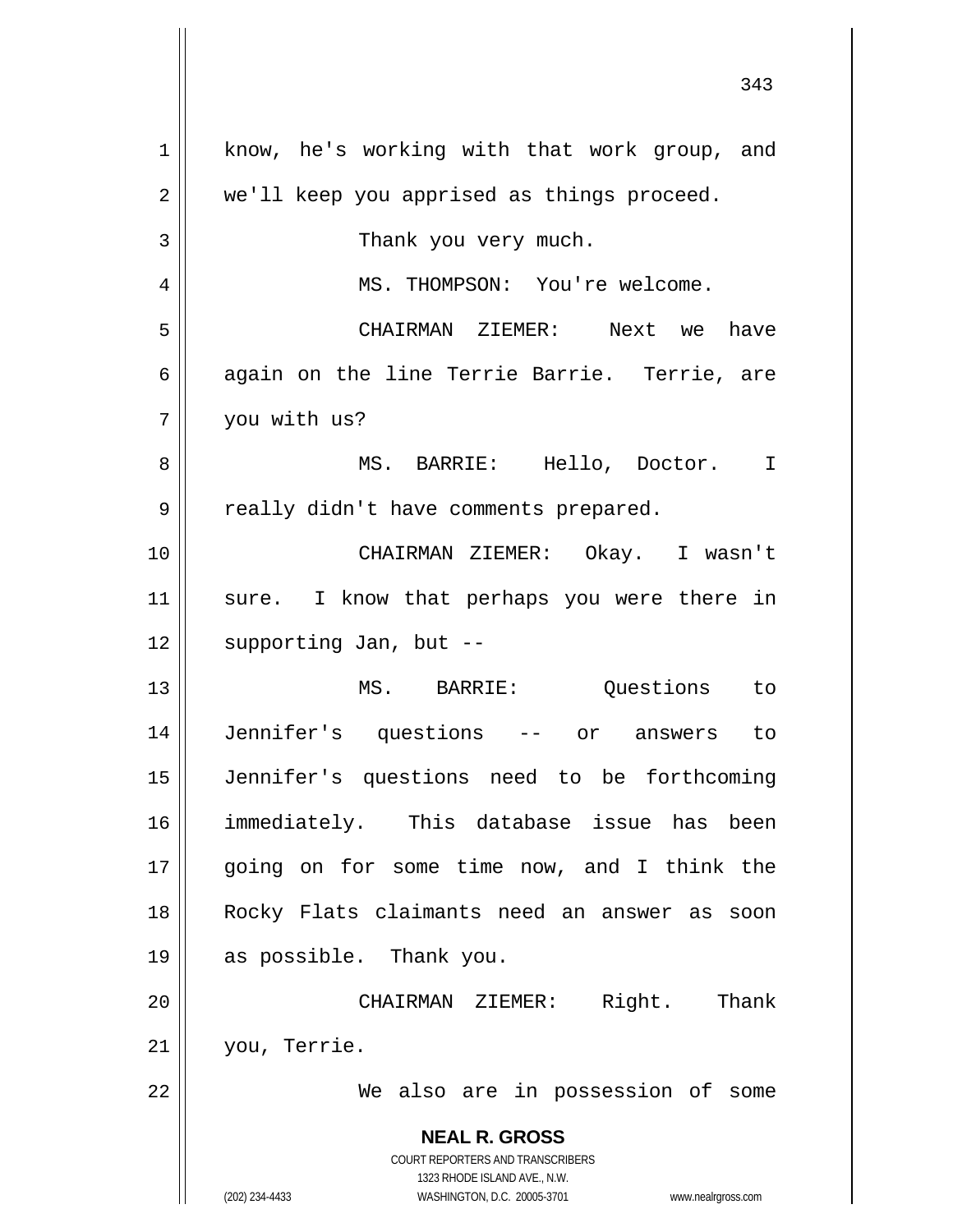know, he's working with that work group, and we'll keep you apprised as things proceed.

Thank you very much.

MS. THOMPSON: You're welcome.

CHAIRMAN ZIEMER: Next we have again on the line Terrie Barrie. Terrie, are you with us?

MS. BARRIE: Hello, Doctor. I really didn't have comments prepared.

CHAIRMAN ZIEMER: Okay. I wasn't sure. I know that perhaps you were there in supporting Jan, but --

MS. BARRIE: Questions to Jennifer's questions -- or answers to Jennifer's questions need to be forthcoming immediately. This database issue has been going on for some time now, and I think the Rocky Flats claimants need an answer as soon as possible. Thank you.

CHAIRMAN ZIEMER: Right. Thank you, Terrie.

We also are in possession of some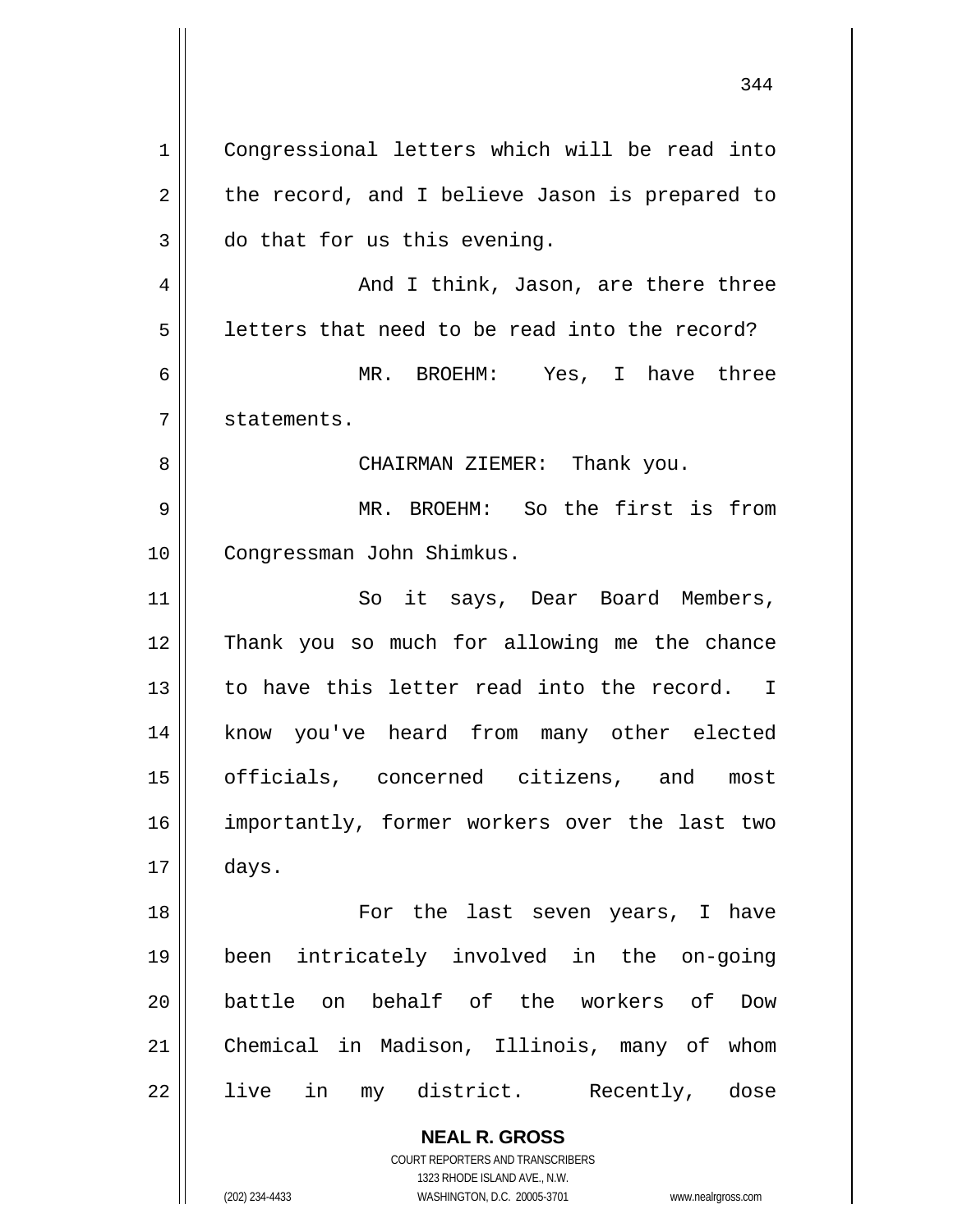Congressional letters which will be read into the record, and I believe Jason is prepared to do that for us this evening.

And I think, Jason, are there three letters that need to be read into the record?

MR. BROEHM: Yes, I have three statements.

CHAIRMAN ZIEMER: Thank you.

MR. BROEHM: So the first is from Congressman John Shimkus.

So it says, Dear Board Members, Thank you so much for allowing me the chance to have this letter read into the record. I know you've heard from many other elected officials, concerned citizens, and most importantly, former workers over the last two days.

For the last seven years, I have been intricately involved in the on-going battle on behalf of the workers of Dow Chemical in Madison, Illinois, many of whom live in my district. Recently, dose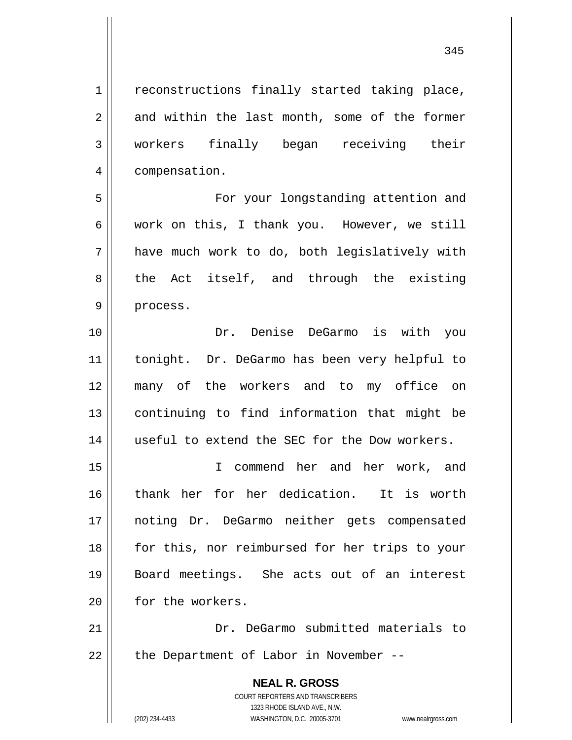reconstructions finally started taking place, and within the last month, some of the former workers finally began receiving their compensation.

For your longstanding attention and work on this, I thank you. However, we still have much work to do, both legislatively with the Act itself, and through the existing process.

Dr. Denise DeGarmo is with you tonight. Dr. DeGarmo has been very helpful to many of the workers and to my office on continuing to find information that might be useful to extend the SEC for the Dow workers.

I commend her and her work, and thank her for her dedication. It is worth noting Dr. DeGarmo neither gets compensated for this, nor reimbursed for her trips to your Board meetings. She acts out of an interest for the workers.

Dr. DeGarmo submitted materials to the Department of Labor in November --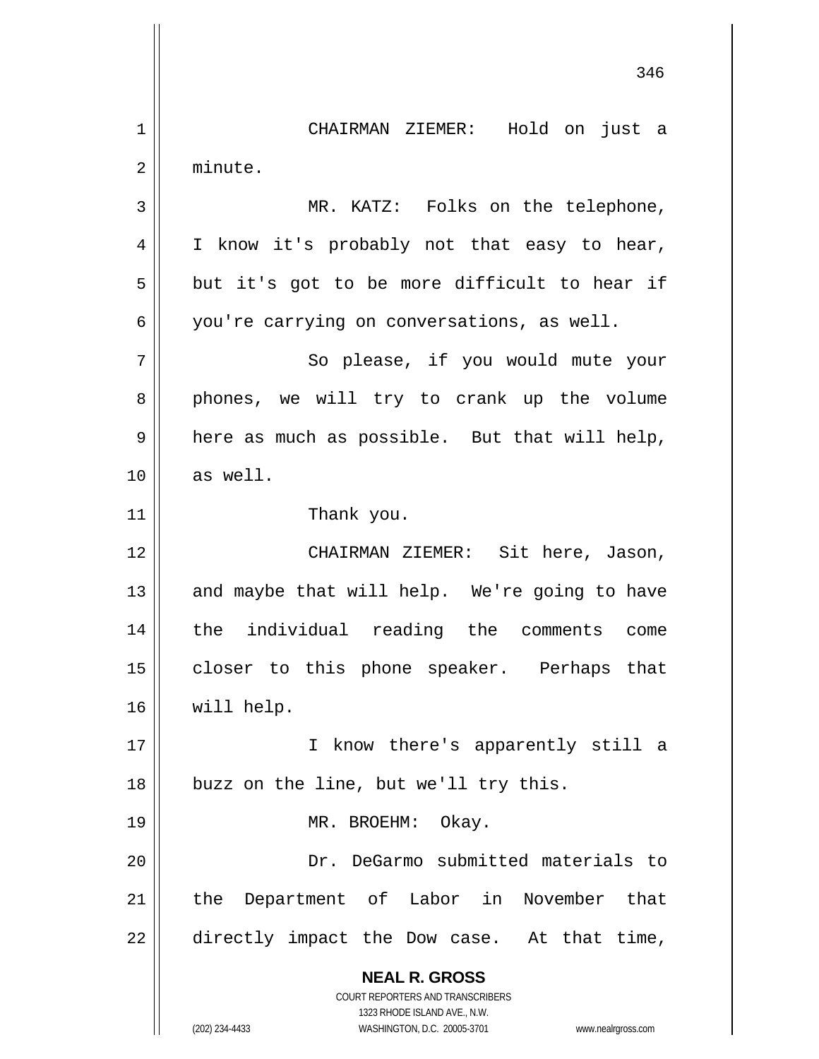CHAIRMAN ZIEMER: Hold on just a minute.

MR. KATZ: Folks on the telephone, I know it's probably not that easy to hear, but it's got to be more difficult to hear if you're carrying on conversations, as well.

So please, if you would mute your phones, we will try to crank up the volume here as much as possible. But that will help, as well.

Thank you.

CHAIRMAN ZIEMER: Sit here, Jason, and maybe that will help. We're going to have the individual reading the comments come closer to this phone speaker. Perhaps that will help.

I know there's apparently still a buzz on the line, but we'll try this.

MR. BROEHM: Okay.

Dr. DeGarmo submitted materials to the Department of Labor in November that directly impact the Dow case. At that time,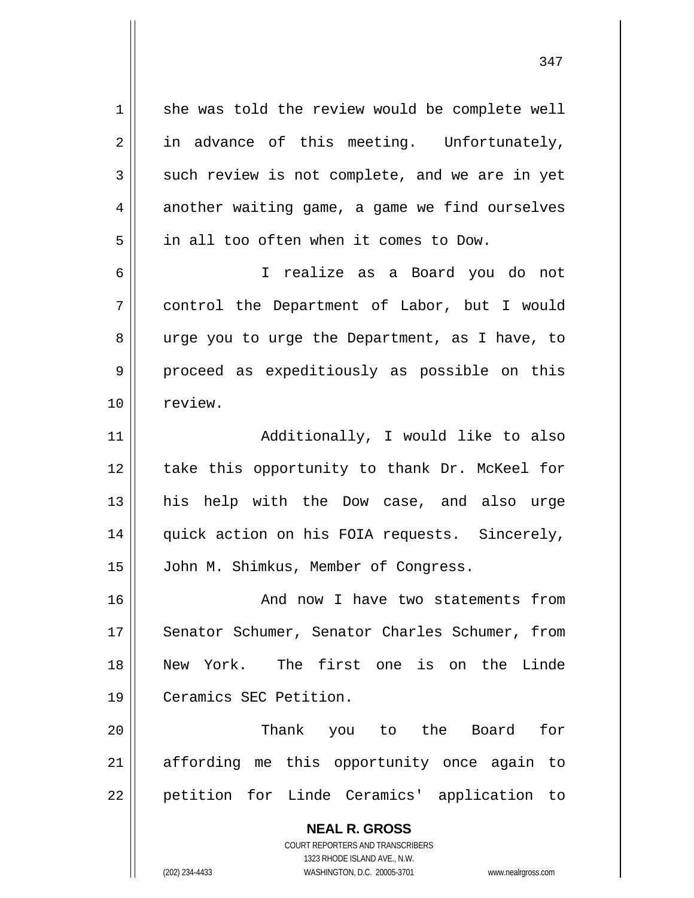she was told the review would be complete well in advance of this meeting. Unfortunately, such review is not complete, and we are in yet another waiting game, a game we find ourselves in all too often when it comes to Dow.

I realize as a Board you do not control the Department of Labor, but I would urge you to urge the Department, as I have, to proceed as expeditiously as possible on this review.

Additionally, I would like to also take this opportunity to thank Dr. McKeel for his help with the Dow case, and also urge quick action on his FOIA requests. Sincerely, John M. Shimkus, Member of Congress.

And now I have two statements from Senator Schumer, Senator Charles Schumer, from New York. The first one is on the Linde Ceramics SEC Petition.

Thank you to the Board for affording me this opportunity once again to petition for Linde Ceramics' application to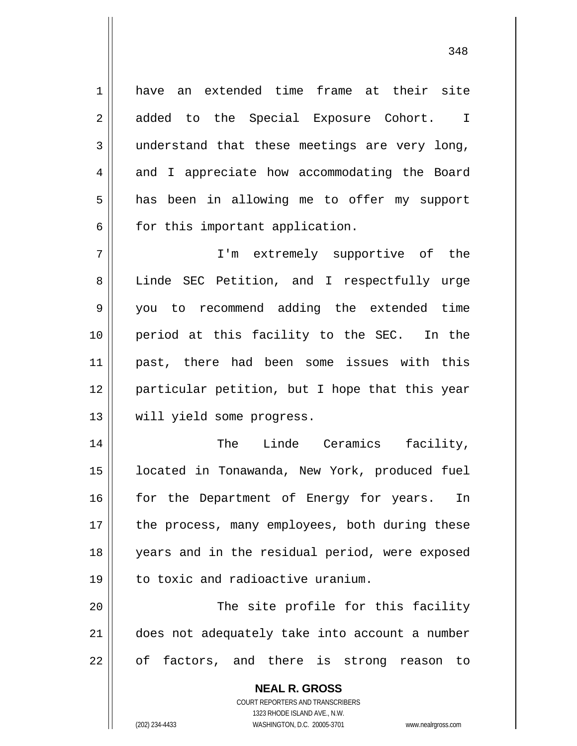have an extended time frame at their site added to the Special Exposure Cohort. I understand that these meetings are very long, and I appreciate how accommodating the Board has been in allowing me to offer my support for this important application.

I'm extremely supportive of the Linde SEC Petition, and I respectfully urge you to recommend adding the extended time period at this facility to the SEC. In the past, there had been some issues with this particular petition, but I hope that this year will yield some progress.

The Linde Ceramics facility, located in Tonawanda, New York, produced fuel for the Department of Energy for years. In the process, many employees, both during these years and in the residual period, were exposed to toxic and radioactive uranium.

The site profile for this facility does not adequately take into account a number of factors, and there is strong reason to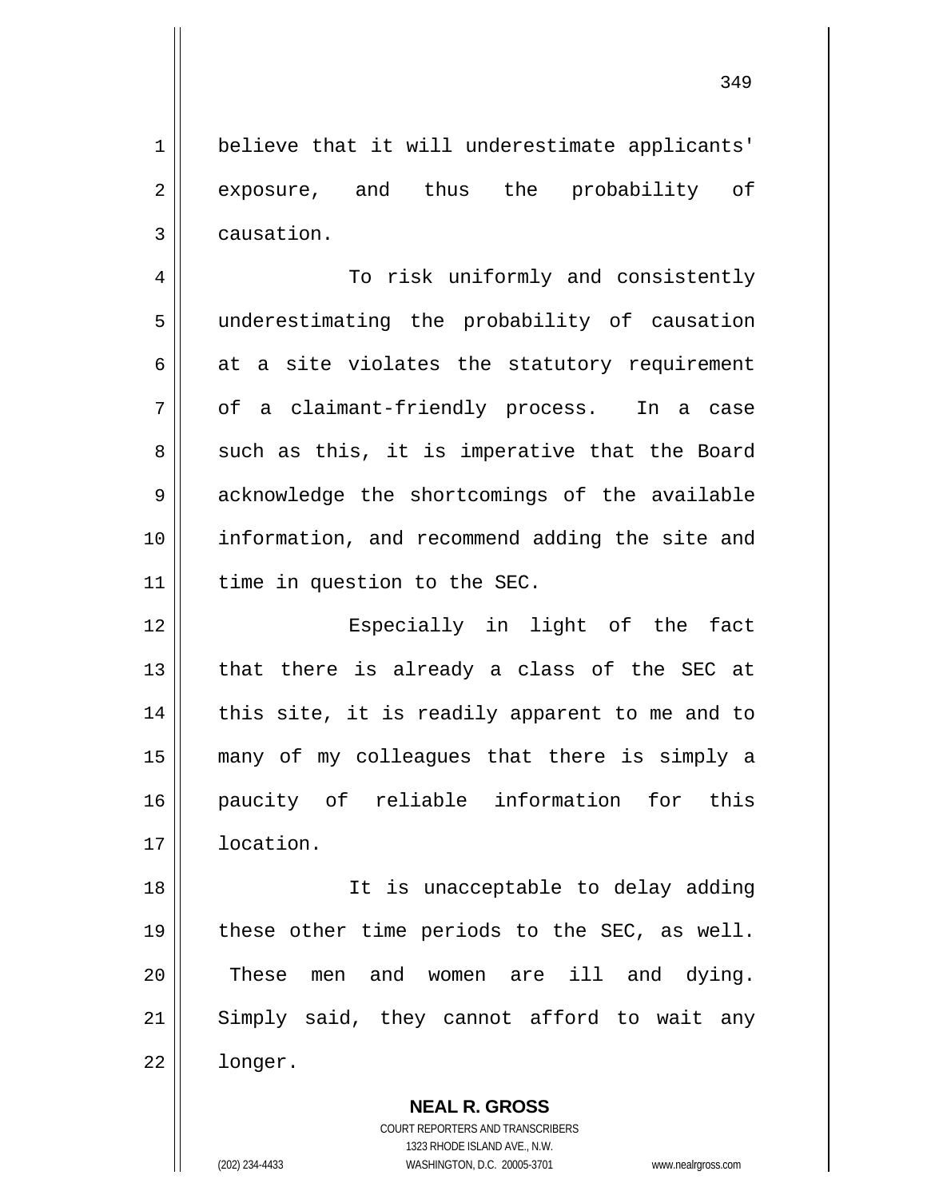believe that it will underestimate applicants' exposure, and thus the probability of causation.

To risk uniformly and consistently underestimating the probability of causation at a site violates the statutory requirement of a claimant-friendly process. In a case such as this, it is imperative that the Board acknowledge the shortcomings of the available information, and recommend adding the site and time in question to the SEC.

Especially in light of the fact that there is already a class of the SEC at this site, it is readily apparent to me and to many of my colleagues that there is simply a paucity of reliable information for this location.

It is unacceptable to delay adding these other time periods to the SEC, as well. These men and women are ill and dying. Simply said, they cannot afford to wait any longer.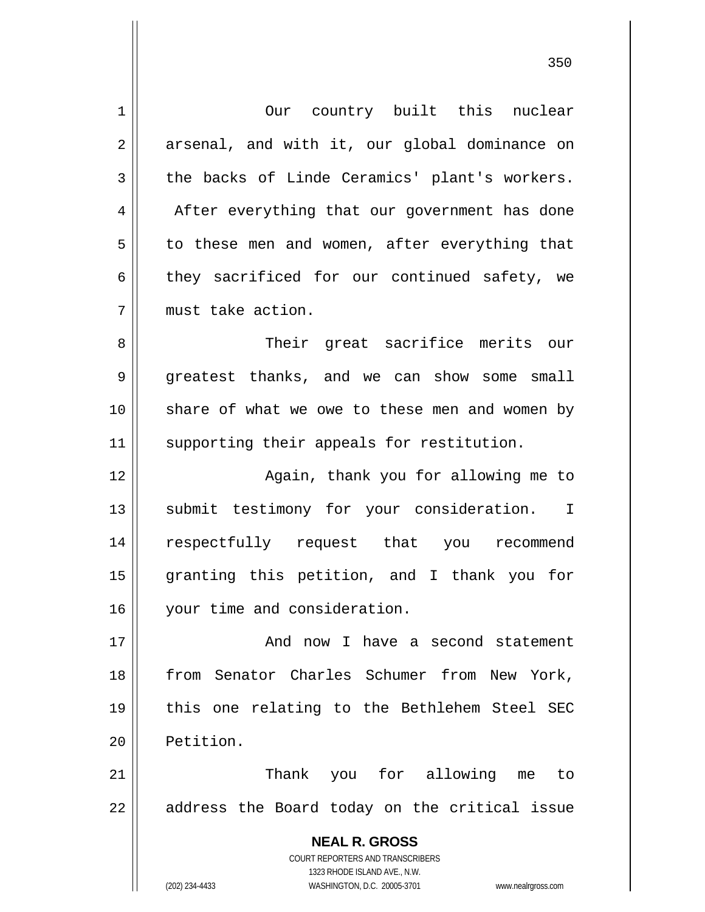Our country built this nuclear arsenal, and with it, our global dominance on the backs of Linde Ceramics' plant's workers. After everything that our government has done to these men and women, after everything that they sacrificed for our continued safety, we must take action.

Their great sacrifice merits our greatest thanks, and we can show some small share of what we owe to these men and women by supporting their appeals for restitution.

Again, thank you for allowing me to submit testimony for your consideration. I respectfully request that you recommend granting this petition, and I thank you for your time and consideration.

And now I have a second statement from Senator Charles Schumer from New York, this one relating to the Bethlehem Steel SEC Petition.

Thank you for allowing me to address the Board today on the critical issue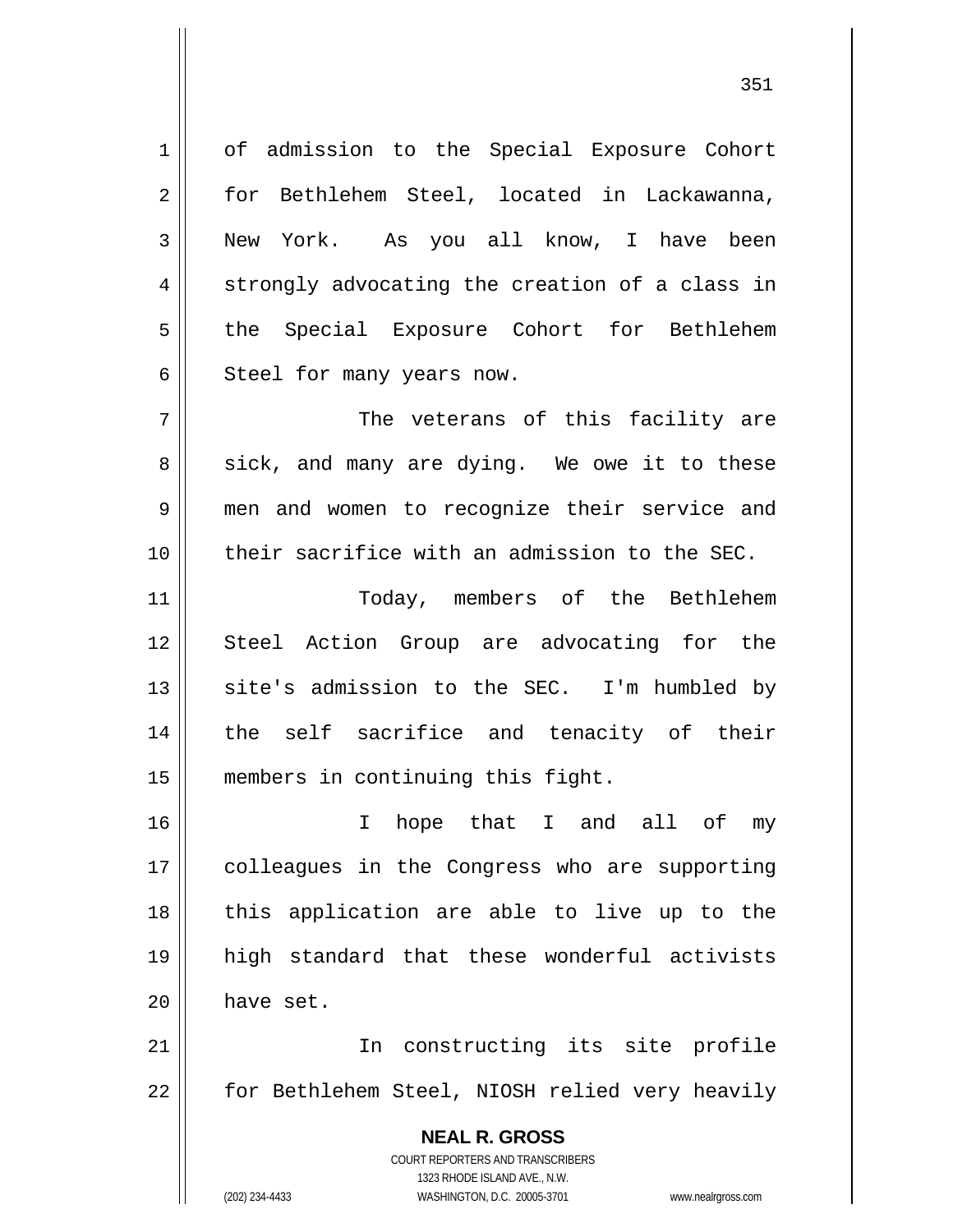of admission to the Special Exposure Cohort for Bethlehem Steel, located in Lackawanna, New York. As you all know, I have been strongly advocating the creation of a class in the Special Exposure Cohort for Bethlehem Steel for many years now.

The veterans of this facility are sick, and many are dying. We owe it to these men and women to recognize their service and their sacrifice with an admission to the SEC.

Today, members of the Bethlehem Steel Action Group are advocating for the site's admission to the SEC. I'm humbled by the self sacrifice and tenacity of their members in continuing this fight.

I hope that I and all of my colleagues in the Congress who are supporting this application are able to live up to the high standard that these wonderful activists have set.

In constructing its site profile for Bethlehem Steel, NIOSH relied very heavily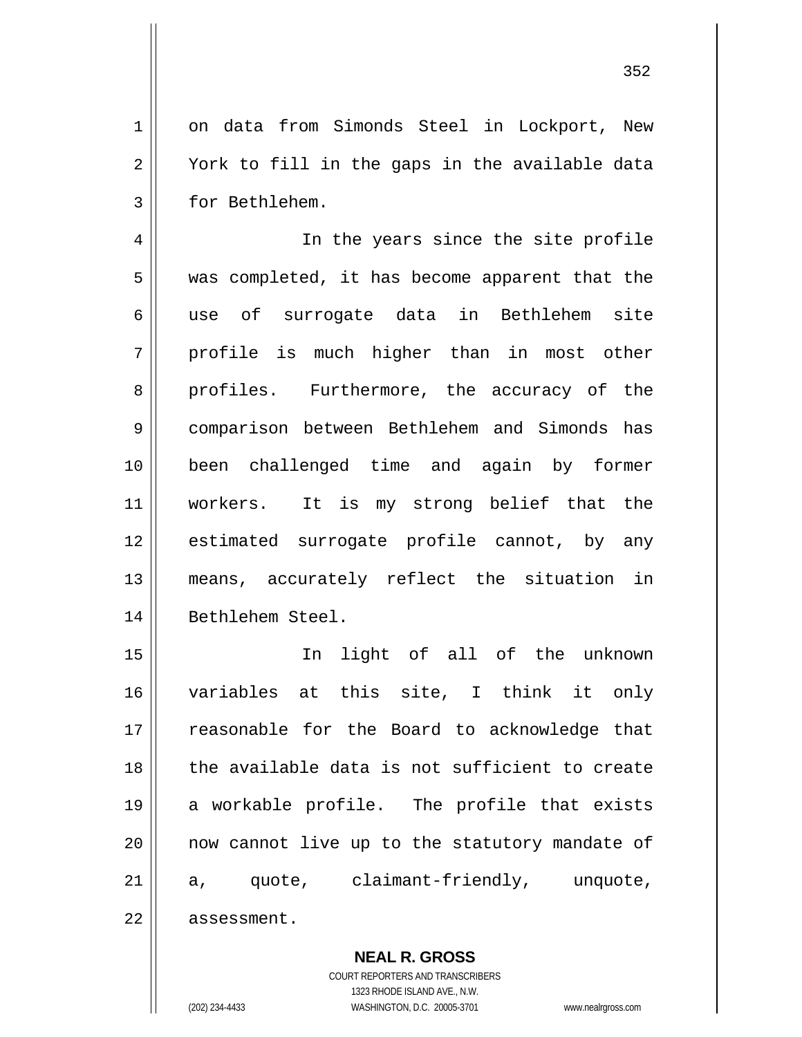on data from Simonds Steel in Lockport, New York to fill in the gaps in the available data for Bethlehem.

In the years since the site profile was completed, it has become apparent that the use of surrogate data in Bethlehem site profile is much higher than in most other profiles. Furthermore, the accuracy of the comparison between Bethlehem and Simonds has been challenged time and again by former workers. It is my strong belief that the estimated surrogate profile cannot, by any means, accurately reflect the situation in Bethlehem Steel.

In light of all of the unknown variables at this site, I think it only reasonable for the Board to acknowledge that the available data is not sufficient to create a workable profile. The profile that exists now cannot live up to the statutory mandate of a, quote, claimant-friendly, unquote, assessment.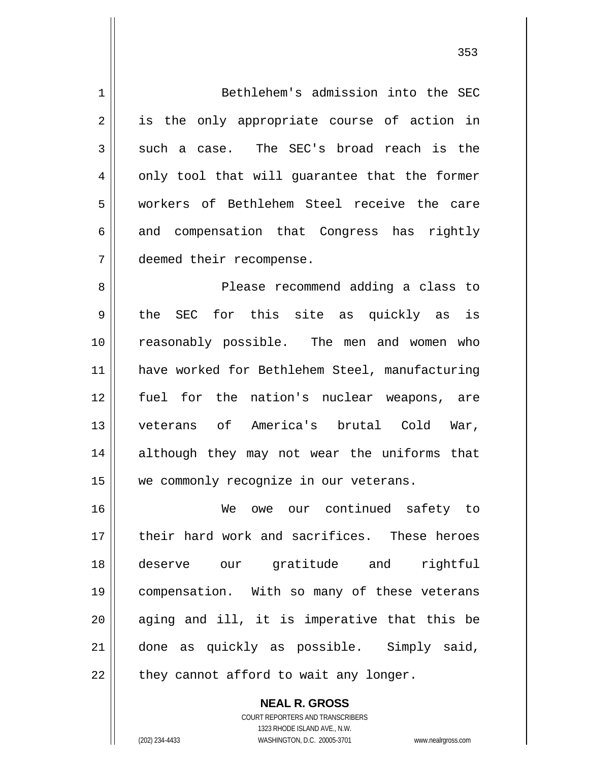Bethlehem's admission into the SEC is the only appropriate course of action in such a case. The SEC's broad reach is the only tool that will guarantee that the former workers of Bethlehem Steel receive the care and compensation that Congress has rightly deemed their recompense.

Please recommend adding a class to the SEC for this site as quickly as is reasonably possible. The men and women who have worked for Bethlehem Steel, manufacturing fuel for the nation's nuclear weapons, are veterans of America's brutal Cold War, although they may not wear the uniforms that we commonly recognize in our veterans.

We owe our continued safety to their hard work and sacrifices. These heroes deserve our gratitude and rightful compensation. With so many of these veterans aging and ill, it is imperative that this be done as quickly as possible. Simply said, they cannot afford to wait any longer.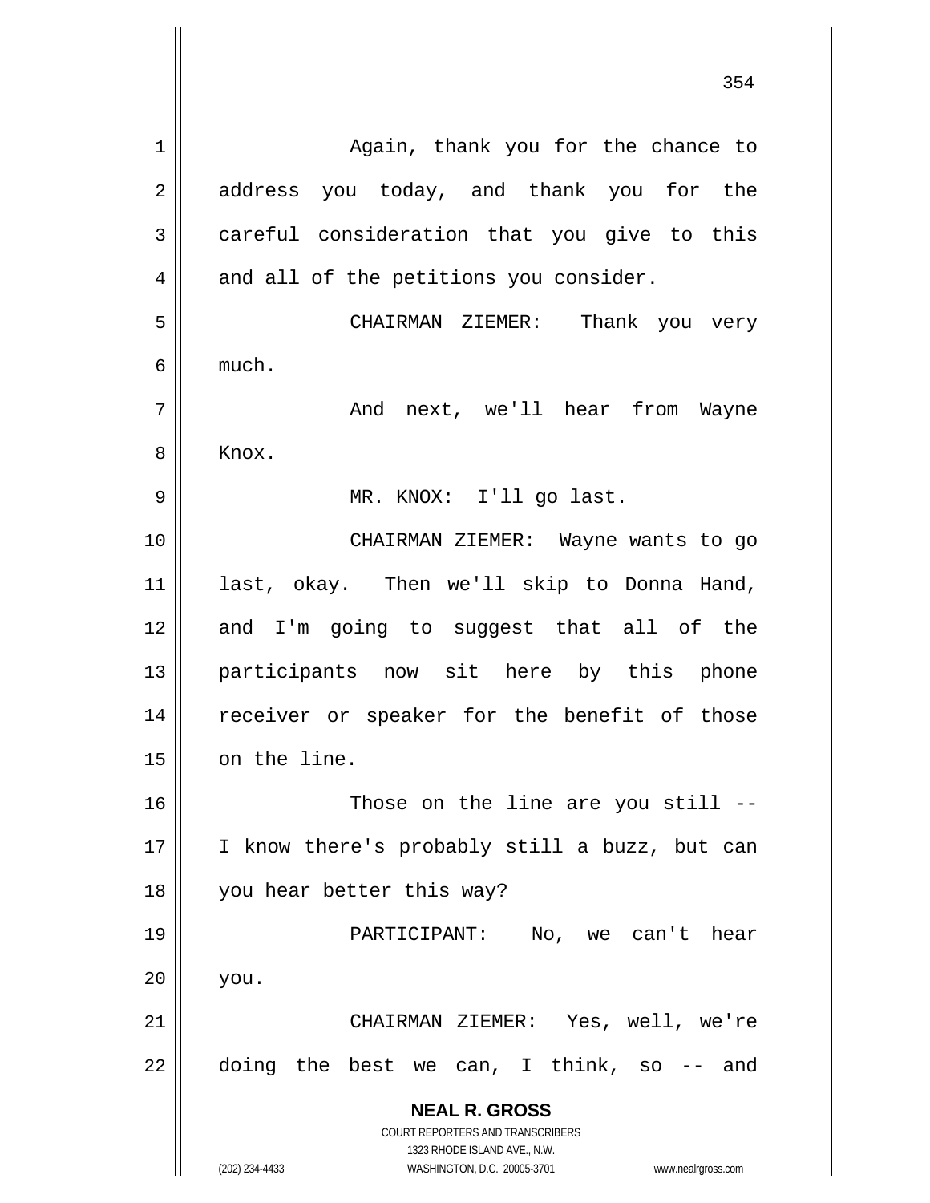Again, thank you for the chance to address you today, and thank you for the careful consideration that you give to this and all of the petitions you consider.

CHAIRMAN ZIEMER: Thank you very much.

And next, we'll hear from Wayne Knox.

MR. KNOX: I'll go last.

CHAIRMAN ZIEMER: Wayne wants to go last, okay. Then we'll skip to Donna Hand, and I'm going to suggest that all of the participants now sit here by this phone receiver or speaker for the benefit of those on the line.

Those on the line are you still -- I know there's probably still a buzz, but can you hear better this way?

PARTICIPANT: No, we can't hear you.

CHAIRMAN ZIEMER: Yes, well, we're doing the best we can, I think, so -- and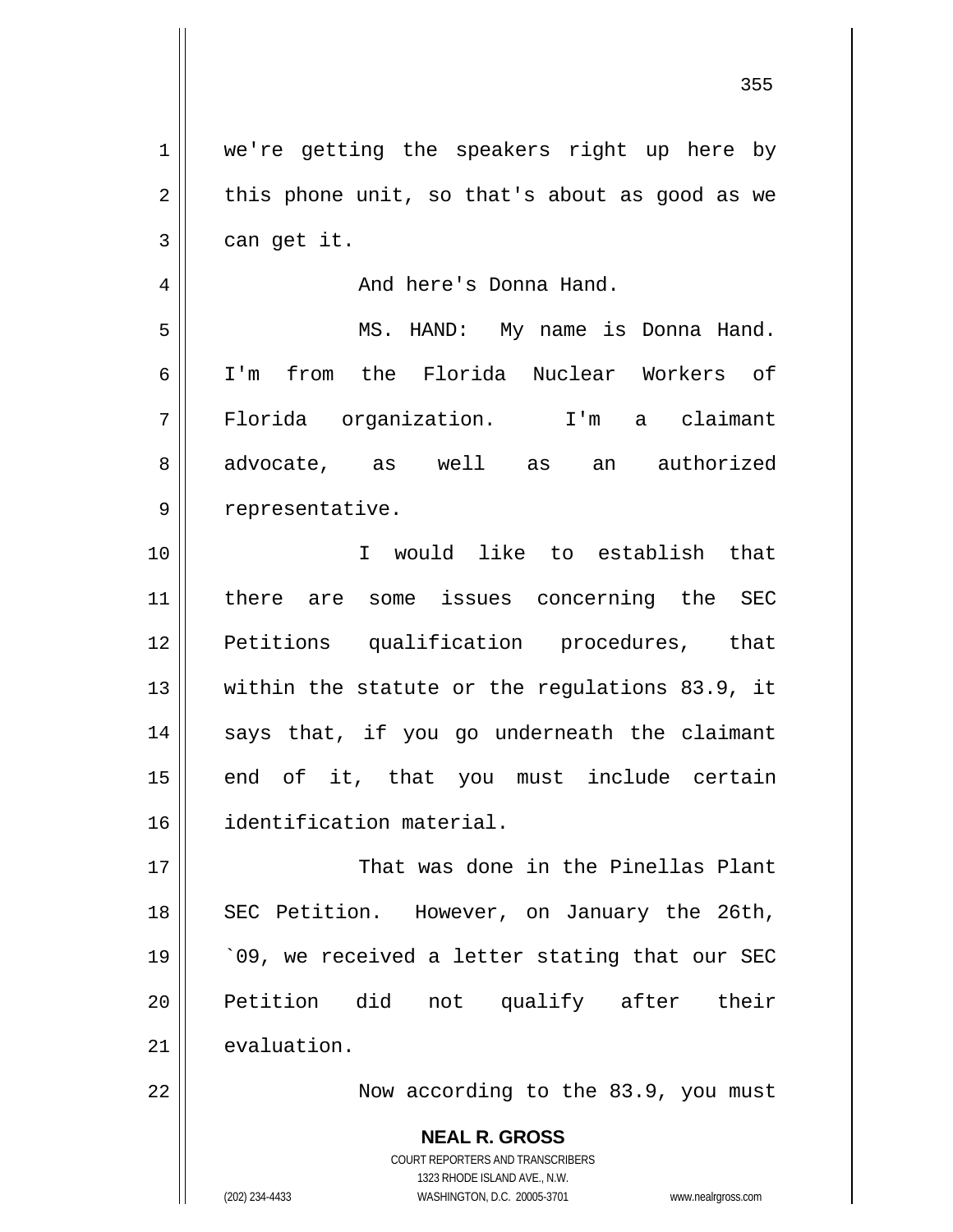we're getting the speakers right up here by this phone unit, so that's about as good as we can get it.

And here's Donna Hand.

MS. HAND: My name is Donna Hand. I'm from the Florida Nuclear Workers of Florida organization. I'm a claimant advocate, as well as an authorized representative.

I would like to establish that there are some issues concerning the SEC Petitions qualification procedures, that within the statute or the regulations 83.9, it says that, if you go underneath the claimant end of it, that you must include certain identification material.

That was done in the Pinellas Plant SEC Petition. However, on January the 26th, `09, we received a letter stating that our SEC Petition did not qualify after their evaluation.

Now according to the 83.9, you must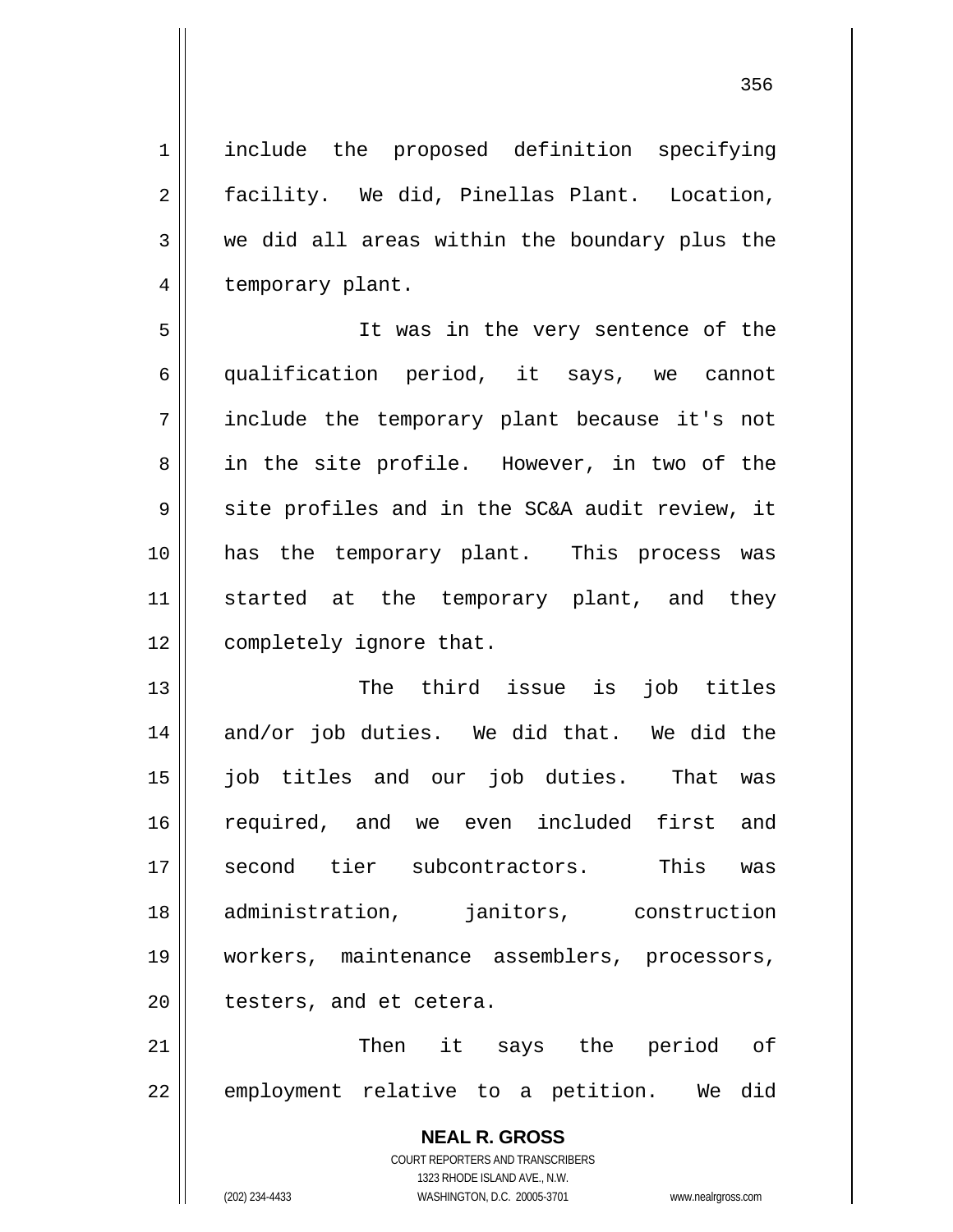include the proposed definition specifying facility. We did, Pinellas Plant. Location, we did all areas within the boundary plus the temporary plant.

It was in the very sentence of the qualification period, it says, we cannot include the temporary plant because it's not in the site profile. However, in two of the site profiles and in the SC&A audit review, it has the temporary plant. This process was started at the temporary plant, and they completely ignore that.

The third issue is job titles and/or job duties. We did that. We did the job titles and our job duties. That was required, and we even included first and second tier subcontractors. This was administration, janitors, construction workers, maintenance assemblers, processors, testers, and et cetera.

Then it says the period of employment relative to a petition. We did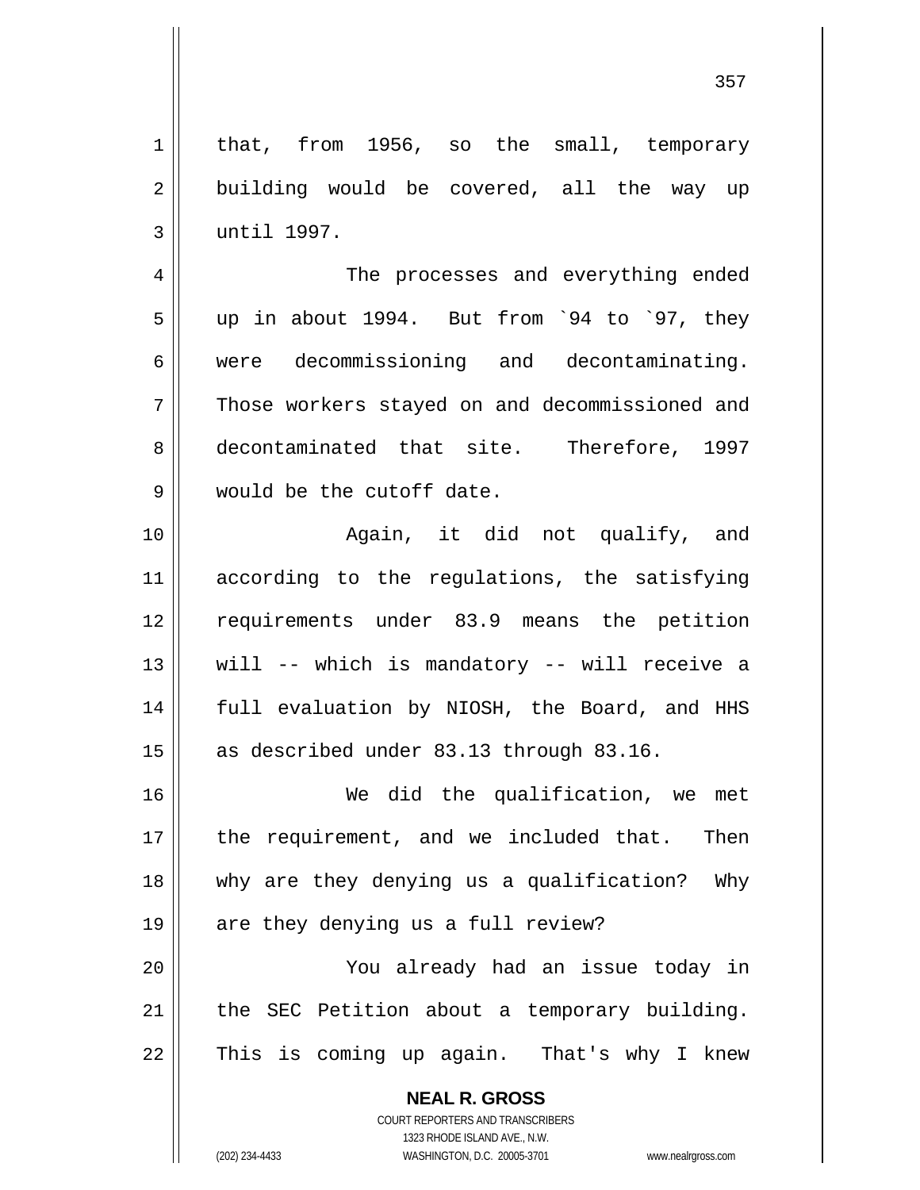that, from 1956, so the small, temporary building would be covered, all the way up until 1997.

The processes and everything ended up in about 1994. But from `94 to `97, they were decommissioning and decontaminating. Those workers stayed on and decommissioned and decontaminated that site. Therefore, 1997 would be the cutoff date.

Again, it did not qualify, and according to the regulations, the satisfying requirements under 83.9 means the petition will -- which is mandatory -- will receive a full evaluation by NIOSH, the Board, and HHS as described under 83.13 through 83.16.

We did the qualification, we met the requirement, and we included that. Then why are they denying us a qualification? Why are they denying us a full review?

You already had an issue today in the SEC Petition about a temporary building. This is coming up again. That's why I knew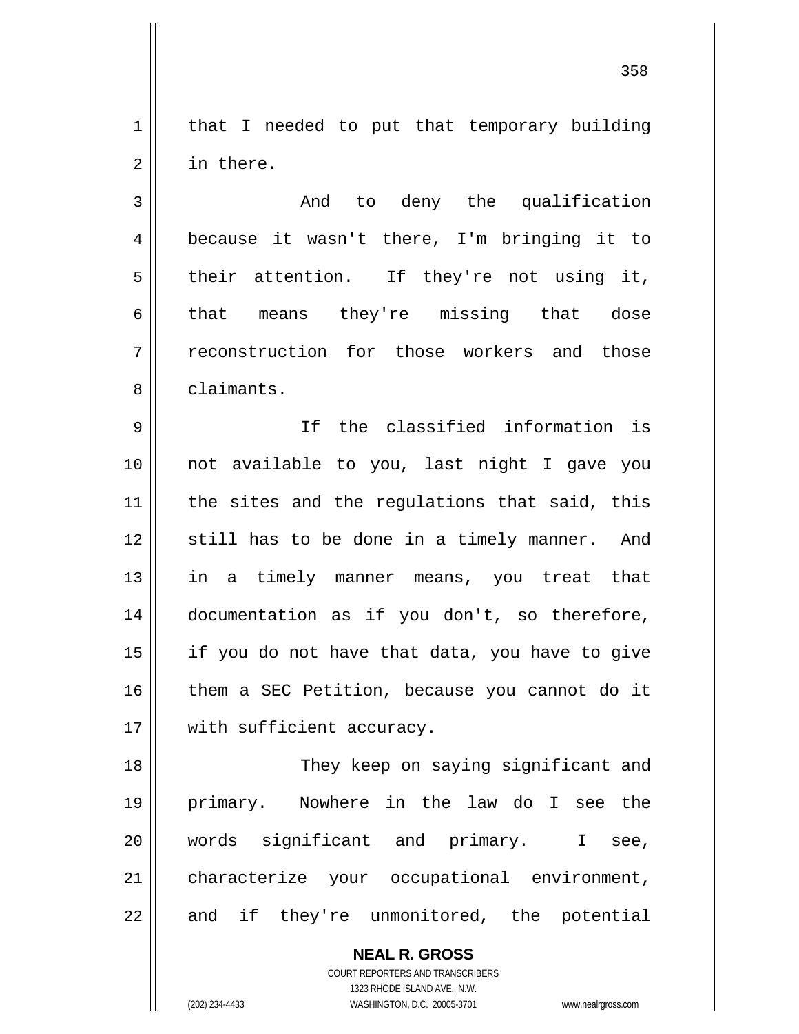that I needed to put that temporary building in there.

And to deny the qualification because it wasn't there, I'm bringing it to their attention. If they're not using it, that means they're missing that dose reconstruction for those workers and those claimants.

If the classified information is not available to you, last night I gave you the sites and the regulations that said, this still has to be done in a timely manner. And in a timely manner means, you treat that documentation as if you don't, so therefore, if you do not have that data, you have to give them a SEC Petition, because you cannot do it with sufficient accuracy.

They keep on saying significant and primary. Nowhere in the law do I see the words significant and primary. I see, characterize your occupational environment, and if they're unmonitored, the potential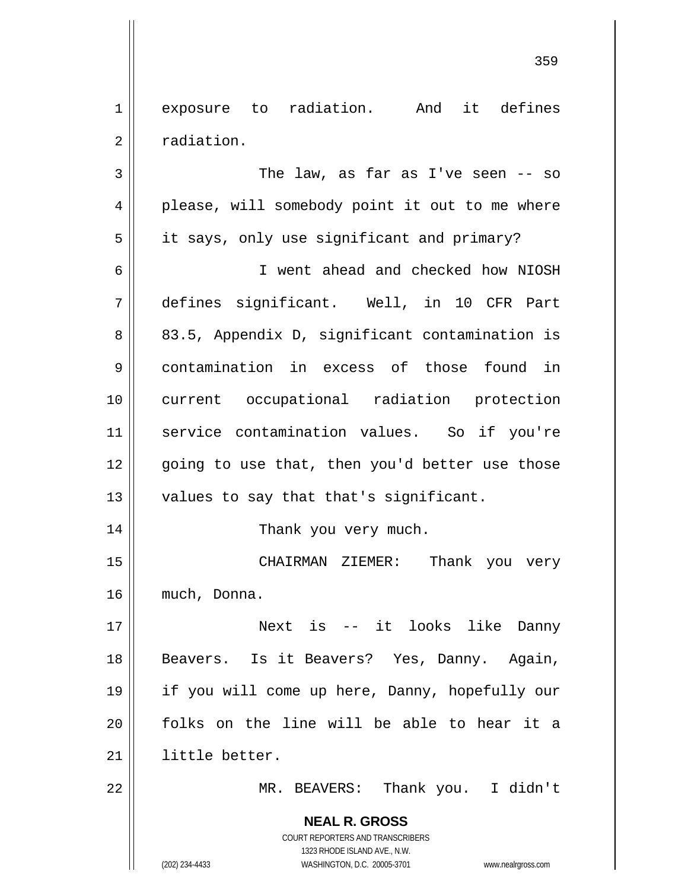exposure to radiation. And it defines radiation.

The law, as far as I've seen -- so please, will somebody point it out to me where it says, only use significant and primary?

I went ahead and checked how NIOSH defines significant. Well, in 10 CFR Part 83.5, Appendix D, significant contamination is contamination in excess of those found in current occupational radiation protection service contamination values. So if you're going to use that, then you'd better use those values to say that that's significant.

Thank you very much.

CHAIRMAN ZIEMER: Thank you very much, Donna.

Next is -- it looks like Danny Beavers. Is it Beavers? Yes, Danny. Again, if you will come up here, Danny, hopefully our folks on the line will be able to hear it a little better.

MR. BEAVERS: Thank you. I didn't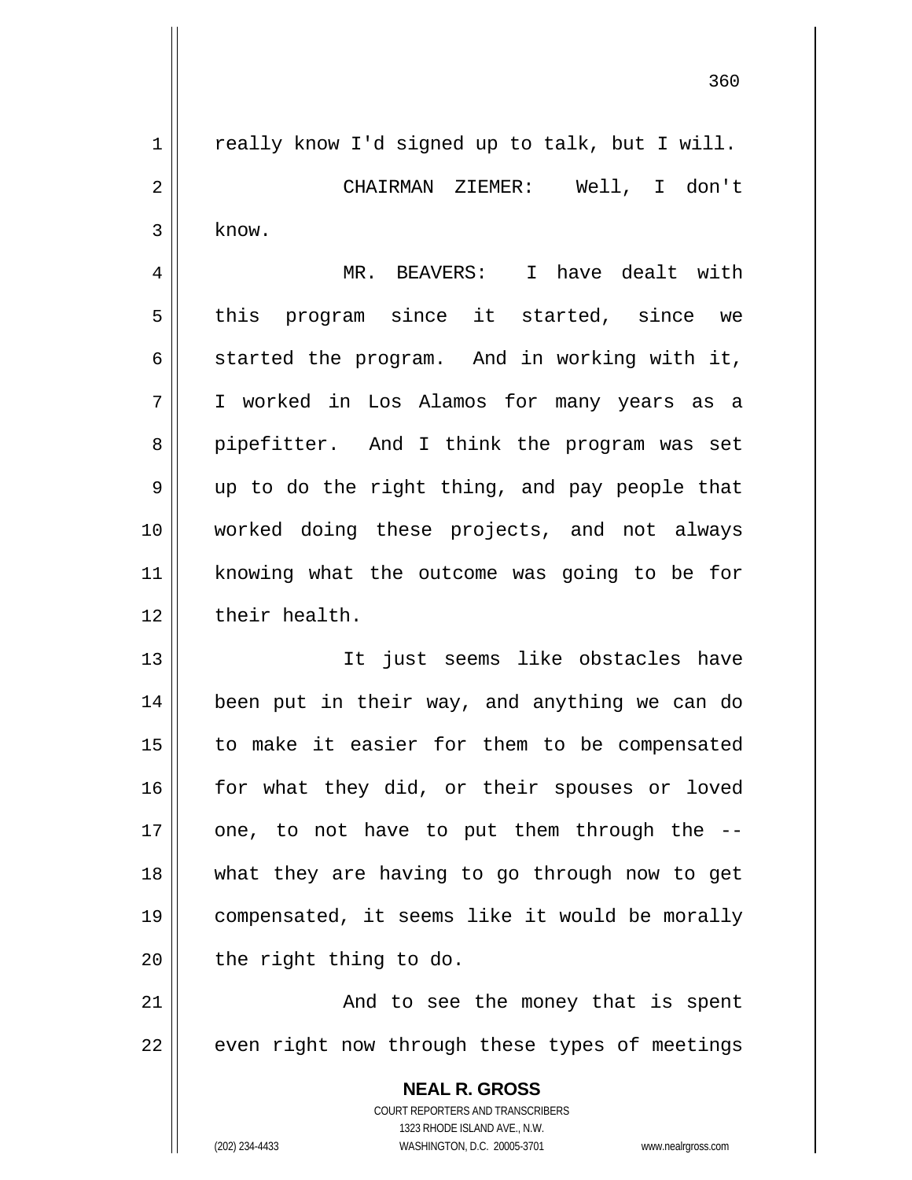really know I'd signed up to talk, but I will.

CHAIRMAN ZIEMER: Well, I don't know.

MR. BEAVERS: I have dealt with this program since it started, since we started the program. And in working with it, I worked in Los Alamos for many years as a pipefitter. And I think the program was set up to do the right thing, and pay people that worked doing these projects, and not always knowing what the outcome was going to be for their health.

It just seems like obstacles have been put in their way, and anything we can do to make it easier for them to be compensated for what they did, or their spouses or loved one, to not have to put them through the -- what they are having to go through now to get compensated, it seems like it would be morally the right thing to do.

And to see the money that is spent even right now through these types of meetings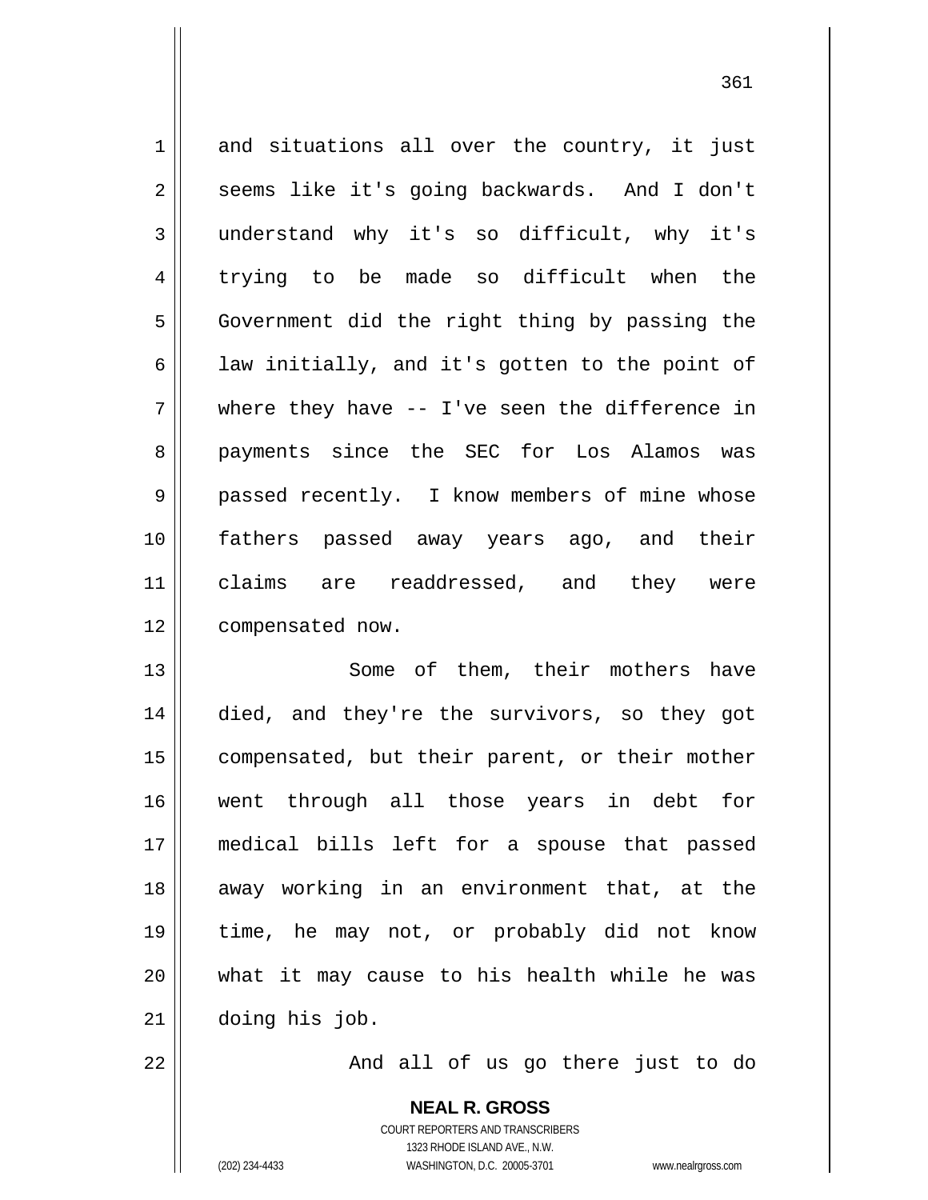and situations all over the country, it just seems like it's going backwards. And I don't understand why it's so difficult, why it's trying to be made so difficult when the Government did the right thing by passing the law initially, and it's gotten to the point of where they have -- I've seen the difference in payments since the SEC for Los Alamos was passed recently. I know members of mine whose fathers passed away years ago, and their claims are readdressed, and they were compensated now.

Some of them, their mothers have died, and they're the survivors, so they got compensated, but their parent, or their mother went through all those years in debt for medical bills left for a spouse that passed away working in an environment that, at the time, he may not, or probably did not know what it may cause to his health while he was doing his job.

And all of us go there just to do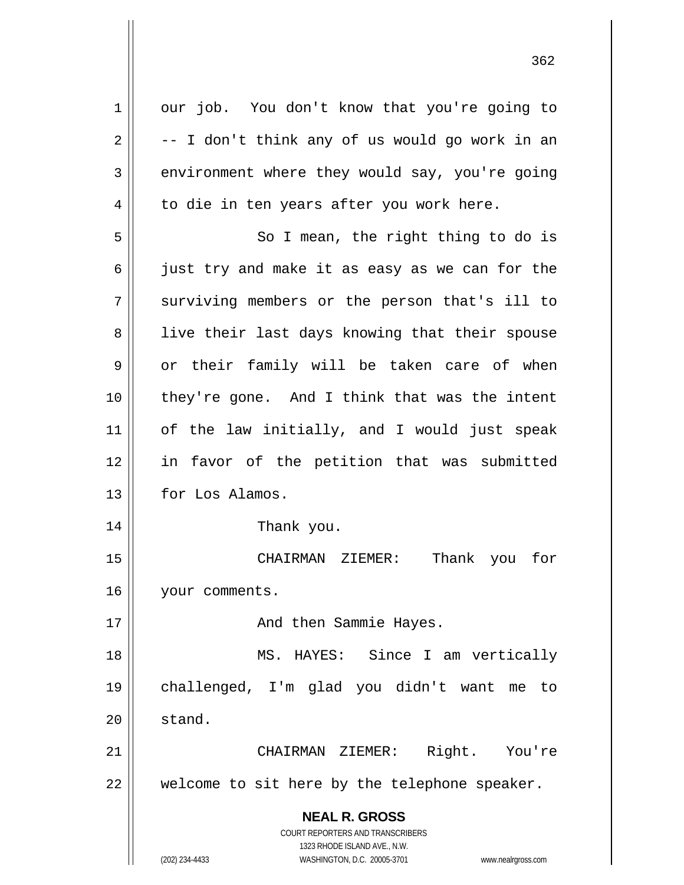our job. You don't know that you're going to -- I don't think any of us would go work in an environment where they would say, you're going to die in ten years after you work here.

So I mean, the right thing to do is just try and make it as easy as we can for the surviving members or the person that's ill to live their last days knowing that their spouse or their family will be taken care of when they're gone. And I think that was the intent of the law initially, and I would just speak in favor of the petition that was submitted for Los Alamos.

Thank you.

CHAIRMAN ZIEMER: Thank you for your comments.

And then Sammie Hayes.

MS. HAYES: Since I am vertically challenged, I'm glad you didn't want me to stand.

CHAIRMAN ZIEMER: Right. You're welcome to sit here by the telephone speaker.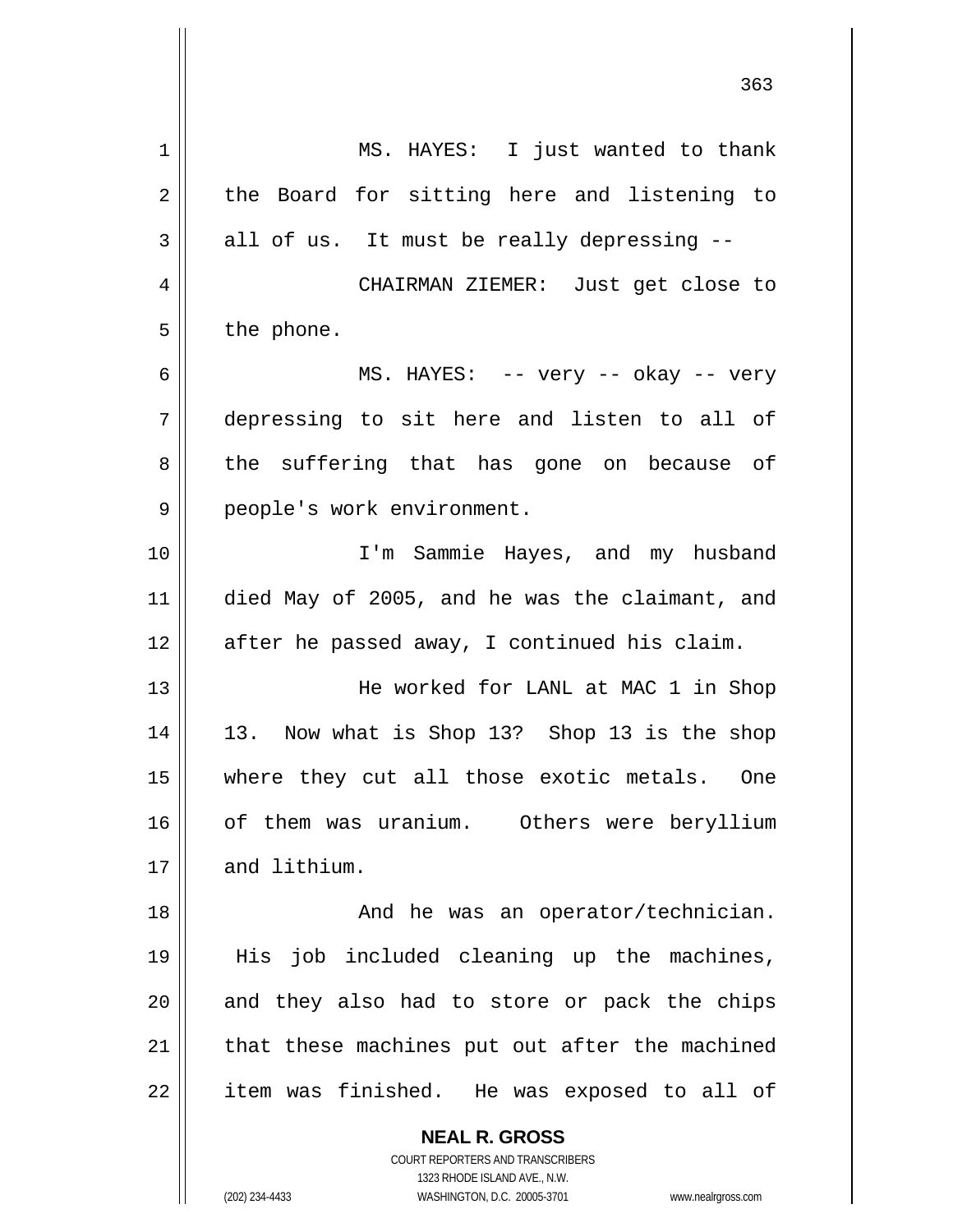MS. HAYES: I just wanted to thank the Board for sitting here and listening to all of us. It must be really depressing --

CHAIRMAN ZIEMER: Just get close to the phone.

MS. HAYES: -- very -- okay -- very depressing to sit here and listen to all of the suffering that has gone on because of people's work environment.

I'm Sammie Hayes, and my husband died May of 2005, and he was the claimant, and after he passed away, I continued his claim.

He worked for LANL at MAC 1 in Shop 13. Now what is Shop 13? Shop 13 is the shop where they cut all those exotic metals. One of them was uranium. Others were beryllium and lithium.

And he was an operator/technician. His job included cleaning up the machines, and they also had to store or pack the chips that these machines put out after the machined item was finished. He was exposed to all of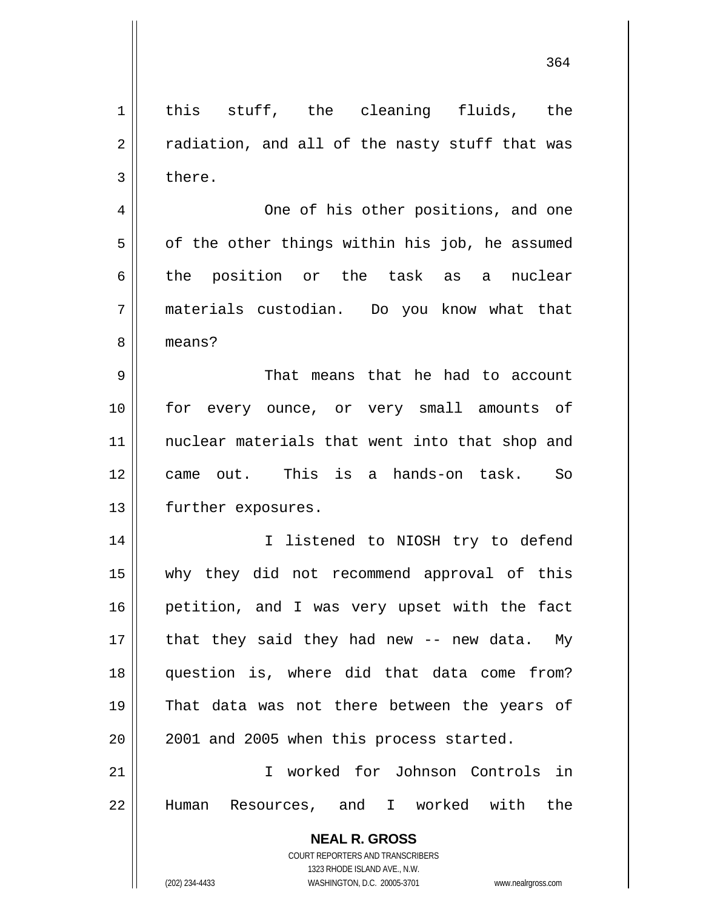this stuff, the cleaning fluids, the radiation, and all of the nasty stuff that was there.

One of his other positions, and one of the other things within his job, he assumed the position or the task as a nuclear materials custodian. Do you know what that means?

That means that he had to account for every ounce, or very small amounts of nuclear materials that went into that shop and came out. This is a hands-on task. So further exposures.

I listened to NIOSH try to defend why they did not recommend approval of this petition, and I was very upset with the fact that they said they had new -- new data. My question is, where did that data come from? That data was not there between the years of 2001 and 2005 when this process started.

I worked for Johnson Controls in Human Resources, and I worked with the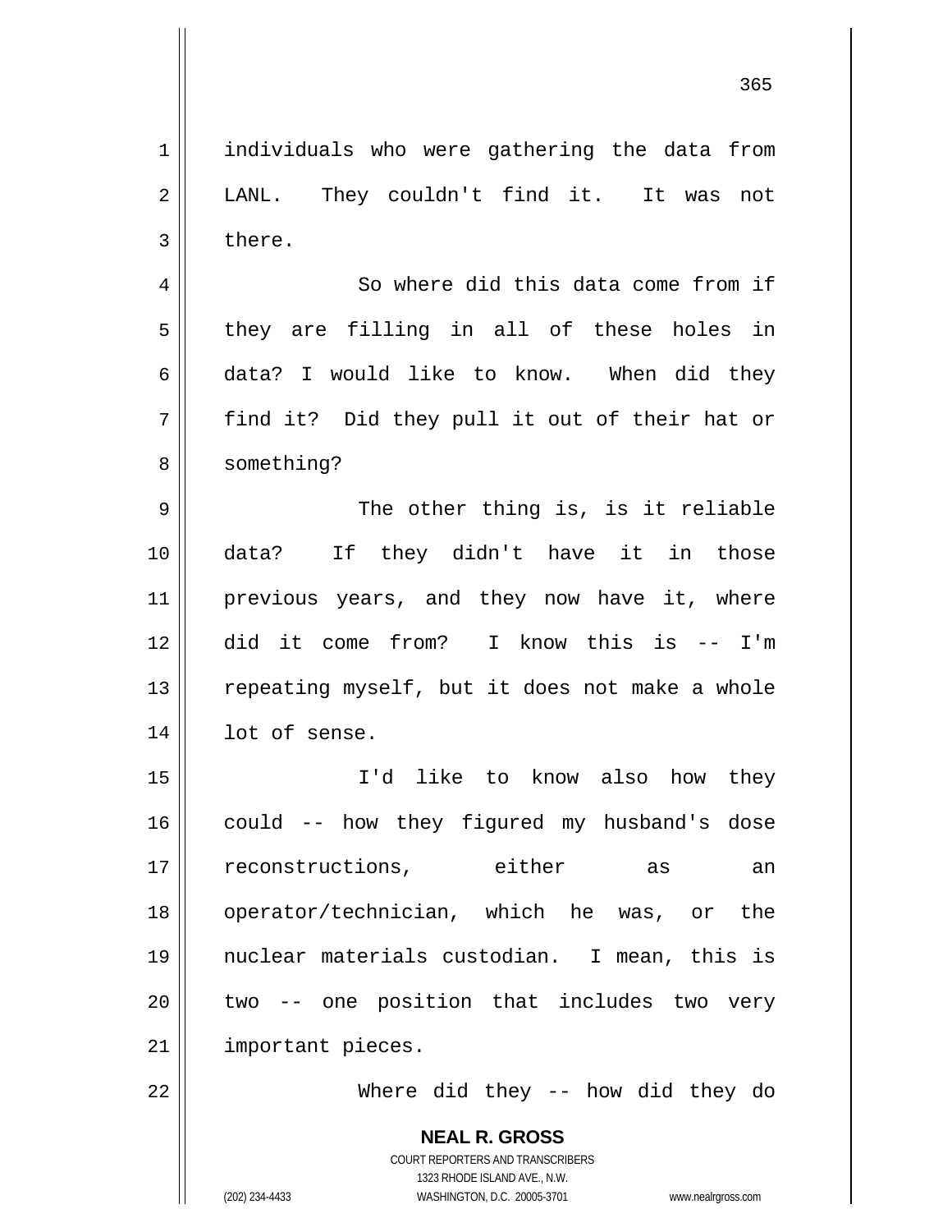individuals who were gathering the data from LANL. They couldn't find it. It was not there.

So where did this data come from if they are filling in all of these holes in data? I would like to know. When did they find it? Did they pull it out of their hat or something?

The other thing is, is it reliable data? If they didn't have it in those previous years, and they now have it, where did it come from? I know this is -- I'm repeating myself, but it does not make a whole lot of sense.

I'd like to know also how they could -- how they figured my husband's dose reconstructions, either as an operator/technician, which he was, or the nuclear materials custodian. I mean, this is two -- one position that includes two very important pieces.

Where did they -- how did they do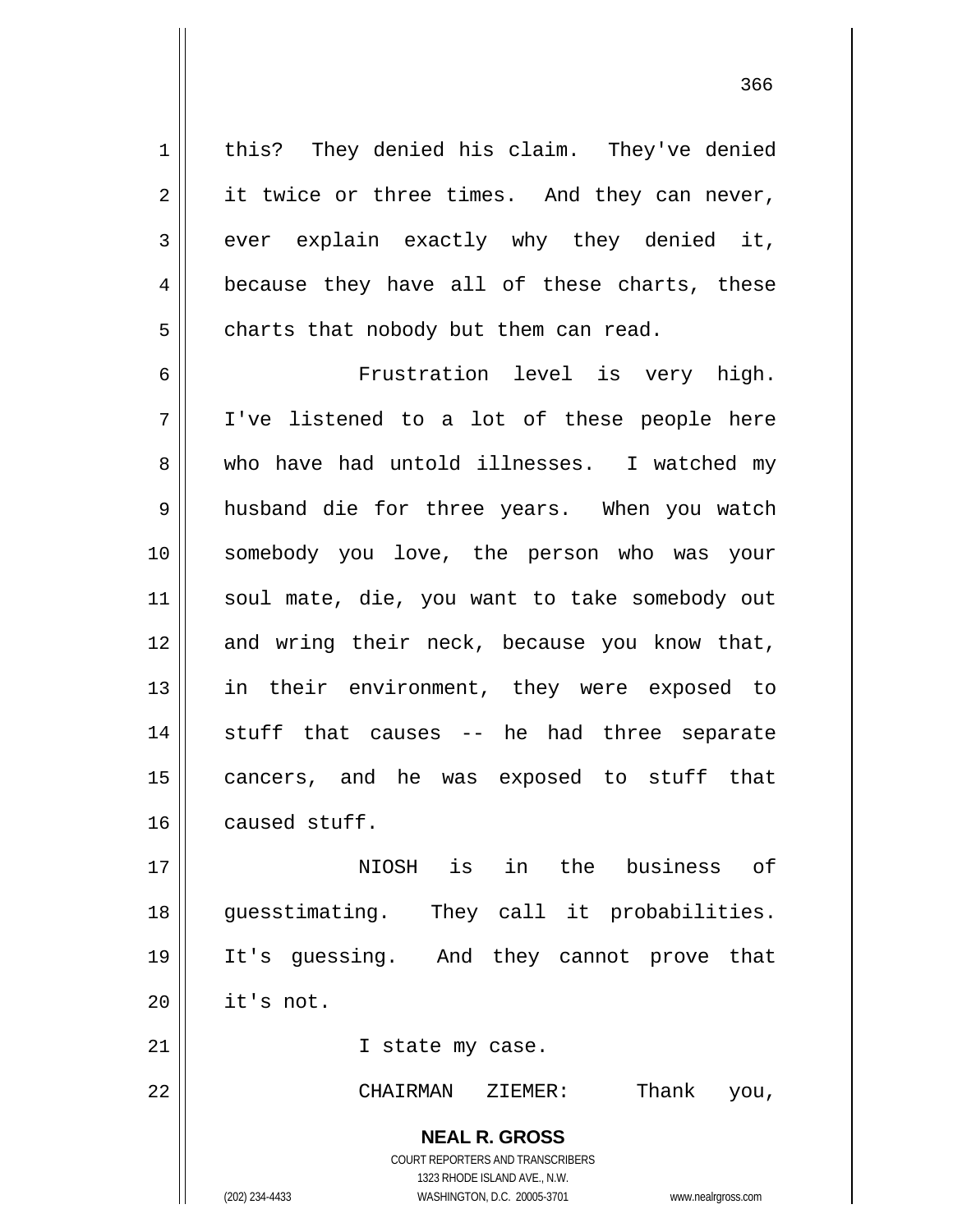this? They denied his claim. They've denied it twice or three times. And they can never, ever explain exactly why they denied it, because they have all of these charts, these charts that nobody but them can read.

Frustration level is very high. I've listened to a lot of these people here who have had untold illnesses. I watched my husband die for three years. When you watch somebody you love, the person who was your soul mate, die, you want to take somebody out and wring their neck, because you know that, in their environment, they were exposed to stuff that causes -- he had three separate cancers, and he was exposed to stuff that caused stuff.

NIOSH is in the business of guesstimating. They call it probabilities. It's guessing. And they cannot prove that it's not.

I state my case.

CHAIRMAN ZIEMER: Thank you,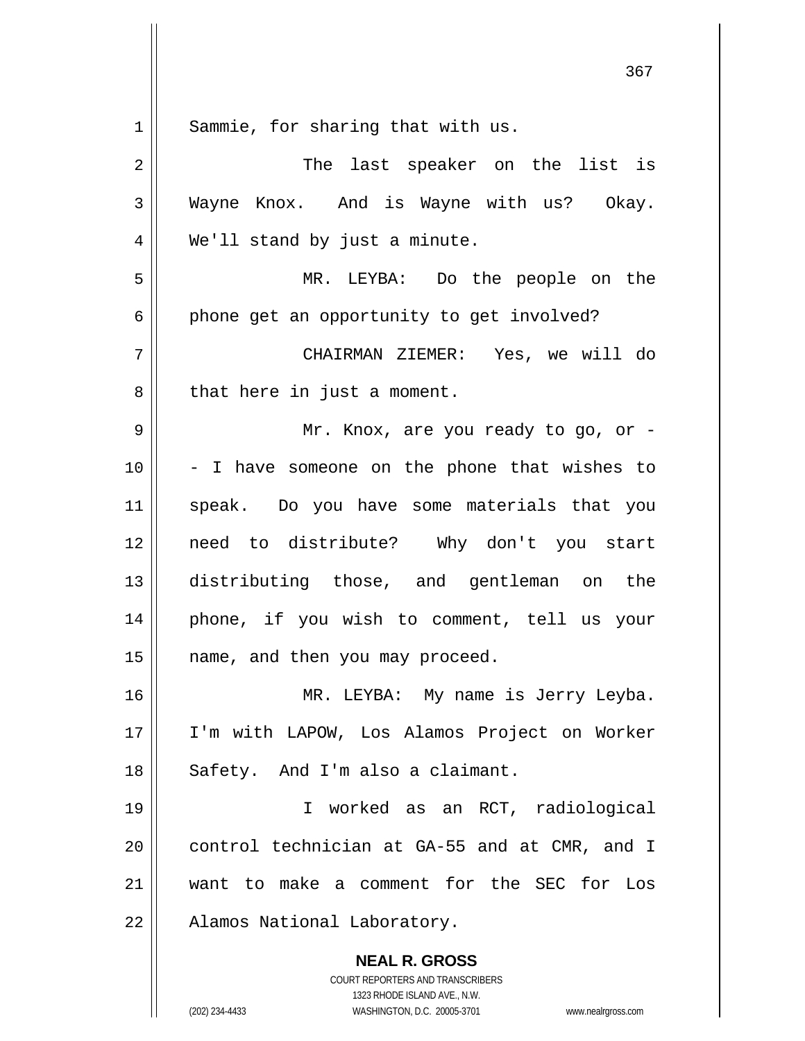Sammie, for sharing that with us.

The last speaker on the list is Wayne Knox. And is Wayne with us? Okay. We'll stand by just a minute.

MR. LEYBA: Do the people on the phone get an opportunity to get involved?

CHAIRMAN ZIEMER: Yes, we will do that here in just a moment.

Mr. Knox, are you ready to go, or -- I have someone on the phone that wishes to speak. Do you have some materials that you need to distribute? Why don't you start distributing those, and gentleman on the phone, if you wish to comment, tell us your name, and then you may proceed.

MR. LEYBA: My name is Jerry Leyba. I'm with LAPOW, Los Alamos Project on Worker Safety. And I'm also a claimant.

I worked as an RCT, radiological control technician at GA-55 and at CMR, and I want to make a comment for the SEC for Los Alamos National Laboratory.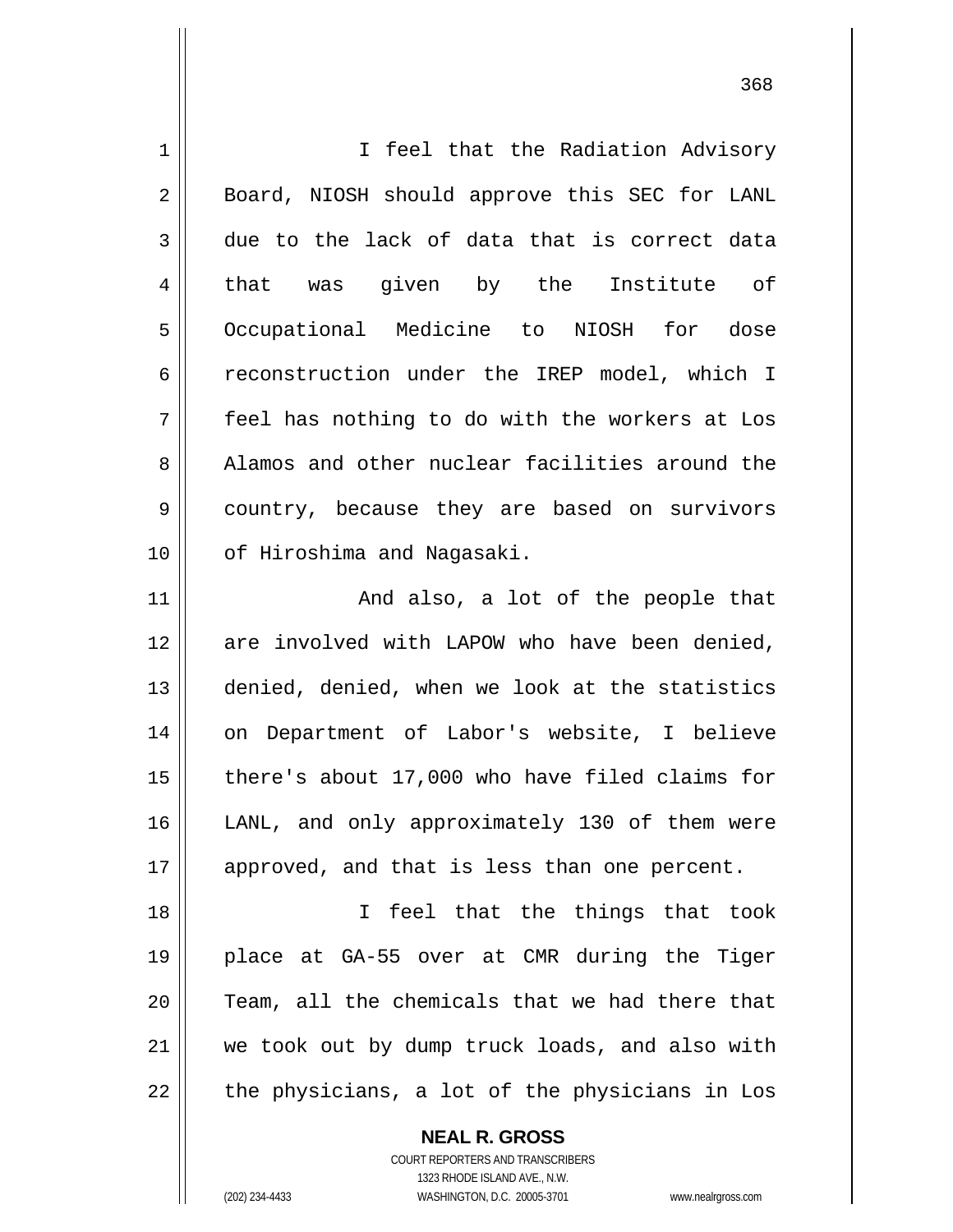I feel that the Radiation Advisory Board, NIOSH should approve this SEC for LANL due to the lack of data that is correct data that was given by the Institute of Occupational Medicine to NIOSH for dose reconstruction under the IREP model, which I feel has nothing to do with the workers at Los Alamos and other nuclear facilities around the country, because they are based on survivors of Hiroshima and Nagasaki.

And also, a lot of the people that are involved with LAPOW who have been denied, denied, denied, when we look at the statistics on Department of Labor's website, I believe there's about 17,000 who have filed claims for LANL, and only approximately 130 of them were approved, and that is less than one percent.

I feel that the things that took place at GA-55 over at CMR during the Tiger Team, all the chemicals that we had there that we took out by dump truck loads, and also with the physicians, a lot of the physicians in Los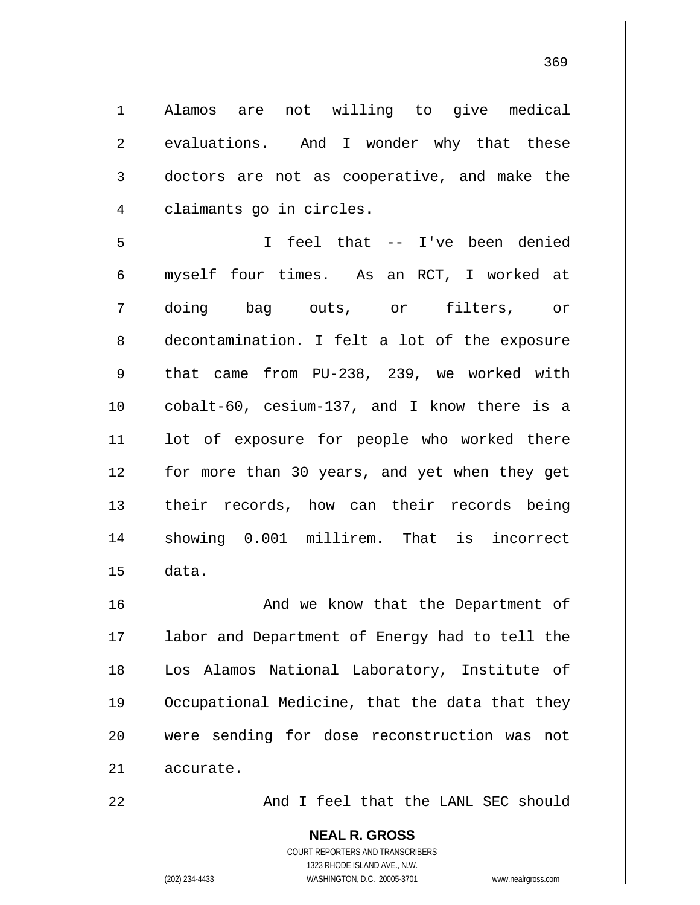Alamos are not willing to give medical evaluations. And I wonder why that these doctors are not as cooperative, and make the claimants go in circles.

I feel that -- I've been denied myself four times. As an RCT, I worked at doing bag outs, or filters, or decontamination. I felt a lot of the exposure that came from PU-238, 239, we worked with cobalt-60, cesium-137, and I know there is a lot of exposure for people who worked there for more than 30 years, and yet when they get their records, how can their records being showing 0.001 millirem. That is incorrect data.

And we know that the Department of labor and Department of Energy had to tell the Los Alamos National Laboratory, Institute of Occupational Medicine, that the data that they were sending for dose reconstruction was not accurate.

And I feel that the LANL SEC should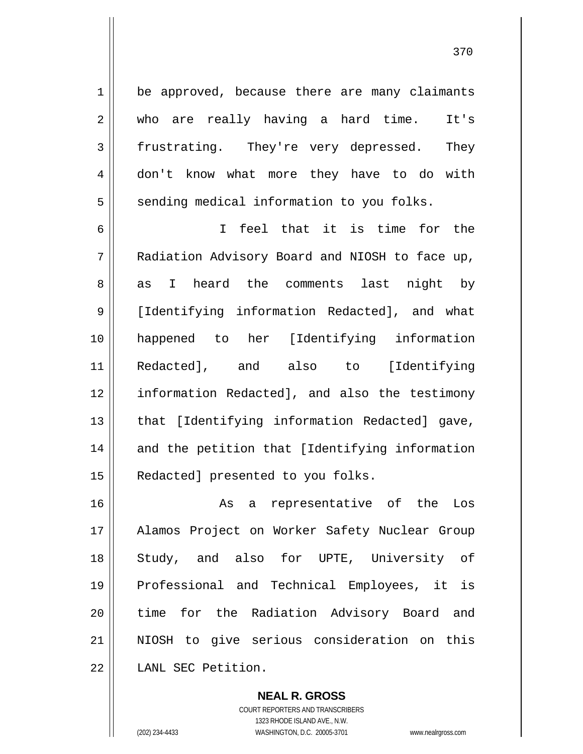be approved, because there are many claimants who are really having a hard time. It's frustrating. They're very depressed. They don't know what more they have to do with sending medical information to you folks.

I feel that it is time for the Radiation Advisory Board and NIOSH to face up, as I heard the comments last night by [Identifying information Redacted], and what happened to her [Identifying information Redacted], and also to [Identifying information Redacted], and also the testimony that [Identifying information Redacted] gave, and the petition that [Identifying information Redacted] presented to you folks.

As a representative of the Los Alamos Project on Worker Safety Nuclear Group Study, and also for UPTE, University of Professional and Technical Employees, it is time for the Radiation Advisory Board and NIOSH to give serious consideration on this LANL SEC Petition.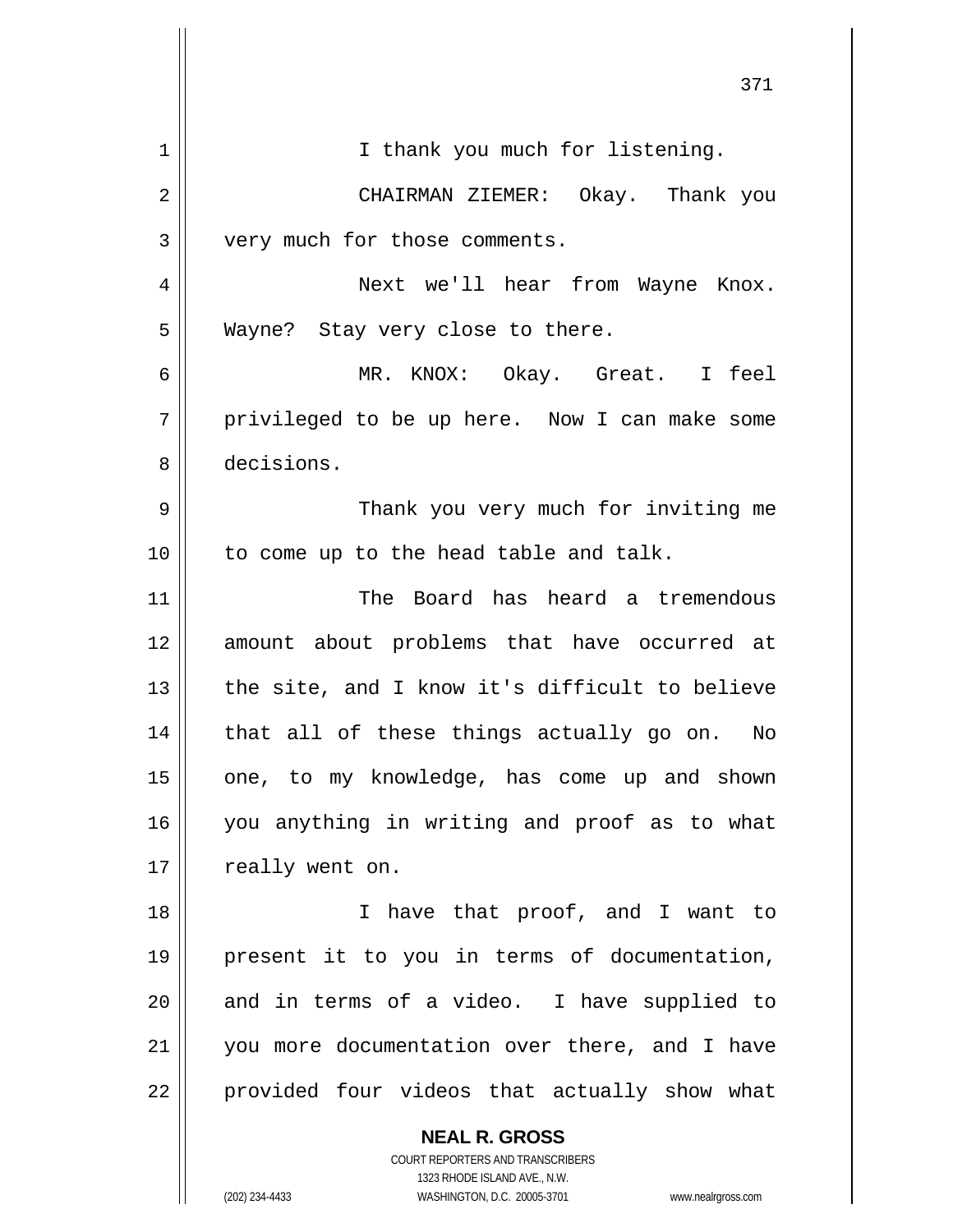I thank you much for listening.

CHAIRMAN ZIEMER: Okay. Thank you very much for those comments.

Next we'll hear from Wayne Knox. Wayne? Stay very close to there.

MR. KNOX: Okay. Great. I feel privileged to be up here. Now I can make some decisions.

Thank you very much for inviting me to come up to the head table and talk.

The Board has heard a tremendous amount about problems that have occurred at the site, and I know it's difficult to believe that all of these things actually go on. No one, to my knowledge, has come up and shown you anything in writing and proof as to what really went on.

I have that proof, and I want to present it to you in terms of documentation, and in terms of a video. I have supplied to you more documentation over there, and I have provided four videos that actually show what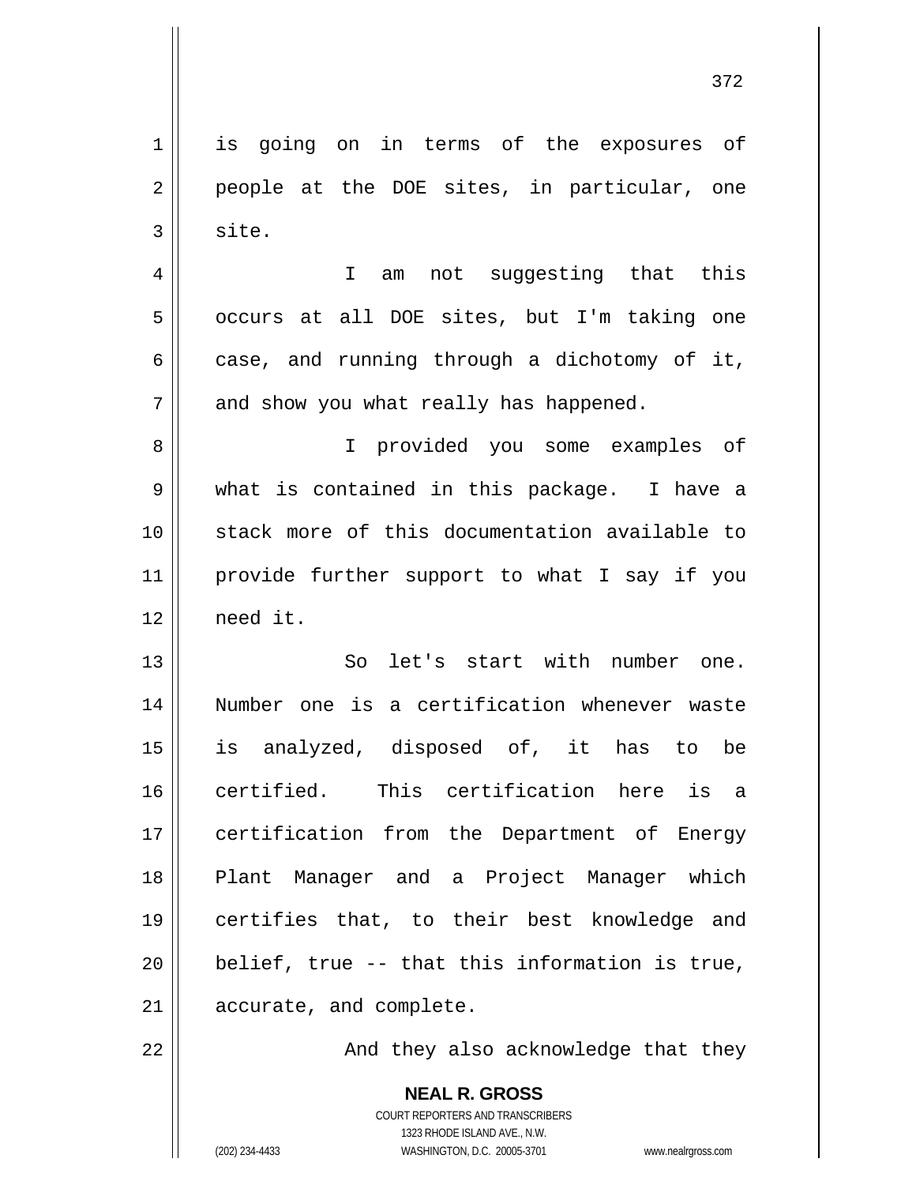is going on in terms of the exposures of people at the DOE sites, in particular, one site.

I am not suggesting that this occurs at all DOE sites, but I'm taking one case, and running through a dichotomy of it, and show you what really has happened.

I provided you some examples of what is contained in this package. I have a stack more of this documentation available to provide further support to what I say if you need it.

So let's start with number one. Number one is a certification whenever waste is analyzed, disposed of, it has to be certified. This certification here is a certification from the Department of Energy Plant Manager and a Project Manager which certifies that, to their best knowledge and belief, true -- that this information is true, accurate, and complete.

And they also acknowledge that they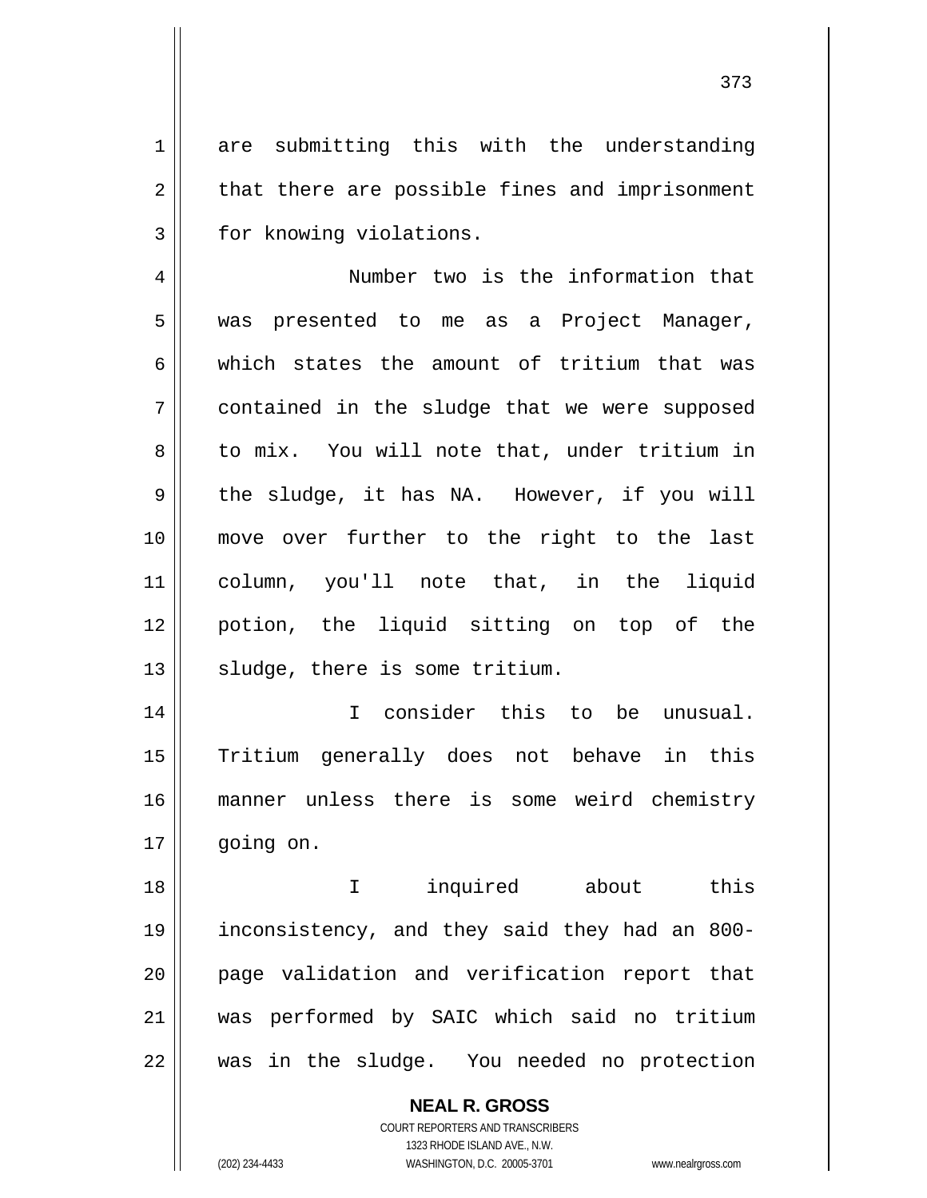are submitting this with the understanding that there are possible fines and imprisonment for knowing violations.

Number two is the information that was presented to me as a Project Manager, which states the amount of tritium that was contained in the sludge that we were supposed to mix. You will note that, under tritium in the sludge, it has NA. However, if you will move over further to the right to the last column, you'll note that, in the liquid potion, the liquid sitting on top of the sludge, there is some tritium.

I consider this to be unusual. Tritium generally does not behave in this manner unless there is some weird chemistry going on.

I inquired about this inconsistency, and they said they had an 800-page validation and verification report that was performed by SAIC which said no tritium was in the sludge. You needed no protection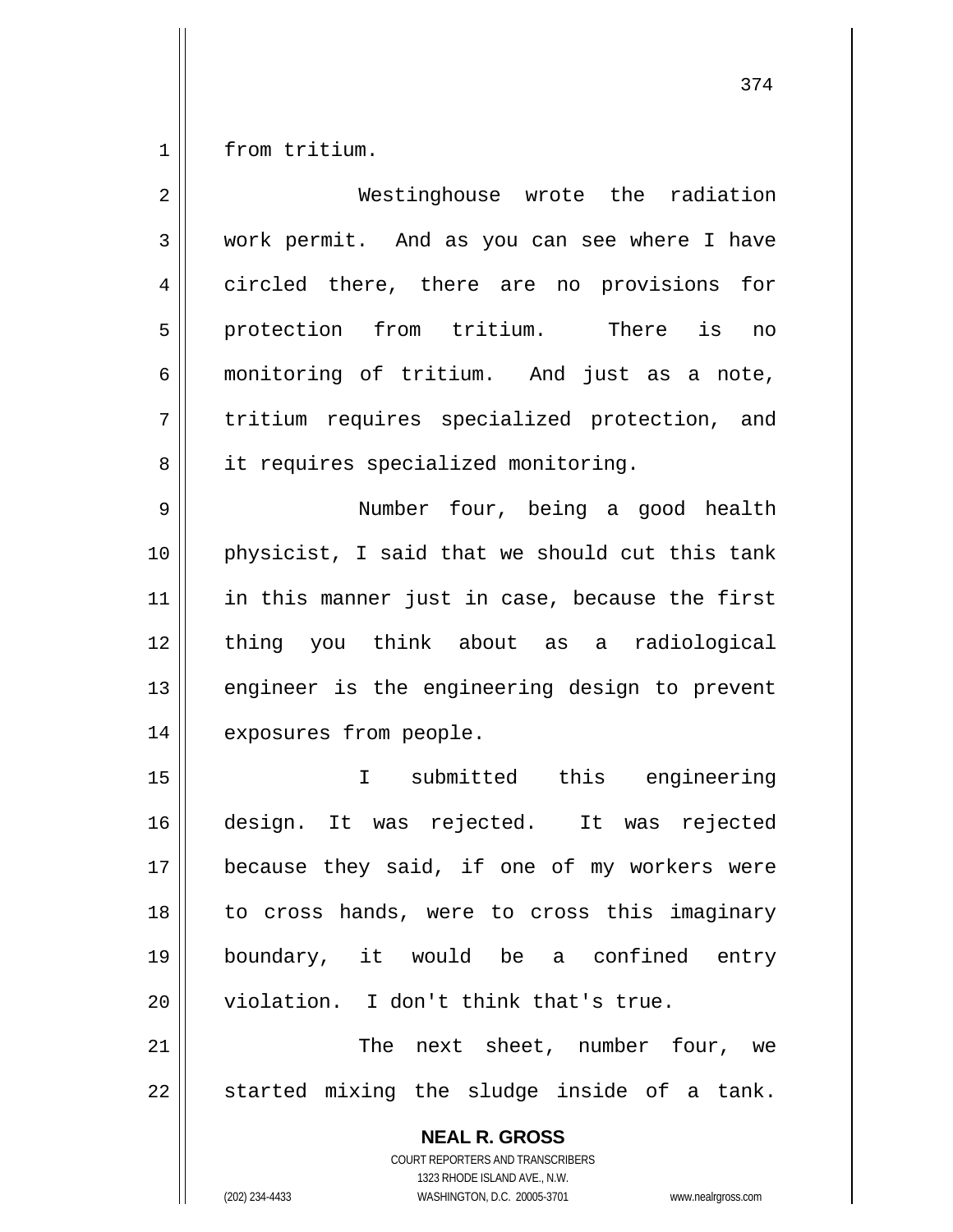from tritium.

Westinghouse wrote the radiation work permit. And as you can see where I have circled there, there are no provisions for protection from tritium. There is no monitoring of tritium. And just as a note, tritium requires specialized protection, and it requires specialized monitoring.

Number four, being a good health physicist, I said that we should cut this tank in this manner just in case, because the first thing you think about as a radiological engineer is the engineering design to prevent exposures from people.

I submitted this engineering design. It was rejected. It was rejected because they said, if one of my workers were to cross hands, were to cross this imaginary boundary, it would be a confined entry violation. I don't think that's true.

The next sheet, number four, we started mixing the sludge inside of a tank.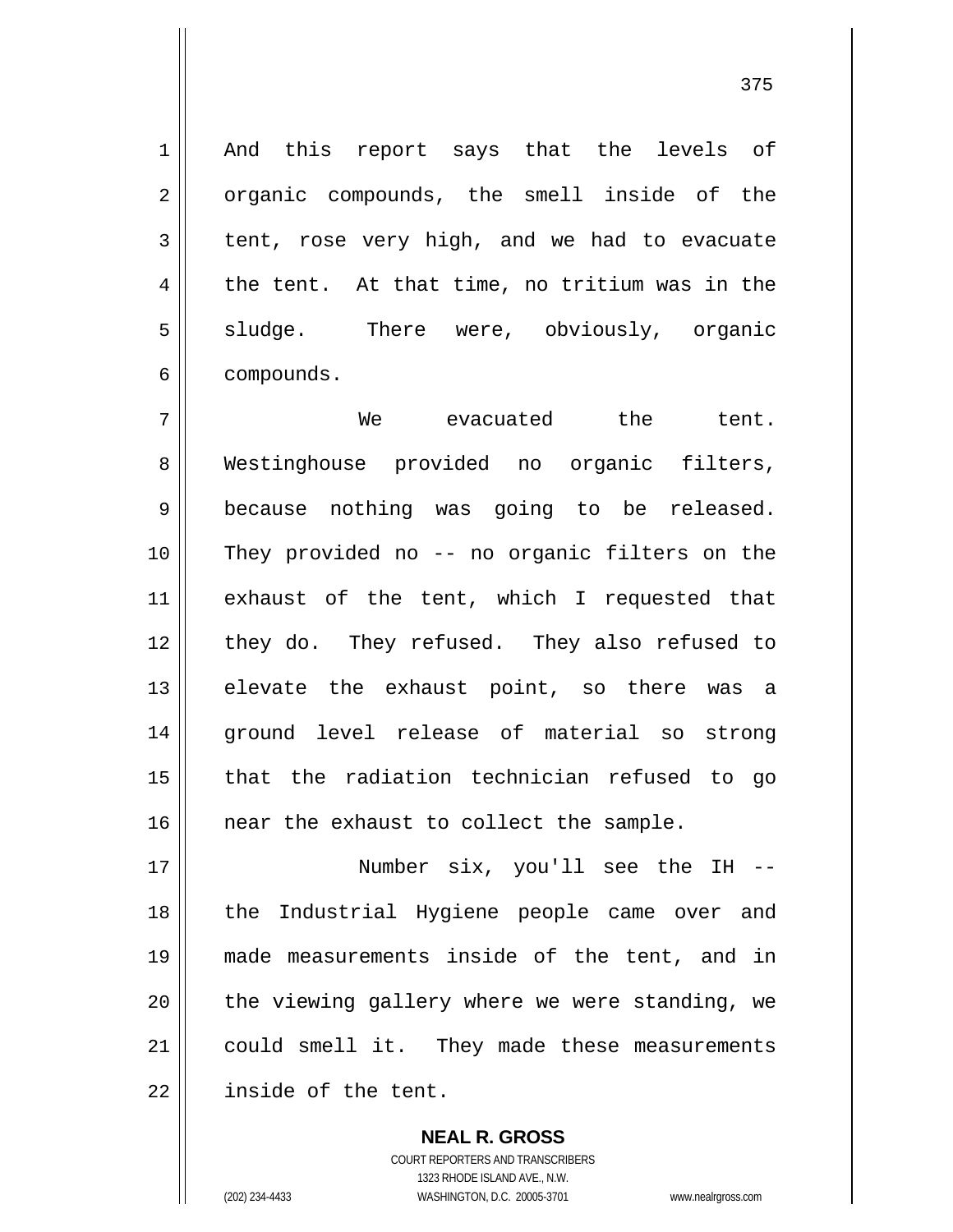And this report says that the levels of organic compounds, the smell inside of the tent, rose very high, and we had to evacuate the tent. At that time, no tritium was in the sludge. There were, obviously, organic compounds.

We evacuated the tent. Westinghouse provided no organic filters, because nothing was going to be released. They provided no -- no organic filters on the exhaust of the tent, which I requested that they do. They refused. They also refused to elevate the exhaust point, so there was a ground level release of material so strong that the radiation technician refused to go near the exhaust to collect the sample.

Number six, you'll see the IH -- the Industrial Hygiene people came over and made measurements inside of the tent, and in the viewing gallery where we were standing, we could smell it. They made these measurements inside of the tent.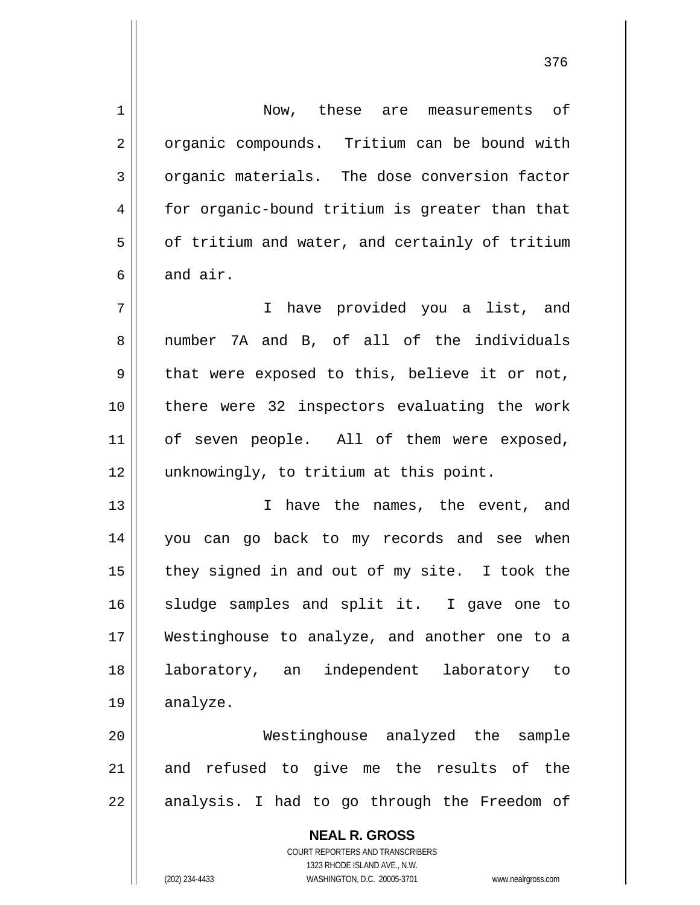Now, these are measurements of organic compounds. Tritium can be bound with organic materials. The dose conversion factor for organic-bound tritium is greater than that of tritium and water, and certainly of tritium and air.

I have provided you a list, and number 7A and B, of all of the individuals that were exposed to this, believe it or not, there were 32 inspectors evaluating the work of seven people. All of them were exposed, unknowingly, to tritium at this point.

I have the names, the event, and you can go back to my records and see when they signed in and out of my site. I took the sludge samples and split it. I gave one to Westinghouse to analyze, and another one to a laboratory, an independent laboratory to analyze.

Westinghouse analyzed the sample and refused to give me the results of the analysis. I had to go through the Freedom of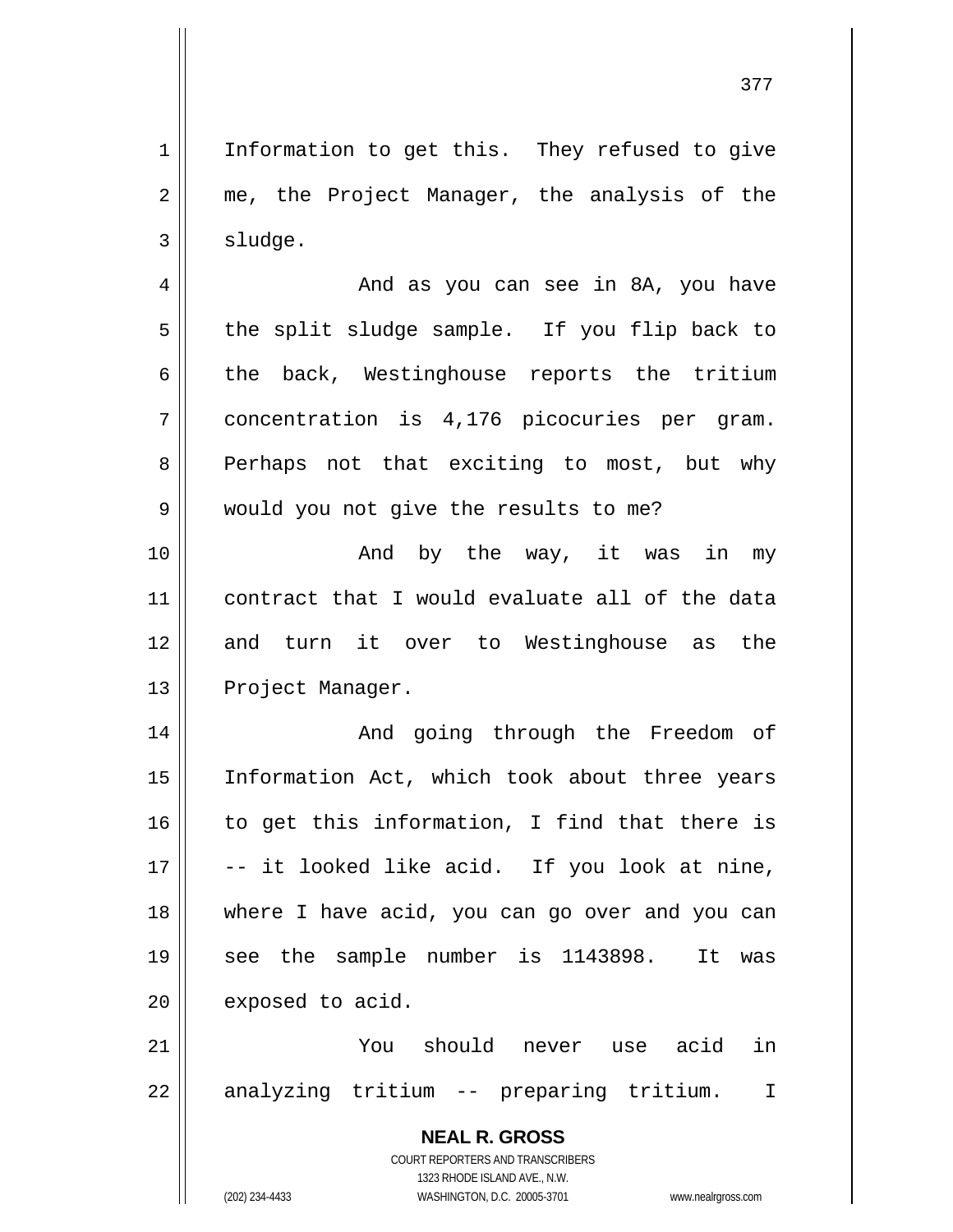Information to get this. They refused to give me, the Project Manager, the analysis of the sludge.

And as you can see in 8A, you have the split sludge sample. If you flip back to the back, Westinghouse reports the tritium concentration is 4,176 picocuries per gram. Perhaps not that exciting to most, but why would you not give the results to me?

And by the way, it was in my contract that I would evaluate all of the data and turn it over to Westinghouse as the Project Manager.

And going through the Freedom of Information Act, which took about three years to get this information, I find that there is -- it looked like acid. If you look at nine, where I have acid, you can go over and you can see the sample number is 1143898. It was exposed to acid.

You should never use acid in analyzing tritium -- preparing tritium. I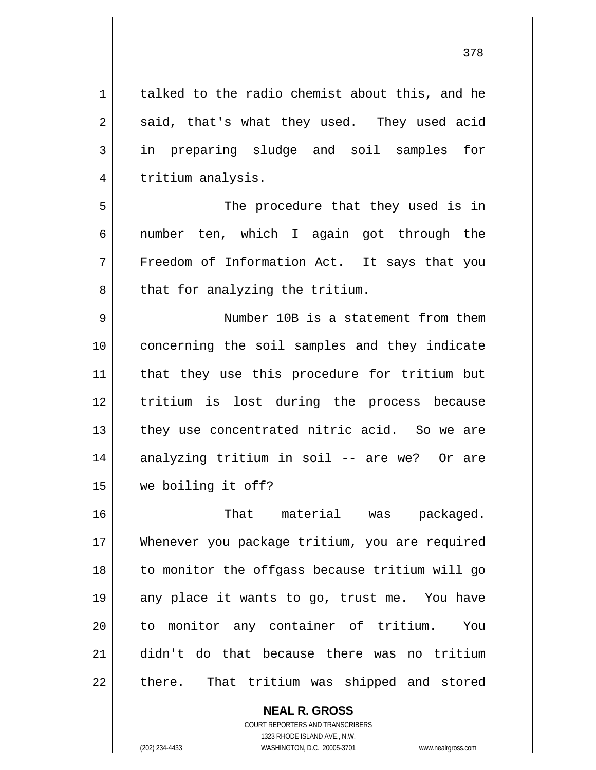talked to the radio chemist about this, and he said, that's what they used. They used acid in preparing sludge and soil samples for tritium analysis.

The procedure that they used is in number ten, which I again got through the Freedom of Information Act. It says that you that for analyzing the tritium.

Number 10B is a statement from them concerning the soil samples and they indicate that they use this procedure for tritium but tritium is lost during the process because they use concentrated nitric acid. So we are analyzing tritium in soil -- are we? Or are we boiling it off?

That material was packaged. Whenever you package tritium, you are required to monitor the offgass because tritium will go any place it wants to go, trust me. You have to monitor any container of tritium. You didn't do that because there was no tritium there. That tritium was shipped and stored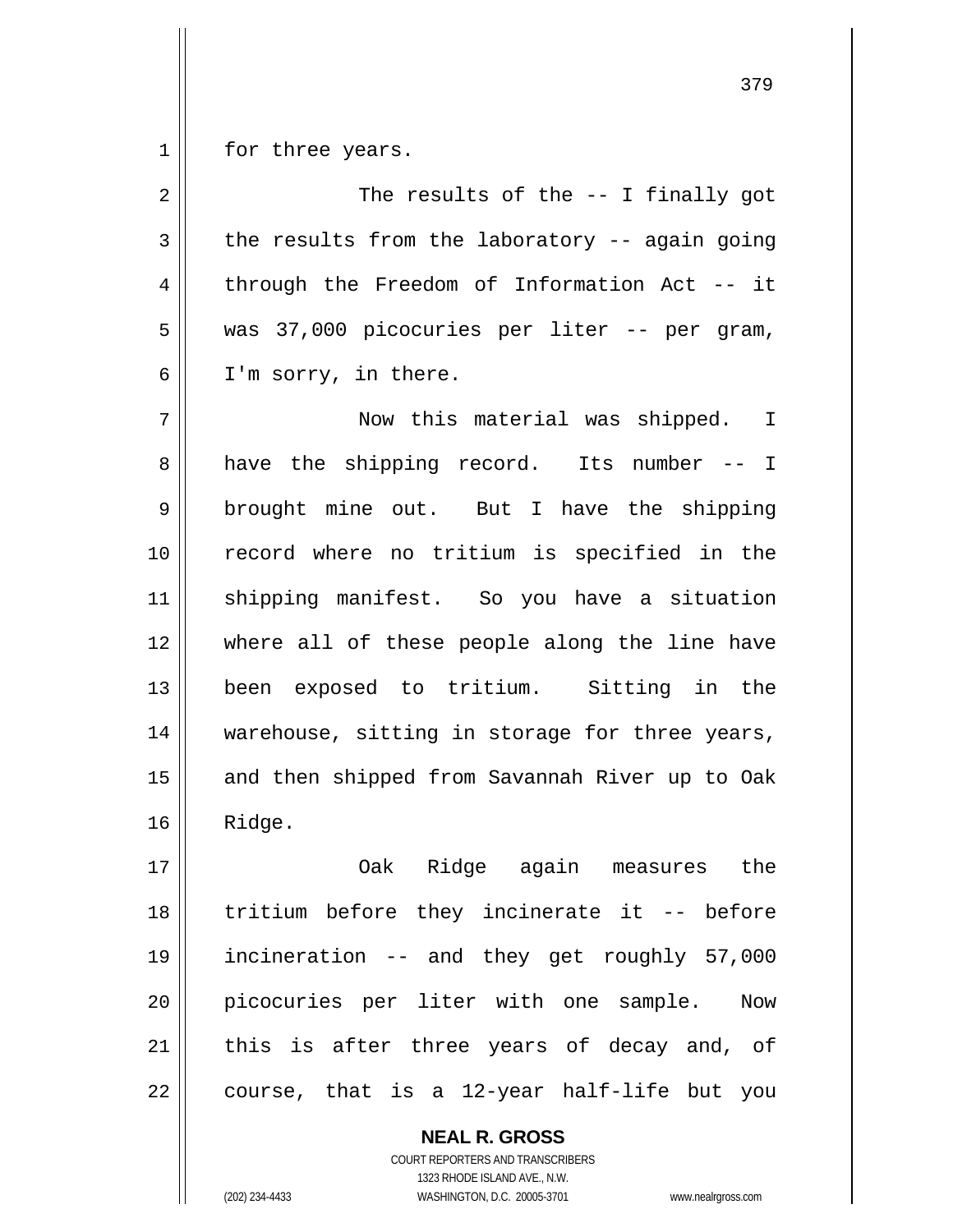for three years.

The results of the -- I finally got the results from the laboratory -- again going through the Freedom of Information Act -- it was 37,000 picocuries per liter -- per gram, I'm sorry, in there.

Now this material was shipped. I have the shipping record. Its number -- I brought mine out. But I have the shipping record where no tritium is specified in the shipping manifest. So you have a situation where all of these people along the line have been exposed to tritium. Sitting in the warehouse, sitting in storage for three years, and then shipped from Savannah River up to Oak Ridge.

Oak Ridge again measures the tritium before they incinerate it -- before incineration -- and they get roughly 57,000 picocuries per liter with one sample. Now this is after three years of decay and, of course, that is a 12-year half-life but you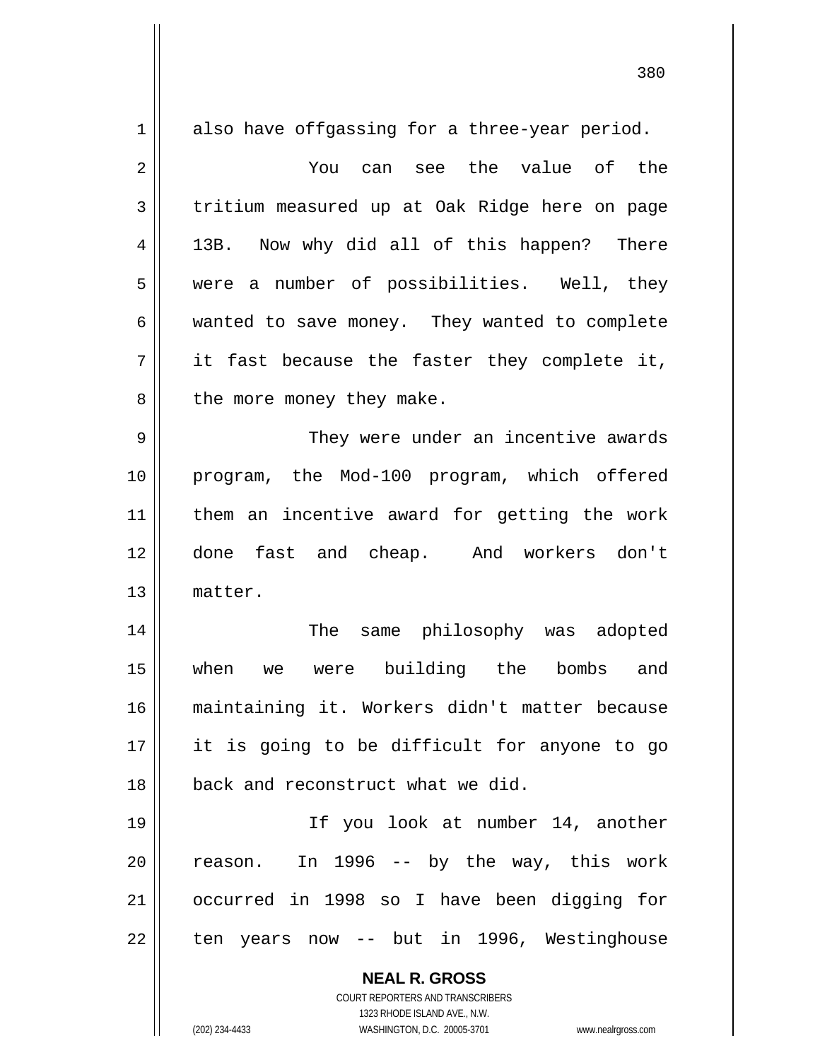also have offgassing for a three-year period.

You can see the value of the tritium measured up at Oak Ridge here on page 13B. Now why did all of this happen? There were a number of possibilities. Well, they wanted to save money. They wanted to complete it fast because the faster they complete it, the more money they make.

They were under an incentive awards program, the Mod-100 program, which offered them an incentive award for getting the work done fast and cheap. And workers don't matter.

The same philosophy was adopted when we were building the bombs and maintaining it. Workers didn't matter because it is going to be difficult for anyone to go back and reconstruct what we did.

If you look at number 14, another reason. In 1996 -- by the way, this work occurred in 1998 so I have been digging for ten years now -- but in 1996, Westinghouse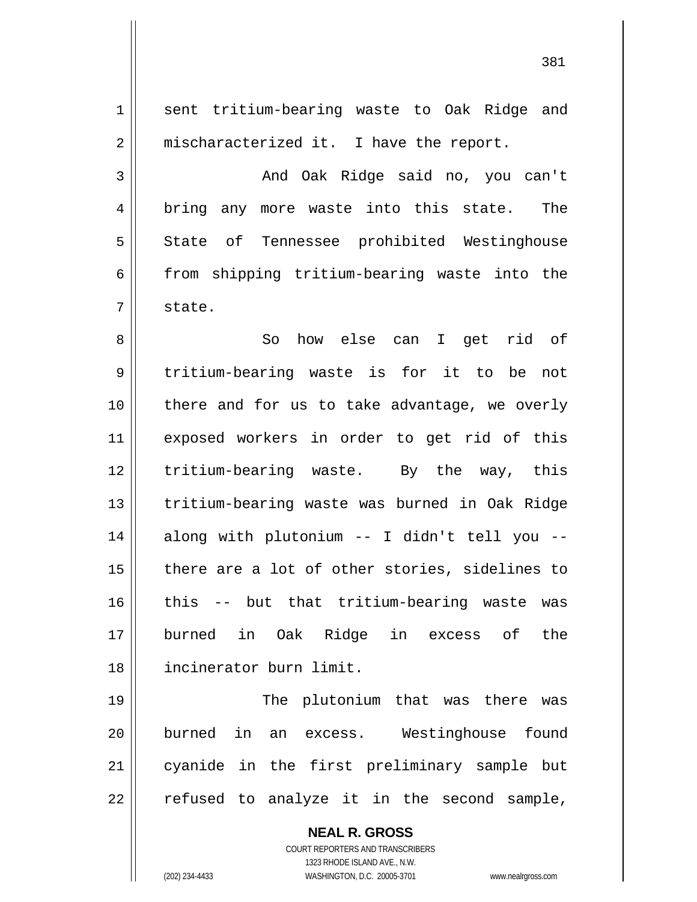sent tritium-bearing waste to Oak Ridge and mischaracterized it. I have the report.

And Oak Ridge said no, you can't bring any more waste into this state. The State of Tennessee prohibited Westinghouse from shipping tritium-bearing waste into the state.

So how else can I get rid of tritium-bearing waste is for it to be not there and for us to take advantage, we overly exposed workers in order to get rid of this tritium-bearing waste. By the way, this tritium-bearing waste was burned in Oak Ridge along with plutonium -- I didn't tell you -- there are a lot of other stories, sidelines to this -- but that tritium-bearing waste was burned in Oak Ridge in excess of the incinerator burn limit.

The plutonium that was there was burned in an excess. Westinghouse found cyanide in the first preliminary sample but refused to analyze it in the second sample,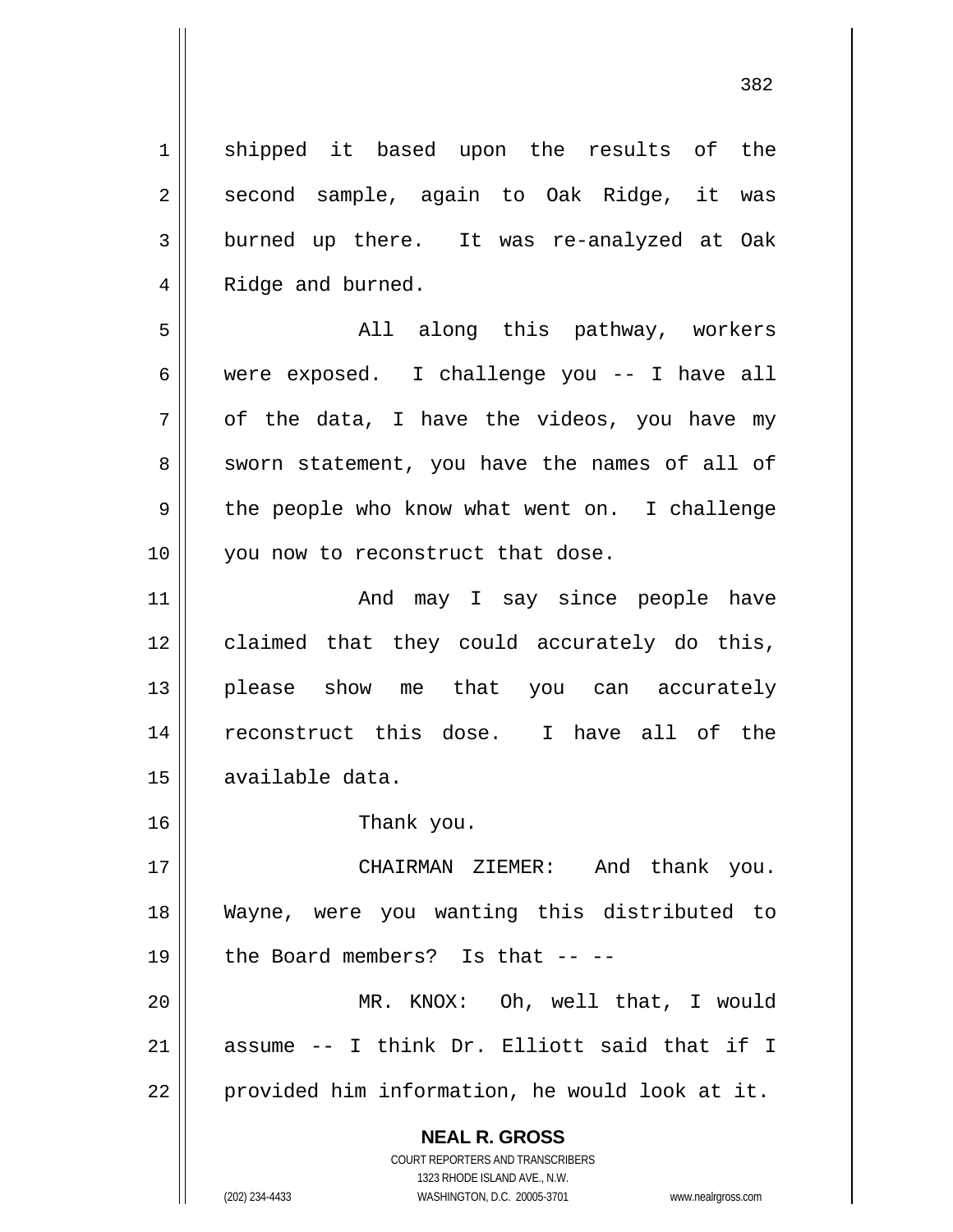shipped it based upon the results of the second sample, again to Oak Ridge, it was burned up there. It was re-analyzed at Oak Ridge and burned.

All along this pathway, workers were exposed. I challenge you -- I have all of the data, I have the videos, you have my sworn statement, you have the names of all of the people who know what went on. I challenge you now to reconstruct that dose.

And may I say since people have claimed that they could accurately do this, please show me that you can accurately reconstruct this dose. I have all of the available data.

Thank you.

CHAIRMAN ZIEMER: And thank you. Wayne, were you wanting this distributed to the Board members? Is that -- --

MR. KNOX: Oh, well that, I would assume -- I think Dr. Elliott said that if I provided him information, he would look at it.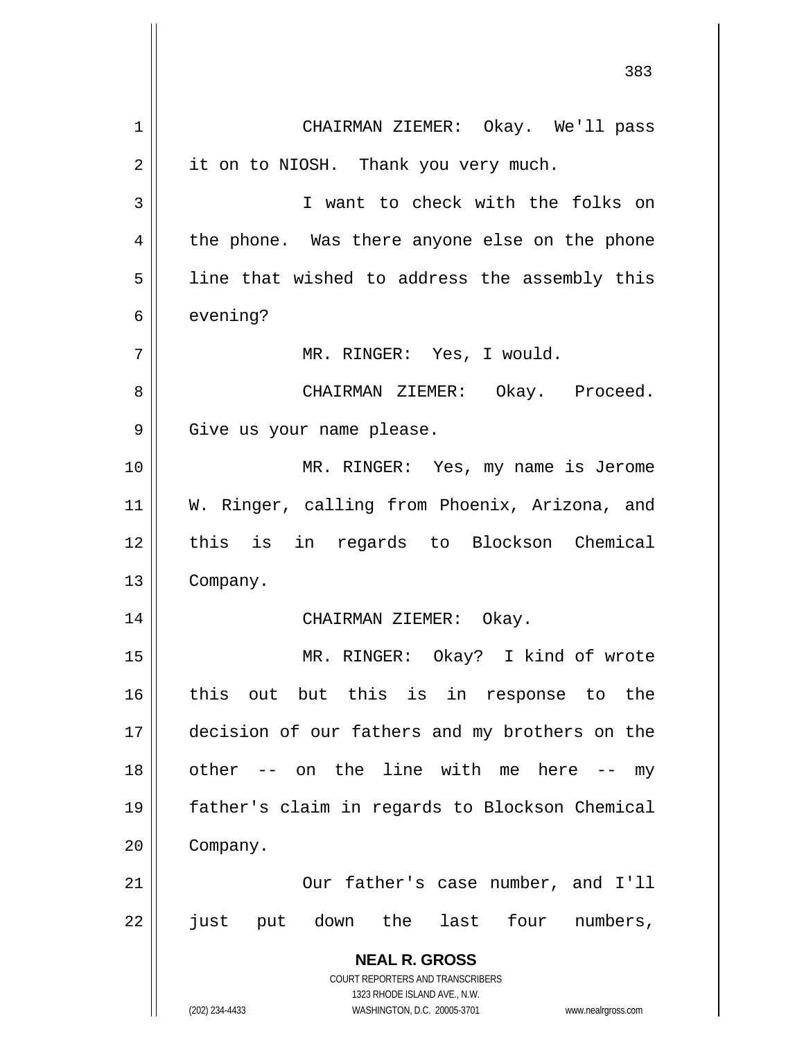CHAIRMAN ZIEMER: Okay. We'll pass it on to NIOSH. Thank you very much.

I want to check with the folks on the phone. Was there anyone else on the phone line that wished to address the assembly this evening?

MR. RINGER: Yes, I would.

CHAIRMAN ZIEMER: Okay. Proceed. Give us your name please.

MR. RINGER: Yes, my name is Jerome W. Ringer, calling from Phoenix, Arizona, and this is in regards to Blockson Chemical Company.

CHAIRMAN ZIEMER: Okay.

MR. RINGER: Okay? I kind of wrote this out but this is in response to the decision of our fathers and my brothers on the other -- on the line with me here -- my father's claim in regards to Blockson Chemical Company.

Our father's case number, and I'll just put down the last four numbers,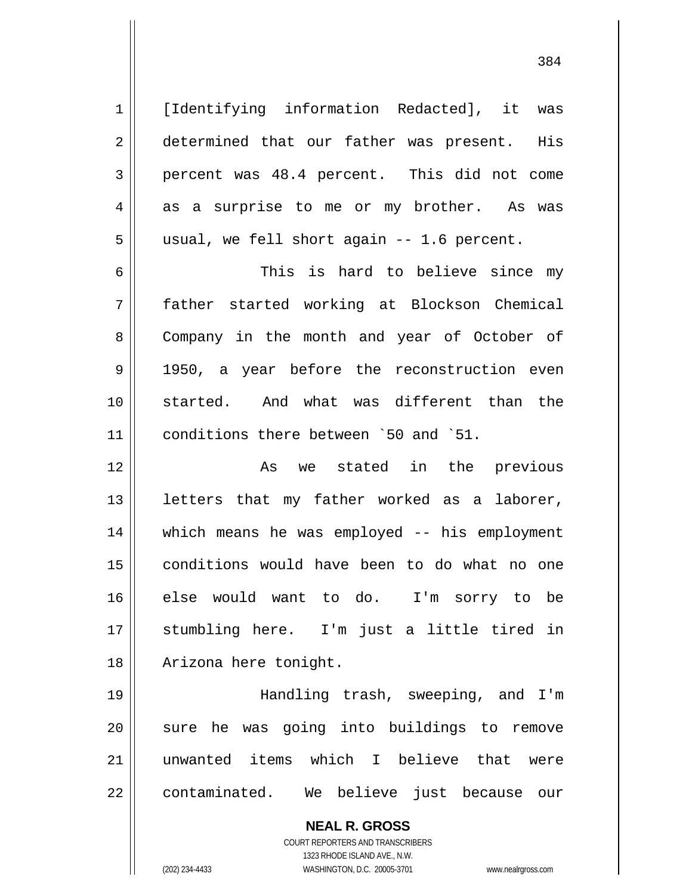[Identifying information Redacted], it was determined that our father was present. His percent was 48.4 percent. This did not come as a surprise to me or my brother. As was usual, we fell short again -- 1.6 percent.

This is hard to believe since my father started working at Blockson Chemical Company in the month and year of October of 1950, a year before the reconstruction even started. And what was different than the conditions there between `50 and `51.

As we stated in the previous letters that my father worked as a laborer, which means he was employed -- his employment conditions would have been to do what no one else would want to do. I'm sorry to be stumbling here. I'm just a little tired in Arizona here tonight.

Handling trash, sweeping, and I'm sure he was going into buildings to remove unwanted items which I believe that were contaminated. We believe just because our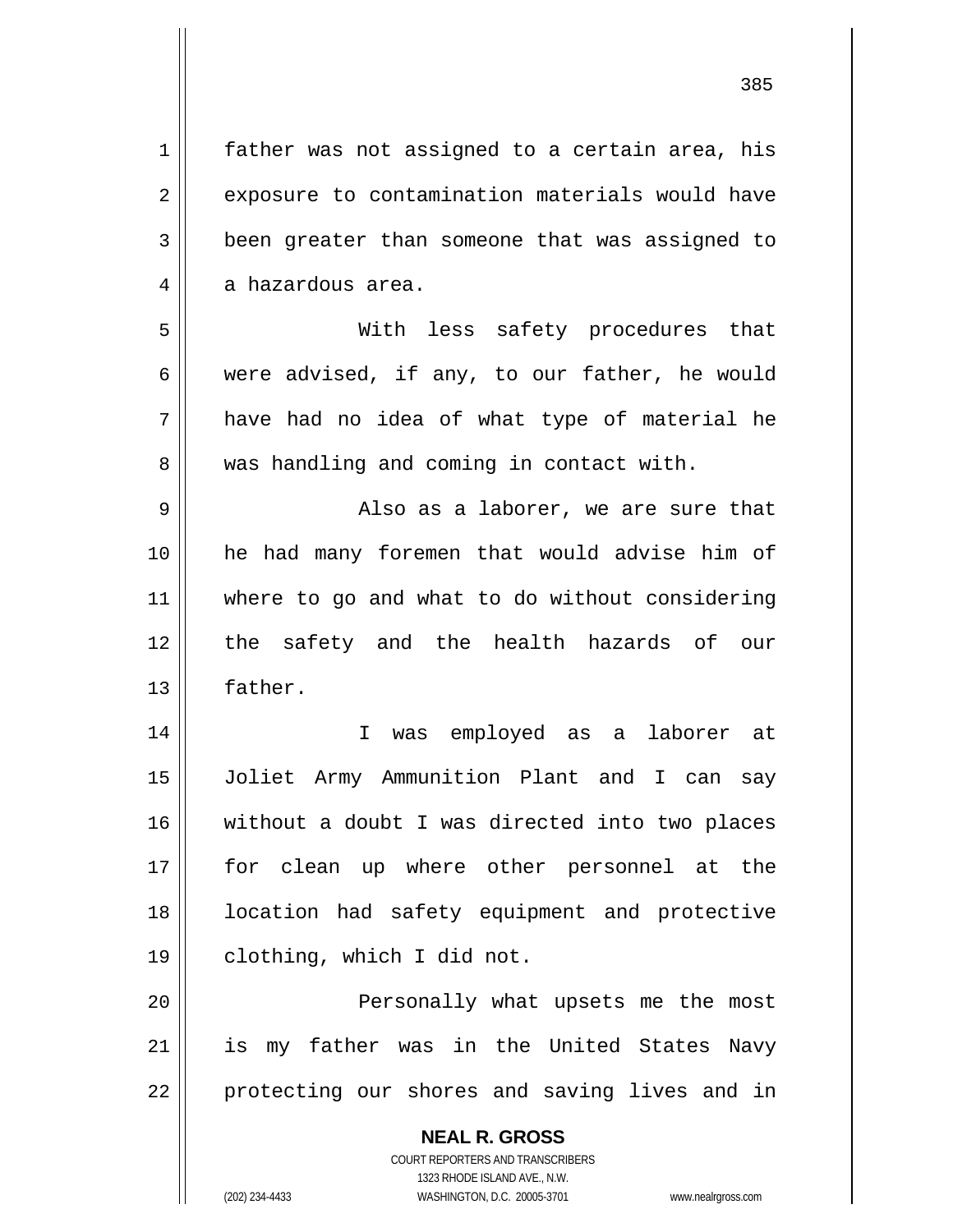father was not assigned to a certain area, his exposure to contamination materials would have been greater than someone that was assigned to a hazardous area.

With less safety procedures that were advised, if any, to our father, he would have had no idea of what type of material he was handling and coming in contact with.

Also as a laborer, we are sure that he had many foremen that would advise him of where to go and what to do without considering the safety and the health hazards of our father.

I was employed as a laborer at Joliet Army Ammunition Plant and I can say without a doubt I was directed into two places for clean up where other personnel at the location had safety equipment and protective clothing, which I did not.

Personally what upsets me the most is my father was in the United States Navy protecting our shores and saving lives and in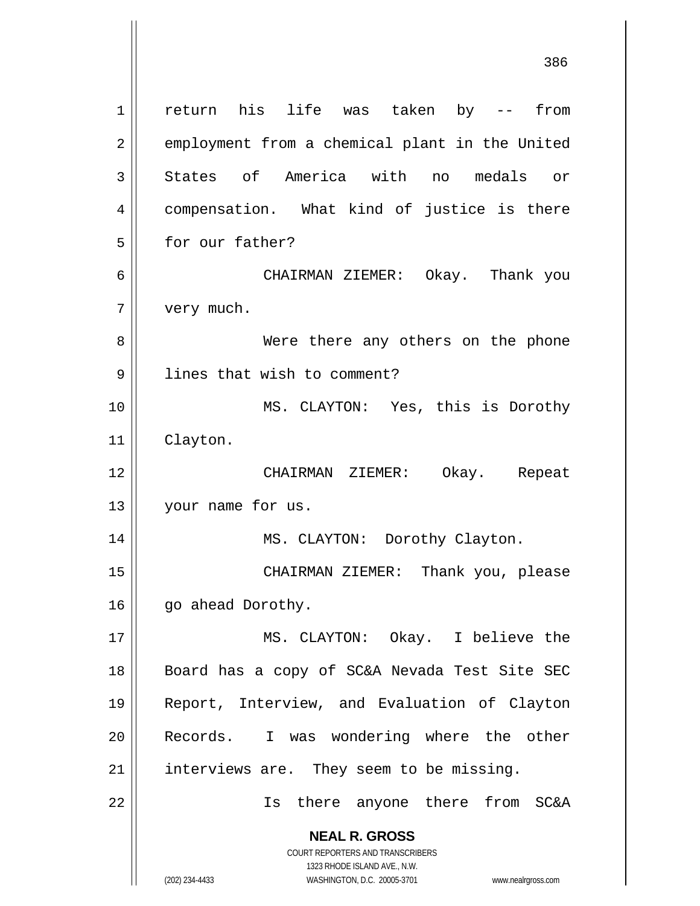return his life was taken by -- from employment from a chemical plant in the United States of America with no medals or compensation. What kind of justice is there for our father?

CHAIRMAN ZIEMER: Okay. Thank you very much.

Were there any others on the phone lines that wish to comment?

MS. CLAYTON: Yes, this is Dorothy Clayton.

CHAIRMAN ZIEMER: Okay. Repeat your name for us.

MS. CLAYTON: Dorothy Clayton.

CHAIRMAN ZIEMER: Thank you, please go ahead Dorothy.

MS. CLAYTON: Okay. I believe the Board has a copy of SC&A Nevada Test Site SEC Report, Interview, and Evaluation of Clayton Records. I was wondering where the other interviews are. They seem to be missing.

Is there anyone there from SC&A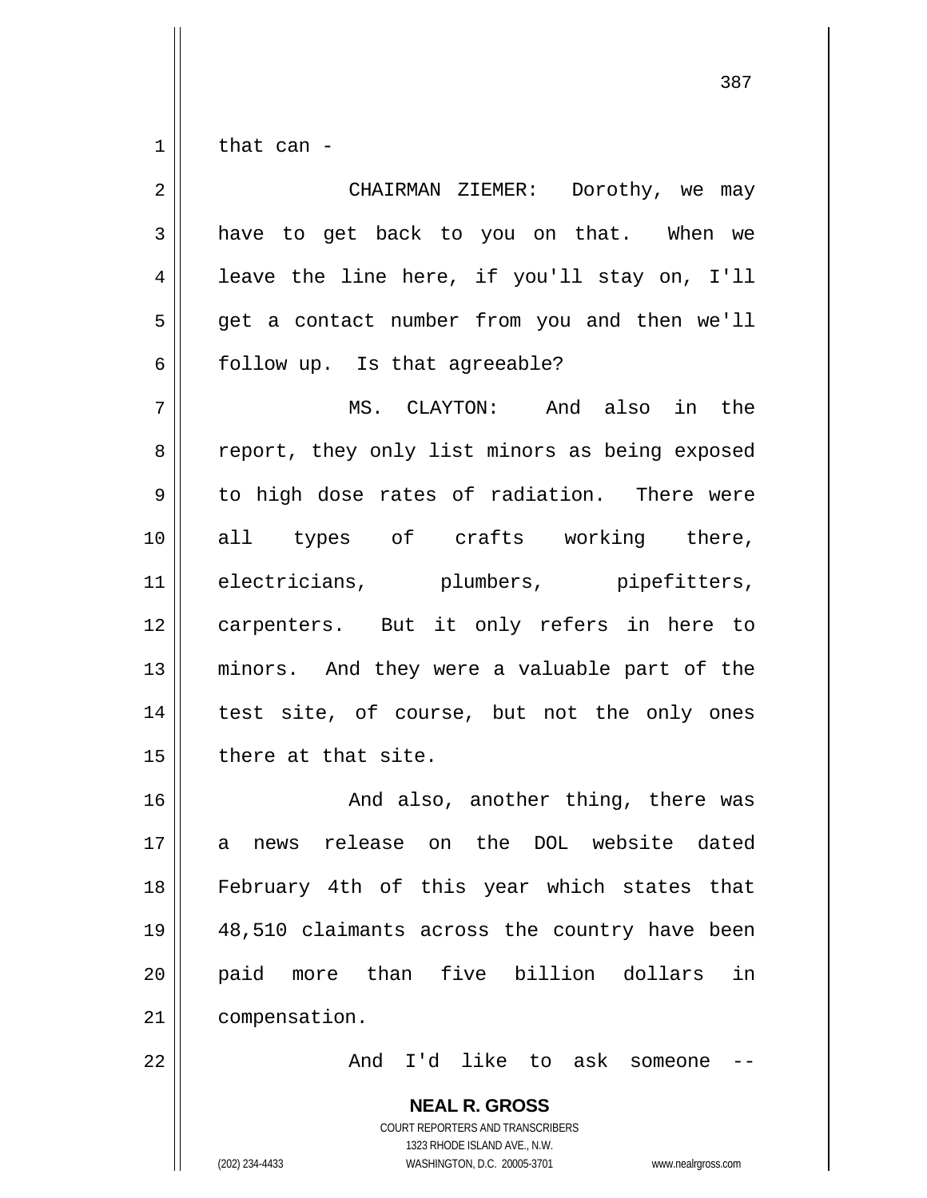that can -

CHAIRMAN ZIEMER: Dorothy, we may have to get back to you on that. When we leave the line here, if you'll stay on, I'll get a contact number from you and then we'll follow up. Is that agreeable?

MS. CLAYTON: And also in the report, they only list minors as being exposed to high dose rates of radiation. There were all types of crafts working there, electricians, plumbers, pipefitters, carpenters. But it only refers in here to minors. And they were a valuable part of the test site, of course, but not the only ones there at that site.

And also, another thing, there was a news release on the DOL website dated February 4th of this year which states that 48,510 claimants across the country have been paid more than five billion dollars in compensation.

And I'd like to ask someone --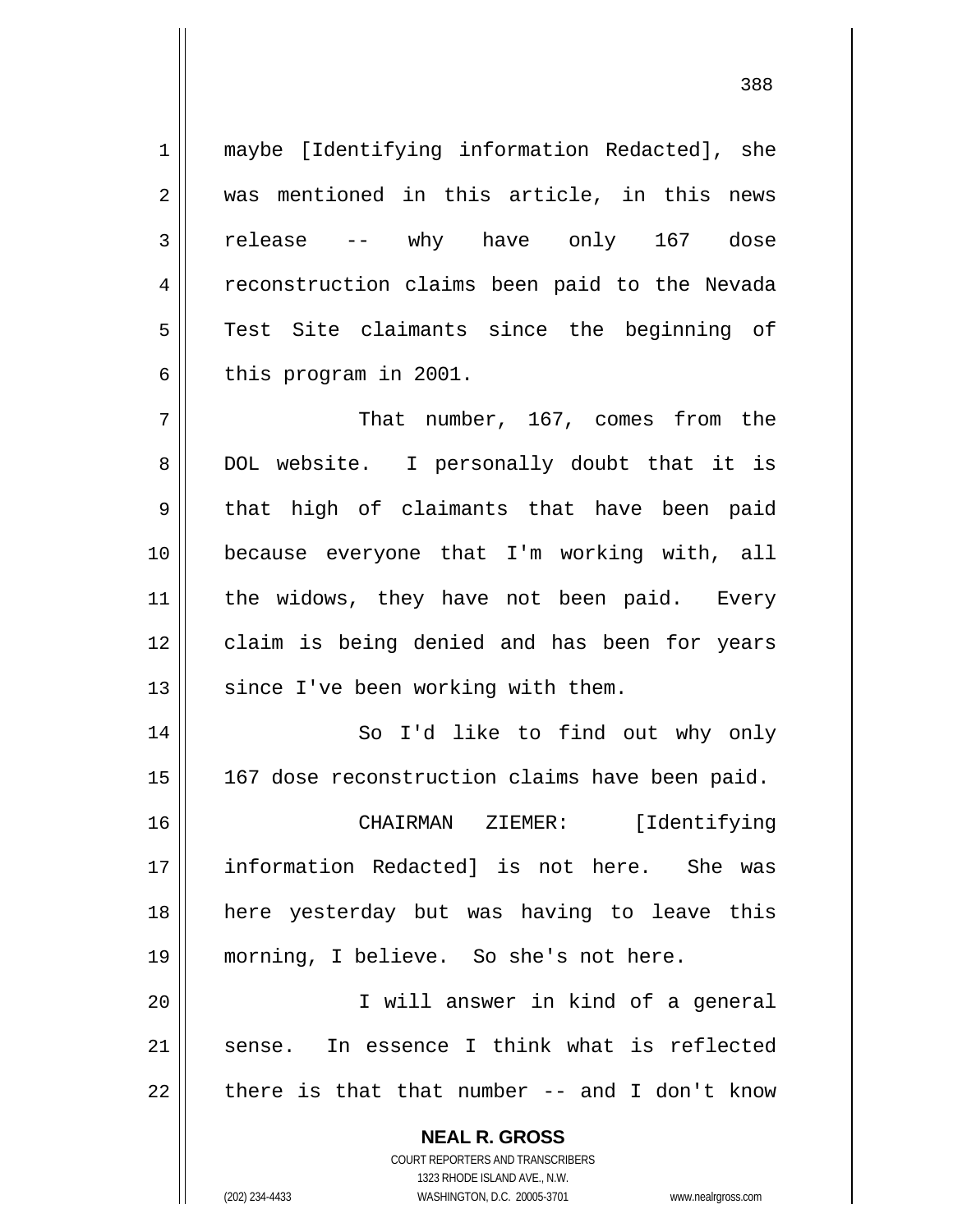maybe [Identifying information Redacted], she was mentioned in this article, in this news release -- why have only 167 dose reconstruction claims been paid to the Nevada Test Site claimants since the beginning of this program in 2001.

That number, 167, comes from the DOL website. I personally doubt that it is that high of claimants that have been paid because everyone that I'm working with, all the widows, they have not been paid. Every claim is being denied and has been for years since I've been working with them.

So I'd like to find out why only 167 dose reconstruction claims have been paid.

CHAIRMAN ZIEMER: [Identifying information Redacted] is not here. She was here yesterday but was having to leave this morning, I believe. So she's not here.

I will answer in kind of a general sense. In essence I think what is reflected there is that that number -- and I don't know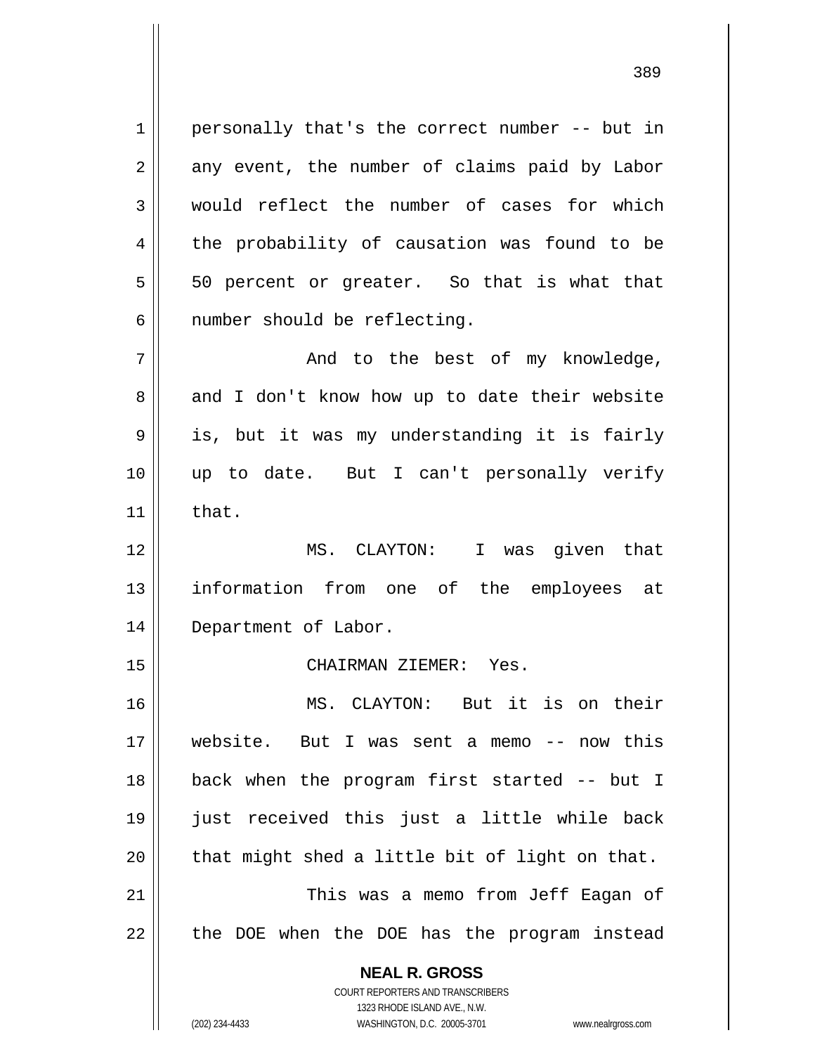personally that's the correct number -- but in any event, the number of claims paid by Labor would reflect the number of cases for which the probability of causation was found to be 50 percent or greater. So that is what that number should be reflecting.

And to the best of my knowledge, and I don't know how up to date their website is, but it was my understanding it is fairly up to date. But I can't personally verify that.

MS. CLAYTON: I was given that information from one of the employees at Department of Labor.

CHAIRMAN ZIEMER: Yes.

MS. CLAYTON: But it is on their website. But I was sent a memo -- now this back when the program first started -- but I just received this just a little while back that might shed a little bit of light on that.

This was a memo from Jeff Eagan of the DOE when the DOE has the program instead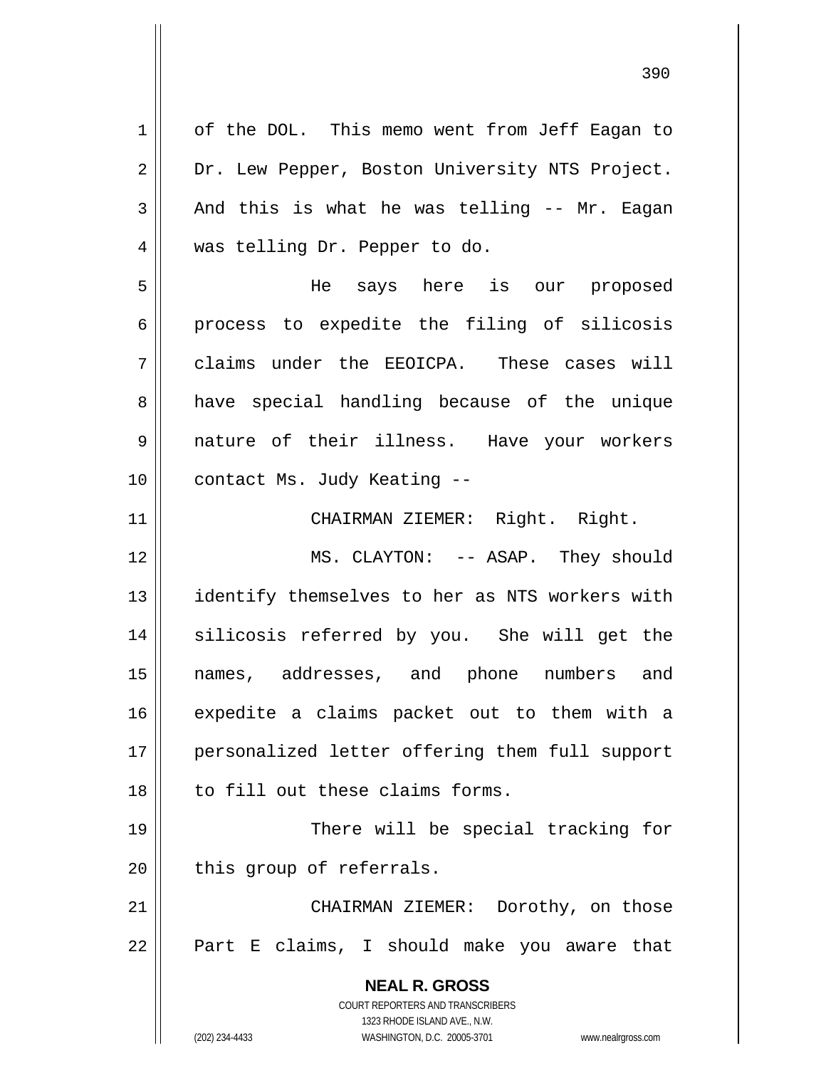of the DOL. This memo went from Jeff Eagan to Dr. Lew Pepper, Boston University NTS Project. And this is what he was telling -- Mr. Eagan was telling Dr. Pepper to do.

He says here is our proposed process to expedite the filing of silicosis claims under the EEOICPA. These cases will have special handling because of the unique nature of their illness. Have your workers contact Ms. Judy Keating --

CHAIRMAN ZIEMER: Right. Right.

MS. CLAYTON: -- ASAP. They should identify themselves to her as NTS workers with silicosis referred by you. She will get the names, addresses, and phone numbers and expedite a claims packet out to them with a personalized letter offering them full support to fill out these claims forms.

There will be special tracking for this group of referrals.

CHAIRMAN ZIEMER: Dorothy, on those Part E claims, I should make you aware that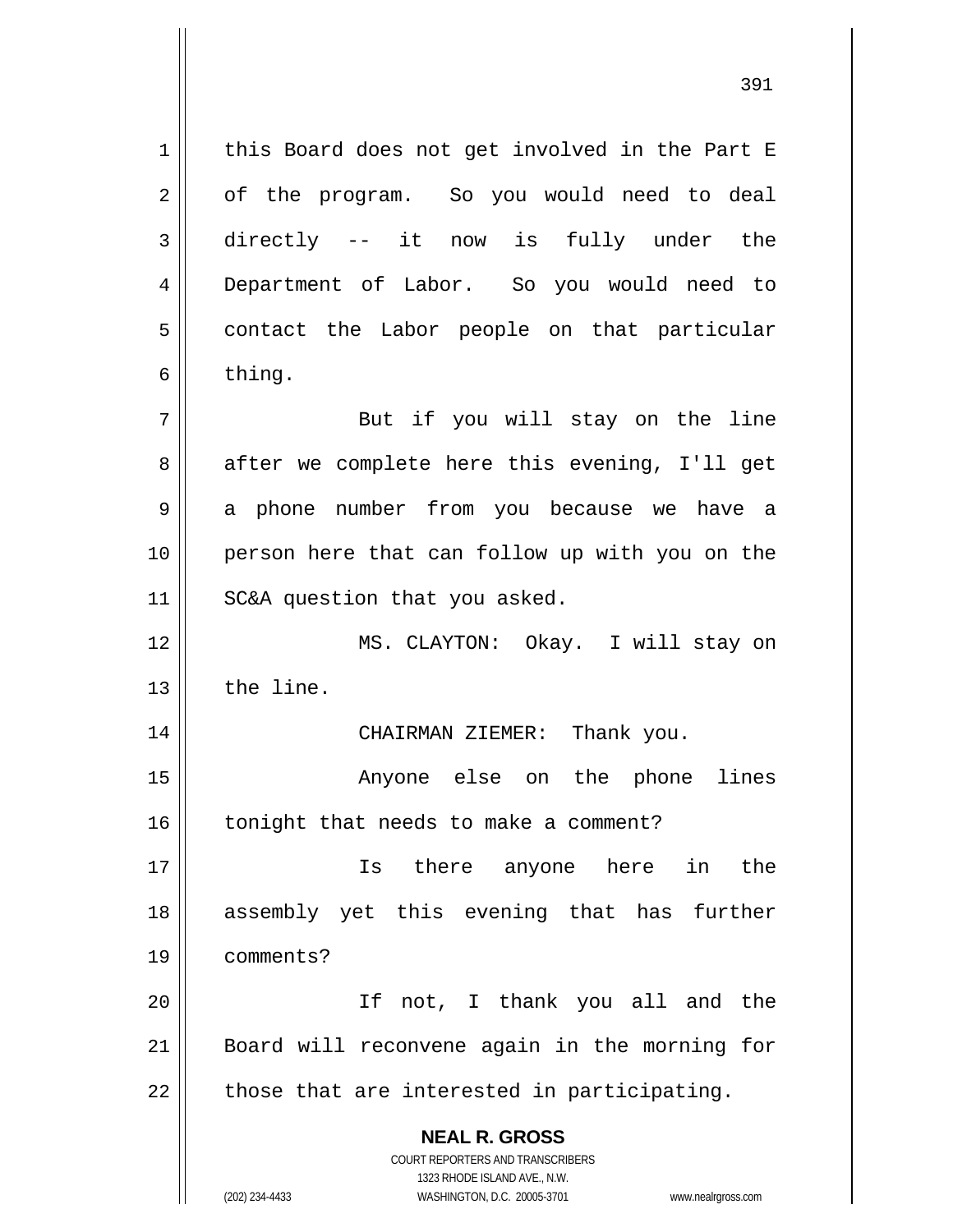this Board does not get involved in the Part E of the program. So you would need to deal directly -- it now is fully under the Department of Labor. So you would need to contact the Labor people on that particular thing.

But if you will stay on the line after we complete here this evening, I'll get a phone number from you because we have a person here that can follow up with you on the SC&A question that you asked.

MS. CLAYTON: Okay. I will stay on the line.

CHAIRMAN ZIEMER: Thank you.

Anyone else on the phone lines tonight that needs to make a comment?

Is there anyone here in the assembly yet this evening that has further comments?

If not, I thank you all and the Board will reconvene again in the morning for those that are interested in participating.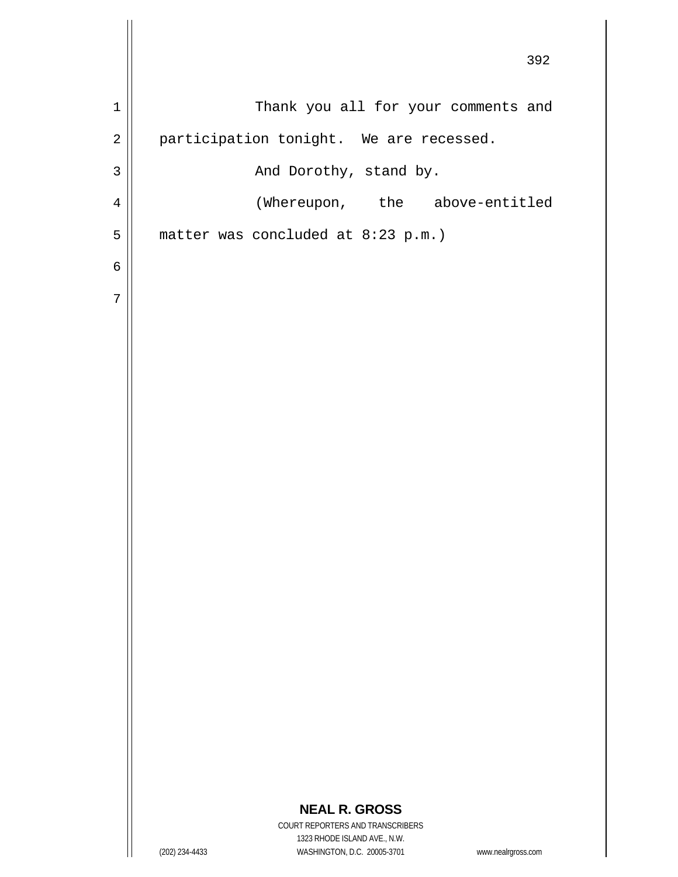Thank you all for your comments and participation tonight. We are recessed.

And Dorothy, stand by.

(Whereupon, the above-entitled matter was concluded at 8:23 p.m.)